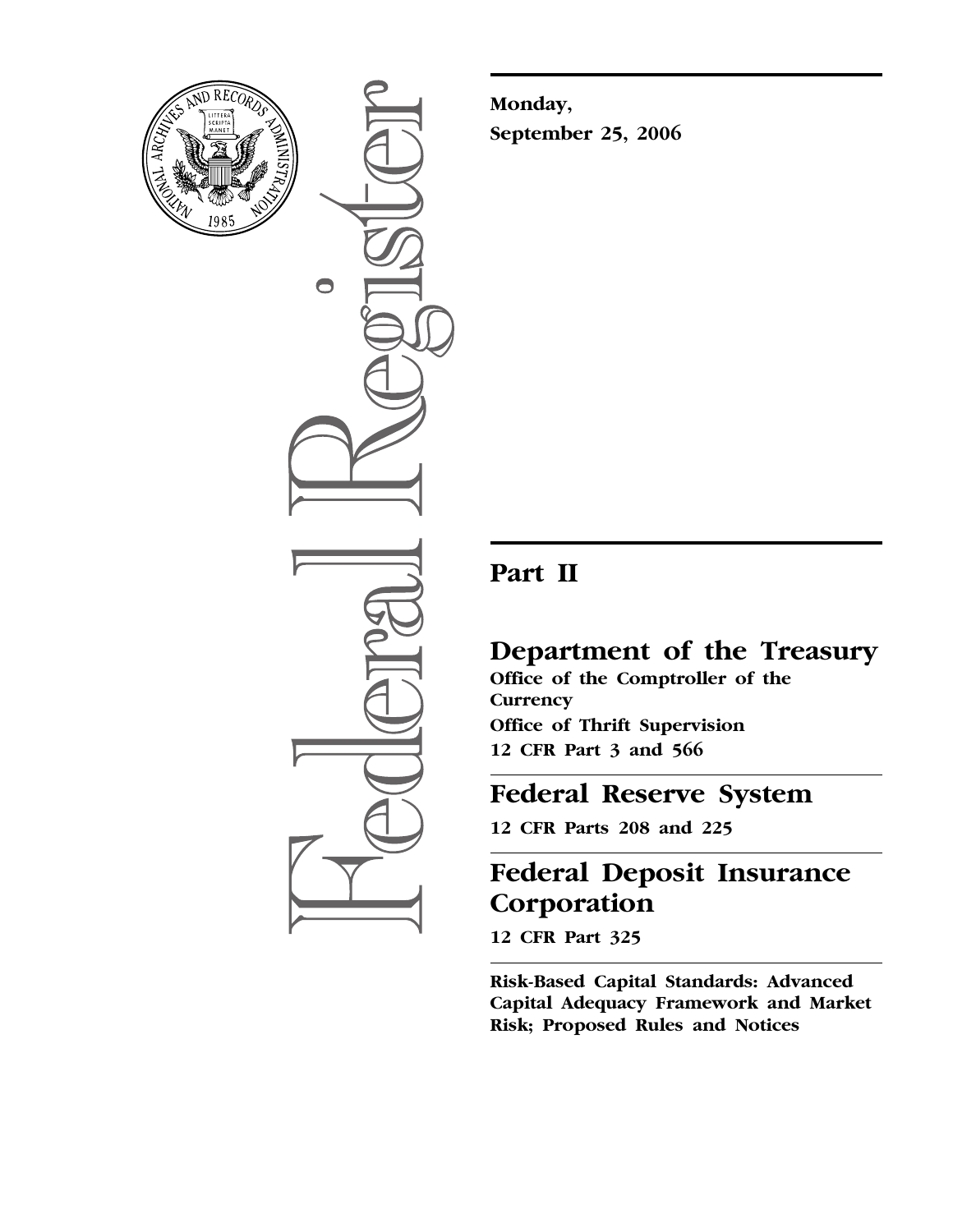Monday,

September 25, 2006

# Part II

## Department of the Treasury

**Office of the Comptroller of the Currency**

**Office of Thrift Supervision**

**12 CFR Part 3 and 566**

## Federal Reserve System

**12 CFR Parts 208 and 225**

## Federal Deposit Insurance Corporation

**12 CFR Part 325**

**Risk-Based Capital Standards: Advanced Capital Adequacy Framework and Market Risk; Proposed Rules and Notices**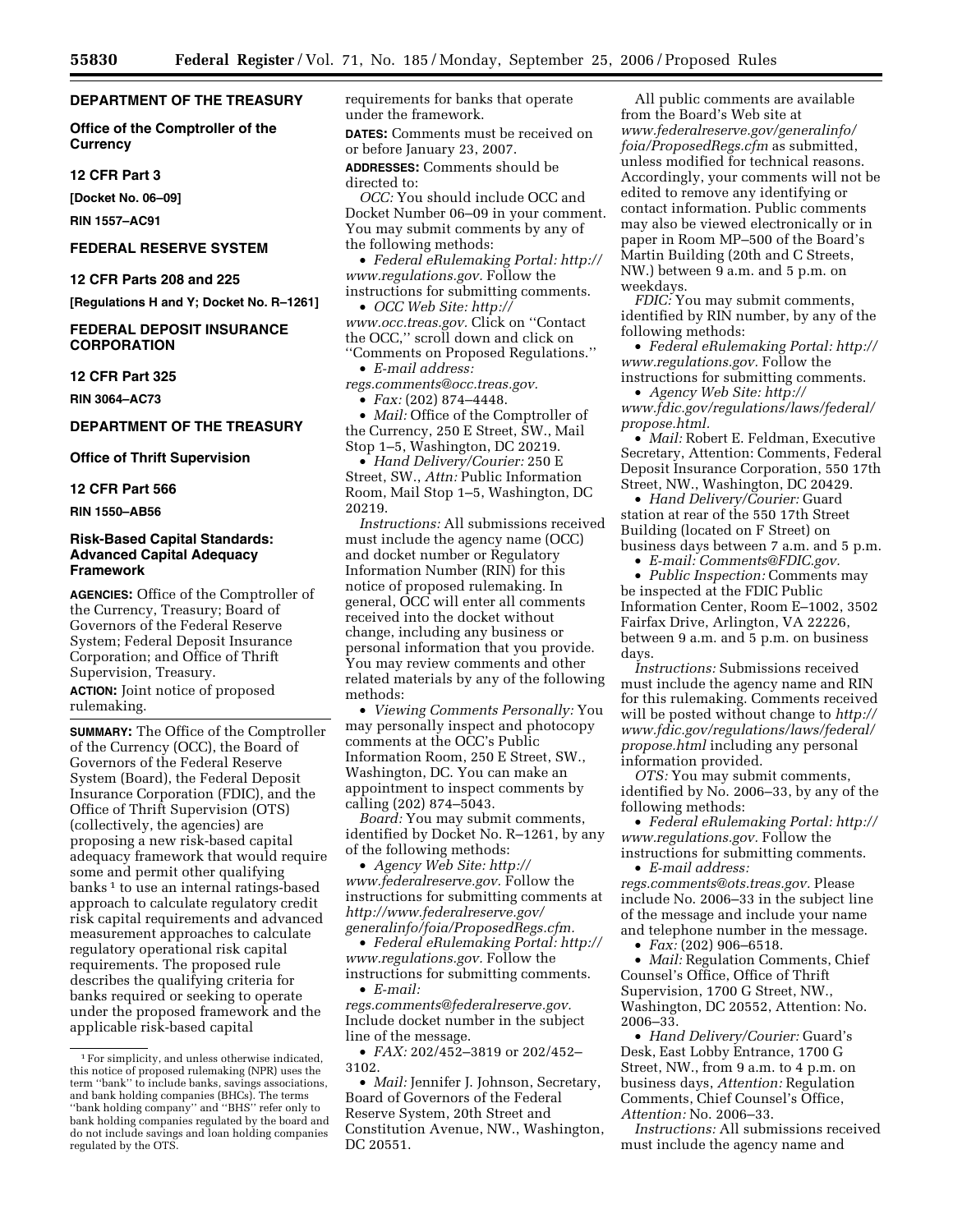**DEPARTMENT OF THE TREASURY**

**Office of the Comptroller of the Currency**

**12 CFR Part 3**

**[Docket No. 06–09]**

**RIN 1557–AC91**

**FEDERAL RESERVE SYSTEM**

**12 CFR Parts 208 and 225**

**[Regulations H and Y; Docket No. R–1261]**

**FEDERAL DEPOSIT INSURANCE CORPORATION**

**12 CFR Part 325**

**RIN 3064–AC73**

**DEPARTMENT OF THE TREASURY**

**Office of Thrift Supervision**

**12 CFR Part 566**

**RIN 1550–AB56**

## Risk-Based Capital Standards: Advanced Capital Adequacy Framework

**AGENCIES:** Office of the Comptroller of the Currency, Treasury; Board of Governors of the Federal Reserve System; Federal Deposit Insurance Corporation; and Office of Thrift Supervision, Treasury.

**ACTION:** Joint notice of proposed rulemaking.

**SUMMARY:** The Office of the Comptroller of the Currency (OCC), the Board of Governors of the Federal Reserve System (Board), the Federal Deposit Insurance Corporation (FDIC), and the Office of Thrift Supervision (OTS) (collectively, the agencies) are proposing a new risk-based capital adequacy framework that would require some and permit other qualifying banks [1] to use an internal ratings-based approach to calculate regulatory credit risk capital requirements and advanced measurement approaches to calculate regulatory operational risk capital requirements. The proposed rule describes the qualifying criteria for banks required or seeking to operate under the proposed framework and the applicable risk-based capital requirements for banks that operate under the framework.

**DATES:** Comments must be received on or before January 23, 2007.

**ADDRESSES:** Comments should be directed to:

*OCC:* You should include OCC and Docket Number 06–09 in your comment. You may submit comments by any of the following methods:

- *Federal eRulemaking Portal: http://www.regulations.gov.* Follow the instructions for submitting comments.
- *OCC Web Site: http://www.occ.treas.gov.* Click on ''Contact the OCC,'' scroll down and click on ''Comments on Proposed Regulations.''
- *E-mail address: regs.comments@occ.treas.gov.*
- *Fax:* (202) 874–4448.
- *Mail:* Office of the Comptroller of the Currency, 250 E Street, SW., Mail Stop 1–5, Washington, DC 20219.
- *Hand Delivery/Courier:* 250 E Street, SW., *Attn:* Public Information Room, Mail Stop 1–5, Washington, DC 20219.

*Instructions:* All submissions received must include the agency name (OCC) and docket number or Regulatory Information Number (RIN) for this notice of proposed rulemaking. In general, OCC will enter all comments received into the docket without change, including any business or personal information that you provide. You may review comments and other related materials by any of the following methods:

- *Viewing Comments Personally:* You may personally inspect and photocopy comments at the OCC's Public Information Room, 250 E Street, SW., Washington, DC. You can make an appointment to inspect comments by calling (202) 874–5043.

*Board:* You may submit comments, identified by Docket No. R–1261, by any of the following methods:

- *Agency Web Site: http://www.federalreserve.gov.* Follow the instructions for submitting comments at *http://www.federalreserve.gov/generalinfo/foia/ProposedRegs.cfm.*
- *Federal eRulemaking Portal: http://www.regulations.gov.* Follow the instructions for submitting comments.
- *E-mail: regs.comments@federalreserve.gov.* Include docket number in the subject line of the message.
- *FAX:* 202/452–3819 or 202/452–3102.
- *Mail:* Jennifer J. Johnson, Secretary, Board of Governors of the Federal Reserve System, 20th Street and Constitution Avenue, NW., Washington, DC 20551.

All public comments are available from the Board's Web site at *www.federalreserve.gov/generalinfo/foia/ProposedRegs.cfm* as submitted, unless modified for technical reasons. Accordingly, your comments will not be edited to remove any identifying or contact information. Public comments may also be viewed electronically or in paper in Room MP–500 of the Board's Martin Building (20th and C Streets, NW.) between 9 a.m. and 5 p.m. on weekdays.

*FDIC:* You may submit comments, identified by RIN number, by any of the following methods:

- *Federal eRulemaking Portal: http://www.regulations.gov.* Follow the instructions for submitting comments.
- *Agency Web Site: http://www.fdic.gov/regulations/laws/federal/propose.html.*
- *Mail:* Robert E. Feldman, Executive Secretary, Attention: Comments, Federal Deposit Insurance Corporation, 550 17th Street, NW., Washington, DC 20429.
- *Hand Delivery/Courier:* Guard station at rear of the 550 17th Street Building (located on F Street) on business days between 7 a.m. and 5 p.m.
- *E-mail: Comments@FDIC.gov.*
- *Public Inspection:* Comments may be inspected at the FDIC Public Information Center, Room E–1002, 3502 Fairfax Drive, Arlington, VA 22226, between 9 a.m. and 5 p.m. on business days.

*Instructions:* Submissions received must include the agency name and RIN for this rulemaking. Comments received will be posted without change to *http://www.fdic.gov/regulations/laws/federal/propose.html* including any personal information provided.

*OTS:* You may submit comments, identified by No. 2006–33, by any of the following methods:

- *Federal eRulemaking Portal: http://www.regulations.gov.* Follow the instructions for submitting comments.
- *E-mail address: regs.comments@ots.treas.gov.* Please include No. 2006–33 in the subject line of the message and include your name and telephone number in the message.
- *Fax:* (202) 906–6518.
- *Mail:* Regulation Comments, Chief Counsel's Office, Office of Thrift Supervision, 1700 G Street, NW., Washington, DC 20552, Attention: No. 2006–33.
- *Hand Delivery/Courier:* Guard's Desk, East Lobby Entrance, 1700 G Street, NW., from 9 a.m. to 4 p.m. on business days, *Attention:* Regulation Comments, Chief Counsel's Office, *Attention:* No. 2006–33.

*Instructions:* All submissions received must include the agency name and

---

[1] For simplicity, and unless otherwise indicated, this notice of proposed rulemaking (NPR) uses the term ''bank'' to include banks, savings associations, and bank holding companies (BHCs). The terms ''bank holding company'' and ''BHS'' refer only to bank holding companies regulated by the board and do not include savings and loan holding companies regulated by the OTS.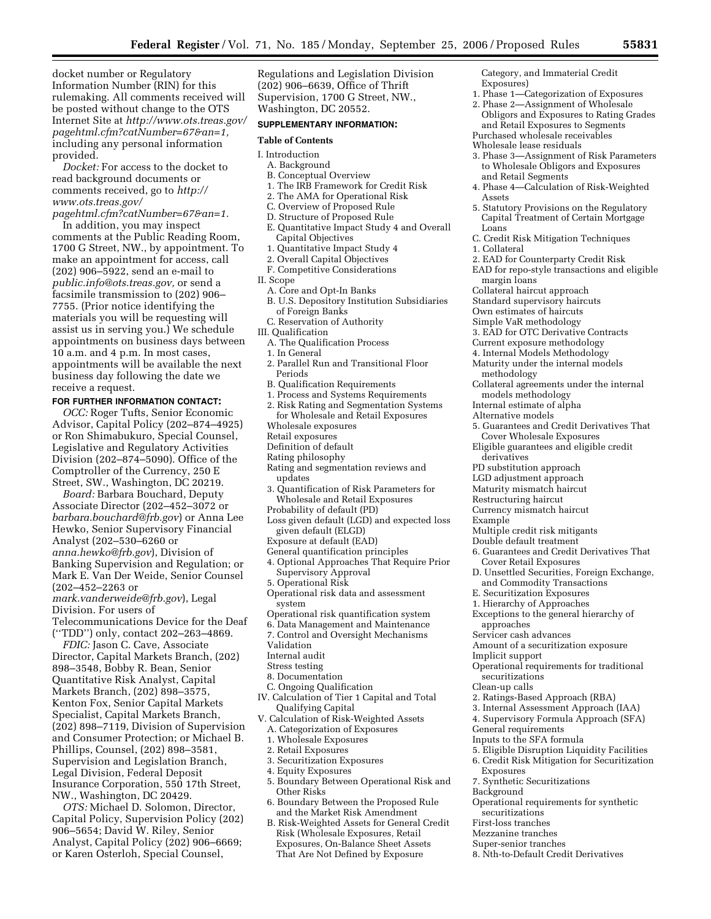docket number or Regulatory Information Number (RIN) for this rulemaking. All comments received will be posted without change to the OTS Internet Site at *http://www.ots.treas.gov/pagehtml.cfm?catNumber=67&an=1,* including any personal information provided.

*Docket:* For access to the docket to read background documents or comments received, go to *http://www.ots.treas.gov/pagehtml.cfm?catNumber=67&an=1.*

In addition, you may inspect comments at the Public Reading Room, 1700 G Street, NW., by appointment. To make an appointment for access, call (202) 906–5922, send an e-mail to *public.info@ots.treas.gov,* or send a facsimile transmission to (202) 906–7755. (Prior notice identifying the materials you will be requesting will assist us in serving you.) We schedule appointments on business days between 10 a.m. and 4 p.m. In most cases, appointments will be available the next business day following the date we receive a request.

**FOR FURTHER INFORMATION CONTACT:**

*OCC:* Roger Tufts, Senior Economic Advisor, Capital Policy (202–874–4925) or Ron Shimabukuro, Special Counsel, Legislative and Regulatory Activities Division (202–874–5090). Office of the Comptroller of the Currency, 250 E Street, SW., Washington, DC 20219.

*Board:* Barbara Bouchard, Deputy Associate Director (202–452–3072 or *barbara.bouchard@frb.gov*) or Anna Lee Hewko, Senior Supervisory Financial Analyst (202–530–6260 or *anna.hewko@frb.gov*), Division of Banking Supervision and Regulation; or Mark E. Van Der Weide, Senior Counsel (202–452–2263 or *mark.vanderweide@frb.gov*), Legal Division. For users of Telecommunications Device for the Deaf (''TDD'') only, contact 202–263–4869.

*FDIC:* Jason C. Cave, Associate Director, Capital Markets Branch, (202) 898–3548, Bobby R. Bean, Senior Quantitative Risk Analyst, Capital Markets Branch, (202) 898–3575, Kenton Fox, Senior Capital Markets Specialist, Capital Markets Branch, (202) 898–7119, Division of Supervision and Consumer Protection; or Michael B. Phillips, Counsel, (202) 898–3581, Supervision and Legislation Branch, Legal Division, Federal Deposit Insurance Corporation, 550 17th Street, NW., Washington, DC 20429.

*OTS:* Michael D. Solomon, Director, Capital Policy, Supervision Policy (202) 906–5654; David W. Riley, Senior Analyst, Capital Policy (202) 906–6669; or Karen Osterloh, Special Counsel, Regulations and Legislation Division (202) 906–6639, Office of Thrift Supervision, 1700 G Street, NW., Washington, DC 20552.

**SUPPLEMENTARY INFORMATION:**

**Table of Contents**

I. Introduction
A. Background
B. Conceptual Overview
1. The IRB Framework for Credit Risk
2. The AMA for Operational Risk
C. Overview of Proposed Rule
D. Structure of Proposed Rule
E. Quantitative Impact Study 4 and Overall Capital Objectives
1. Quantitative Impact Study 4
2. Overall Capital Objectives
F. Competitive Considerations
II. Scope
A. Core and Opt-In Banks
B. U.S. Depository Institution Subsidiaries of Foreign Banks
C. Reservation of Authority
III. Qualification
A. The Qualification Process
1. In General
2. Parallel Run and Transitional Floor Periods
B. Qualification Requirements
1. Process and Systems Requirements
2. Risk Rating and Segmentation Systems for Wholesale and Retail Exposures
Wholesale exposures
Retail exposures
Definition of default
Rating philosophy
Rating and segmentation reviews and updates
3. Quantification of Risk Parameters for Wholesale and Retail Exposures
Probability of default (PD)
Loss given default (LGD) and expected loss given default (ELGD)
Exposure at default (EAD)
General quantification principles
4. Optional Approaches That Require Prior Supervisory Approval
5. Operational Risk
Operational risk data and assessment system
Operational risk quantification system
6. Data Management and Maintenance
7. Control and Oversight Mechanisms
Validation
Internal audit
Stress testing
8. Documentation
C. Ongoing Qualification
IV. Calculation of Tier 1 Capital and Total Qualifying Capital
V. Calculation of Risk-Weighted Assets
A. Categorization of Exposures
1. Wholesale Exposures
2. Retail Exposures
3. Securitization Exposures
4. Equity Exposures
5. Boundary Between Operational Risk and Other Risks
6. Boundary Between the Proposed Rule and the Market Risk Amendment
B. Risk-Weighted Assets for General Credit Risk (Wholesale Exposures, Retail Exposures, On-Balance Sheet Assets That Are Not Defined by Exposure Category, and Immaterial Credit Exposures)
1. Phase 1—Categorization of Exposures
2. Phase 2—Assignment of Wholesale Obligors and Exposures to Rating Grades and Retail Exposures to Segments
Purchased wholesale receivables
Wholesale lease residuals
3. Phase 3—Assignment of Risk Parameters to Wholesale Obligors and Exposures and Retail Segments
4. Phase 4—Calculation of Risk-Weighted Assets
5. Statutory Provisions on the Regulatory Capital Treatment of Certain Mortgage Loans
C. Credit Risk Mitigation Techniques
1. Collateral
2. EAD for Counterparty Credit Risk
EAD for repo-style transactions and eligible margin loans
Collateral haircut approach
Standard supervisory haircuts
Own estimates of haircuts
Simple VaR methodology
3. EAD for OTC Derivative Contracts
Current exposure methodology
4. Internal Models Methodology
Maturity under the internal models methodology
Collateral agreements under the internal models methodology
Internal estimate of alpha
Alternative models
5. Guarantees and Credit Derivatives That Cover Wholesale Exposures
Eligible guarantees and eligible credit derivatives
PD substitution approach
LGD adjustment approach
Maturity mismatch haircut
Restructuring haircut
Currency mismatch haircut
Example
Multiple credit risk mitigants
Double default treatment
6. Guarantees and Credit Derivatives That Cover Retail Exposures
D. Unsettled Securities, Foreign Exchange, and Commodity Transactions
E. Securitization Exposures
1. Hierarchy of Approaches
Exceptions to the general hierarchy of approaches
Servicer cash advances
Amount of a securitization exposure
Implicit support
Operational requirements for traditional securitizations
Clean-up calls
2. Ratings-Based Approach (RBA)
3. Internal Assessment Approach (IAA)
4. Supervisory Formula Approach (SFA)
General requirements
Inputs to the SFA formula
5. Eligible Disruption Liquidity Facilities
6. Credit Risk Mitigation for Securitization Exposures
7. Synthetic Securitizations
Background
Operational requirements for synthetic securitizations
First-loss tranches
Mezzanine tranches
Super-senior tranches
8. Nth-to-Default Credit Derivatives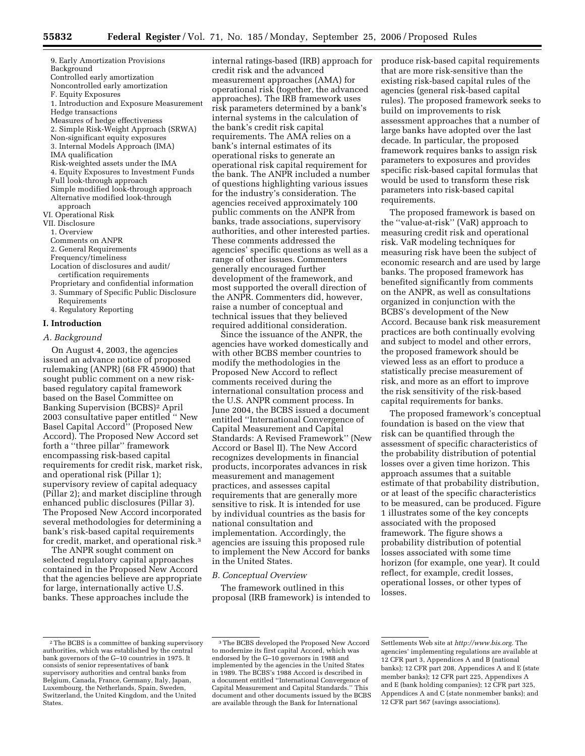9. Early Amortization Provisions
Background
Controlled early amortization
Noncontrolled early amortization
F. Equity Exposures
1. Introduction and Exposure Measurement
Hedge transactions
Measures of hedge effectiveness
2. Simple Risk-Weight Approach (SRWA)
Non-significant equity exposures
3. Internal Models Approach (IMA)
IMA qualification
Risk-weighted assets under the IMA
4. Equity Exposures to Investment Funds
Full look-through approach
Simple modified look-through approach
Alternative modified look-through approach
VI. Operational Risk
VII. Disclosure
1. Overview
Comments on ANPR
2. General Requirements
Frequency/timeliness
Location of disclosures and audit/certification requirements
Proprietary and confidential information
3. Summary of Specific Public Disclosure Requirements
4. Regulatory Reporting

## I. Introduction

### A. Background

On August 4, 2003, the agencies issued an advance notice of proposed rulemaking (ANPR) (68 FR 45900) that sought public comment on a new risk-based regulatory capital framework based on the Basel Committee on Banking Supervision (BCBS)[2] April 2003 consultative paper entitled "New Basel Capital Accord" (Proposed New Accord). The Proposed New Accord set forth a "three pillar" framework encompassing risk-based capital requirements for credit risk, market risk, and operational risk (Pillar 1); supervisory review of capital adequacy (Pillar 2); and market discipline through enhanced public disclosures (Pillar 3). The Proposed New Accord incorporated several methodologies for determining a bank's risk-based capital requirements for credit, market, and operational risk.[3]

The ANPR sought comment on selected regulatory capital approaches contained in the Proposed New Accord that the agencies believe are appropriate for large, internationally active U.S. banks. These approaches include the internal ratings-based (IRB) approach for credit risk and the advanced measurement approaches (AMA) for operational risk (together, the advanced approaches). The IRB framework uses risk parameters determined by a bank's internal systems in the calculation of the bank's credit risk capital requirements. The AMA relies on a bank's internal estimates of its operational risks to generate an operational risk capital requirement for the bank. The ANPR included a number of questions highlighting various issues for the industry's consideration. The agencies received approximately 100 public comments on the ANPR from banks, trade associations, supervisory authorities, and other interested parties. These comments addressed the agencies' specific questions as well as a range of other issues. Commenters generally encouraged further development of the framework, and most supported the overall direction of the ANPR. Commenters did, however, raise a number of conceptual and technical issues that they believed required additional consideration.

Since the issuance of the ANPR, the agencies have worked domestically and with other BCBS member countries to modify the methodologies in the Proposed New Accord to reflect comments received during the international consultation process and the U.S. ANPR comment process. In June 2004, the BCBS issued a document entitled "International Convergence of Capital Measurement and Capital Standards: A Revised Framework" (New Accord or Basel II). The New Accord recognizes developments in financial products, incorporates advances in risk measurement and management practices, and assesses capital requirements that are generally more sensitive to risk. It is intended for use by individual countries as the basis for national consultation and implementation. Accordingly, the agencies are issuing this proposed rule to implement the New Accord for banks in the United States.

### B. Conceptual Overview

The framework outlined in this proposal (IRB framework) is intended to produce risk-based capital requirements that are more risk-sensitive than the existing risk-based capital rules of the agencies (general risk-based capital rules). The proposed framework seeks to build on improvements to risk assessment approaches that a number of large banks have adopted over the last decade. In particular, the proposed framework requires banks to assign risk parameters to exposures and provides specific risk-based capital formulas that would be used to transform these risk parameters into risk-based capital requirements.

The proposed framework is based on the "value-at-risk" (VaR) approach to measuring credit risk and operational risk. VaR modeling techniques for measuring risk have been the subject of economic research and are used by large banks. The proposed framework has benefited significantly from comments on the ANPR, as well as consultations organized in conjunction with the BCBS's development of the New Accord. Because bank risk measurement practices are both continually evolving and subject to model and other errors, the proposed framework should be viewed less as an effort to produce a statistically precise measurement of risk, and more as an effort to improve the risk sensitivity of the risk-based capital requirements for banks.

The proposed framework's conceptual foundation is based on the view that risk can be quantified through the assessment of specific characteristics of the probability distribution of potential losses over a given time horizon. This approach assumes that a suitable estimate of that probability distribution, or at least of the specific characteristics to be measured, can be produced. Figure 1 illustrates some of the key concepts associated with the proposed framework. The figure shows a probability distribution of potential losses associated with some time horizon (for example, one year). It could reflect, for example, credit losses, operational losses, or other types of losses.

---

[2] The BCBS is a committee of banking supervisory authorities, which was established by the central bank governors of the G–10 countries in 1975. It consists of senior representatives of bank supervisory authorities and central banks from Belgium, Canada, France, Germany, Italy, Japan, Luxembourg, the Netherlands, Spain, Sweden, Switzerland, the United Kingdom, and the United States.

[3] The BCBS developed the Proposed New Accord to modernize its first capital Accord, which was endorsed by the G–10 governors in 1988 and implemented by the agencies in the United States in 1989. The BCBS's 1988 Accord is described in a document entitled "International Convergence of Capital Measurement and Capital Standards." This document and other documents issued by the BCBS are available through the Bank for International Settlements Web site at *http://www.bis.org.* The agencies' implementing regulations are available at 12 CFR part 3, Appendices A and B (national banks); 12 CFR part 208, Appendices A and E (state member banks); 12 CFR part 225, Appendixes A and E (bank holding companies); 12 CFR part 325, Appendices A and C (state nonmember banks); and 12 CFR part 567 (savings associations).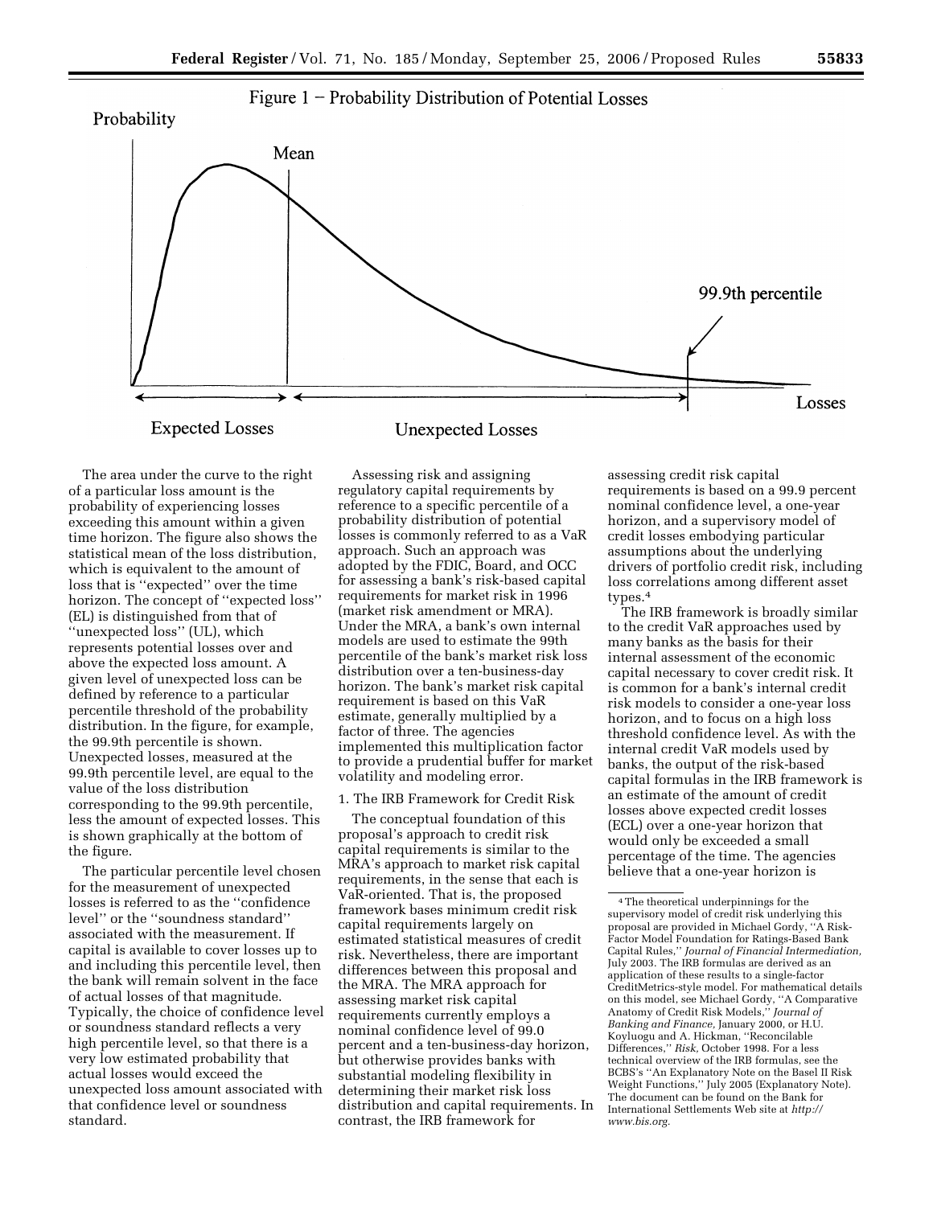Figure 1 – Probability Distribution of Potential Losses

The area under the curve to the right of a particular loss amount is the probability of experiencing losses exceeding this amount within a given time horizon. The figure also shows the statistical mean of the loss distribution, which is equivalent to the amount of loss that is ''expected'' over the time horizon. The concept of ''expected loss'' (EL) is distinguished from that of ''unexpected loss'' (UL), which represents potential losses over and above the expected loss amount. A given level of unexpected loss can be defined by reference to a particular percentile threshold of the probability distribution. In the figure, for example, the 99.9th percentile is shown. Unexpected losses, measured at the 99.9th percentile level, are equal to the value of the loss distribution corresponding to the 99.9th percentile, less the amount of expected losses. This is shown graphically at the bottom of the figure.

The particular percentile level chosen for the measurement of unexpected losses is referred to as the ''confidence level'' or the ''soundness standard'' associated with the measurement. If capital is available to cover losses up to and including this percentile level, then the bank will remain solvent in the face of actual losses of that magnitude. Typically, the choice of confidence level or soundness standard reflects a very high percentile level, so that there is a very low estimated probability that actual losses would exceed the unexpected loss amount associated with that confidence level or soundness standard.

Assessing risk and assigning regulatory capital requirements by reference to a specific percentile of a probability distribution of potential losses is commonly referred to as a VaR approach. Such an approach was adopted by the FDIC, Board, and OCC for assessing a bank's risk-based capital requirements for market risk in 1996 (market risk amendment or MRA). Under the MRA, a bank's own internal models are used to estimate the 99th percentile of the bank's market risk loss distribution over a ten-business-day horizon. The bank's market risk capital requirement is based on this VaR estimate, generally multiplied by a factor of three. The agencies implemented this multiplication factor to provide a prudential buffer for market volatility and modeling error.

1. The IRB Framework for Credit Risk

The conceptual foundation of this proposal's approach to credit risk capital requirements is similar to the MRA's approach to market risk capital requirements, in the sense that each is VaR-oriented. That is, the proposed framework bases minimum credit risk capital requirements largely on estimated statistical measures of credit risk. Nevertheless, there are important differences between this proposal and the MRA. The MRA approach for assessing market risk capital requirements currently employs a nominal confidence level of 99.0 percent and a ten-business-day horizon, but otherwise provides banks with substantial modeling flexibility in determining their market risk loss distribution and capital requirements. In contrast, the IRB framework for assessing credit risk capital requirements is based on a 99.9 percent nominal confidence level, a one-year horizon, and a supervisory model of credit losses embodying particular assumptions about the underlying drivers of portfolio credit risk, including loss correlations among different asset types.[4]

The IRB framework is broadly similar to the credit VaR approaches used by many banks as the basis for their internal assessment of the economic capital necessary to cover credit risk. It is common for a bank's internal credit risk models to consider a one-year loss horizon, and to focus on a high loss threshold confidence level. As with the internal credit VaR models used by banks, the output of the risk-based capital formulas in the IRB framework is an estimate of the amount of credit losses above expected credit losses (ECL) over a one-year horizon that would only be exceeded a small percentage of the time. The agencies believe that a one-year horizon is

[4] The theoretical underpinnings for the supervisory model of credit risk underlying this proposal are provided in Michael Gordy, ''A Risk-Factor Model Foundation for Ratings-Based Bank Capital Rules,'' *Journal of Financial Intermediation,* July 2003. The IRB formulas are derived as an application of these results to a single-factor CreditMetrics-style model. For mathematical details on this model, see Michael Gordy, ''A Comparative Anatomy of Credit Risk Models,'' *Journal of Banking and Finance,* January 2000, or H.U. Koyluogu and A. Hickman, ''Reconcilable Differences,'' *Risk,* October 1998. For a less technical overview of the IRB formulas, see the BCBS's ''An Explanatory Note on the Basel II Risk Weight Functions,'' July 2005 (Explanatory Note). The document can be found on the Bank for International Settlements Web site at *http://www.bis.org.*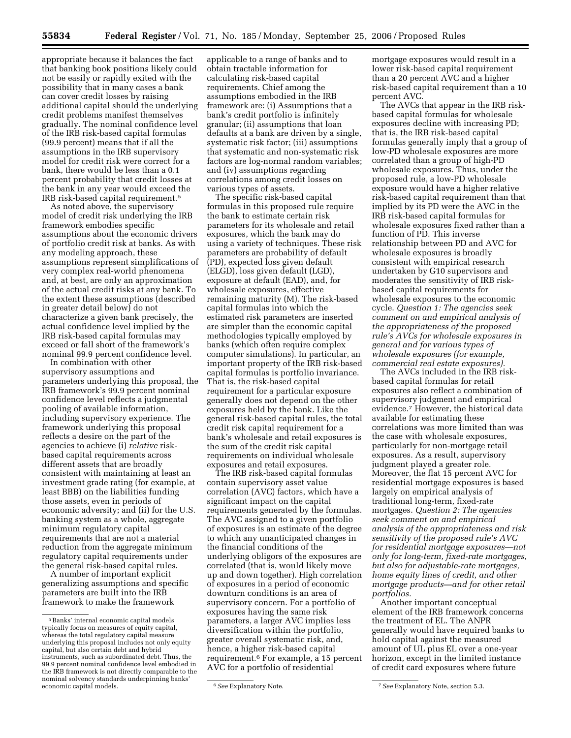appropriate because it balances the fact that banking book positions likely could not be easily or rapidly exited with the possibility that in many cases a bank can cover credit losses by raising additional capital should the underlying credit problems manifest themselves gradually. The nominal confidence level of the IRB risk-based capital formulas (99.9 percent) means that if all the assumptions in the IRB supervisory model for credit risk were correct for a bank, there would be less than a 0.1 percent probability that credit losses at the bank in any year would exceed the IRB risk-based capital requirement.[5]

As noted above, the supervisory model of credit risk underlying the IRB framework embodies specific assumptions about the economic drivers of portfolio credit risk at banks. As with any modeling approach, these assumptions represent simplifications of very complex real-world phenomena and, at best, are only an approximation of the actual credit risks at any bank. To the extent these assumptions (described in greater detail below) do not characterize a given bank precisely, the actual confidence level implied by the IRB risk-based capital formulas may exceed or fall short of the framework's nominal 99.9 percent confidence level.

In combination with other supervisory assumptions and parameters underlying this proposal, the IRB framework's 99.9 percent nominal confidence level reflects a judgmental pooling of available information, including supervisory experience. The framework underlying this proposal reflects a desire on the part of the agencies to achieve (i) *relative* risk-based capital requirements across different assets that are broadly consistent with maintaining at least an investment grade rating (for example, at least BBB) on the liabilities funding those assets, even in periods of economic adversity; and (ii) for the U.S. banking system as a whole, aggregate minimum regulatory capital requirements that are not a material reduction from the aggregate minimum regulatory capital requirements under the general risk-based capital rules.

A number of important explicit generalizing assumptions and specific parameters are built into the IRB framework to make the framework applicable to a range of banks and to obtain tractable information for calculating risk-based capital requirements. Chief among the assumptions embodied in the IRB framework are: (i) Assumptions that a bank's credit portfolio is infinitely granular; (ii) assumptions that loan defaults at a bank are driven by a single, systematic risk factor; (iii) assumptions that systematic and non-systematic risk factors are log-normal random variables; and (iv) assumptions regarding correlations among credit losses on various types of assets.

The specific risk-based capital formulas in this proposed rule require the bank to estimate certain risk parameters for its wholesale and retail exposures, which the bank may do using a variety of techniques. These risk parameters are probability of default (PD), expected loss given default (ELGD), loss given default (LGD), exposure at default (EAD), and, for wholesale exposures, effective remaining maturity (M). The risk-based capital formulas into which the estimated risk parameters are inserted are simpler than the economic capital methodologies typically employed by banks (which often require complex computer simulations). In particular, an important property of the IRB risk-based capital formulas is portfolio invariance. That is, the risk-based capital requirement for a particular exposure generally does not depend on the other exposures held by the bank. Like the general risk-based capital rules, the total credit risk capital requirement for a bank's wholesale and retail exposures is the sum of the credit risk capital requirements on individual wholesale exposures and retail exposures.

The IRB risk-based capital formulas contain supervisory asset value correlation (AVC) factors, which have a significant impact on the capital requirements generated by the formulas. The AVC assigned to a given portfolio of exposures is an estimate of the degree to which any unanticipated changes in the financial conditions of the underlying obligors of the exposures are correlated (that is, would likely move up and down together). High correlation of exposures in a period of economic downturn conditions is an area of supervisory concern. For a portfolio of exposures having the same risk parameters, a larger AVC implies less diversification within the portfolio, greater overall systematic risk, and, hence, a higher risk-based capital requirement.[6] For example, a 15 percent AVC for a portfolio of residential mortgage exposures would result in a lower risk-based capital requirement than a 20 percent AVC and a higher risk-based capital requirement than a 10 percent AVC.

The AVCs that appear in the IRB risk-based capital formulas for wholesale exposures decline with increasing PD; that is, the IRB risk-based capital formulas generally imply that a group of low-PD wholesale exposures are more correlated than a group of high-PD wholesale exposures. Thus, under the proposed rule, a low-PD wholesale exposure would have a higher relative risk-based capital requirement than that implied by its PD were the AVC in the IRB risk-based capital formulas for wholesale exposures fixed rather than a function of PD. This inverse relationship between PD and AVC for wholesale exposures is broadly consistent with empirical research undertaken by G10 supervisors and moderates the sensitivity of IRB risk-based capital requirements for wholesale exposures to the economic cycle. *Question 1: The agencies seek comment on and empirical analysis of the appropriateness of the proposed rule's AVCs for wholesale exposures in general and for various types of wholesale exposures (for example, commercial real estate exposures).*

The AVCs included in the IRB risk-based capital formulas for retail exposures also reflect a combination of supervisory judgment and empirical evidence.[7] However, the historical data available for estimating these correlations was more limited than was the case with wholesale exposures, particularly for non-mortgage retail exposures. As a result, supervisory judgment played a greater role. Moreover, the flat 15 percent AVC for residential mortgage exposures is based largely on empirical analysis of traditional long-term, fixed-rate mortgages. *Question 2: The agencies seek comment on and empirical analysis of the appropriateness and risk sensitivity of the proposed rule's AVC for residential mortgage exposures—not only for long-term, fixed-rate mortgages, but also for adjustable-rate mortgages, home equity lines of credit, and other mortgage products—and for other retail portfolios.*

Another important conceptual element of the IRB framework concerns the treatment of EL. The ANPR generally would have required banks to hold capital against the measured amount of UL plus EL over a one-year horizon, except in the limited instance of credit card exposures where future

---

[5] Banks' internal economic capital models typically focus on measures of equity capital, whereas the total regulatory capital measure underlying this proposal includes not only equity capital, but also certain debt and hybrid instruments, such as subordinated debt. Thus, the 99.9 percent nominal confidence level embodied in the IRB framework is not directly comparable to the nominal solvency standards underpinning banks' economic capital models.

[6] *See* Explanatory Note.

[7] *See* Explanatory Note, section 5.3.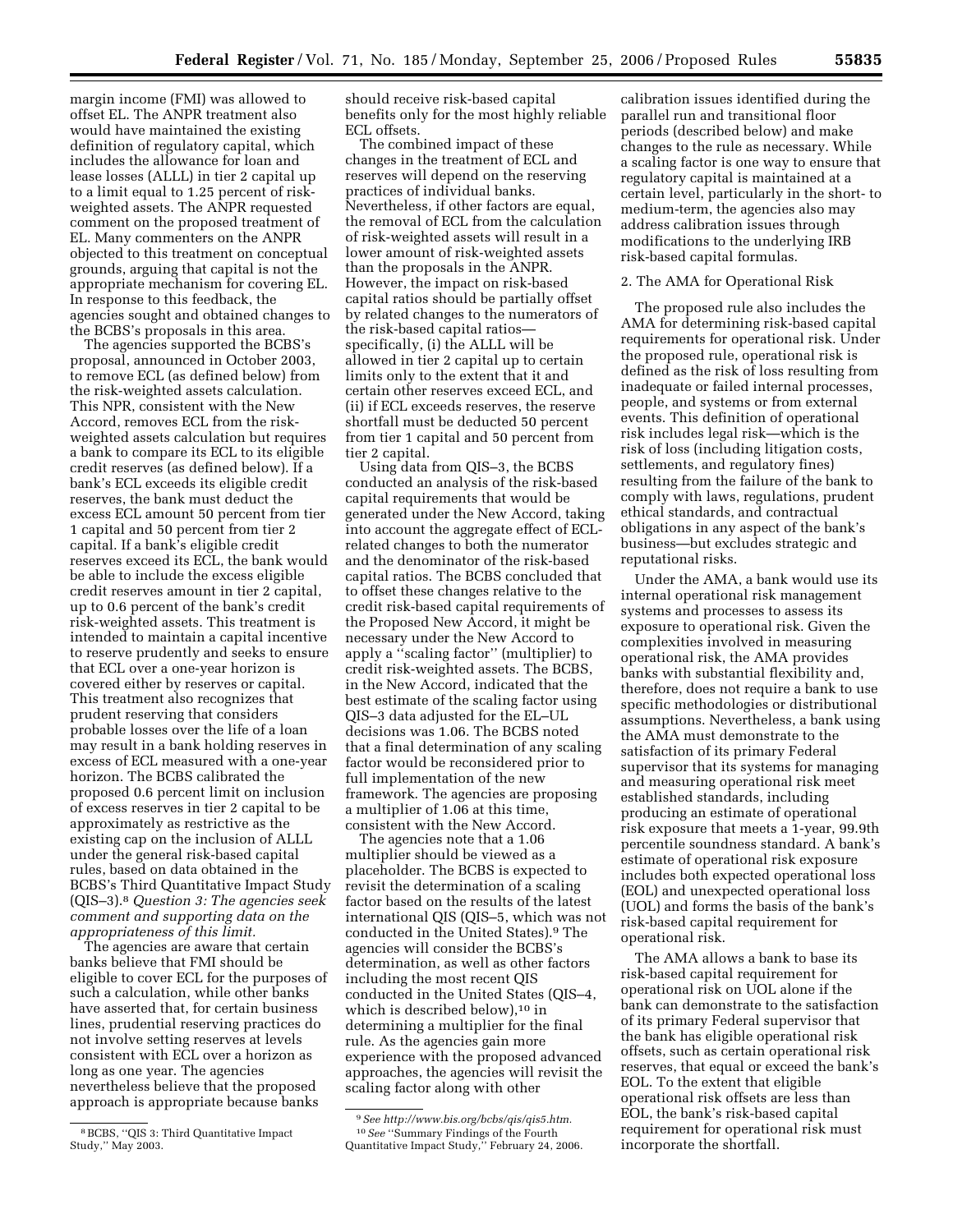margin income (FMI) was allowed to offset EL. The ANPR treatment also would have maintained the existing definition of regulatory capital, which includes the allowance for loan and lease losses (ALLL) in tier 2 capital up to a limit equal to 1.25 percent of risk-weighted assets. The ANPR requested comment on the proposed treatment of EL. Many commenters on the ANPR objected to this treatment on conceptual grounds, arguing that capital is not the appropriate mechanism for covering EL. In response to this feedback, the agencies sought and obtained changes to the BCBS's proposals in this area.

The agencies supported the BCBS's proposal, announced in October 2003, to remove ECL (as defined below) from the risk-weighted assets calculation. This NPR, consistent with the New Accord, removes ECL from the risk-weighted assets calculation but requires a bank to compare its ECL to its eligible credit reserves (as defined below). If a bank's ECL exceeds its eligible credit reserves, the bank must deduct the excess ECL amount 50 percent from tier 1 capital and 50 percent from tier 2 capital. If a bank's eligible credit reserves exceed its ECL, the bank would be able to include the excess eligible credit reserves amount in tier 2 capital, up to 0.6 percent of the bank's credit risk-weighted assets. This treatment is intended to maintain a capital incentive to reserve prudently and seeks to ensure that ECL over a one-year horizon is covered either by reserves or capital. This treatment also recognizes that prudent reserving that considers probable losses over the life of a loan may result in a bank holding reserves in excess of ECL measured with a one-year horizon. The BCBS calibrated the proposed 0.6 percent limit on inclusion of excess reserves in tier 2 capital to be approximately as restrictive as the existing cap on the inclusion of ALLL under the general risk-based capital rules, based on data obtained in the BCBS's Third Quantitative Impact Study (QIS–3).[8] *Question 3: The agencies seek comment and supporting data on the appropriateness of this limit.*

The agencies are aware that certain banks believe that FMI should be eligible to cover ECL for the purposes of such a calculation, while other banks have asserted that, for certain business lines, prudential reserving practices do not involve setting reserves at levels consistent with ECL over a horizon as long as one year. The agencies nevertheless believe that the proposed approach is appropriate because banks should receive risk-based capital benefits only for the most highly reliable ECL offsets.

The combined impact of these changes in the treatment of ECL and reserves will depend on the reserving practices of individual banks. Nevertheless, if other factors are equal, the removal of ECL from the calculation of risk-weighted assets will result in a lower amount of risk-weighted assets than the proposals in the ANPR. However, the impact on risk-based capital ratios should be partially offset by related changes to the numerators of the risk-based capital ratios—specifically, (i) the ALLL will be allowed in tier 2 capital up to certain limits only to the extent that it and certain other reserves exceed ECL, and (ii) if ECL exceeds reserves, the reserve shortfall must be deducted 50 percent from tier 1 capital and 50 percent from tier 2 capital.

Using data from QIS–3, the BCBS conducted an analysis of the risk-based capital requirements that would be generated under the New Accord, taking into account the aggregate effect of ECL-related changes to both the numerator and the denominator of the risk-based capital ratios. The BCBS concluded that to offset these changes relative to the credit risk-based capital requirements of the Proposed New Accord, it might be necessary under the New Accord to apply a "scaling factor" (multiplier) to credit risk-weighted assets. The BCBS, in the New Accord, indicated that the best estimate of the scaling factor using QIS–3 data adjusted for the EL–UL decisions was 1.06. The BCBS noted that a final determination of any scaling factor would be reconsidered prior to full implementation of the new framework. The agencies are proposing a multiplier of 1.06 at this time, consistent with the New Accord.

The agencies note that a 1.06 multiplier should be viewed as a placeholder. The BCBS is expected to revisit the determination of a scaling factor based on the results of the latest international QIS (QIS–5, which was not conducted in the United States).[9] The agencies will consider the BCBS's determination, as well as other factors including the most recent QIS conducted in the United States (QIS–4, which is described below),[10] in determining a multiplier for the final rule. As the agencies gain more experience with the proposed advanced approaches, the agencies will revisit the scaling factor along with other calibration issues identified during the parallel run and transitional floor periods (described below) and make changes to the rule as necessary. While a scaling factor is one way to ensure that regulatory capital is maintained at a certain level, particularly in the short- to medium-term, the agencies also may address calibration issues through modifications to the underlying IRB risk-based capital formulas.

### 2. The AMA for Operational Risk

The proposed rule also includes the AMA for determining risk-based capital requirements for operational risk. Under the proposed rule, operational risk is defined as the risk of loss resulting from inadequate or failed internal processes, people, and systems or from external events. This definition of operational risk includes legal risk—which is the risk of loss (including litigation costs, settlements, and regulatory fines) resulting from the failure of the bank to comply with laws, regulations, prudent ethical standards, and contractual obligations in any aspect of the bank's business—but excludes strategic and reputational risks.

Under the AMA, a bank would use its internal operational risk management systems and processes to assess its exposure to operational risk. Given the complexities involved in measuring operational risk, the AMA provides banks with substantial flexibility and, therefore, does not require a bank to use specific methodologies or distributional assumptions. Nevertheless, a bank using the AMA must demonstrate to the satisfaction of its primary Federal supervisor that its systems for managing and measuring operational risk meet established standards, including producing an estimate of operational risk exposure that meets a 1-year, 99.9th percentile soundness standard. A bank's estimate of operational risk exposure includes both expected operational loss (EOL) and unexpected operational loss (UOL) and forms the basis of the bank's risk-based capital requirement for operational risk.

The AMA allows a bank to base its risk-based capital requirement for operational risk on UOL alone if the bank can demonstrate to the satisfaction of its primary Federal supervisor that the bank has eligible operational risk offsets, such as certain operational risk reserves, that equal or exceed the bank's EOL. To the extent that eligible operational risk offsets are less than EOL, the bank's risk-based capital requirement for operational risk must incorporate the shortfall.

---

[8] BCBS, "QIS 3: Third Quantitative Impact Study," May 2003.

[9] *See http://www.bis.org/bcbs/qis/qis5.htm.*

[10] *See* "Summary Findings of the Fourth Quantitative Impact Study," February 24, 2006.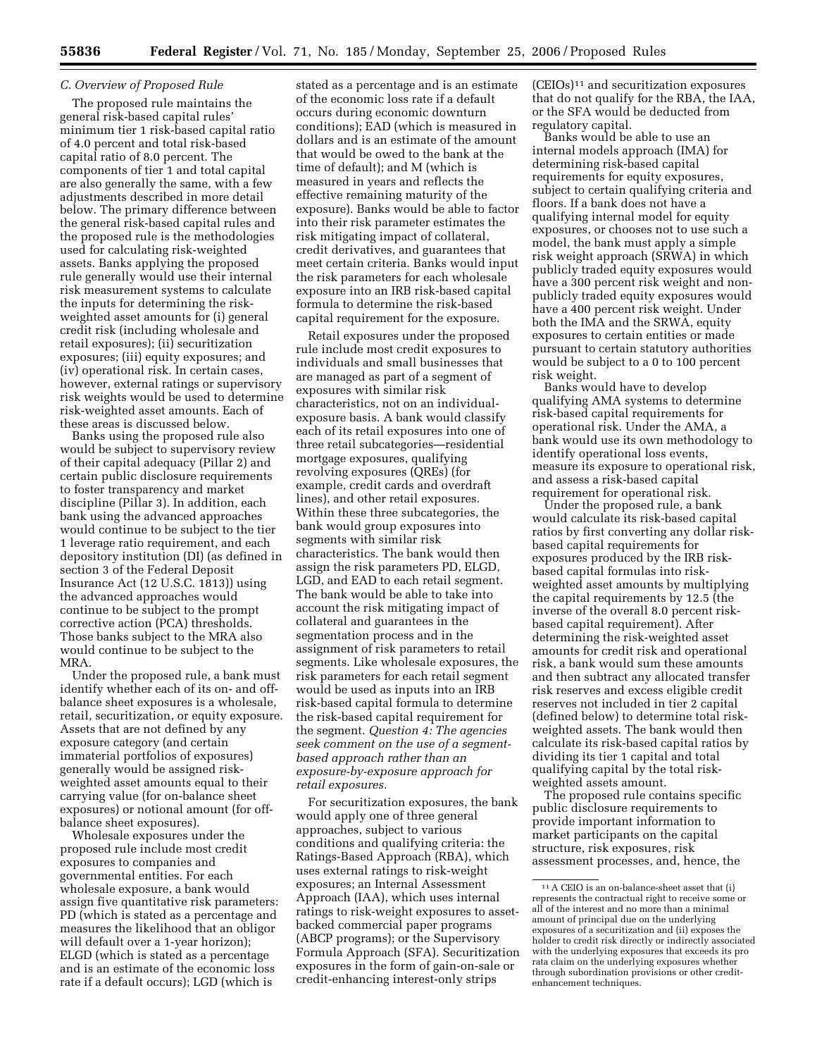### C. Overview of Proposed Rule

The proposed rule maintains the general risk-based capital rules' minimum tier 1 risk-based capital ratio of 4.0 percent and total risk-based capital ratio of 8.0 percent. The components of tier 1 and total capital are also generally the same, with a few adjustments described in more detail below. The primary difference between the general risk-based capital rules and the proposed rule is the methodologies used for calculating risk-weighted assets. Banks applying the proposed rule generally would use their internal risk measurement systems to calculate the inputs for determining the risk-weighted asset amounts for (i) general credit risk (including wholesale and retail exposures); (ii) securitization exposures; (iii) equity exposures; and (iv) operational risk. In certain cases, however, external ratings or supervisory risk weights would be used to determine risk-weighted asset amounts. Each of these areas is discussed below.

Banks using the proposed rule also would be subject to supervisory review of their capital adequacy (Pillar 2) and certain public disclosure requirements to foster transparency and market discipline (Pillar 3). In addition, each bank using the advanced approaches would continue to be subject to the tier 1 leverage ratio requirement, and each depository institution (DI) (as defined in section 3 of the Federal Deposit Insurance Act (12 U.S.C. 1813)) using the advanced approaches would continue to be subject to the prompt corrective action (PCA) thresholds. Those banks subject to the MRA also would continue to be subject to the MRA.

Under the proposed rule, a bank must identify whether each of its on- and off-balance sheet exposures is a wholesale, retail, securitization, or equity exposure. Assets that are not defined by any exposure category (and certain immaterial portfolios of exposures) generally would be assigned risk-weighted asset amounts equal to their carrying value (for on-balance sheet exposures) or notional amount (for off-balance sheet exposures).

Wholesale exposures under the proposed rule include most credit exposures to companies and governmental entities. For each wholesale exposure, a bank would assign five quantitative risk parameters: PD (which is stated as a percentage and measures the likelihood that an obligor will default over a 1-year horizon); ELGD (which is stated as a percentage and is an estimate of the economic loss rate if a default occurs); LGD (which is stated as a percentage and is an estimate of the economic loss rate if a default occurs during economic downturn conditions); EAD (which is measured in dollars and is an estimate of the amount that would be owed to the bank at the time of default); and M (which is measured in years and reflects the effective remaining maturity of the exposure). Banks would be able to factor into their risk parameter estimates the risk mitigating impact of collateral, credit derivatives, and guarantees that meet certain criteria. Banks would input the risk parameters for each wholesale exposure into an IRB risk-based capital formula to determine the risk-based capital requirement for the exposure.

Retail exposures under the proposed rule include most credit exposures to individuals and small businesses that are managed as part of a segment of exposures with similar risk characteristics, not on an individual-exposure basis. A bank would classify each of its retail exposures into one of three retail subcategories—residential mortgage exposures, qualifying revolving exposures (QREs) (for example, credit cards and overdraft lines), and other retail exposures. Within these three subcategories, the bank would group exposures into segments with similar risk characteristics. The bank would then assign the risk parameters PD, ELGD, LGD, and EAD to each retail segment. The bank would be able to take into account the risk mitigating impact of collateral and guarantees in the segmentation process and in the assignment of risk parameters to retail segments. Like wholesale exposures, the risk parameters for each retail segment would be used as inputs into an IRB risk-based capital formula to determine the risk-based capital requirement for the segment. *Question 4: The agencies seek comment on the use of a segment-based approach rather than an exposure-by-exposure approach for retail exposures.*

For securitization exposures, the bank would apply one of three general approaches, subject to various conditions and qualifying criteria: the Ratings-Based Approach (RBA), which uses external ratings to risk-weight exposures; an Internal Assessment Approach (IAA), which uses internal ratings to risk-weight exposures to asset-backed commercial paper programs (ABCP programs); or the Supervisory Formula Approach (SFA). Securitization exposures in the form of gain-on-sale or credit-enhancing interest-only strips (CEIOs)[11] and securitization exposures that do not qualify for the RBA, the IAA, or the SFA would be deducted from regulatory capital.

Banks would be able to use an internal models approach (IMA) for determining risk-based capital requirements for equity exposures, subject to certain qualifying criteria and floors. If a bank does not have a qualifying internal model for equity exposures, or chooses not to use such a model, the bank must apply a simple risk weight approach (SRWA) in which publicly traded equity exposures would have a 300 percent risk weight and non-publicly traded equity exposures would have a 400 percent risk weight. Under both the IMA and the SRWA, equity exposures to certain entities or made pursuant to certain statutory authorities would be subject to a 0 to 100 percent risk weight.

Banks would have to develop qualifying AMA systems to determine risk-based capital requirements for operational risk. Under the AMA, a bank would use its own methodology to identify operational loss events, measure its exposure to operational risk, and assess a risk-based capital requirement for operational risk.

Under the proposed rule, a bank would calculate its risk-based capital ratios by first converting any dollar risk-based capital requirements for exposures produced by the IRB risk-based capital formulas into risk-weighted asset amounts by multiplying the capital requirements by 12.5 (the inverse of the overall 8.0 percent risk-based capital requirement). After determining the risk-weighted asset amounts for credit risk and operational risk, a bank would sum these amounts and then subtract any allocated transfer risk reserves and excess eligible credit reserves not included in tier 2 capital (defined below) to determine total risk-weighted assets. The bank would then calculate its risk-based capital ratios by dividing its tier 1 capital and total qualifying capital by the total risk-weighted assets amount.

The proposed rule contains specific public disclosure requirements to provide important information to market participants on the capital structure, risk exposures, risk assessment processes, and, hence, the

---

[11] A CEIO is an on-balance-sheet asset that (i) represents the contractual right to receive some or all of the interest and no more than a minimal amount of principal due on the underlying exposures of a securitization and (ii) exposes the holder to credit risk directly or indirectly associated with the underlying exposures that exceeds its pro rata claim on the underlying exposures whether through subordination provisions or other credit-enhancement techniques.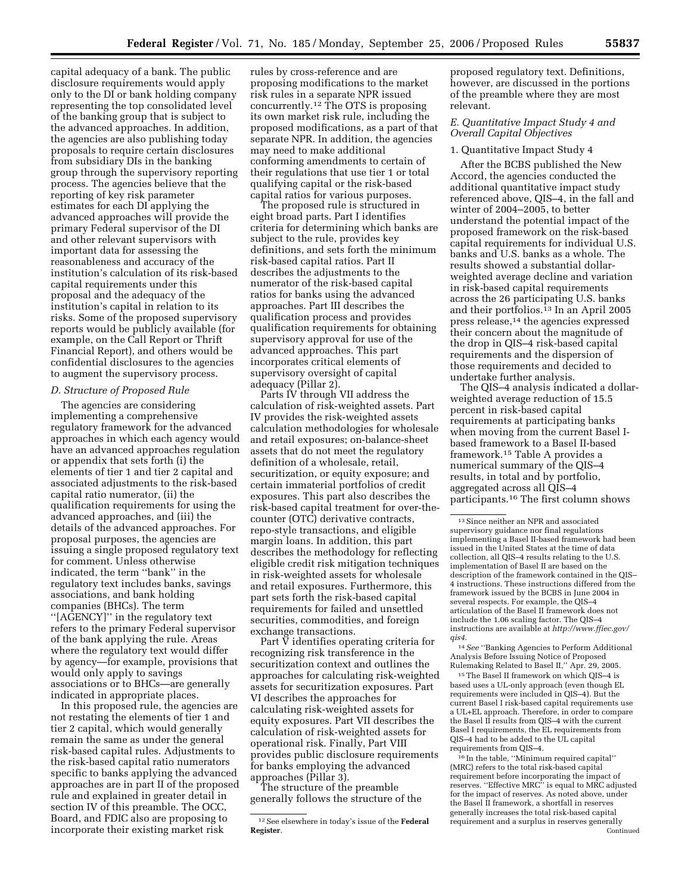capital adequacy of a bank. The public disclosure requirements would apply only to the DI or bank holding company representing the top consolidated level of the banking group that is subject to the advanced approaches. In addition, the agencies are also publishing today proposals to require certain disclosures from subsidiary DIs in the banking group through the supervisory reporting process. The agencies believe that the reporting of key risk parameter estimates for each DI applying the advanced approaches will provide the primary Federal supervisor of the DI and other relevant supervisors with important data for assessing the reasonableness and accuracy of the institution's calculation of its risk-based capital requirements under this proposal and the adequacy of the institution's capital in relation to its risks. Some of the proposed supervisory reports would be publicly available (for example, on the Call Report or Thrift Financial Report), and others would be confidential disclosures to the agencies to augment the supervisory process.

### *D. Structure of Proposed Rule*

The agencies are considering implementing a comprehensive regulatory framework for the advanced approaches in which each agency would have an advanced approaches regulation or appendix that sets forth (i) the elements of tier 1 and tier 2 capital and associated adjustments to the risk-based capital ratio numerator, (ii) the qualification requirements for using the advanced approaches, and (iii) the details of the advanced approaches. For proposal purposes, the agencies are issuing a single proposed regulatory text for comment. Unless otherwise indicated, the term ''bank'' in the regulatory text includes banks, savings associations, and bank holding companies (BHCs). The term ''[AGENCY]'' in the regulatory text refers to the primary Federal supervisor of the bank applying the rule. Areas where the regulatory text would differ by agency—for example, provisions that would only apply to savings associations or to BHCs—are generally indicated in appropriate places.

In this proposed rule, the agencies are not restating the elements of tier 1 and tier 2 capital, which would generally remain the same as under the general risk-based capital rules. Adjustments to the risk-based capital ratio numerators specific to banks applying the advanced approaches are in part II of the proposed rule and explained in greater detail in section IV of this preamble. The OCC, Board, and FDIC also are proposing to incorporate their existing market risk rules by cross-reference and are proposing modifications to the market risk rules in a separate NPR issued concurrently.[12] The OTS is proposing its own market risk rule, including the proposed modifications, as a part of that separate NPR. In addition, the agencies may need to make additional conforming amendments to certain of their regulations that use tier 1 or total qualifying capital or the risk-based capital ratios for various purposes.

The proposed rule is structured in eight broad parts. Part I identifies criteria for determining which banks are subject to the rule, provides key definitions, and sets forth the minimum risk-based capital ratios. Part II describes the adjustments to the numerator of the risk-based capital ratios for banks using the advanced approaches. Part III describes the qualification process and provides qualification requirements for obtaining supervisory approval for use of the advanced approaches. This part incorporates critical elements of supervisory oversight of capital adequacy (Pillar 2).

Parts IV through VII address the calculation of risk-weighted assets. Part IV provides the risk-weighted assets calculation methodologies for wholesale and retail exposures; on-balance-sheet assets that do not meet the regulatory definition of a wholesale, retail, securitization, or equity exposure; and certain immaterial portfolios of credit exposures. This part also describes the risk-based capital treatment for over-the-counter (OTC) derivative contracts, repo-style transactions, and eligible margin loans. In addition, this part describes the methodology for reflecting eligible credit risk mitigation techniques in risk-weighted assets for wholesale and retail exposures. Furthermore, this part sets forth the risk-based capital requirements for failed and unsettled securities, commodities, and foreign exchange transactions.

Part V identifies operating criteria for recognizing risk transference in the securitization context and outlines the approaches for calculating risk-weighted assets for securitization exposures. Part VI describes the approaches for calculating risk-weighted assets for equity exposures. Part VII describes the calculation of risk-weighted assets for operational risk. Finally, Part VIII provides public disclosure requirements for banks employing the advanced approaches (Pillar 3).

The structure of the preamble generally follows the structure of the proposed regulatory text. Definitions, however, are discussed in the portions of the preamble where they are most relevant.

### *E. Quantitative Impact Study 4 and Overall Capital Objectives*

1. Quantitative Impact Study 4

After the BCBS published the New Accord, the agencies conducted the additional quantitative impact study referenced above, QIS–4, in the fall and winter of 2004–2005, to better understand the potential impact of the proposed framework on the risk-based capital requirements for individual U.S. banks and U.S. banks as a whole. The results showed a substantial dollar-weighted average decline and variation in risk-based capital requirements across the 26 participating U.S. banks and their portfolios.[13] In an April 2005 press release,[14] the agencies expressed their concern about the magnitude of the drop in QIS–4 risk-based capital requirements and the dispersion of those requirements and decided to undertake further analysis.

The QIS–4 analysis indicated a dollar-weighted average reduction of 15.5 percent in risk-based capital requirements at participating banks when moving from the current Basel I-based framework to a Basel II-based framework.[15] Table A provides a numerical summary of the QIS–4 results, in total and by portfolio, aggregated across all QIS–4 participants.[16] The first column shows

---

[12] See elsewhere in today's issue of the **Federal Register**.

[13] Since neither an NPR and associated supervisory guidance nor final regulations implementing a Basel II-based framework had been issued in the United States at the time of data collection, all QIS–4 results relating to the U.S. implementation of Basel II are based on the description of the framework contained in the QIS–4 instructions. These instructions differed from the framework issued by the BCBS in June 2004 in several respects. For example, the QIS–4 articulation of the Basel II framework does not include the 1.06 scaling factor. The QIS–4 instructions are available at *http://www.ffiec.gov/qis4*.

[14] *See* ''Banking Agencies to Perform Additional Analysis Before Issuing Notice of Proposed Rulemaking Related to Basel II,'' Apr. 29, 2005.

[15] The Basel II framework on which QIS–4 is based uses a UL-only approach (even though EL requirements were included in QIS–4). But the current Basel I risk-based capital requirements use a UL+EL approach. Therefore, in order to compare the Basel II results from QIS–4 with the current Basel I requirements, the EL requirements from QIS–4 had to be added to the UL capital requirements from QIS–4.

[16] In the table, ''Minimum required capital'' (MRC) refers to the total risk-based capital requirement before incorporating the impact of reserves. ''Effective MRC'' is equal to MRC adjusted for the impact of reserves. As noted above, under the Basel II framework, a shortfall in reserves generally increases the total risk-based capital requirement and a surplus in reserves generally

Continued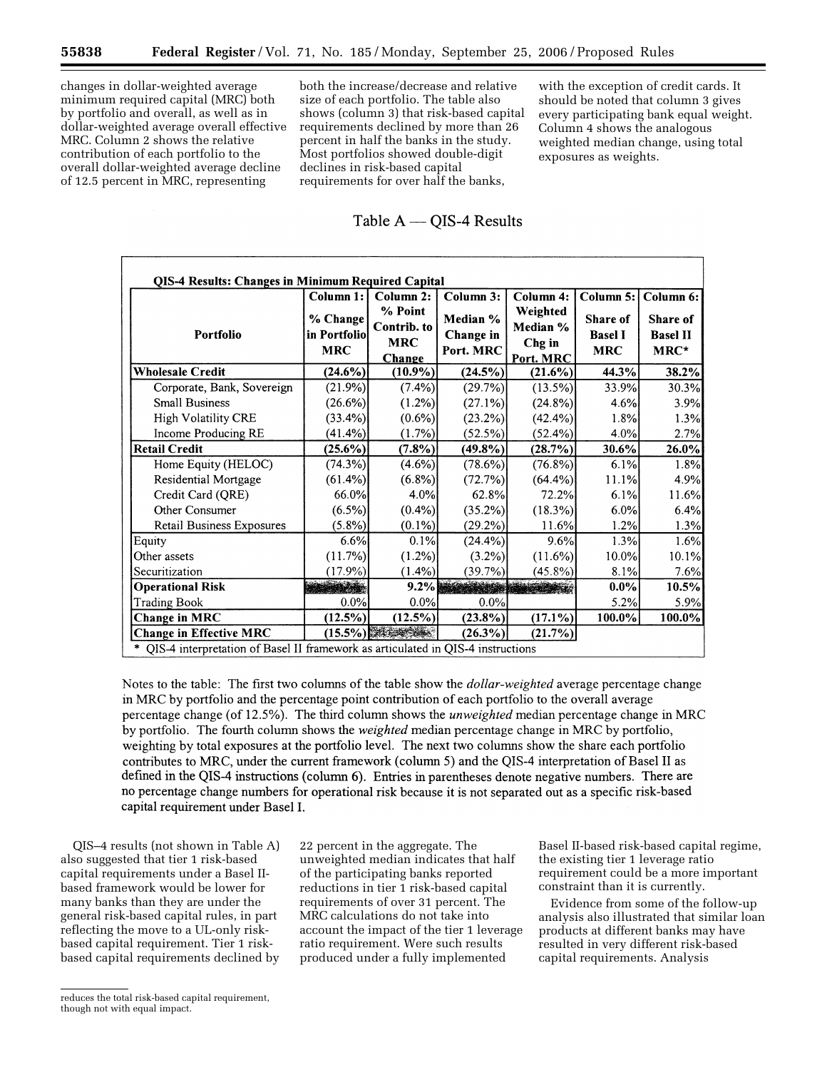changes in dollar-weighted average minimum required capital (MRC) both by portfolio and overall, as well as in dollar-weighted average overall effective MRC. Column 2 shows the relative contribution of each portfolio to the overall dollar-weighted average decline of 12.5 percent in MRC, representing both the increase/decrease and relative size of each portfolio. The table also shows (column 3) that risk-based capital requirements declined by more than 26 percent in half the banks in the study. Most portfolios showed double-digit declines in risk-based capital requirements for over half the banks, with the exception of credit cards. It should be noted that column 3 gives every participating bank equal weight. Column 4 shows the analogous weighted median change, using total exposures as weights.

Table A — QIS-4 Results

**QIS-4 Results: Changes in Minimum Required Capital**

| Portfolio | Column 1: % Change in Portfolio MRC | Column 2: % Point Contrib. to MRC Change | Column 3: Median % Change in Port. MRC | Column 4: Weighted Median % Chg in Port. MRC | Column 5: Share of Basel I MRC | Column 6: Share of Basel II MRC* |
|---|---|---|---|---|---|---|
| **Wholesale Credit** | **(24.6%)** | **(10.9%)** | **(24.5%)** | **(21.6%)** | **44.3%** | **38.2%** |
| Corporate, Bank, Sovereign | (21.9%) | (7.4%) | (29.7%) | (13.5%) | 33.9% | 30.3% |
| Small Business | (26.6%) | (1.2%) | (27.1%) | (24.8%) | 4.6% | 3.9% |
| High Volatility CRE | (33.4%) | (0.6%) | (23.2%) | (42.4%) | 1.8% | 1.3% |
| Income Producing RE | (41.4%) | (1.7%) | (52.5%) | (52.4%) | 4.0% | 2.7% |
| **Retail Credit** | **(25.6%)** | **(7.8%)** | **(49.8%)** | **(28.7%)** | **30.6%** | **26.0%** |
| Home Equity (HELOC) | (74.3%) | (4.6%) | (78.6%) | (76.8%) | 6.1% | 1.8% |
| Residential Mortgage | (61.4%) | (6.8%) | (72.7%) | (64.4%) | 11.1% | 4.9% |
| Credit Card (QRE) | 66.0% | 4.0% | 62.8% | 72.2% | 6.1% | 11.6% |
| Other Consumer | (6.5%) | (0.4%) | (35.2%) | (18.3%) | 6.0% | 6.4% |
| Retail Business Exposures | (5.8%) | (0.1%) | (29.2%) | 11.6% | 1.2% | 1.3% |
| Equity | 6.6% | 0.1% | (24.4%) | 9.6% | 1.3% | 1.6% |
| Other assets | (11.7%) | (1.2%) | (3.2%) | (11.6%) | 10.0% | 10.1% |
| Securitization | (17.9%) | (1.4%) | (39.7%) | (45.8%) | 8.1% | 7.6% |
| **Operational Risk** | | **9.2%** | | | **0.0%** | **10.5%** |
| Trading Book | 0.0% | 0.0% | 0.0% | | 5.2% | 5.9% |
| **Change in MRC** | **(12.5%)** | **(12.5%)** | **(23.8%)** | **(17.1%)** | **100.0%** | **100.0%** |
| **Change in Effective MRC** | **(15.5%)** | | **(26.3%)** | **(21.7%)** | | |

\* QIS-4 interpretation of Basel II framework as articulated in QIS-4 instructions

Notes to the table: The first two columns of the table show the *dollar-weighted* average percentage change in MRC by portfolio and the percentage point contribution of each portfolio to the overall average percentage change (of 12.5%). The third column shows the *unweighted* median percentage change in MRC by portfolio. The fourth column shows the *weighted* median percentage change in MRC by portfolio, weighting by total exposures at the portfolio level. The next two columns show the share each portfolio contributes to MRC, under the current framework (column 5) and the QIS-4 interpretation of Basel II as defined in the QIS-4 instructions (column 6). Entries in parentheses denote negative numbers. There are no percentage change numbers for operational risk because it is not separated out as a specific risk-based capital requirement under Basel I.

QIS–4 results (not shown in Table A) also suggested that tier 1 risk-based capital requirements under a Basel II-based framework would be lower for many banks than they are under the general risk-based capital rules, in part reflecting the move to a UL-only risk-based capital requirement. Tier 1 risk-based capital requirements declined by 22 percent in the aggregate. The unweighted median indicates that half of the participating banks reported reductions in tier 1 risk-based capital requirements of over 31 percent. The MRC calculations do not take into account the impact of the tier 1 leverage ratio requirement. Were such results produced under a fully implemented Basel II-based risk-based capital regime, the existing tier 1 leverage ratio requirement could be a more important constraint than it is currently.

Evidence from some of the follow-up analysis also illustrated that similar loan products at different banks may have resulted in very different risk-based capital requirements. Analysis

---

reduces the total risk-based capital requirement, though not with equal impact.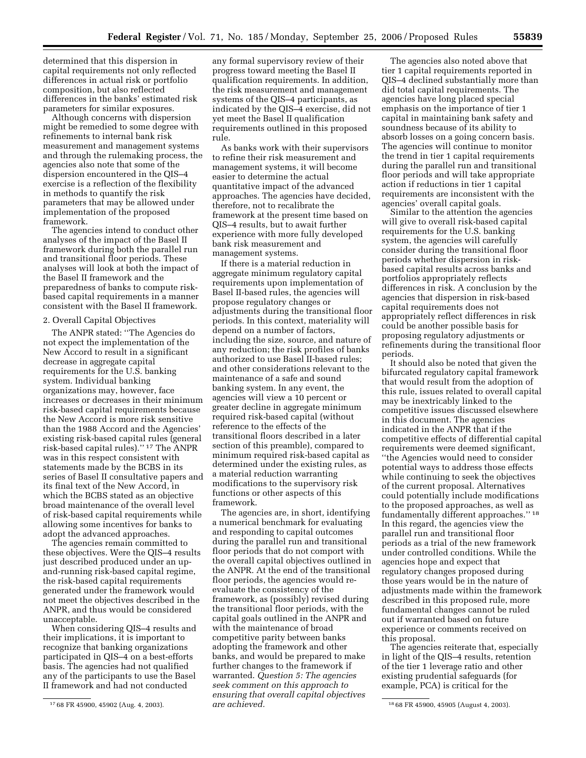determined that this dispersion in capital requirements not only reflected differences in actual risk or portfolio composition, but also reflected differences in the banks' estimated risk parameters for similar exposures.

Although concerns with dispersion might be remedied to some degree with refinements to internal bank risk measurement and management systems and through the rulemaking process, the agencies also note that some of the dispersion encountered in the QIS–4 exercise is a reflection of the flexibility in methods to quantify the risk parameters that may be allowed under implementation of the proposed framework.

The agencies intend to conduct other analyses of the impact of the Basel II framework during both the parallel run and transitional floor periods. These analyses will look at both the impact of the Basel II framework and the preparedness of banks to compute risk-based capital requirements in a manner consistent with the Basel II framework.

2. Overall Capital Objectives

The ANPR stated: ''The Agencies do not expect the implementation of the New Accord to result in a significant decrease in aggregate capital requirements for the U.S. banking system. Individual banking organizations may, however, face increases or decreases in their minimum risk-based capital requirements because the New Accord is more risk sensitive than the 1988 Accord and the Agencies' existing risk-based capital rules (general risk-based capital rules).'' [17] The ANPR was in this respect consistent with statements made by the BCBS in its series of Basel II consultative papers and its final text of the New Accord, in which the BCBS stated as an objective broad maintenance of the overall level of risk-based capital requirements while allowing some incentives for banks to adopt the advanced approaches.

The agencies remain committed to these objectives. Were the QIS–4 results just described produced under an up-and-running risk-based capital regime, the risk-based capital requirements generated under the framework would not meet the objectives described in the ANPR, and thus would be considered unacceptable.

When considering QIS–4 results and their implications, it is important to recognize that banking organizations participated in QIS–4 on a best-efforts basis. The agencies had not qualified any of the participants to use the Basel II framework and had not conducted any formal supervisory review of their progress toward meeting the Basel II qualification requirements. In addition, the risk measurement and management systems of the QIS–4 participants, as indicated by the QIS–4 exercise, did not yet meet the Basel II qualification requirements outlined in this proposed rule.

As banks work with their supervisors to refine their risk measurement and management systems, it will become easier to determine the actual quantitative impact of the advanced approaches. The agencies have decided, therefore, not to recalibrate the framework at the present time based on QIS–4 results, but to await further experience with more fully developed bank risk measurement and management systems.

If there is a material reduction in aggregate minimum regulatory capital requirements upon implementation of Basel II-based rules, the agencies will propose regulatory changes or adjustments during the transitional floor periods. In this context, materiality will depend on a number of factors, including the size, source, and nature of any reduction; the risk profiles of banks authorized to use Basel II-based rules; and other considerations relevant to the maintenance of a safe and sound banking system. In any event, the agencies will view a 10 percent or greater decline in aggregate minimum required risk-based capital (without reference to the effects of the transitional floors described in a later section of this preamble), compared to minimum required risk-based capital as determined under the existing rules, as a material reduction warranting modifications to the supervisory risk functions or other aspects of this framework.

The agencies are, in short, identifying a numerical benchmark for evaluating and responding to capital outcomes during the parallel run and transitional floor periods that do not comport with the overall capital objectives outlined in the ANPR. At the end of the transitional floor periods, the agencies would re-evaluate the consistency of the framework, as (possibly) revised during the transitional floor periods, with the capital goals outlined in the ANPR and with the maintenance of broad competitive parity between banks adopting the framework and other banks, and would be prepared to make further changes to the framework if warranted. *Question 5: The agencies seek comment on this approach to ensuring that overall capital objectives are achieved.*

The agencies also noted above that tier 1 capital requirements reported in QIS–4 declined substantially more than did total capital requirements. The agencies have long placed special emphasis on the importance of tier 1 capital in maintaining bank safety and soundness because of its ability to absorb losses on a going concern basis. The agencies will continue to monitor the trend in tier 1 capital requirements during the parallel run and transitional floor periods and will take appropriate action if reductions in tier 1 capital requirements are inconsistent with the agencies' overall capital goals.

Similar to the attention the agencies will give to overall risk-based capital requirements for the U.S. banking system, the agencies will carefully consider during the transitional floor periods whether dispersion in risk-based capital results across banks and portfolios appropriately reflects differences in risk. A conclusion by the agencies that dispersion in risk-based capital requirements does not appropriately reflect differences in risk could be another possible basis for proposing regulatory adjustments or refinements during the transitional floor periods.

It should also be noted that given the bifurcated regulatory capital framework that would result from the adoption of this rule, issues related to overall capital may be inextricably linked to the competitive issues discussed elsewhere in this document. The agencies indicated in the ANPR that if the competitive effects of differential capital requirements were deemed significant, ''the Agencies would need to consider potential ways to address those effects while continuing to seek the objectives of the current proposal. Alternatives could potentially include modifications to the proposed approaches, as well as fundamentally different approaches.'' [18] In this regard, the agencies view the parallel run and transitional floor periods as a trial of the new framework under controlled conditions. While the agencies hope and expect that regulatory changes proposed during those years would be in the nature of adjustments made within the framework described in this proposed rule, more fundamental changes cannot be ruled out if warranted based on future experience or comments received on this proposal.

The agencies reiterate that, especially in light of the QIS–4 results, retention of the tier 1 leverage ratio and other existing prudential safeguards (for example, PCA) is critical for the

[17] 68 FR 45900, 45902 (Aug. 4, 2003).

[18] 68 FR 45900, 45905 (August 4, 2003).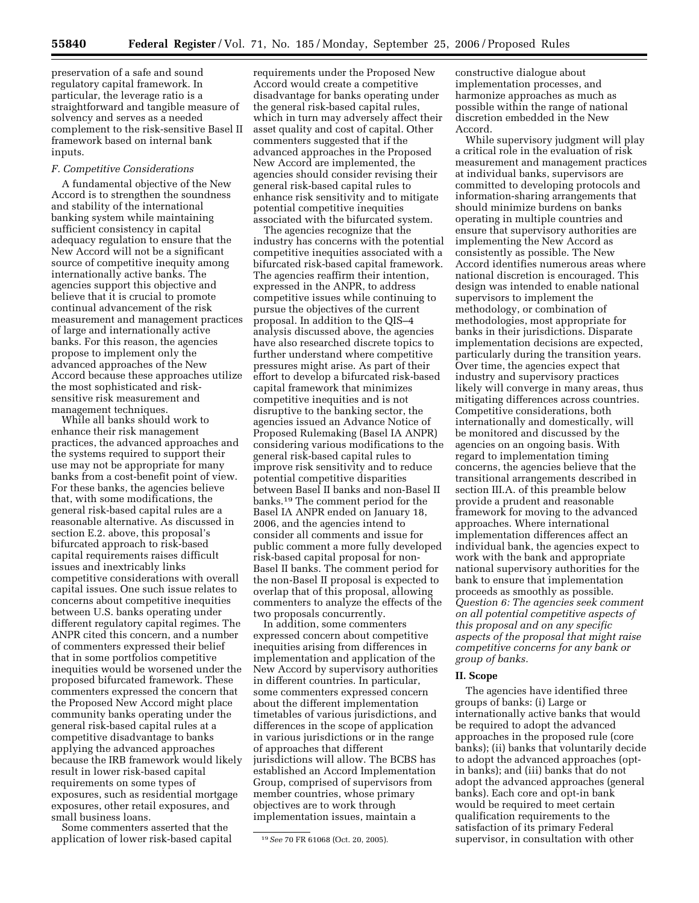preservation of a safe and sound regulatory capital framework. In particular, the leverage ratio is a straightforward and tangible measure of solvency and serves as a needed complement to the risk-sensitive Basel II framework based on internal bank inputs.

### *F. Competitive Considerations*

A fundamental objective of the New Accord is to strengthen the soundness and stability of the international banking system while maintaining sufficient consistency in capital adequacy regulation to ensure that the New Accord will not be a significant source of competitive inequity among internationally active banks. The agencies support this objective and believe that it is crucial to promote continual advancement of the risk measurement and management practices of large and internationally active banks. For this reason, the agencies propose to implement only the advanced approaches of the New Accord because these approaches utilize the most sophisticated and risk-sensitive risk measurement and management techniques.

While all banks should work to enhance their risk management practices, the advanced approaches and the systems required to support their use may not be appropriate for many banks from a cost-benefit point of view. For these banks, the agencies believe that, with some modifications, the general risk-based capital rules are a reasonable alternative. As discussed in section E.2. above, this proposal's bifurcated approach to risk-based capital requirements raises difficult issues and inextricably links competitive considerations with overall capital issues. One such issue relates to concerns about competitive inequities between U.S. banks operating under different regulatory capital regimes. The ANPR cited this concern, and a number of commenters expressed their belief that in some portfolios competitive inequities would be worsened under the proposed bifurcated framework. These commenters expressed the concern that the Proposed New Accord might place community banks operating under the general risk-based capital rules at a competitive disadvantage to banks applying the advanced approaches because the IRB framework would likely result in lower risk-based capital requirements on some types of exposures, such as residential mortgage exposures, other retail exposures, and small business loans.

Some commenters asserted that the application of lower risk-based capital requirements under the Proposed New Accord would create a competitive disadvantage for banks operating under the general risk-based capital rules, which in turn may adversely affect their asset quality and cost of capital. Other commenters suggested that if the advanced approaches in the Proposed New Accord are implemented, the agencies should consider revising their general risk-based capital rules to enhance risk sensitivity and to mitigate potential competitive inequities associated with the bifurcated system.

The agencies recognize that the industry has concerns with the potential competitive inequities associated with a bifurcated risk-based capital framework. The agencies reaffirm their intention, expressed in the ANPR, to address competitive issues while continuing to pursue the objectives of the current proposal. In addition to the QIS–4 analysis discussed above, the agencies have also researched discrete topics to further understand where competitive pressures might arise. As part of their effort to develop a bifurcated risk-based capital framework that minimizes competitive inequities and is not disruptive to the banking sector, the agencies issued an Advance Notice of Proposed Rulemaking (Basel IA ANPR) considering various modifications to the general risk-based capital rules to improve risk sensitivity and to reduce potential competitive disparities between Basel II banks and non-Basel II banks.[19] The comment period for the Basel IA ANPR ended on January 18, 2006, and the agencies intend to consider all comments and issue for public comment a more fully developed risk-based capital proposal for non-Basel II banks. The comment period for the non-Basel II proposal is expected to overlap that of this proposal, allowing commenters to analyze the effects of the two proposals concurrently.

In addition, some commenters expressed concern about competitive inequities arising from differences in implementation and application of the New Accord by supervisory authorities in different countries. In particular, some commenters expressed concern about the different implementation timetables of various jurisdictions, and differences in the scope of application in various jurisdictions or in the range of approaches that different jurisdictions will allow. The BCBS has established an Accord Implementation Group, comprised of supervisors from member countries, whose primary objectives are to work through implementation issues, maintain a constructive dialogue about implementation processes, and harmonize approaches as much as possible within the range of national discretion embedded in the New Accord.

While supervisory judgment will play a critical role in the evaluation of risk measurement and management practices at individual banks, supervisors are committed to developing protocols and information-sharing arrangements that should minimize burdens on banks operating in multiple countries and ensure that supervisory authorities are implementing the New Accord as consistently as possible. The New Accord identifies numerous areas where national discretion is encouraged. This design was intended to enable national supervisors to implement the methodology, or combination of methodologies, most appropriate for banks in their jurisdictions. Disparate implementation decisions are expected, particularly during the transition years. Over time, the agencies expect that industry and supervisory practices likely will converge in many areas, thus mitigating differences across countries. Competitive considerations, both internationally and domestically, will be monitored and discussed by the agencies on an ongoing basis. With regard to implementation timing concerns, the agencies believe that the transitional arrangements described in section III.A. of this preamble below provide a prudent and reasonable framework for moving to the advanced approaches. Where international implementation differences affect an individual bank, the agencies expect to work with the bank and appropriate national supervisory authorities for the bank to ensure that implementation proceeds as smoothly as possible.

*Question 6: The agencies seek comment on all potential competitive aspects of this proposal and on any specific aspects of the proposal that might raise competitive concerns for any bank or group of banks.*

## II. Scope

The agencies have identified three groups of banks: (i) Large or internationally active banks that would be required to adopt the advanced approaches in the proposed rule (core banks); (ii) banks that voluntarily decide to adopt the advanced approaches (opt-in banks); and (iii) banks that do not adopt the advanced approaches (general banks). Each core and opt-in bank would be required to meet certain qualification requirements to the satisfaction of its primary Federal supervisor, in consultation with other

---

[19] *See* 70 FR 61068 (Oct. 20, 2005).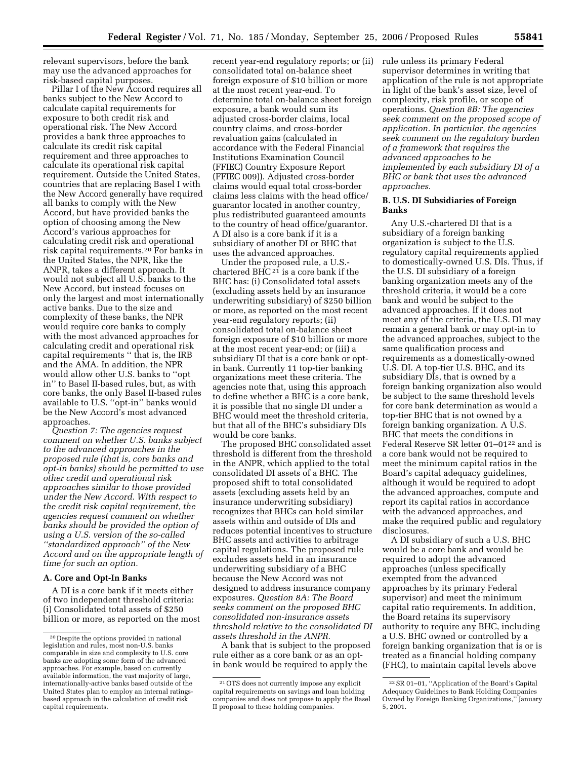relevant supervisors, before the bank may use the advanced approaches for risk-based capital purposes.

Pillar I of the New Accord requires all banks subject to the New Accord to calculate capital requirements for exposure to both credit risk and operational risk. The New Accord provides a bank three approaches to calculate its credit risk capital requirement and three approaches to calculate its operational risk capital requirement. Outside the United States, countries that are replacing Basel I with the New Accord generally have required all banks to comply with the New Accord, but have provided banks the option of choosing among the New Accord's various approaches for calculating credit risk and operational risk capital requirements.[20] For banks in the United States, the NPR, like the ANPR, takes a different approach. It would not subject all U.S. banks to the New Accord, but instead focuses on only the largest and most internationally active banks. Due to the size and complexity of these banks, the NPR would require core banks to comply with the most advanced approaches for calculating credit and operational risk capital requirements '' that is, the IRB and the AMA. In addition, the NPR would allow other U.S. banks to ''opt in'' to Basel II-based rules, but, as with core banks, the only Basel II-based rules available to U.S. ''opt-in'' banks would be the New Accord's most advanced approaches.

*Question 7: The agencies request comment on whether U.S. banks subject to the advanced approaches in the proposed rule (that is, core banks and opt-in banks) should be permitted to use other credit and operational risk approaches similar to those provided under the New Accord. With respect to the credit risk capital requirement, the agencies request comment on whether banks should be provided the option of using a U.S. version of the so-called ''standardized approach'' of the New Accord and on the appropriate length of time for such an option.*

### A. Core and Opt-In Banks

A DI is a core bank if it meets either of two independent threshold criteria: (i) Consolidated total assets of $250 billion or more, as reported on the most recent year-end regulatory reports; or (ii) consolidated total on-balance sheet foreign exposure of $10 billion or more at the most recent year-end. To determine total on-balance sheet foreign exposure, a bank would sum its adjusted cross-border claims, local country claims, and cross-border revaluation gains (calculated in accordance with the Federal Financial Institutions Examination Council (FFIEC) Country Exposure Report (FFIEC 009)). Adjusted cross-border claims would equal total cross-border claims less claims with the head office/guarantor located in another country, plus redistributed guaranteed amounts to the country of head office/guarantor. A DI also is a core bank if it is a subsidiary of another DI or BHC that uses the advanced approaches.

Under the proposed rule, a U.S.-chartered BHC[21] is a core bank if the BHC has: (i) Consolidated total assets (excluding assets held by an insurance underwriting subsidiary) of $250 billion or more, as reported on the most recent year-end regulatory reports; (ii) consolidated total on-balance sheet foreign exposure of $10 billion or more at the most recent year-end; or (iii) a subsidiary DI that is a core bank or opt-in bank. Currently 11 top-tier banking organizations meet these criteria. The agencies note that, using this approach to define whether a BHC is a core bank, it is possible that no single DI under a BHC would meet the threshold criteria, but that all of the BHC's subsidiary DIs would be core banks.

The proposed BHC consolidated asset threshold is different from the threshold in the ANPR, which applied to the total consolidated DI assets of a BHC. The proposed shift to total consolidated assets (excluding assets held by an insurance underwriting subsidiary) recognizes that BHCs can hold similar assets within and outside of DIs and reduces potential incentives to structure BHC assets and activities to arbitrage capital regulations. The proposed rule excludes assets held in an insurance underwriting subsidiary of a BHC because the New Accord was not designed to address insurance company exposures. *Question 8A: The Board seeks comment on the proposed BHC consolidated non-insurance assets threshold relative to the consolidated DI assets threshold in the ANPR.*

A bank that is subject to the proposed rule either as a core bank or as an opt-in bank would be required to apply the rule unless its primary Federal supervisor determines in writing that application of the rule is not appropriate in light of the bank's asset size, level of complexity, risk profile, or scope of operations. *Question 8B: The agencies seek comment on the proposed scope of application. In particular, the agencies seek comment on the regulatory burden of a framework that requires the advanced approaches to be implemented by each subsidiary DI of a BHC or bank that uses the advanced approaches.*

### B. U.S. DI Subsidiaries of Foreign Banks

Any U.S.-chartered DI that is a subsidiary of a foreign banking organization is subject to the U.S. regulatory capital requirements applied to domestically-owned U.S. DIs. Thus, if the U.S. DI subsidiary of a foreign banking organization meets any of the threshold criteria, it would be a core bank and would be subject to the advanced approaches. If it does not meet any of the criteria, the U.S. DI may remain a general bank or may opt-in to the advanced approaches, subject to the same qualification process and requirements as a domestically-owned U.S. DI. A top-tier U.S. BHC, and its subsidiary DIs, that is owned by a foreign banking organization also would be subject to the same threshold levels for core bank determination as would a top-tier BHC that is not owned by a foreign banking organization. A U.S. BHC that meets the conditions in Federal Reserve SR letter 01–01[22] and is a core bank would not be required to meet the minimum capital ratios in the Board's capital adequacy guidelines, although it would be required to adopt the advanced approaches, compute and report its capital ratios in accordance with the advanced approaches, and make the required public and regulatory disclosures.

A DI subsidiary of such a U.S. BHC would be a core bank and would be required to adopt the advanced approaches (unless specifically exempted from the advanced approaches by its primary Federal supervisor) and meet the minimum capital ratio requirements. In addition, the Board retains its supervisory authority to require any BHC, including a U.S. BHC owned or controlled by a foreign banking organization that is or is treated as a financial holding company (FHC), to maintain capital levels above

---

[20] Despite the options provided in national legislation and rules, most non-U.S. banks comparable in size and complexity to U.S. core banks are adopting some form of the advanced approaches. For example, based on currently available information, the vast majority of large, internationally-active banks based outside of the United States plan to employ an internal ratings-based approach in the calculation of credit risk capital requirements.

[21] OTS does not currently impose any explicit capital requirements on savings and loan holding companies and does not propose to apply the Basel II proposal to these holding companies.

[22] SR 01–01, ''Application of the Board's Capital Adequacy Guidelines to Bank Holding Companies Owned by Foreign Banking Organizations,'' January 5, 2001.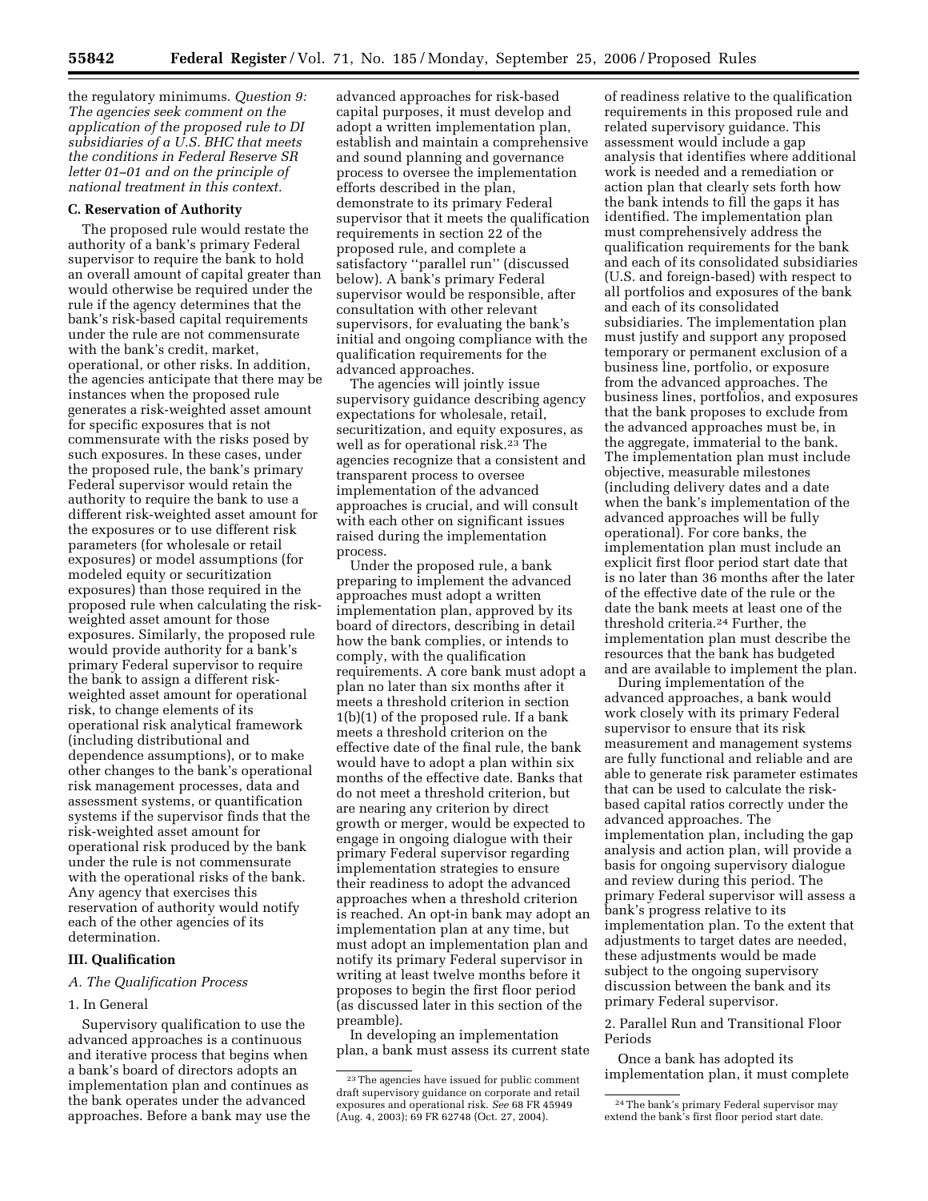the regulatory minimums. *Question 9: The agencies seek comment on the application of the proposed rule to DI subsidiaries of a U.S. BHC that meets the conditions in Federal Reserve SR letter 01–01 and on the principle of national treatment in this context.*

### C. Reservation of Authority

The proposed rule would restate the authority of a bank's primary Federal supervisor to require the bank to hold an overall amount of capital greater than would otherwise be required under the rule if the agency determines that the bank's risk-based capital requirements under the rule are not commensurate with the bank's credit, market, operational, or other risks. In addition, the agencies anticipate that there may be instances when the proposed rule generates a risk-weighted asset amount for specific exposures that is not commensurate with the risks posed by such exposures. In these cases, under the proposed rule, the bank's primary Federal supervisor would retain the authority to require the bank to use a different risk-weighted asset amount for the exposures or to use different risk parameters (for wholesale or retail exposures) or model assumptions (for modeled equity or securitization exposures) than those required in the proposed rule when calculating the risk-weighted asset amount for those exposures. Similarly, the proposed rule would provide authority for a bank's primary Federal supervisor to require the bank to assign a different risk-weighted asset amount for operational risk, to change elements of its operational risk analytical framework (including distributional and dependence assumptions), or to make other changes to the bank's operational risk management processes, data and assessment systems, or quantification systems if the supervisor finds that the risk-weighted asset amount for operational risk produced by the bank under the rule is not commensurate with the operational risks of the bank. Any agency that exercises this reservation of authority would notify each of the other agencies of its determination.

## III. Qualification

### A. The Qualification Process

#### 1. In General

Supervisory qualification to use the advanced approaches is a continuous and iterative process that begins when a bank's board of directors adopts an implementation plan and continues as the bank operates under the advanced approaches. Before a bank may use the advanced approaches for risk-based capital purposes, it must develop and adopt a written implementation plan, establish and maintain a comprehensive and sound planning and governance process to oversee the implementation efforts described in the plan, demonstrate to its primary Federal supervisor that it meets the qualification requirements in section 22 of the proposed rule, and complete a satisfactory ''parallel run'' (discussed below). A bank's primary Federal supervisor would be responsible, after consultation with other relevant supervisors, for evaluating the bank's initial and ongoing compliance with the qualification requirements for the advanced approaches.

The agencies will jointly issue supervisory guidance describing agency expectations for wholesale, retail, securitization, and equity exposures, as well as for operational risk.[23] The agencies recognize that a consistent and transparent process to oversee implementation of the advanced approaches is crucial, and will consult with each other on significant issues raised during the implementation process.

Under the proposed rule, a bank preparing to implement the advanced approaches must adopt a written implementation plan, approved by its board of directors, describing in detail how the bank complies, or intends to comply, with the qualification requirements. A core bank must adopt a plan no later than six months after it meets a threshold criterion in section 1(b)(1) of the proposed rule. If a bank meets a threshold criterion on the effective date of the final rule, the bank would have to adopt a plan within six months of the effective date. Banks that do not meet a threshold criterion, but are nearing any criterion by direct growth or merger, would be expected to engage in ongoing dialogue with their primary Federal supervisor regarding implementation strategies to ensure their readiness to adopt the advanced approaches when a threshold criterion is reached. An opt-in bank may adopt an implementation plan at any time, but must adopt an implementation plan and notify its primary Federal supervisor in writing at least twelve months before it proposes to begin the first floor period (as discussed later in this section of the preamble).

In developing an implementation plan, a bank must assess its current state of readiness relative to the qualification requirements in this proposed rule and related supervisory guidance. This assessment would include a gap analysis that identifies where additional work is needed and a remediation or action plan that clearly sets forth how the bank intends to fill the gaps it has identified. The implementation plan must comprehensively address the qualification requirements for the bank and each of its consolidated subsidiaries (U.S. and foreign-based) with respect to all portfolios and exposures of the bank and each of its consolidated subsidiaries. The implementation plan must justify and support any proposed temporary or permanent exclusion of a business line, portfolio, or exposure from the advanced approaches. The business lines, portfolios, and exposures that the bank proposes to exclude from the advanced approaches must be, in the aggregate, immaterial to the bank. The implementation plan must include objective, measurable milestones (including delivery dates and a date when the bank's implementation of the advanced approaches will be fully operational). For core banks, the implementation plan must include an explicit first floor period start date that is no later than 36 months after the later of the effective date of the rule or the date the bank meets at least one of the threshold criteria.[24] Further, the implementation plan must describe the resources that the bank has budgeted and are available to implement the plan.

During implementation of the advanced approaches, a bank would work closely with its primary Federal supervisor to ensure that its risk measurement and management systems are fully functional and reliable and are able to generate risk parameter estimates that can be used to calculate the risk-based capital ratios correctly under the advanced approaches. The implementation plan, including the gap analysis and action plan, will provide a basis for ongoing supervisory dialogue and review during this period. The primary Federal supervisor will assess a bank's progress relative to its implementation plan. To the extent that adjustments to target dates are needed, these adjustments would be made subject to the ongoing supervisory discussion between the bank and its primary Federal supervisor.

#### 2. Parallel Run and Transitional Floor Periods

Once a bank has adopted its implementation plan, it must complete

---

[23] The agencies have issued for public comment draft supervisory guidance on corporate and retail exposures and operational risk. *See* 68 FR 45949 (Aug. 4, 2003); 69 FR 62748 (Oct. 27, 2004).

[24] The bank's primary Federal supervisor may extend the bank's first floor period start date.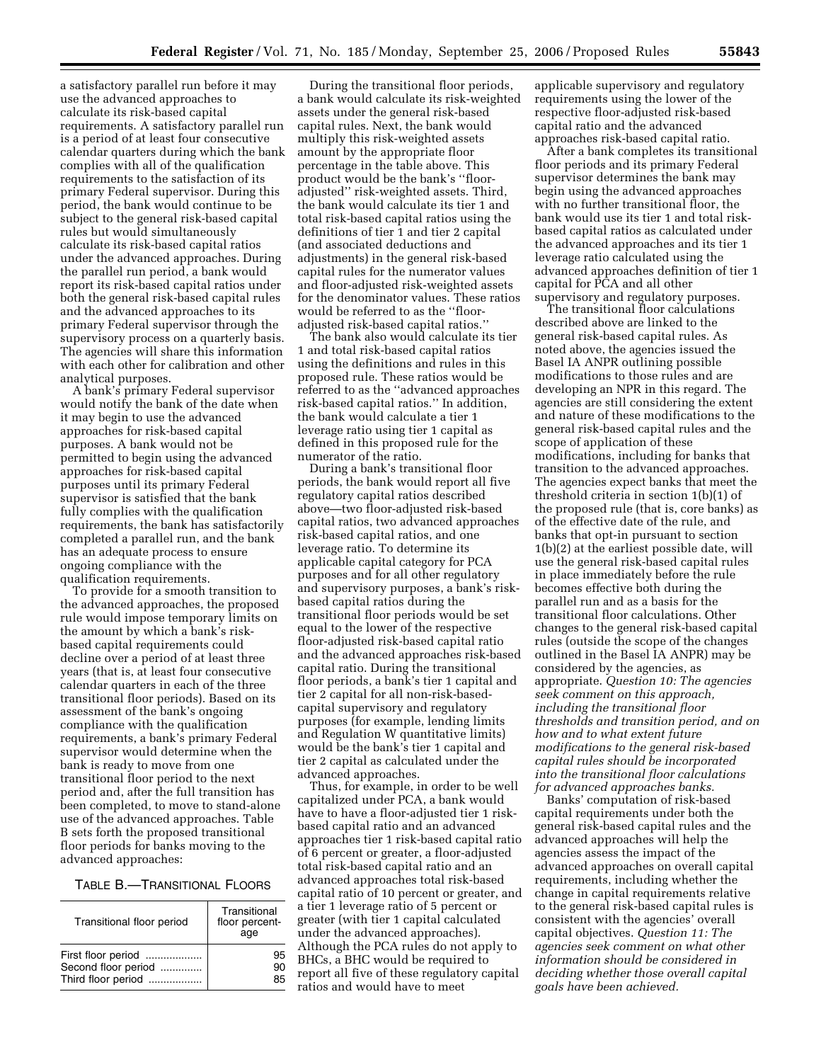a satisfactory parallel run before it may use the advanced approaches to calculate its risk-based capital requirements. A satisfactory parallel run is a period of at least four consecutive calendar quarters during which the bank complies with all of the qualification requirements to the satisfaction of its primary Federal supervisor. During this period, the bank would continue to be subject to the general risk-based capital rules but would simultaneously calculate its risk-based capital ratios under the advanced approaches. During the parallel run period, a bank would report its risk-based capital ratios under both the general risk-based capital rules and the advanced approaches to its primary Federal supervisor through the supervisory process on a quarterly basis. The agencies will share this information with each other for calibration and other analytical purposes.

A bank's primary Federal supervisor would notify the bank of the date when it may begin to use the advanced approaches for risk-based capital purposes. A bank would not be permitted to begin using the advanced approaches for risk-based capital purposes until its primary Federal supervisor is satisfied that the bank fully complies with the qualification requirements, the bank has satisfactorily completed a parallel run, and the bank has an adequate process to ensure ongoing compliance with the qualification requirements.

To provide for a smooth transition to the advanced approaches, the proposed rule would impose temporary limits on the amount by which a bank's risk-based capital requirements could decline over a period of at least three years (that is, at least four consecutive calendar quarters in each of the three transitional floor periods). Based on its assessment of the bank's ongoing compliance with the qualification requirements, a bank's primary Federal supervisor would determine when the bank is ready to move from one transitional floor period to the next period and, after the full transition has been completed, to move to stand-alone use of the advanced approaches. Table B sets forth the proposed transitional floor periods for banks moving to the advanced approaches:

TABLE B.—TRANSITIONAL FLOORS

| Transitional floor period | Transitional floor percentage |
|---|---|
| First floor period | 95 |
| Second floor period | 90 |
| Third floor period | 85 |

During the transitional floor periods, a bank would calculate its risk-weighted assets under the general risk-based capital rules. Next, the bank would multiply this risk-weighted assets amount by the appropriate floor percentage in the table above. This product would be the bank's "floor-adjusted" risk-weighted assets. Third, the bank would calculate its tier 1 and total risk-based capital ratios using the definitions of tier 1 and tier 2 capital (and associated deductions and adjustments) in the general risk-based capital rules for the numerator values and floor-adjusted risk-weighted assets for the denominator values. These ratios would be referred to as the "floor-adjusted risk-based capital ratios."

The bank also would calculate its tier 1 and total risk-based capital ratios using the definitions and rules in this proposed rule. These ratios would be referred to as the "advanced approaches risk-based capital ratios." In addition, the bank would calculate a tier 1 leverage ratio using tier 1 capital as defined in this proposed rule for the numerator of the ratio.

During a bank's transitional floor periods, the bank would report all five regulatory capital ratios described above—two floor-adjusted risk-based capital ratios, two advanced approaches risk-based capital ratios, and one leverage ratio. To determine its applicable capital category for PCA purposes and for all other regulatory and supervisory purposes, a bank's risk-based capital ratios during the transitional floor periods would be set equal to the lower of the respective floor-adjusted risk-based capital ratio and the advanced approaches risk-based capital ratio. During the transitional floor periods, a bank's tier 1 capital and tier 2 capital for all non-risk-based-capital supervisory and regulatory purposes (for example, lending limits and Regulation W quantitative limits) would be the bank's tier 1 capital and tier 2 capital as calculated under the advanced approaches.

Thus, for example, in order to be well capitalized under PCA, a bank would have to have a floor-adjusted tier 1 risk-based capital ratio and an advanced approaches tier 1 risk-based capital ratio of 6 percent or greater, a floor-adjusted total risk-based capital ratio and an advanced approaches total risk-based capital ratio of 10 percent or greater, and a tier 1 leverage ratio of 5 percent or greater (with tier 1 capital calculated under the advanced approaches). Although the PCA rules do not apply to BHCs, a BHC would be required to report all five of these regulatory capital ratios and would have to meet applicable supervisory and regulatory requirements using the lower of the respective floor-adjusted risk-based capital ratio and the advanced approaches risk-based capital ratio.

After a bank completes its transitional floor periods and its primary Federal supervisor determines the bank may begin using the advanced approaches with no further transitional floor, the bank would use its tier 1 and total risk-based capital ratios as calculated under the advanced approaches and its tier 1 leverage ratio calculated using the advanced approaches definition of tier 1 capital for PCA and all other supervisory and regulatory purposes.

The transitional floor calculations described above are linked to the general risk-based capital rules. As noted above, the agencies issued the Basel IA ANPR outlining possible modifications to those rules and are developing an NPR in this regard. The agencies are still considering the extent and nature of these modifications to the general risk-based capital rules and the scope of application of these modifications, including for banks that transition to the advanced approaches. The agencies expect banks that meet the threshold criteria in section 1(b)(1) of the proposed rule (that is, core banks) as of the effective date of the rule, and banks that opt-in pursuant to section 1(b)(2) at the earliest possible date, will use the general risk-based capital rules in place immediately before the rule becomes effective both during the parallel run and as a basis for the transitional floor calculations. Other changes to the general risk-based capital rules (outside the scope of the changes outlined in the Basel IA ANPR) may be considered by the agencies, as appropriate. *Question 10: The agencies seek comment on this approach, including the transitional floor thresholds and transition period, and on how and to what extent future modifications to the general risk-based capital rules should be incorporated into the transitional floor calculations for advanced approaches banks.*

Banks' computation of risk-based capital requirements under both the general risk-based capital rules and the advanced approaches will help the agencies assess the impact of the advanced approaches on overall capital requirements, including whether the change in capital requirements relative to the general risk-based capital rules is consistent with the agencies' overall capital objectives. *Question 11: The agencies seek comment on what other information should be considered in deciding whether those overall capital goals have been achieved.*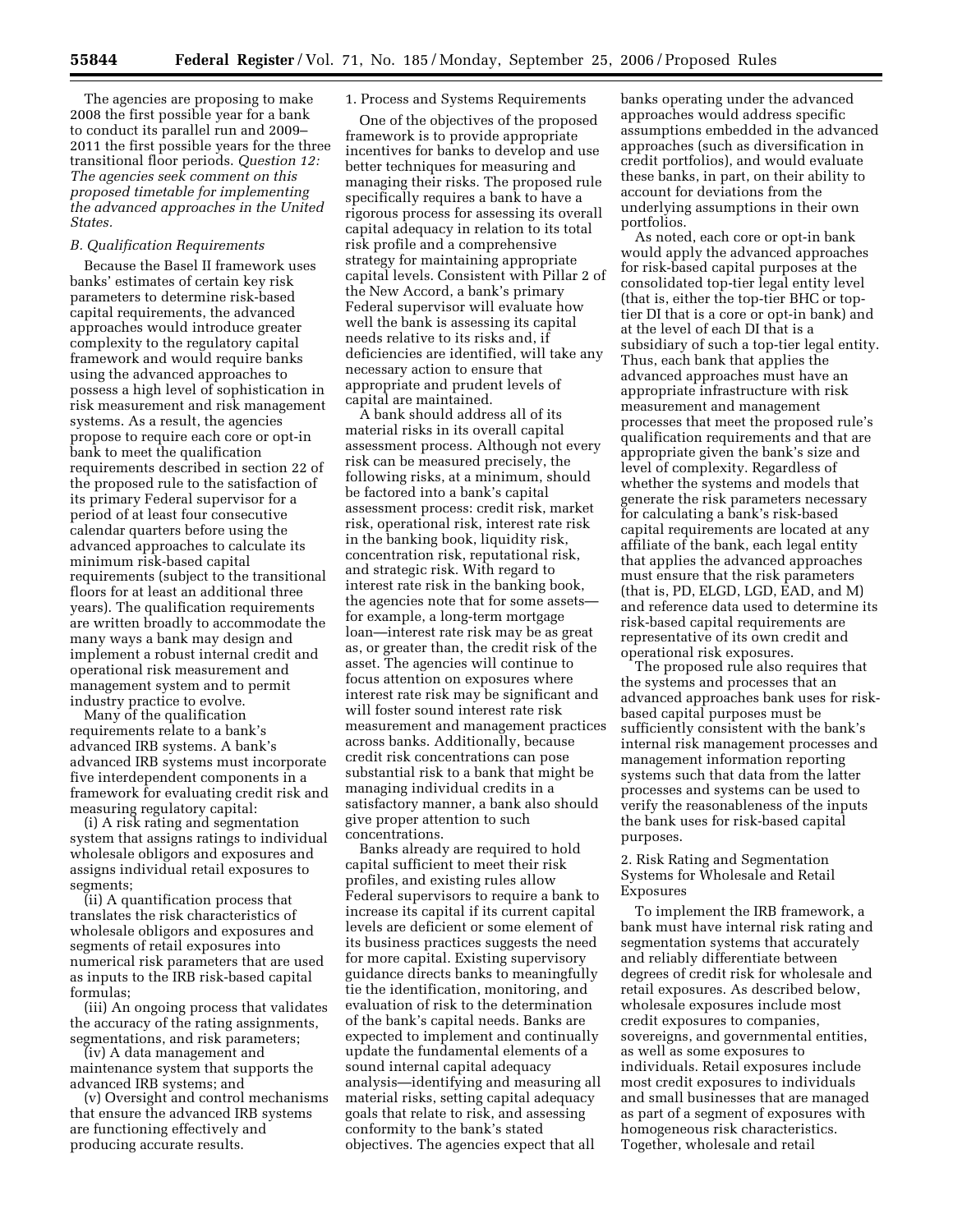The agencies are proposing to make 2008 the first possible year for a bank to conduct its parallel run and 2009–2011 the first possible years for the three transitional floor periods. *Question 12: The agencies seek comment on this proposed timetable for implementing the advanced approaches in the United States.*

*B. Qualification Requirements*

Because the Basel II framework uses banks' estimates of certain key risk parameters to determine risk-based capital requirements, the advanced approaches would introduce greater complexity to the regulatory capital framework and would require banks using the advanced approaches to possess a high level of sophistication in risk measurement and risk management systems. As a result, the agencies propose to require each core or opt-in bank to meet the qualification requirements described in section 22 of the proposed rule to the satisfaction of its primary Federal supervisor for a period of at least four consecutive calendar quarters before using the advanced approaches to calculate its minimum risk-based capital requirements (subject to the transitional floors for at least an additional three years). The qualification requirements are written broadly to accommodate the many ways a bank may design and implement a robust internal credit and operational risk measurement and management system and to permit industry practice to evolve.

Many of the qualification requirements relate to a bank's advanced IRB systems. A bank's advanced IRB systems must incorporate five interdependent components in a framework for evaluating credit risk and measuring regulatory capital:

(i) A risk rating and segmentation system that assigns ratings to individual wholesale obligors and exposures and assigns individual retail exposures to segments;

(ii) A quantification process that translates the risk characteristics of wholesale obligors and exposures and segments of retail exposures into numerical risk parameters that are used as inputs to the IRB risk-based capital formulas;

(iii) An ongoing process that validates the accuracy of the rating assignments, segmentations, and risk parameters;

(iv) A data management and maintenance system that supports the advanced IRB systems; and

(v) Oversight and control mechanisms that ensure the advanced IRB systems are functioning effectively and producing accurate results.

1. Process and Systems Requirements

One of the objectives of the proposed framework is to provide appropriate incentives for banks to develop and use better techniques for measuring and managing their risks. The proposed rule specifically requires a bank to have a rigorous process for assessing its overall capital adequacy in relation to its total risk profile and a comprehensive strategy for maintaining appropriate capital levels. Consistent with Pillar 2 of the New Accord, a bank's primary Federal supervisor will evaluate how well the bank is assessing its capital needs relative to its risks and, if deficiencies are identified, will take any necessary action to ensure that appropriate and prudent levels of capital are maintained.

A bank should address all of its material risks in its overall capital assessment process. Although not every risk can be measured precisely, the following risks, at a minimum, should be factored into a bank's capital assessment process: credit risk, market risk, operational risk, interest rate risk in the banking book, liquidity risk, concentration risk, reputational risk, and strategic risk. With regard to interest rate risk in the banking book, the agencies note that for some assets—for example, a long-term mortgage loan—interest rate risk may be as great as, or greater than, the credit risk of the asset. The agencies will continue to focus attention on exposures where interest rate risk may be significant and will foster sound interest rate risk measurement and management practices across banks. Additionally, because credit risk concentrations can pose substantial risk to a bank that might be managing individual credits in a satisfactory manner, a bank also should give proper attention to such concentrations.

Banks already are required to hold capital sufficient to meet their risk profiles, and existing rules allow Federal supervisors to require a bank to increase its capital if its current capital levels are deficient or some element of its business practices suggests the need for more capital. Existing supervisory guidance directs banks to meaningfully tie the identification, monitoring, and evaluation of risk to the determination of the bank's capital needs. Banks are expected to implement and continually update the fundamental elements of a sound internal capital adequacy analysis—identifying and measuring all material risks, setting capital adequacy goals that relate to risk, and assessing conformity to the bank's stated objectives. The agencies expect that all banks operating under the advanced approaches would address specific assumptions embedded in the advanced approaches (such as diversification in credit portfolios), and would evaluate these banks, in part, on their ability to account for deviations from the underlying assumptions in their own portfolios.

As noted, each core or opt-in bank would apply the advanced approaches for risk-based capital purposes at the consolidated top-tier legal entity level (that is, either the top-tier BHC or top-tier DI that is a core or opt-in bank) and at the level of each DI that is a subsidiary of such a top-tier legal entity. Thus, each bank that applies the advanced approaches must have an appropriate infrastructure with risk measurement and management processes that meet the proposed rule's qualification requirements and that are appropriate given the bank's size and level of complexity. Regardless of whether the systems and models that generate the risk parameters necessary for calculating a bank's risk-based capital requirements are located at any affiliate of the bank, each legal entity that applies the advanced approaches must ensure that the risk parameters (that is, PD, ELGD, LGD, EAD, and M) and reference data used to determine its risk-based capital requirements are representative of its own credit and operational risk exposures.

The proposed rule also requires that the systems and processes that an advanced approaches bank uses for risk-based capital purposes must be sufficiently consistent with the bank's internal risk management processes and management information reporting systems such that data from the latter processes and systems can be used to verify the reasonableness of the inputs the bank uses for risk-based capital purposes.

2. Risk Rating and Segmentation Systems for Wholesale and Retail Exposures

To implement the IRB framework, a bank must have internal risk rating and segmentation systems that accurately and reliably differentiate between degrees of credit risk for wholesale and retail exposures. As described below, wholesale exposures include most credit exposures to companies, sovereigns, and governmental entities, as well as some exposures to individuals. Retail exposures include most credit exposures to individuals and small businesses that are managed as part of a segment of exposures with homogeneous risk characteristics. Together, wholesale and retail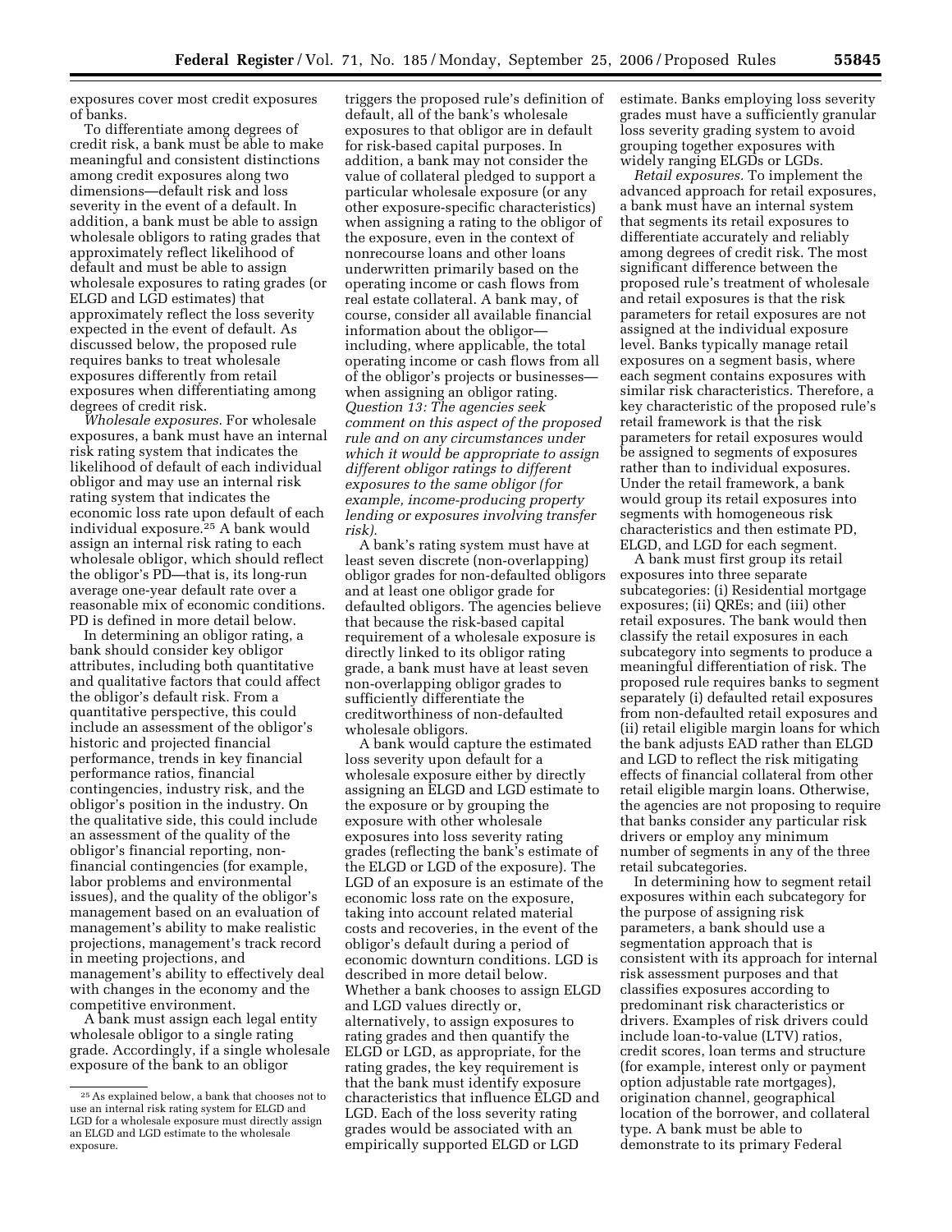exposures cover most credit exposures of banks.

To differentiate among degrees of credit risk, a bank must be able to make meaningful and consistent distinctions among credit exposures along two dimensions—default risk and loss severity in the event of a default. In addition, a bank must be able to assign wholesale obligors to rating grades that approximately reflect likelihood of default and must be able to assign wholesale exposures to rating grades (or ELGD and LGD estimates) that approximately reflect the loss severity expected in the event of default. As discussed below, the proposed rule requires banks to treat wholesale exposures differently from retail exposures when differentiating among degrees of credit risk.

*Wholesale exposures.* For wholesale exposures, a bank must have an internal risk rating system that indicates the likelihood of default of each individual obligor and may use an internal risk rating system that indicates the economic loss rate upon default of each individual exposure.[25] A bank would assign an internal risk rating to each wholesale obligor, which should reflect the obligor's PD—that is, its long-run average one-year default rate over a reasonable mix of economic conditions. PD is defined in more detail below.

In determining an obligor rating, a bank should consider key obligor attributes, including both quantitative and qualitative factors that could affect the obligor's default risk. From a quantitative perspective, this could include an assessment of the obligor's historic and projected financial performance, trends in key financial performance ratios, financial contingencies, industry risk, and the obligor's position in the industry. On the qualitative side, this could include an assessment of the quality of the obligor's financial reporting, non-financial contingencies (for example, labor problems and environmental issues), and the quality of the obligor's management based on an evaluation of management's ability to make realistic projections, management's track record in meeting projections, and management's ability to effectively deal with changes in the economy and the competitive environment.

A bank must assign each legal entity wholesale obligor to a single rating grade. Accordingly, if a single wholesale exposure of the bank to an obligor triggers the proposed rule's definition of default, all of the bank's wholesale exposures to that obligor are in default for risk-based capital purposes. In addition, a bank may not consider the value of collateral pledged to support a particular wholesale exposure (or any other exposure-specific characteristics) when assigning a rating to the obligor of the exposure, even in the context of nonrecourse loans and other loans underwritten primarily based on the operating income or cash flows from real estate collateral. A bank may, of course, consider all available financial information about the obligor—including, where applicable, the total operating income or cash flows from all of the obligor's projects or businesses—when assigning an obligor rating. *Question 13: The agencies seek comment on this aspect of the proposed rule and on any circumstances under which it would be appropriate to assign different obligor ratings to different exposures to the same obligor (for example, income-producing property lending or exposures involving transfer risk).*

A bank's rating system must have at least seven discrete (non-overlapping) obligor grades for non-defaulted obligors and at least one obligor grade for defaulted obligors. The agencies believe that because the risk-based capital requirement of a wholesale exposure is directly linked to its obligor rating grade, a bank must have at least seven non-overlapping obligor grades to sufficiently differentiate the creditworthiness of non-defaulted wholesale obligors.

A bank would capture the estimated loss severity upon default for a wholesale exposure either by directly assigning an ELGD and LGD estimate to the exposure or by grouping the exposure with other wholesale exposures into loss severity rating grades (reflecting the bank's estimate of the ELGD or LGD of the exposure). The LGD of an exposure is an estimate of the economic loss rate on the exposure, taking into account related material costs and recoveries, in the event of the obligor's default during a period of economic downturn conditions. LGD is described in more detail below. Whether a bank chooses to assign ELGD and LGD values directly or, alternatively, to assign exposures to rating grades and then quantify the ELGD or LGD, as appropriate, for the rating grades, the key requirement is that the bank must identify exposure characteristics that influence ELGD and LGD. Each of the loss severity rating grades would be associated with an empirically supported ELGD or LGD estimate. Banks employing loss severity grades must have a sufficiently granular loss severity grading system to avoid grouping together exposures with widely ranging ELGDs or LGDs.

*Retail exposures.* To implement the advanced approach for retail exposures, a bank must have an internal system that segments its retail exposures to differentiate accurately and reliably among degrees of credit risk. The most significant difference between the proposed rule's treatment of wholesale and retail exposures is that the risk parameters for retail exposures are not assigned at the individual exposure level. Banks typically manage retail exposures on a segment basis, where each segment contains exposures with similar risk characteristics. Therefore, a key characteristic of the proposed rule's retail framework is that the risk parameters for retail exposures would be assigned to segments of exposures rather than to individual exposures. Under the retail framework, a bank would group its retail exposures into segments with homogeneous risk characteristics and then estimate PD, ELGD, and LGD for each segment.

A bank must first group its retail exposures into three separate subcategories: (i) Residential mortgage exposures; (ii) QREs; and (iii) other retail exposures. The bank would then classify the retail exposures in each subcategory into segments to produce a meaningful differentiation of risk. The proposed rule requires banks to segment separately (i) defaulted retail exposures from non-defaulted retail exposures and (ii) retail eligible margin loans for which the bank adjusts EAD rather than ELGD and LGD to reflect the risk mitigating effects of financial collateral from other retail eligible margin loans. Otherwise, the agencies are not proposing to require that banks consider any particular risk drivers or employ any minimum number of segments in any of the three retail subcategories.

In determining how to segment retail exposures within each subcategory for the purpose of assigning risk parameters, a bank should use a segmentation approach that is consistent with its approach for internal risk assessment purposes and that classifies exposures according to predominant risk characteristics or drivers. Examples of risk drivers could include loan-to-value (LTV) ratios, credit scores, loan terms and structure (for example, interest only or payment option adjustable rate mortgages), origination channel, geographical location of the borrower, and collateral type. A bank must be able to demonstrate to its primary Federal

---

[25] As explained below, a bank that chooses not to use an internal risk rating system for ELGD and LGD for a wholesale exposure must directly assign an ELGD and LGD estimate to the wholesale exposure.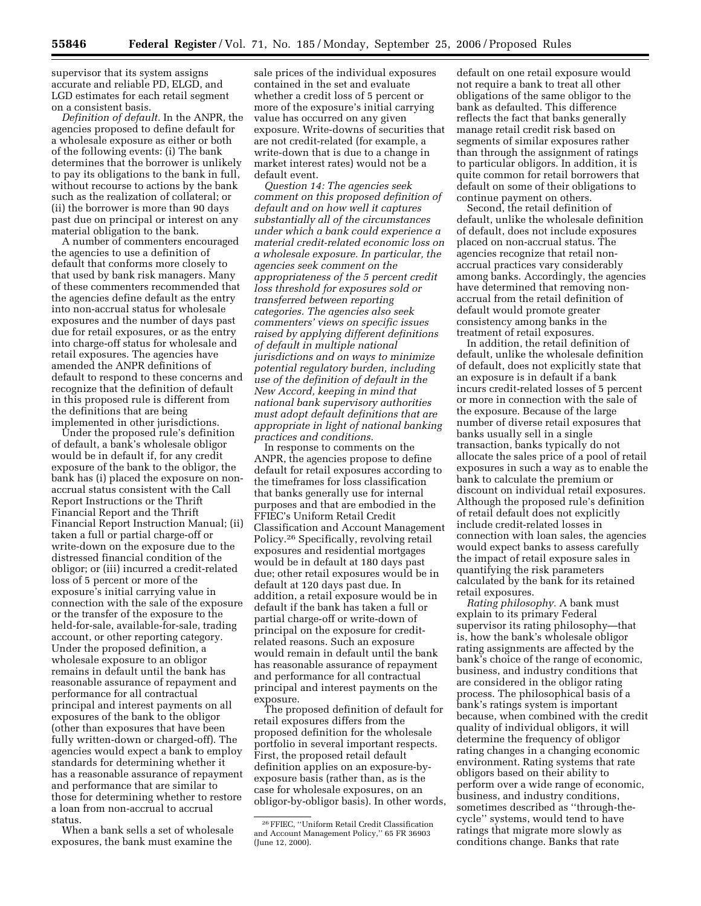supervisor that its system assigns accurate and reliable PD, ELGD, and LGD estimates for each retail segment on a consistent basis.

*Definition of default.* In the ANPR, the agencies proposed to define default for a wholesale exposure as either or both of the following events: (i) The bank determines that the borrower is unlikely to pay its obligations to the bank in full, without recourse to actions by the bank such as the realization of collateral; or (ii) the borrower is more than 90 days past due on principal or interest on any material obligation to the bank.

A number of commenters encouraged the agencies to use a definition of default that conforms more closely to that used by bank risk managers. Many of these commenters recommended that the agencies define default as the entry into non-accrual status for wholesale exposures and the number of days past due for retail exposures, or as the entry into charge-off status for wholesale and retail exposures. The agencies have amended the ANPR definitions of default to respond to these concerns and recognize that the definition of default in this proposed rule is different from the definitions that are being implemented in other jurisdictions.

Under the proposed rule's definition of default, a bank's wholesale obligor would be in default if, for any credit exposure of the bank to the obligor, the bank has (i) placed the exposure on non-accrual status consistent with the Call Report Instructions or the Thrift Financial Report and the Thrift Financial Report Instruction Manual; (ii) taken a full or partial charge-off or write-down on the exposure due to the distressed financial condition of the obligor; or (iii) incurred a credit-related loss of 5 percent or more of the exposure's initial carrying value in connection with the sale of the exposure or the transfer of the exposure to the held-for-sale, available-for-sale, trading account, or other reporting category. Under the proposed definition, a wholesale exposure to an obligor remains in default until the bank has reasonable assurance of repayment and performance for all contractual principal and interest payments on all exposures of the bank to the obligor (other than exposures that have been fully written-down or charged-off). The agencies would expect a bank to employ standards for determining whether it has a reasonable assurance of repayment and performance that are similar to those for determining whether to restore a loan from non-accrual to accrual status.

When a bank sells a set of wholesale exposures, the bank must examine the sale prices of the individual exposures contained in the set and evaluate whether a credit loss of 5 percent or more of the exposure's initial carrying value has occurred on any given exposure. Write-downs of securities that are not credit-related (for example, a write-down that is due to a change in market interest rates) would not be a default event.

*Question 14: The agencies seek comment on this proposed definition of default and on how well it captures substantially all of the circumstances under which a bank could experience a material credit-related economic loss on a wholesale exposure. In particular, the agencies seek comment on the appropriateness of the 5 percent credit loss threshold for exposures sold or transferred between reporting categories. The agencies also seek commenters' views on specific issues raised by applying different definitions of default in multiple national jurisdictions and on ways to minimize potential regulatory burden, including use of the definition of default in the New Accord, keeping in mind that national bank supervisory authorities must adopt default definitions that are appropriate in light of national banking practices and conditions.*

In response to comments on the ANPR, the agencies propose to define default for retail exposures according to the timeframes for loss classification that banks generally use for internal purposes and that are embodied in the FFIEC's Uniform Retail Credit Classification and Account Management Policy.[26] Specifically, revolving retail exposures and residential mortgages would be in default at 180 days past due; other retail exposures would be in default at 120 days past due. In addition, a retail exposure would be in default if the bank has taken a full or partial charge-off or write-down of principal on the exposure for credit-related reasons. Such an exposure would remain in default until the bank has reasonable assurance of repayment and performance for all contractual principal and interest payments on the exposure.

The proposed definition of default for retail exposures differs from the proposed definition for the wholesale portfolio in several important respects. First, the proposed retail default definition applies on an exposure-by-exposure basis (rather than, as is the case for wholesale exposures, on an obligor-by-obligor basis). In other words, default on one retail exposure would not require a bank to treat all other obligations of the same obligor to the bank as defaulted. This difference reflects the fact that banks generally manage retail credit risk based on segments of similar exposures rather than through the assignment of ratings to particular obligors. In addition, it is quite common for retail borrowers that default on some of their obligations to continue payment on others.

Second, the retail definition of default, unlike the wholesale definition of default, does not include exposures placed on non-accrual status. The agencies recognize that retail non-accrual practices vary considerably among banks. Accordingly, the agencies have determined that removing non-accrual from the retail definition of default would promote greater consistency among banks in the treatment of retail exposures.

In addition, the retail definition of default, unlike the wholesale definition of default, does not explicitly state that an exposure is in default if a bank incurs credit-related losses of 5 percent or more in connection with the sale of the exposure. Because of the large number of diverse retail exposures that banks usually sell in a single transaction, banks typically do not allocate the sales price of a pool of retail exposures in such a way as to enable the bank to calculate the premium or discount on individual retail exposures. Although the proposed rule's definition of retail default does not explicitly include credit-related losses in connection with loan sales, the agencies would expect banks to assess carefully the impact of retail exposure sales in quantifying the risk parameters calculated by the bank for its retained retail exposures.

*Rating philosophy.* A bank must explain to its primary Federal supervisor its rating philosophy—that is, how the bank's wholesale obligor rating assignments are affected by the bank's choice of the range of economic, business, and industry conditions that are considered in the obligor rating process. The philosophical basis of a bank's ratings system is important because, when combined with the credit quality of individual obligors, it will determine the frequency of obligor rating changes in a changing economic environment. Rating systems that rate obligors based on their ability to perform over a wide range of economic, business, and industry conditions, sometimes described as ''through-the-cycle'' systems, would tend to have ratings that migrate more slowly as conditions change. Banks that rate

[26] FFIEC, ''Uniform Retail Credit Classification and Account Management Policy,'' 65 FR 36903 (June 12, 2000).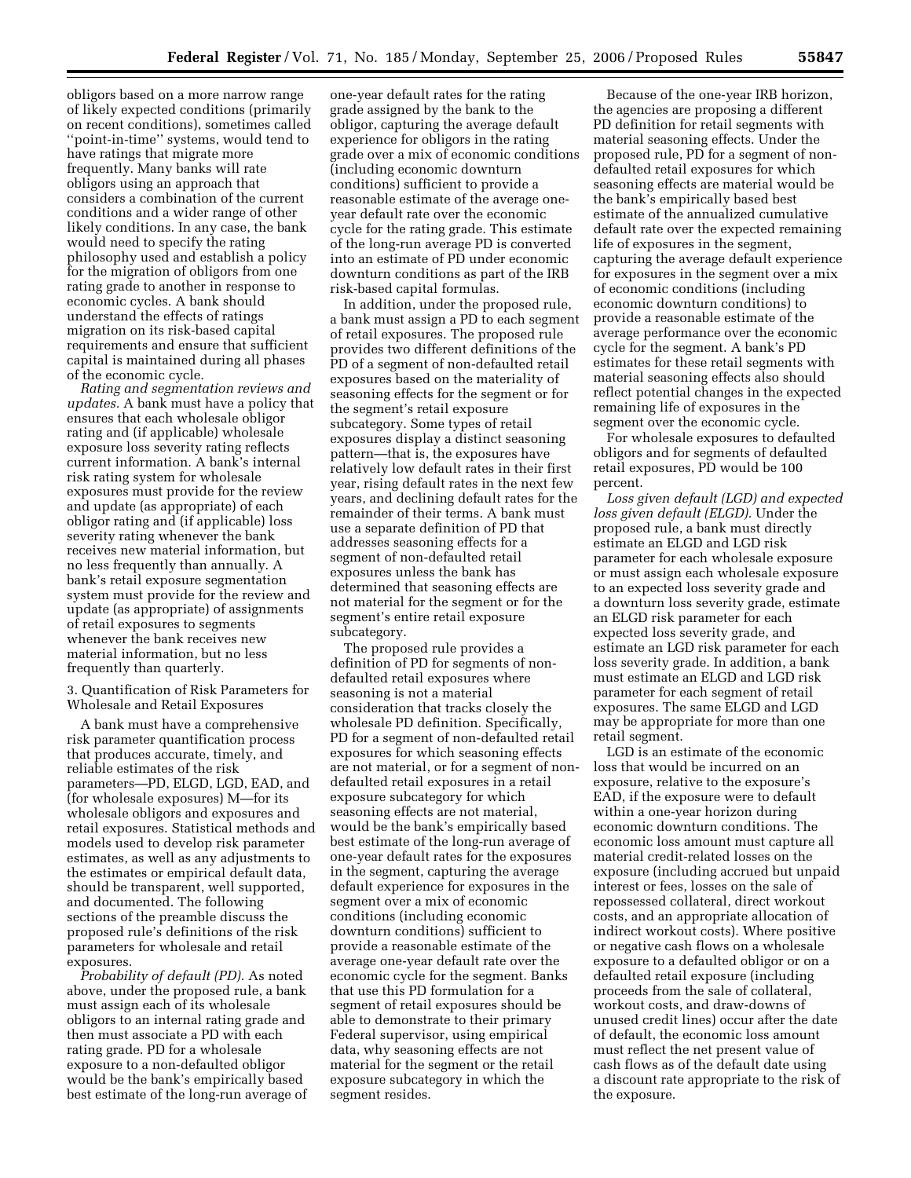obligors based on a more narrow range of likely expected conditions (primarily on recent conditions), sometimes called ''point-in-time'' systems, would tend to have ratings that migrate more frequently. Many banks will rate obligors using an approach that considers a combination of the current conditions and a wider range of other likely conditions. In any case, the bank would need to specify the rating philosophy used and establish a policy for the migration of obligors from one rating grade to another in response to economic cycles. A bank should understand the effects of ratings migration on its risk-based capital requirements and ensure that sufficient capital is maintained during all phases of the economic cycle.

*Rating and segmentation reviews and updates.* A bank must have a policy that ensures that each wholesale obligor rating and (if applicable) wholesale exposure loss severity rating reflects current information. A bank's internal risk rating system for wholesale exposures must provide for the review and update (as appropriate) of each obligor rating and (if applicable) loss severity rating whenever the bank receives new material information, but no less frequently than annually. A bank's retail exposure segmentation system must provide for the review and update (as appropriate) of assignments of retail exposures to segments whenever the bank receives new material information, but no less frequently than quarterly.

3. Quantification of Risk Parameters for Wholesale and Retail Exposures

A bank must have a comprehensive risk parameter quantification process that produces accurate, timely, and reliable estimates of the risk parameters—PD, ELGD, LGD, EAD, and (for wholesale exposures) M—for its wholesale obligors and exposures and retail exposures. Statistical methods and models used to develop risk parameter estimates, as well as any adjustments to the estimates or empirical default data, should be transparent, well supported, and documented. The following sections of the preamble discuss the proposed rule's definitions of the risk parameters for wholesale and retail exposures.

*Probability of default (PD).* As noted above, under the proposed rule, a bank must assign each of its wholesale obligors to an internal rating grade and then must associate a PD with each rating grade. PD for a wholesale exposure to a non-defaulted obligor would be the bank's empirically based best estimate of the long-run average of one-year default rates for the rating grade assigned by the bank to the obligor, capturing the average default experience for obligors in the rating grade over a mix of economic conditions (including economic downturn conditions) sufficient to provide a reasonable estimate of the average one-year default rate over the economic cycle for the rating grade. This estimate of the long-run average PD is converted into an estimate of PD under economic downturn conditions as part of the IRB risk-based capital formulas.

In addition, under the proposed rule, a bank must assign a PD to each segment of retail exposures. The proposed rule provides two different definitions of the PD of a segment of non-defaulted retail exposures based on the materiality of seasoning effects for the segment or for the segment's retail exposure subcategory. Some types of retail exposures display a distinct seasoning pattern—that is, the exposures have relatively low default rates in their first year, rising default rates in the next few years, and declining default rates for the remainder of their terms. A bank must use a separate definition of PD that addresses seasoning effects for a segment of non-defaulted retail exposures unless the bank has determined that seasoning effects are not material for the segment or for the segment's entire retail exposure subcategory.

The proposed rule provides a definition of PD for segments of non-defaulted retail exposures where seasoning is not a material consideration that tracks closely the wholesale PD definition. Specifically, PD for a segment of non-defaulted retail exposures for which seasoning effects are not material, or for a segment of non-defaulted retail exposures in a retail exposure subcategory for which seasoning effects are not material, would be the bank's empirically based best estimate of the long-run average of one-year default rates for the exposures in the segment, capturing the average default experience for exposures in the segment over a mix of economic conditions (including economic downturn conditions) sufficient to provide a reasonable estimate of the average one-year default rate over the economic cycle for the segment. Banks that use this PD formulation for a segment of retail exposures should be able to demonstrate to their primary Federal supervisor, using empirical data, why seasoning effects are not material for the segment or the retail exposure subcategory in which the segment resides.

Because of the one-year IRB horizon, the agencies are proposing a different PD definition for retail segments with material seasoning effects. Under the proposed rule, PD for a segment of non-defaulted retail exposures for which seasoning effects are material would be the bank's empirically based best estimate of the annualized cumulative default rate over the expected remaining life of exposures in the segment, capturing the average default experience for exposures in the segment over a mix of economic conditions (including economic downturn conditions) to provide a reasonable estimate of the average performance over the economic cycle for the segment. A bank's PD estimates for these retail segments with material seasoning effects also should reflect potential changes in the expected remaining life of exposures in the segment over the economic cycle.

For wholesale exposures to defaulted obligors and for segments of defaulted retail exposures, PD would be 100 percent.

*Loss given default (LGD) and expected loss given default (ELGD).* Under the proposed rule, a bank must directly estimate an ELGD and LGD risk parameter for each wholesale exposure or must assign each wholesale exposure to an expected loss severity grade and a downturn loss severity grade, estimate an ELGD risk parameter for each expected loss severity grade, and estimate an LGD risk parameter for each loss severity grade. In addition, a bank must estimate an ELGD and LGD risk parameter for each segment of retail exposures. The same ELGD and LGD may be appropriate for more than one retail segment.

LGD is an estimate of the economic loss that would be incurred on an exposure, relative to the exposure's EAD, if the exposure were to default within a one-year horizon during economic downturn conditions. The economic loss amount must capture all material credit-related losses on the exposure (including accrued but unpaid interest or fees, losses on the sale of repossessed collateral, direct workout costs, and an appropriate allocation of indirect workout costs). Where positive or negative cash flows on a wholesale exposure to a defaulted obligor or on a defaulted retail exposure (including proceeds from the sale of collateral, workout costs, and draw-downs of unused credit lines) occur after the date of default, the economic loss amount must reflect the net present value of cash flows as of the default date using a discount rate appropriate to the risk of the exposure.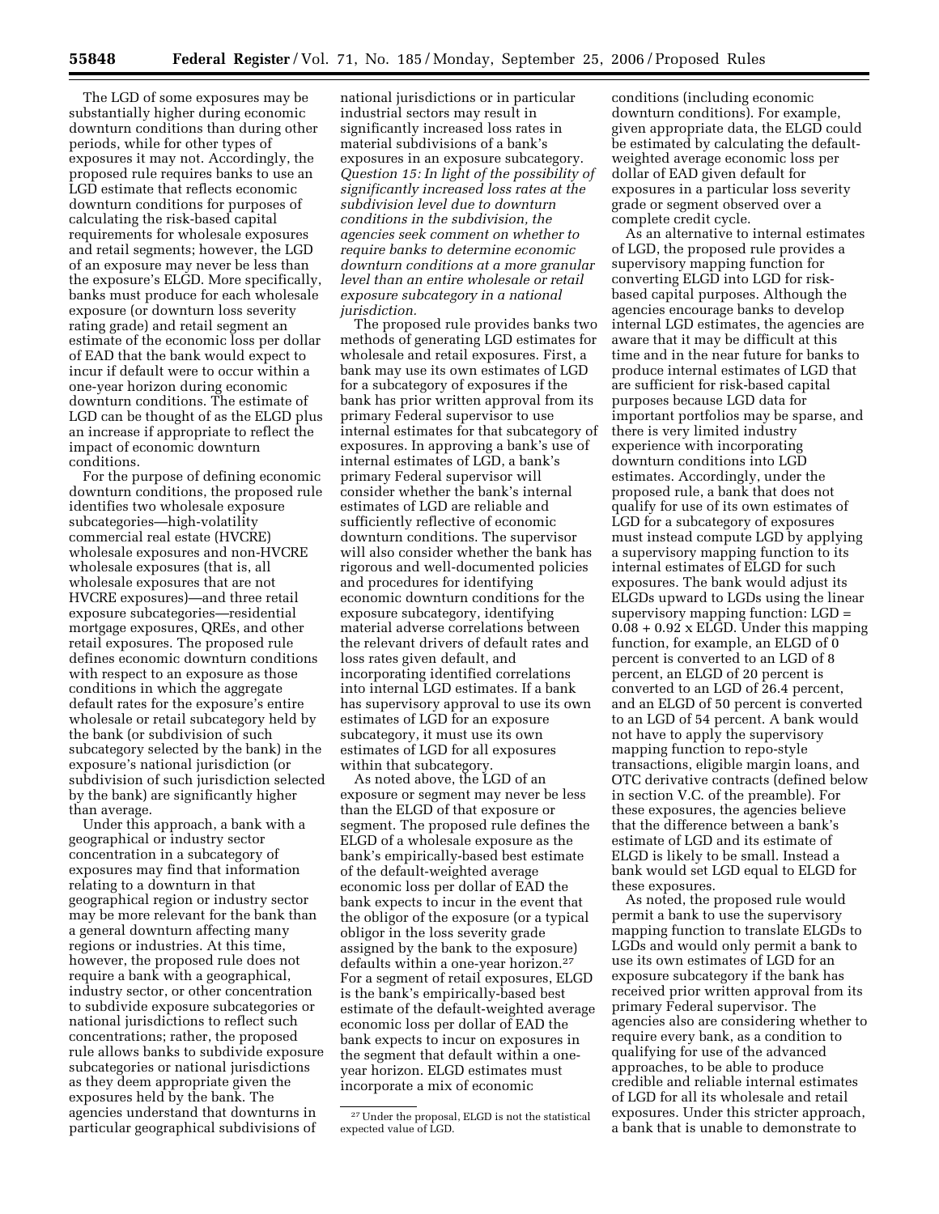The LGD of some exposures may be substantially higher during economic downturn conditions than during other periods, while for other types of exposures it may not. Accordingly, the proposed rule requires banks to use an LGD estimate that reflects economic downturn conditions for purposes of calculating the risk-based capital requirements for wholesale exposures and retail segments; however, the LGD of an exposure may never be less than the exposure's ELGD. More specifically, banks must produce for each wholesale exposure (or downturn loss severity rating grade) and retail segment an estimate of the economic loss per dollar of EAD that the bank would expect to incur if default were to occur within a one-year horizon during economic downturn conditions. The estimate of LGD can be thought of as the ELGD plus an increase if appropriate to reflect the impact of economic downturn conditions.

For the purpose of defining economic downturn conditions, the proposed rule identifies two wholesale exposure subcategories—high-volatility commercial real estate (HVCRE) wholesale exposures and non-HVCRE wholesale exposures (that is, all wholesale exposures that are not HVCRE exposures)—and three retail exposure subcategories—residential mortgage exposures, QREs, and other retail exposures. The proposed rule defines economic downturn conditions with respect to an exposure as those conditions in which the aggregate default rates for the exposure's entire wholesale or retail subcategory held by the bank (or subdivision of such subcategory selected by the bank) in the exposure's national jurisdiction (or subdivision of such jurisdiction selected by the bank) are significantly higher than average.

Under this approach, a bank with a geographical or industry sector concentration in a subcategory of exposures may find that information relating to a downturn in that geographical region or industry sector may be more relevant for the bank than a general downturn affecting many regions or industries. At this time, however, the proposed rule does not require a bank with a geographical, industry sector, or other concentration to subdivide exposure subcategories or national jurisdictions to reflect such concentrations; rather, the proposed rule allows banks to subdivide exposure subcategories or national jurisdictions as they deem appropriate given the exposures held by the bank. The agencies understand that downturns in particular geographical subdivisions of national jurisdictions or in particular industrial sectors may result in significantly increased loss rates in material subdivisions of a bank's exposures in an exposure subcategory. *Question 15: In light of the possibility of significantly increased loss rates at the subdivision level due to downturn conditions in the subdivision, the agencies seek comment on whether to require banks to determine economic downturn conditions at a more granular level than an entire wholesale or retail exposure subcategory in a national jurisdiction.*

The proposed rule provides banks two methods of generating LGD estimates for wholesale and retail exposures. First, a bank may use its own estimates of LGD for a subcategory of exposures if the bank has prior written approval from its primary Federal supervisor to use internal estimates for that subcategory of exposures. In approving a bank's use of internal estimates of LGD, a bank's primary Federal supervisor will consider whether the bank's internal estimates of LGD are reliable and sufficiently reflective of economic downturn conditions. The supervisor will also consider whether the bank has rigorous and well-documented policies and procedures for identifying economic downturn conditions for the exposure subcategory, identifying material adverse correlations between the relevant drivers of default rates and loss rates given default, and incorporating identified correlations into internal LGD estimates. If a bank has supervisory approval to use its own estimates of LGD for an exposure subcategory, it must use its own estimates of LGD for all exposures within that subcategory.

As noted above, the LGD of an exposure or segment may never be less than the ELGD of that exposure or segment. The proposed rule defines the ELGD of a wholesale exposure as the bank's empirically-based best estimate of the default-weighted average economic loss per dollar of EAD the bank expects to incur in the event that the obligor of the exposure (or a typical obligor in the loss severity grade assigned by the bank to the exposure) defaults within a one-year horizon.[27] For a segment of retail exposures, ELGD is the bank's empirically-based best estimate of the default-weighted average economic loss per dollar of EAD the bank expects to incur on exposures in the segment that default within a one-year horizon. ELGD estimates must incorporate a mix of economic conditions (including economic downturn conditions). For example, given appropriate data, the ELGD could be estimated by calculating the default-weighted average economic loss per dollar of EAD given default for exposures in a particular loss severity grade or segment observed over a complete credit cycle.

As an alternative to internal estimates of LGD, the proposed rule provides a supervisory mapping function for converting ELGD into LGD for risk-based capital purposes. Although the agencies encourage banks to develop internal LGD estimates, the agencies are aware that it may be difficult at this time and in the near future for banks to produce internal estimates of LGD that are sufficient for risk-based capital purposes because LGD data for important portfolios may be sparse, and there is very limited industry experience with incorporating downturn conditions into LGD estimates. Accordingly, under the proposed rule, a bank that does not qualify for use of its own estimates of LGD for a subcategory of exposures must instead compute LGD by applying a supervisory mapping function to its internal estimates of ELGD for such exposures. The bank would adjust its ELGDs upward to LGDs using the linear supervisory mapping function: $LGD = 0.08 + 0.92 \times ELGD$. Under this mapping function, for example, an ELGD of 0 percent is converted to an LGD of 8 percent, an ELGD of 20 percent is converted to an LGD of 26.4 percent, and an ELGD of 50 percent is converted to an LGD of 54 percent. A bank would not have to apply the supervisory mapping function to repo-style transactions, eligible margin loans, and OTC derivative contracts (defined below in section V.C. of the preamble). For these exposures, the agencies believe that the difference between a bank's estimate of LGD and its estimate of ELGD is likely to be small. Instead a bank would set LGD equal to ELGD for these exposures.

As noted, the proposed rule would permit a bank to use the supervisory mapping function to translate ELGDs to LGDs and would only permit a bank to use its own estimates of LGD for an exposure subcategory if the bank has received prior written approval from its primary Federal supervisor. The agencies also are considering whether to require every bank, as a condition to qualifying for use of the advanced approaches, to be able to produce credible and reliable internal estimates of LGD for all its wholesale and retail exposures. Under this stricter approach, a bank that is unable to demonstrate to

[27] Under the proposal, ELGD is not the statistical expected value of LGD.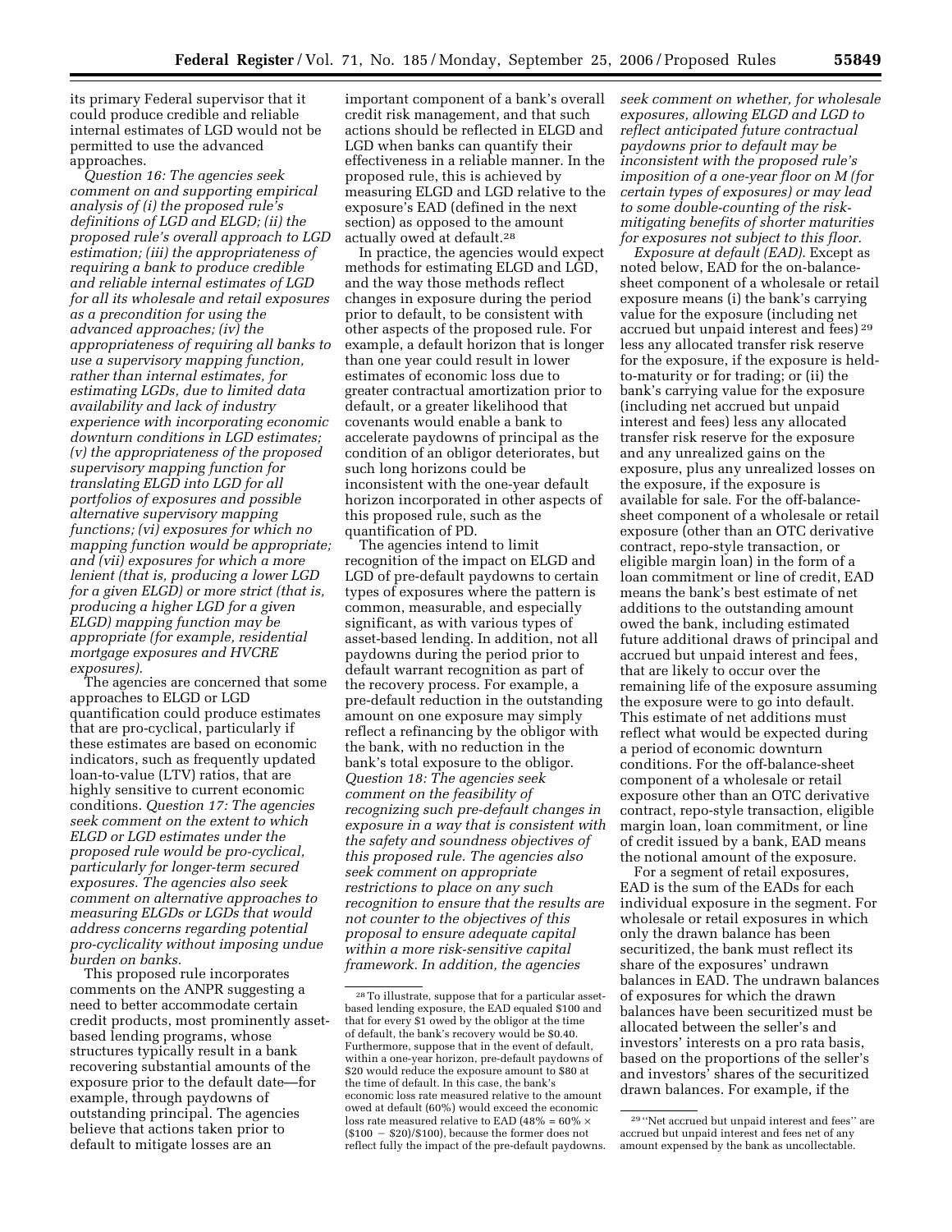its primary Federal supervisor that it could produce credible and reliable internal estimates of LGD would not be permitted to use the advanced approaches.

*Question 16: The agencies seek comment on and supporting empirical analysis of (i) the proposed rule's definitions of LGD and ELGD; (ii) the proposed rule's overall approach to LGD estimation; (iii) the appropriateness of requiring a bank to produce credible and reliable internal estimates of LGD for all its wholesale and retail exposures as a precondition for using the advanced approaches; (iv) the appropriateness of requiring all banks to use a supervisory mapping function, rather than internal estimates, for estimating LGDs, due to limited data availability and lack of industry experience with incorporating economic downturn conditions in LGD estimates; (v) the appropriateness of the proposed supervisory mapping function for translating ELGD into LGD for all portfolios of exposures and possible alternative supervisory mapping functions; (vi) exposures for which no mapping function would be appropriate; and (vii) exposures for which a more lenient (that is, producing a lower LGD for a given ELGD) or more strict (that is, producing a higher LGD for a given ELGD) mapping function may be appropriate (for example, residential mortgage exposures and HVCRE exposures).*

The agencies are concerned that some approaches to ELGD or LGD quantification could produce estimates that are pro-cyclical, particularly if these estimates are based on economic indicators, such as frequently updated loan-to-value (LTV) ratios, that are highly sensitive to current economic conditions. *Question 17: The agencies seek comment on the extent to which ELGD or LGD estimates under the proposed rule would be pro-cyclical, particularly for longer-term secured exposures. The agencies also seek comment on alternative approaches to measuring ELGDs or LGDs that would address concerns regarding potential pro-cyclicality without imposing undue burden on banks.*

This proposed rule incorporates comments on the ANPR suggesting a need to better accommodate certain credit products, most prominently asset-based lending programs, whose structures typically result in a bank recovering substantial amounts of the exposure prior to the default date—for example, through paydowns of outstanding principal. The agencies believe that actions taken prior to default to mitigate losses are an important component of a bank's overall credit risk management, and that such actions should be reflected in ELGD and LGD when banks can quantify their effectiveness in a reliable manner. In the proposed rule, this is achieved by measuring ELGD and LGD relative to the exposure's EAD (defined in the next section) as opposed to the amount actually owed at default.[28]

In practice, the agencies would expect methods for estimating ELGD and LGD, and the way those methods reflect changes in exposure during the period prior to default, to be consistent with other aspects of the proposed rule. For example, a default horizon that is longer than one year could result in lower estimates of economic loss due to greater contractual amortization prior to default, or a greater likelihood that covenants would enable a bank to accelerate paydowns of principal as the condition of an obligor deteriorates, but such long horizons could be inconsistent with the one-year default horizon incorporated in other aspects of this proposed rule, such as the quantification of PD.

The agencies intend to limit recognition of the impact on ELGD and LGD of pre-default paydowns to certain types of exposures where the pattern is common, measurable, and especially significant, as with various types of asset-based lending. In addition, not all paydowns during the period prior to default warrant recognition as part of the recovery process. For example, a pre-default reduction in the outstanding amount on one exposure may simply reflect a refinancing by the obligor with the bank, with no reduction in the bank's total exposure to the obligor. *Question 18: The agencies seek comment on the feasibility of recognizing such pre-default changes in exposure in a way that is consistent with the safety and soundness objectives of this proposed rule. The agencies also seek comment on appropriate restrictions to place on any such recognition to ensure that the results are not counter to the objectives of this proposal to ensure adequate capital within a more risk-sensitive capital framework. In addition, the agencies seek comment on whether, for wholesale exposures, allowing ELGD and LGD to reflect anticipated future contractual paydowns prior to default may be inconsistent with the proposed rule's imposition of a one-year floor on M (for certain types of exposures) or may lead to some double-counting of the risk-mitigating benefits of shorter maturities for exposures not subject to this floor.*

*Exposure at default (EAD).* Except as noted below, EAD for the on-balance-sheet component of a wholesale or retail exposure means (i) the bank's carrying value for the exposure (including net accrued but unpaid interest and fees)[29] less any allocated transfer risk reserve for the exposure, if the exposure is held-to-maturity or for trading; or (ii) the bank's carrying value for the exposure (including net accrued but unpaid interest and fees) less any allocated transfer risk reserve for the exposure and any unrealized gains on the exposure, plus any unrealized losses on the exposure, if the exposure is available for sale. For the off-balance-sheet component of a wholesale or retail exposure (other than an OTC derivative contract, repo-style transaction, or eligible margin loan) in the form of a loan commitment or line of credit, EAD means the bank's best estimate of net additions to the outstanding amount owed the bank, including estimated future additional draws of principal and accrued but unpaid interest and fees, that are likely to occur over the remaining life of the exposure assuming the exposure were to go into default. This estimate of net additions must reflect what would be expected during a period of economic downturn conditions. For the off-balance-sheet component of a wholesale or retail exposure other than an OTC derivative contract, repo-style transaction, eligible margin loan, loan commitment, or line of credit issued by a bank, EAD means the notional amount of the exposure.

For a segment of retail exposures, EAD is the sum of the EADs for each individual exposure in the segment. For wholesale or retail exposures in which only the drawn balance has been securitized, the bank must reflect its share of the exposures' undrawn balances in EAD. The undrawn balances of exposures for which the drawn balances have been securitized must be allocated between the seller's and investors' interests on a pro rata basis, based on the proportions of the seller's and investors' shares of the securitized drawn balances. For example, if the

---

[28] To illustrate, suppose that for a particular asset-based lending exposure, the EAD equaled \$100 and that for every \$1 owed by the obligor at the time of default, the bank's recovery would be \$0.40. Furthermore, suppose that in the event of default, within a one-year horizon, pre-default paydowns of \$20 would reduce the exposure amount to \$80 at the time of default. In this case, the bank's economic loss rate measured relative to the amount owed at default (60%) would exceed the economic loss rate measured relative to EAD ($48\% = 60\% \times (\$100 - \$20)/\$100$), because the former does not reflect fully the impact of the pre-default paydowns.

[29] "Net accrued but unpaid interest and fees" are accrued but unpaid interest and fees net of any amount expensed by the bank as uncollectable.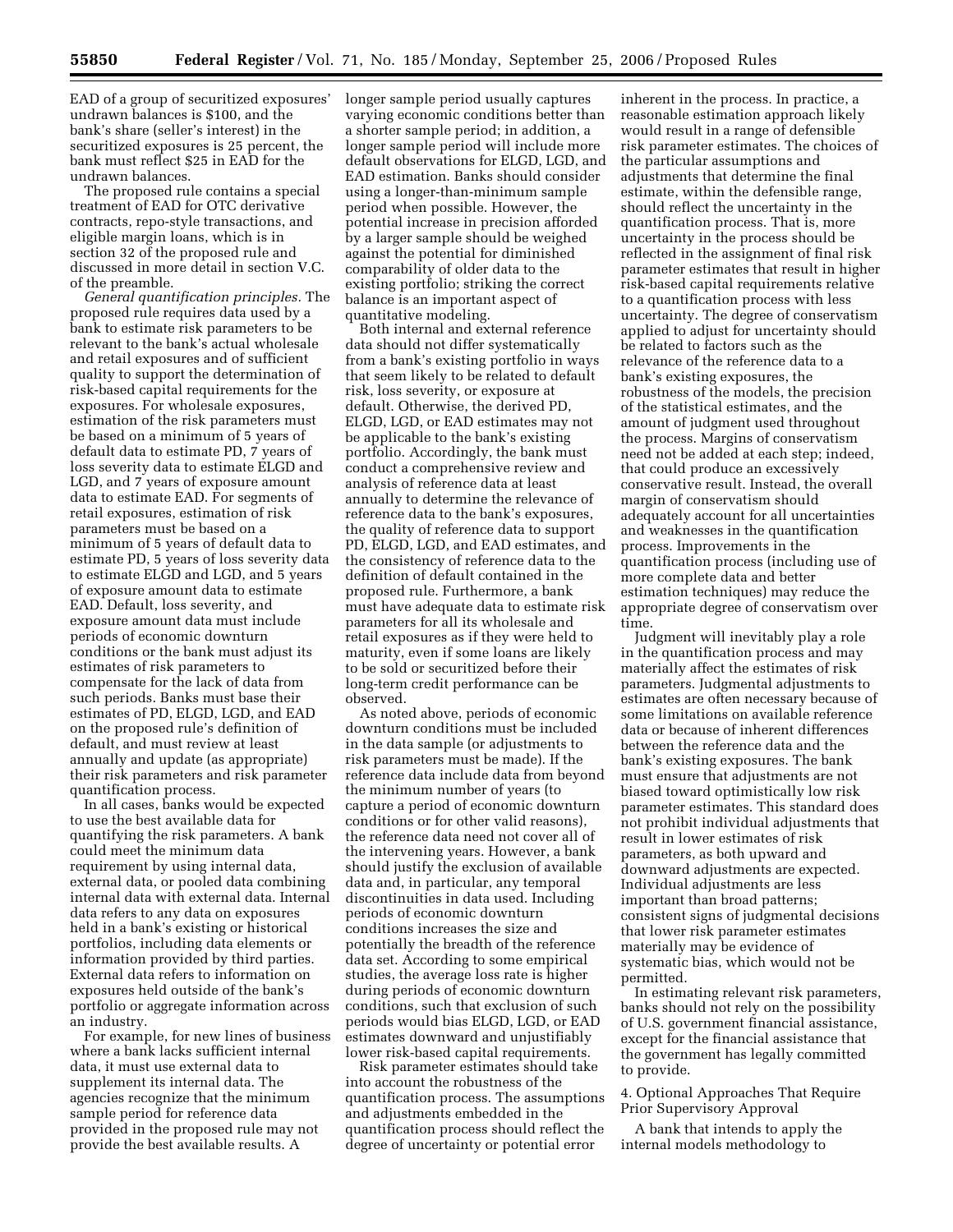EAD of a group of securitized exposures' undrawn balances is $100, and the bank's share (seller's interest) in the securitized exposures is 25 percent, the bank must reflect $25 in EAD for the undrawn balances.

The proposed rule contains a special treatment of EAD for OTC derivative contracts, repo-style transactions, and eligible margin loans, which is in section 32 of the proposed rule and discussed in more detail in section V.C. of the preamble.

*General quantification principles.* The proposed rule requires data used by a bank to estimate risk parameters to be relevant to the bank's actual wholesale and retail exposures and of sufficient quality to support the determination of risk-based capital requirements for the exposures. For wholesale exposures, estimation of the risk parameters must be based on a minimum of 5 years of default data to estimate PD, 7 years of loss severity data to estimate ELGD and LGD, and 7 years of exposure amount data to estimate EAD. For segments of retail exposures, estimation of risk parameters must be based on a minimum of 5 years of default data to estimate PD, 5 years of loss severity data to estimate ELGD and LGD, and 5 years of exposure amount data to estimate EAD. Default, loss severity, and exposure amount data must include periods of economic downturn conditions or the bank must adjust its estimates of risk parameters to compensate for the lack of data from such periods. Banks must base their estimates of PD, ELGD, LGD, and EAD on the proposed rule's definition of default, and must review at least annually and update (as appropriate) their risk parameters and risk parameter quantification process.

In all cases, banks would be expected to use the best available data for quantifying the risk parameters. A bank could meet the minimum data requirement by using internal data, external data, or pooled data combining internal data with external data. Internal data refers to any data on exposures held in a bank's existing or historical portfolios, including data elements or information provided by third parties. External data refers to information on exposures held outside of the bank's portfolio or aggregate information across an industry.

For example, for new lines of business where a bank lacks sufficient internal data, it must use external data to supplement its internal data. The agencies recognize that the minimum sample period for reference data provided in the proposed rule may not provide the best available results. A longer sample period usually captures varying economic conditions better than a shorter sample period; in addition, a longer sample period will include more default observations for ELGD, LGD, and EAD estimation. Banks should consider using a longer-than-minimum sample period when possible. However, the potential increase in precision afforded by a larger sample should be weighed against the potential for diminished comparability of older data to the existing portfolio; striking the correct balance is an important aspect of quantitative modeling.

Both internal and external reference data should not differ systematically from a bank's existing portfolio in ways that seem likely to be related to default risk, loss severity, or exposure at default. Otherwise, the derived PD, ELGD, LGD, or EAD estimates may not be applicable to the bank's existing portfolio. Accordingly, the bank must conduct a comprehensive review and analysis of reference data at least annually to determine the relevance of reference data to the bank's exposures, the quality of reference data to support PD, ELGD, LGD, and EAD estimates, and the consistency of reference data to the definition of default contained in the proposed rule. Furthermore, a bank must have adequate data to estimate risk parameters for all its wholesale and retail exposures as if they were held to maturity, even if some loans are likely to be sold or securitized before their long-term credit performance can be observed.

As noted above, periods of economic downturn conditions must be included in the data sample (or adjustments to risk parameters must be made). If the reference data include data from beyond the minimum number of years (to capture a period of economic downturn conditions or for other valid reasons), the reference data need not cover all of the intervening years. However, a bank should justify the exclusion of available data and, in particular, any temporal discontinuities in data used. Including periods of economic downturn conditions increases the size and potentially the breadth of the reference data set. According to some empirical studies, the average loss rate is higher during periods of economic downturn conditions, such that exclusion of such periods would bias ELGD, LGD, or EAD estimates downward and unjustifiably lower risk-based capital requirements.

Risk parameter estimates should take into account the robustness of the quantification process. The assumptions and adjustments embedded in the quantification process should reflect the degree of uncertainty or potential error inherent in the process. In practice, a reasonable estimation approach likely would result in a range of defensible risk parameter estimates. The choices of the particular assumptions and adjustments that determine the final estimate, within the defensible range, should reflect the uncertainty in the quantification process. That is, more uncertainty in the process should be reflected in the assignment of final risk parameter estimates that result in higher risk-based capital requirements relative to a quantification process with less uncertainty. The degree of conservatism applied to adjust for uncertainty should be related to factors such as the relevance of the reference data to a bank's existing exposures, the robustness of the models, the precision of the statistical estimates, and the amount of judgment used throughout the process. Margins of conservatism need not be added at each step; indeed, that could produce an excessively conservative result. Instead, the overall margin of conservatism should adequately account for all uncertainties and weaknesses in the quantification process. Improvements in the quantification process (including use of more complete data and better estimation techniques) may reduce the appropriate degree of conservatism over time.

Judgment will inevitably play a role in the quantification process and may materially affect the estimates of risk parameters. Judgmental adjustments to estimates are often necessary because of some limitations on available reference data or because of inherent differences between the reference data and the bank's existing exposures. The bank must ensure that adjustments are not biased toward optimistically low risk parameter estimates. This standard does not prohibit individual adjustments that result in lower estimates of risk parameters, as both upward and downward adjustments are expected. Individual adjustments are less important than broad patterns; consistent signs of judgmental decisions that lower risk parameter estimates materially may be evidence of systematic bias, which would not be permitted.

In estimating relevant risk parameters, banks should not rely on the possibility of U.S. government financial assistance, except for the financial assistance that the government has legally committed to provide.

4. Optional Approaches That Require Prior Supervisory Approval

A bank that intends to apply the internal models methodology to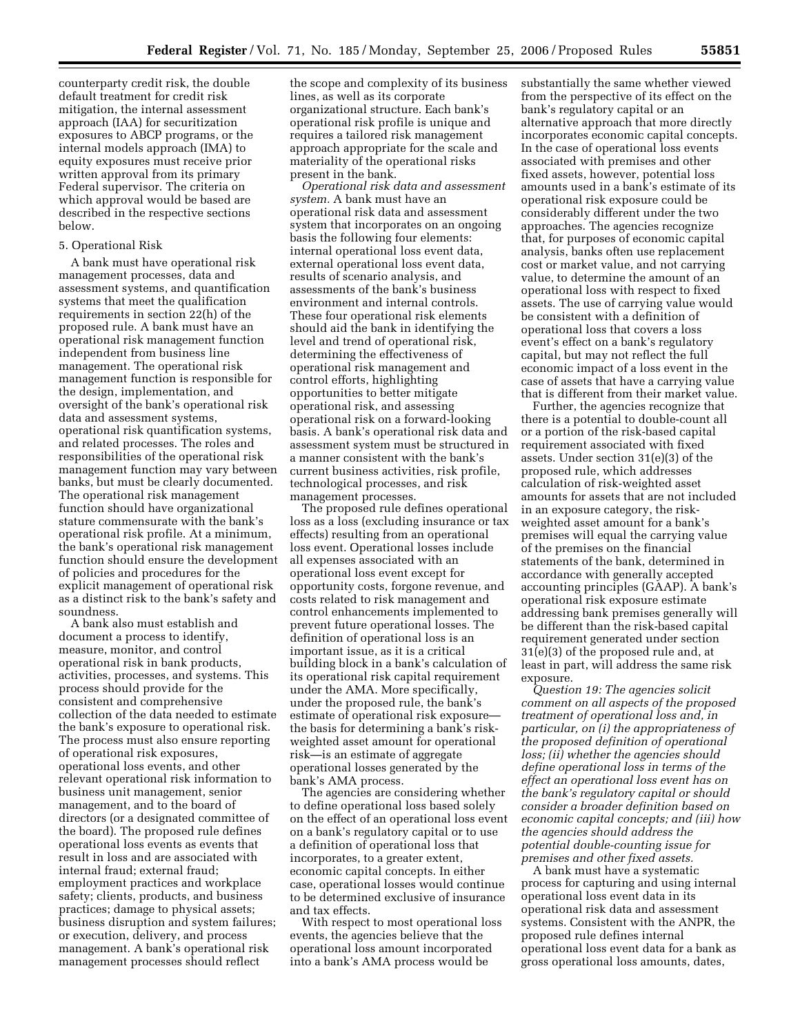counterparty credit risk, the double default treatment for credit risk mitigation, the internal assessment approach (IAA) for securitization exposures to ABCP programs, or the internal models approach (IMA) to equity exposures must receive prior written approval from its primary Federal supervisor. The criteria on which approval would be based are described in the respective sections below.

5. Operational Risk

A bank must have operational risk management processes, data and assessment systems, and quantification systems that meet the qualification requirements in section 22(h) of the proposed rule. A bank must have an operational risk management function independent from business line management. The operational risk management function is responsible for the design, implementation, and oversight of the bank's operational risk data and assessment systems, operational risk quantification systems, and related processes. The roles and responsibilities of the operational risk management function may vary between banks, but must be clearly documented. The operational risk management function should have organizational stature commensurate with the bank's operational risk profile. At a minimum, the bank's operational risk management function should ensure the development of policies and procedures for the explicit management of operational risk as a distinct risk to the bank's safety and soundness.

A bank also must establish and document a process to identify, measure, monitor, and control operational risk in bank products, activities, processes, and systems. This process should provide for the consistent and comprehensive collection of the data needed to estimate the bank's exposure to operational risk. The process must also ensure reporting of operational risk exposures, operational loss events, and other relevant operational risk information to business unit management, senior management, and to the board of directors (or a designated committee of the board). The proposed rule defines operational loss events as events that result in loss and are associated with internal fraud; external fraud; employment practices and workplace safety; clients, products, and business practices; damage to physical assets; business disruption and system failures; or execution, delivery, and process management. A bank's operational risk management processes should reflect the scope and complexity of its business lines, as well as its corporate organizational structure. Each bank's operational risk profile is unique and requires a tailored risk management approach appropriate for the scale and materiality of the operational risks present in the bank.

*Operational risk data and assessment system.* A bank must have an operational risk data and assessment system that incorporates on an ongoing basis the following four elements: internal operational loss event data, external operational loss event data, results of scenario analysis, and assessments of the bank's business environment and internal controls. These four operational risk elements should aid the bank in identifying the level and trend of operational risk, determining the effectiveness of operational risk management and control efforts, highlighting opportunities to better mitigate operational risk, and assessing operational risk on a forward-looking basis. A bank's operational risk data and assessment system must be structured in a manner consistent with the bank's current business activities, risk profile, technological processes, and risk management processes.

The proposed rule defines operational loss as a loss (excluding insurance or tax effects) resulting from an operational loss event. Operational losses include all expenses associated with an operational loss event except for opportunity costs, forgone revenue, and costs related to risk management and control enhancements implemented to prevent future operational losses. The definition of operational loss is an important issue, as it is a critical building block in a bank's calculation of its operational risk capital requirement under the AMA. More specifically, under the proposed rule, the bank's estimate of operational risk exposure—the basis for determining a bank's risk-weighted asset amount for operational risk—is an estimate of aggregate operational losses generated by the bank's AMA process.

The agencies are considering whether to define operational loss based solely on the effect of an operational loss event on a bank's regulatory capital or to use a definition of operational loss that incorporates, to a greater extent, economic capital concepts. In either case, operational losses would continue to be determined exclusive of insurance and tax effects.

With respect to most operational loss events, the agencies believe that the operational loss amount incorporated into a bank's AMA process would be substantially the same whether viewed from the perspective of its effect on the bank's regulatory capital or an alternative approach that more directly incorporates economic capital concepts. In the case of operational loss events associated with premises and other fixed assets, however, potential loss amounts used in a bank's estimate of its operational risk exposure could be considerably different under the two approaches. The agencies recognize that, for purposes of economic capital analysis, banks often use replacement cost or market value, and not carrying value, to determine the amount of an operational loss with respect to fixed assets. The use of carrying value would be consistent with a definition of operational loss that covers a loss event's effect on a bank's regulatory capital, but may not reflect the full economic impact of a loss event in the case of assets that have a carrying value that is different from their market value.

Further, the agencies recognize that there is a potential to double-count all or a portion of the risk-based capital requirement associated with fixed assets. Under section 31(e)(3) of the proposed rule, which addresses calculation of risk-weighted asset amounts for assets that are not included in an exposure category, the risk-weighted asset amount for a bank's premises will equal the carrying value of the premises on the financial statements of the bank, determined in accordance with generally accepted accounting principles (GAAP). A bank's operational risk exposure estimate addressing bank premises generally will be different than the risk-based capital requirement generated under section 31(e)(3) of the proposed rule and, at least in part, will address the same risk exposure.

*Question 19: The agencies solicit comment on all aspects of the proposed treatment of operational loss and, in particular, on (i) the appropriateness of the proposed definition of operational loss; (ii) whether the agencies should define operational loss in terms of the effect an operational loss event has on the bank's regulatory capital or should consider a broader definition based on economic capital concepts; and (iii) how the agencies should address the potential double-counting issue for premises and other fixed assets.*

A bank must have a systematic process for capturing and using internal operational loss event data in its operational risk data and assessment systems. Consistent with the ANPR, the proposed rule defines internal operational loss event data for a bank as gross operational loss amounts, dates,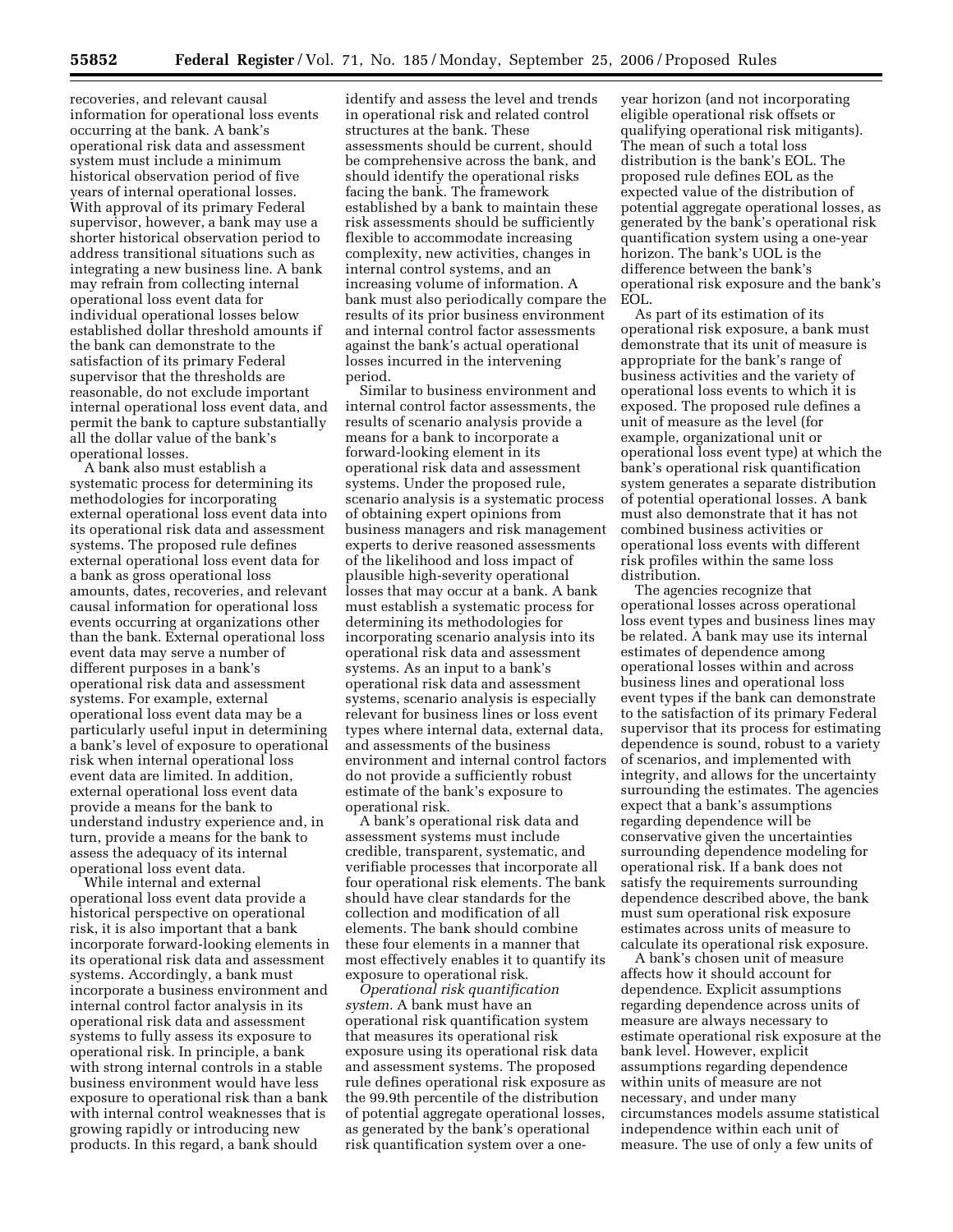recoveries, and relevant causal information for operational loss events occurring at the bank. A bank's operational risk data and assessment system must include a minimum historical observation period of five years of internal operational losses. With approval of its primary Federal supervisor, however, a bank may use a shorter historical observation period to address transitional situations such as integrating a new business line. A bank may refrain from collecting internal operational loss event data for individual operational losses below established dollar threshold amounts if the bank can demonstrate to the satisfaction of its primary Federal supervisor that the thresholds are reasonable, do not exclude important internal operational loss event data, and permit the bank to capture substantially all the dollar value of the bank's operational losses.

A bank also must establish a systematic process for determining its methodologies for incorporating external operational loss event data into its operational risk data and assessment systems. The proposed rule defines external operational loss event data for a bank as gross operational loss amounts, dates, recoveries, and relevant causal information for operational loss events occurring at organizations other than the bank. External operational loss event data may serve a number of different purposes in a bank's operational risk data and assessment systems. For example, external operational loss event data may be a particularly useful input in determining a bank's level of exposure to operational risk when internal operational loss event data are limited. In addition, external operational loss event data provide a means for the bank to understand industry experience and, in turn, provide a means for the bank to assess the adequacy of its internal operational loss event data.

While internal and external operational loss event data provide a historical perspective on operational risk, it is also important that a bank incorporate forward-looking elements in its operational risk data and assessment systems. Accordingly, a bank must incorporate a business environment and internal control factor analysis in its operational risk data and assessment systems to fully assess its exposure to operational risk. In principle, a bank with strong internal controls in a stable business environment would have less exposure to operational risk than a bank with internal control weaknesses that is growing rapidly or introducing new products. In this regard, a bank should identify and assess the level and trends in operational risk and related control structures at the bank. These assessments should be current, should be comprehensive across the bank, and should identify the operational risks facing the bank. The framework established by a bank to maintain these risk assessments should be sufficiently flexible to accommodate increasing complexity, new activities, changes in internal control systems, and an increasing volume of information. A bank must also periodically compare the results of its prior business environment and internal control factor assessments against the bank's actual operational losses incurred in the intervening period.

Similar to business environment and internal control factor assessments, the results of scenario analysis provide a means for a bank to incorporate a forward-looking element in its operational risk data and assessment systems. Under the proposed rule, scenario analysis is a systematic process of obtaining expert opinions from business managers and risk management experts to derive reasoned assessments of the likelihood and loss impact of plausible high-severity operational losses that may occur at a bank. A bank must establish a systematic process for determining its methodologies for incorporating scenario analysis into its operational risk data and assessment systems. As an input to a bank's operational risk data and assessment systems, scenario analysis is especially relevant for business lines or loss event types where internal data, external data, and assessments of the business environment and internal control factors do not provide a sufficiently robust estimate of the bank's exposure to operational risk.

A bank's operational risk data and assessment systems must include credible, transparent, systematic, and verifiable processes that incorporate all four operational risk elements. The bank should have clear standards for the collection and modification of all elements. The bank should combine these four elements in a manner that most effectively enables it to quantify its exposure to operational risk.

*Operational risk quantification system.* A bank must have an operational risk quantification system that measures its operational risk exposure using its operational risk data and assessment systems. The proposed rule defines operational risk exposure as the 99.9th percentile of the distribution of potential aggregate operational losses, as generated by the bank's operational risk quantification system over a one-year horizon (and not incorporating eligible operational risk offsets or qualifying operational risk mitigants). The mean of such a total loss distribution is the bank's EOL. The proposed rule defines EOL as the expected value of the distribution of potential aggregate operational losses, as generated by the bank's operational risk quantification system using a one-year horizon. The bank's UOL is the difference between the bank's operational risk exposure and the bank's EOL.

As part of its estimation of its operational risk exposure, a bank must demonstrate that its unit of measure is appropriate for the bank's range of business activities and the variety of operational loss events to which it is exposed. The proposed rule defines a unit of measure as the level (for example, organizational unit or operational loss event type) at which the bank's operational risk quantification system generates a separate distribution of potential operational losses. A bank must also demonstrate that it has not combined business activities or operational loss events with different risk profiles within the same loss distribution.

The agencies recognize that operational losses across operational loss event types and business lines may be related. A bank may use its internal estimates of dependence among operational losses within and across business lines and operational loss event types if the bank can demonstrate to the satisfaction of its primary Federal supervisor that its process for estimating dependence is sound, robust to a variety of scenarios, and implemented with integrity, and allows for the uncertainty surrounding the estimates. The agencies expect that a bank's assumptions regarding dependence will be conservative given the uncertainties surrounding dependence modeling for operational risk. If a bank does not satisfy the requirements surrounding dependence described above, the bank must sum operational risk exposure estimates across units of measure to calculate its operational risk exposure.

A bank's chosen unit of measure affects how it should account for dependence. Explicit assumptions regarding dependence across units of measure are always necessary to estimate operational risk exposure at the bank level. However, explicit assumptions regarding dependence within units of measure are not necessary, and under many circumstances models assume statistical independence within each unit of measure. The use of only a few units of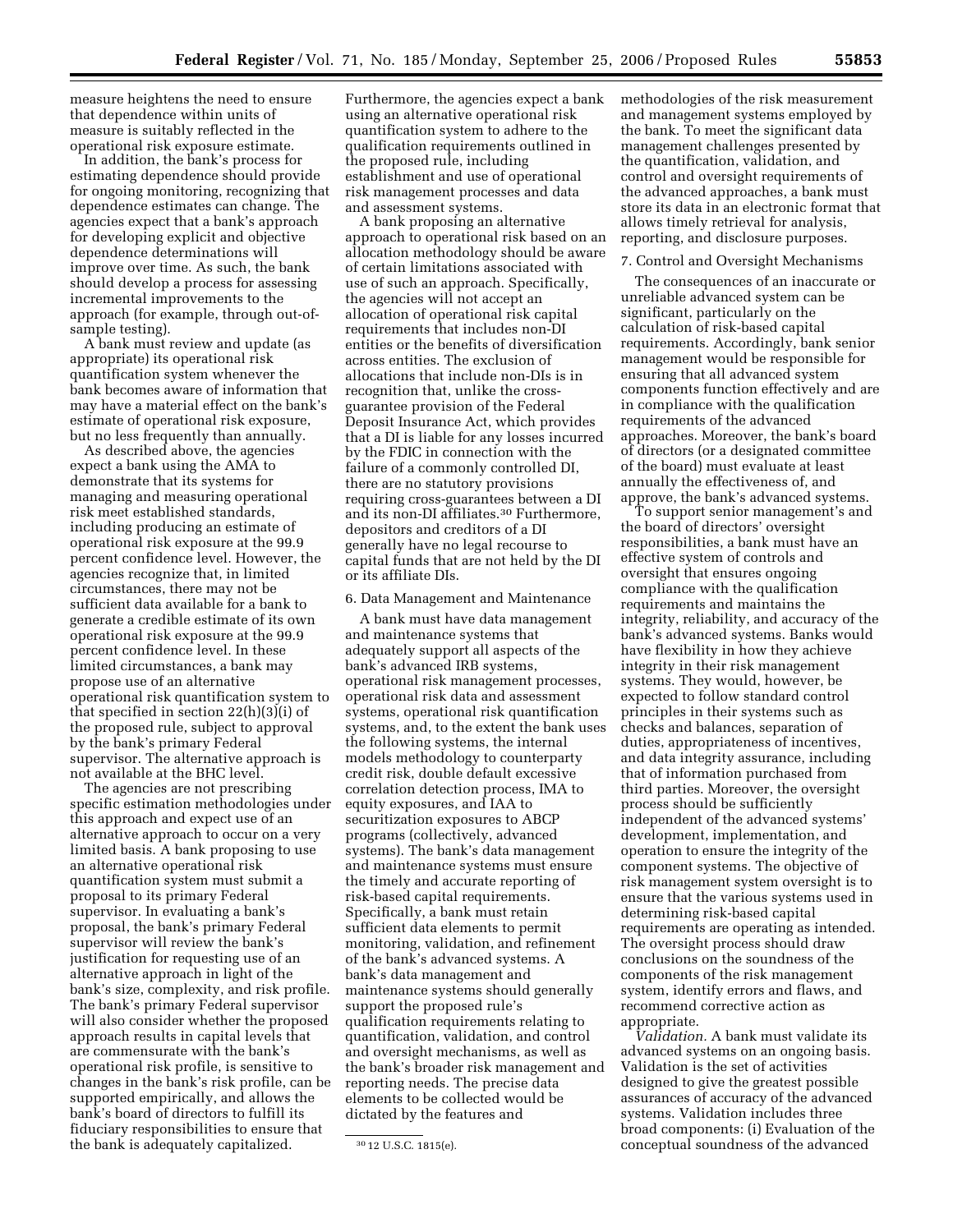measure heightens the need to ensure that dependence within units of measure is suitably reflected in the operational risk exposure estimate.

In addition, the bank's process for estimating dependence should provide for ongoing monitoring, recognizing that dependence estimates can change. The agencies expect that a bank's approach for developing explicit and objective dependence determinations will improve over time. As such, the bank should develop a process for assessing incremental improvements to the approach (for example, through out-of-sample testing).

A bank must review and update (as appropriate) its operational risk quantification system whenever the bank becomes aware of information that may have a material effect on the bank's estimate of operational risk exposure, but no less frequently than annually.

As described above, the agencies expect a bank using the AMA to demonstrate that its systems for managing and measuring operational risk meet established standards, including producing an estimate of operational risk exposure at the 99.9 percent confidence level. However, the agencies recognize that, in limited circumstances, there may not be sufficient data available for a bank to generate a credible estimate of its own operational risk exposure at the 99.9 percent confidence level. In these limited circumstances, a bank may propose use of an alternative operational risk quantification system to that specified in section 22(h)(3)(i) of the proposed rule, subject to approval by the bank's primary Federal supervisor. The alternative approach is not available at the BHC level.

The agencies are not prescribing specific estimation methodologies under this approach and expect use of an alternative approach to occur on a very limited basis. A bank proposing to use an alternative operational risk quantification system must submit a proposal to its primary Federal supervisor. In evaluating a bank's proposal, the bank's primary Federal supervisor will review the bank's justification for requesting use of an alternative approach in light of the bank's size, complexity, and risk profile. The bank's primary Federal supervisor will also consider whether the proposed approach results in capital levels that are commensurate with the bank's operational risk profile, is sensitive to changes in the bank's risk profile, can be supported empirically, and allows the bank's board of directors to fulfill its fiduciary responsibilities to ensure that the bank is adequately capitalized. Furthermore, the agencies expect a bank using an alternative operational risk quantification system to adhere to the qualification requirements outlined in the proposed rule, including establishment and use of operational risk management processes and data and assessment systems.

A bank proposing an alternative approach to operational risk based on an allocation methodology should be aware of certain limitations associated with use of such an approach. Specifically, the agencies will not accept an allocation of operational risk capital requirements that includes non-DI entities or the benefits of diversification across entities. The exclusion of allocations that include non-DIs is in recognition that, unlike the cross-guarantee provision of the Federal Deposit Insurance Act, which provides that a DI is liable for any losses incurred by the FDIC in connection with the failure of a commonly controlled DI, there are no statutory provisions requiring cross-guarantees between a DI and its non-DI affiliates.[30] Furthermore, depositors and creditors of a DI generally have no legal recourse to capital funds that are not held by the DI or its affiliate DIs.

### 6. Data Management and Maintenance

A bank must have data management and maintenance systems that adequately support all aspects of the bank's advanced IRB systems, operational risk management processes, operational risk data and assessment systems, operational risk quantification systems, and, to the extent the bank uses the following systems, the internal models methodology to counterparty credit risk, double default excessive correlation detection process, IMA to equity exposures, and IAA to securitization exposures to ABCP programs (collectively, advanced systems). The bank's data management and maintenance systems must ensure the timely and accurate reporting of risk-based capital requirements. Specifically, a bank must retain sufficient data elements to permit monitoring, validation, and refinement of the bank's advanced systems. A bank's data management and maintenance systems should generally support the proposed rule's qualification requirements relating to quantification, validation, and control and oversight mechanisms, as well as the bank's broader risk management and reporting needs. The precise data elements to be collected would be dictated by the features and methodologies of the risk measurement and management systems employed by the bank. To meet the significant data management challenges presented by the quantification, validation, and control and oversight requirements of the advanced approaches, a bank must store its data in an electronic format that allows timely retrieval for analysis, reporting, and disclosure purposes.

### 7. Control and Oversight Mechanisms

The consequences of an inaccurate or unreliable advanced system can be significant, particularly on the calculation of risk-based capital requirements. Accordingly, bank senior management would be responsible for ensuring that all advanced system components function effectively and are in compliance with the qualification requirements of the advanced approaches. Moreover, the bank's board of directors (or a designated committee of the board) must evaluate at least annually the effectiveness of, and approve, the bank's advanced systems.

To support senior management's and the board of directors' oversight responsibilities, a bank must have an effective system of controls and oversight that ensures ongoing compliance with the qualification requirements and maintains the integrity, reliability, and accuracy of the bank's advanced systems. Banks would have flexibility in how they achieve integrity in their risk management systems. They would, however, be expected to follow standard control principles in their systems such as checks and balances, separation of duties, appropriateness of incentives, and data integrity assurance, including that of information purchased from third parties. Moreover, the oversight process should be sufficiently independent of the advanced systems' development, implementation, and operation to ensure the integrity of the component systems. The objective of risk management system oversight is to ensure that the various systems used in determining risk-based capital requirements are operating as intended. The oversight process should draw conclusions on the soundness of the components of the risk management system, identify errors and flaws, and recommend corrective action as appropriate.

*Validation.* A bank must validate its advanced systems on an ongoing basis. Validation is the set of activities designed to give the greatest possible assurances of accuracy of the advanced systems. Validation includes three broad components: (i) Evaluation of the conceptual soundness of the advanced

[30] 12 U.S.C. 1815(e).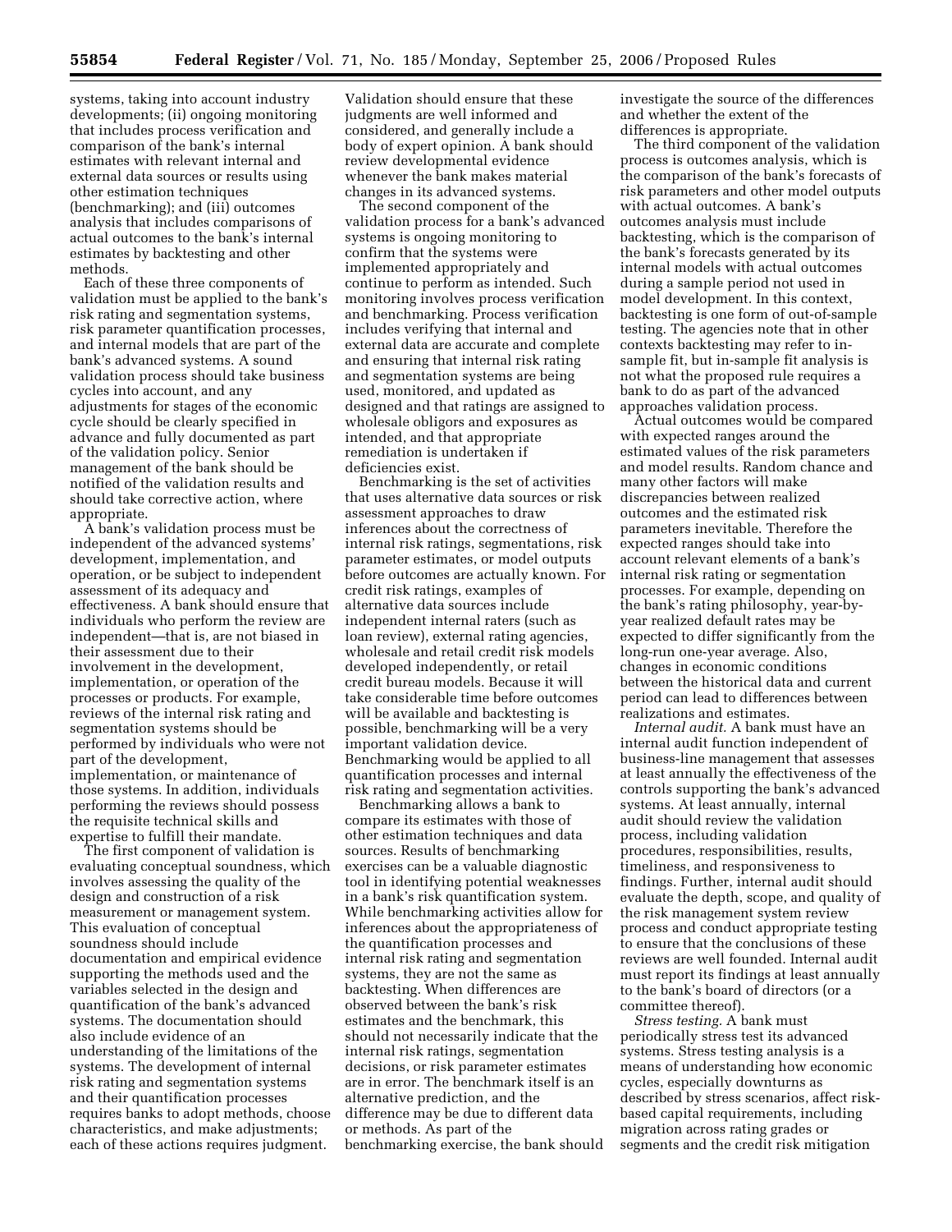systems, taking into account industry developments; (ii) ongoing monitoring that includes process verification and comparison of the bank's internal estimates with relevant internal and external data sources or results using other estimation techniques (benchmarking); and (iii) outcomes analysis that includes comparisons of actual outcomes to the bank's internal estimates by backtesting and other methods.

Each of these three components of validation must be applied to the bank's risk rating and segmentation systems, risk parameter quantification processes, and internal models that are part of the bank's advanced systems. A sound validation process should take business cycles into account, and any adjustments for stages of the economic cycle should be clearly specified in advance and fully documented as part of the validation policy. Senior management of the bank should be notified of the validation results and should take corrective action, where appropriate.

A bank's validation process must be independent of the advanced systems' development, implementation, and operation, or be subject to independent assessment of its adequacy and effectiveness. A bank should ensure that individuals who perform the review are independent—that is, are not biased in their assessment due to their involvement in the development, implementation, or operation of the processes or products. For example, reviews of the internal risk rating and segmentation systems should be performed by individuals who were not part of the development, implementation, or maintenance of those systems. In addition, individuals performing the reviews should possess the requisite technical skills and expertise to fulfill their mandate.

The first component of validation is evaluating conceptual soundness, which involves assessing the quality of the design and construction of a risk measurement or management system. This evaluation of conceptual soundness should include documentation and empirical evidence supporting the methods used and the variables selected in the design and quantification of the bank's advanced systems. The documentation should also include evidence of an understanding of the limitations of the systems. The development of internal risk rating and segmentation systems and their quantification processes requires banks to adopt methods, choose characteristics, and make adjustments; each of these actions requires judgment. Validation should ensure that these judgments are well informed and considered, and generally include a body of expert opinion. A bank should review developmental evidence whenever the bank makes material changes in its advanced systems.

The second component of the validation process for a bank's advanced systems is ongoing monitoring to confirm that the systems were implemented appropriately and continue to perform as intended. Such monitoring involves process verification and benchmarking. Process verification includes verifying that internal and external data are accurate and complete and ensuring that internal risk rating and segmentation systems are being used, monitored, and updated as designed and that ratings are assigned to wholesale obligors and exposures as intended, and that appropriate remediation is undertaken if deficiencies exist.

Benchmarking is the set of activities that uses alternative data sources or risk assessment approaches to draw inferences about the correctness of internal risk ratings, segmentations, risk parameter estimates, or model outputs before outcomes are actually known. For credit risk ratings, examples of alternative data sources include independent internal raters (such as loan review), external rating agencies, wholesale and retail credit risk models developed independently, or retail credit bureau models. Because it will take considerable time before outcomes will be available and backtesting is possible, benchmarking will be a very important validation device. Benchmarking would be applied to all quantification processes and internal risk rating and segmentation activities.

Benchmarking allows a bank to compare its estimates with those of other estimation techniques and data sources. Results of benchmarking exercises can be a valuable diagnostic tool in identifying potential weaknesses in a bank's risk quantification system. While benchmarking activities allow for inferences about the appropriateness of the quantification processes and internal risk rating and segmentation systems, they are not the same as backtesting. When differences are observed between the bank's risk estimates and the benchmark, this should not necessarily indicate that the internal risk ratings, segmentation decisions, or risk parameter estimates are in error. The benchmark itself is an alternative prediction, and the difference may be due to different data or methods. As part of the benchmarking exercise, the bank should investigate the source of the differences and whether the extent of the differences is appropriate.

The third component of the validation process is outcomes analysis, which is the comparison of the bank's forecasts of risk parameters and other model outputs with actual outcomes. A bank's outcomes analysis must include backtesting, which is the comparison of the bank's forecasts generated by its internal models with actual outcomes during a sample period not used in model development. In this context, backtesting is one form of out-of-sample testing. The agencies note that in other contexts backtesting may refer to in-sample fit, but in-sample fit analysis is not what the proposed rule requires a bank to do as part of the advanced approaches validation process.

Actual outcomes would be compared with expected ranges around the estimated values of the risk parameters and model results. Random chance and many other factors will make discrepancies between realized outcomes and the estimated risk parameters inevitable. Therefore the expected ranges should take into account relevant elements of a bank's internal risk rating or segmentation processes. For example, depending on the bank's rating philosophy, year-by-year realized default rates may be expected to differ significantly from the long-run one-year average. Also, changes in economic conditions between the historical data and current period can lead to differences between realizations and estimates.

*Internal audit.* A bank must have an internal audit function independent of business-line management that assesses at least annually the effectiveness of the controls supporting the bank's advanced systems. At least annually, internal audit should review the validation process, including validation procedures, responsibilities, results, timeliness, and responsiveness to findings. Further, internal audit should evaluate the depth, scope, and quality of the risk management system review process and conduct appropriate testing to ensure that the conclusions of these reviews are well founded. Internal audit must report its findings at least annually to the bank's board of directors (or a committee thereof).

*Stress testing.* A bank must periodically stress test its advanced systems. Stress testing analysis is a means of understanding how economic cycles, especially downturns as described by stress scenarios, affect risk-based capital requirements, including migration across rating grades or segments and the credit risk mitigation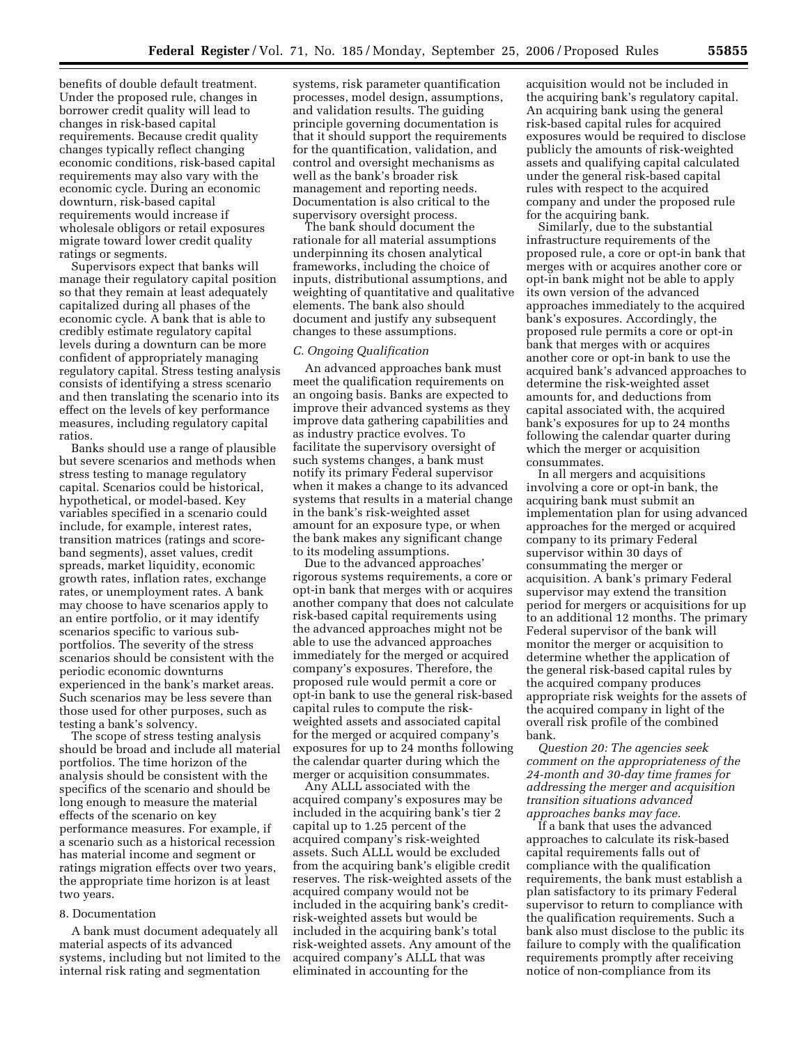benefits of double default treatment. Under the proposed rule, changes in borrower credit quality will lead to changes in risk-based capital requirements. Because credit quality changes typically reflect changing economic conditions, risk-based capital requirements may also vary with the economic cycle. During an economic downturn, risk-based capital requirements would increase if wholesale obligors or retail exposures migrate toward lower credit quality ratings or segments.

Supervisors expect that banks will manage their regulatory capital position so that they remain at least adequately capitalized during all phases of the economic cycle. A bank that is able to credibly estimate regulatory capital levels during a downturn can be more confident of appropriately managing regulatory capital. Stress testing analysis consists of identifying a stress scenario and then translating the scenario into its effect on the levels of key performance measures, including regulatory capital ratios.

Banks should use a range of plausible but severe scenarios and methods when stress testing to manage regulatory capital. Scenarios could be historical, hypothetical, or model-based. Key variables specified in a scenario could include, for example, interest rates, transition matrices (ratings and score-band segments), asset values, credit spreads, market liquidity, economic growth rates, inflation rates, exchange rates, or unemployment rates. A bank may choose to have scenarios apply to an entire portfolio, or it may identify scenarios specific to various sub-portfolios. The severity of the stress scenarios should be consistent with the periodic economic downturns experienced in the bank's market areas. Such scenarios may be less severe than those used for other purposes, such as testing a bank's solvency.

The scope of stress testing analysis should be broad and include all material portfolios. The time horizon of the analysis should be consistent with the specifics of the scenario and should be long enough to measure the material effects of the scenario on key performance measures. For example, if a scenario such as a historical recession has material income and segment or ratings migration effects over two years, the appropriate time horizon is at least two years.

8. Documentation

A bank must document adequately all material aspects of its advanced systems, including but not limited to the internal risk rating and segmentation systems, risk parameter quantification processes, model design, assumptions, and validation results. The guiding principle governing documentation is that it should support the requirements for the quantification, validation, and control and oversight mechanisms as well as the bank's broader risk management and reporting needs. Documentation is also critical to the supervisory oversight process.

The bank should document the rationale for all material assumptions underpinning its chosen analytical frameworks, including the choice of inputs, distributional assumptions, and weighting of quantitative and qualitative elements. The bank also should document and justify any subsequent changes to these assumptions.

*C. Ongoing Qualification*

An advanced approaches bank must meet the qualification requirements on an ongoing basis. Banks are expected to improve their advanced systems as they improve data gathering capabilities and as industry practice evolves. To facilitate the supervisory oversight of such systems changes, a bank must notify its primary Federal supervisor when it makes a change to its advanced systems that results in a material change in the bank's risk-weighted asset amount for an exposure type, or when the bank makes any significant change to its modeling assumptions.

Due to the advanced approaches' rigorous systems requirements, a core or opt-in bank that merges with or acquires another company that does not calculate risk-based capital requirements using the advanced approaches might not be able to use the advanced approaches immediately for the merged or acquired company's exposures. Therefore, the proposed rule would permit a core or opt-in bank to use the general risk-based capital rules to compute the risk-weighted assets and associated capital for the merged or acquired company's exposures for up to 24 months following the calendar quarter during which the merger or acquisition consummates.

Any ALLL associated with the acquired company's exposures may be included in the acquiring bank's tier 2 capital up to 1.25 percent of the acquired company's risk-weighted assets. Such ALLL would be excluded from the acquiring bank's eligible credit reserves. The risk-weighted assets of the acquired company would not be included in the acquiring bank's credit-risk-weighted assets but would be included in the acquiring bank's total risk-weighted assets. Any amount of the acquired company's ALLL that was eliminated in accounting for the acquisition would not be included in the acquiring bank's regulatory capital. An acquiring bank using the general risk-based capital rules for acquired exposures would be required to disclose publicly the amounts of risk-weighted assets and qualifying capital calculated under the general risk-based capital rules with respect to the acquired company and under the proposed rule for the acquiring bank.

Similarly, due to the substantial infrastructure requirements of the proposed rule, a core or opt-in bank that merges with or acquires another core or opt-in bank might not be able to apply its own version of the advanced approaches immediately to the acquired bank's exposures. Accordingly, the proposed rule permits a core or opt-in bank that merges with or acquires another core or opt-in bank to use the acquired bank's advanced approaches to determine the risk-weighted asset amounts for, and deductions from capital associated with, the acquired bank's exposures for up to 24 months following the calendar quarter during which the merger or acquisition consummates.

In all mergers and acquisitions involving a core or opt-in bank, the acquiring bank must submit an implementation plan for using advanced approaches for the merged or acquired company to its primary Federal supervisor within 30 days of consummating the merger or acquisition. A bank's primary Federal supervisor may extend the transition period for mergers or acquisitions for up to an additional 12 months. The primary Federal supervisor of the bank will monitor the merger or acquisition to determine whether the application of the general risk-based capital rules by the acquired company produces appropriate risk weights for the assets of the acquired company in light of the overall risk profile of the combined bank.

*Question 20: The agencies seek comment on the appropriateness of the 24-month and 30-day time frames for addressing the merger and acquisition transition situations advanced approaches banks may face.*

If a bank that uses the advanced approaches to calculate its risk-based capital requirements falls out of compliance with the qualification requirements, the bank must establish a plan satisfactory to its primary Federal supervisor to return to compliance with the qualification requirements. Such a bank also must disclose to the public its failure to comply with the qualification requirements promptly after receiving notice of non-compliance from its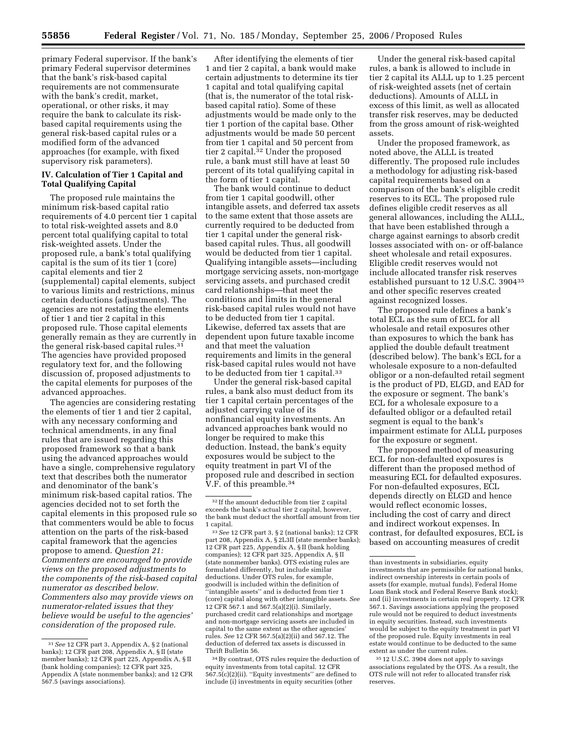primary Federal supervisor. If the bank's primary Federal supervisor determines that the bank's risk-based capital requirements are not commensurate with the bank's credit, market, operational, or other risks, it may require the bank to calculate its risk-based capital requirements using the general risk-based capital rules or a modified form of the advanced approaches (for example, with fixed supervisory risk parameters).

## IV. Calculation of Tier 1 Capital and Total Qualifying Capital

The proposed rule maintains the minimum risk-based capital ratio requirements of 4.0 percent tier 1 capital to total risk-weighted assets and 8.0 percent total qualifying capital to total risk-weighted assets. Under the proposed rule, a bank's total qualifying capital is the sum of its tier 1 (core) capital elements and tier 2 (supplemental) capital elements, subject to various limits and restrictions, minus certain deductions (adjustments). The agencies are not restating the elements of tier 1 and tier 2 capital in this proposed rule. Those capital elements generally remain as they are currently in the general risk-based capital rules.[31] The agencies have provided proposed regulatory text for, and the following discussion of, proposed adjustments to the capital elements for purposes of the advanced approaches.

The agencies are considering restating the elements of tier 1 and tier 2 capital, with any necessary conforming and technical amendments, in any final rules that are issued regarding this proposed framework so that a bank using the advanced approaches would have a single, comprehensive regulatory text that describes both the numerator and denominator of the bank's minimum risk-based capital ratios. The agencies decided not to set forth the capital elements in this proposed rule so that commenters would be able to focus attention on the parts of the risk-based capital framework that the agencies propose to amend. *Question 21: Commenters are encouraged to provide views on the proposed adjustments to the components of the risk-based capital numerator as described below. Commenters also may provide views on numerator-related issues that they believe would be useful to the agencies' consideration of the proposed rule.*

After identifying the elements of tier 1 and tier 2 capital, a bank would make certain adjustments to determine its tier 1 capital and total qualifying capital (that is, the numerator of the total risk-based capital ratio). Some of these adjustments would be made only to the tier 1 portion of the capital base. Other adjustments would be made 50 percent from tier 1 capital and 50 percent from tier 2 capital.[32] Under the proposed rule, a bank must still have at least 50 percent of its total qualifying capital in the form of tier 1 capital.

The bank would continue to deduct from tier 1 capital goodwill, other intangible assets, and deferred tax assets to the same extent that those assets are currently required to be deducted from tier 1 capital under the general risk-based capital rules. Thus, all goodwill would be deducted from tier 1 capital. Qualifying intangible assets—including mortgage servicing assets, non-mortgage servicing assets, and purchased credit card relationships—that meet the conditions and limits in the general risk-based capital rules would not have to be deducted from tier 1 capital. Likewise, deferred tax assets that are dependent upon future taxable income and that meet the valuation requirements and limits in the general risk-based capital rules would not have to be deducted from tier 1 capital.[33]

Under the general risk-based capital rules, a bank also must deduct from its tier 1 capital certain percentages of the adjusted carrying value of its nonfinancial equity investments. An advanced approaches bank would no longer be required to make this deduction. Instead, the bank's equity exposures would be subject to the equity treatment in part VI of the proposed rule and described in section V.F. of this preamble.[34]

Under the general risk-based capital rules, a bank is allowed to include in tier 2 capital its ALLL up to 1.25 percent of risk-weighted assets (net of certain deductions). Amounts of ALLL in excess of this limit, as well as allocated transfer risk reserves, may be deducted from the gross amount of risk-weighted assets.

Under the proposed framework, as noted above, the ALLL is treated differently. The proposed rule includes a methodology for adjusting risk-based capital requirements based on a comparison of the bank's eligible credit reserves to its ECL. The proposed rule defines eligible credit reserves as all general allowances, including the ALLL, that have been established through a charge against earnings to absorb credit losses associated with on- or off-balance sheet wholesale and retail exposures. Eligible credit reserves would not include allocated transfer risk reserves established pursuant to 12 U.S.C. 3904[35] and other specific reserves created against recognized losses.

The proposed rule defines a bank's total ECL as the sum of ECL for all wholesale and retail exposures other than exposures to which the bank has applied the double default treatment (described below). The bank's ECL for a wholesale exposure to a non-defaulted obligor or a non-defaulted retail segment is the product of PD, ELGD, and EAD for the exposure or segment. The bank's ECL for a wholesale exposure to a defaulted obligor or a defaulted retail segment is equal to the bank's impairment estimate for ALLL purposes for the exposure or segment.

The proposed method of measuring ECL for non-defaulted exposures is different than the proposed method of measuring ECL for defaulted exposures. For non-defaulted exposures, ECL depends directly on ELGD and hence would reflect economic losses, including the cost of carry and direct and indirect workout expenses. In contrast, for defaulted exposures, ECL is based on accounting measures of credit

---

[31] *See* 12 CFR part 3, Appendix A, § 2 (national banks); 12 CFR part 208, Appendix A, § II (state member banks); 12 CFR part 225, Appendix A, § II (bank holding companies); 12 CFR part 325, Appendix A (state nonmember banks); and 12 CFR 567.5 (savings associations).

[32] If the amount deductible from tier 2 capital exceeds the bank's actual tier 2 capital, however, the bank must deduct the shortfall amount from tier 1 capital.

[33] *See* 12 CFR part 3, § 2 (national banks); 12 CFR part 208, Appendix A, § 2L3II (state member banks); 12 CFR part 225, Appendix A, § II (bank holding companies); 12 CFR part 325, Appendix A, § II (state nonmember banks). OTS existing rules are formulated differently, but include similar deductions. Under OTS rules, for example, goodwill is included within the definition of "intangible assets" and is deducted from tier 1 (core) capital along with other intangible assets. *See* 12 CFR 567.1 and 567.5(a)(2)(i). Similarly, purchased credit card relationships and mortgage and non-mortgage servicing assets are included in capital to the same extent as the other agencies' rules. *See* 12 CFR 567.5(a)(2)(ii) and 567.12. The deduction of deferred tax assets is discussed in Thrift Bulletin 56.

[34] By contrast, OTS rules require the deduction of equity investments from total capital. 12 CFR 567.5(c)(2)(ii). "Equity investments" are defined to include (i) investments in equity securities (other than investments in subsidiaries, equity investments that are permissible for national banks, indirect ownership interests in certain pools of assets (for example, mutual funds), Federal Home Loan Bank stock and Federal Reserve Bank stock); and (ii) investments in certain real property. 12 CFR 567.1. Savings associations applying the proposed rule would not be required to deduct investments in equity securities. Instead, such investments would be subject to the equity treatment in part VI of the proposed rule. Equity investments in real estate would continue to be deducted to the same extent as under the current rules.

[35] 12 U.S.C. 3904 does not apply to savings associations regulated by the OTS. As a result, the OTS rule will not refer to allocated transfer risk reserves.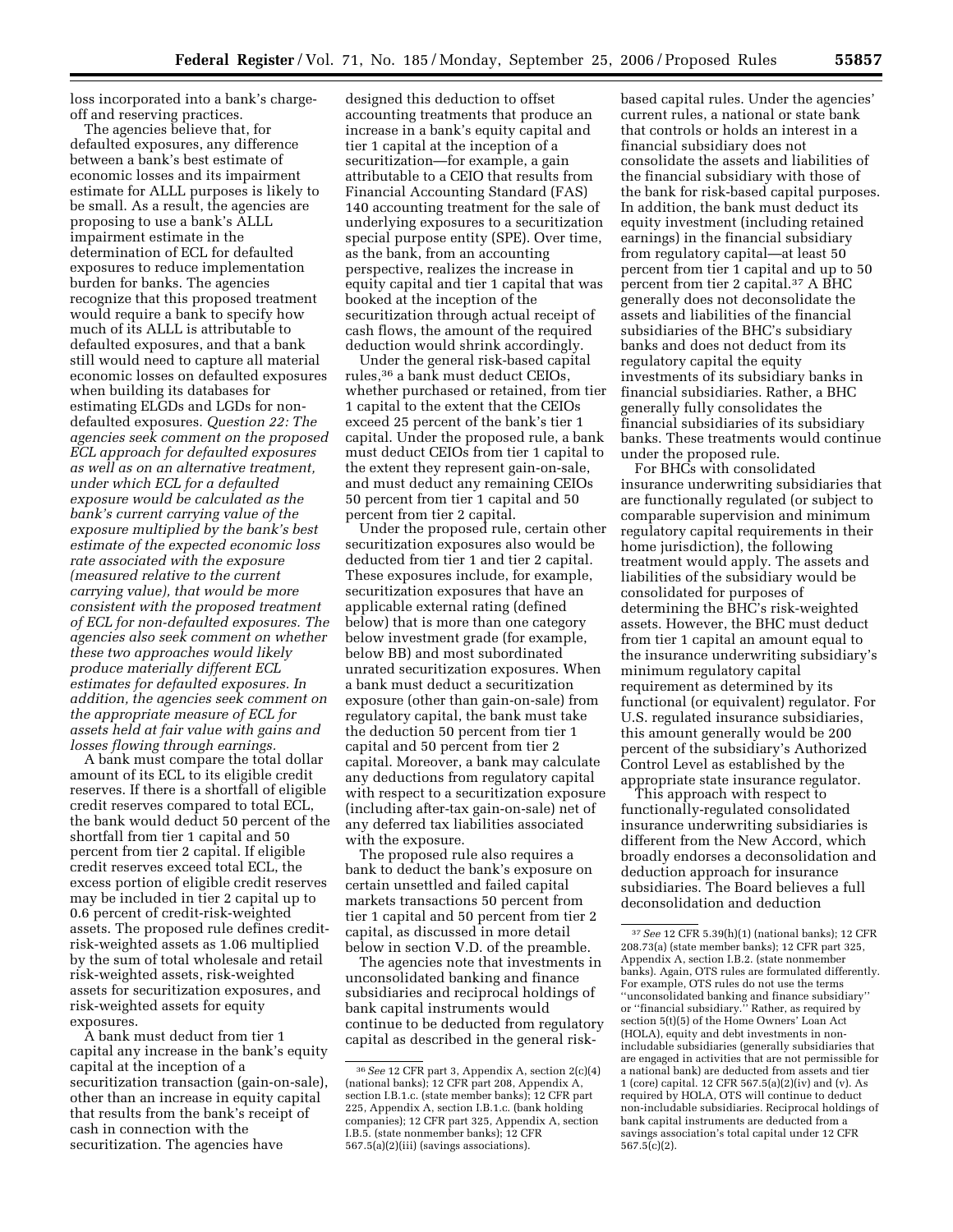loss incorporated into a bank's charge-off and reserving practices.

The agencies believe that, for defaulted exposures, any difference between a bank's best estimate of economic losses and its impairment estimate for ALLL purposes is likely to be small. As a result, the agencies are proposing to use a bank's ALLL impairment estimate in the determination of ECL for defaulted exposures to reduce implementation burden for banks. The agencies recognize that this proposed treatment would require a bank to specify how much of its ALLL is attributable to defaulted exposures, and that a bank still would need to capture all material economic losses on defaulted exposures when building its databases for estimating ELGDs and LGDs for non-defaulted exposures. *Question 22: The agencies seek comment on the proposed ECL approach for defaulted exposures as well as on an alternative treatment, under which ECL for a defaulted exposure would be calculated as the bank's current carrying value of the exposure multiplied by the bank's best estimate of the expected economic loss rate associated with the exposure (measured relative to the current carrying value), that would be more consistent with the proposed treatment of ECL for non-defaulted exposures. The agencies also seek comment on whether these two approaches would likely produce materially different ECL estimates for defaulted exposures. In addition, the agencies seek comment on the appropriate measure of ECL for assets held at fair value with gains and losses flowing through earnings.*

A bank must compare the total dollar amount of its ECL to its eligible credit reserves. If there is a shortfall of eligible credit reserves compared to total ECL, the bank would deduct 50 percent of the shortfall from tier 1 capital and 50 percent from tier 2 capital. If eligible credit reserves exceed total ECL, the excess portion of eligible credit reserves may be included in tier 2 capital up to 0.6 percent of credit-risk-weighted assets. The proposed rule defines credit-risk-weighted assets as 1.06 multiplied by the sum of total wholesale and retail risk-weighted assets, risk-weighted assets for securitization exposures, and risk-weighted assets for equity exposures.

A bank must deduct from tier 1 capital any increase in the bank's equity capital at the inception of a securitization transaction (gain-on-sale), other than an increase in equity capital that results from the bank's receipt of cash in connection with the securitization. The agencies have designed this deduction to offset accounting treatments that produce an increase in a bank's equity capital and tier 1 capital at the inception of a securitization—for example, a gain attributable to a CEIO that results from Financial Accounting Standard (FAS) 140 accounting treatment for the sale of underlying exposures to a securitization special purpose entity (SPE). Over time, as the bank, from an accounting perspective, realizes the increase in equity capital and tier 1 capital that was booked at the inception of the securitization through actual receipt of cash flows, the amount of the required deduction would shrink accordingly.

Under the general risk-based capital rules,[36] a bank must deduct CEIOs, whether purchased or retained, from tier 1 capital to the extent that the CEIOs exceed 25 percent of the bank's tier 1 capital. Under the proposed rule, a bank must deduct CEIOs from tier 1 capital to the extent they represent gain-on-sale, and must deduct any remaining CEIOs 50 percent from tier 1 capital and 50 percent from tier 2 capital.

Under the proposed rule, certain other securitization exposures also would be deducted from tier 1 and tier 2 capital. These exposures include, for example, securitization exposures that have an applicable external rating (defined below) that is more than one category below investment grade (for example, below BB) and most subordinated unrated securitization exposures. When a bank must deduct a securitization exposure (other than gain-on-sale) from regulatory capital, the bank must take the deduction 50 percent from tier 1 capital and 50 percent from tier 2 capital. Moreover, a bank may calculate any deductions from regulatory capital with respect to a securitization exposure (including after-tax gain-on-sale) net of any deferred tax liabilities associated with the exposure.

The proposed rule also requires a bank to deduct the bank's exposure on certain unsettled and failed capital markets transactions 50 percent from tier 1 capital and 50 percent from tier 2 capital, as discussed in more detail below in section V.D. of the preamble.

The agencies note that investments in unconsolidated banking and finance subsidiaries and reciprocal holdings of bank capital instruments would continue to be deducted from regulatory capital as described in the general risk-based capital rules. Under the agencies' current rules, a national or state bank that controls or holds an interest in a financial subsidiary does not consolidate the assets and liabilities of the financial subsidiary with those of the bank for risk-based capital purposes. In addition, the bank must deduct its equity investment (including retained earnings) in the financial subsidiary from regulatory capital—at least 50 percent from tier 1 capital and up to 50 percent from tier 2 capital.[37] A BHC generally does not deconsolidate the assets and liabilities of the financial subsidiaries of the BHC's subsidiary banks and does not deduct from its regulatory capital the equity investments of its subsidiary banks in financial subsidiaries. Rather, a BHC generally fully consolidates the financial subsidiaries of its subsidiary banks. These treatments would continue under the proposed rule.

For BHCs with consolidated insurance underwriting subsidiaries that are functionally regulated (or subject to comparable supervision and minimum regulatory capital requirements in their home jurisdiction), the following treatment would apply. The assets and liabilities of the subsidiary would be consolidated for purposes of determining the BHC's risk-weighted assets. However, the BHC must deduct from tier 1 capital an amount equal to the insurance underwriting subsidiary's minimum regulatory capital requirement as determined by its functional (or equivalent) regulator. For U.S. regulated insurance subsidiaries, this amount generally would be 200 percent of the subsidiary's Authorized Control Level as established by the appropriate state insurance regulator.

This approach with respect to functionally-regulated consolidated insurance underwriting subsidiaries is different from the New Accord, which broadly endorses a deconsolidation and deduction approach for insurance subsidiaries. The Board believes a full deconsolidation and deduction

---

[36] *See* 12 CFR part 3, Appendix A, section 2(c)(4) (national banks); 12 CFR part 208, Appendix A, section I.B.1.c. (state member banks); 12 CFR part 225, Appendix A, section I.B.1.c. (bank holding companies); 12 CFR part 325, Appendix A, section I.B.5. (state nonmember banks); 12 CFR 567.5(a)(2)(iii) (savings associations).

[37] *See* 12 CFR 5.39(h)(1) (national banks); 12 CFR 208.73(a) (state member banks); 12 CFR part 325, Appendix A, section I.B.2. (state nonmember banks). Again, OTS rules are formulated differently. For example, OTS rules do not use the terms "unconsolidated banking and finance subsidiary" or "financial subsidiary." Rather, as required by section 5(t)(5) of the Home Owners' Loan Act (HOLA), equity and debt investments in non-includable subsidiaries (generally subsidiaries that are engaged in activities that are not permissible for a national bank) are deducted from assets and tier 1 (core) capital. 12 CFR 567.5(a)(2)(iv) and (v). As required by HOLA, OTS will continue to deduct non-includable subsidiaries. Reciprocal holdings of bank capital instruments are deducted from a savings association's total capital under 12 CFR 567.5(c)(2).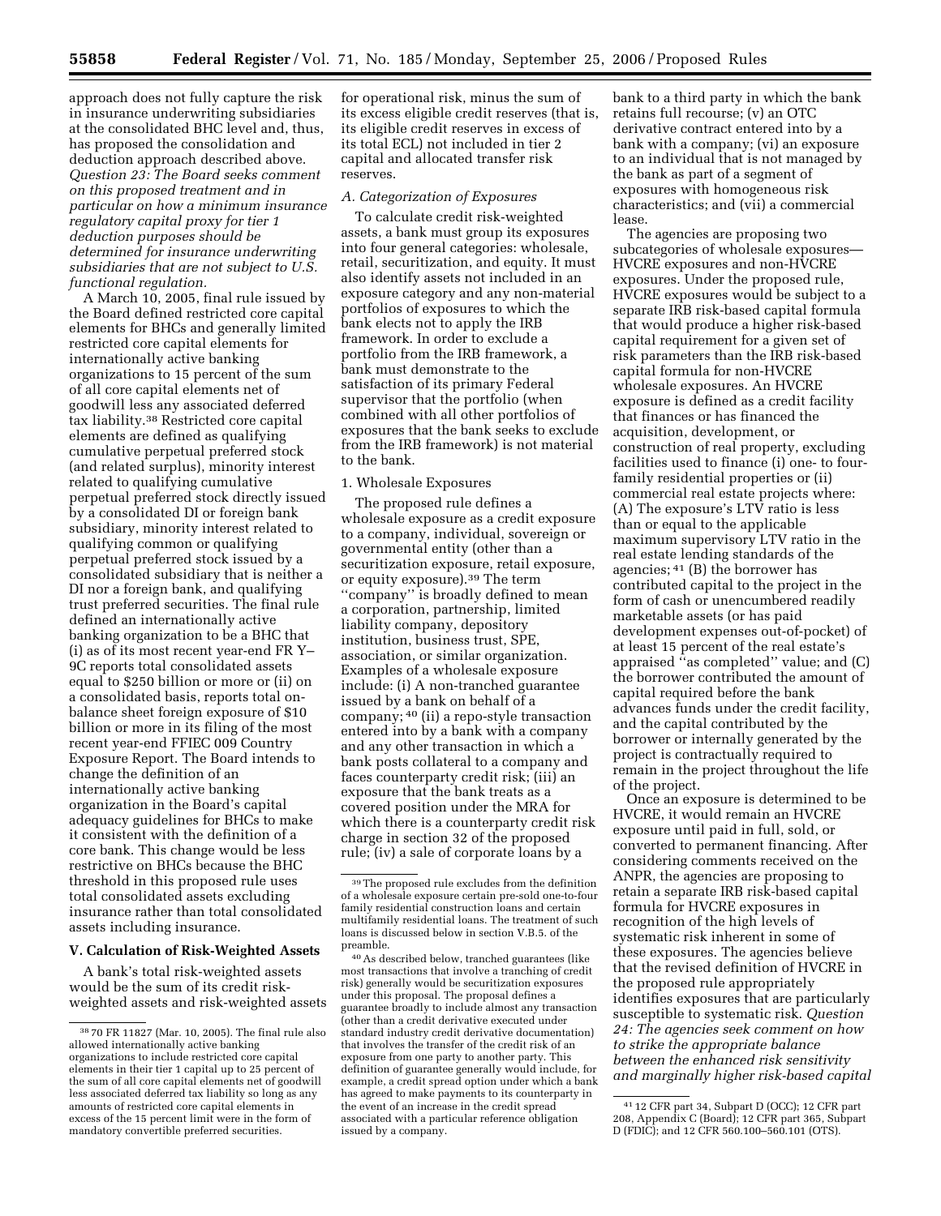approach does not fully capture the risk in insurance underwriting subsidiaries at the consolidated BHC level and, thus, has proposed the consolidation and deduction approach described above. *Question 23: The Board seeks comment on this proposed treatment and in particular on how a minimum insurance regulatory capital proxy for tier 1 deduction purposes should be determined for insurance underwriting subsidiaries that are not subject to U.S. functional regulation.*

A March 10, 2005, final rule issued by the Board defined restricted core capital elements for BHCs and generally limited restricted core capital elements for internationally active banking organizations to 15 percent of the sum of all core capital elements net of goodwill less any associated deferred tax liability.[38] Restricted core capital elements are defined as qualifying cumulative perpetual preferred stock (and related surplus), minority interest related to qualifying cumulative perpetual preferred stock directly issued by a consolidated DI or foreign bank subsidiary, minority interest related to qualifying common or qualifying perpetual preferred stock issued by a consolidated subsidiary that is neither a DI nor a foreign bank, and qualifying trust preferred securities. The final rule defined an internationally active banking organization to be a BHC that (i) as of its most recent year-end FR Y–9C reports total consolidated assets equal to $250 billion or more or (ii) on a consolidated basis, reports total on-balance sheet foreign exposure of $10 billion or more in its filing of the most recent year-end FFIEC 009 Country Exposure Report. The Board intends to change the definition of an internationally active banking organization in the Board's capital adequacy guidelines for BHCs to make it consistent with the definition of a core bank. This change would be less restrictive on BHCs because the BHC threshold in this proposed rule uses total consolidated assets excluding insurance rather than total consolidated assets including insurance.

## V. Calculation of Risk-Weighted Assets

A bank's total risk-weighted assets would be the sum of its credit risk-weighted assets and risk-weighted assets for operational risk, minus the sum of its excess eligible credit reserves (that is, its eligible credit reserves in excess of its total ECL) not included in tier 2 capital and allocated transfer risk reserves.

### A. Categorization of Exposures

To calculate credit risk-weighted assets, a bank must group its exposures into four general categories: wholesale, retail, securitization, and equity. It must also identify assets not included in an exposure category and any non-material portfolios of exposures to which the bank elects not to apply the IRB framework. In order to exclude a portfolio from the IRB framework, a bank must demonstrate to the satisfaction of its primary Federal supervisor that the portfolio (when combined with all other portfolios of exposures that the bank seeks to exclude from the IRB framework) is not material to the bank.

#### 1. Wholesale Exposures

The proposed rule defines a wholesale exposure as a credit exposure to a company, individual, sovereign or governmental entity (other than a securitization exposure, retail exposure, or equity exposure).[39] The term ''company'' is broadly defined to mean a corporation, partnership, limited liability company, depository institution, business trust, SPE, association, or similar organization. Examples of a wholesale exposure include: (i) A non-tranched guarantee issued by a bank on behalf of a company; [40] (ii) a repo-style transaction entered into by a bank with a company and any other transaction in which a bank posts collateral to a company and faces counterparty credit risk; (iii) an exposure that the bank treats as a covered position under the MRA for which there is a counterparty credit risk charge in section 32 of the proposed rule; (iv) a sale of corporate loans by a bank to a third party in which the bank retains full recourse; (v) an OTC derivative contract entered into by a bank with a company; (vi) an exposure to an individual that is not managed by the bank as part of a segment of exposures with homogeneous risk characteristics; and (vii) a commercial lease.

The agencies are proposing two subcategories of wholesale exposures—HVCRE exposures and non-HVCRE exposures. Under the proposed rule, HVCRE exposures would be subject to a separate IRB risk-based capital formula that would produce a higher risk-based capital requirement for a given set of risk parameters than the IRB risk-based capital formula for non-HVCRE wholesale exposures. An HVCRE exposure is defined as a credit facility that finances or has financed the acquisition, development, or construction of real property, excluding facilities used to finance (i) one- to four-family residential properties or (ii) commercial real estate projects where: (A) The exposure's LTV ratio is less than or equal to the applicable maximum supervisory LTV ratio in the real estate lending standards of the agencies; [41] (B) the borrower has contributed capital to the project in the form of cash or unencumbered readily marketable assets (or has paid development expenses out-of-pocket) of at least 15 percent of the real estate's appraised ''as completed'' value; and (C) the borrower contributed the amount of capital required before the bank advances funds under the credit facility, and the capital contributed by the borrower or internally generated by the project is contractually required to remain in the project throughout the life of the project.

Once an exposure is determined to be HVCRE, it would remain an HVCRE exposure until paid in full, sold, or converted to permanent financing. After considering comments received on the ANPR, the agencies are proposing to retain a separate IRB risk-based capital formula for HVCRE exposures in recognition of the high levels of systematic risk inherent in some of these exposures. The agencies believe that the revised definition of HVCRE in the proposed rule appropriately identifies exposures that are particularly susceptible to systematic risk. *Question 24: The agencies seek comment on how to strike the appropriate balance between the enhanced risk sensitivity and marginally higher risk-based capital*

---

[38] 70 FR 11827 (Mar. 10, 2005). The final rule also allowed internationally active banking organizations to include restricted core capital elements in their tier 1 capital up to 25 percent of the sum of all core capital elements net of goodwill less associated deferred tax liability so long as any amounts of restricted core capital elements in excess of the 15 percent limit were in the form of mandatory convertible preferred securities.

[39] The proposed rule excludes from the definition of a wholesale exposure certain pre-sold one-to-four family residential construction loans and certain multifamily residential loans. The treatment of such loans is discussed below in section V.B.5. of the preamble.

[40] As described below, tranched guarantees (like most transactions that involve a tranching of credit risk) generally would be securitization exposures under this proposal. The proposal defines a guarantee broadly to include almost any transaction (other than a credit derivative executed under standard industry credit derivative documentation) that involves the transfer of the credit risk of an exposure from one party to another party. This definition of guarantee generally would include, for example, a credit spread option under which a bank has agreed to make payments to its counterparty in the event of an increase in the credit spread associated with a particular reference obligation issued by a company.

[41] 12 CFR part 34, Subpart D (OCC); 12 CFR part 208, Appendix C (Board); 12 CFR part 365, Subpart D (FDIC); and 12 CFR 560.100–560.101 (OTS).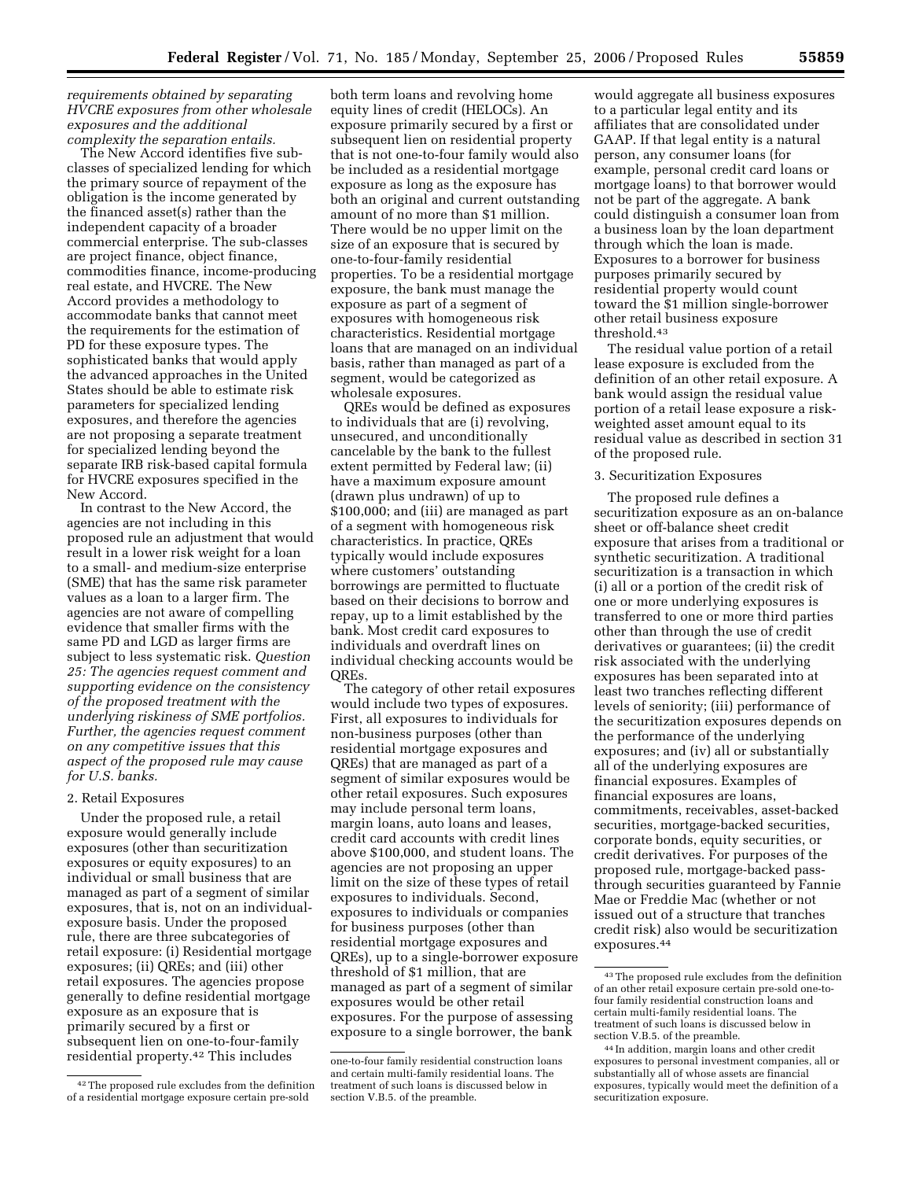*requirements obtained by separating HVCRE exposures from other wholesale exposures and the additional complexity the separation entails.*

The New Accord identifies five sub-classes of specialized lending for which the primary source of repayment of the obligation is the income generated by the financed asset(s) rather than the independent capacity of a broader commercial enterprise. The sub-classes are project finance, object finance, commodities finance, income-producing real estate, and HVCRE. The New Accord provides a methodology to accommodate banks that cannot meet the requirements for the estimation of PD for these exposure types. The sophisticated banks that would apply the advanced approaches in the United States should be able to estimate risk parameters for specialized lending exposures, and therefore the agencies are not proposing a separate treatment for specialized lending beyond the separate IRB risk-based capital formula for HVCRE exposures specified in the New Accord.

In contrast to the New Accord, the agencies are not including in this proposed rule an adjustment that would result in a lower risk weight for a loan to a small- and medium-size enterprise (SME) that has the same risk parameter values as a loan to a larger firm. The agencies are not aware of compelling evidence that smaller firms with the same PD and LGD as larger firms are subject to less systematic risk. *Question 25: The agencies request comment and supporting evidence on the consistency of the proposed treatment with the underlying riskiness of SME portfolios. Further, the agencies request comment on any competitive issues that this aspect of the proposed rule may cause for U.S. banks.*

2. Retail Exposures

Under the proposed rule, a retail exposure would generally include exposures (other than securitization exposures or equity exposures) to an individual or small business that are managed as part of a segment of similar exposures, that is, not on an individual-exposure basis. Under the proposed rule, there are three subcategories of retail exposure: (i) Residential mortgage exposures; (ii) QREs; and (iii) other retail exposures. The agencies propose generally to define residential mortgage exposure as an exposure that is primarily secured by a first or subsequent lien on one-to-four-family residential property.[42] This includes both term loans and revolving home equity lines of credit (HELOCs). An exposure primarily secured by a first or subsequent lien on residential property that is not one-to-four family would also be included as a residential mortgage exposure as long as the exposure has both an original and current outstanding amount of no more than $1 million. There would be no upper limit on the size of an exposure that is secured by one-to-four-family residential properties. To be a residential mortgage exposure, the bank must manage the exposure as part of a segment of exposures with homogeneous risk characteristics. Residential mortgage loans that are managed on an individual basis, rather than managed as part of a segment, would be categorized as wholesale exposures.

QREs would be defined as exposures to individuals that are (i) revolving, unsecured, and unconditionally cancelable by the bank to the fullest extent permitted by Federal law; (ii) have a maximum exposure amount (drawn plus undrawn) of up to $100,000; and (iii) are managed as part of a segment with homogeneous risk characteristics. In practice, QREs typically would include exposures where customers' outstanding borrowings are permitted to fluctuate based on their decisions to borrow and repay, up to a limit established by the bank. Most credit card exposures to individuals and overdraft lines on individual checking accounts would be QREs.

The category of other retail exposures would include two types of exposures. First, all exposures to individuals for non-business purposes (other than residential mortgage exposures and QREs) that are managed as part of a segment of similar exposures would be other retail exposures. Such exposures may include personal term loans, margin loans, auto loans and leases, credit card accounts with credit lines above $100,000, and student loans. The agencies are not proposing an upper limit on the size of these types of retail exposures to individuals. Second, exposures to individuals or companies for business purposes (other than residential mortgage exposures and QREs), up to a single-borrower exposure threshold of $1 million, that are managed as part of a segment of similar exposures would be other retail exposures. For the purpose of assessing exposure to a single borrower, the bank would aggregate all business exposures to a particular legal entity and its affiliates that are consolidated under GAAP. If that legal entity is a natural person, any consumer loans (for example, personal credit card loans or mortgage loans) to that borrower would not be part of the aggregate. A bank could distinguish a consumer loan from a business loan by the loan department through which the loan is made. Exposures to a borrower for business purposes primarily secured by residential property would count toward the $1 million single-borrower other retail business exposure threshold.[43]

The residual value portion of a retail lease exposure is excluded from the definition of an other retail exposure. A bank would assign the residual value portion of a retail lease exposure a risk-weighted asset amount equal to its residual value as described in section 31 of the proposed rule.

3. Securitization Exposures

The proposed rule defines a securitization exposure as an on-balance sheet or off-balance sheet credit exposure that arises from a traditional or synthetic securitization. A traditional securitization is a transaction in which (i) all or a portion of the credit risk of one or more underlying exposures is transferred to one or more third parties other than through the use of credit derivatives or guarantees; (ii) the credit risk associated with the underlying exposures has been separated into at least two tranches reflecting different levels of seniority; (iii) performance of the securitization exposures depends on the performance of the underlying exposures; and (iv) all or substantially all of the underlying exposures are financial exposures. Examples of financial exposures are loans, commitments, receivables, asset-backed securities, mortgage-backed securities, corporate bonds, equity securities, or credit derivatives. For purposes of the proposed rule, mortgage-backed pass-through securities guaranteed by Fannie Mae or Freddie Mac (whether or not issued out of a structure that tranches credit risk) also would be securitization exposures.[44]

---

[42] The proposed rule excludes from the definition of a residential mortgage exposure certain pre-sold one-to-four family residential construction loans and certain multi-family residential loans. The treatment of such loans is discussed below in section V.B.5. of the preamble.

[43] The proposed rule excludes from the definition of an other retail exposure certain pre-sold one-to-four family residential construction loans and certain multi-family residential loans. The treatment of such loans is discussed below in section V.B.5. of the preamble.

[44] In addition, margin loans and other credit exposures to personal investment companies, all or substantially all of whose assets are financial exposures, typically would meet the definition of a securitization exposure.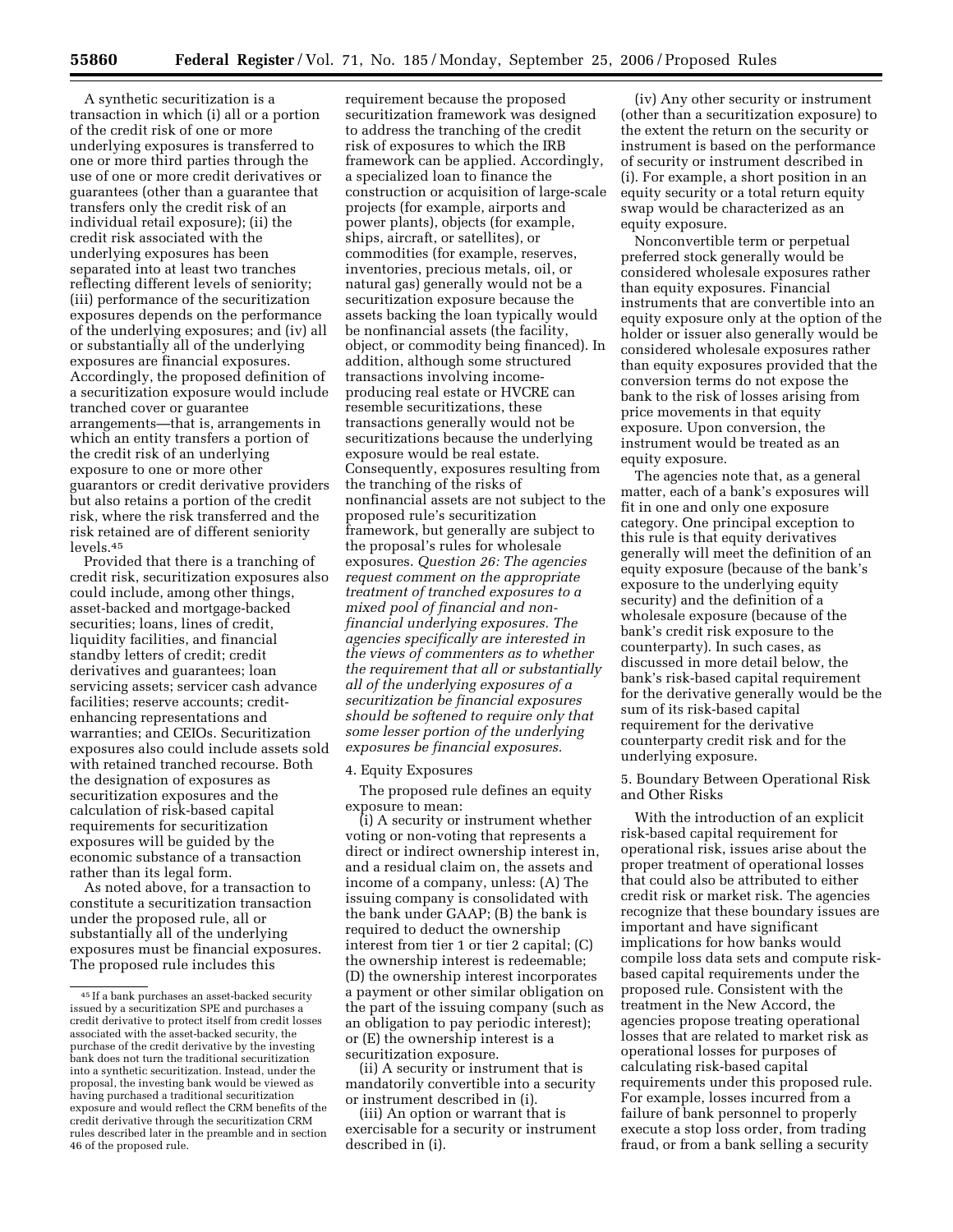A synthetic securitization is a transaction in which (i) all or a portion of the credit risk of one or more underlying exposures is transferred to one or more third parties through the use of one or more credit derivatives or guarantees (other than a guarantee that transfers only the credit risk of an individual retail exposure); (ii) the credit risk associated with the underlying exposures has been separated into at least two tranches reflecting different levels of seniority; (iii) performance of the securitization exposures depends on the performance of the underlying exposures; and (iv) all or substantially all of the underlying exposures are financial exposures. Accordingly, the proposed definition of a securitization exposure would include tranched cover or guarantee arrangements—that is, arrangements in which an entity transfers a portion of the credit risk of an underlying exposure to one or more other guarantors or credit derivative providers but also retains a portion of the credit risk, where the risk transferred and the risk retained are of different seniority levels.[45]

Provided that there is a tranching of credit risk, securitization exposures also could include, among other things, asset-backed and mortgage-backed securities; loans, lines of credit, liquidity facilities, and financial standby letters of credit; credit derivatives and guarantees; loan servicing assets; servicer cash advance facilities; reserve accounts; credit-enhancing representations and warranties; and CEIOs. Securitization exposures also could include assets sold with retained tranched recourse. Both the designation of exposures as securitization exposures and the calculation of risk-based capital requirements for securitization exposures will be guided by the economic substance of a transaction rather than its legal form.

As noted above, for a transaction to constitute a securitization transaction under the proposed rule, all or substantially all of the underlying exposures must be financial exposures. The proposed rule includes this requirement because the proposed securitization framework was designed to address the tranching of the credit risk of exposures to which the IRB framework can be applied. Accordingly, a specialized loan to finance the construction or acquisition of large-scale projects (for example, airports and power plants), objects (for example, ships, aircraft, or satellites), or commodities (for example, reserves, inventories, precious metals, oil, or natural gas) generally would not be a securitization exposure because the assets backing the loan typically would be nonfinancial assets (the facility, object, or commodity being financed). In addition, although some structured transactions involving income-producing real estate or HVCRE can resemble securitizations, these transactions generally would not be securitizations because the underlying exposure would be real estate. Consequently, exposures resulting from the tranching of the risks of nonfinancial assets are not subject to the proposed rule's securitization framework, but generally are subject to the proposal's rules for wholesale exposures. *Question 26: The agencies request comment on the appropriate treatment of tranched exposures to a mixed pool of financial and non-financial underlying exposures. The agencies specifically are interested in the views of commenters as to whether the requirement that all or substantially all of the underlying exposures of a securitization be financial exposures should be softened to require only that some lesser portion of the underlying exposures be financial exposures.*

4. Equity Exposures

The proposed rule defines an equity exposure to mean:

(i) A security or instrument whether voting or non-voting that represents a direct or indirect ownership interest in, and a residual claim on, the assets and income of a company, unless: (A) The issuing company is consolidated with the bank under GAAP; (B) the bank is required to deduct the ownership interest from tier 1 or tier 2 capital; (C) the ownership interest is redeemable; (D) the ownership interest incorporates a payment or other similar obligation on the part of the issuing company (such as an obligation to pay periodic interest); or (E) the ownership interest is a securitization exposure.

(ii) A security or instrument that is mandatorily convertible into a security or instrument described in (i).

(iii) An option or warrant that is exercisable for a security or instrument described in (i).

(iv) Any other security or instrument (other than a securitization exposure) to the extent the return on the security or instrument is based on the performance of security or instrument described in (i). For example, a short position in an equity security or a total return equity swap would be characterized as an equity exposure.

Nonconvertible term or perpetual preferred stock generally would be considered wholesale exposures rather than equity exposures. Financial instruments that are convertible into an equity exposure only at the option of the holder or issuer also generally would be considered wholesale exposures rather than equity exposures provided that the conversion terms do not expose the bank to the risk of losses arising from price movements in that equity exposure. Upon conversion, the instrument would be treated as an equity exposure.

The agencies note that, as a general matter, each of a bank's exposures will fit in one and only one exposure category. One principal exception to this rule is that equity derivatives generally will meet the definition of an equity exposure (because of the bank's exposure to the underlying equity security) and the definition of a wholesale exposure (because of the bank's credit risk exposure to the counterparty). In such cases, as discussed in more detail below, the bank's risk-based capital requirement for the derivative generally would be the sum of its risk-based capital requirement for the derivative counterparty credit risk and for the underlying exposure.

5. Boundary Between Operational Risk and Other Risks

With the introduction of an explicit risk-based capital requirement for operational risk, issues arise about the proper treatment of operational losses that could also be attributed to either credit risk or market risk. The agencies recognize that these boundary issues are important and have significant implications for how banks would compile loss data sets and compute risk-based capital requirements under the proposed rule. Consistent with the treatment in the New Accord, the agencies propose treating operational losses that are related to market risk as operational losses for purposes of calculating risk-based capital requirements under this proposed rule. For example, losses incurred from a failure of bank personnel to properly execute a stop loss order, from trading fraud, or from a bank selling a security

[45] If a bank purchases an asset-backed security issued by a securitization SPE and purchases a credit derivative to protect itself from credit losses associated with the asset-backed security, the purchase of the credit derivative by the investing bank does not turn the traditional securitization into a synthetic securitization. Instead, under the proposal, the investing bank would be viewed as having purchased a traditional securitization exposure and would reflect the CRM benefits of the credit derivative through the securitization CRM rules described later in the preamble and in section 46 of the proposed rule.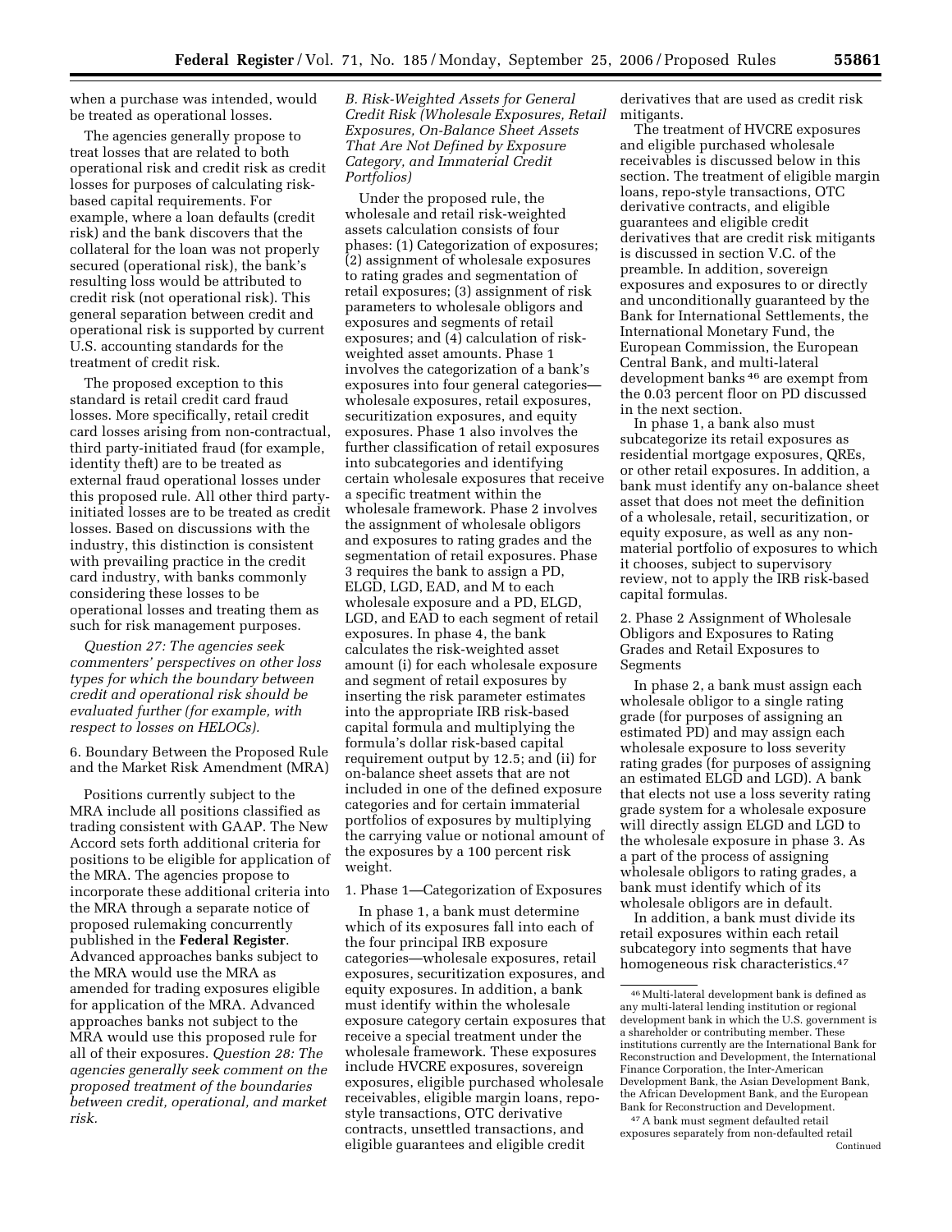when a purchase was intended, would be treated as operational losses.

The agencies generally propose to treat losses that are related to both operational risk and credit risk as credit losses for purposes of calculating risk-based capital requirements. For example, where a loan defaults (credit risk) and the bank discovers that the collateral for the loan was not properly secured (operational risk), the bank's resulting loss would be attributed to credit risk (not operational risk). This general separation between credit and operational risk is supported by current U.S. accounting standards for the treatment of credit risk.

The proposed exception to this standard is retail credit card fraud losses. More specifically, retail credit card losses arising from non-contractual, third party-initiated fraud (for example, identity theft) are to be treated as external fraud operational losses under this proposed rule. All other third party-initiated losses are to be treated as credit losses. Based on discussions with the industry, this distinction is consistent with prevailing practice in the credit card industry, with banks commonly considering these losses to be operational losses and treating them as such for risk management purposes.

*Question 27: The agencies seek commenters' perspectives on other loss types for which the boundary between credit and operational risk should be evaluated further (for example, with respect to losses on HELOCs).*

6. Boundary Between the Proposed Rule and the Market Risk Amendment (MRA)

Positions currently subject to the MRA include all positions classified as trading consistent with GAAP. The New Accord sets forth additional criteria for positions to be eligible for application of the MRA. The agencies propose to incorporate these additional criteria into the MRA through a separate notice of proposed rulemaking concurrently published in the **Federal Register**. Advanced approaches banks subject to the MRA would use the MRA as amended for trading exposures eligible for application of the MRA. Advanced approaches banks not subject to the MRA would use this proposed rule for all of their exposures. *Question 28: The agencies generally seek comment on the proposed treatment of the boundaries between credit, operational, and market risk.*

*B. Risk-Weighted Assets for General Credit Risk (Wholesale Exposures, Retail Exposures, On-Balance Sheet Assets That Are Not Defined by Exposure Category, and Immaterial Credit Portfolios)*

Under the proposed rule, the wholesale and retail risk-weighted assets calculation consists of four phases: (1) Categorization of exposures; (2) assignment of wholesale exposures to rating grades and segmentation of retail exposures; (3) assignment of risk parameters to wholesale obligors and exposures and segments of retail exposures; and (4) calculation of risk-weighted asset amounts. Phase 1 involves the categorization of a bank's exposures into four general categories—wholesale exposures, retail exposures, securitization exposures, and equity exposures. Phase 1 also involves the further classification of retail exposures into subcategories and identifying certain wholesale exposures that receive a specific treatment within the wholesale framework. Phase 2 involves the assignment of wholesale obligors and exposures to rating grades and the segmentation of retail exposures. Phase 3 requires the bank to assign a PD, ELGD, LGD, EAD, and M to each wholesale exposure and a PD, ELGD, LGD, and EAD to each segment of retail exposures. In phase 4, the bank calculates the risk-weighted asset amount (i) for each wholesale exposure and segment of retail exposures by inserting the risk parameter estimates into the appropriate IRB risk-based capital formula and multiplying the formula's dollar risk-based capital requirement output by 12.5; and (ii) for on-balance sheet assets that are not included in one of the defined exposure categories and for certain immaterial portfolios of exposures by multiplying the carrying value or notional amount of the exposures by a 100 percent risk weight.

1. Phase 1—Categorization of Exposures

In phase 1, a bank must determine which of its exposures fall into each of the four principal IRB exposure categories—wholesale exposures, retail exposures, securitization exposures, and equity exposures. In addition, a bank must identify within the wholesale exposure category certain exposures that receive a special treatment under the wholesale framework. These exposures include HVCRE exposures, sovereign exposures, eligible purchased wholesale receivables, eligible margin loans, repo-style transactions, OTC derivative contracts, unsettled transactions, and eligible guarantees and eligible credit derivatives that are used as credit risk mitigants.

The treatment of HVCRE exposures and eligible purchased wholesale receivables is discussed below in this section. The treatment of eligible margin loans, repo-style transactions, OTC derivative contracts, and eligible guarantees and eligible credit derivatives that are credit risk mitigants is discussed in section V.C. of the preamble. In addition, sovereign exposures and exposures to or directly and unconditionally guaranteed by the Bank for International Settlements, the International Monetary Fund, the European Commission, the European Central Bank, and multi-lateral development banks [46] are exempt from the 0.03 percent floor on PD discussed in the next section.

In phase 1, a bank also must subcategorize its retail exposures as residential mortgage exposures, QREs, or other retail exposures. In addition, a bank must identify any on-balance sheet asset that does not meet the definition of a wholesale, retail, securitization, or equity exposure, as well as any non-material portfolio of exposures to which it chooses, subject to supervisory review, not to apply the IRB risk-based capital formulas.

2. Phase 2 Assignment of Wholesale Obligors and Exposures to Rating Grades and Retail Exposures to Segments

In phase 2, a bank must assign each wholesale obligor to a single rating grade (for purposes of assigning an estimated PD) and may assign each wholesale exposure to loss severity rating grades (for purposes of assigning an estimated ELGD and LGD). A bank that elects not use a loss severity rating grade system for a wholesale exposure will directly assign ELGD and LGD to the wholesale exposure in phase 3. As a part of the process of assigning wholesale obligors to rating grades, a bank must identify which of its wholesale obligors are in default.

In addition, a bank must divide its retail exposures within each retail subcategory into segments that have homogeneous risk characteristics.[47]

[46] Multi-lateral development bank is defined as any multi-lateral lending institution or regional development bank in which the U.S. government is a shareholder or contributing member. These institutions currently are the International Bank for Reconstruction and Development, the International Finance Corporation, the Inter-American Development Bank, the Asian Development Bank, the African Development Bank, and the European Bank for Reconstruction and Development.

[47] A bank must segment defaulted retail exposures separately from non-defaulted retail

Continued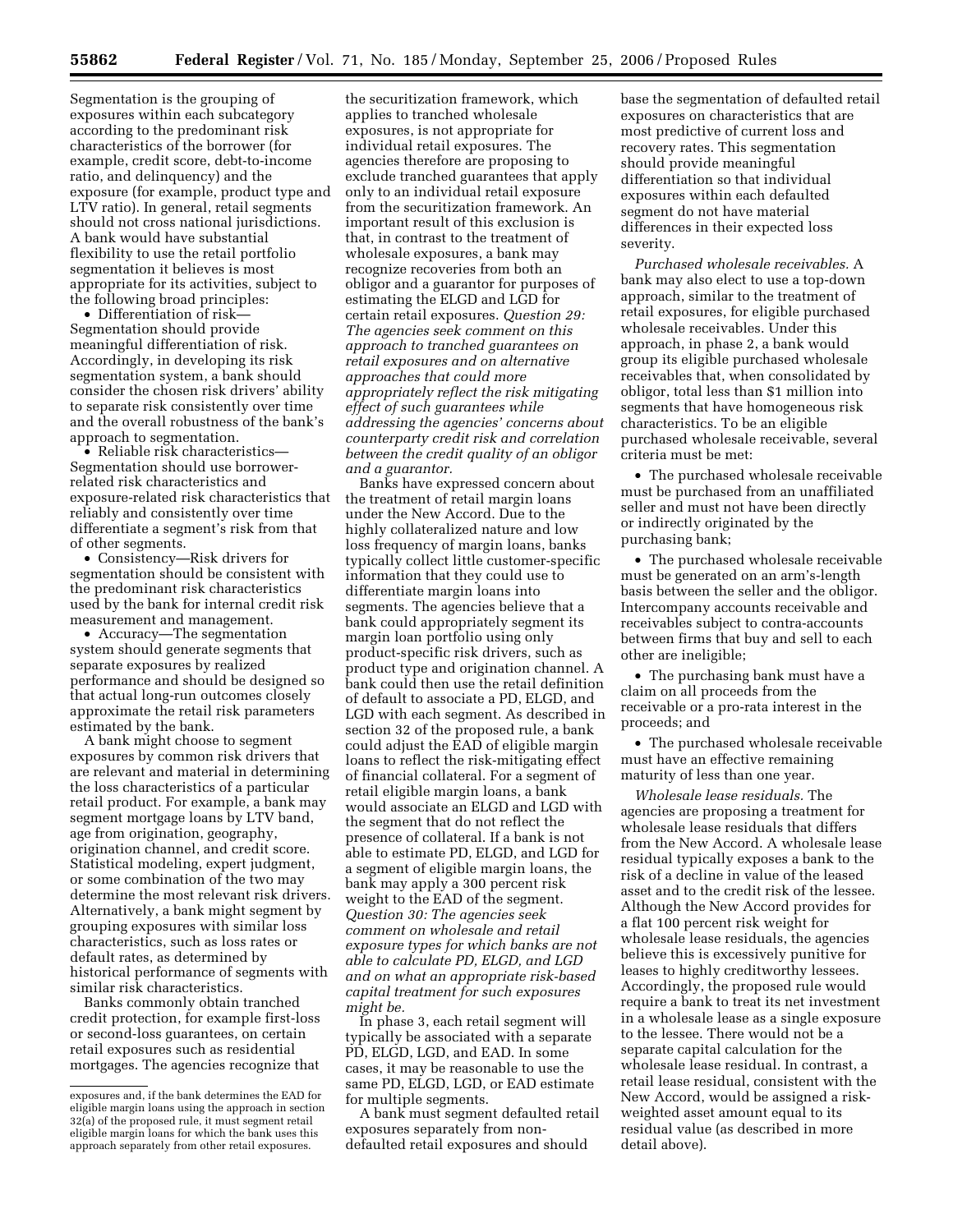Segmentation is the grouping of exposures within each subcategory according to the predominant risk characteristics of the borrower (for example, credit score, debt-to-income ratio, and delinquency) and the exposure (for example, product type and LTV ratio). In general, retail segments should not cross national jurisdictions. A bank would have substantial flexibility to use the retail portfolio segmentation it believes is most appropriate for its activities, subject to the following broad principles:

- Differentiation of risk—Segmentation should provide meaningful differentiation of risk. Accordingly, in developing its risk segmentation system, a bank should consider the chosen risk drivers' ability to separate risk consistently over time and the overall robustness of the bank's approach to segmentation.
- Reliable risk characteristics—Segmentation should use borrower-related risk characteristics and exposure-related risk characteristics that reliably and consistently over time differentiate a segment's risk from that of other segments.
- Consistency—Risk drivers for segmentation should be consistent with the predominant risk characteristics used by the bank for internal credit risk measurement and management.
- Accuracy—The segmentation system should generate segments that separate exposures by realized performance and should be designed so that actual long-run outcomes closely approximate the retail risk parameters estimated by the bank.

A bank might choose to segment exposures by common risk drivers that are relevant and material in determining the loss characteristics of a particular retail product. For example, a bank may segment mortgage loans by LTV band, age from origination, geography, origination channel, and credit score. Statistical modeling, expert judgment, or some combination of the two may determine the most relevant risk drivers. Alternatively, a bank might segment by grouping exposures with similar loss characteristics, such as loss rates or default rates, as determined by historical performance of segments with similar risk characteristics.

Banks commonly obtain tranched credit protection, for example first-loss or second-loss guarantees, on certain retail exposures such as residential mortgages. The agencies recognize that the securitization framework, which applies to tranched wholesale exposures, is not appropriate for individual retail exposures. The agencies therefore are proposing to exclude tranched guarantees that apply only to an individual retail exposure from the securitization framework. An important result of this exclusion is that, in contrast to the treatment of wholesale exposures, a bank may recognize recoveries from both an obligor and a guarantor for purposes of estimating the ELGD and LGD for certain retail exposures. *Question 29: The agencies seek comment on this approach to tranched guarantees on retail exposures and on alternative approaches that could more appropriately reflect the risk mitigating effect of such guarantees while addressing the agencies' concerns about counterparty credit risk and correlation between the credit quality of an obligor and a guarantor.*

Banks have expressed concern about the treatment of retail margin loans under the New Accord. Due to the highly collateralized nature and low loss frequency of margin loans, banks typically collect little customer-specific information that they could use to differentiate margin loans into segments. The agencies believe that a bank could appropriately segment its margin loan portfolio using only product-specific risk drivers, such as product type and origination channel. A bank could then use the retail definition of default to associate a PD, ELGD, and LGD with each segment. As described in section 32 of the proposed rule, a bank could adjust the EAD of eligible margin loans to reflect the risk-mitigating effect of financial collateral. For a segment of retail eligible margin loans, a bank would associate an ELGD and LGD with the segment that do not reflect the presence of collateral. If a bank is not able to estimate PD, ELGD, and LGD for a segment of eligible margin loans, the bank may apply a 300 percent risk weight to the EAD of the segment. *Question 30: The agencies seek comment on wholesale and retail exposure types for which banks are not able to calculate PD, ELGD, and LGD and on what an appropriate risk-based capital treatment for such exposures might be.*

In phase 3, each retail segment will typically be associated with a separate PD, ELGD, LGD, and EAD. In some cases, it may be reasonable to use the same PD, ELGD, LGD, or EAD estimate for multiple segments.

A bank must segment defaulted retail exposures separately from non-defaulted retail exposures and should base the segmentation of defaulted retail exposures on characteristics that are most predictive of current loss and recovery rates. This segmentation should provide meaningful differentiation so that individual exposures within each defaulted segment do not have material differences in their expected loss severity.

*Purchased wholesale receivables.* A bank may also elect to use a top-down approach, similar to the treatment of retail exposures, for eligible purchased wholesale receivables. Under this approach, in phase 2, a bank would group its eligible purchased wholesale receivables that, when consolidated by obligor, total less than $1 million into segments that have homogeneous risk characteristics. To be an eligible purchased wholesale receivable, several criteria must be met:

- The purchased wholesale receivable must be purchased from an unaffiliated seller and must not have been directly or indirectly originated by the purchasing bank;
- The purchased wholesale receivable must be generated on an arm's-length basis between the seller and the obligor. Intercompany accounts receivable and receivables subject to contra-accounts between firms that buy and sell to each other are ineligible;
- The purchasing bank must have a claim on all proceeds from the receivable or a pro-rata interest in the proceeds; and
- The purchased wholesale receivable must have an effective remaining maturity of less than one year.

*Wholesale lease residuals.* The agencies are proposing a treatment for wholesale lease residuals that differs from the New Accord. A wholesale lease residual typically exposes a bank to the risk of a decline in value of the leased asset and to the credit risk of the lessee. Although the New Accord provides for a flat 100 percent risk weight for wholesale lease residuals, the agencies believe this is excessively punitive for leases to highly creditworthy lessees. Accordingly, the proposed rule would require a bank to treat its net investment in a wholesale lease as a single exposure to the lessee. There would not be a separate capital calculation for the wholesale lease residual. In contrast, a retail lease residual, consistent with the New Accord, would be assigned a risk-weighted asset amount equal to its residual value (as described in more detail above).

---

exposures and, if the bank determines the EAD for eligible margin loans using the approach in section 32(a) of the proposed rule, it must segment retail eligible margin loans for which the bank uses this approach separately from other retail exposures.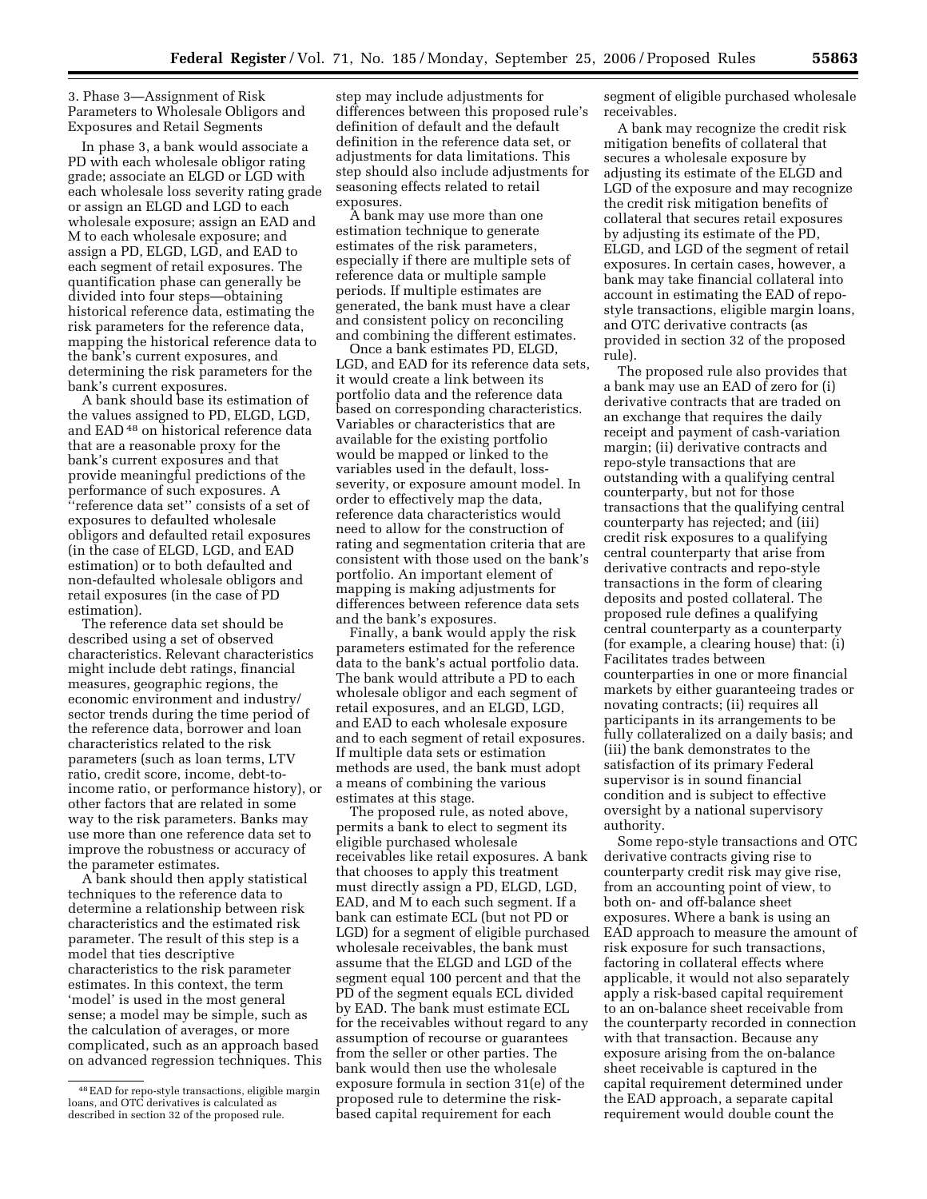3. Phase 3—Assignment of Risk Parameters to Wholesale Obligors and Exposures and Retail Segments

In phase 3, a bank would associate a PD with each wholesale obligor rating grade; associate an ELGD or LGD with each wholesale loss severity rating grade or assign an ELGD and LGD to each wholesale exposure; assign an EAD and M to each wholesale exposure; and assign a PD, ELGD, LGD, and EAD to each segment of retail exposures. The quantification phase can generally be divided into four steps—obtaining historical reference data, estimating the risk parameters for the reference data, mapping the historical reference data to the bank's current exposures, and determining the risk parameters for the bank's current exposures.

A bank should base its estimation of the values assigned to PD, ELGD, LGD, and EAD [48] on historical reference data that are a reasonable proxy for the bank's current exposures and that provide meaningful predictions of the performance of such exposures. A ''reference data set'' consists of a set of exposures to defaulted wholesale obligors and defaulted retail exposures (in the case of ELGD, LGD, and EAD estimation) or to both defaulted and non-defaulted wholesale obligors and retail exposures (in the case of PD estimation).

The reference data set should be described using a set of observed characteristics. Relevant characteristics might include debt ratings, financial measures, geographic regions, the economic environment and industry/sector trends during the time period of the reference data, borrower and loan characteristics related to the risk parameters (such as loan terms, LTV ratio, credit score, income, debt-to-income ratio, or performance history), or other factors that are related in some way to the risk parameters. Banks may use more than one reference data set to improve the robustness or accuracy of the parameter estimates.

A bank should then apply statistical techniques to the reference data to determine a relationship between risk characteristics and the estimated risk parameter. The result of this step is a model that ties descriptive characteristics to the risk parameter estimates. In this context, the term 'model' is used in the most general sense; a model may be simple, such as the calculation of averages, or more complicated, such as an approach based on advanced regression techniques. This step may include adjustments for differences between this proposed rule's definition of default and the default definition in the reference data set, or adjustments for data limitations. This step should also include adjustments for seasoning effects related to retail exposures.

A bank may use more than one estimation technique to generate estimates of the risk parameters, especially if there are multiple sets of reference data or multiple sample periods. If multiple estimates are generated, the bank must have a clear and consistent policy on reconciling and combining the different estimates.

Once a bank estimates PD, ELGD, LGD, and EAD for its reference data sets, it would create a link between its portfolio data and the reference data based on corresponding characteristics. Variables or characteristics that are available for the existing portfolio would be mapped or linked to the variables used in the default, loss-severity, or exposure amount model. In order to effectively map the data, reference data characteristics would need to allow for the construction of rating and segmentation criteria that are consistent with those used on the bank's portfolio. An important element of mapping is making adjustments for differences between reference data sets and the bank's exposures.

Finally, a bank would apply the risk parameters estimated for the reference data to the bank's actual portfolio data. The bank would attribute a PD to each wholesale obligor and each segment of retail exposures, and an ELGD, LGD, and EAD to each wholesale exposure and to each segment of retail exposures. If multiple data sets or estimation methods are used, the bank must adopt a means of combining the various estimates at this stage.

The proposed rule, as noted above, permits a bank to elect to segment its eligible purchased wholesale receivables like retail exposures. A bank that chooses to apply this treatment must directly assign a PD, ELGD, LGD, EAD, and M to each such segment. If a bank can estimate ECL (but not PD or LGD) for a segment of eligible purchased wholesale receivables, the bank must assume that the ELGD and LGD of the segment equal 100 percent and that the PD of the segment equals ECL divided by EAD. The bank must estimate ECL for the receivables without regard to any assumption of recourse or guarantees from the seller or other parties. The bank would then use the wholesale exposure formula in section 31(e) of the proposed rule to determine the risk-based capital requirement for each segment of eligible purchased wholesale receivables.

A bank may recognize the credit risk mitigation benefits of collateral that secures a wholesale exposure by adjusting its estimate of the ELGD and LGD of the exposure and may recognize the credit risk mitigation benefits of collateral that secures retail exposures by adjusting its estimate of the PD, ELGD, and LGD of the segment of retail exposures. In certain cases, however, a bank may take financial collateral into account in estimating the EAD of repo-style transactions, eligible margin loans, and OTC derivative contracts (as provided in section 32 of the proposed rule).

The proposed rule also provides that a bank may use an EAD of zero for (i) derivative contracts that are traded on an exchange that requires the daily receipt and payment of cash-variation margin; (ii) derivative contracts and repo-style transactions that are outstanding with a qualifying central counterparty, but not for those transactions that the qualifying central counterparty has rejected; and (iii) credit risk exposures to a qualifying central counterparty that arise from derivative contracts and repo-style transactions in the form of clearing deposits and posted collateral. The proposed rule defines a qualifying central counterparty as a counterparty (for example, a clearing house) that: (i) Facilitates trades between counterparties in one or more financial markets by either guaranteeing trades or novating contracts; (ii) requires all participants in its arrangements to be fully collateralized on a daily basis; and (iii) the bank demonstrates to the satisfaction of its primary Federal supervisor is in sound financial condition and is subject to effective oversight by a national supervisory authority.

Some repo-style transactions and OTC derivative contracts giving rise to counterparty credit risk may give rise, from an accounting point of view, to both on- and off-balance sheet exposures. Where a bank is using an EAD approach to measure the amount of risk exposure for such transactions, factoring in collateral effects where applicable, it would not also separately apply a risk-based capital requirement to an on-balance sheet receivable from the counterparty recorded in connection with that transaction. Because any exposure arising from the on-balance sheet receivable is captured in the capital requirement determined under the EAD approach, a separate capital requirement would double count the

---

[48] EAD for repo-style transactions, eligible margin loans, and OTC derivatives is calculated as described in section 32 of the proposed rule.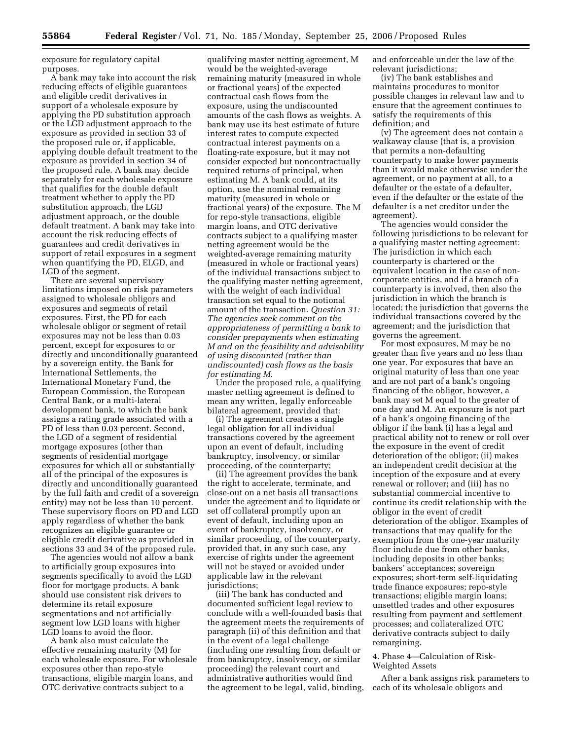exposure for regulatory capital purposes.

A bank may take into account the risk reducing effects of eligible guarantees and eligible credit derivatives in support of a wholesale exposure by applying the PD substitution approach or the LGD adjustment approach to the exposure as provided in section 33 of the proposed rule or, if applicable, applying double default treatment to the exposure as provided in section 34 of the proposed rule. A bank may decide separately for each wholesale exposure that qualifies for the double default treatment whether to apply the PD substitution approach, the LGD adjustment approach, or the double default treatment. A bank may take into account the risk reducing effects of guarantees and credit derivatives in support of retail exposures in a segment when quantifying the PD, ELGD, and LGD of the segment.

There are several supervisory limitations imposed on risk parameters assigned to wholesale obligors and exposures and segments of retail exposures. First, the PD for each wholesale obligor or segment of retail exposures may not be less than 0.03 percent, except for exposures to or directly and unconditionally guaranteed by a sovereign entity, the Bank for International Settlements, the International Monetary Fund, the European Commission, the European Central Bank, or a multi-lateral development bank, to which the bank assigns a rating grade associated with a PD of less than 0.03 percent. Second, the LGD of a segment of residential mortgage exposures (other than segments of residential mortgage exposures for which all or substantially all of the principal of the exposures is directly and unconditionally guaranteed by the full faith and credit of a sovereign entity) may not be less than 10 percent. These supervisory floors on PD and LGD apply regardless of whether the bank recognizes an eligible guarantee or eligible credit derivative as provided in sections 33 and 34 of the proposed rule.

The agencies would not allow a bank to artificially group exposures into segments specifically to avoid the LGD floor for mortgage products. A bank should use consistent risk drivers to determine its retail exposure segmentations and not artificially segment low LGD loans with higher LGD loans to avoid the floor.

A bank also must calculate the effective remaining maturity (M) for each wholesale exposure. For wholesale exposures other than repo-style transactions, eligible margin loans, and OTC derivative contracts subject to a qualifying master netting agreement, M would be the weighted-average remaining maturity (measured in whole or fractional years) of the expected contractual cash flows from the exposure, using the undiscounted amounts of the cash flows as weights. A bank may use its best estimate of future interest rates to compute expected contractual interest payments on a floating-rate exposure, but it may not consider expected but noncontractually required returns of principal, when estimating M. A bank could, at its option, use the nominal remaining maturity (measured in whole or fractional years) of the exposure. The M for repo-style transactions, eligible margin loans, and OTC derivative contracts subject to a qualifying master netting agreement would be the weighted-average remaining maturity (measured in whole or fractional years) of the individual transactions subject to the qualifying master netting agreement, with the weight of each individual transaction set equal to the notional amount of the transaction. *Question 31: The agencies seek comment on the appropriateness of permitting a bank to consider prepayments when estimating M and on the feasibility and advisability of using discounted (rather than undiscounted) cash flows as the basis for estimating M.*

Under the proposed rule, a qualifying master netting agreement is defined to mean any written, legally enforceable bilateral agreement, provided that:

(i) The agreement creates a single legal obligation for all individual transactions covered by the agreement upon an event of default, including bankruptcy, insolvency, or similar proceeding, of the counterparty;

(ii) The agreement provides the bank the right to accelerate, terminate, and close-out on a net basis all transactions under the agreement and to liquidate or set off collateral promptly upon an event of default, including upon an event of bankruptcy, insolvency, or similar proceeding, of the counterparty, provided that, in any such case, any exercise of rights under the agreement will not be stayed or avoided under applicable law in the relevant jurisdictions;

(iii) The bank has conducted and documented sufficient legal review to conclude with a well-founded basis that the agreement meets the requirements of paragraph (ii) of this definition and that in the event of a legal challenge (including one resulting from default or from bankruptcy, insolvency, or similar proceeding) the relevant court and administrative authorities would find the agreement to be legal, valid, binding, and enforceable under the law of the relevant jurisdictions;

(iv) The bank establishes and maintains procedures to monitor possible changes in relevant law and to ensure that the agreement continues to satisfy the requirements of this definition; and

(v) The agreement does not contain a walkaway clause (that is, a provision that permits a non-defaulting counterparty to make lower payments than it would make otherwise under the agreement, or no payment at all, to a defaulter or the estate of a defaulter, even if the defaulter or the estate of the defaulter is a net creditor under the agreement).

The agencies would consider the following jurisdictions to be relevant for a qualifying master netting agreement: The jurisdiction in which each counterparty is chartered or the equivalent location in the case of non-corporate entities, and if a branch of a counterparty is involved, then also the jurisdiction in which the branch is located; the jurisdiction that governs the individual transactions covered by the agreement; and the jurisdiction that governs the agreement.

For most exposures, M may be no greater than five years and no less than one year. For exposures that have an original maturity of less than one year and are not part of a bank's ongoing financing of the obligor, however, a bank may set M equal to the greater of one day and M. An exposure is not part of a bank's ongoing financing of the obligor if the bank (i) has a legal and practical ability not to renew or roll over the exposure in the event of credit deterioration of the obligor; (ii) makes an independent credit decision at the inception of the exposure and at every renewal or rollover; and (iii) has no substantial commercial incentive to continue its credit relationship with the obligor in the event of credit deterioration of the obligor. Examples of transactions that may qualify for the exemption from the one-year maturity floor include due from other banks, including deposits in other banks; bankers' acceptances; sovereign exposures; short-term self-liquidating trade finance exposures; repo-style transactions; eligible margin loans; unsettled trades and other exposures resulting from payment and settlement processes; and collateralized OTC derivative contracts subject to daily remargining.

#### 4. Phase 4—Calculation of Risk-Weighted Assets

After a bank assigns risk parameters to each of its wholesale obligors and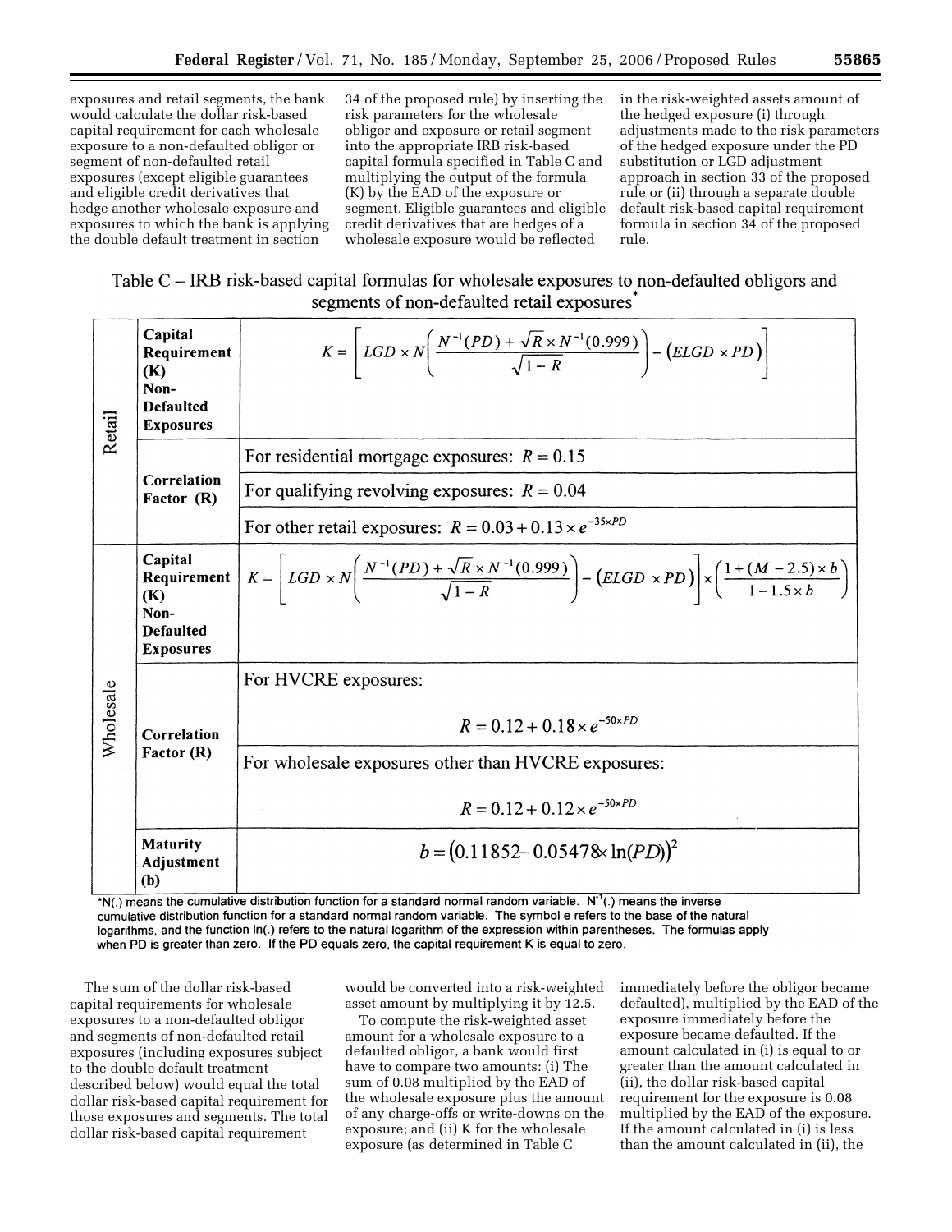exposures and retail segments, the bank would calculate the dollar risk-based capital requirement for each wholesale exposure to a non-defaulted obligor or segment of non-defaulted retail exposures (except eligible guarantees and eligible credit derivatives that hedge another wholesale exposure and exposures to which the bank is applying the double default treatment in section 34 of the proposed rule) by inserting the risk parameters for the wholesale obligor and exposure or retail segment into the appropriate IRB risk-based capital formula specified in Table C and multiplying the output of the formula (K) by the EAD of the exposure or segment. Eligible guarantees and eligible credit derivatives that are hedges of a wholesale exposure would be reflected in the risk-weighted assets amount of the hedged exposure (i) through adjustments made to the risk parameters of the hedged exposure under the PD substitution or LGD adjustment approach in section 33 of the proposed rule or (ii) through a separate double default risk-based capital requirement formula in section 34 of the proposed rule.

Table C – IRB risk-based capital formulas for wholesale exposures to non-defaulted obligors and segments of non-defaulted retail exposures*

| | | |
|---|---|---|
| Retail | **Capital Requirement (K) Non-Defaulted Exposures** | $K = \left[ LGD \times N\left( \frac{N^{-1}(PD) + \sqrt{R} \times N^{-1}(0.999)}{\sqrt{1-R}} \right) - (ELGD \times PD) \right]$ |
| | **Correlation Factor (R)** | For residential mortgage exposures: $R = 0.15$ |
| | | For qualifying revolving exposures: $R = 0.04$ |
| | | For other retail exposures: $R = 0.03 + 0.13 \times e^{-35 \times PD}$ |
| Wholesale | **Capital Requirement (K) Non-Defaulted Exposures** | $K = \left[ LGD \times N\left( \frac{N^{-1}(PD) + \sqrt{R} \times N^{-1}(0.999)}{\sqrt{1-R}} \right) - (ELGD \times PD) \right] \times \left( \frac{1 + (M - 2.5) \times b}{1 - 1.5 \times b} \right)$ |
| | **Correlation Factor (R)** | For HVCRE exposures: $R = 0.12 + 0.18 \times e^{-50 \times PD}$ |
| | | For wholesale exposures other than HVCRE exposures: $R = 0.12 + 0.12 \times e^{-50 \times PD}$ |
| | **Maturity Adjustment (b)** | $b = (0.11852 - 0.05478 \times \ln(PD))^2$ |

*N(.) means the cumulative distribution function for a standard normal random variable. $N^{-1}$(.) means the inverse cumulative distribution function for a standard normal random variable. The symbol e refers to the base of the natural logarithms, and the function ln(.) refers to the natural logarithm of the expression within parentheses. The formulas apply when PD is greater than zero. If the PD equals zero, the capital requirement K is equal to zero.

The sum of the dollar risk-based capital requirements for wholesale exposures to a non-defaulted obligor and segments of non-defaulted retail exposures (including exposures subject to the double default treatment described below) would equal the total dollar risk-based capital requirement for those exposures and segments. The total dollar risk-based capital requirement would be converted into a risk-weighted asset amount by multiplying it by 12.5.

To compute the risk-weighted asset amount for a wholesale exposure to a defaulted obligor, a bank would first have to compare two amounts: (i) The sum of 0.08 multiplied by the EAD of the wholesale exposure plus the amount of any charge-offs or write-downs on the exposure; and (ii) K for the wholesale exposure (as determined in Table C immediately before the obligor became defaulted), multiplied by the EAD of the exposure immediately before the exposure became defaulted. If the amount calculated in (i) is equal to or greater than the amount calculated in (ii), the dollar risk-based capital requirement for the exposure is 0.08 multiplied by the EAD of the exposure. If the amount calculated in (i) is less than the amount calculated in (ii), the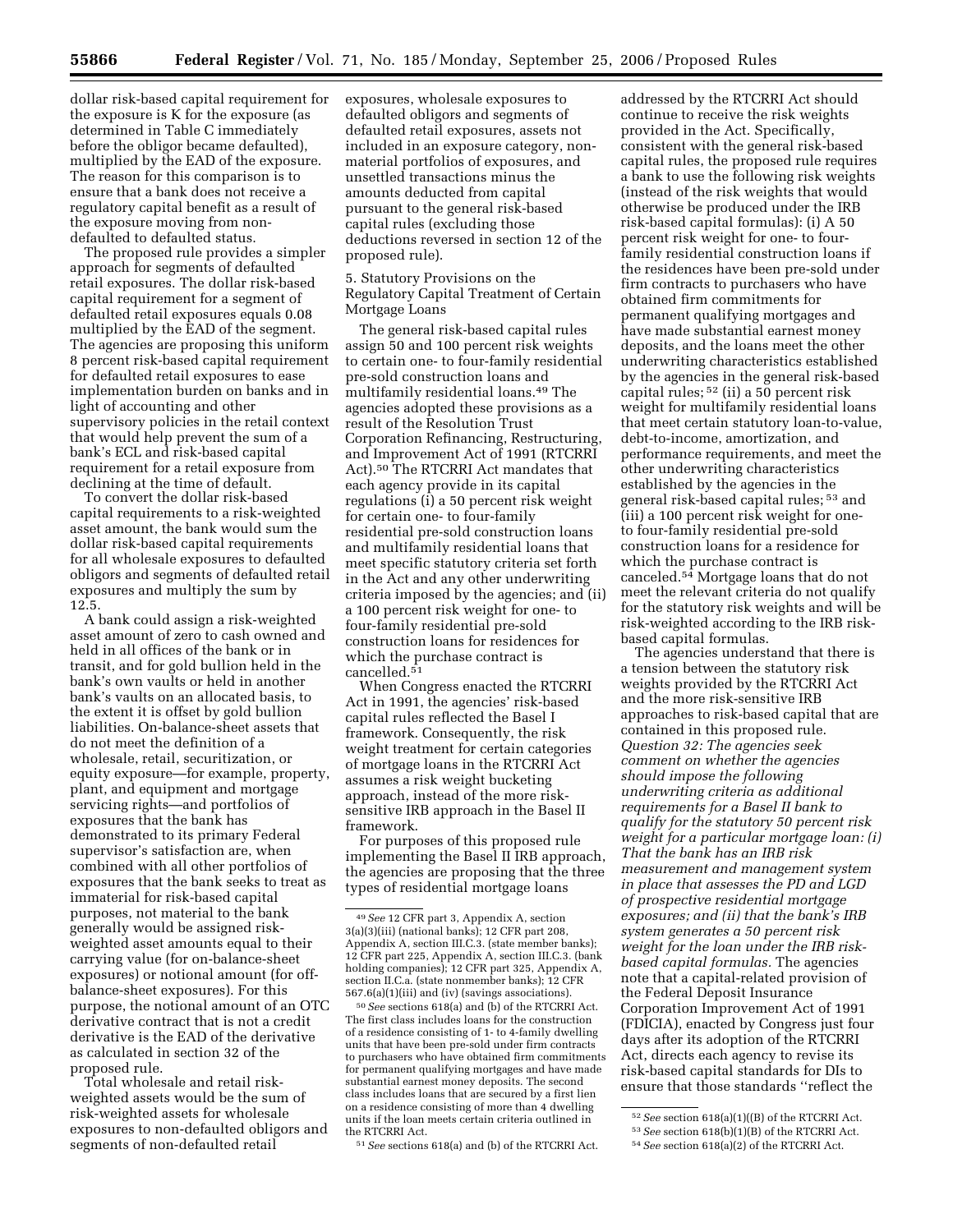dollar risk-based capital requirement for the exposure is K for the exposure (as determined in Table C immediately before the obligor became defaulted), multiplied by the EAD of the exposure. The reason for this comparison is to ensure that a bank does not receive a regulatory capital benefit as a result of the exposure moving from non-defaulted to defaulted status.

The proposed rule provides a simpler approach for segments of defaulted retail exposures. The dollar risk-based capital requirement for a segment of defaulted retail exposures equals 0.08 multiplied by the EAD of the segment. The agencies are proposing this uniform 8 percent risk-based capital requirement for defaulted retail exposures to ease implementation burden on banks and in light of accounting and other supervisory policies in the retail context that would help prevent the sum of a bank's ECL and risk-based capital requirement for a retail exposure from declining at the time of default.

To convert the dollar risk-based capital requirements to a risk-weighted asset amount, the bank would sum the dollar risk-based capital requirements for all wholesale exposures to defaulted obligors and segments of defaulted retail exposures and multiply the sum by 12.5.

A bank could assign a risk-weighted asset amount of zero to cash owned and held in all offices of the bank or in transit, and for gold bullion held in the bank's own vaults or held in another bank's vaults on an allocated basis, to the extent it is offset by gold bullion liabilities. On-balance-sheet assets that do not meet the definition of a wholesale, retail, securitization, or equity exposure—for example, property, plant, and equipment and mortgage servicing rights—and portfolios of exposures that the bank has demonstrated to its primary Federal supervisor's satisfaction are, when combined with all other portfolios of exposures that the bank seeks to treat as immaterial for risk-based capital purposes, not material to the bank generally would be assigned risk-weighted asset amounts equal to their carrying value (for on-balance-sheet exposures) or notional amount (for off-balance-sheet exposures). For this purpose, the notional amount of an OTC derivative contract that is not a credit derivative is the EAD of the derivative as calculated in section 32 of the proposed rule.

Total wholesale and retail risk-weighted assets would be the sum of risk-weighted assets for wholesale exposures to non-defaulted obligors and segments of non-defaulted retail exposures, wholesale exposures to defaulted obligors and segments of defaulted retail exposures, assets not included in an exposure category, non-material portfolios of exposures, and unsettled transactions minus the amounts deducted from capital pursuant to the general risk-based capital rules (excluding those deductions reversed in section 12 of the proposed rule).

5. Statutory Provisions on the Regulatory Capital Treatment of Certain Mortgage Loans

The general risk-based capital rules assign 50 and 100 percent risk weights to certain one- to four-family residential pre-sold construction loans and multifamily residential loans.[49] The agencies adopted these provisions as a result of the Resolution Trust Corporation Refinancing, Restructuring, and Improvement Act of 1991 (RTCRRI Act).[50] The RTCRRI Act mandates that each agency provide in its capital regulations (i) a 50 percent risk weight for certain one- to four-family residential pre-sold construction loans and multifamily residential loans that meet specific statutory criteria set forth in the Act and any other underwriting criteria imposed by the agencies; and (ii) a 100 percent risk weight for one- to four-family residential pre-sold construction loans for residences for which the purchase contract is cancelled.[51]

When Congress enacted the RTCRRI Act in 1991, the agencies' risk-based capital rules reflected the Basel I framework. Consequently, the risk weight treatment for certain categories of mortgage loans in the RTCRRI Act assumes a risk weight bucketing approach, instead of the more risk-sensitive IRB approach in the Basel II framework.

For purposes of this proposed rule implementing the Basel II IRB approach, the agencies are proposing that the three types of residential mortgage loans addressed by the RTCRRI Act should continue to receive the risk weights provided in the Act. Specifically, consistent with the general risk-based capital rules, the proposed rule requires a bank to use the following risk weights (instead of the risk weights that would otherwise be produced under the IRB risk-based capital formulas): (i) A 50 percent risk weight for one- to four-family residential construction loans if the residences have been pre-sold under firm contracts to purchasers who have obtained firm commitments for permanent qualifying mortgages and have made substantial earnest money deposits, and the loans meet the other underwriting characteristics established by the agencies in the general risk-based capital rules;[52] (ii) a 50 percent risk weight for multifamily residential loans that meet certain statutory loan-to-value, debt-to-income, amortization, and performance requirements, and meet the other underwriting characteristics established by the agencies in the general risk-based capital rules;[53] and (iii) a 100 percent risk weight for one- to four-family residential pre-sold construction loans for a residence for which the purchase contract is canceled.[54] Mortgage loans that do not meet the relevant criteria do not qualify for the statutory risk weights and will be risk-weighted according to the IRB risk-based capital formulas.

The agencies understand that there is a tension between the statutory risk weights provided by the RTCRRI Act and the more risk-sensitive IRB approaches to risk-based capital that are contained in this proposed rule. *Question 32: The agencies seek comment on whether the agencies should impose the following underwriting criteria as additional requirements for a Basel II bank to qualify for the statutory 50 percent risk weight for a particular mortgage loan: (i) That the bank has an IRB risk measurement and management system in place that assesses the PD and LGD of prospective residential mortgage exposures; and (ii) that the bank's IRB system generates a 50 percent risk weight for the loan under the IRB risk-based capital formulas.* The agencies note that a capital-related provision of the Federal Deposit Insurance Corporation Improvement Act of 1991 (FDICIA), enacted by Congress just four days after its adoption of the RTCRRI Act, directs each agency to revise its risk-based capital standards for DIs to ensure that those standards "reflect the

---

[49] *See* 12 CFR part 3, Appendix A, section 3(a)(3)(iii) (national banks); 12 CFR part 208, Appendix A, section III.C.3. (state member banks); 12 CFR part 225, Appendix A, section III.C.3. (bank holding companies); 12 CFR part 325, Appendix A, section II.C.a. (state nonmember banks); 12 CFR 567.6(a)(1)(iii) and (iv) (savings associations).

[50] *See* sections 618(a) and (b) of the RTCRRI Act. The first class includes loans for the construction of a residence consisting of 1- to 4-family dwelling units that have been pre-sold under firm contracts to purchasers who have obtained firm commitments for permanent qualifying mortgages and have made substantial earnest money deposits. The second class includes loans that are secured by a first lien on a residence consisting of more than 4 dwelling units if the loan meets certain criteria outlined in the RTCRRI Act.

[51] *See* sections 618(a) and (b) of the RTCRRI Act.

[52] *See* section 618(a)(1)((B) of the RTCRRI Act.

[53] *See* section 618(b)(1)(B) of the RTCRRI Act.

[54] *See* section 618(a)(2) of the RTCRRI Act.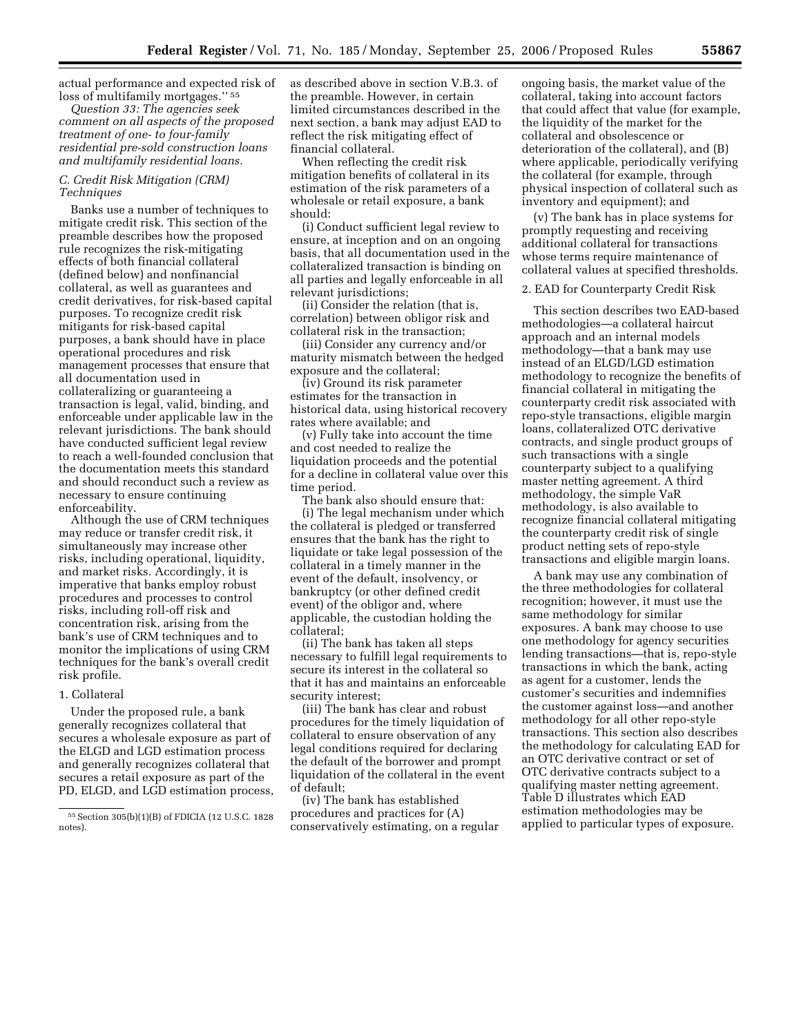actual performance and expected risk of loss of multifamily mortgages.'' [55]

*Question 33: The agencies seek comment on all aspects of the proposed treatment of one- to four-family residential pre-sold construction loans and multifamily residential loans.*

### *C. Credit Risk Mitigation (CRM) Techniques*

Banks use a number of techniques to mitigate credit risk. This section of the preamble describes how the proposed rule recognizes the risk-mitigating effects of both financial collateral (defined below) and nonfinancial collateral, as well as guarantees and credit derivatives, for risk-based capital purposes. To recognize credit risk mitigants for risk-based capital purposes, a bank should have in place operational procedures and risk management processes that ensure that all documentation used in collateralizing or guaranteeing a transaction is legal, valid, binding, and enforceable under applicable law in the relevant jurisdictions. The bank should have conducted sufficient legal review to reach a well-founded conclusion that the documentation meets this standard and should reconduct such a review as necessary to ensure continuing enforceability.

Although the use of CRM techniques may reduce or transfer credit risk, it simultaneously may increase other risks, including operational, liquidity, and market risks. Accordingly, it is imperative that banks employ robust procedures and processes to control risks, including roll-off risk and concentration risk, arising from the bank's use of CRM techniques and to monitor the implications of using CRM techniques for the bank's overall credit risk profile.

#### 1. Collateral

Under the proposed rule, a bank generally recognizes collateral that secures a wholesale exposure as part of the ELGD and LGD estimation process and generally recognizes collateral that secures a retail exposure as part of the PD, ELGD, and LGD estimation process, as described above in section V.B.3. of the preamble. However, in certain limited circumstances described in the next section, a bank may adjust EAD to reflect the risk mitigating effect of financial collateral.

When reflecting the credit risk mitigation benefits of collateral in its estimation of the risk parameters of a wholesale or retail exposure, a bank should:

(i) Conduct sufficient legal review to ensure, at inception and on an ongoing basis, that all documentation used in the collateralized transaction is binding on all parties and legally enforceable in all relevant jurisdictions;

(ii) Consider the relation (that is, correlation) between obligor risk and collateral risk in the transaction;

(iii) Consider any currency and/or maturity mismatch between the hedged exposure and the collateral;

(iv) Ground its risk parameter estimates for the transaction in historical data, using historical recovery rates where available; and

(v) Fully take into account the time and cost needed to realize the liquidation proceeds and the potential for a decline in collateral value over this time period.

The bank also should ensure that:

(i) The legal mechanism under which the collateral is pledged or transferred ensures that the bank has the right to liquidate or take legal possession of the collateral in a timely manner in the event of the default, insolvency, or bankruptcy (or other defined credit event) of the obligor and, where applicable, the custodian holding the collateral;

(ii) The bank has taken all steps necessary to fulfill legal requirements to secure its interest in the collateral so that it has and maintains an enforceable security interest;

(iii) The bank has clear and robust procedures for the timely liquidation of collateral to ensure observation of any legal conditions required for declaring the default of the borrower and prompt liquidation of the collateral in the event of default;

(iv) The bank has established procedures and practices for (A) conservatively estimating, on a regular ongoing basis, the market value of the collateral, taking into account factors that could affect that value (for example, the liquidity of the market for the collateral and obsolescence or deterioration of the collateral), and (B) where applicable, periodically verifying the collateral (for example, through physical inspection of collateral such as inventory and equipment); and

(v) The bank has in place systems for promptly requesting and receiving additional collateral for transactions whose terms require maintenance of collateral values at specified thresholds.

#### 2. EAD for Counterparty Credit Risk

This section describes two EAD-based methodologies—a collateral haircut approach and an internal models methodology—that a bank may use instead of an ELGD/LGD estimation methodology to recognize the benefits of financial collateral in mitigating the counterparty credit risk associated with repo-style transactions, eligible margin loans, collateralized OTC derivative contracts, and single product groups of such transactions with a single counterparty subject to a qualifying master netting agreement. A third methodology, the simple VaR methodology, is also available to recognize financial collateral mitigating the counterparty credit risk of single product netting sets of repo-style transactions and eligible margin loans.

A bank may use any combination of the three methodologies for collateral recognition; however, it must use the same methodology for similar exposures. A bank may choose to use one methodology for agency securities lending transactions—that is, repo-style transactions in which the bank, acting as agent for a customer, lends the customer's securities and indemnifies the customer against loss—and another methodology for all other repo-style transactions. This section also describes the methodology for calculating EAD for an OTC derivative contract or set of OTC derivative contracts subject to a qualifying master netting agreement. Table D illustrates which EAD estimation methodologies may be applied to particular types of exposure.

[55] Section 305(b)(1)(B) of FDICIA (12 U.S.C. 1828 notes).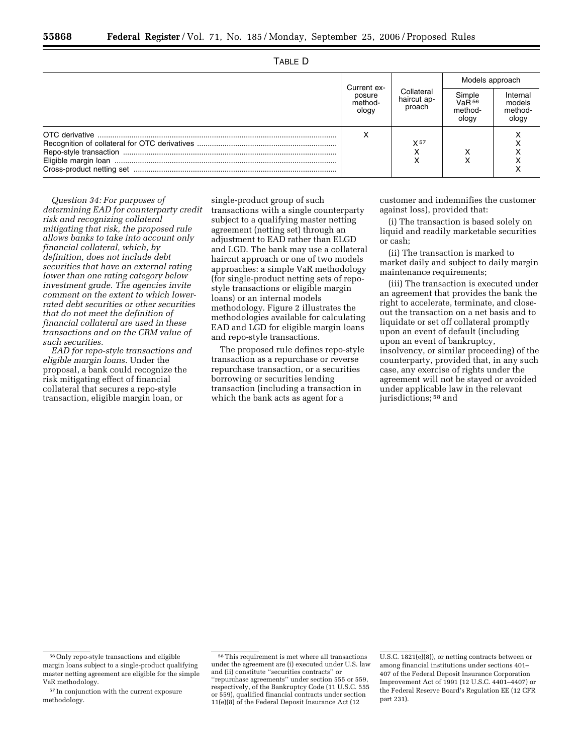TABLE D

| | Current exposure methodology | Collateral haircut approach | Models approach | |
|---|---|---|---|---|
| | | | Simple VaR [56] methodology | Internal models methodology |
| OTC derivative | X | | | X |
| Recognition of collateral for OTC derivatives | | X [57] | | X |
| Repo-style transaction | | X | X | X |
| Eligible margin loan | | X | X | X |
| Cross-product netting set | | | | X |

*Question 34: For purposes of determining EAD for counterparty credit risk and recognizing collateral mitigating that risk, the proposed rule allows banks to take into account only financial collateral, which, by definition, does not include debt securities that have an external rating lower than one rating category below investment grade. The agencies invite comment on the extent to which lower-rated debt securities or other securities that do not meet the definition of financial collateral are used in these transactions and on the CRM value of such securities.*

*EAD for repo-style transactions and eligible margin loans.* Under the proposal, a bank could recognize the risk mitigating effect of financial collateral that secures a repo-style transaction, eligible margin loan, or single-product group of such transactions with a single counterparty subject to a qualifying master netting agreement (netting set) through an adjustment to EAD rather than ELGD and LGD. The bank may use a collateral haircut approach or one of two models approaches: a simple VaR methodology (for single-product netting sets of repo-style transactions or eligible margin loans) or an internal models methodology. Figure 2 illustrates the methodologies available for calculating EAD and LGD for eligible margin loans and repo-style transactions.

The proposed rule defines repo-style transaction as a repurchase or reverse repurchase transaction, or a securities borrowing or securities lending transaction (including a transaction in which the bank acts as agent for a customer and indemnifies the customer against loss), provided that:

(i) The transaction is based solely on liquid and readily marketable securities or cash;

(ii) The transaction is marked to market daily and subject to daily margin maintenance requirements;

(iii) The transaction is executed under an agreement that provides the bank the right to accelerate, terminate, and close-out the transaction on a net basis and to liquidate or set off collateral promptly upon an event of default (including upon an event of bankruptcy, insolvency, or similar proceeding) of the counterparty, provided that, in any such case, any exercise of rights under the agreement will not be stayed or avoided under applicable law in the relevant jurisdictions; [58] and

---

[56] Only repo-style transactions and eligible margin loans subject to a single-product qualifying master netting agreement are eligible for the simple VaR methodology.

[57] In conjunction with the current exposure methodology.

[58] This requirement is met where all transactions under the agreement are (i) executed under U.S. law and (ii) constitute "securities contracts" or "repurchase agreements" under section 555 or 559, respectively, of the Bankruptcy Code (11 U.S.C. 555 or 559), qualified financial contracts under section 11(e)(8) of the Federal Deposit Insurance Act (12 U.S.C. 1821(e)(8)), or netting contracts between or among financial institutions under sections 401–407 of the Federal Deposit Insurance Corporation Improvement Act of 1991 (12 U.S.C. 4401–4407) or the Federal Reserve Board's Regulation EE (12 CFR part 231).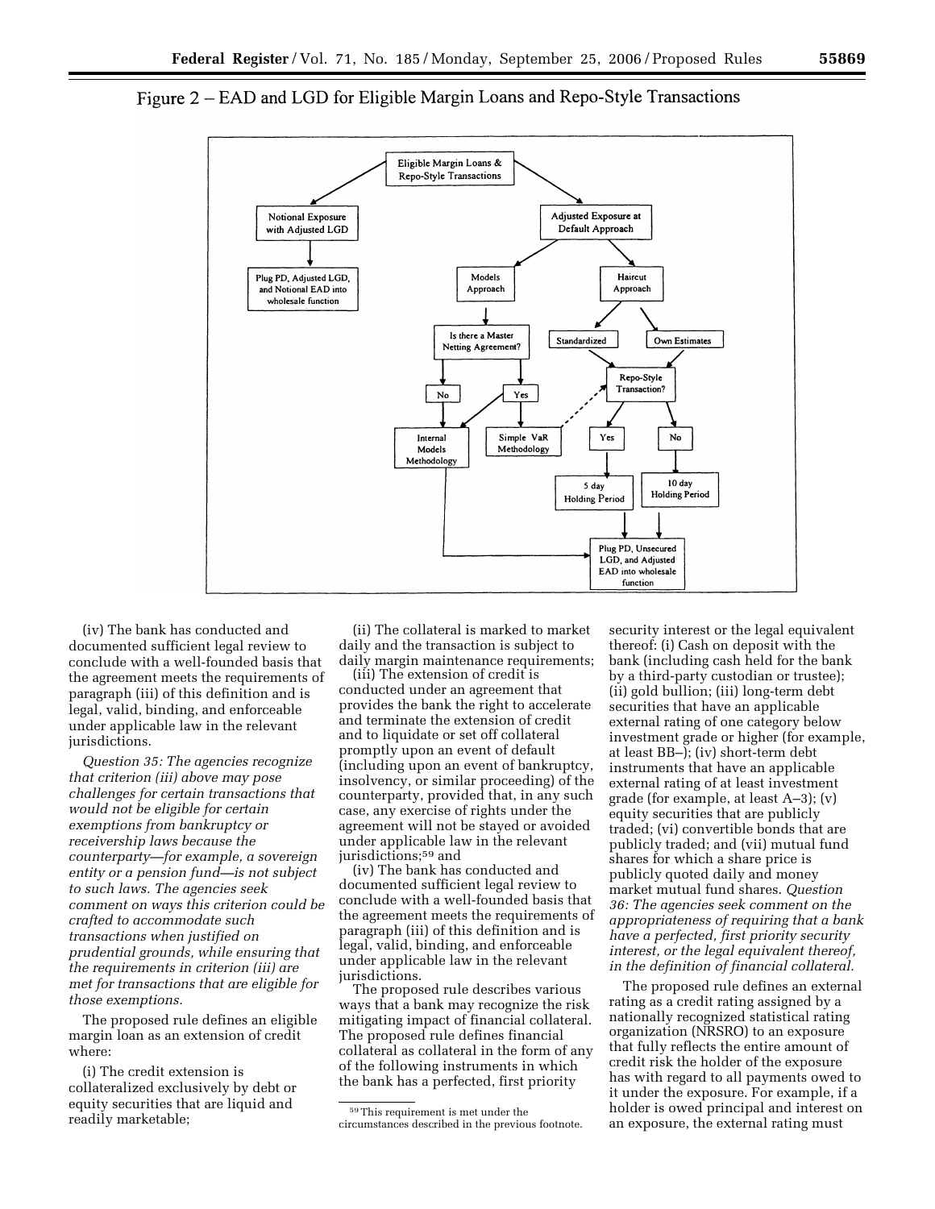Figure 2 – EAD and LGD for Eligible Margin Loans and Repo-Style Transactions

Eligible Margin Loans & Repo-Style Transactions

Notional Exposure with Adjusted LGD

Plug PD, Adjusted LGD, and Notional EAD into wholesale function

Adjusted Exposure at Default Approach

Models Approach

Haircut Approach

Is there a Master Netting Agreement?

Standardized

Own Estimates

Repo-Style Transaction?

No

Yes

Internal Models Methodology

Simple VaR Methodology

Yes

No

5 day Holding Period

10 day Holding Period

Plug PD, Unsecured LGD, and Adjusted EAD into wholesale function

(iv) The bank has conducted and documented sufficient legal review to conclude with a well-founded basis that the agreement meets the requirements of paragraph (iii) of this definition and is legal, valid, binding, and enforceable under applicable law in the relevant jurisdictions.

*Question 35: The agencies recognize that criterion (iii) above may pose challenges for certain transactions that would not be eligible for certain exemptions from bankruptcy or receivership laws because the counterparty—for example, a sovereign entity or a pension fund—is not subject to such laws. The agencies seek comment on ways this criterion could be crafted to accommodate such transactions when justified on prudential grounds, while ensuring that the requirements in criterion (iii) are met for transactions that are eligible for those exemptions.*

The proposed rule defines an eligible margin loan as an extension of credit where:

(i) The credit extension is collateralized exclusively by debt or equity securities that are liquid and readily marketable;

(ii) The collateral is marked to market daily and the transaction is subject to daily margin maintenance requirements;

(iii) The extension of credit is conducted under an agreement that provides the bank the right to accelerate and terminate the extension of credit and to liquidate or set off collateral promptly upon an event of default (including upon an event of bankruptcy, insolvency, or similar proceeding) of the counterparty, provided that, in any such case, any exercise of rights under the agreement will not be stayed or avoided under applicable law in the relevant jurisdictions;[59] and

(iv) The bank has conducted and documented sufficient legal review to conclude with a well-founded basis that the agreement meets the requirements of paragraph (iii) of this definition and is legal, valid, binding, and enforceable under applicable law in the relevant jurisdictions.

The proposed rule describes various ways that a bank may recognize the risk mitigating impact of financial collateral. The proposed rule defines financial collateral as collateral in the form of any of the following instruments in which the bank has a perfected, first priority security interest or the legal equivalent thereof: (i) Cash on deposit with the bank (including cash held for the bank by a third-party custodian or trustee); (ii) gold bullion; (iii) long-term debt securities that have an applicable external rating of one category below investment grade or higher (for example, at least BB–); (iv) short-term debt instruments that have an applicable external rating of at least investment grade (for example, at least A–3); (v) equity securities that are publicly traded; (vi) convertible bonds that are publicly traded; and (vii) mutual fund shares for which a share price is publicly quoted daily and money market mutual fund shares. *Question 36: The agencies seek comment on the appropriateness of requiring that a bank have a perfected, first priority security interest, or the legal equivalent thereof, in the definition of financial collateral.*

The proposed rule defines an external rating as a credit rating assigned by a nationally recognized statistical rating organization (NRSRO) to an exposure that fully reflects the entire amount of credit risk the holder of the exposure has with regard to all payments owed to it under the exposure. For example, if a holder is owed principal and interest on an exposure, the external rating must

[59] This requirement is met under the circumstances described in the previous footnote.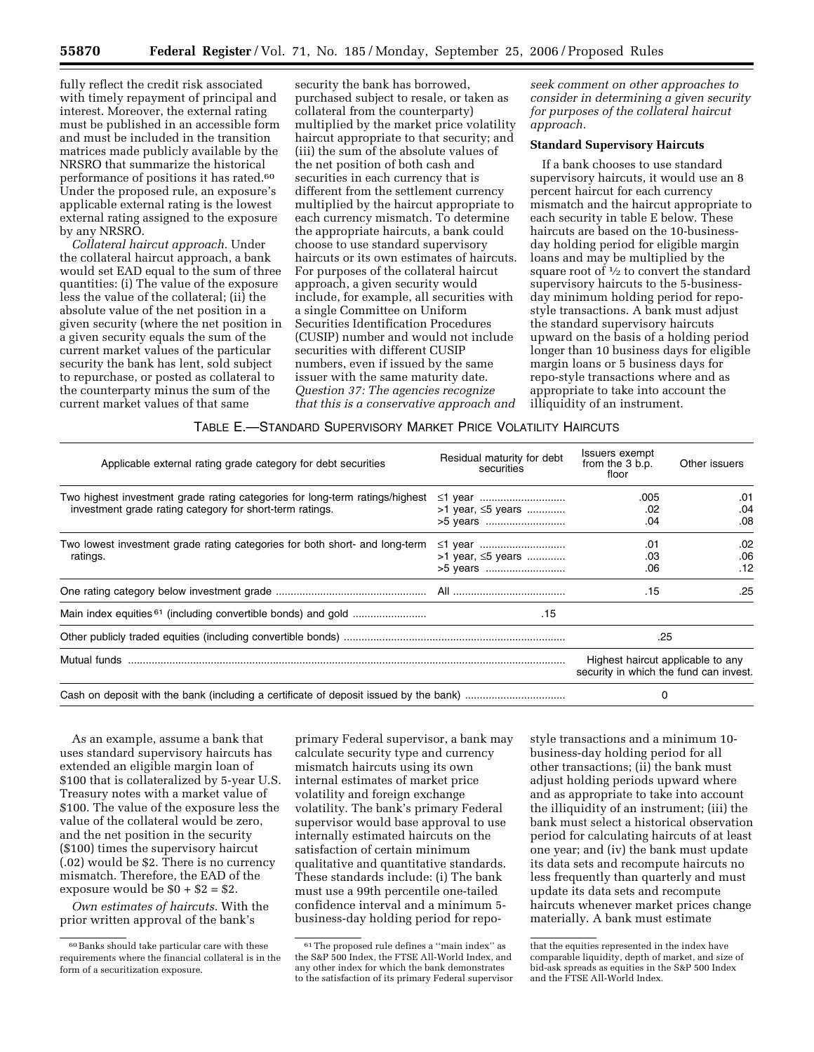fully reflect the credit risk associated with timely repayment of principal and interest. Moreover, the external rating must be published in an accessible form and must be included in the transition matrices made publicly available by the NRSRO that summarize the historical performance of positions it has rated.[60] Under the proposed rule, an exposure's applicable external rating is the lowest external rating assigned to the exposure by any NRSRO.

*Collateral haircut approach.* Under the collateral haircut approach, a bank would set EAD equal to the sum of three quantities: (i) The value of the exposure less the value of the collateral; (ii) the absolute value of the net position in a given security (where the net position in a given security equals the sum of the current market values of the particular security the bank has lent, sold subject to repurchase, or posted as collateral to the counterparty minus the sum of the current market values of that same security the bank has borrowed, purchased subject to resale, or taken as collateral from the counterparty) multiplied by the market price volatility haircut appropriate to that security; and (iii) the sum of the absolute values of the net position of both cash and securities in each currency that is different from the settlement currency multiplied by the haircut appropriate to each currency mismatch. To determine the appropriate haircuts, a bank could choose to use standard supervisory haircuts or its own estimates of haircuts. For purposes of the collateral haircut approach, a given security would include, for example, all securities with a single Committee on Uniform Securities Identification Procedures (CUSIP) number and would not include securities with different CUSIP numbers, even if issued by the same issuer with the same maturity date. *Question 37: The agencies recognize that this is a conservative approach and seek comment on other approaches to consider in determining a given security for purposes of the collateral haircut approach.*

**Standard Supervisory Haircuts**

If a bank chooses to use standard supervisory haircuts, it would use an 8 percent haircut for each currency mismatch and the haircut appropriate to each security in table E below. These haircuts are based on the 10-business-day holding period for eligible margin loans and may be multiplied by the square root of ½ to convert the standard supervisory haircuts to the 5-business-day minimum holding period for repo-style transactions. A bank must adjust the standard supervisory haircuts upward on the basis of a holding period longer than 10 business days for eligible margin loans or 5 business days for repo-style transactions where and as appropriate to take into account the illiquidity of an instrument.

TABLE E.—STANDARD SUPERVISORY MARKET PRICE VOLATILITY HAIRCUTS

| Applicable external rating grade category for debt securities | Residual maturity for debt securities | Issuers exempt from the 3 b.p. floor | Other issuers |
|---|---|---|---|
| Two highest investment grade rating categories for long-term ratings/highest investment grade rating category for short-term ratings. | ≤1 year | .005 | .01 |
| | >1 year, ≤5 years | .02 | .04 |
| | >5 years | .04 | .08 |
| Two lowest investment grade rating categories for both short- and long-term ratings. | ≤1 year | .01 | .02 |
| | >1 year, ≤5 years | .03 | .06 |
| | >5 years | .06 | .12 |
| One rating category below investment grade | All | .15 | .25 |
| Main index equities[61] (including convertible bonds) and gold | .15 | | |
| Other publicly traded equities (including convertible bonds) | | .25 | |
| Mutual funds | | Highest haircut applicable to any security in which the fund can invest. | |
| Cash on deposit with the bank (including a certificate of deposit issued by the bank) | | 0 | |

As an example, assume a bank that uses standard supervisory haircuts has extended an eligible margin loan of \$100 that is collateralized by 5-year U.S. Treasury notes with a market value of \$100. The value of the exposure less the value of the collateral would be zero, and the net position in the security (\$100) times the supervisory haircut (.02) would be \$2. There is no currency mismatch. Therefore, the EAD of the exposure would be \$0 + \$2 = \$2.

*Own estimates of haircuts.* With the prior written approval of the bank's primary Federal supervisor, a bank may calculate security type and currency mismatch haircuts using its own internal estimates of market price volatility and foreign exchange volatility. The bank's primary Federal supervisor would base approval to use internally estimated haircuts on the satisfaction of certain minimum qualitative and quantitative standards. These standards include: (i) The bank must use a 99th percentile one-tailed confidence interval and a minimum 5-business-day holding period for repo-style transactions and a minimum 10-business-day holding period for all other transactions; (ii) the bank must adjust holding periods upward where and as appropriate to take into account the illiquidity of an instrument; (iii) the bank must select a historical observation period for calculating haircuts of at least one year; and (iv) the bank must update its data sets and recompute haircuts no less frequently than quarterly and must update its data sets and recompute haircuts whenever market prices change materially. A bank must estimate

[60] Banks should take particular care with these requirements where the financial collateral is in the form of a securitization exposure.

[61] The proposed rule defines a "main index" as the S&P 500 Index, the FTSE All-World Index, and any other index for which the bank demonstrates to the satisfaction of its primary Federal supervisor that the equities represented in the index have comparable liquidity, depth of market, and size of bid-ask spreads as equities in the S&P 500 Index and the FTSE All-World Index.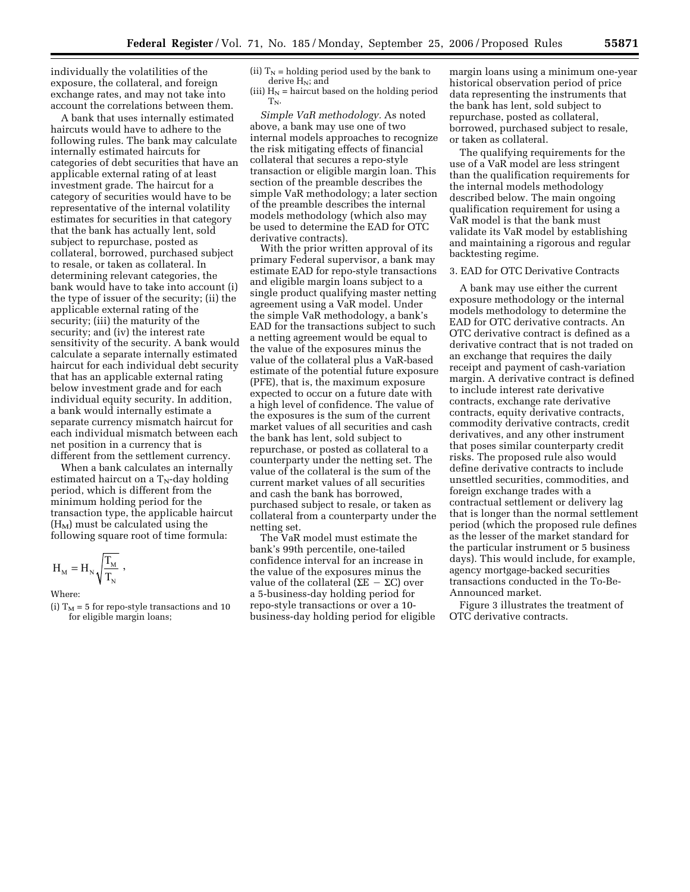individually the volatilities of the exposure, the collateral, and foreign exchange rates, and may not take into account the correlations between them.

A bank that uses internally estimated haircuts would have to adhere to the following rules. The bank may calculate internally estimated haircuts for categories of debt securities that have an applicable external rating of at least investment grade. The haircut for a category of securities would have to be representative of the internal volatility estimates for securities in that category that the bank has actually lent, sold subject to repurchase, posted as collateral, borrowed, purchased subject to resale, or taken as collateral. In determining relevant categories, the bank would have to take into account (i) the type of issuer of the security; (ii) the applicable external rating of the security; (iii) the maturity of the security; and (iv) the interest rate sensitivity of the security. A bank would calculate a separate internally estimated haircut for each individual debt security that has an applicable external rating below investment grade and for each individual equity security. In addition, a bank would internally estimate a separate currency mismatch haircut for each individual mismatch between each net position in a currency that is different from the settlement currency.

When a bank calculates an internally estimated haircut on a $T_N$-day holding period, which is different from the minimum holding period for the transaction type, the applicable haircut ($H_M$) must be calculated using the following square root of time formula:

$$H_M = H_N \sqrt{\frac{T_M}{T_N}},$$

Where:

(i) $T_M$ = 5 for repo-style transactions and 10 for eligible margin loans;

(ii) $T_N$ = holding period used by the bank to derive $H_N$; and

(iii) $H_N$ = haircut based on the holding period $T_N$.

*Simple VaR methodology.* As noted above, a bank may use one of two internal models approaches to recognize the risk mitigating effects of financial collateral that secures a repo-style transaction or eligible margin loan. This section of the preamble describes the simple VaR methodology; a later section of the preamble describes the internal models methodology (which also may be used to determine the EAD for OTC derivative contracts).

With the prior written approval of its primary Federal supervisor, a bank may estimate EAD for repo-style transactions and eligible margin loans subject to a single product qualifying master netting agreement using a VaR model. Under the simple VaR methodology, a bank's EAD for the transactions subject to such a netting agreement would be equal to the value of the exposures minus the value of the collateral plus a VaR-based estimate of the potential future exposure (PFE), that is, the maximum exposure expected to occur on a future date with a high level of confidence. The value of the exposures is the sum of the current market values of all securities and cash the bank has lent, sold subject to repurchase, or posted as collateral to a counterparty under the netting set. The value of the collateral is the sum of the current market values of all securities and cash the bank has borrowed, purchased subject to resale, or taken as collateral from a counterparty under the netting set.

The VaR model must estimate the bank's 99th percentile, one-tailed confidence interval for an increase in the value of the exposures minus the value of the collateral ($\Sigma E - \Sigma C$) over a 5-business-day holding period for repo-style transactions or over a 10-business-day holding period for eligible margin loans using a minimum one-year historical observation period of price data representing the instruments that the bank has lent, sold subject to repurchase, posted as collateral, borrowed, purchased subject to resale, or taken as collateral.

The qualifying requirements for the use of a VaR model are less stringent than the qualification requirements for the internal models methodology described below. The main ongoing qualification requirement for using a VaR model is that the bank must validate its VaR model by establishing and maintaining a rigorous and regular backtesting regime.

### 3. EAD for OTC Derivative Contracts

A bank may use either the current exposure methodology or the internal models methodology to determine the EAD for OTC derivative contracts. An OTC derivative contract is defined as a derivative contract that is not traded on an exchange that requires the daily receipt and payment of cash-variation margin. A derivative contract is defined to include interest rate derivative contracts, exchange rate derivative contracts, equity derivative contracts, commodity derivative contracts, credit derivatives, and any other instrument that poses similar counterparty credit risks. The proposed rule also would define derivative contracts to include unsettled securities, commodities, and foreign exchange trades with a contractual settlement or delivery lag that is longer than the normal settlement period (which the proposed rule defines as the lesser of the market standard for the particular instrument or 5 business days). This would include, for example, agency mortgage-backed securities transactions conducted in the To-Be-Announced market.

Figure 3 illustrates the treatment of OTC derivative contracts.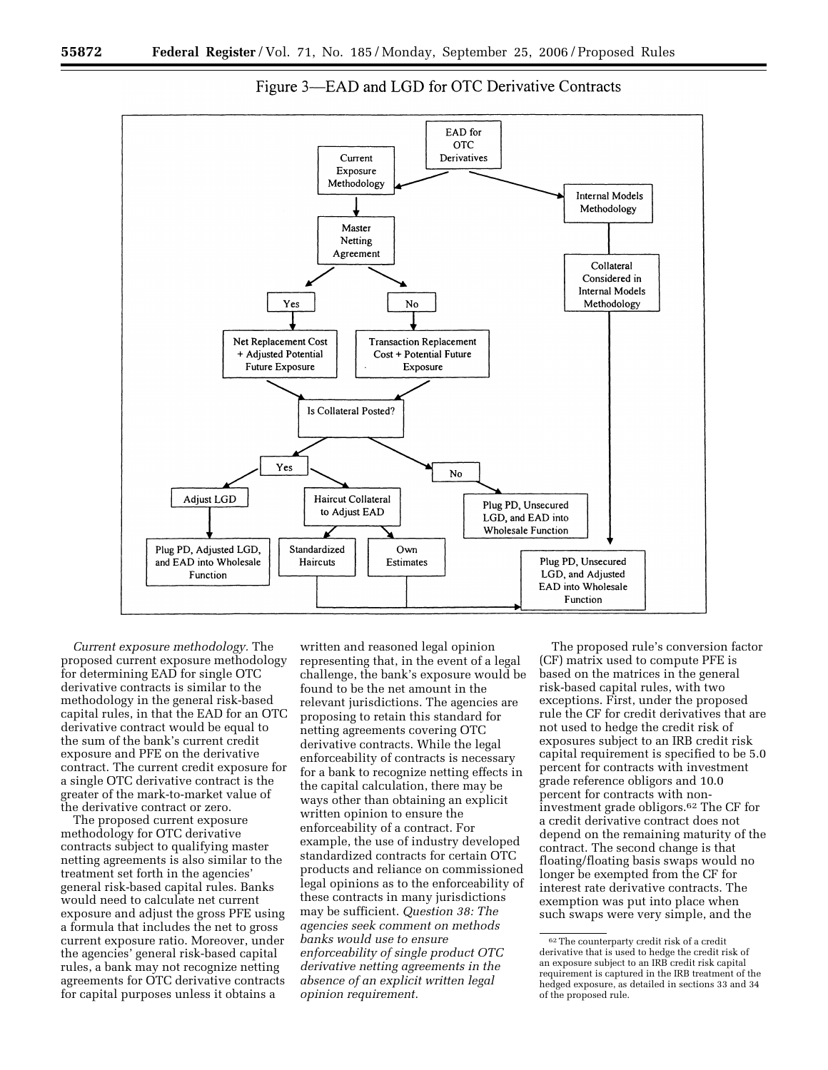Figure 3—EAD and LGD for OTC Derivative Contracts

*Current exposure methodology.* The proposed current exposure methodology for determining EAD for single OTC derivative contracts is similar to the methodology in the general risk-based capital rules, in that the EAD for an OTC derivative contract would be equal to the sum of the bank's current credit exposure and PFE on the derivative contract. The current credit exposure for a single OTC derivative contract is the greater of the mark-to-market value of the derivative contract or zero.

The proposed current exposure methodology for OTC derivative contracts subject to qualifying master netting agreements is also similar to the treatment set forth in the agencies' general risk-based capital rules. Banks would need to calculate net current exposure and adjust the gross PFE using a formula that includes the net to gross current exposure ratio. Moreover, under the agencies' general risk-based capital rules, a bank may not recognize netting agreements for OTC derivative contracts for capital purposes unless it obtains a written and reasoned legal opinion representing that, in the event of a legal challenge, the bank's exposure would be found to be the net amount in the relevant jurisdictions. The agencies are proposing to retain this standard for netting agreements covering OTC derivative contracts. While the legal enforceability of contracts is necessary for a bank to recognize netting effects in the capital calculation, there may be ways other than obtaining an explicit written opinion to ensure the enforceability of a contract. For example, the use of industry developed standardized contracts for certain OTC products and reliance on commissioned legal opinions as to the enforceability of these contracts in many jurisdictions may be sufficient. *Question 38: The agencies seek comment on methods banks would use to ensure enforceability of single product OTC derivative netting agreements in the absence of an explicit written legal opinion requirement.*

The proposed rule's conversion factor (CF) matrix used to compute PFE is based on the matrices in the general risk-based capital rules, with two exceptions. First, under the proposed rule the CF for credit derivatives that are not used to hedge the credit risk of exposures subject to an IRB credit risk capital requirement is specified to be 5.0 percent for contracts with investment grade reference obligors and 10.0 percent for contracts with non-investment grade obligors.[62] The CF for a credit derivative contract does not depend on the remaining maturity of the contract. The second change is that floating/floating basis swaps would no longer be exempted from the CF for interest rate derivative contracts. The exemption was put into place when such swaps were very simple, and the

[62] The counterparty credit risk of a credit derivative that is used to hedge the credit risk of an exposure subject to an IRB credit risk capital requirement is captured in the IRB treatment of the hedged exposure, as detailed in sections 33 and 34 of the proposed rule.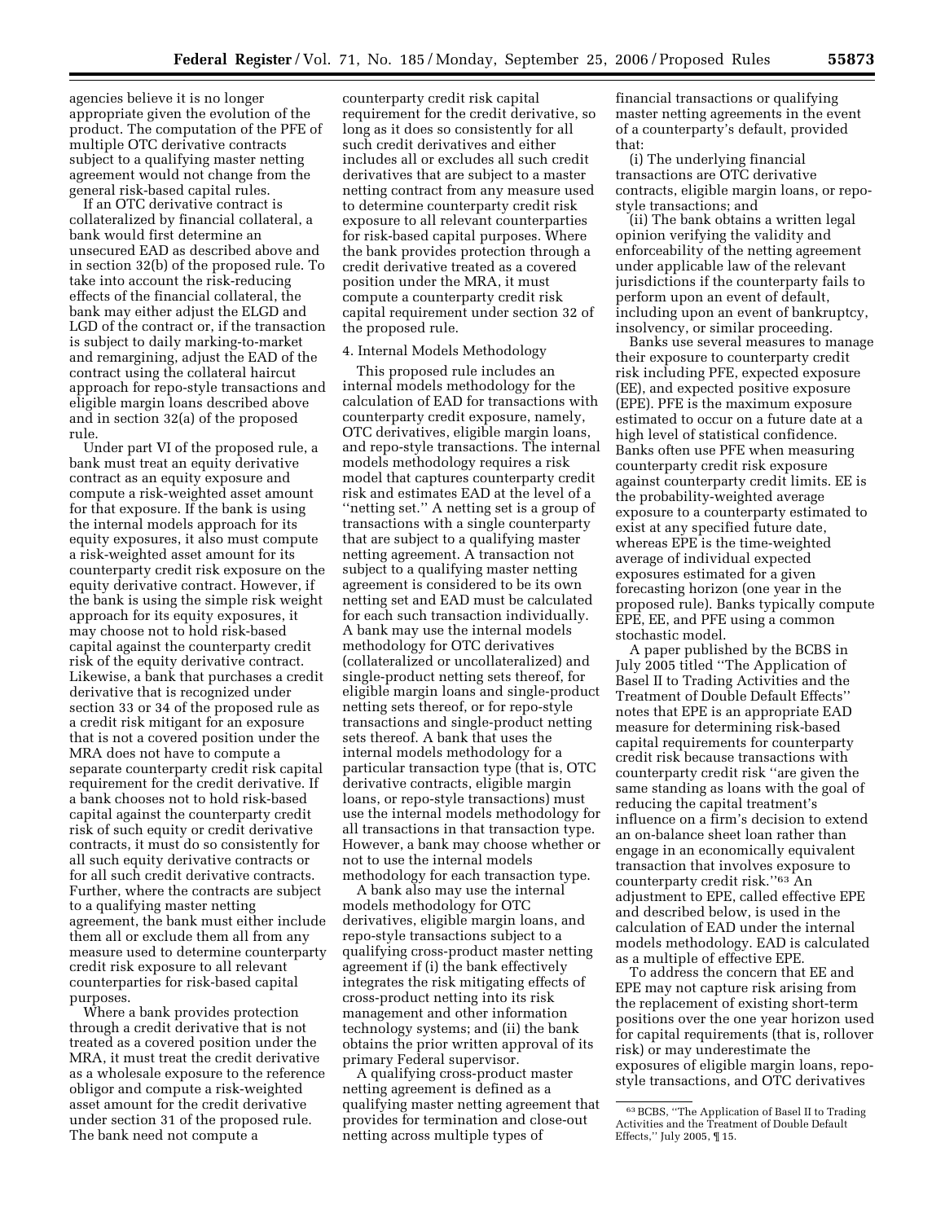agencies believe it is no longer appropriate given the evolution of the product. The computation of the PFE of multiple OTC derivative contracts subject to a qualifying master netting agreement would not change from the general risk-based capital rules.

If an OTC derivative contract is collateralized by financial collateral, a bank would first determine an unsecured EAD as described above and in section 32(b) of the proposed rule. To take into account the risk-reducing effects of the financial collateral, the bank may either adjust the ELGD and LGD of the contract or, if the transaction is subject to daily marking-to-market and remargining, adjust the EAD of the contract using the collateral haircut approach for repo-style transactions and eligible margin loans described above and in section 32(a) of the proposed rule.

Under part VI of the proposed rule, a bank must treat an equity derivative contract as an equity exposure and compute a risk-weighted asset amount for that exposure. If the bank is using the internal models approach for its equity exposures, it also must compute a risk-weighted asset amount for its counterparty credit risk exposure on the equity derivative contract. However, if the bank is using the simple risk weight approach for its equity exposures, it may choose not to hold risk-based capital against the counterparty credit risk of the equity derivative contract. Likewise, a bank that purchases a credit derivative that is recognized under section 33 or 34 of the proposed rule as a credit risk mitigant for an exposure that is not a covered position under the MRA does not have to compute a separate counterparty credit risk capital requirement for the credit derivative. If a bank chooses not to hold risk-based capital against the counterparty credit risk of such equity or credit derivative contracts, it must do so consistently for all such equity derivative contracts or for all such credit derivative contracts. Further, where the contracts are subject to a qualifying master netting agreement, the bank must either include them all or exclude them all from any measure used to determine counterparty credit risk exposure to all relevant counterparties for risk-based capital purposes.

Where a bank provides protection through a credit derivative that is not treated as a covered position under the MRA, it must treat the credit derivative as a wholesale exposure to the reference obligor and compute a risk-weighted asset amount for the credit derivative under section 31 of the proposed rule. The bank need not compute a counterparty credit risk capital requirement for the credit derivative, so long as it does so consistently for all such credit derivatives and either includes all or excludes all such credit derivatives that are subject to a master netting contract from any measure used to determine counterparty credit risk exposure to all relevant counterparties for risk-based capital purposes. Where the bank provides protection through a credit derivative treated as a covered position under the MRA, it must compute a counterparty credit risk capital requirement under section 32 of the proposed rule.

4. Internal Models Methodology

This proposed rule includes an internal models methodology for the calculation of EAD for transactions with counterparty credit exposure, namely, OTC derivatives, eligible margin loans, and repo-style transactions. The internal models methodology requires a risk model that captures counterparty credit risk and estimates EAD at the level of a "netting set." A netting set is a group of transactions with a single counterparty that are subject to a qualifying master netting agreement. A transaction not subject to a qualifying master netting agreement is considered to be its own netting set and EAD must be calculated for each such transaction individually. A bank may use the internal models methodology for OTC derivatives (collateralized or uncollateralized) and single-product netting sets thereof, for eligible margin loans and single-product netting sets thereof, or for repo-style transactions and single-product netting sets thereof. A bank that uses the internal models methodology for a particular transaction type (that is, OTC derivative contracts, eligible margin loans, or repo-style transactions) must use the internal models methodology for all transactions in that transaction type. However, a bank may choose whether or not to use the internal models methodology for each transaction type.

A bank also may use the internal models methodology for OTC derivatives, eligible margin loans, and repo-style transactions subject to a qualifying cross-product master netting agreement if (i) the bank effectively integrates the risk mitigating effects of cross-product netting into its risk management and other information technology systems; and (ii) the bank obtains the prior written approval of its primary Federal supervisor.

A qualifying cross-product master netting agreement is defined as a qualifying master netting agreement that provides for termination and close-out netting across multiple types of financial transactions or qualifying master netting agreements in the event of a counterparty's default, provided that:

(i) The underlying financial transactions are OTC derivative contracts, eligible margin loans, or repo-style transactions; and

(ii) The bank obtains a written legal opinion verifying the validity and enforceability of the netting agreement under applicable law of the relevant jurisdictions if the counterparty fails to perform upon an event of default, including upon an event of bankruptcy, insolvency, or similar proceeding.

Banks use several measures to manage their exposure to counterparty credit risk including PFE, expected exposure (EE), and expected positive exposure (EPE). PFE is the maximum exposure estimated to occur on a future date at a high level of statistical confidence. Banks often use PFE when measuring counterparty credit risk exposure against counterparty credit limits. EE is the probability-weighted average exposure to a counterparty estimated to exist at any specified future date, whereas EPE is the time-weighted average of individual expected exposures estimated for a given forecasting horizon (one year in the proposed rule). Banks typically compute EPE, EE, and PFE using a common stochastic model.

A paper published by the BCBS in July 2005 titled "The Application of Basel II to Trading Activities and the Treatment of Double Default Effects" notes that EPE is an appropriate EAD measure for determining risk-based capital requirements for counterparty credit risk because transactions with counterparty credit risk "are given the same standing as loans with the goal of reducing the capital treatment's influence on a firm's decision to extend an on-balance sheet loan rather than engage in an economically equivalent transaction that involves exposure to counterparty credit risk."[63] An adjustment to EPE, called effective EPE and described below, is used in the calculation of EAD under the internal models methodology. EAD is calculated as a multiple of effective EPE.

To address the concern that EE and EPE may not capture risk arising from the replacement of existing short-term positions over the one year horizon used for capital requirements (that is, rollover risk) or may underestimate the exposures of eligible margin loans, repo-style transactions, and OTC derivatives

[63] BCBS, "The Application of Basel II to Trading Activities and the Treatment of Double Default Effects," July 2005, ¶ 15.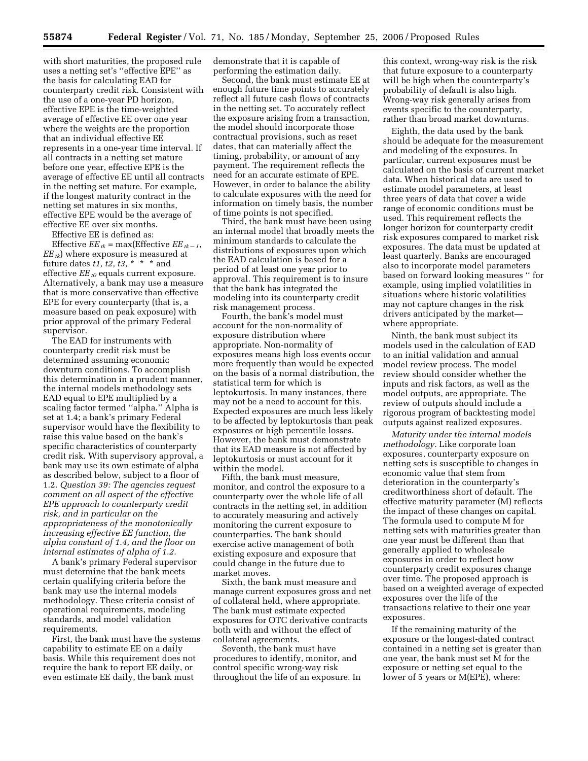with short maturities, the proposed rule uses a netting set's "effective EPE" as the basis for calculating EAD for counterparty credit risk. Consistent with the use of a one-year PD horizon, effective EPE is the time-weighted average of effective EE over one year where the weights are the proportion that an individual effective EE represents in a one-year time interval. If all contracts in a netting set mature before one year, effective EPE is the average of effective EE until all contracts in the netting set mature. For example, if the longest maturity contract in the netting set matures in six months, effective EPE would be the average of effective EE over six months.

Effective EE is defined as:

Effective $EE_{tk}$ = max(Effective $EE_{tk-1}$, $EE_{tk}$) where exposure is measured at future dates $t1, t2, t3$, * * * and effective $EE_{t0}$ equals current exposure. Alternatively, a bank may use a measure that is more conservative than effective EPE for every counterparty (that is, a measure based on peak exposure) with prior approval of the primary Federal supervisor.

The EAD for instruments with counterparty credit risk must be determined assuming economic downturn conditions. To accomplish this determination in a prudent manner, the internal models methodology sets EAD equal to EPE multiplied by a scaling factor termed "alpha." Alpha is set at 1.4; a bank's primary Federal supervisor would have the flexibility to raise this value based on the bank's specific characteristics of counterparty credit risk. With supervisory approval, a bank may use its own estimate of alpha as described below, subject to a floor of 1.2. *Question 39: The agencies request comment on all aspect of the effective EPE approach to counterparty credit risk, and in particular on the appropriateness of the monotonically increasing effective EE function, the alpha constant of 1.4, and the floor on internal estimates of alpha of 1.2.*

A bank's primary Federal supervisor must determine that the bank meets certain qualifying criteria before the bank may use the internal models methodology. These criteria consist of operational requirements, modeling standards, and model validation requirements.

First, the bank must have the systems capability to estimate EE on a daily basis. While this requirement does not require the bank to report EE daily, or even estimate EE daily, the bank must demonstrate that it is capable of performing the estimation daily.

Second, the bank must estimate EE at enough future time points to accurately reflect all future cash flows of contracts in the netting set. To accurately reflect the exposure arising from a transaction, the model should incorporate those contractual provisions, such as reset dates, that can materially affect the timing, probability, or amount of any payment. The requirement reflects the need for an accurate estimate of EPE. However, in order to balance the ability to calculate exposures with the need for information on timely basis, the number of time points is not specified.

Third, the bank must have been using an internal model that broadly meets the minimum standards to calculate the distributions of exposures upon which the EAD calculation is based for a period of at least one year prior to approval. This requirement is to insure that the bank has integrated the modeling into its counterparty credit risk management process.

Fourth, the bank's model must account for the non-normality of exposure distribution where appropriate. Non-normality of exposures means high loss events occur more frequently than would be expected on the basis of a normal distribution, the statistical term for which is leptokurtosis. In many instances, there may not be a need to account for this. Expected exposures are much less likely to be affected by leptokurtosis than peak exposures or high percentile losses. However, the bank must demonstrate that its EAD measure is not affected by leptokurtosis or must account for it within the model.

Fifth, the bank must measure, monitor, and control the exposure to a counterparty over the whole life of all contracts in the netting set, in addition to accurately measuring and actively monitoring the current exposure to counterparties. The bank should exercise active management of both existing exposure and exposure that could change in the future due to market moves.

Sixth, the bank must measure and manage current exposures gross and net of collateral held, where appropriate. The bank must estimate expected exposures for OTC derivative contracts both with and without the effect of collateral agreements.

Seventh, the bank must have procedures to identify, monitor, and control specific wrong-way risk throughout the life of an exposure. In this context, wrong-way risk is the risk that future exposure to a counterparty will be high when the counterparty's probability of default is also high. Wrong-way risk generally arises from events specific to the counterparty, rather than broad market downturns.

Eighth, the data used by the bank should be adequate for the measurement and modeling of the exposures. In particular, current exposures must be calculated on the basis of current market data. When historical data are used to estimate model parameters, at least three years of data that cover a wide range of economic conditions must be used. This requirement reflects the longer horizon for counterparty credit risk exposures compared to market risk exposures. The data must be updated at least quarterly. Banks are encouraged also to incorporate model parameters based on forward looking measures '' for example, using implied volatilities in situations where historic volatilities may not capture changes in the risk drivers anticipated by the market—where appropriate.

Ninth, the bank must subject its models used in the calculation of EAD to an initial validation and annual model review process. The model review should consider whether the inputs and risk factors, as well as the model outputs, are appropriate. The review of outputs should include a rigorous program of backtesting model outputs against realized exposures.

*Maturity under the internal models methodology.* Like corporate loan exposures, counterparty exposure on netting sets is susceptible to changes in economic value that stem from deterioration in the counterparty's creditworthiness short of default. The effective maturity parameter (M) reflects the impact of these changes on capital. The formula used to compute M for netting sets with maturities greater than one year must be different than that generally applied to wholesale exposures in order to reflect how counterparty credit exposures change over time. The proposed approach is based on a weighted average of expected exposures over the life of the transactions relative to their one year exposures.

If the remaining maturity of the exposure or the longest-dated contract contained in a netting set is greater than one year, the bank must set M for the exposure or netting set equal to the lower of 5 years or M(EPE), where: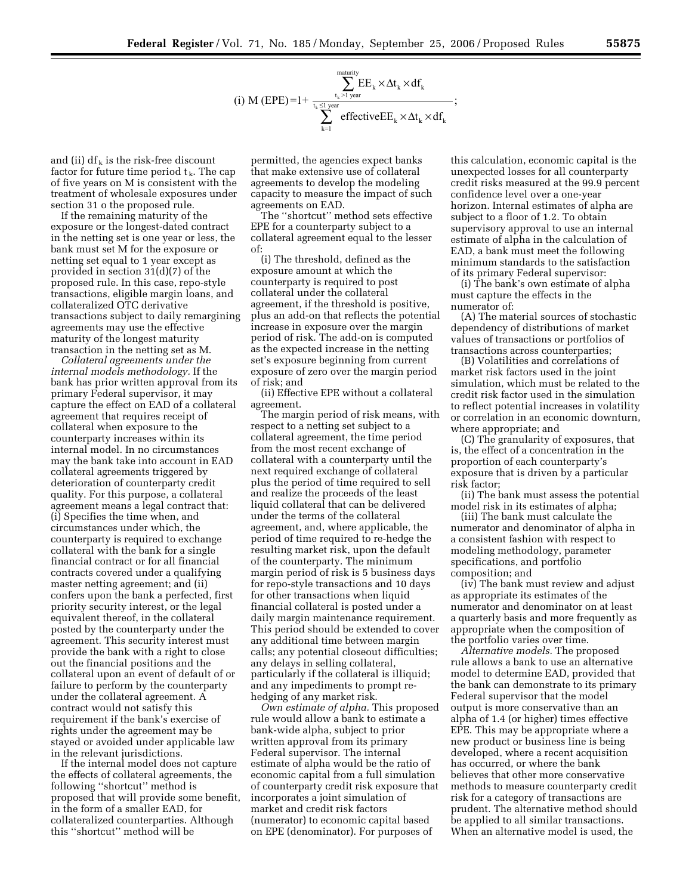$$\text{(i) } M\,(EPE) = 1 + \frac{\sum_{t_k > 1\text{ year}}^{\text{maturity}} EE_k \times \Delta t_k \times df_k}{\sum_{k=1}^{t_k \leq 1\text{ year}} \text{effective}EE_k \times \Delta t_k \times df_k};$$

and (ii) $df_k$ is the risk-free discount factor for future time period $t_k$. The cap of five years on M is consistent with the treatment of wholesale exposures under section 31 o the proposed rule.

If the remaining maturity of the exposure or the longest-dated contract in the netting set is one year or less, the bank must set M for the exposure or netting set equal to 1 year except as provided in section 31(d)(7) of the proposed rule. In this case, repo-style transactions, eligible margin loans, and collateralized OTC derivative transactions subject to daily remargining agreements may use the effective maturity of the longest maturity transaction in the netting set as M.

*Collateral agreements under the internal models methodology.* If the bank has prior written approval from its primary Federal supervisor, it may capture the effect on EAD of a collateral agreement that requires receipt of collateral when exposure to the counterparty increases within its internal model. In no circumstances may the bank take into account in EAD collateral agreements triggered by deterioration of counterparty credit quality. For this purpose, a collateral agreement means a legal contract that: (i) Specifies the time when, and circumstances under which, the counterparty is required to exchange collateral with the bank for a single financial contract or for all financial contracts covered under a qualifying master netting agreement; and (ii) confers upon the bank a perfected, first priority security interest, or the legal equivalent thereof, in the collateral posted by the counterparty under the agreement. This security interest must provide the bank with a right to close out the financial positions and the collateral upon an event of default of or failure to perform by the counterparty under the collateral agreement. A contract would not satisfy this requirement if the bank's exercise of rights under the agreement may be stayed or avoided under applicable law in the relevant jurisdictions.

If the internal model does not capture the effects of collateral agreements, the following ''shortcut'' method is proposed that will provide some benefit, in the form of a smaller EAD, for collateralized counterparties. Although this ''shortcut'' method will be permitted, the agencies expect banks that make extensive use of collateral agreements to develop the modeling capacity to measure the impact of such agreements on EAD.

The ''shortcut'' method sets effective EPE for a counterparty subject to a collateral agreement equal to the lesser of:

(i) The threshold, defined as the exposure amount at which the counterparty is required to post collateral under the collateral agreement, if the threshold is positive, plus an add-on that reflects the potential increase in exposure over the margin period of risk. The add-on is computed as the expected increase in the netting set's exposure beginning from current exposure of zero over the margin period of risk; and

(ii) Effective EPE without a collateral agreement.

The margin period of risk means, with respect to a netting set subject to a collateral agreement, the time period from the most recent exchange of collateral with a counterparty until the next required exchange of collateral plus the period of time required to sell and realize the proceeds of the least liquid collateral that can be delivered under the terms of the collateral agreement, and, where applicable, the period of time required to re-hedge the resulting market risk, upon the default of the counterparty. The minimum margin period of risk is 5 business days for repo-style transactions and 10 days for other transactions when liquid financial collateral is posted under a daily margin maintenance requirement. This period should be extended to cover any additional time between margin calls; any potential closeout difficulties; any delays in selling collateral, particularly if the collateral is illiquid; and any impediments to prompt re-hedging of any market risk.

*Own estimate of alpha.* This proposed rule would allow a bank to estimate a bank-wide alpha, subject to prior written approval from its primary Federal supervisor. The internal estimate of alpha would be the ratio of economic capital from a full simulation of counterparty credit risk exposure that incorporates a joint simulation of market and credit risk factors (numerator) to economic capital based on EPE (denominator). For purposes of this calculation, economic capital is the unexpected losses for all counterparty credit risks measured at the 99.9 percent confidence level over a one-year horizon. Internal estimates of alpha are subject to a floor of 1.2. To obtain supervisory approval to use an internal estimate of alpha in the calculation of EAD, a bank must meet the following minimum standards to the satisfaction of its primary Federal supervisor:

(i) The bank's own estimate of alpha must capture the effects in the numerator of:

(A) The material sources of stochastic dependency of distributions of market values of transactions or portfolios of transactions across counterparties;

(B) Volatilities and correlations of market risk factors used in the joint simulation, which must be related to the credit risk factor used in the simulation to reflect potential increases in volatility or correlation in an economic downturn, where appropriate; and

(C) The granularity of exposures, that is, the effect of a concentration in the proportion of each counterparty's exposure that is driven by a particular risk factor;

(ii) The bank must assess the potential model risk in its estimates of alpha;

(iii) The bank must calculate the numerator and denominator of alpha in a consistent fashion with respect to modeling methodology, parameter specifications, and portfolio composition; and

(iv) The bank must review and adjust as appropriate its estimates of the numerator and denominator on at least a quarterly basis and more frequently as appropriate when the composition of the portfolio varies over time.

*Alternative models.* The proposed rule allows a bank to use an alternative model to determine EAD, provided that the bank can demonstrate to its primary Federal supervisor that the model output is more conservative than an alpha of 1.4 (or higher) times effective EPE. This may be appropriate where a new product or business line is being developed, where a recent acquisition has occurred, or where the bank believes that other more conservative methods to measure counterparty credit risk for a category of transactions are prudent. The alternative method should be applied to all similar transactions. When an alternative model is used, the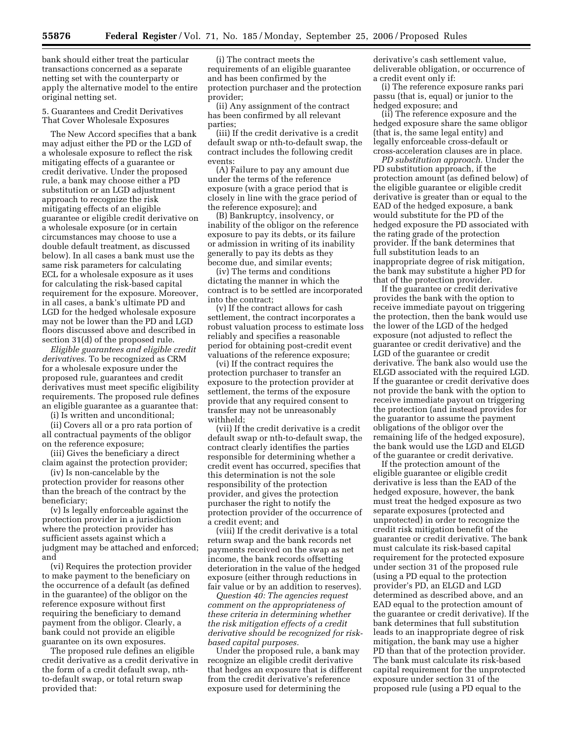bank should either treat the particular transactions concerned as a separate netting set with the counterparty or apply the alternative model to the entire original netting set.

### 5. Guarantees and Credit Derivatives That Cover Wholesale Exposures

The New Accord specifies that a bank may adjust either the PD or the LGD of a wholesale exposure to reflect the risk mitigating effects of a guarantee or credit derivative. Under the proposed rule, a bank may choose either a PD substitution or an LGD adjustment approach to recognize the risk mitigating effects of an eligible guarantee or eligible credit derivative on a wholesale exposure (or in certain circumstances may choose to use a double default treatment, as discussed below). In all cases a bank must use the same risk parameters for calculating ECL for a wholesale exposure as it uses for calculating the risk-based capital requirement for the exposure. Moreover, in all cases, a bank's ultimate PD and LGD for the hedged wholesale exposure may not be lower than the PD and LGD floors discussed above and described in section 31(d) of the proposed rule.

*Eligible guarantees and eligible credit derivatives.* To be recognized as CRM for a wholesale exposure under the proposed rule, guarantees and credit derivatives must meet specific eligibility requirements. The proposed rule defines an eligible guarantee as a guarantee that:

(i) Is written and unconditional;

(ii) Covers all or a pro rata portion of all contractual payments of the obligor on the reference exposure;

(iii) Gives the beneficiary a direct claim against the protection provider;

(iv) Is non-cancelable by the protection provider for reasons other than the breach of the contract by the beneficiary;

(v) Is legally enforceable against the protection provider in a jurisdiction where the protection provider has sufficient assets against which a judgment may be attached and enforced; and

(vi) Requires the protection provider to make payment to the beneficiary on the occurrence of a default (as defined in the guarantee) of the obligor on the reference exposure without first requiring the beneficiary to demand payment from the obligor. Clearly, a bank could not provide an eligible guarantee on its own exposures.

The proposed rule defines an eligible credit derivative as a credit derivative in the form of a credit default swap, nth-to-default swap, or total return swap provided that:

(i) The contract meets the requirements of an eligible guarantee and has been confirmed by the protection purchaser and the protection provider;

(ii) Any assignment of the contract has been confirmed by all relevant parties;

(iii) If the credit derivative is a credit default swap or nth-to-default swap, the contract includes the following credit events:

(A) Failure to pay any amount due under the terms of the reference exposure (with a grace period that is closely in line with the grace period of the reference exposure); and

(B) Bankruptcy, insolvency, or inability of the obligor on the reference exposure to pay its debts, or its failure or admission in writing of its inability generally to pay its debts as they become due, and similar events;

(iv) The terms and conditions dictating the manner in which the contract is to be settled are incorporated into the contract;

(v) If the contract allows for cash settlement, the contract incorporates a robust valuation process to estimate loss reliably and specifies a reasonable period for obtaining post-credit event valuations of the reference exposure;

(vi) If the contract requires the protection purchaser to transfer an exposure to the protection provider at settlement, the terms of the exposure provide that any required consent to transfer may not be unreasonably withheld;

(vii) If the credit derivative is a credit default swap or nth-to-default swap, the contract clearly identifies the parties responsible for determining whether a credit event has occurred, specifies that this determination is not the sole responsibility of the protection provider, and gives the protection purchaser the right to notify the protection provider of the occurrence of a credit event; and

(viii) If the credit derivative is a total return swap and the bank records net payments received on the swap as net income, the bank records offsetting deterioration in the value of the hedged exposure (either through reductions in fair value or by an addition to reserves).

*Question 40: The agencies request comment on the appropriateness of these criteria in determining whether the risk mitigation effects of a credit derivative should be recognized for risk-based capital purposes.*

Under the proposed rule, a bank may recognize an eligible credit derivative that hedges an exposure that is different from the credit derivative's reference exposure used for determining the derivative's cash settlement value, deliverable obligation, or occurrence of a credit event only if:

(i) The reference exposure ranks pari passu (that is, equal) or junior to the hedged exposure; and

(ii) The reference exposure and the hedged exposure share the same obligor (that is, the same legal entity) and legally enforceable cross-default or cross-acceleration clauses are in place.

*PD substitution approach.* Under the PD substitution approach, if the protection amount (as defined below) of the eligible guarantee or eligible credit derivative is greater than or equal to the EAD of the hedged exposure, a bank would substitute for the PD of the hedged exposure the PD associated with the rating grade of the protection provider. If the bank determines that full substitution leads to an inappropriate degree of risk mitigation, the bank may substitute a higher PD for that of the protection provider.

If the guarantee or credit derivative provides the bank with the option to receive immediate payout on triggering the protection, then the bank would use the lower of the LGD of the hedged exposure (not adjusted to reflect the guarantee or credit derivative) and the LGD of the guarantee or credit derivative. The bank also would use the ELGD associated with the required LGD. If the guarantee or credit derivative does not provide the bank with the option to receive immediate payout on triggering the protection (and instead provides for the guarantor to assume the payment obligations of the obligor over the remaining life of the hedged exposure), the bank would use the LGD and ELGD of the guarantee or credit derivative.

If the protection amount of the eligible guarantee or eligible credit derivative is less than the EAD of the hedged exposure, however, the bank must treat the hedged exposure as two separate exposures (protected and unprotected) in order to recognize the credit risk mitigation benefit of the guarantee or credit derivative. The bank must calculate its risk-based capital requirement for the protected exposure under section 31 of the proposed rule (using a PD equal to the protection provider's PD, an ELGD and LGD determined as described above, and an EAD equal to the protection amount of the guarantee or credit derivative). If the bank determines that full substitution leads to an inappropriate degree of risk mitigation, the bank may use a higher PD than that of the protection provider. The bank must calculate its risk-based capital requirement for the unprotected exposure under section 31 of the proposed rule (using a PD equal to the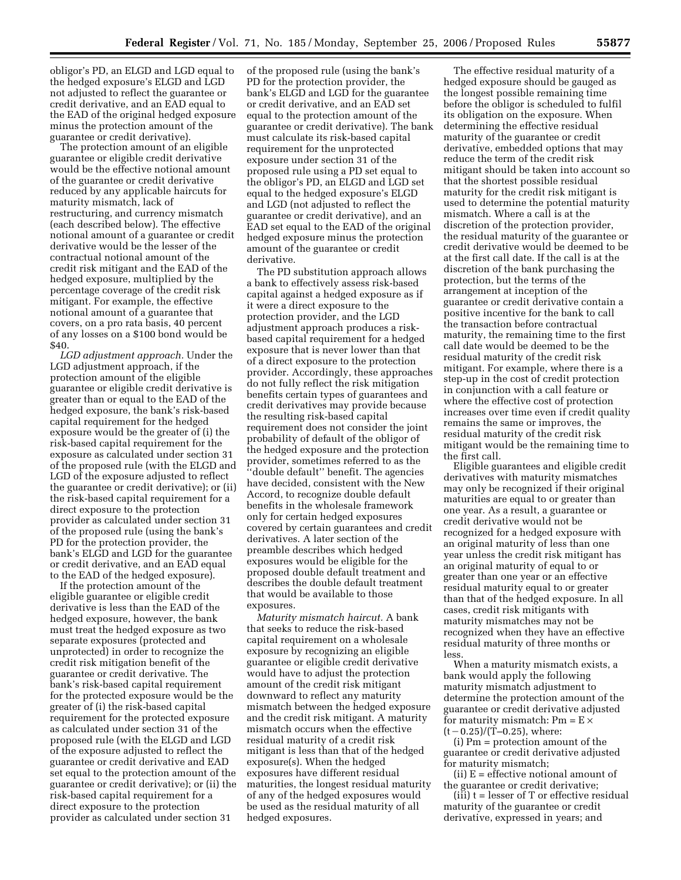obligor's PD, an ELGD and LGD equal to the hedged exposure's ELGD and LGD not adjusted to reflect the guarantee or credit derivative, and an EAD equal to the EAD of the original hedged exposure minus the protection amount of the guarantee or credit derivative).

The protection amount of an eligible guarantee or eligible credit derivative would be the effective notional amount of the guarantee or credit derivative reduced by any applicable haircuts for maturity mismatch, lack of restructuring, and currency mismatch (each described below). The effective notional amount of a guarantee or credit derivative would be the lesser of the contractual notional amount of the credit risk mitigant and the EAD of the hedged exposure, multiplied by the percentage coverage of the credit risk mitigant. For example, the effective notional amount of a guarantee that covers, on a pro rata basis, 40 percent of any losses on a $100 bond would be $40.

*LGD adjustment approach.* Under the LGD adjustment approach, if the protection amount of the eligible guarantee or eligible credit derivative is greater than or equal to the EAD of the hedged exposure, the bank's risk-based capital requirement for the hedged exposure would be the greater of (i) the risk-based capital requirement for the exposure as calculated under section 31 of the proposed rule (with the ELGD and LGD of the exposure adjusted to reflect the guarantee or credit derivative); or (ii) the risk-based capital requirement for a direct exposure to the protection provider as calculated under section 31 of the proposed rule (using the bank's PD for the protection provider, the bank's ELGD and LGD for the guarantee or credit derivative, and an EAD equal to the EAD of the hedged exposure).

If the protection amount of the eligible guarantee or eligible credit derivative is less than the EAD of the hedged exposure, however, the bank must treat the hedged exposure as two separate exposures (protected and unprotected) in order to recognize the credit risk mitigation benefit of the guarantee or credit derivative. The bank's risk-based capital requirement for the protected exposure would be the greater of (i) the risk-based capital requirement for the protected exposure as calculated under section 31 of the proposed rule (with the ELGD and LGD of the exposure adjusted to reflect the guarantee or credit derivative and EAD set equal to the protection amount of the guarantee or credit derivative); or (ii) the risk-based capital requirement for a direct exposure to the protection provider as calculated under section 31 of the proposed rule (using the bank's PD for the protection provider, the bank's ELGD and LGD for the guarantee or credit derivative, and an EAD set equal to the protection amount of the guarantee or credit derivative). The bank must calculate its risk-based capital requirement for the unprotected exposure under section 31 of the proposed rule using a PD set equal to the obligor's PD, an ELGD and LGD set equal to the hedged exposure's ELGD and LGD (not adjusted to reflect the guarantee or credit derivative), and an EAD set equal to the EAD of the original hedged exposure minus the protection amount of the guarantee or credit derivative.

The PD substitution approach allows a bank to effectively assess risk-based capital against a hedged exposure as if it were a direct exposure to the protection provider, and the LGD adjustment approach produces a risk-based capital requirement for a hedged exposure that is never lower than that of a direct exposure to the protection provider. Accordingly, these approaches do not fully reflect the risk mitigation benefits certain types of guarantees and credit derivatives may provide because the resulting risk-based capital requirement does not consider the joint probability of default of the obligor of the hedged exposure and the protection provider, sometimes referred to as the ''double default'' benefit. The agencies have decided, consistent with the New Accord, to recognize double default benefits in the wholesale framework only for certain hedged exposures covered by certain guarantees and credit derivatives. A later section of the preamble describes which hedged exposures would be eligible for the proposed double default treatment and describes the double default treatment that would be available to those exposures.

*Maturity mismatch haircut.* A bank that seeks to reduce the risk-based capital requirement on a wholesale exposure by recognizing an eligible guarantee or eligible credit derivative would have to adjust the protection amount of the credit risk mitigant downward to reflect any maturity mismatch between the hedged exposure and the credit risk mitigant. A maturity mismatch occurs when the effective residual maturity of a credit risk mitigant is less than that of the hedged exposure(s). When the hedged exposures have different residual maturities, the longest residual maturity of any of the hedged exposures would be used as the residual maturity of all hedged exposures.

The effective residual maturity of a hedged exposure should be gauged as the longest possible remaining time before the obligor is scheduled to fulfil its obligation on the exposure. When determining the effective residual maturity of the guarantee or credit derivative, embedded options that may reduce the term of the credit risk mitigant should be taken into account so that the shortest possible residual maturity for the credit risk mitigant is used to determine the potential maturity mismatch. Where a call is at the discretion of the protection provider, the residual maturity of the guarantee or credit derivative would be deemed to be at the first call date. If the call is at the discretion of the bank purchasing the protection, but the terms of the arrangement at inception of the guarantee or credit derivative contain a positive incentive for the bank to call the transaction before contractual maturity, the remaining time to the first call date would be deemed to be the residual maturity of the credit risk mitigant. For example, where there is a step-up in the cost of credit protection in conjunction with a call feature or where the effective cost of protection increases over time even if credit quality remains the same or improves, the residual maturity of the credit risk mitigant would be the remaining time to the first call.

Eligible guarantees and eligible credit derivatives with maturity mismatches may only be recognized if their original maturities are equal to or greater than one year. As a result, a guarantee or credit derivative would not be recognized for a hedged exposure with an original maturity of less than one year unless the credit risk mitigant has an original maturity of equal to or greater than one year or an effective residual maturity equal to or greater than that of the hedged exposure. In all cases, credit risk mitigants with maturity mismatches may not be recognized when they have an effective residual maturity of three months or less.

When a maturity mismatch exists, a bank would apply the following maturity mismatch adjustment to determine the protection amount of the guarantee or credit derivative adjusted for maturity mismatch: $P_m = E \times (t-0.25)/(T-0.25)$, where:

(i) $P_m$ = protection amount of the guarantee or credit derivative adjusted for maturity mismatch;

(ii) E = effective notional amount of the guarantee or credit derivative;

(iii) t = lesser of T or effective residual maturity of the guarantee or credit derivative, expressed in years; and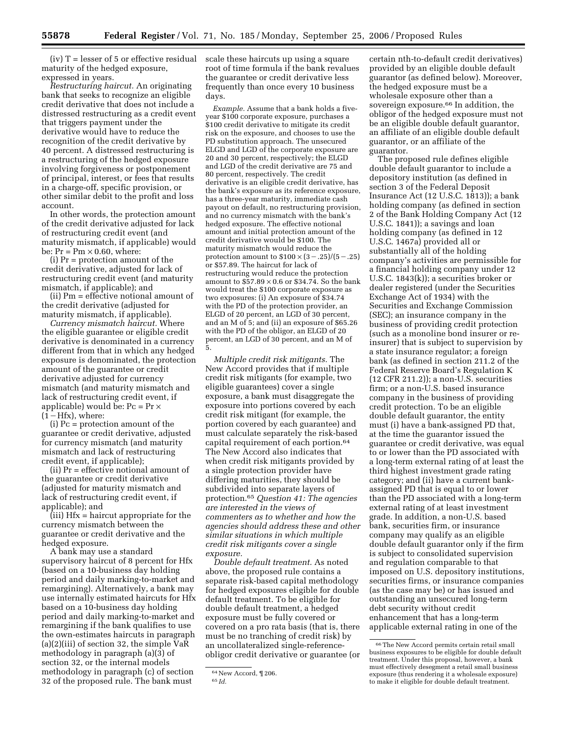(iv) T = lesser of 5 or effective residual maturity of the hedged exposure, expressed in years.

*Restructuring haircut.* An originating bank that seeks to recognize an eligible credit derivative that does not include a distressed restructuring as a credit event that triggers payment under the derivative would have to reduce the recognition of the credit derivative by 40 percent. A distressed restructuring is a restructuring of the hedged exposure involving forgiveness or postponement of principal, interest, or fees that results in a charge-off, specific provision, or other similar debit to the profit and loss account.

In other words, the protection amount of the credit derivative adjusted for lack of restructuring credit event (and maturity mismatch, if applicable) would be: $Pr = Pm \times 0.60$, where:

(i) Pr = protection amount of the credit derivative, adjusted for lack of restructuring credit event (and maturity mismatch, if applicable); and

(ii) Pm = effective notional amount of the credit derivative (adjusted for maturity mismatch, if applicable).

*Currency mismatch haircut.* Where the eligible guarantee or eligible credit derivative is denominated in a currency different from that in which any hedged exposure is denominated, the protection amount of the guarantee or credit derivative adjusted for currency mismatch (and maturity mismatch and lack of restructuring credit event, if applicable) would be: $Pc = Pr \times (1 - Hfx)$, where:

(i) Pc = protection amount of the guarantee or credit derivative, adjusted for currency mismatch (and maturity mismatch and lack of restructuring credit event, if applicable);

(ii) Pr = effective notional amount of the guarantee or credit derivative (adjusted for maturity mismatch and lack of restructuring credit event, if applicable); and

(iii) Hfx = haircut appropriate for the currency mismatch between the guarantee or credit derivative and the hedged exposure.

A bank may use a standard supervisory haircut of 8 percent for Hfx (based on a 10-business day holding period and daily marking-to-market and remargining). Alternatively, a bank may use internally estimated haircuts for Hfx based on a 10-business day holding period and daily marking-to-market and remargining if the bank qualifies to use the own-estimates haircuts in paragraph (a)(2)(iii) of section 32, the simple VaR methodology in paragraph (a)(3) of section 32, or the internal models methodology in paragraph (c) of section 32 of the proposed rule. The bank must scale these haircuts up using a square root of time formula if the bank revalues the guarantee or credit derivative less frequently than once every 10 business days.

*Example.* Assume that a bank holds a five-year \$100 corporate exposure, purchases a \$100 credit derivative to mitigate its credit risk on the exposure, and chooses to use the PD substitution approach. The unsecured ELGD and LGD of the corporate exposure are 20 and 30 percent, respectively; the ELGD and LGD of the credit derivative are 75 and 80 percent, respectively. The credit derivative is an eligible credit derivative, has the bank's exposure as its reference exposure, has a three-year maturity, immediate cash payout on default, no restructuring provision, and no currency mismatch with the bank's hedged exposure. The effective notional amount and initial protection amount of the credit derivative would be \$100. The maturity mismatch would reduce the protection amount to $\$100 \times (3 - .25)/(5 - .25)$ or \$57.89. The haircut for lack of restructuring would reduce the protection amount to $\$57.89 \times 0.6$ or \$34.74. So the bank would treat the \$100 corporate exposure as two exposures: (i) An exposure of \$34.74 with the PD of the protection provider, an ELGD of 20 percent, an LGD of 30 percent, and an M of 5; and (ii) an exposure of \$65.26 with the PD of the obligor, an ELGD of 20 percent, an LGD of 30 percent, and an M of 5.

*Multiple credit risk mitigants.* The New Accord provides that if multiple credit risk mitigants (for example, two eligible guarantees) cover a single exposure, a bank must disaggregate the exposure into portions covered by each credit risk mitigant (for example, the portion covered by each guarantee) and must calculate separately the risk-based capital requirement of each portion.[64] The New Accord also indicates that when credit risk mitigants provided by a single protection provider have differing maturities, they should be subdivided into separate layers of protection.[65] *Question 41: The agencies are interested in the views of commenters as to whether and how the agencies should address these and other similar situations in which multiple credit risk mitigants cover a single exposure.*

*Double default treatment.* As noted above, the proposed rule contains a separate risk-based capital methodology for hedged exposures eligible for double default treatment. To be eligible for double default treatment, a hedged exposure must be fully covered or covered on a pro rata basis (that is, there must be no tranching of credit risk) by an uncollateralized single-reference-obligor credit derivative or guarantee (or certain nth-to-default credit derivatives) provided by an eligible double default guarantor (as defined below). Moreover, the hedged exposure must be a wholesale exposure other than a sovereign exposure.[66] In addition, the obligor of the hedged exposure must not be an eligible double default guarantor, an affiliate of an eligible double default guarantor, or an affiliate of the guarantor.

The proposed rule defines eligible double default guarantor to include a depository institution (as defined in section 3 of the Federal Deposit Insurance Act (12 U.S.C. 1813)); a bank holding company (as defined in section 2 of the Bank Holding Company Act (12 U.S.C. 1841)); a savings and loan holding company (as defined in 12 U.S.C. 1467a) provided all or substantially all of the holding company's activities are permissible for a financial holding company under 12 U.S.C. 1843(k)); a securities broker or dealer registered (under the Securities Exchange Act of 1934) with the Securities and Exchange Commission (SEC); an insurance company in the business of providing credit protection (such as a monoline bond insurer or re-insurer) that is subject to supervision by a state insurance regulator; a foreign bank (as defined in section 211.2 of the Federal Reserve Board's Regulation K (12 CFR 211.2)); a non-U.S. securities firm; or a non-U.S. based insurance company in the business of providing credit protection. To be an eligible double default guarantor, the entity must (i) have a bank-assigned PD that, at the time the guarantor issued the guarantee or credit derivative, was equal to or lower than the PD associated with a long-term external rating of at least the third highest investment grade rating category; and (ii) have a current bank-assigned PD that is equal to or lower than the PD associated with a long-term external rating of at least investment grade. In addition, a non-U.S. based bank, securities firm, or insurance company may qualify as an eligible double default guarantor only if the firm is subject to consolidated supervision and regulation comparable to that imposed on U.S. depository institutions, securities firms, or insurance companies (as the case may be) or has issued and outstanding an unsecured long-term debt security without credit enhancement that has a long-term applicable external rating in one of the

---

[64] New Accord, ¶ 206.

[65] *Id.*

[66] The New Accord permits certain retail small business exposures to be eligible for double default treatment. Under this proposal, however, a bank must effectively desegment a retail small business exposure (thus rendering it a wholesale exposure) to make it eligible for double default treatment.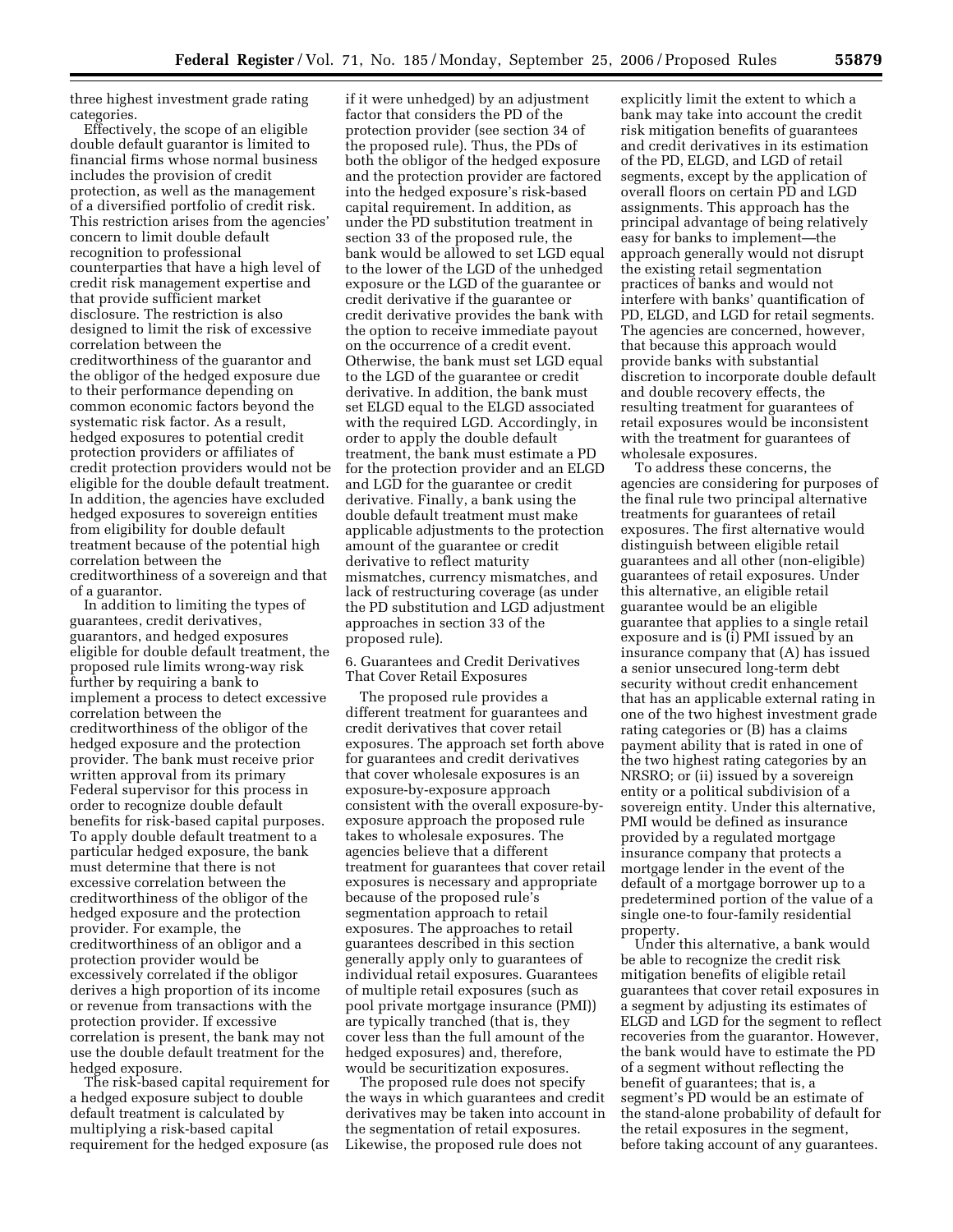three highest investment grade rating categories.

Effectively, the scope of an eligible double default guarantor is limited to financial firms whose normal business includes the provision of credit protection, as well as the management of a diversified portfolio of credit risk. This restriction arises from the agencies' concern to limit double default recognition to professional counterparties that have a high level of credit risk management expertise and that provide sufficient market disclosure. The restriction is also designed to limit the risk of excessive correlation between the creditworthiness of the guarantor and the obligor of the hedged exposure due to their performance depending on common economic factors beyond the systematic risk factor. As a result, hedged exposures to potential credit protection providers or affiliates of credit protection providers would not be eligible for the double default treatment. In addition, the agencies have excluded hedged exposures to sovereign entities from eligibility for double default treatment because of the potential high correlation between the creditworthiness of a sovereign and that of a guarantor.

In addition to limiting the types of guarantees, credit derivatives, guarantors, and hedged exposures eligible for double default treatment, the proposed rule limits wrong-way risk further by requiring a bank to implement a process to detect excessive correlation between the creditworthiness of the obligor of the hedged exposure and the protection provider. The bank must receive prior written approval from its primary Federal supervisor for this process in order to recognize double default benefits for risk-based capital purposes. To apply double default treatment to a particular hedged exposure, the bank must determine that there is not excessive correlation between the creditworthiness of the obligor of the hedged exposure and the protection provider. For example, the creditworthiness of an obligor and a protection provider would be excessively correlated if the obligor derives a high proportion of its income or revenue from transactions with the protection provider. If excessive correlation is present, the bank may not use the double default treatment for the hedged exposure.

The risk-based capital requirement for a hedged exposure subject to double default treatment is calculated by multiplying a risk-based capital requirement for the hedged exposure (as if it were unhedged) by an adjustment factor that considers the PD of the protection provider (see section 34 of the proposed rule). Thus, the PDs of both the obligor of the hedged exposure and the protection provider are factored into the hedged exposure's risk-based capital requirement. In addition, as under the PD substitution treatment in section 33 of the proposed rule, the bank would be allowed to set LGD equal to the lower of the LGD of the unhedged exposure or the LGD of the guarantee or credit derivative if the guarantee or credit derivative provides the bank with the option to receive immediate payout on the occurrence of a credit event. Otherwise, the bank must set LGD equal to the LGD of the guarantee or credit derivative. In addition, the bank must set ELGD equal to the ELGD associated with the required LGD. Accordingly, in order to apply the double default treatment, the bank must estimate a PD for the protection provider and an ELGD and LGD for the guarantee or credit derivative. Finally, a bank using the double default treatment must make applicable adjustments to the protection amount of the guarantee or credit derivative to reflect maturity mismatches, currency mismatches, and lack of restructuring coverage (as under the PD substitution and LGD adjustment approaches in section 33 of the proposed rule).

6. Guarantees and Credit Derivatives That Cover Retail Exposures

The proposed rule provides a different treatment for guarantees and credit derivatives that cover retail exposures. The approach set forth above for guarantees and credit derivatives that cover wholesale exposures is an exposure-by-exposure approach consistent with the overall exposure-by-exposure approach the proposed rule takes to wholesale exposures. The agencies believe that a different treatment for guarantees that cover retail exposures is necessary and appropriate because of the proposed rule's segmentation approach to retail exposures. The approaches to retail guarantees described in this section generally apply only to guarantees of individual retail exposures. Guarantees of multiple retail exposures (such as pool private mortgage insurance (PMI)) are typically tranched (that is, they cover less than the full amount of the hedged exposures) and, therefore, would be securitization exposures.

The proposed rule does not specify the ways in which guarantees and credit derivatives may be taken into account in the segmentation of retail exposures. Likewise, the proposed rule does not explicitly limit the extent to which a bank may take into account the credit risk mitigation benefits of guarantees and credit derivatives in its estimation of the PD, ELGD, and LGD of retail segments, except by the application of overall floors on certain PD and LGD assignments. This approach has the principal advantage of being relatively easy for banks to implement—the approach generally would not disrupt the existing retail segmentation practices of banks and would not interfere with banks' quantification of PD, ELGD, and LGD for retail segments. The agencies are concerned, however, that because this approach would provide banks with substantial discretion to incorporate double default and double recovery effects, the resulting treatment for guarantees of retail exposures would be inconsistent with the treatment for guarantees of wholesale exposures.

To address these concerns, the agencies are considering for purposes of the final rule two principal alternative treatments for guarantees of retail exposures. The first alternative would distinguish between eligible retail guarantees and all other (non-eligible) guarantees of retail exposures. Under this alternative, an eligible retail guarantee would be an eligible guarantee that applies to a single retail exposure and is (i) PMI issued by an insurance company that (A) has issued a senior unsecured long-term debt security without credit enhancement that has an applicable external rating in one of the two highest investment grade rating categories or (B) has a claims payment ability that is rated in one of the two highest rating categories by an NRSRO; or (ii) issued by a sovereign entity or a political subdivision of a sovereign entity. Under this alternative, PMI would be defined as insurance provided by a regulated mortgage insurance company that protects a mortgage lender in the event of the default of a mortgage borrower up to a predetermined portion of the value of a single one-to four-family residential property.

Under this alternative, a bank would be able to recognize the credit risk mitigation benefits of eligible retail guarantees that cover retail exposures in a segment by adjusting its estimates of ELGD and LGD for the segment to reflect recoveries from the guarantor. However, the bank would have to estimate the PD of a segment without reflecting the benefit of guarantees; that is, a segment's PD would be an estimate of the stand-alone probability of default for the retail exposures in the segment, before taking account of any guarantees.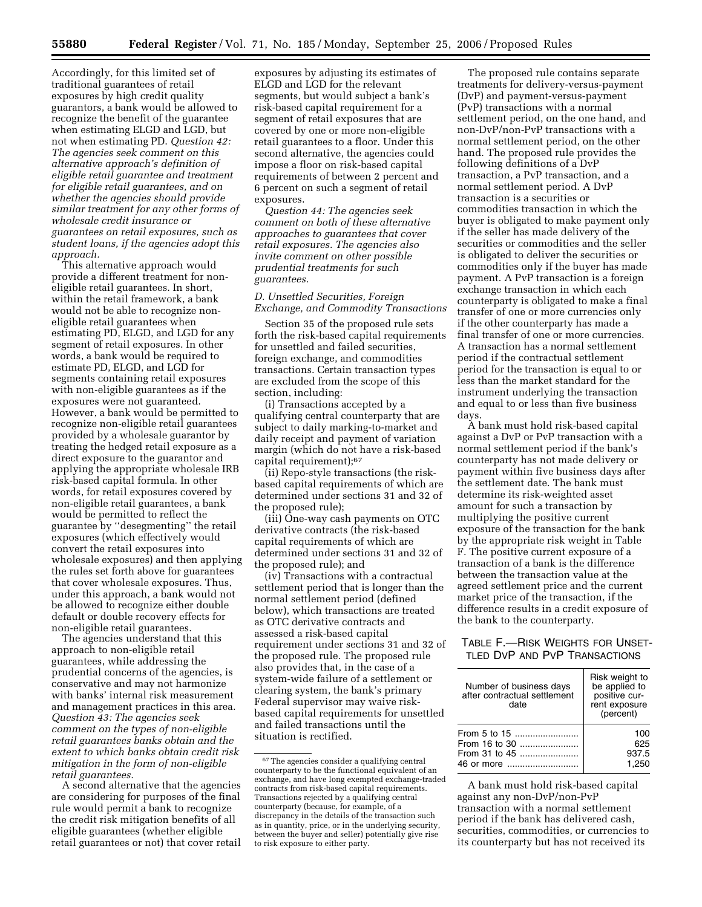Accordingly, for this limited set of traditional guarantees of retail exposures by high credit quality guarantors, a bank would be allowed to recognize the benefit of the guarantee when estimating ELGD and LGD, but not when estimating PD. *Question 42: The agencies seek comment on this alternative approach's definition of eligible retail guarantee and treatment for eligible retail guarantees, and on whether the agencies should provide similar treatment for any other forms of wholesale credit insurance or guarantees on retail exposures, such as student loans, if the agencies adopt this approach.*

This alternative approach would provide a different treatment for non-eligible retail guarantees. In short, within the retail framework, a bank would not be able to recognize non-eligible retail guarantees when estimating PD, ELGD, and LGD for any segment of retail exposures. In other words, a bank would be required to estimate PD, ELGD, and LGD for segments containing retail exposures with non-eligible guarantees as if the exposures were not guaranteed. However, a bank would be permitted to recognize non-eligible retail guarantees provided by a wholesale guarantor by treating the hedged retail exposure as a direct exposure to the guarantor and applying the appropriate wholesale IRB risk-based capital formula. In other words, for retail exposures covered by non-eligible retail guarantees, a bank would be permitted to reflect the guarantee by "desegmenting" the retail exposures (which effectively would convert the retail exposures into wholesale exposures) and then applying the rules set forth above for guarantees that cover wholesale exposures. Thus, under this approach, a bank would not be allowed to recognize either double default or double recovery effects for non-eligible retail guarantees.

The agencies understand that this approach to non-eligible retail guarantees, while addressing the prudential concerns of the agencies, is conservative and may not harmonize with banks' internal risk measurement and management practices in this area. *Question 43: The agencies seek comment on the types of non-eligible retail guarantees banks obtain and the extent to which banks obtain credit risk mitigation in the form of non-eligible retail guarantees.*

A second alternative that the agencies are considering for purposes of the final rule would permit a bank to recognize the credit risk mitigation benefits of all eligible guarantees (whether eligible retail guarantees or not) that cover retail exposures by adjusting its estimates of ELGD and LGD for the relevant segments, but would subject a bank's risk-based capital requirement for a segment of retail exposures that are covered by one or more non-eligible retail guarantees to a floor. Under this second alternative, the agencies could impose a floor on risk-based capital requirements of between 2 percent and 6 percent on such a segment of retail exposures.

*Question 44: The agencies seek comment on both of these alternative approaches to guarantees that cover retail exposures. The agencies also invite comment on other possible prudential treatments for such guarantees.*

### D. Unsettled Securities, Foreign Exchange, and Commodity Transactions

Section 35 of the proposed rule sets forth the risk-based capital requirements for unsettled and failed securities, foreign exchange, and commodities transactions. Certain transaction types are excluded from the scope of this section, including:

(i) Transactions accepted by a qualifying central counterparty that are subject to daily marking-to-market and daily receipt and payment of variation margin (which do not have a risk-based capital requirement);[67]

(ii) Repo-style transactions (the risk-based capital requirements of which are determined under sections 31 and 32 of the proposed rule);

(iii) One-way cash payments on OTC derivative contracts (the risk-based capital requirements of which are determined under sections 31 and 32 of the proposed rule); and

(iv) Transactions with a contractual settlement period that is longer than the normal settlement period (defined below), which transactions are treated as OTC derivative contracts and assessed a risk-based capital requirement under sections 31 and 32 of the proposed rule. The proposed rule also provides that, in the case of a system-wide failure of a settlement or clearing system, the bank's primary Federal supervisor may waive risk-based capital requirements for unsettled and failed transactions until the situation is rectified.

The proposed rule contains separate treatments for delivery-versus-payment (DvP) and payment-versus-payment (PvP) transactions with a normal settlement period, on the one hand, and non-DvP/non-PvP transactions with a normal settlement period, on the other hand. The proposed rule provides the following definitions of a DvP transaction, a PvP transaction, and a normal settlement period. A DvP transaction is a securities or commodities transaction in which the buyer is obligated to make payment only if the seller has made delivery of the securities or commodities and the seller is obligated to deliver the securities or commodities only if the buyer has made payment. A PvP transaction is a foreign exchange transaction in which each counterparty is obligated to make a final transfer of one or more currencies only if the other counterparty has made a final transfer of one or more currencies. A transaction has a normal settlement period if the contractual settlement period for the transaction is equal to or less than the market standard for the instrument underlying the transaction and equal to or less than five business days.

A bank must hold risk-based capital against a DvP or PvP transaction with a normal settlement period if the bank's counterparty has not made delivery or payment within five business days after the settlement date. The bank must determine its risk-weighted asset amount for such a transaction by multiplying the positive current exposure of the transaction for the bank by the appropriate risk weight in Table F. The positive current exposure of a transaction of a bank is the difference between the transaction value at the agreed settlement price and the current market price of the transaction, if the difference results in a credit exposure of the bank to the counterparty.

TABLE F.—RISK WEIGHTS FOR UNSETTLED DVP AND PVP TRANSACTIONS

| Number of business days after contractual settlement date | Risk weight to be applied to positive current exposure (percent) |
|---|---|
| From 5 to 15 | 100 |
| From 16 to 30 | 625 |
| From 31 to 45 | 937.5 |
| 46 or more | 1,250 |

A bank must hold risk-based capital against any non-DvP/non-PvP transaction with a normal settlement period if the bank has delivered cash, securities, commodities, or currencies to its counterparty but has not received its

---

[67] The agencies consider a qualifying central counterparty to be the functional equivalent of an exchange, and have long exempted exchange-traded contracts from risk-based capital requirements. Transactions rejected by a qualifying central counterparty (because, for example, of a discrepancy in the details of the transaction such as in quantity, price, or in the underlying security, between the buyer and seller) potentially give rise to risk exposure to either party.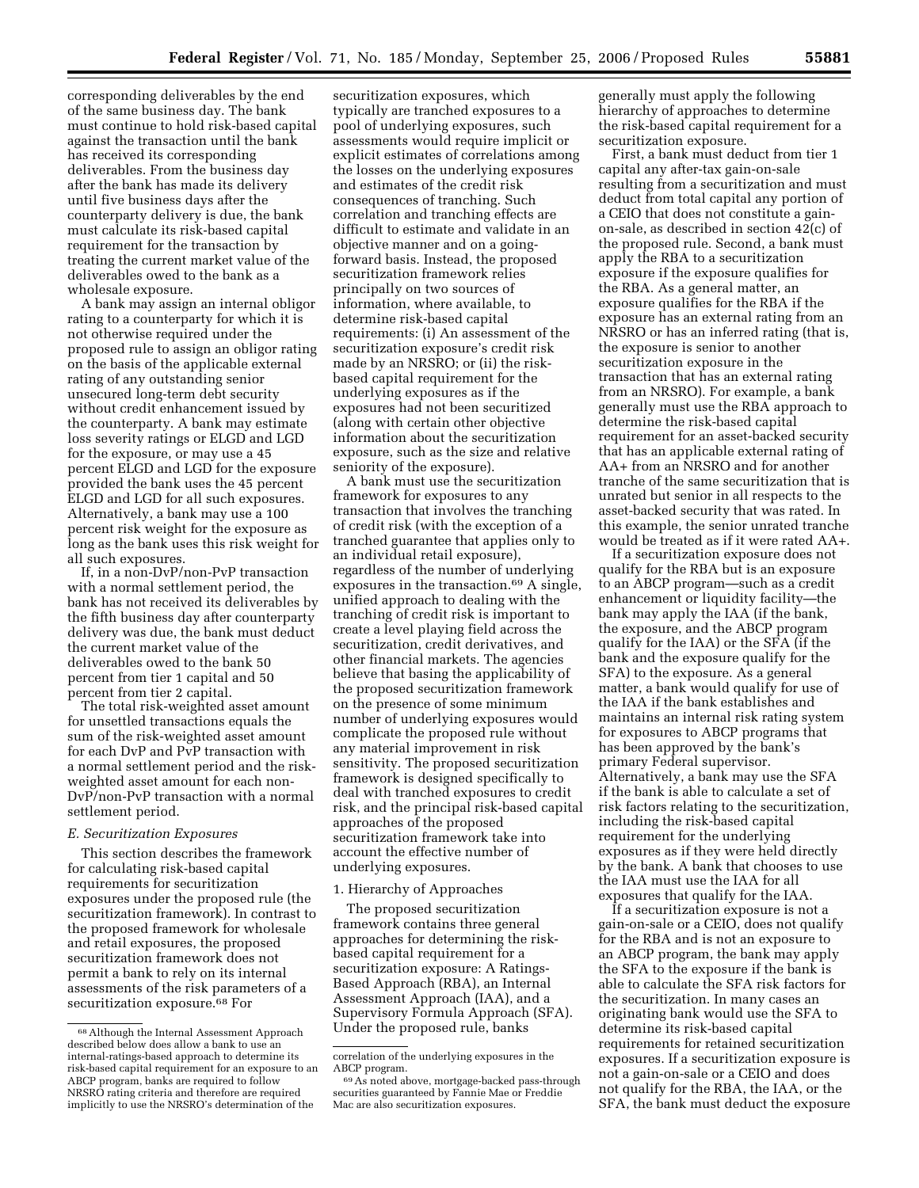corresponding deliverables by the end of the same business day. The bank must continue to hold risk-based capital against the transaction until the bank has received its corresponding deliverables. From the business day after the bank has made its delivery until five business days after the counterparty delivery is due, the bank must calculate its risk-based capital requirement for the transaction by treating the current market value of the deliverables owed to the bank as a wholesale exposure.

A bank may assign an internal obligor rating to a counterparty for which it is not otherwise required under the proposed rule to assign an obligor rating on the basis of the applicable external rating of any outstanding senior unsecured long-term debt security without credit enhancement issued by the counterparty. A bank may estimate loss severity ratings or ELGD and LGD for the exposure, or may use a 45 percent ELGD and LGD for the exposure provided the bank uses the 45 percent ELGD and LGD for all such exposures. Alternatively, a bank may use a 100 percent risk weight for the exposure as long as the bank uses this risk weight for all such exposures.

If, in a non-DvP/non-PvP transaction with a normal settlement period, the bank has not received its deliverables by the fifth business day after counterparty delivery was due, the bank must deduct the current market value of the deliverables owed to the bank 50 percent from tier 1 capital and 50 percent from tier 2 capital.

The total risk-weighted asset amount for unsettled transactions equals the sum of the risk-weighted asset amount for each DvP and PvP transaction with a normal settlement period and the risk-weighted asset amount for each non-DvP/non-PvP transaction with a normal settlement period.

### E. Securitization Exposures

This section describes the framework for calculating risk-based capital requirements for securitization exposures under the proposed rule (the securitization framework). In contrast to the proposed framework for wholesale and retail exposures, the proposed securitization framework does not permit a bank to rely on its internal assessments of the risk parameters of a securitization exposure.[68] For securitization exposures, which typically are tranched exposures to a pool of underlying exposures, such assessments would require implicit or explicit estimates of correlations among the losses on the underlying exposures and estimates of the credit risk consequences of tranching. Such correlation and tranching effects are difficult to estimate and validate in an objective manner and on a going-forward basis. Instead, the proposed securitization framework relies principally on two sources of information, where available, to determine risk-based capital requirements: (i) An assessment of the securitization exposure's credit risk made by an NRSRO; or (ii) the risk-based capital requirement for the underlying exposures as if the exposures had not been securitized (along with certain other objective information about the securitization exposure, such as the size and relative seniority of the exposure).

A bank must use the securitization framework for exposures to any transaction that involves the tranching of credit risk (with the exception of a tranched guarantee that applies only to an individual retail exposure), regardless of the number of underlying exposures in the transaction.[69] A single, unified approach to dealing with the tranching of credit risk is important to create a level playing field across the securitization, credit derivatives, and other financial markets. The agencies believe that basing the applicability of the proposed securitization framework on the presence of some minimum number of underlying exposures would complicate the proposed rule without any material improvement in risk sensitivity. The proposed securitization framework is designed specifically to deal with tranched exposures to credit risk, and the principal risk-based capital approaches of the proposed securitization framework take into account the effective number of underlying exposures.

#### 1. Hierarchy of Approaches

The proposed securitization framework contains three general approaches for determining the risk-based capital requirement for a securitization exposure: A Ratings-Based Approach (RBA), an Internal Assessment Approach (IAA), and a Supervisory Formula Approach (SFA). Under the proposed rule, banks generally must apply the following hierarchy of approaches to determine the risk-based capital requirement for a securitization exposure.

First, a bank must deduct from tier 1 capital any after-tax gain-on-sale resulting from a securitization and must deduct from total capital any portion of a CEIO that does not constitute a gain-on-sale, as described in section 42(c) of the proposed rule. Second, a bank must apply the RBA to a securitization exposure if the exposure qualifies for the RBA. As a general matter, an exposure qualifies for the RBA if the exposure has an external rating from an NRSRO or has an inferred rating (that is, the exposure is senior to another securitization exposure in the transaction that has an external rating from an NRSRO). For example, a bank generally must use the RBA approach to determine the risk-based capital requirement for an asset-backed security that has an applicable external rating of AA+ from an NRSRO and for another tranche of the same securitization that is unrated but senior in all respects to the asset-backed security that was rated. In this example, the senior unrated tranche would be treated as if it were rated AA+.

If a securitization exposure does not qualify for the RBA but is an exposure to an ABCP program—such as a credit enhancement or liquidity facility—the bank may apply the IAA (if the bank, the exposure, and the ABCP program qualify for the IAA) or the SFA (if the bank and the exposure qualify for the SFA) to the exposure. As a general matter, a bank would qualify for use of the IAA if the bank establishes and maintains an internal risk rating system for exposures to ABCP programs that has been approved by the bank's primary Federal supervisor. Alternatively, a bank may use the SFA if the bank is able to calculate a set of risk factors relating to the securitization, including the risk-based capital requirement for the underlying exposures as if they were held directly by the bank. A bank that chooses to use the IAA must use the IAA for all exposures that qualify for the IAA.

If a securitization exposure is not a gain-on-sale or a CEIO, does not qualify for the RBA and is not an exposure to an ABCP program, the bank may apply the SFA to the exposure if the bank is able to calculate the SFA risk factors for the securitization. In many cases an originating bank would use the SFA to determine its risk-based capital requirements for retained securitization exposures. If a securitization exposure is not a gain-on-sale or a CEIO and does not qualify for the RBA, the IAA, or the SFA, the bank must deduct the exposure

---

[68] Although the Internal Assessment Approach described below does allow a bank to use an internal-ratings-based approach to determine its risk-based capital requirement for an exposure to an ABCP program, banks are required to follow NRSRO rating criteria and therefore are required implicitly to use the NRSRO's determination of the correlation of the underlying exposures in the ABCP program.

[69] As noted above, mortgage-backed pass-through securities guaranteed by Fannie Mae or Freddie Mac are also securitization exposures.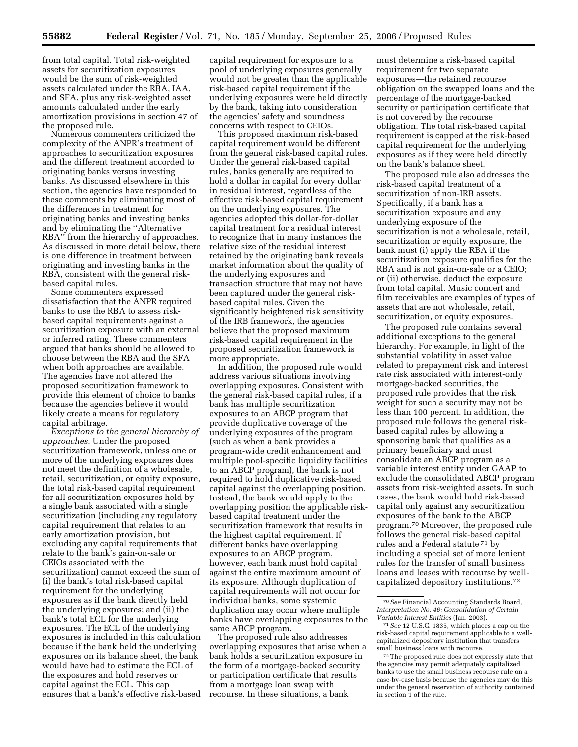from total capital. Total risk-weighted assets for securitization exposures would be the sum of risk-weighted assets calculated under the RBA, IAA, and SFA, plus any risk-weighted asset amounts calculated under the early amortization provisions in section 47 of the proposed rule.

Numerous commenters criticized the complexity of the ANPR's treatment of approaches to securitization exposures and the different treatment accorded to originating banks versus investing banks. As discussed elsewhere in this section, the agencies have responded to these comments by eliminating most of the differences in treatment for originating banks and investing banks and by eliminating the ''Alternative RBA'' from the hierarchy of approaches. As discussed in more detail below, there is one difference in treatment between originating and investing banks in the RBA, consistent with the general risk-based capital rules.

Some commenters expressed dissatisfaction that the ANPR required banks to use the RBA to assess risk-based capital requirements against a securitization exposure with an external or inferred rating. These commenters argued that banks should be allowed to choose between the RBA and the SFA when both approaches are available. The agencies have not altered the proposed securitization framework to provide this element of choice to banks because the agencies believe it would likely create a means for regulatory capital arbitrage.

*Exceptions to the general hierarchy of approaches.* Under the proposed securitization framework, unless one or more of the underlying exposures does not meet the definition of a wholesale, retail, securitization, or equity exposure, the total risk-based capital requirement for all securitization exposures held by a single bank associated with a single securitization (including any regulatory capital requirement that relates to an early amortization provision, but excluding any capital requirements that relate to the bank's gain-on-sale or CEIOs associated with the securitization) cannot exceed the sum of (i) the bank's total risk-based capital requirement for the underlying exposures as if the bank directly held the underlying exposures; and (ii) the bank's total ECL for the underlying exposures. The ECL of the underlying exposures is included in this calculation because if the bank held the underlying exposures on its balance sheet, the bank would have had to estimate the ECL of the exposures and hold reserves or capital against the ECL. This cap ensures that a bank's effective risk-based capital requirement for exposure to a pool of underlying exposures generally would not be greater than the applicable risk-based capital requirement if the underlying exposures were held directly by the bank, taking into consideration the agencies' safety and soundness concerns with respect to CEIOs.

This proposed maximum risk-based capital requirement would be different from the general risk-based capital rules. Under the general risk-based capital rules, banks generally are required to hold a dollar in capital for every dollar in residual interest, regardless of the effective risk-based capital requirement on the underlying exposures. The agencies adopted this dollar-for-dollar capital treatment for a residual interest to recognize that in many instances the relative size of the residual interest retained by the originating bank reveals market information about the quality of the underlying exposures and transaction structure that may not have been captured under the general risk-based capital rules. Given the significantly heightened risk sensitivity of the IRB framework, the agencies believe that the proposed maximum risk-based capital requirement in the proposed securitization framework is more appropriate.

In addition, the proposed rule would address various situations involving overlapping exposures. Consistent with the general risk-based capital rules, if a bank has multiple securitization exposures to an ABCP program that provide duplicative coverage of the underlying exposures of the program (such as when a bank provides a program-wide credit enhancement and multiple pool-specific liquidity facilities to an ABCP program), the bank is not required to hold duplicative risk-based capital against the overlapping position. Instead, the bank would apply to the overlapping position the applicable risk-based capital treatment under the securitization framework that results in the highest capital requirement. If different banks have overlapping exposures to an ABCP program, however, each bank must hold capital against the entire maximum amount of its exposure. Although duplication of capital requirements will not occur for individual banks, some systemic duplication may occur where multiple banks have overlapping exposures to the same ABCP program.

The proposed rule also addresses overlapping exposures that arise when a bank holds a securitization exposure in the form of a mortgage-backed security or participation certificate that results from a mortgage loan swap with recourse. In these situations, a bank must determine a risk-based capital requirement for two separate exposures—the retained recourse obligation on the swapped loans and the percentage of the mortgage-backed security or participation certificate that is not covered by the recourse obligation. The total risk-based capital requirement is capped at the risk-based capital requirement for the underlying exposures as if they were held directly on the bank's balance sheet.

The proposed rule also addresses the risk-based capital treatment of a securitization of non-IRB assets. Specifically, if a bank has a securitization exposure and any underlying exposure of the securitization is not a wholesale, retail, securitization or equity exposure, the bank must (i) apply the RBA if the securitization exposure qualifies for the RBA and is not gain-on-sale or a CEIO; or (ii) otherwise, deduct the exposure from total capital. Music concert and film receivables are examples of types of assets that are not wholesale, retail, securitization, or equity exposures.

The proposed rule contains several additional exceptions to the general hierarchy. For example, in light of the substantial volatility in asset value related to prepayment risk and interest rate risk associated with interest-only mortgage-backed securities, the proposed rule provides that the risk weight for such a security may not be less than 100 percent. In addition, the proposed rule follows the general risk-based capital rules by allowing a sponsoring bank that qualifies as a primary beneficiary and must consolidate an ABCP program as a variable interest entity under GAAP to exclude the consolidated ABCP program assets from risk-weighted assets. In such cases, the bank would hold risk-based capital only against any securitization exposures of the bank to the ABCP program.[70] Moreover, the proposed rule follows the general risk-based capital rules and a Federal statute[71] by including a special set of more lenient rules for the transfer of small business loans and leases with recourse by well-capitalized depository institutions.[72]

---

[70] *See* Financial Accounting Standards Board, *Interpretation No. 46: Consolidation of Certain Variable Interest Entities* (Jan. 2003).

[71] *See* 12 U.S.C. 1835, which places a cap on the risk-based capital requirement applicable to a well-capitalized depository institution that transfers small business loans with recourse.

[72] The proposed rule does not expressly state that the agencies may permit adequately capitalized banks to use the small business recourse rule on a case-by-case basis because the agencies may do this under the general reservation of authority contained in section 1 of the rule.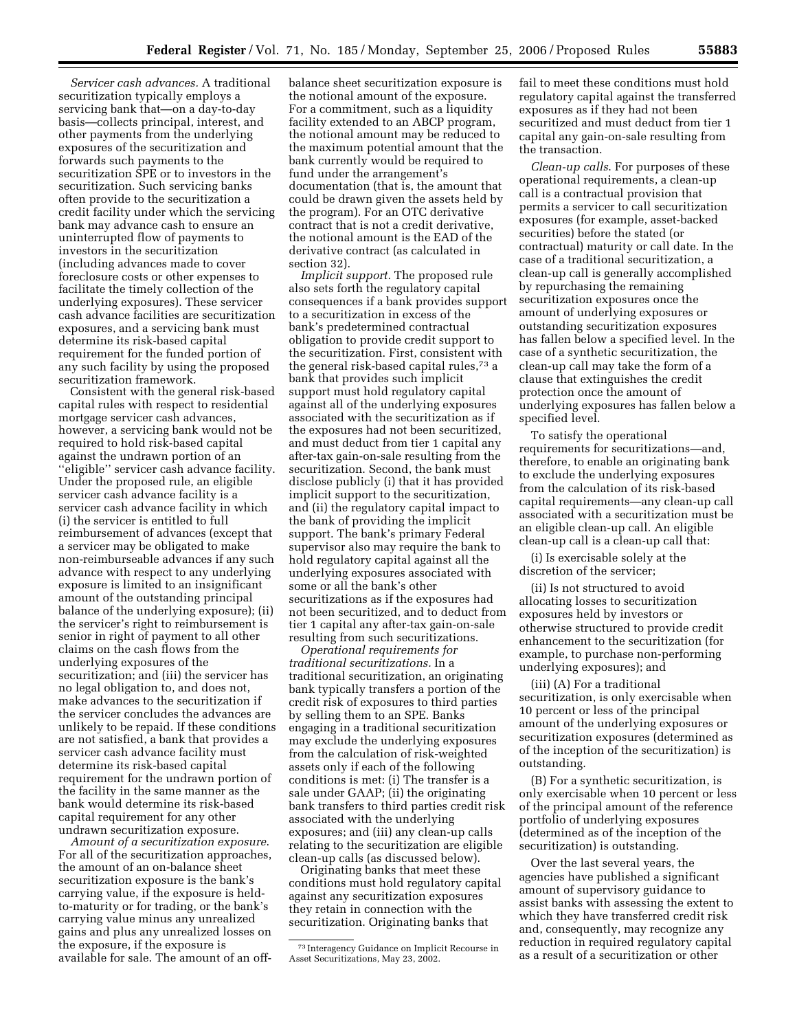*Servicer cash advances.* A traditional securitization typically employs a servicing bank that—on a day-to-day basis—collects principal, interest, and other payments from the underlying exposures of the securitization and forwards such payments to the securitization SPE or to investors in the securitization. Such servicing banks often provide to the securitization a credit facility under which the servicing bank may advance cash to ensure an uninterrupted flow of payments to investors in the securitization (including advances made to cover foreclosure costs or other expenses to facilitate the timely collection of the underlying exposures). These servicer cash advance facilities are securitization exposures, and a servicing bank must determine its risk-based capital requirement for the funded portion of any such facility by using the proposed securitization framework.

Consistent with the general risk-based capital rules with respect to residential mortgage servicer cash advances, however, a servicing bank would not be required to hold risk-based capital against the undrawn portion of an ''eligible'' servicer cash advance facility. Under the proposed rule, an eligible servicer cash advance facility is a servicer cash advance facility in which (i) the servicer is entitled to full reimbursement of advances (except that a servicer may be obligated to make non-reimburseable advances if any such advance with respect to any underlying exposure is limited to an insignificant amount of the outstanding principal balance of the underlying exposure); (ii) the servicer's right to reimbursement is senior in right of payment to all other claims on the cash flows from the underlying exposures of the securitization; and (iii) the servicer has no legal obligation to, and does not, make advances to the securitization if the servicer concludes the advances are unlikely to be repaid. If these conditions are not satisfied, a bank that provides a servicer cash advance facility must determine its risk-based capital requirement for the undrawn portion of the facility in the same manner as the bank would determine its risk-based capital requirement for any other undrawn securitization exposure.

*Amount of a securitization exposure.* For all of the securitization approaches, the amount of an on-balance sheet securitization exposure is the bank's carrying value, if the exposure is held-to-maturity or for trading, or the bank's carrying value minus any unrealized gains and plus any unrealized losses on the exposure, if the exposure is available for sale. The amount of an off-balance sheet securitization exposure is the notional amount of the exposure. For a commitment, such as a liquidity facility extended to an ABCP program, the notional amount may be reduced to the maximum potential amount that the bank currently would be required to fund under the arrangement's documentation (that is, the amount that could be drawn given the assets held by the program). For an OTC derivative contract that is not a credit derivative, the notional amount is the EAD of the derivative contract (as calculated in section 32).

*Implicit support.* The proposed rule also sets forth the regulatory capital consequences if a bank provides support to a securitization in excess of the bank's predetermined contractual obligation to provide credit support to the securitization. First, consistent with the general risk-based capital rules,[73] a bank that provides such implicit support must hold regulatory capital against all of the underlying exposures associated with the securitization as if the exposures had not been securitized, and must deduct from tier 1 capital any after-tax gain-on-sale resulting from the securitization. Second, the bank must disclose publicly (i) that it has provided implicit support to the securitization, and (ii) the regulatory capital impact to the bank of providing the implicit support. The bank's primary Federal supervisor also may require the bank to hold regulatory capital against all the underlying exposures associated with some or all the bank's other securitizations as if the exposures had not been securitized, and to deduct from tier 1 capital any after-tax gain-on-sale resulting from such securitizations.

*Operational requirements for traditional securitizations.* In a traditional securitization, an originating bank typically transfers a portion of the credit risk of exposures to third parties by selling them to an SPE. Banks engaging in a traditional securitization may exclude the underlying exposures from the calculation of risk-weighted assets only if each of the following conditions is met: (i) The transfer is a sale under GAAP; (ii) the originating bank transfers to third parties credit risk associated with the underlying exposures; and (iii) any clean-up calls relating to the securitization are eligible clean-up calls (as discussed below).

Originating banks that meet these conditions must hold regulatory capital against any securitization exposures they retain in connection with the securitization. Originating banks that fail to meet these conditions must hold regulatory capital against the transferred exposures as if they had not been securitized and must deduct from tier 1 capital any gain-on-sale resulting from the transaction.

*Clean-up calls*. For purposes of these operational requirements, a clean-up call is a contractual provision that permits a servicer to call securitization exposures (for example, asset-backed securities) before the stated (or contractual) maturity or call date. In the case of a traditional securitization, a clean-up call is generally accomplished by repurchasing the remaining securitization exposures once the amount of underlying exposures or outstanding securitization exposures has fallen below a specified level. In the case of a synthetic securitization, the clean-up call may take the form of a clause that extinguishes the credit protection once the amount of underlying exposures has fallen below a specified level.

To satisfy the operational requirements for securitizations—and, therefore, to enable an originating bank to exclude the underlying exposures from the calculation of its risk-based capital requirements—any clean-up call associated with a securitization must be an eligible clean-up call. An eligible clean-up call is a clean-up call that:

(i) Is exercisable solely at the discretion of the servicer;

(ii) Is not structured to avoid allocating losses to securitization exposures held by investors or otherwise structured to provide credit enhancement to the securitization (for example, to purchase non-performing underlying exposures); and

(iii) (A) For a traditional securitization, is only exercisable when 10 percent or less of the principal amount of the underlying exposures or securitization exposures (determined as of the inception of the securitization) is outstanding.

(B) For a synthetic securitization, is only exercisable when 10 percent or less of the principal amount of the reference portfolio of underlying exposures (determined as of the inception of the securitization) is outstanding.

Over the last several years, the agencies have published a significant amount of supervisory guidance to assist banks with assessing the extent to which they have transferred credit risk and, consequently, may recognize any reduction in required regulatory capital as a result of a securitization or other

[73] Interagency Guidance on Implicit Recourse in Asset Securitizations, May 23, 2002.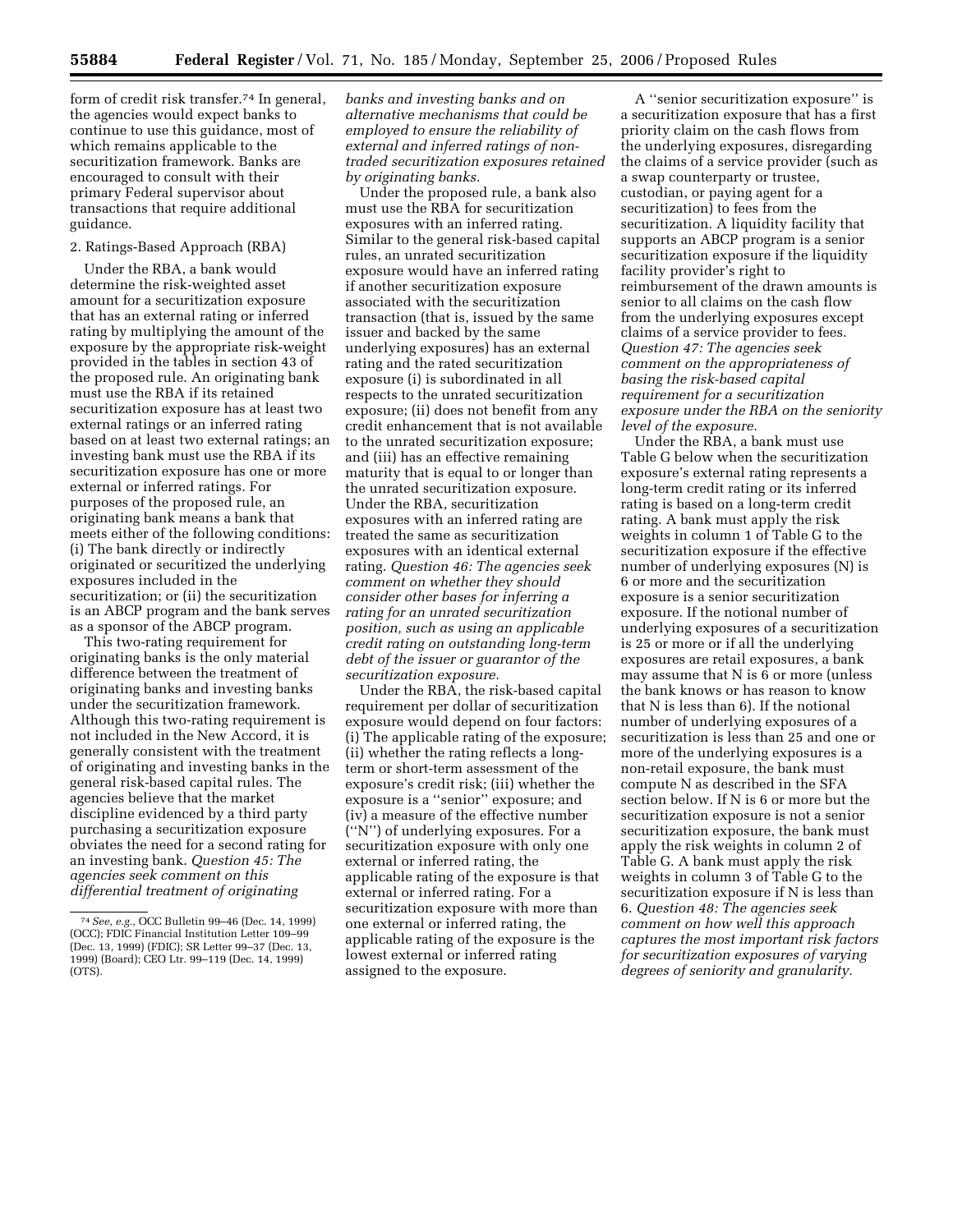form of credit risk transfer.[74] In general, the agencies would expect banks to continue to use this guidance, most of which remains applicable to the securitization framework. Banks are encouraged to consult with their primary Federal supervisor about transactions that require additional guidance.

2. Ratings-Based Approach (RBA)

Under the RBA, a bank would determine the risk-weighted asset amount for a securitization exposure that has an external rating or inferred rating by multiplying the amount of the exposure by the appropriate risk-weight provided in the tables in section 43 of the proposed rule. An originating bank must use the RBA if its retained securitization exposure has at least two external ratings or an inferred rating based on at least two external ratings; an investing bank must use the RBA if its securitization exposure has one or more external or inferred ratings. For purposes of the proposed rule, an originating bank means a bank that meets either of the following conditions: (i) The bank directly or indirectly originated or securitized the underlying exposures included in the securitization; or (ii) the securitization is an ABCP program and the bank serves as a sponsor of the ABCP program.

This two-rating requirement for originating banks is the only material difference between the treatment of originating banks and investing banks under the securitization framework. Although this two-rating requirement is not included in the New Accord, it is generally consistent with the treatment of originating and investing banks in the general risk-based capital rules. The agencies believe that the market discipline evidenced by a third party purchasing a securitization exposure obviates the need for a second rating for an investing bank. *Question 45: The agencies seek comment on this differential treatment of originating banks and investing banks and on alternative mechanisms that could be employed to ensure the reliability of external and inferred ratings of non-traded securitization exposures retained by originating banks.*

Under the proposed rule, a bank also must use the RBA for securitization exposures with an inferred rating. Similar to the general risk-based capital rules, an unrated securitization exposure would have an inferred rating if another securitization exposure associated with the securitization transaction (that is, issued by the same issuer and backed by the same underlying exposures) has an external rating and the rated securitization exposure (i) is subordinated in all respects to the unrated securitization exposure; (ii) does not benefit from any credit enhancement that is not available to the unrated securitization exposure; and (iii) has an effective remaining maturity that is equal to or longer than the unrated securitization exposure. Under the RBA, securitization exposures with an inferred rating are treated the same as securitization exposures with an identical external rating. *Question 46: The agencies seek comment on whether they should consider other bases for inferring a rating for an unrated securitization position, such as using an applicable credit rating on outstanding long-term debt of the issuer or guarantor of the securitization exposure.*

Under the RBA, the risk-based capital requirement per dollar of securitization exposure would depend on four factors: (i) The applicable rating of the exposure; (ii) whether the rating reflects a long-term or short-term assessment of the exposure's credit risk; (iii) whether the exposure is a ''senior'' exposure; and (iv) a measure of the effective number (''N'') of underlying exposures. For a securitization exposure with only one external or inferred rating, the applicable rating of the exposure is that external or inferred rating. For a securitization exposure with more than one external or inferred rating, the applicable rating of the exposure is the lowest external or inferred rating assigned to the exposure.

A ''senior securitization exposure'' is a securitization exposure that has a first priority claim on the cash flows from the underlying exposures, disregarding the claims of a service provider (such as a swap counterparty or trustee, custodian, or paying agent for a securitization) to fees from the securitization. A liquidity facility that supports an ABCP program is a senior securitization exposure if the liquidity facility provider's right to reimbursement of the drawn amounts is senior to all claims on the cash flow from the underlying exposures except claims of a service provider to fees. *Question 47: The agencies seek comment on the appropriateness of basing the risk-based capital requirement for a securitization exposure under the RBA on the seniority level of the exposure.*

Under the RBA, a bank must use Table G below when the securitization exposure's external rating represents a long-term credit rating or its inferred rating is based on a long-term credit rating. A bank must apply the risk weights in column 1 of Table G to the securitization exposure if the effective number of underlying exposures (N) is 6 or more and the securitization exposure is a senior securitization exposure. If the notional number of underlying exposures of a securitization is 25 or more or if all the underlying exposures are retail exposures, a bank may assume that N is 6 or more (unless the bank knows or has reason to know that N is less than 6). If the notional number of underlying exposures of a securitization is less than 25 and one or more of the underlying exposures is a non-retail exposure, the bank must compute N as described in the SFA section below. If N is 6 or more but the securitization exposure is not a senior securitization exposure, the bank must apply the risk weights in column 2 of Table G. A bank must apply the risk weights in column 3 of Table G to the securitization exposure if N is less than 6. *Question 48: The agencies seek comment on how well this approach captures the most important risk factors for securitization exposures of varying degrees of seniority and granularity.*

[74] *See, e.g.,* OCC Bulletin 99–46 (Dec. 14, 1999) (OCC); FDIC Financial Institution Letter 109–99 (Dec. 13, 1999) (FDIC); SR Letter 99–37 (Dec. 13, 1999) (Board); CEO Ltr. 99–119 (Dec. 14, 1999) (OTS).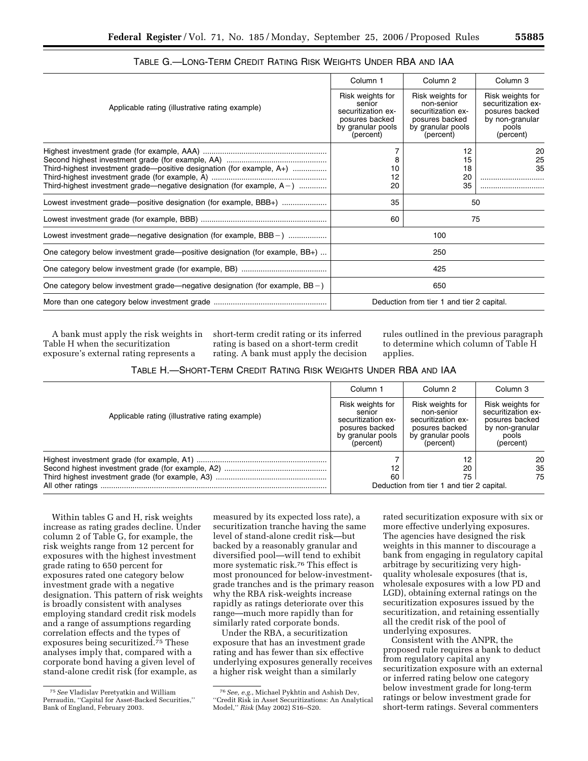TABLE G.—LONG-TERM CREDIT RATING RISK WEIGHTS UNDER RBA AND IAA

| Applicable rating (illustrative rating example) | Column 1 Risk weights for senior securitization exposures backed by granular pools (percent) | Column 2 Risk weights for non-senior securitization exposures backed by granular pools (percent) | Column 3 Risk weights for securitization exposures backed by non-granular pools (percent) |
|---|---|---|---|
| Highest investment grade (for example, AAA) | 7 | 12 | 20 |
| Second highest investment grade (for example, AA) | 8 | 15 | 25 |
| Third-highest investment grade—positive designation (for example, A+) | 10 | 18 | 35 |
| Third-highest investment grade (for example, A) | 12 | 20 | |
| Third-highest investment grade—negative designation (for example, A−) | 20 | 35 | |
| Lowest investment grade—positive designation (for example, BBB+) | 35 | 50 | |
| Lowest investment grade (for example, BBB) | 60 | 75 | |
| Lowest investment grade—negative designation (for example, BBB−) | 100 | | |
| One category below investment grade—positive designation (for example, BB+) | 250 | | |
| One category below investment grade (for example, BB) | 425 | | |
| One category below investment grade—negative designation (for example, BB−) | 650 | | |
| More than one category below investment grade | Deduction from tier 1 and tier 2 capital. | | |

A bank must apply the risk weights in Table H when the securitization exposure's external rating represents a short-term credit rating or its inferred rating is based on a short-term credit rating. A bank must apply the decision rules outlined in the previous paragraph to determine which column of Table H applies.

TABLE H.—SHORT-TERM CREDIT RATING RISK WEIGHTS UNDER RBA AND IAA

| Applicable rating (illustrative rating example) | Column 1 Risk weights for senior securitization exposures backed by granular pools (percent) | Column 2 Risk weights for non-senior securitization exposures backed by granular pools (percent) | Column 3 Risk weights for securitization exposures backed by non-granular pools (percent) |
|---|---|---|---|
| Highest investment grade (for example, A1) | 7 | 12 | 20 |
| Second highest investment grade (for example, A2) | 12 | 20 | 35 |
| Third highest investment grade (for example, A3) | 60 | 75 | 75 |
| All other ratings | Deduction from tier 1 and tier 2 capital. | | |

Within tables G and H, risk weights increase as rating grades decline. Under column 2 of Table G, for example, the risk weights range from 12 percent for exposures with the highest investment grade rating to 650 percent for exposures rated one category below investment grade with a negative designation. This pattern of risk weights is broadly consistent with analyses employing standard credit risk models and a range of assumptions regarding correlation effects and the types of exposures being securitized.[75] These analyses imply that, compared with a corporate bond having a given level of stand-alone credit risk (for example, as measured by its expected loss rate), a securitization tranche having the same level of stand-alone credit risk—but backed by a reasonably granular and diversified pool—will tend to exhibit more systematic risk.[76] This effect is most pronounced for below-investment-grade tranches and is the primary reason why the RBA risk-weights increase rapidly as ratings deteriorate over this range—much more rapidly than for similarly rated corporate bonds.

Under the RBA, a securitization exposure that has an investment grade rating and has fewer than six effective underlying exposures generally receives a higher risk weight than a similarly rated securitization exposure with six or more effective underlying exposures. The agencies have designed the risk weights in this manner to discourage a bank from engaging in regulatory capital arbitrage by securitizing very high-quality wholesale exposures (that is, wholesale exposures with a low PD and LGD), obtaining external ratings on the securitization exposures issued by the securitization, and retaining essentially all the credit risk of the pool of underlying exposures.

Consistent with the ANPR, the proposed rule requires a bank to deduct from regulatory capital any securitization exposure with an external or inferred rating below one category below investment grade for long-term ratings or below investment grade for short-term ratings. Several commenters

[75] *See* Vladislav Peretyatkin and William Perraudin, "Capital for Asset-Backed Securities," Bank of England, February 2003.

[76] *See, e.g.*, Michael Pykhtin and Ashish Dev, "Credit Risk in Asset Securitizations: An Analytical Model," *Risk* (May 2002) S16–S20.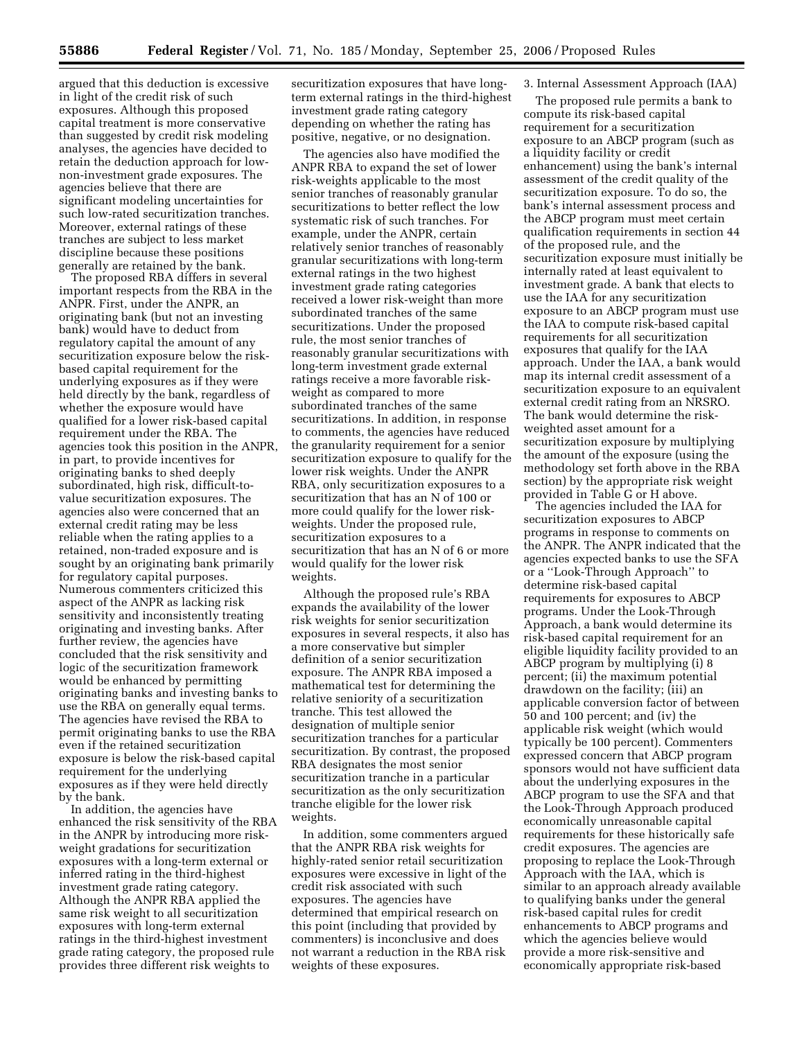argued that this deduction is excessive in light of the credit risk of such exposures. Although this proposed capital treatment is more conservative than suggested by credit risk modeling analyses, the agencies have decided to retain the deduction approach for low-non-investment grade exposures. The agencies believe that there are significant modeling uncertainties for such low-rated securitization tranches. Moreover, external ratings of these tranches are subject to less market discipline because these positions generally are retained by the bank.

The proposed RBA differs in several important respects from the RBA in the ANPR. First, under the ANPR, an originating bank (but not an investing bank) would have to deduct from regulatory capital the amount of any securitization exposure below the risk-based capital requirement for the underlying exposures as if they were held directly by the bank, regardless of whether the exposure would have qualified for a lower risk-based capital requirement under the RBA. The agencies took this position in the ANPR, in part, to provide incentives for originating banks to shed deeply subordinated, high risk, difficult-to-value securitization exposures. The agencies also were concerned that an external credit rating may be less reliable when the rating applies to a retained, non-traded exposure and is sought by an originating bank primarily for regulatory capital purposes. Numerous commenters criticized this aspect of the ANPR as lacking risk sensitivity and inconsistently treating originating and investing banks. After further review, the agencies have concluded that the risk sensitivity and logic of the securitization framework would be enhanced by permitting originating banks and investing banks to use the RBA on generally equal terms. The agencies have revised the RBA to permit originating banks to use the RBA even if the retained securitization exposure is below the risk-based capital requirement for the underlying exposures as if they were held directly by the bank.

In addition, the agencies have enhanced the risk sensitivity of the RBA in the ANPR by introducing more risk-weight gradations for securitization exposures with a long-term external or inferred rating in the third-highest investment grade rating category. Although the ANPR RBA applied the same risk weight to all securitization exposures with long-term external ratings in the third-highest investment grade rating category, the proposed rule provides three different risk weights to securitization exposures that have long-term external ratings in the third-highest investment grade rating category depending on whether the rating has positive, negative, or no designation.

The agencies also have modified the ANPR RBA to expand the set of lower risk-weights applicable to the most senior tranches of reasonably granular securitizations to better reflect the low systematic risk of such tranches. For example, under the ANPR, certain relatively senior tranches of reasonably granular securitizations with long-term external ratings in the two highest investment grade rating categories received a lower risk-weight than more subordinated tranches of the same securitizations. Under the proposed rule, the most senior tranches of reasonably granular securitizations with long-term investment grade external ratings receive a more favorable risk-weight as compared to more subordinated tranches of the same securitizations. In addition, in response to comments, the agencies have reduced the granularity requirement for a senior securitization exposure to qualify for the lower risk weights. Under the ANPR RBA, only securitization exposures to a securitization that has an N of 100 or more could qualify for the lower risk-weights. Under the proposed rule, securitization exposures to a securitization that has an N of 6 or more would qualify for the lower risk weights.

Although the proposed rule's RBA expands the availability of the lower risk weights for senior securitization exposures in several respects, it also has a more conservative but simpler definition of a senior securitization exposure. The ANPR RBA imposed a mathematical test for determining the relative seniority of a securitization tranche. This test allowed the designation of multiple senior securitization tranches for a particular securitization. By contrast, the proposed RBA designates the most senior securitization tranche in a particular securitization as the only securitization tranche eligible for the lower risk weights.

In addition, some commenters argued that the ANPR RBA risk weights for highly-rated senior retail securitization exposures were excessive in light of the credit risk associated with such exposures. The agencies have determined that empirical research on this point (including that provided by commenters) is inconclusive and does not warrant a reduction in the RBA risk weights of these exposures.

3. Internal Assessment Approach (IAA)

The proposed rule permits a bank to compute its risk-based capital requirement for a securitization exposure to an ABCP program (such as a liquidity facility or credit enhancement) using the bank's internal assessment of the credit quality of the securitization exposure. To do so, the bank's internal assessment process and the ABCP program must meet certain qualification requirements in section 44 of the proposed rule, and the securitization exposure must initially be internally rated at least equivalent to investment grade. A bank that elects to use the IAA for any securitization exposure to an ABCP program must use the IAA to compute risk-based capital requirements for all securitization exposures that qualify for the IAA approach. Under the IAA, a bank would map its internal credit assessment of a securitization exposure to an equivalent external credit rating from an NRSRO. The bank would determine the risk-weighted asset amount for a securitization exposure by multiplying the amount of the exposure (using the methodology set forth above in the RBA section) by the appropriate risk weight provided in Table G or H above.

The agencies included the IAA for securitization exposures to ABCP programs in response to comments on the ANPR. The ANPR indicated that the agencies expected banks to use the SFA or a ''Look-Through Approach'' to determine risk-based capital requirements for exposures to ABCP programs. Under the Look-Through Approach, a bank would determine its risk-based capital requirement for an eligible liquidity facility provided to an ABCP program by multiplying (i) 8 percent; (ii) the maximum potential drawdown on the facility; (iii) an applicable conversion factor of between 50 and 100 percent; and (iv) the applicable risk weight (which would typically be 100 percent). Commenters expressed concern that ABCP program sponsors would not have sufficient data about the underlying exposures in the ABCP program to use the SFA and that the Look-Through Approach produced economically unreasonable capital requirements for these historically safe credit exposures. The agencies are proposing to replace the Look-Through Approach with the IAA, which is similar to an approach already available to qualifying banks under the general risk-based capital rules for credit enhancements to ABCP programs and which the agencies believe would provide a more risk-sensitive and economically appropriate risk-based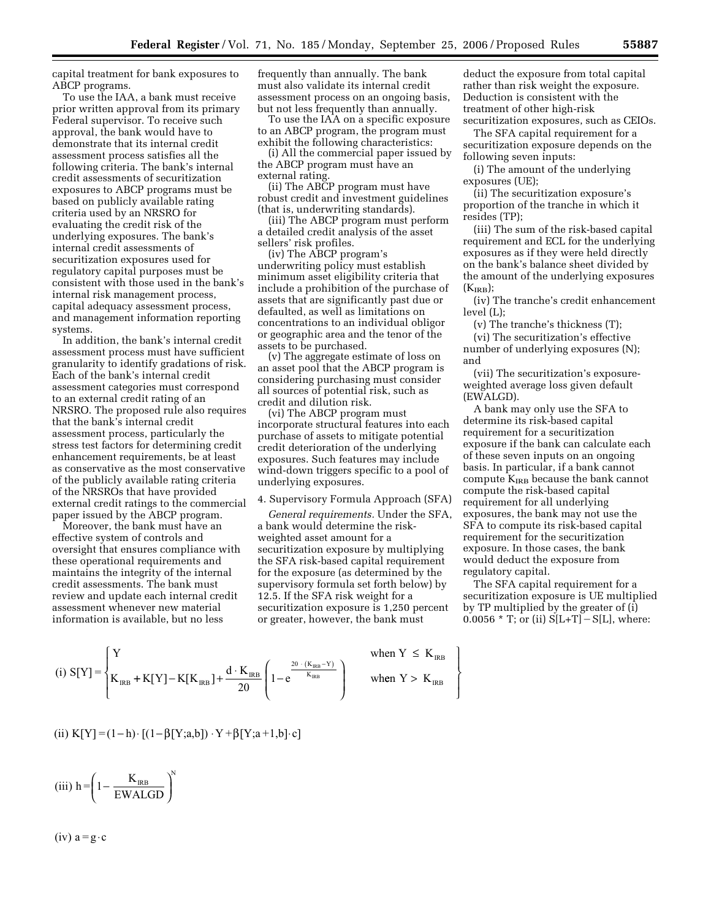capital treatment for bank exposures to ABCP programs.

To use the IAA, a bank must receive prior written approval from its primary Federal supervisor. To receive such approval, the bank would have to demonstrate that its internal credit assessment process satisfies all the following criteria. The bank's internal credit assessments of securitization exposures to ABCP programs must be based on publicly available rating criteria used by an NRSRO for evaluating the credit risk of the underlying exposures. The bank's internal credit assessments of securitization exposures used for regulatory capital purposes must be consistent with those used in the bank's internal risk management process, capital adequacy assessment process, and management information reporting systems.

In addition, the bank's internal credit assessment process must have sufficient granularity to identify gradations of risk. Each of the bank's internal credit assessment categories must correspond to an external credit rating of an NRSRO. The proposed rule also requires that the bank's internal credit assessment process, particularly the stress test factors for determining credit enhancement requirements, be at least as conservative as the most conservative of the publicly available rating criteria of the NRSROs that have provided external credit ratings to the commercial paper issued by the ABCP program.

Moreover, the bank must have an effective system of controls and oversight that ensures compliance with these operational requirements and maintains the integrity of the internal credit assessments. The bank must review and update each internal credit assessment whenever new material information is available, but no less frequently than annually. The bank must also validate its internal credit assessment process on an ongoing basis, but not less frequently than annually.

To use the IAA on a specific exposure to an ABCP program, the program must exhibit the following characteristics:

(i) All the commercial paper issued by the ABCP program must have an external rating.

(ii) The ABCP program must have robust credit and investment guidelines (that is, underwriting standards).

(iii) The ABCP program must perform a detailed credit analysis of the asset sellers' risk profiles.

(iv) The ABCP program's underwriting policy must establish minimum asset eligibility criteria that include a prohibition of the purchase of assets that are significantly past due or defaulted, as well as limitations on concentrations to an individual obligor or geographic area and the tenor of the assets to be purchased.

(v) The aggregate estimate of loss on an asset pool that the ABCP program is considering purchasing must consider all sources of potential risk, such as credit and dilution risk.

(vi) The ABCP program must incorporate structural features into each purchase of assets to mitigate potential credit deterioration of the underlying exposures. Such features may include wind-down triggers specific to a pool of underlying exposures.

4. Supervisory Formula Approach (SFA)

*General requirements.* Under the SFA, a bank would determine the risk-weighted asset amount for a securitization exposure by multiplying the SFA risk-based capital requirement for the exposure (as determined by the supervisory formula set forth below) by 12.5. If the SFA risk weight for a securitization exposure is 1,250 percent or greater, however, the bank must deduct the exposure from total capital rather than risk weight the exposure. Deduction is consistent with the treatment of other high-risk securitization exposures, such as CEIOs.

The SFA capital requirement for a securitization exposure depends on the following seven inputs:

(i) The amount of the underlying exposures (UE);

(ii) The securitization exposure's proportion of the tranche in which it resides (TP);

(iii) The sum of the risk-based capital requirement and ECL for the underlying exposures as if they were held directly on the bank's balance sheet divided by the amount of the underlying exposures ($K_{IRB}$);

(iv) The tranche's credit enhancement level (L);

(v) The tranche's thickness (T);

(vi) The securitization's effective number of underlying exposures (N); and

(vii) The securitization's exposure-weighted average loss given default (EWALGD).

A bank may only use the SFA to determine its risk-based capital requirement for a securitization exposure if the bank can calculate each of these seven inputs on an ongoing basis. In particular, if a bank cannot compute $K_{IRB}$ because the bank cannot compute the risk-based capital requirement for all underlying exposures, the bank may not use the SFA to compute its risk-based capital requirement for the securitization exposure. In those cases, the bank would deduct the exposure from regulatory capital.

The SFA capital requirement for a securitization exposure is UE multiplied by TP multiplied by the greater of (i) 0.0056 * T; or (ii) S[L+T] − S[L], where:

$$\text{(i) } S[Y] = \begin{cases} Y & \text{when } Y \leq K_{IRB} \\ K_{IRB} + K[Y] - K[K_{IRB}] + \dfrac{d \cdot K_{IRB}}{20}\left(1 - e^{\frac{20 \cdot (K_{IRB} - Y)}{K_{IRB}}}\right) & \text{when } Y > K_{IRB} \end{cases}$$

$$\text{(ii) } K[Y] = (1-h) \cdot [(1-\beta[Y;a,b]) \cdot Y + \beta[Y;a+1,b] \cdot c]$$

$$\text{(iii) } h = \left(1 - \frac{K_{IRB}}{EWALGD}\right)^{N}$$

$$\text{(iv) } a = g \cdot c$$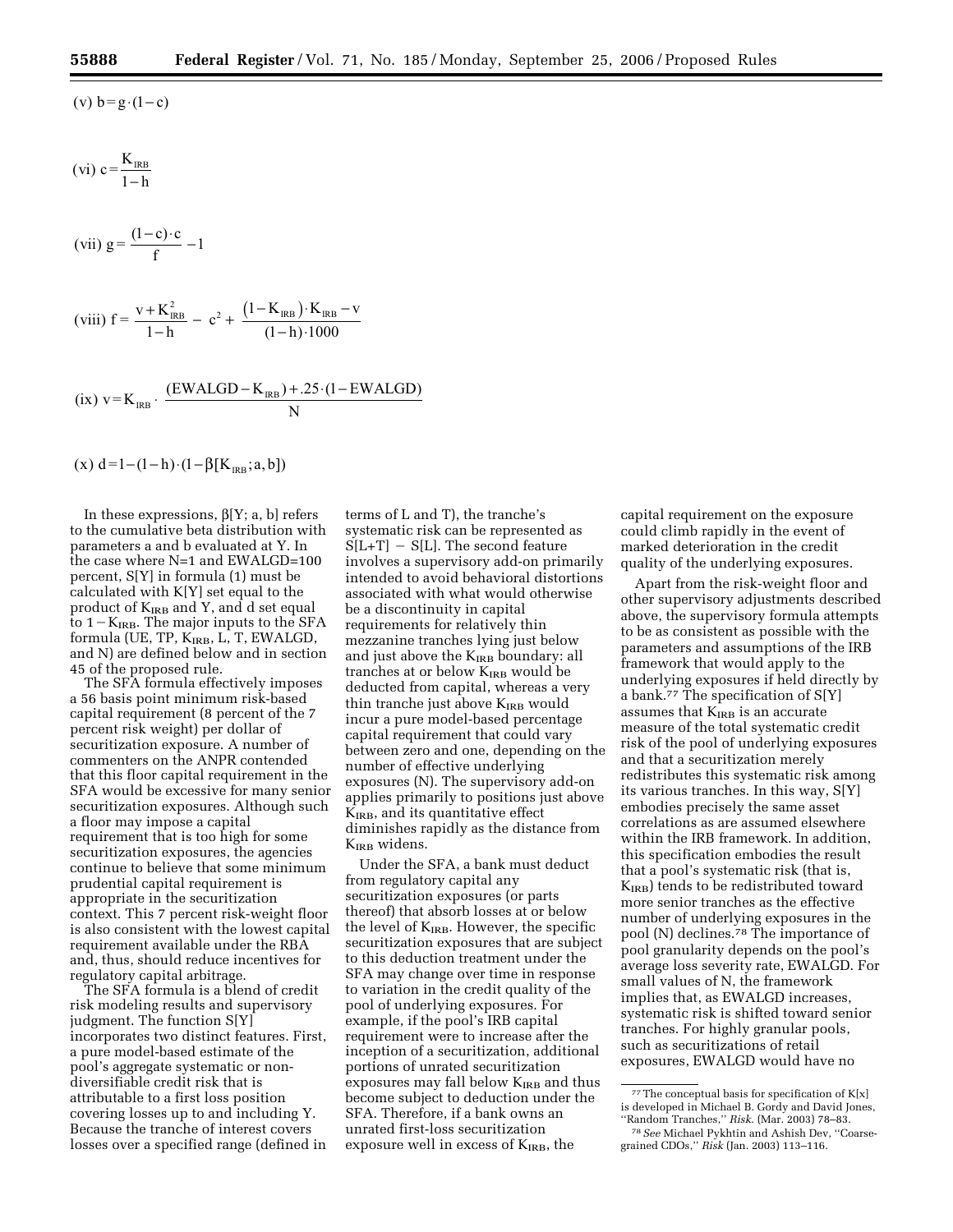(v) $b = g \cdot (1 - c)$

(vi) $c = \dfrac{K_{IRB}}{1 - h}$

(vii) $g = \dfrac{(1 - c) \cdot c}{f} - 1$

(viii) $f = \dfrac{v + K_{IRB}^2}{1 - h} - c^2 + \dfrac{(1 - K_{IRB}) \cdot K_{IRB} - v}{(1 - h) \cdot 1000}$

(ix) $v = K_{IRB} \cdot \dfrac{(EWALGD - K_{IRB}) + .25 \cdot (1 - EWALGD)}{N}$

(x) $d = 1 - (1 - h) \cdot (1 - \beta[K_{IRB}; a, b])$

In these expressions, $\beta[Y; a, b]$ refers to the cumulative beta distribution with parameters a and b evaluated at Y. In the case where N=1 and EWALGD=100 percent, S[Y] in formula (1) must be calculated with K[Y] set equal to the product of $K_{IRB}$ and Y, and d set equal to $1 - K_{IRB}$. The major inputs to the SFA formula (UE, TP, $K_{IRB}$, L, T, EWALGD, and N) are defined below and in section 45 of the proposed rule.

The SFA formula effectively imposes a 56 basis point minimum risk-based capital requirement (8 percent of the 7 percent risk weight) per dollar of securitization exposure. A number of commenters on the ANPR contended that this floor capital requirement in the SFA would be excessive for many senior securitization exposures. Although such a floor may impose a capital requirement that is too high for some securitization exposures, the agencies continue to believe that some minimum prudential capital requirement is appropriate in the securitization context. This 7 percent risk-weight floor is also consistent with the lowest capital requirement available under the RBA and, thus, should reduce incentives for regulatory capital arbitrage.

The SFA formula is a blend of credit risk modeling results and supervisory judgment. The function S[Y] incorporates two distinct features. First, a pure model-based estimate of the pool's aggregate systematic or non-diversifiable credit risk that is attributable to a first loss position covering losses up to and including Y. Because the tranche of interest covers losses over a specified range (defined in terms of L and T), the tranche's systematic risk can be represented as S[L+T] − S[L]. The second feature involves a supervisory add-on primarily intended to avoid behavioral distortions associated with what would otherwise be a discontinuity in capital requirements for relatively thin mezzanine tranches lying just below and just above the $K_{IRB}$ boundary: all tranches at or below $K_{IRB}$ would be deducted from capital, whereas a very thin tranche just above $K_{IRB}$ would incur a pure model-based percentage capital requirement that could vary between zero and one, depending on the number of effective underlying exposures (N). The supervisory add-on applies primarily to positions just above $K_{IRB}$, and its quantitative effect diminishes rapidly as the distance from $K_{IRB}$ widens.

Under the SFA, a bank must deduct from regulatory capital any securitization exposures (or parts thereof) that absorb losses at or below the level of $K_{IRB}$. However, the specific securitization exposures that are subject to this deduction treatment under the SFA may change over time in response to variation in the credit quality of the pool of underlying exposures. For example, if the pool's IRB capital requirement were to increase after the inception of a securitization, additional portions of unrated securitization exposures may fall below $K_{IRB}$ and thus become subject to deduction under the SFA. Therefore, if a bank owns an unrated first-loss securitization exposure well in excess of $K_{IRB}$, the capital requirement on the exposure could climb rapidly in the event of marked deterioration in the credit quality of the underlying exposures.

Apart from the risk-weight floor and other supervisory adjustments described above, the supervisory formula attempts to be as consistent as possible with the parameters and assumptions of the IRB framework that would apply to the underlying exposures if held directly by a bank.[77] The specification of S[Y] assumes that $K_{IRB}$ is an accurate measure of the total systematic credit risk of the pool of underlying exposures and that a securitization merely redistributes this systematic risk among its various tranches. In this way, S[Y] embodies precisely the same asset correlations as are assumed elsewhere within the IRB framework. In addition, this specification embodies the result that a pool's systematic risk (that is, $K_{IRB}$) tends to be redistributed toward more senior tranches as the effective number of underlying exposures in the pool (N) declines.[78] The importance of pool granularity depends on the pool's average loss severity rate, EWALGD. For small values of N, the framework implies that, as EWALGD increases, systematic risk is shifted toward senior tranches. For highly granular pools, such as securitizations of retail exposures, EWALGD would have no

[77] The conceptual basis for specification of K[x] is developed in Michael B. Gordy and David Jones, "Random Tranches," *Risk*. (Mar. 2003) 78–83.

[78] *See* Michael Pykhtin and Ashish Dev, "Coarse-grained CDOs," *Risk* (Jan. 2003) 113–116.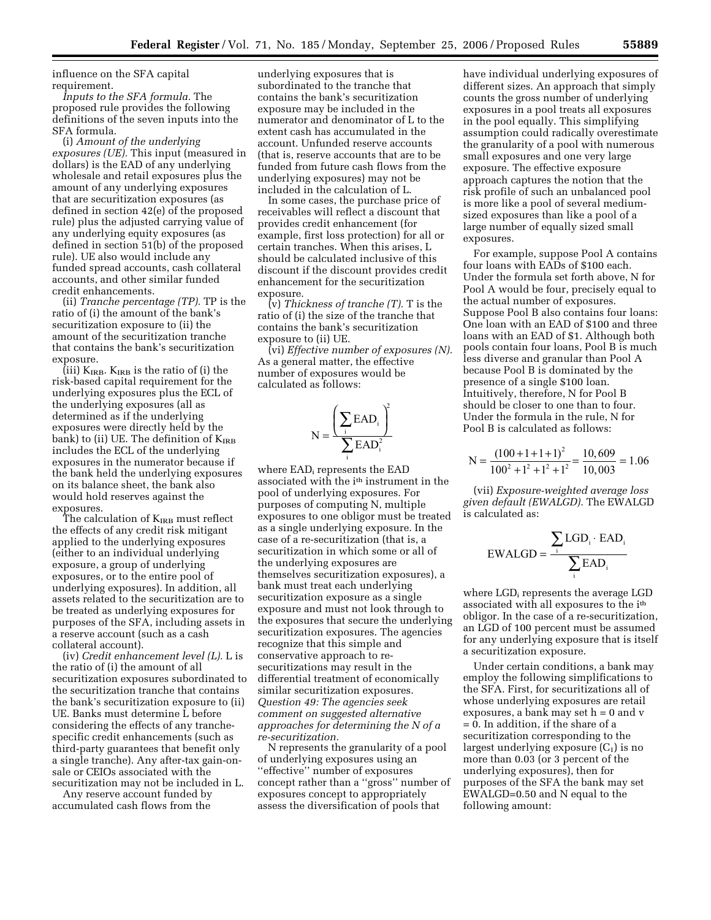influence on the SFA capital requirement.

*Inputs to the SFA formula.* The proposed rule provides the following definitions of the seven inputs into the SFA formula.

(i) *Amount of the underlying exposures (UE).* This input (measured in dollars) is the EAD of any underlying wholesale and retail exposures plus the amount of any underlying exposures that are securitization exposures (as defined in section 42(e) of the proposed rule) plus the adjusted carrying value of any underlying equity exposures (as defined in section 51(b) of the proposed rule). UE also would include any funded spread accounts, cash collateral accounts, and other similar funded credit enhancements.

(ii) *Tranche percentage (TP).* TP is the ratio of (i) the amount of the bank's securitization exposure to (ii) the amount of the securitization tranche that contains the bank's securitization exposure.

(iii) $K_{IRB}$. $K_{IRB}$ is the ratio of (i) the risk-based capital requirement for the underlying exposures plus the ECL of the underlying exposures (all as determined as if the underlying exposures were directly held by the bank) to (ii) UE. The definition of $K_{IRB}$ includes the ECL of the underlying exposures in the numerator because if the bank held the underlying exposures on its balance sheet, the bank also would hold reserves against the exposures.

The calculation of $K_{IRB}$ must reflect the effects of any credit risk mitigant applied to the underlying exposures (either to an individual underlying exposure, a group of underlying exposures, or to the entire pool of underlying exposures). In addition, all assets related to the securitization are to be treated as underlying exposures for purposes of the SFA, including assets in a reserve account (such as a cash collateral account).

(iv) *Credit enhancement level (L).* L is the ratio of (i) the amount of all securitization exposures subordinated to the securitization tranche that contains the bank's securitization exposure to (ii) UE. Banks must determine L before considering the effects of any tranche-specific credit enhancements (such as third-party guarantees that benefit only a single tranche). Any after-tax gain-on-sale or CEIOs associated with the securitization may not be included in L.

Any reserve account funded by accumulated cash flows from the underlying exposures that is subordinated to the tranche that contains the bank's securitization exposure may be included in the numerator and denominator of L to the extent cash has accumulated in the account. Unfunded reserve accounts (that is, reserve accounts that are to be funded from future cash flows from the underlying exposures) may not be included in the calculation of L.

In some cases, the purchase price of receivables will reflect a discount that provides credit enhancement (for example, first loss protection) for all or certain tranches. When this arises, L should be calculated inclusive of this discount if the discount provides credit enhancement for the securitization exposure.

(v) *Thickness of tranche (T).* T is the ratio of (i) the size of the tranche that contains the bank's securitization exposure to (ii) UE.

(vi) *Effective number of exposures (N).* As a general matter, the effective number of exposures would be calculated as follows:

$$N = \frac{\left(\sum_i \mathrm{EAD}_i\right)^2}{\sum_i \mathrm{EAD}_i^2}$$

where $\mathrm{EAD}_i$ represents the EAD associated with the $i^{th}$ instrument in the pool of underlying exposures. For purposes of computing N, multiple exposures to one obligor must be treated as a single underlying exposure. In the case of a re-securitization (that is, a securitization in which some or all of the underlying exposures are themselves securitization exposures), a bank must treat each underlying securitization exposure as a single exposure and must not look through to the exposures that secure the underlying securitization exposures. The agencies recognize that this simple and conservative approach to re-securitizations may result in the differential treatment of economically similar securitization exposures. *Question 49: The agencies seek comment on suggested alternative approaches for determining the N of a re-securitization.*

N represents the granularity of a pool of underlying exposures using an "effective" number of exposures concept rather than a "gross" number of exposures concept to appropriately assess the diversification of pools that have individual underlying exposures of different sizes. An approach that simply counts the gross number of underlying exposures in a pool treats all exposures in the pool equally. This simplifying assumption could radically overestimate the granularity of a pool with numerous small exposures and one very large exposure. The effective exposure approach captures the notion that the risk profile of such an unbalanced pool is more like a pool of several medium-sized exposures than like a pool of a large number of equally sized small exposures.

For example, suppose Pool A contains four loans with EADs of \$100 each. Under the formula set forth above, N for Pool A would be four, precisely equal to the actual number of exposures. Suppose Pool B also contains four loans: One loan with an EAD of \$100 and three loans with an EAD of \$1. Although both pools contain four loans, Pool B is much less diverse and granular than Pool A because Pool B is dominated by the presence of a single \$100 loan. Intuitively, therefore, N for Pool B should be closer to one than to four. Under the formula in the rule, N for Pool B is calculated as follows:

$$N = \frac{(100+1+1+1)^2}{100^2+1^2+1^2+1^2} = \frac{10,609}{10,003} = 1.06$$

(vii) *Exposure-weighted average loss given default (EWALGD).* The EWALGD is calculated as:

$$\mathrm{EWALGD} = \frac{\sum_i \mathrm{LGD}_i \cdot \mathrm{EAD}_i}{\sum_i \mathrm{EAD}_i}$$

where $\mathrm{LGD}_i$ represents the average LGD associated with all exposures to the $i^{th}$ obligor. In the case of a re-securitization, an LGD of 100 percent must be assumed for any underlying exposure that is itself a securitization exposure.

Under certain conditions, a bank may employ the following simplifications to the SFA. First, for securitizations all of whose underlying exposures are retail exposures, a bank may set $h = 0$ and $v = 0$. In addition, if the share of a securitization corresponding to the largest underlying exposure ($C_1$) is no more than 0.03 (or 3 percent of the underlying exposures), then for purposes of the SFA the bank may set EWALGD=0.50 and N equal to the following amount: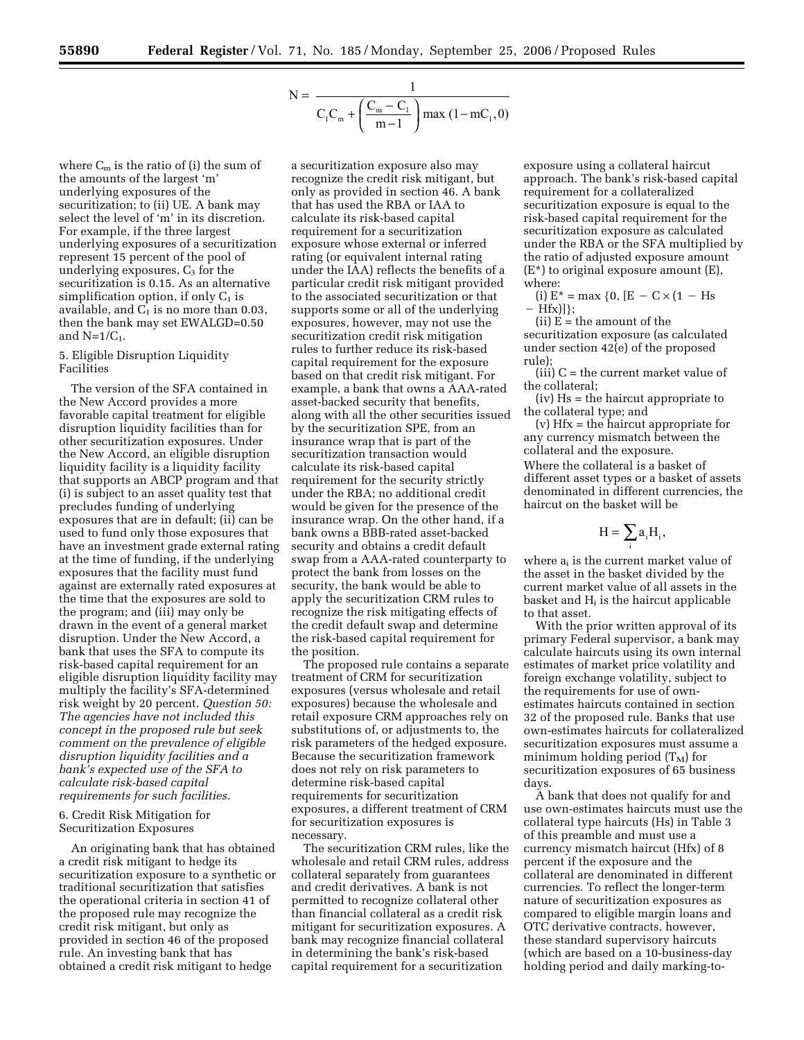$$N = \frac{1}{C_1 C_m + \left(\frac{C_m - C_1}{m-1}\right) \max(1 - mC_1, 0)}$$

where $C_m$ is the ratio of (i) the sum of the amounts of the largest 'm' underlying exposures of the securitization; to (ii) UE. A bank may select the level of 'm' in its discretion. For example, if the three largest underlying exposures of a securitization represent 15 percent of the pool of underlying exposures, $C_3$ for the securitization is 0.15. As an alternative simplification option, if only $C_1$ is available, and $C_1$ is no more than 0.03, then the bank may set EWALGD=0.50 and $N=1/C_1$.

5. Eligible Disruption Liquidity Facilities

The version of the SFA contained in the New Accord provides a more favorable capital treatment for eligible disruption liquidity facilities than for other securitization exposures. Under the New Accord, an eligible disruption liquidity facility is a liquidity facility that supports an ABCP program and that (i) is subject to an asset quality test that precludes funding of underlying exposures that are in default; (ii) can be used to fund only those exposures that have an investment grade external rating at the time of funding, if the underlying exposures that the facility must fund against are externally rated exposures at the time that the exposures are sold to the program; and (iii) may only be drawn in the event of a general market disruption. Under the New Accord, a bank that uses the SFA to compute its risk-based capital requirement for an eligible disruption liquidity facility may multiply the facility's SFA-determined risk weight by 20 percent. *Question 50: The agencies have not included this concept in the proposed rule but seek comment on the prevalence of eligible disruption liquidity facilities and a bank's expected use of the SFA to calculate risk-based capital requirements for such facilities.*

6. Credit Risk Mitigation for Securitization Exposures

An originating bank that has obtained a credit risk mitigant to hedge its securitization exposure to a synthetic or traditional securitization that satisfies the operational criteria in section 41 of the proposed rule may recognize the credit risk mitigant, but only as provided in section 46 of the proposed rule. An investing bank that has obtained a credit risk mitigant to hedge a securitization exposure also may recognize the credit risk mitigant, but only as provided in section 46. A bank that has used the RBA or IAA to calculate its risk-based capital requirement for a securitization exposure whose external or inferred rating (or equivalent internal rating under the IAA) reflects the benefits of a particular credit risk mitigant provided to the associated securitization or that supports some or all of the underlying exposures, however, may not use the securitization credit risk mitigation rules to further reduce its risk-based capital requirement for the exposure based on that credit risk mitigant. For example, a bank that owns a AAA-rated asset-backed security that benefits, along with all the other securities issued by the securitization SPE, from an insurance wrap that is part of the securitization transaction would calculate its risk-based capital requirement for the security strictly under the RBA; no additional credit would be given for the presence of the insurance wrap. On the other hand, if a bank owns a BBB-rated asset-backed security and obtains a credit default swap from a AAA-rated counterparty to protect the bank from losses on the security, the bank would be able to apply the securitization CRM rules to recognize the risk mitigating effects of the credit default swap and determine the risk-based capital requirement for the position.

The proposed rule contains a separate treatment of CRM for securitization exposures (versus wholesale and retail exposures) because the wholesale and retail exposure CRM approaches rely on substitutions of, or adjustments to, the risk parameters of the hedged exposure. Because the securitization framework does not rely on risk parameters to determine risk-based capital requirements for securitization exposures, a different treatment of CRM for securitization exposures is necessary.

The securitization CRM rules, like the wholesale and retail CRM rules, address collateral separately from guarantees and credit derivatives. A bank is not permitted to recognize collateral other than financial collateral as a credit risk mitigant for securitization exposures. A bank may recognize financial collateral in determining the bank's risk-based capital requirement for a securitization exposure using a collateral haircut approach. The bank's risk-based capital requirement for a collateralized securitization exposure is equal to the risk-based capital requirement for the securitization exposure as calculated under the RBA or the SFA multiplied by the ratio of adjusted exposure amount ($E^*$) to original exposure amount (E), where:

(i) $E^* = \max\{0, [E - C \times (1 - Hs - Hfx)]\}$;

(ii) E = the amount of the securitization exposure (as calculated under section 42(e) of the proposed rule);

(iii) C = the current market value of the collateral;

(iv) Hs = the haircut appropriate to the collateral type; and

(v) Hfx = the haircut appropriate for any currency mismatch between the collateral and the exposure.

Where the collateral is a basket of different asset types or a basket of assets denominated in different currencies, the haircut on the basket will be

$$H = \sum_i a_i H_i,$$

where $a_i$ is the current market value of the asset in the basket divided by the current market value of all assets in the basket and $H_i$ is the haircut applicable to that asset.

With the prior written approval of its primary Federal supervisor, a bank may calculate haircuts using its own internal estimates of market price volatility and foreign exchange volatility, subject to the requirements for use of own-estimates haircuts contained in section 32 of the proposed rule. Banks that use own-estimates haircuts for collateralized securitization exposures must assume a minimum holding period ($T_M$) for securitization exposures of 65 business days.

A bank that does not qualify for and use own-estimates haircuts must use the collateral type haircuts (Hs) in Table 3 of this preamble and must use a currency mismatch haircut (Hfx) of 8 percent if the exposure and the collateral are denominated in different currencies. To reflect the longer-term nature of securitization exposures as compared to eligible margin loans and OTC derivative contracts, however, these standard supervisory haircuts (which are based on a 10-business-day holding period and daily marking-to-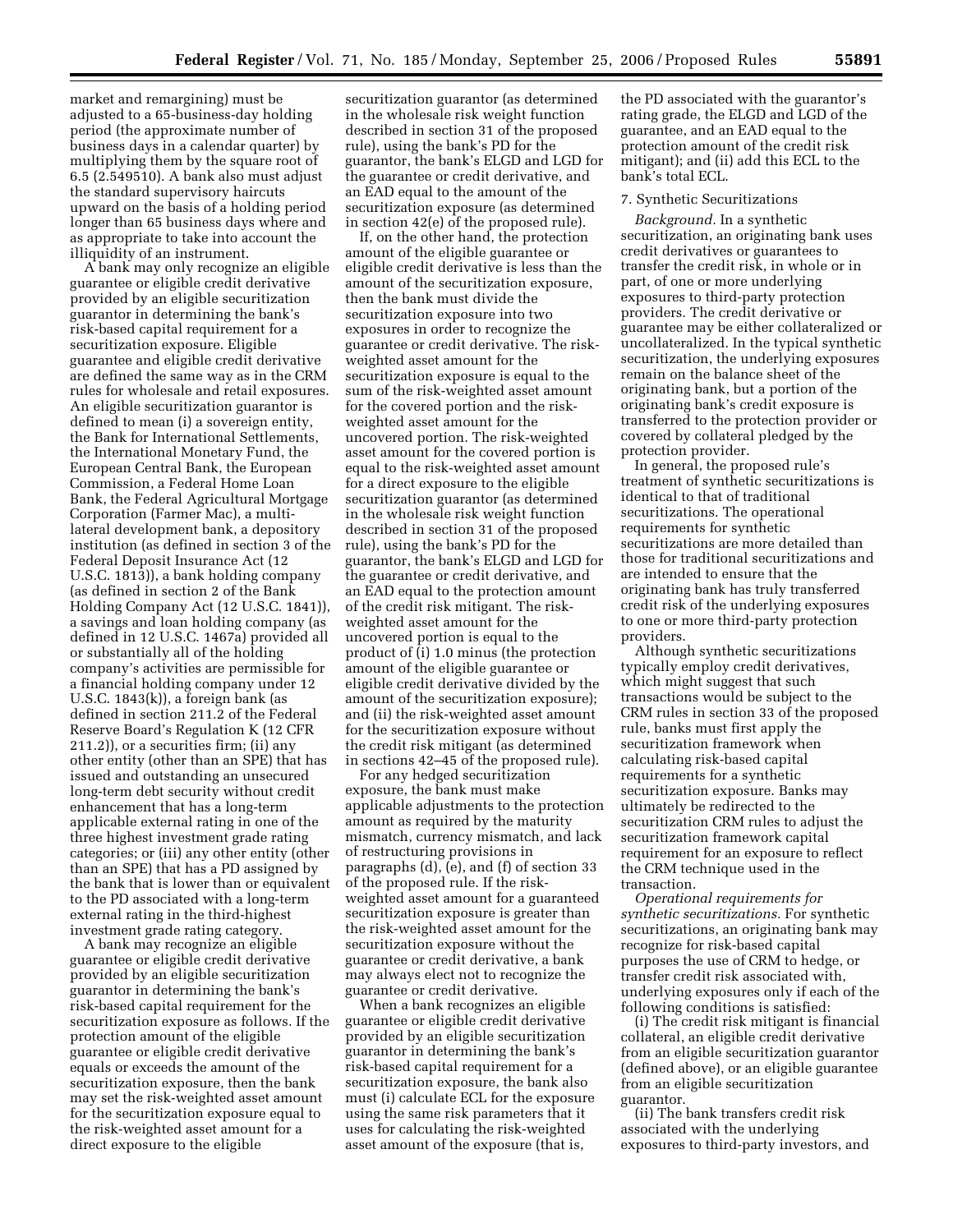market and remargining) must be adjusted to a 65-business-day holding period (the approximate number of business days in a calendar quarter) by multiplying them by the square root of 6.5 (2.549510). A bank also must adjust the standard supervisory haircuts upward on the basis of a holding period longer than 65 business days where and as appropriate to take into account the illiquidity of an instrument.

A bank may only recognize an eligible guarantee or eligible credit derivative provided by an eligible securitization guarantor in determining the bank's risk-based capital requirement for a securitization exposure. Eligible guarantee and eligible credit derivative are defined the same way as in the CRM rules for wholesale and retail exposures. An eligible securitization guarantor is defined to mean (i) a sovereign entity, the Bank for International Settlements, the International Monetary Fund, the European Central Bank, the European Commission, a Federal Home Loan Bank, the Federal Agricultural Mortgage Corporation (Farmer Mac), a multi-lateral development bank, a depository institution (as defined in section 3 of the Federal Deposit Insurance Act (12 U.S.C. 1813)), a bank holding company (as defined in section 2 of the Bank Holding Company Act (12 U.S.C. 1841)), a savings and loan holding company (as defined in 12 U.S.C. 1467a) provided all or substantially all of the holding company's activities are permissible for a financial holding company under 12 U.S.C. 1843(k)), a foreign bank (as defined in section 211.2 of the Federal Reserve Board's Regulation K (12 CFR 211.2)), or a securities firm; (ii) any other entity (other than an SPE) that has issued and outstanding an unsecured long-term debt security without credit enhancement that has a long-term applicable external rating in one of the three highest investment grade rating categories; or (iii) any other entity (other than an SPE) that has a PD assigned by the bank that is lower than or equivalent to the PD associated with a long-term external rating in the third-highest investment grade rating category.

A bank may recognize an eligible guarantee or eligible credit derivative provided by an eligible securitization guarantor in determining the bank's risk-based capital requirement for the securitization exposure as follows. If the protection amount of the eligible guarantee or eligible credit derivative equals or exceeds the amount of the securitization exposure, then the bank may set the risk-weighted asset amount for the securitization exposure equal to the risk-weighted asset amount for a direct exposure to the eligible securitization guarantor (as determined in the wholesale risk weight function described in section 31 of the proposed rule), using the bank's PD for the guarantor, the bank's ELGD and LGD for the guarantee or credit derivative, and an EAD equal to the amount of the securitization exposure (as determined in section 42(e) of the proposed rule).

If, on the other hand, the protection amount of the eligible guarantee or eligible credit derivative is less than the amount of the securitization exposure, then the bank must divide the securitization exposure into two exposures in order to recognize the guarantee or credit derivative. The risk-weighted asset amount for the securitization exposure is equal to the sum of the risk-weighted asset amount for the covered portion and the risk-weighted asset amount for the uncovered portion. The risk-weighted asset amount for the covered portion is equal to the risk-weighted asset amount for a direct exposure to the eligible securitization guarantor (as determined in the wholesale risk weight function described in section 31 of the proposed rule), using the bank's PD for the guarantor, the bank's ELGD and LGD for the guarantee or credit derivative, and an EAD equal to the protection amount of the credit risk mitigant. The risk-weighted asset amount for the uncovered portion is equal to the product of (i) 1.0 minus (the protection amount of the eligible guarantee or eligible credit derivative divided by the amount of the securitization exposure); and (ii) the risk-weighted asset amount for the securitization exposure without the credit risk mitigant (as determined in sections 42–45 of the proposed rule).

For any hedged securitization exposure, the bank must make applicable adjustments to the protection amount as required by the maturity mismatch, currency mismatch, and lack of restructuring provisions in paragraphs (d), (e), and (f) of section 33 of the proposed rule. If the risk-weighted asset amount for a guaranteed securitization exposure is greater than the risk-weighted asset amount for the securitization exposure without the guarantee or credit derivative, a bank may always elect not to recognize the guarantee or credit derivative.

When a bank recognizes an eligible guarantee or eligible credit derivative provided by an eligible securitization guarantor in determining the bank's risk-based capital requirement for a securitization exposure, the bank also must (i) calculate ECL for the exposure using the same risk parameters that it uses for calculating the risk-weighted asset amount of the exposure (that is, the PD associated with the guarantor's rating grade, the ELGD and LGD of the guarantee, and an EAD equal to the protection amount of the credit risk mitigant); and (ii) add this ECL to the bank's total ECL.

7. Synthetic Securitizations

*Background.* In a synthetic securitization, an originating bank uses credit derivatives or guarantees to transfer the credit risk, in whole or in part, of one or more underlying exposures to third-party protection providers. The credit derivative or guarantee may be either collateralized or uncollateralized. In the typical synthetic securitization, the underlying exposures remain on the balance sheet of the originating bank, but a portion of the originating bank's credit exposure is transferred to the protection provider or covered by collateral pledged by the protection provider.

In general, the proposed rule's treatment of synthetic securitizations is identical to that of traditional securitizations. The operational requirements for synthetic securitizations are more detailed than those for traditional securitizations and are intended to ensure that the originating bank has truly transferred credit risk of the underlying exposures to one or more third-party protection providers.

Although synthetic securitizations typically employ credit derivatives, which might suggest that such transactions would be subject to the CRM rules in section 33 of the proposed rule, banks must first apply the securitization framework when calculating risk-based capital requirements for a synthetic securitization exposure. Banks may ultimately be redirected to the securitization CRM rules to adjust the securitization framework capital requirement for an exposure to reflect the CRM technique used in the transaction.

*Operational requirements for synthetic securitizations.* For synthetic securitizations, an originating bank may recognize for risk-based capital purposes the use of CRM to hedge, or transfer credit risk associated with, underlying exposures only if each of the following conditions is satisfied:

(i) The credit risk mitigant is financial collateral, an eligible credit derivative from an eligible securitization guarantor (defined above), or an eligible guarantee from an eligible securitization guarantor.

(ii) The bank transfers credit risk associated with the underlying exposures to third-party investors, and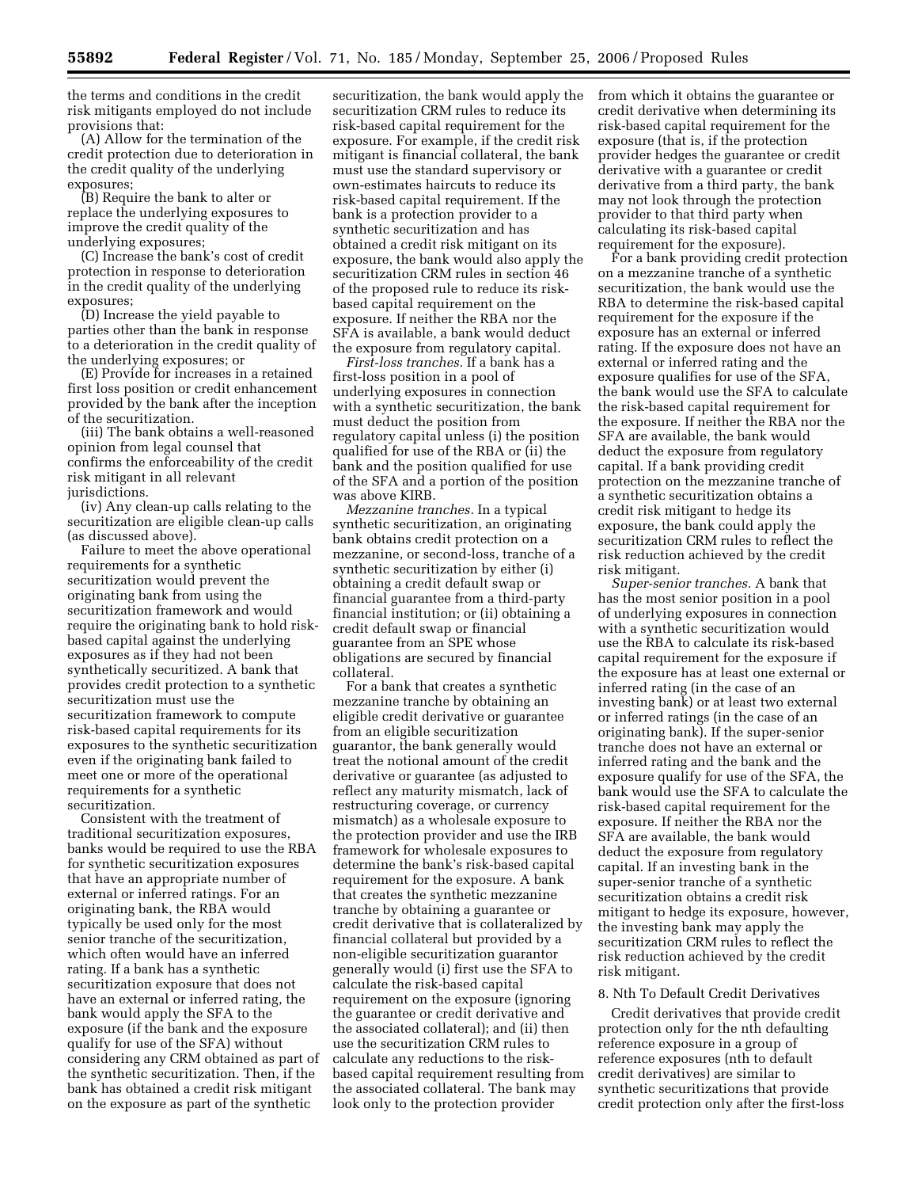the terms and conditions in the credit risk mitigants employed do not include provisions that:

(A) Allow for the termination of the credit protection due to deterioration in the credit quality of the underlying exposures;

(B) Require the bank to alter or replace the underlying exposures to improve the credit quality of the underlying exposures;

(C) Increase the bank's cost of credit protection in response to deterioration in the credit quality of the underlying exposures;

(D) Increase the yield payable to parties other than the bank in response to a deterioration in the credit quality of the underlying exposures; or

(E) Provide for increases in a retained first loss position or credit enhancement provided by the bank after the inception of the securitization.

(iii) The bank obtains a well-reasoned opinion from legal counsel that confirms the enforceability of the credit risk mitigant in all relevant jurisdictions.

(iv) Any clean-up calls relating to the securitization are eligible clean-up calls (as discussed above).

Failure to meet the above operational requirements for a synthetic securitization would prevent the originating bank from using the securitization framework and would require the originating bank to hold risk-based capital against the underlying exposures as if they had not been synthetically securitized. A bank that provides credit protection to a synthetic securitization must use the securitization framework to compute risk-based capital requirements for its exposures to the synthetic securitization even if the originating bank failed to meet one or more of the operational requirements for a synthetic securitization.

Consistent with the treatment of traditional securitization exposures, banks would be required to use the RBA for synthetic securitization exposures that have an appropriate number of external or inferred ratings. For an originating bank, the RBA would typically be used only for the most senior tranche of the securitization, which often would have an inferred rating. If a bank has a synthetic securitization exposure that does not have an external or inferred rating, the bank would apply the SFA to the exposure (if the bank and the exposure qualify for use of the SFA) without considering any CRM obtained as part of the synthetic securitization. Then, if the bank has obtained a credit risk mitigant on the exposure as part of the synthetic securitization, the bank would apply the securitization CRM rules to reduce its risk-based capital requirement for the exposure. For example, if the credit risk mitigant is financial collateral, the bank must use the standard supervisory or own-estimates haircuts to reduce its risk-based capital requirement. If the bank is a protection provider to a synthetic securitization and has obtained a credit risk mitigant on its exposure, the bank would also apply the securitization CRM rules in section 46 of the proposed rule to reduce its risk-based capital requirement on the exposure. If neither the RBA nor the SFA is available, a bank would deduct the exposure from regulatory capital.

*First-loss tranches.* If a bank has a first-loss position in a pool of underlying exposures in connection with a synthetic securitization, the bank must deduct the position from regulatory capital unless (i) the position qualified for use of the RBA or (ii) the bank and the position qualified for use of the SFA and a portion of the position was above KIRB.

*Mezzanine tranches.* In a typical synthetic securitization, an originating bank obtains credit protection on a mezzanine, or second-loss, tranche of a synthetic securitization by either (i) obtaining a credit default swap or financial guarantee from a third-party financial institution; or (ii) obtaining a credit default swap or financial guarantee from an SPE whose obligations are secured by financial collateral.

For a bank that creates a synthetic mezzanine tranche by obtaining an eligible credit derivative or guarantee from an eligible securitization guarantor, the bank generally would treat the notional amount of the credit derivative or guarantee (as adjusted to reflect any maturity mismatch, lack of restructuring coverage, or currency mismatch) as a wholesale exposure to the protection provider and use the IRB framework for wholesale exposures to determine the bank's risk-based capital requirement for the exposure. A bank that creates the synthetic mezzanine tranche by obtaining a guarantee or credit derivative that is collateralized by financial collateral but provided by a non-eligible securitization guarantor generally would (i) first use the SFA to calculate the risk-based capital requirement on the exposure (ignoring the guarantee or credit derivative and the associated collateral); and (ii) then use the securitization CRM rules to calculate any reductions to the risk-based capital requirement resulting from the associated collateral. The bank may look only to the protection provider from which it obtains the guarantee or credit derivative when determining its risk-based capital requirement for the exposure (that is, if the protection provider hedges the guarantee or credit derivative with a guarantee or credit derivative from a third party, the bank may not look through the protection provider to that third party when calculating its risk-based capital requirement for the exposure).

For a bank providing credit protection on a mezzanine tranche of a synthetic securitization, the bank would use the RBA to determine the risk-based capital requirement for the exposure if the exposure has an external or inferred rating. If the exposure does not have an external or inferred rating and the exposure qualifies for use of the SFA, the bank would use the SFA to calculate the risk-based capital requirement for the exposure. If neither the RBA nor the SFA are available, the bank would deduct the exposure from regulatory capital. If a bank providing credit protection on the mezzanine tranche of a synthetic securitization obtains a credit risk mitigant to hedge its exposure, the bank could apply the securitization CRM rules to reflect the risk reduction achieved by the credit risk mitigant.

*Super-senior tranches.* A bank that has the most senior position in a pool of underlying exposures in connection with a synthetic securitization would use the RBA to calculate its risk-based capital requirement for the exposure if the exposure has at least one external or inferred rating (in the case of an investing bank) or at least two external or inferred ratings (in the case of an originating bank). If the super-senior tranche does not have an external or inferred rating and the bank and the exposure qualify for use of the SFA, the bank would use the SFA to calculate the risk-based capital requirement for the exposure. If neither the RBA nor the SFA are available, the bank would deduct the exposure from regulatory capital. If an investing bank in the super-senior tranche of a synthetic securitization obtains a credit risk mitigant to hedge its exposure, however, the investing bank may apply the securitization CRM rules to reflect the risk reduction achieved by the credit risk mitigant.

### 8. Nth To Default Credit Derivatives

Credit derivatives that provide credit protection only for the nth defaulting reference exposure in a group of reference exposures (nth to default credit derivatives) are similar to synthetic securitizations that provide credit protection only after the first-loss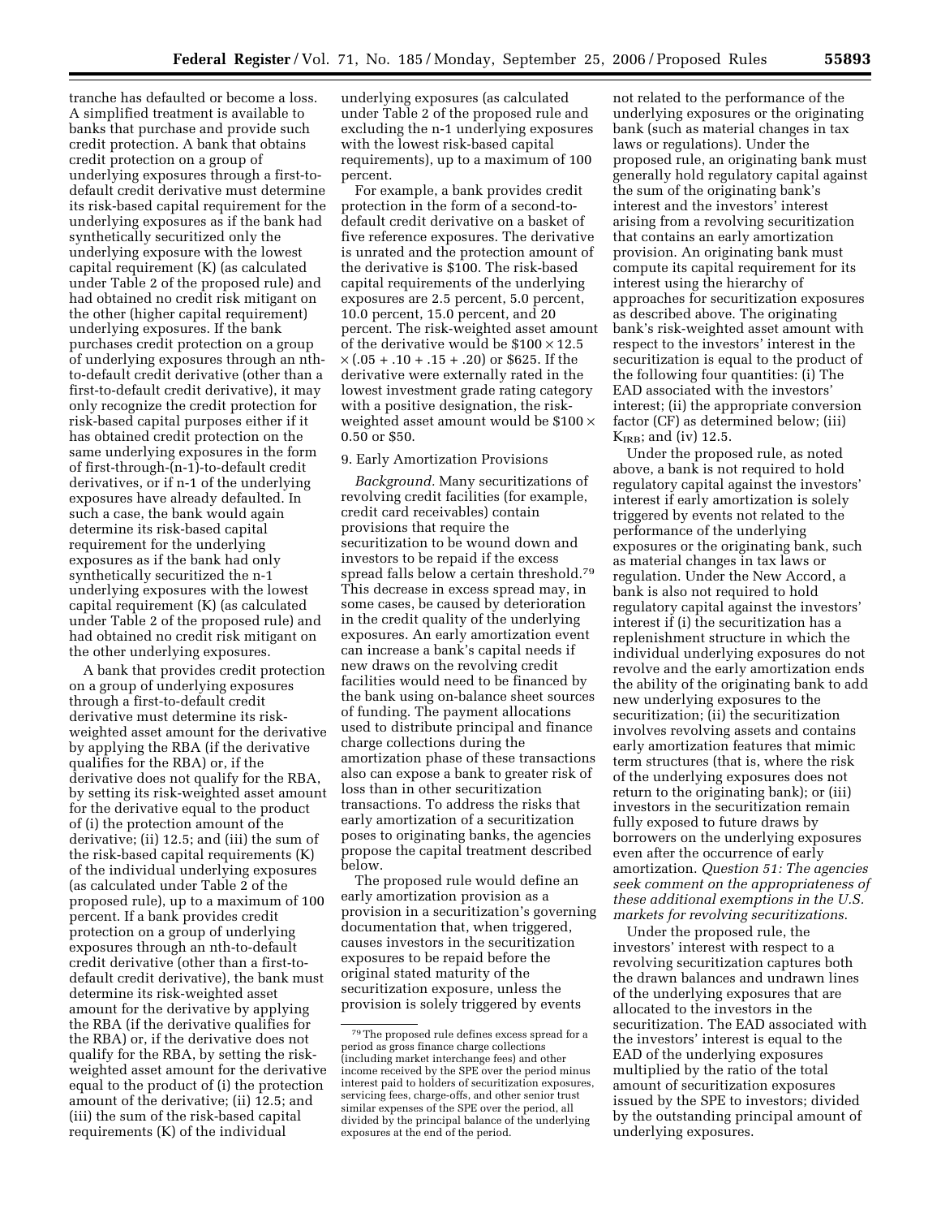tranche has defaulted or become a loss. A simplified treatment is available to banks that purchase and provide such credit protection. A bank that obtains credit protection on a group of underlying exposures through a first-to-default credit derivative must determine its risk-based capital requirement for the underlying exposures as if the bank had synthetically securitized only the underlying exposure with the lowest capital requirement (K) (as calculated under Table 2 of the proposed rule) and had obtained no credit risk mitigant on the other (higher capital requirement) underlying exposures. If the bank purchases credit protection on a group of underlying exposures through an nth-to-default credit derivative (other than a first-to-default credit derivative), it may only recognize the credit protection for risk-based capital purposes either if it has obtained credit protection on the same underlying exposures in the form of first-through-(n-1)-to-default credit derivatives, or if n-1 of the underlying exposures have already defaulted. In such a case, the bank would again determine its risk-based capital requirement for the underlying exposures as if the bank had only synthetically securitized the n-1 underlying exposures with the lowest capital requirement (K) (as calculated under Table 2 of the proposed rule) and had obtained no credit risk mitigant on the other underlying exposures.

A bank that provides credit protection on a group of underlying exposures through a first-to-default credit derivative must determine its risk-weighted asset amount for the derivative by applying the RBA (if the derivative qualifies for the RBA) or, if the derivative does not qualify for the RBA, by setting its risk-weighted asset amount for the derivative equal to the product of (i) the protection amount of the derivative; (ii) 12.5; and (iii) the sum of the risk-based capital requirements (K) of the individual underlying exposures (as calculated under Table 2 of the proposed rule), up to a maximum of 100 percent. If a bank provides credit protection on a group of underlying exposures through an nth-to-default credit derivative (other than a first-to-default credit derivative), the bank must determine its risk-weighted asset amount for the derivative by applying the RBA (if the derivative qualifies for the RBA) or, if the derivative does not qualify for the RBA, by setting the risk-weighted asset amount for the derivative equal to the product of (i) the protection amount of the derivative; (ii) 12.5; and (iii) the sum of the risk-based capital requirements (K) of the individual underlying exposures (as calculated under Table 2 of the proposed rule and excluding the n-1 underlying exposures with the lowest risk-based capital requirements), up to a maximum of 100 percent.

For example, a bank provides credit protection in the form of a second-to-default credit derivative on a basket of five reference exposures. The derivative is unrated and the protection amount of the derivative is \$100. The risk-based capital requirements of the underlying exposures are 2.5 percent, 5.0 percent, 10.0 percent, 15.0 percent, and 20 percent. The risk-weighted asset amount of the derivative would be $\$100 \times 12.5 \times (.05 + .10 + .15 + .20)$ or \$625. If the derivative were externally rated in the lowest investment grade rating category with a positive designation, the risk-weighted asset amount would be $\$100 \times 0.50$ or \$50.

### 9. Early Amortization Provisions

*Background.* Many securitizations of revolving credit facilities (for example, credit card receivables) contain provisions that require the securitization to be wound down and investors to be repaid if the excess spread falls below a certain threshold.[79] This decrease in excess spread may, in some cases, be caused by deterioration in the credit quality of the underlying exposures. An early amortization event can increase a bank's capital needs if new draws on the revolving credit facilities would need to be financed by the bank using on-balance sheet sources of funding. The payment allocations used to distribute principal and finance charge collections during the amortization phase of these transactions also can expose a bank to greater risk of loss than in other securitization transactions. To address the risks that early amortization of a securitization poses to originating banks, the agencies propose the capital treatment described below.

The proposed rule would define an early amortization provision as a provision in a securitization's governing documentation that, when triggered, causes investors in the securitization exposures to be repaid before the original stated maturity of the securitization exposure, unless the provision is solely triggered by events not related to the performance of the underlying exposures or the originating bank (such as material changes in tax laws or regulations). Under the proposed rule, an originating bank must generally hold regulatory capital against the sum of the originating bank's interest and the investors' interest arising from a revolving securitization that contains an early amortization provision. An originating bank must compute its capital requirement for its interest using the hierarchy of approaches for securitization exposures as described above. The originating bank's risk-weighted asset amount with respect to the investors' interest in the securitization is equal to the product of the following four quantities: (i) The EAD associated with the investors' interest; (ii) the appropriate conversion factor (CF) as determined below; (iii) $K_{IRB}$; and (iv) 12.5.

Under the proposed rule, as noted above, a bank is not required to hold regulatory capital against the investors' interest if early amortization is solely triggered by events not related to the performance of the underlying exposures or the originating bank, such as material changes in tax laws or regulation. Under the New Accord, a bank is also not required to hold regulatory capital against the investors' interest if (i) the securitization has a replenishment structure in which the individual underlying exposures do not revolve and the early amortization ends the ability of the originating bank to add new underlying exposures to the securitization; (ii) the securitization involves revolving assets and contains early amortization features that mimic term structures (that is, where the risk of the underlying exposures does not return to the originating bank); or (iii) investors in the securitization remain fully exposed to future draws by borrowers on the underlying exposures even after the occurrence of early amortization. *Question 51: The agencies seek comment on the appropriateness of these additional exemptions in the U.S. markets for revolving securitizations.*

Under the proposed rule, the investors' interest with respect to a revolving securitization captures both the drawn balances and undrawn lines of the underlying exposures that are allocated to the investors in the securitization. The EAD associated with the investors' interest is equal to the EAD of the underlying exposures multiplied by the ratio of the total amount of securitization exposures issued by the SPE to investors; divided by the outstanding principal amount of underlying exposures.

---

[79] The proposed rule defines excess spread for a period as gross finance charge collections (including market interchange fees) and other income received by the SPE over the period minus interest paid to holders of securitization exposures, servicing fees, charge-offs, and other senior trust similar expenses of the SPE over the period, all divided by the principal balance of the underlying exposures at the end of the period.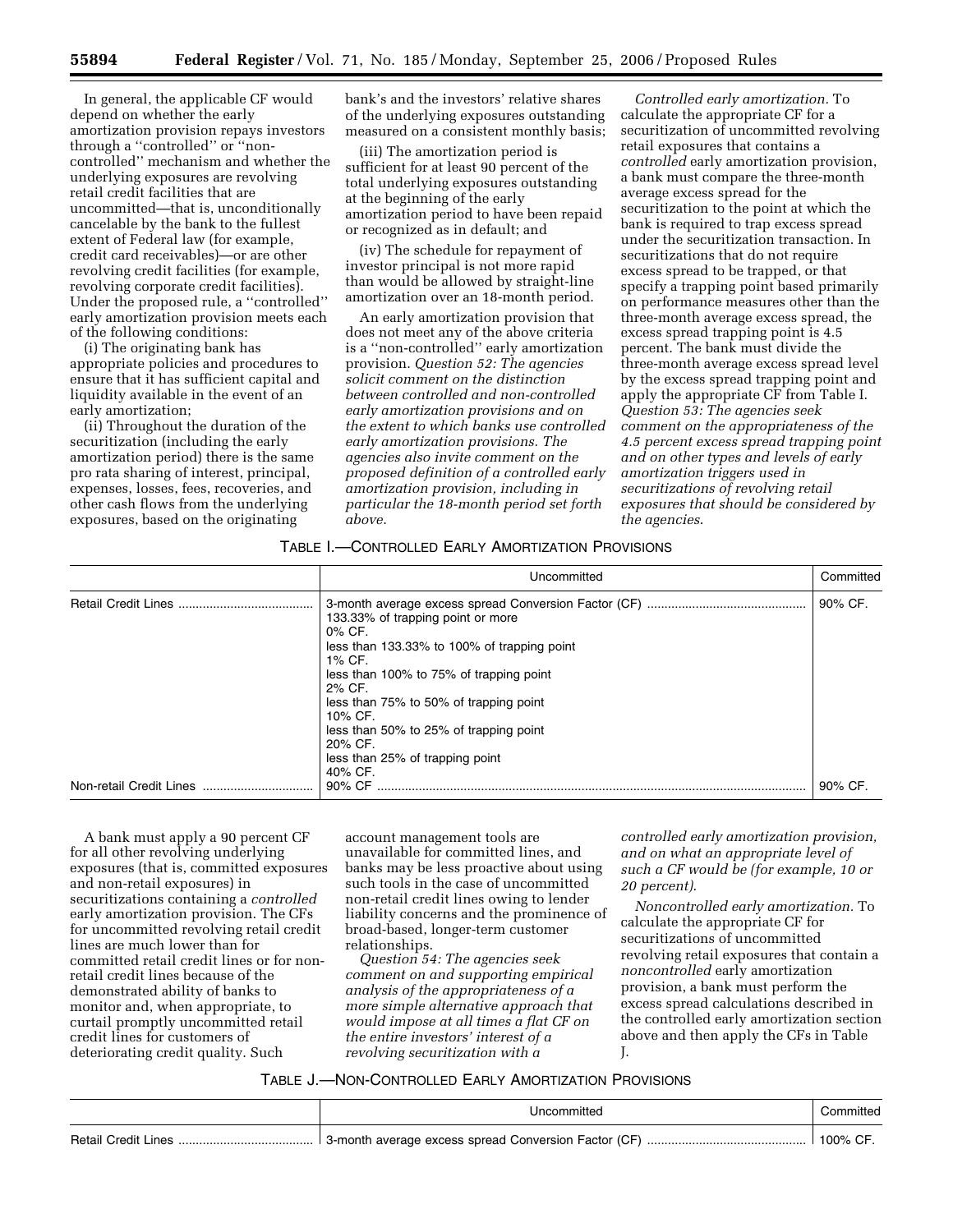In general, the applicable CF would depend on whether the early amortization provision repays investors through a ''controlled'' or ''non-controlled'' mechanism and whether the underlying exposures are revolving retail credit facilities that are uncommitted—that is, unconditionally cancelable by the bank to the fullest extent of Federal law (for example, credit card receivables)—or are other revolving credit facilities (for example, revolving corporate credit facilities). Under the proposed rule, a ''controlled'' early amortization provision meets each of the following conditions:

(i) The originating bank has appropriate policies and procedures to ensure that it has sufficient capital and liquidity available in the event of an early amortization;

(ii) Throughout the duration of the securitization (including the early amortization period) there is the same pro rata sharing of interest, principal, expenses, losses, fees, recoveries, and other cash flows from the underlying exposures, based on the originating bank's and the investors' relative shares of the underlying exposures outstanding measured on a consistent monthly basis;

(iii) The amortization period is sufficient for at least 90 percent of the total underlying exposures outstanding at the beginning of the early amortization period to have been repaid or recognized as in default; and

(iv) The schedule for repayment of investor principal is not more rapid than would be allowed by straight-line amortization over an 18-month period.

An early amortization provision that does not meet any of the above criteria is a ''non-controlled'' early amortization provision. *Question 52: The agencies solicit comment on the distinction between controlled and non-controlled early amortization provisions and on the extent to which banks use controlled early amortization provisions. The agencies also invite comment on the proposed definition of a controlled early amortization provision, including in particular the 18-month period set forth above.*

*Controlled early amortization.* To calculate the appropriate CF for a securitization of uncommitted revolving retail exposures that contains a *controlled* early amortization provision, a bank must compare the three-month average excess spread for the securitization to the point at which the bank is required to trap excess spread under the securitization transaction. In securitizations that do not require excess spread to be trapped, or that specify a trapping point based primarily on performance measures other than the three-month average excess spread, the excess spread trapping point is 4.5 percent. The bank must divide the three-month average excess spread level by the excess spread trapping point and apply the appropriate CF from Table I. *Question 53: The agencies seek comment on the appropriateness of the 4.5 percent excess spread trapping point and on other types and levels of early amortization triggers used in securitizations of revolving retail exposures that should be considered by the agencies.*

TABLE I.—CONTROLLED EARLY AMORTIZATION PROVISIONS

| | Uncommitted | Committed |
|---|---|---|
| Retail Credit Lines | 3-month average excess spread Conversion Factor (CF)<br>133.33% of trapping point or more<br>0% CF.<br>less than 133.33% to 100% of trapping point<br>1% CF.<br>less than 100% to 75% of trapping point<br>2% CF.<br>less than 75% to 50% of trapping point<br>10% CF.<br>less than 50% to 25% of trapping point<br>20% CF.<br>less than 25% of trapping point<br>40% CF. | 90% CF. |
| Non-retail Credit Lines | 90% CF | 90% CF. |

A bank must apply a 90 percent CF for all other revolving underlying exposures (that is, committed exposures and non-retail exposures) in securitizations containing a *controlled* early amortization provision. The CFs for uncommitted revolving retail credit lines are much lower than for committed retail credit lines or for non-retail credit lines because of the demonstrated ability of banks to monitor and, when appropriate, to curtail promptly uncommitted retail credit lines for customers of deteriorating credit quality. Such account management tools are unavailable for committed lines, and banks may be less proactive about using such tools in the case of uncommitted non-retail credit lines owing to lender liability concerns and the prominence of broad-based, longer-term customer relationships.

*Question 54: The agencies seek comment on and supporting empirical analysis of the appropriateness of a more simple alternative approach that would impose at all times a flat CF on the entire investors' interest of a revolving securitization with a controlled early amortization provision, and on what an appropriate level of such a CF would be (for example, 10 or 20 percent).*

*Noncontrolled early amortization.* To calculate the appropriate CF for securitizations of uncommitted revolving retail exposures that contain a *noncontrolled* early amortization provision, a bank must perform the excess spread calculations described in the controlled early amortization section above and then apply the CFs in Table J.

TABLE J.—NON-CONTROLLED EARLY AMORTIZATION PROVISIONS

| | Uncommitted | Committed |
|---|---|---|
| Retail Credit Lines | 3-month average excess spread Conversion Factor (CF) | 100% CF. |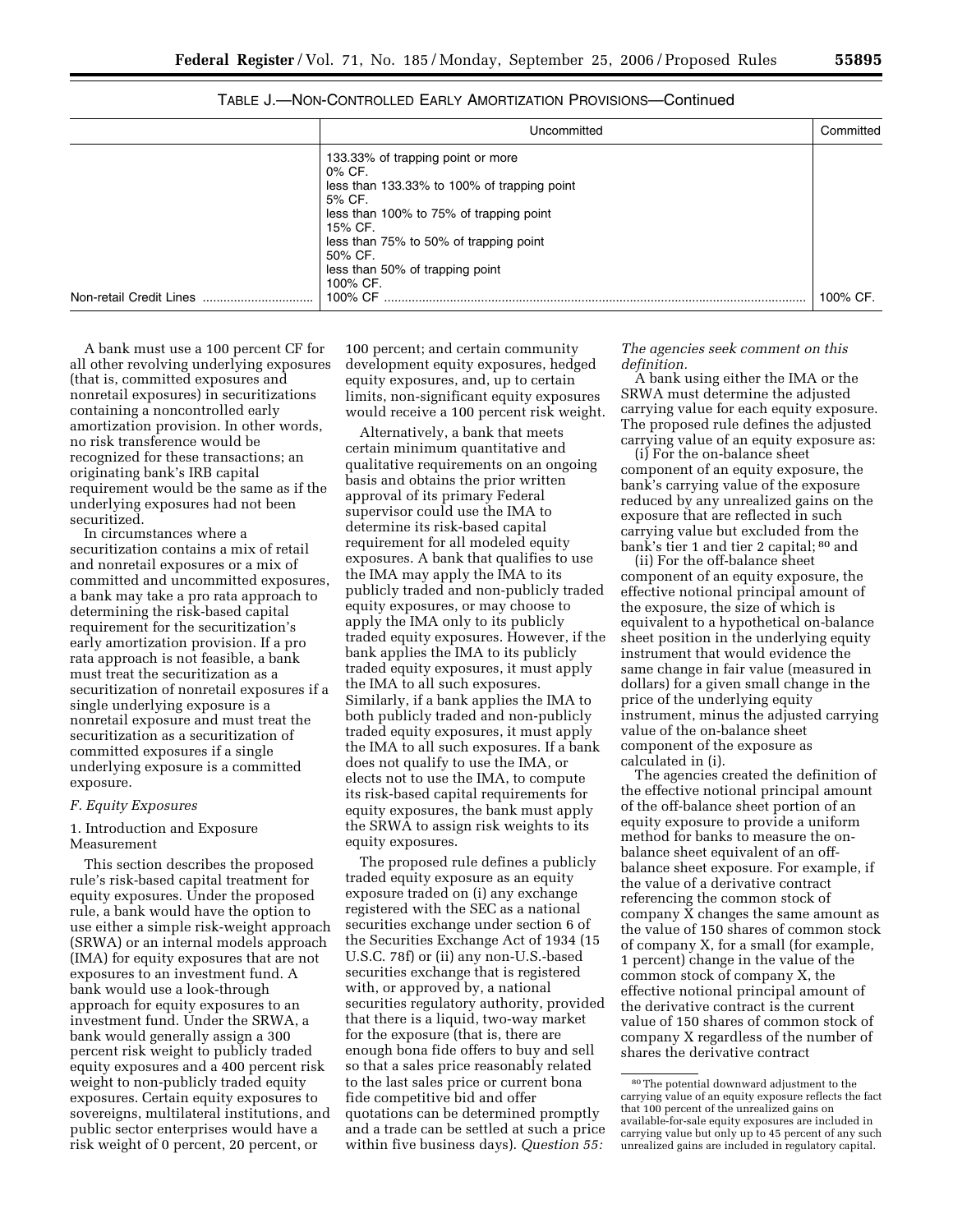TABLE J.—NON-CONTROLLED EARLY AMORTIZATION PROVISIONS—Continued

| | Uncommitted | Committed |
|---|---|---|
| | 133.33% of trapping point or more<br>0% CF.<br>less than 133.33% to 100% of trapping point<br>5% CF.<br>less than 100% to 75% of trapping point<br>15% CF.<br>less than 75% to 50% of trapping point<br>50% CF.<br>less than 50% of trapping point<br>100% CF. | |
| Non-retail Credit Lines | 100% CF | 100% CF. |

A bank must use a 100 percent CF for all other revolving underlying exposures (that is, committed exposures and nonretail exposures) in securitizations containing a noncontrolled early amortization provision. In other words, no risk transference would be recognized for these transactions; an originating bank's IRB capital requirement would be the same as if the underlying exposures had not been securitized.

In circumstances where a securitization contains a mix of retail and nonretail exposures or a mix of committed and uncommitted exposures, a bank may take a pro rata approach to determining the risk-based capital requirement for the securitization's early amortization provision. If a pro rata approach is not feasible, a bank must treat the securitization as a securitization of nonretail exposures if a single underlying exposure is a nonretail exposure and must treat the securitization as a securitization of committed exposures if a single underlying exposure is a committed exposure.

### F. Equity Exposures

#### 1. Introduction and Exposure Measurement

This section describes the proposed rule's risk-based capital treatment for equity exposures. Under the proposed rule, a bank would have the option to use either a simple risk-weight approach (SRWA) or an internal models approach (IMA) for equity exposures that are not exposures to an investment fund. A bank would use a look-through approach for equity exposures to an investment fund. Under the SRWA, a bank would generally assign a 300 percent risk weight to publicly traded equity exposures and a 400 percent risk weight to non-publicly traded equity exposures. Certain equity exposures to sovereigns, multilateral institutions, and public sector enterprises would have a risk weight of 0 percent, 20 percent, or 100 percent; and certain community development equity exposures, hedged equity exposures, and, up to certain limits, non-significant equity exposures would receive a 100 percent risk weight.

Alternatively, a bank that meets certain minimum quantitative and qualitative requirements on an ongoing basis and obtains the prior written approval of its primary Federal supervisor could use the IMA to determine its risk-based capital requirement for all modeled equity exposures. A bank that qualifies to use the IMA may apply the IMA to its publicly traded and non-publicly traded equity exposures, or may choose to apply the IMA only to its publicly traded equity exposures. However, if the bank applies the IMA to its publicly traded equity exposures, it must apply the IMA to all such exposures. Similarly, if a bank applies the IMA to both publicly traded and non-publicly traded equity exposures, it must apply the IMA to all such exposures. If a bank does not qualify to use the IMA, or elects not to use the IMA, to compute its risk-based capital requirements for equity exposures, the bank must apply the SRWA to assign risk weights to its equity exposures.

The proposed rule defines a publicly traded equity exposure as an equity exposure traded on (i) any exchange registered with the SEC as a national securities exchange under section 6 of the Securities Exchange Act of 1934 (15 U.S.C. 78f) or (ii) any non-U.S.-based securities exchange that is registered with, or approved by, a national securities regulatory authority, provided that there is a liquid, two-way market for the exposure (that is, there are enough bona fide offers to buy and sell so that a sales price reasonably related to the last sales price or current bona fide competitive bid and offer quotations can be determined promptly and a trade can be settled at such a price within five business days). *Question 55: The agencies seek comment on this definition.*

A bank using either the IMA or the SRWA must determine the adjusted carrying value for each equity exposure. The proposed rule defines the adjusted carrying value of an equity exposure as:

(i) For the on-balance sheet component of an equity exposure, the bank's carrying value of the exposure reduced by any unrealized gains on the exposure that are reflected in such carrying value but excluded from the bank's tier 1 and tier 2 capital;[80] and

(ii) For the off-balance sheet component of an equity exposure, the effective notional principal amount of the exposure, the size of which is equivalent to a hypothetical on-balance sheet position in the underlying equity instrument that would evidence the same change in fair value (measured in dollars) for a given small change in the price of the underlying equity instrument, minus the adjusted carrying value of the on-balance sheet component of the exposure as calculated in (i).

The agencies created the definition of the effective notional principal amount of the off-balance sheet portion of an equity exposure to provide a uniform method for banks to measure the on-balance sheet equivalent of an off-balance sheet exposure. For example, if the value of a derivative contract referencing the common stock of company X changes the same amount as the value of 150 shares of common stock of company X, for a small (for example, 1 percent) change in the value of the common stock of company X, the effective notional principal amount of the derivative contract is the current value of 150 shares of common stock of company X regardless of the number of shares the derivative contract

[80] The potential downward adjustment to the carrying value of an equity exposure reflects the fact that 100 percent of the unrealized gains on available-for-sale equity exposures are included in carrying value but only up to 45 percent of any such unrealized gains are included in regulatory capital.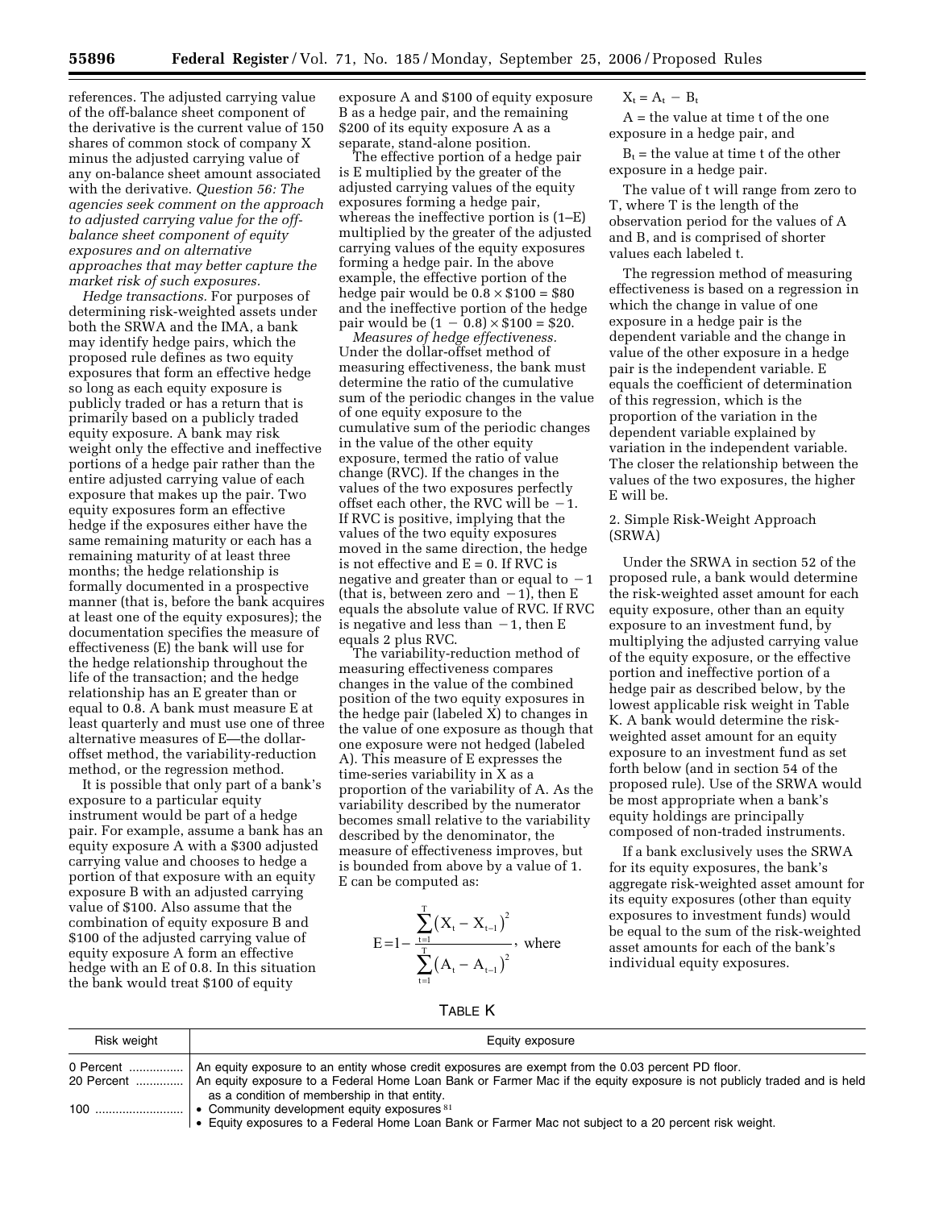references. The adjusted carrying value of the off-balance sheet component of the derivative is the current value of 150 shares of common stock of company X minus the adjusted carrying value of any on-balance sheet amount associated with the derivative. *Question 56: The agencies seek comment on the approach to adjusted carrying value for the off-balance sheet component of equity exposures and on alternative approaches that may better capture the market risk of such exposures.*

*Hedge transactions.* For purposes of determining risk-weighted assets under both the SRWA and the IMA, a bank may identify hedge pairs, which the proposed rule defines as two equity exposures that form an effective hedge so long as each equity exposure is publicly traded or has a return that is primarily based on a publicly traded equity exposure. A bank may risk weight only the effective and ineffective portions of a hedge pair rather than the entire adjusted carrying value of each exposure that makes up the pair. Two equity exposures form an effective hedge if the exposures either have the same remaining maturity or each has a remaining maturity of at least three months; the hedge relationship is formally documented in a prospective manner (that is, before the bank acquires at least one of the equity exposures); the documentation specifies the measure of effectiveness (E) the bank will use for the hedge relationship throughout the life of the transaction; and the hedge relationship has an E greater than or equal to 0.8. A bank must measure E at least quarterly and must use one of three alternative measures of E—the dollar-offset method, the variability-reduction method, or the regression method.

It is possible that only part of a bank's exposure to a particular equity instrument would be part of a hedge pair. For example, assume a bank has an equity exposure A with a $300 adjusted carrying value and chooses to hedge a portion of that exposure with an equity exposure B with an adjusted carrying value of $100. Also assume that the combination of equity exposure B and $100 of the adjusted carrying value of equity exposure A form an effective hedge with an E of 0.8. In this situation the bank would treat $100 of equity exposure A and $100 of equity exposure B as a hedge pair, and the remaining $200 of its equity exposure A as a separate, stand-alone position.

The effective portion of a hedge pair is E multiplied by the greater of the adjusted carrying values of the equity exposures forming a hedge pair, whereas the ineffective portion is (1–E) multiplied by the greater of the adjusted carrying values of the equity exposures forming a hedge pair. In the above example, the effective portion of the hedge pair would be $0.8 \times \$100 = \$80$ and the ineffective portion of the hedge pair would be $(1 - 0.8) \times \$100 = \$20$.

*Measures of hedge effectiveness.* Under the dollar-offset method of measuring effectiveness, the bank must determine the ratio of the cumulative sum of the periodic changes in the value of one equity exposure to the cumulative sum of the periodic changes in the value of the other equity exposure, termed the ratio of value change (RVC). If the changes in the values of the two exposures perfectly offset each other, the RVC will be $-1$. If RVC is positive, implying that the values of the two equity exposures moved in the same direction, the hedge is not effective and E = 0. If RVC is negative and greater than or equal to $-1$ (that is, between zero and $-1$), then E equals the absolute value of RVC. If RVC is negative and less than $-1$, then E equals 2 plus RVC.

The variability-reduction method of measuring effectiveness compares changes in the value of the combined position of the two equity exposures in the hedge pair (labeled X) to changes in the value of one exposure as though that one exposure were not hedged (labeled A). This measure of E expresses the time-series variability in X as a proportion of the variability of A. As the variability described by the numerator becomes small relative to the variability described by the denominator, the measure of effectiveness improves, but is bounded from above by a value of 1. E can be computed as:

$$E = 1 - \frac{\sum_{t=1}^{T}(X_t - X_{t-1})^2}{\sum_{t=1}^{T}(A_t - A_{t-1})^2}, \text{ where}$$

$X_t = A_t - B_t$

A = the value at time t of the one exposure in a hedge pair, and

$B_t$ = the value at time t of the other exposure in a hedge pair.

The value of t will range from zero to T, where T is the length of the observation period for the values of A and B, and is comprised of shorter values each labeled t.

The regression method of measuring effectiveness is based on a regression in which the change in value of one exposure in a hedge pair is the dependent variable and the change in value of the other exposure in a hedge pair is the independent variable. E equals the coefficient of determination of this regression, which is the proportion of the variation in the dependent variable explained by variation in the independent variable. The closer the relationship between the values of the two exposures, the higher E will be.

2. Simple Risk-Weight Approach (SRWA)

Under the SRWA in section 52 of the proposed rule, a bank would determine the risk-weighted asset amount for each equity exposure, other than an equity exposure to an investment fund, by multiplying the adjusted carrying value of the equity exposure, or the effective portion and ineffective portion of a hedge pair as described below, by the lowest applicable risk weight in Table K. A bank would determine the risk-weighted asset amount for an equity exposure to an investment fund as set forth below (and in section 54 of the proposed rule). Use of the SRWA would be most appropriate when a bank's equity holdings are principally composed of non-traded instruments.

If a bank exclusively uses the SRWA for its equity exposures, the bank's aggregate risk-weighted asset amount for its equity exposures (other than equity exposures to investment funds) would be equal to the sum of the risk-weighted asset amounts for each of the bank's individual equity exposures.

TABLE K

| Risk weight | Equity exposure |
|---|---|
| 0 Percent | An equity exposure to an entity whose credit exposures are exempt from the 0.03 percent PD floor. |
| 20 Percent | An equity exposure to a Federal Home Loan Bank or Farmer Mac if the equity exposure is not publicly traded and is held as a condition of membership in that entity. |
| 100 | • Community development equity exposures [81]<br>• Equity exposures to a Federal Home Loan Bank or Farmer Mac not subject to a 20 percent risk weight. |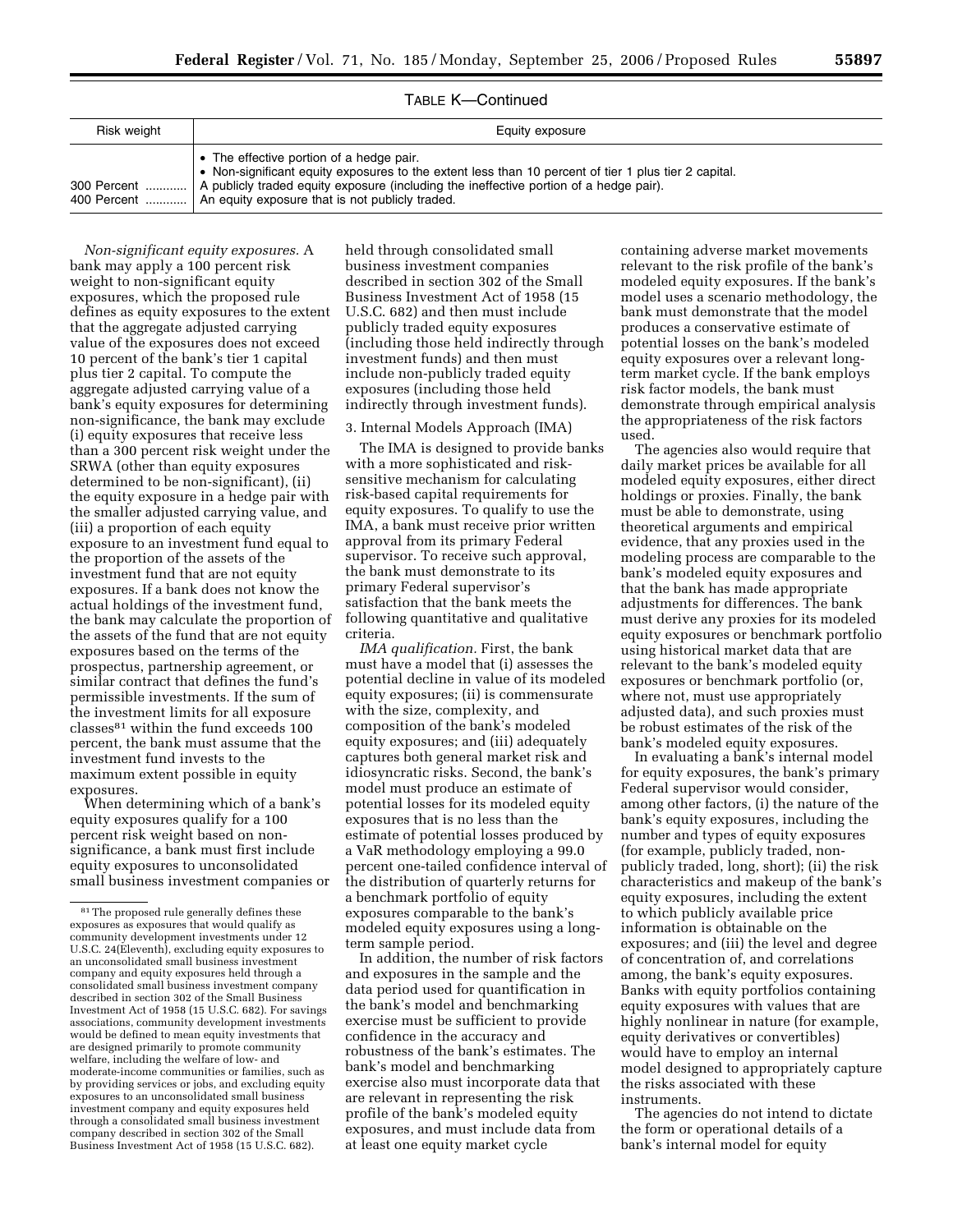TABLE K—Continued

| Risk weight | Equity exposure |
|---|---|
| | • The effective portion of a hedge pair.<br>• Non-significant equity exposures to the extent less than 10 percent of tier 1 plus tier 2 capital. |
| 300 Percent ............ | A publicly traded equity exposure (including the ineffective portion of a hedge pair). |
| 400 Percent ............ | An equity exposure that is not publicly traded. |

*Non-significant equity exposures.* A bank may apply a 100 percent risk weight to non-significant equity exposures, which the proposed rule defines as equity exposures to the extent that the aggregate adjusted carrying value of the exposures does not exceed 10 percent of the bank's tier 1 capital plus tier 2 capital. To compute the aggregate adjusted carrying value of a bank's equity exposures for determining non-significance, the bank may exclude (i) equity exposures that receive less than a 300 percent risk weight under the SRWA (other than equity exposures determined to be non-significant), (ii) the equity exposure in a hedge pair with the smaller adjusted carrying value, and (iii) a proportion of each equity exposure to an investment fund equal to the proportion of the assets of the investment fund that are not equity exposures. If a bank does not know the actual holdings of the investment fund, the bank may calculate the proportion of the assets of the fund that are not equity exposures based on the terms of the prospectus, partnership agreement, or similar contract that defines the fund's permissible investments. If the sum of the investment limits for all exposure classes[81] within the fund exceeds 100 percent, the bank must assume that the investment fund invests to the maximum extent possible in equity exposures.

When determining which of a bank's equity exposures qualify for a 100 percent risk weight based on non-significance, a bank must first include equity exposures to unconsolidated small business investment companies or held through consolidated small business investment companies described in section 302 of the Small Business Investment Act of 1958 (15 U.S.C. 682) and then must include publicly traded equity exposures (including those held indirectly through investment funds) and then must include non-publicly traded equity exposures (including those held indirectly through investment funds).

3. Internal Models Approach (IMA)

The IMA is designed to provide banks with a more sophisticated and risk-sensitive mechanism for calculating risk-based capital requirements for equity exposures. To qualify to use the IMA, a bank must receive prior written approval from its primary Federal supervisor. To receive such approval, the bank must demonstrate to its primary Federal supervisor's satisfaction that the bank meets the following quantitative and qualitative criteria.

*IMA qualification.* First, the bank must have a model that (i) assesses the potential decline in value of its modeled equity exposures; (ii) is commensurate with the size, complexity, and composition of the bank's modeled equity exposures; and (iii) adequately captures both general market risk and idiosyncratic risks. Second, the bank's model must produce an estimate of potential losses for its modeled equity exposures that is no less than the estimate of potential losses produced by a VaR methodology employing a 99.0 percent one-tailed confidence interval of the distribution of quarterly returns for a benchmark portfolio of equity exposures comparable to the bank's modeled equity exposures using a long-term sample period.

In addition, the number of risk factors and exposures in the sample and the data period used for quantification in the bank's model and benchmarking exercise must be sufficient to provide confidence in the accuracy and robustness of the bank's estimates. The bank's model and benchmarking exercise also must incorporate data that are relevant in representing the risk profile of the bank's modeled equity exposures, and must include data from at least one equity market cycle containing adverse market movements relevant to the risk profile of the bank's modeled equity exposures. If the bank's model uses a scenario methodology, the bank must demonstrate that the model produces a conservative estimate of potential losses on the bank's modeled equity exposures over a relevant long-term market cycle. If the bank employs risk factor models, the bank must demonstrate through empirical analysis the appropriateness of the risk factors used.

The agencies also would require that daily market prices be available for all modeled equity exposures, either direct holdings or proxies. Finally, the bank must be able to demonstrate, using theoretical arguments and empirical evidence, that any proxies used in the modeling process are comparable to the bank's modeled equity exposures and that the bank has made appropriate adjustments for differences. The bank must derive any proxies for its modeled equity exposures or benchmark portfolio using historical market data that are relevant to the bank's modeled equity exposures or benchmark portfolio (or, where not, must use appropriately adjusted data), and such proxies must be robust estimates of the risk of the bank's modeled equity exposures.

In evaluating a bank's internal model for equity exposures, the bank's primary Federal supervisor would consider, among other factors, (i) the nature of the bank's equity exposures, including the number and types of equity exposures (for example, publicly traded, non-publicly traded, long, short); (ii) the risk characteristics and makeup of the bank's equity exposures, including the extent to which publicly available price information is obtainable on the exposures; and (iii) the level and degree of concentration of, and correlations among, the bank's equity exposures. Banks with equity portfolios containing equity exposures with values that are highly nonlinear in nature (for example, equity derivatives or convertibles) would have to employ an internal model designed to appropriately capture the risks associated with these instruments.

The agencies do not intend to dictate the form or operational details of a bank's internal model for equity

[81] The proposed rule generally defines these exposures as exposures that would qualify as community development investments under 12 U.S.C. 24(Eleventh), excluding equity exposures to an unconsolidated small business investment company and equity exposures held through a consolidated small business investment company described in section 302 of the Small Business Investment Act of 1958 (15 U.S.C. 682). For savings associations, community development investments would be defined to mean equity investments that are designed primarily to promote community welfare, including the welfare of low- and moderate-income communities or families, such as by providing services or jobs, and excluding equity exposures to an unconsolidated small business investment company and equity exposures held through a consolidated small business investment company described in section 302 of the Small Business Investment Act of 1958 (15 U.S.C. 682).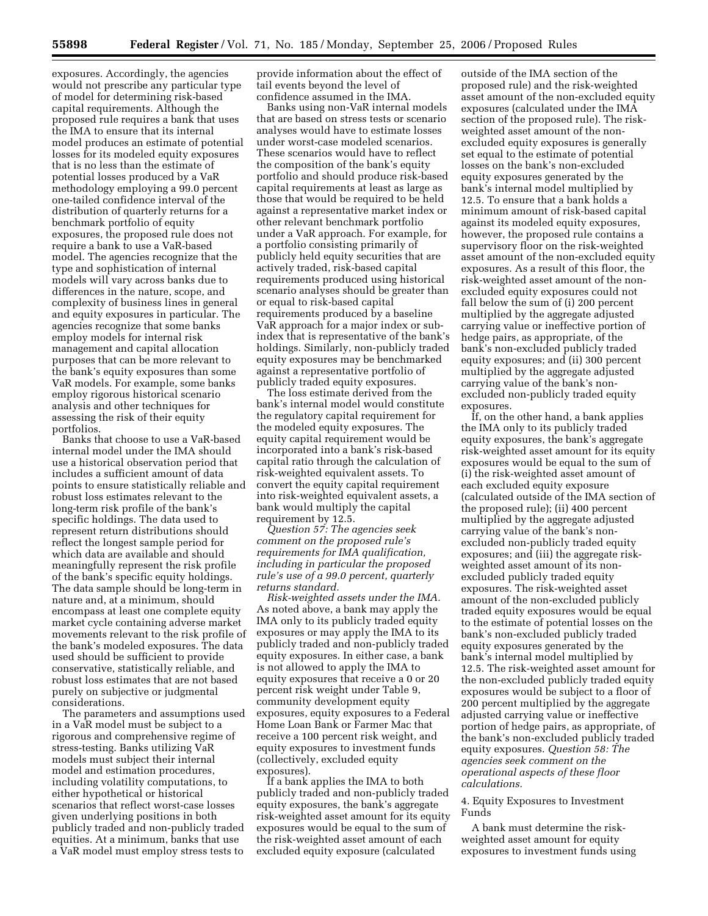exposures. Accordingly, the agencies would not prescribe any particular type of model for determining risk-based capital requirements. Although the proposed rule requires a bank that uses the IMA to ensure that its internal model produces an estimate of potential losses for its modeled equity exposures that is no less than the estimate of potential losses produced by a VaR methodology employing a 99.0 percent one-tailed confidence interval of the distribution of quarterly returns for a benchmark portfolio of equity exposures, the proposed rule does not require a bank to use a VaR-based model. The agencies recognize that the type and sophistication of internal models will vary across banks due to differences in the nature, scope, and complexity of business lines in general and equity exposures in particular. The agencies recognize that some banks employ models for internal risk management and capital allocation purposes that can be more relevant to the bank's equity exposures than some VaR models. For example, some banks employ rigorous historical scenario analysis and other techniques for assessing the risk of their equity portfolios.

Banks that choose to use a VaR-based internal model under the IMA should use a historical observation period that includes a sufficient amount of data points to ensure statistically reliable and robust loss estimates relevant to the long-term risk profile of the bank's specific holdings. The data used to represent return distributions should reflect the longest sample period for which data are available and should meaningfully represent the risk profile of the bank's specific equity holdings. The data sample should be long-term in nature and, at a minimum, should encompass at least one complete equity market cycle containing adverse market movements relevant to the risk profile of the bank's modeled exposures. The data used should be sufficient to provide conservative, statistically reliable, and robust loss estimates that are not based purely on subjective or judgmental considerations.

The parameters and assumptions used in a VaR model must be subject to a rigorous and comprehensive regime of stress-testing. Banks utilizing VaR models must subject their internal model and estimation procedures, including volatility computations, to either hypothetical or historical scenarios that reflect worst-case losses given underlying positions in both publicly traded and non-publicly traded equities. At a minimum, banks that use a VaR model must employ stress tests to provide information about the effect of tail events beyond the level of confidence assumed in the IMA.

Banks using non-VaR internal models that are based on stress tests or scenario analyses would have to estimate losses under worst-case modeled scenarios. These scenarios would have to reflect the composition of the bank's equity portfolio and should produce risk-based capital requirements at least as large as those that would be required to be held against a representative market index or other relevant benchmark portfolio under a VaR approach. For example, for a portfolio consisting primarily of publicly held equity securities that are actively traded, risk-based capital requirements produced using historical scenario analyses should be greater than or equal to risk-based capital requirements produced by a baseline VaR approach for a major index or sub-index that is representative of the bank's holdings. Similarly, non-publicly traded equity exposures may be benchmarked against a representative portfolio of publicly traded equity exposures.

The loss estimate derived from the bank's internal model would constitute the regulatory capital requirement for the modeled equity exposures. The equity capital requirement would be incorporated into a bank's risk-based capital ratio through the calculation of risk-weighted equivalent assets. To convert the equity capital requirement into risk-weighted equivalent assets, a bank would multiply the capital requirement by 12.5.

*Question 57: The agencies seek comment on the proposed rule's requirements for IMA qualification, including in particular the proposed rule's use of a 99.0 percent, quarterly returns standard.*

*Risk-weighted assets under the IMA.* As noted above, a bank may apply the IMA only to its publicly traded equity exposures or may apply the IMA to its publicly traded and non-publicly traded equity exposures. In either case, a bank is not allowed to apply the IMA to equity exposures that receive a 0 or 20 percent risk weight under Table 9, community development equity exposures, equity exposures to a Federal Home Loan Bank or Farmer Mac that receive a 100 percent risk weight, and equity exposures to investment funds (collectively, excluded equity exposures).

If a bank applies the IMA to both publicly traded and non-publicly traded equity exposures, the bank's aggregate risk-weighted asset amount for its equity exposures would be equal to the sum of the risk-weighted asset amount of each excluded equity exposure (calculated outside of the IMA section of the proposed rule) and the risk-weighted asset amount of the non-excluded equity exposures (calculated under the IMA section of the proposed rule). The risk-weighted asset amount of the non-excluded equity exposures is generally set equal to the estimate of potential losses on the bank's non-excluded equity exposures generated by the bank's internal model multiplied by 12.5. To ensure that a bank holds a minimum amount of risk-based capital against its modeled equity exposures, however, the proposed rule contains a supervisory floor on the risk-weighted asset amount of the non-excluded equity exposures. As a result of this floor, the risk-weighted asset amount of the non-excluded equity exposures could not fall below the sum of (i) 200 percent multiplied by the aggregate adjusted carrying value or ineffective portion of hedge pairs, as appropriate, of the bank's non-excluded publicly traded equity exposures; and (ii) 300 percent multiplied by the aggregate adjusted carrying value of the bank's non-excluded non-publicly traded equity exposures.

If, on the other hand, a bank applies the IMA only to its publicly traded equity exposures, the bank's aggregate risk-weighted asset amount for its equity exposures would be equal to the sum of (i) the risk-weighted asset amount of each excluded equity exposure (calculated outside of the IMA section of the proposed rule); (ii) 400 percent multiplied by the aggregate adjusted carrying value of the bank's non-excluded non-publicly traded equity exposures; and (iii) the aggregate risk-weighted asset amount of its non-excluded publicly traded equity exposures. The risk-weighted asset amount of the non-excluded publicly traded equity exposures would be equal to the estimate of potential losses on the bank's non-excluded publicly traded equity exposures generated by the bank's internal model multiplied by 12.5. The risk-weighted asset amount for the non-excluded publicly traded equity exposures would be subject to a floor of 200 percent multiplied by the aggregate adjusted carrying value or ineffective portion of hedge pairs, as appropriate, of the bank's non-excluded publicly traded equity exposures. *Question 58: The agencies seek comment on the operational aspects of these floor calculations.*

4. Equity Exposures to Investment Funds

A bank must determine the risk-weighted asset amount for equity exposures to investment funds using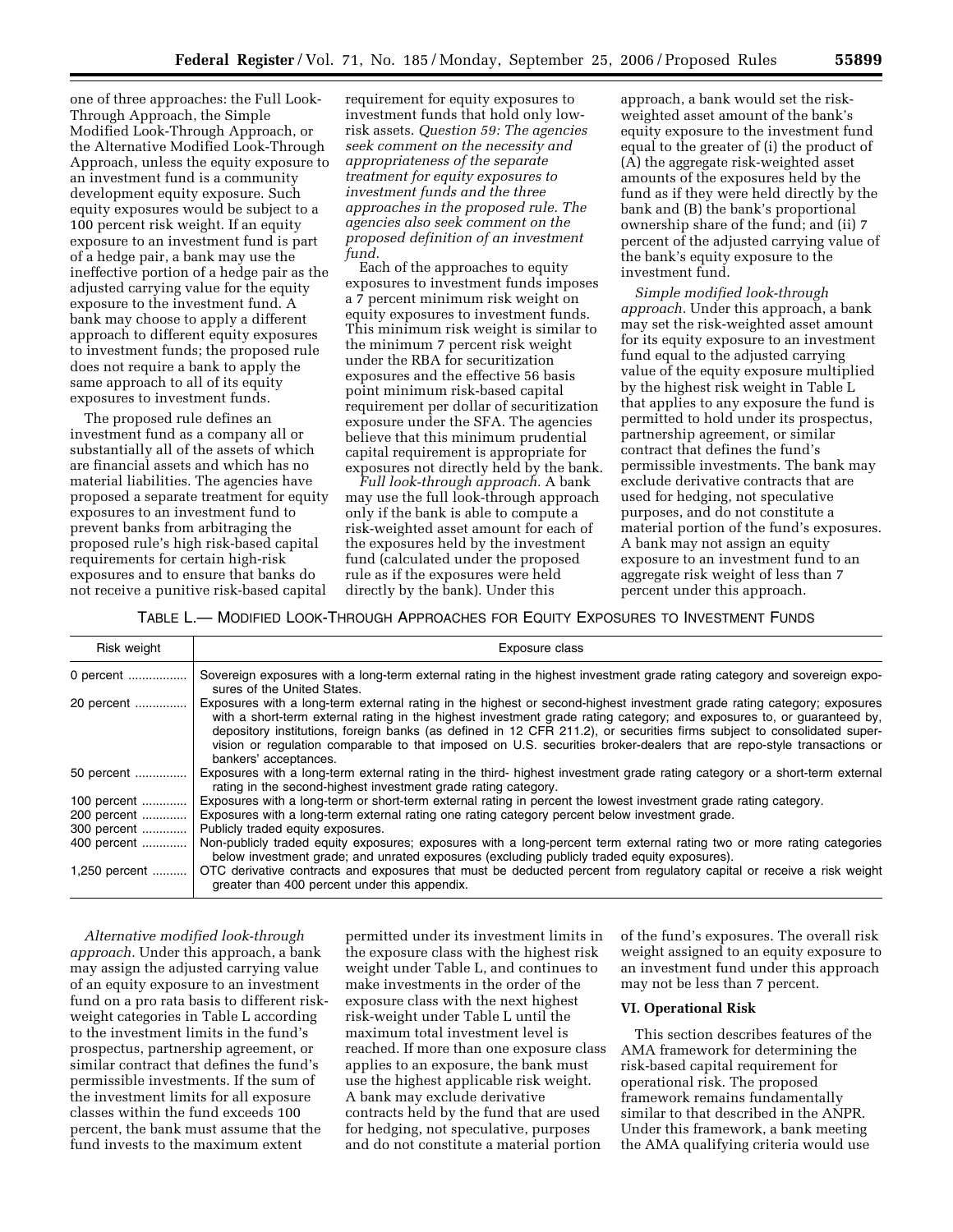one of three approaches: the Full Look-Through Approach, the Simple Modified Look-Through Approach, or the Alternative Modified Look-Through Approach, unless the equity exposure to an investment fund is a community development equity exposure. Such equity exposures would be subject to a 100 percent risk weight. If an equity exposure to an investment fund is part of a hedge pair, a bank may use the ineffective portion of a hedge pair as the adjusted carrying value for the equity exposure to the investment fund. A bank may choose to apply a different approach to different equity exposures to investment funds; the proposed rule does not require a bank to apply the same approach to all of its equity exposures to investment funds.

The proposed rule defines an investment fund as a company all or substantially all of the assets of which are financial assets and which has no material liabilities. The agencies have proposed a separate treatment for equity exposures to an investment fund to prevent banks from arbitraging the proposed rule's high risk-based capital requirements for certain high-risk exposures and to ensure that banks do not receive a punitive risk-based capital requirement for equity exposures to investment funds that hold only low-risk assets. *Question 59: The agencies seek comment on the necessity and appropriateness of the separate treatment for equity exposures to investment funds and the three approaches in the proposed rule. The agencies also seek comment on the proposed definition of an investment fund.*

Each of the approaches to equity exposures to investment funds imposes a 7 percent minimum risk weight on equity exposures to investment funds. This minimum risk weight is similar to the minimum 7 percent risk weight under the RBA for securitization exposures and the effective 56 basis point minimum risk-based capital requirement per dollar of securitization exposure under the SFA. The agencies believe that this minimum prudential capital requirement is appropriate for exposures not directly held by the bank.

*Full look-through approach.* A bank may use the full look-through approach only if the bank is able to compute a risk-weighted asset amount for each of the exposures held by the investment fund (calculated under the proposed rule as if the exposures were held directly by the bank). Under this approach, a bank would set the risk-weighted asset amount of the bank's equity exposure to the investment fund equal to the greater of (i) the product of (A) the aggregate risk-weighted asset amounts of the exposures held by the fund as if they were held directly by the bank and (B) the bank's proportional ownership share of the fund; and (ii) 7 percent of the adjusted carrying value of the bank's equity exposure to the investment fund.

*Simple modified look-through approach.* Under this approach, a bank may set the risk-weighted asset amount for its equity exposure to an investment fund equal to the adjusted carrying value of the equity exposure multiplied by the highest risk weight in Table L that applies to any exposure the fund is permitted to hold under its prospectus, partnership agreement, or similar contract that defines the fund's permissible investments. The bank may exclude derivative contracts that are used for hedging, not speculative purposes, and do not constitute a material portion of the fund's exposures. A bank may not assign an equity exposure to an investment fund to an aggregate risk weight of less than 7 percent under this approach.

TABLE L.— MODIFIED LOOK-THROUGH APPROACHES FOR EQUITY EXPOSURES TO INVESTMENT FUNDS

| Risk weight | Exposure class |
|---|---|
| 0 percent | Sovereign exposures with a long-term external rating in the highest investment grade rating category and sovereign exposures of the United States. |
| 20 percent | Exposures with a long-term external rating in the highest or second-highest investment grade rating category; exposures with a short-term external rating in the highest investment grade rating category; and exposures to, or guaranteed by, depository institutions, foreign banks (as defined in 12 CFR 211.2), or securities firms subject to consolidated supervision or regulation comparable to that imposed on U.S. securities broker-dealers that are repo-style transactions or bankers' acceptances. |
| 50 percent | Exposures with a long-term external rating in the third- highest investment grade rating category or a short-term external rating in the second-highest investment grade rating category. |
| 100 percent | Exposures with a long-term or short-term external rating in percent the lowest investment grade rating category. |
| 200 percent | Exposures with a long-term external rating one rating category percent below investment grade. |
| 300 percent | Publicly traded equity exposures. |
| 400 percent | Non-publicly traded equity exposures; exposures with a long-percent term external rating two or more rating categories below investment grade; and unrated exposures (excluding publicly traded equity exposures). |
| 1,250 percent | OTC derivative contracts and exposures that must be deducted percent from regulatory capital or receive a risk weight greater than 400 percent under this appendix. |

*Alternative modified look-through approach.* Under this approach, a bank may assign the adjusted carrying value of an equity exposure to an investment fund on a pro rata basis to different risk-weight categories in Table L according to the investment limits in the fund's prospectus, partnership agreement, or similar contract that defines the fund's permissible investments. If the sum of the investment limits for all exposure classes within the fund exceeds 100 percent, the bank must assume that the fund invests to the maximum extent permitted under its investment limits in the exposure class with the highest risk weight under Table L, and continues to make investments in the order of the exposure class with the next highest risk-weight under Table L until the maximum total investment level is reached. If more than one exposure class applies to an exposure, the bank must use the highest applicable risk weight. A bank may exclude derivative contracts held by the fund that are used for hedging, not speculative, purposes and do not constitute a material portion of the fund's exposures. The overall risk weight assigned to an equity exposure to an investment fund under this approach may not be less than 7 percent.

## VI. Operational Risk

This section describes features of the AMA framework for determining the risk-based capital requirement for operational risk. The proposed framework remains fundamentally similar to that described in the ANPR. Under this framework, a bank meeting the AMA qualifying criteria would use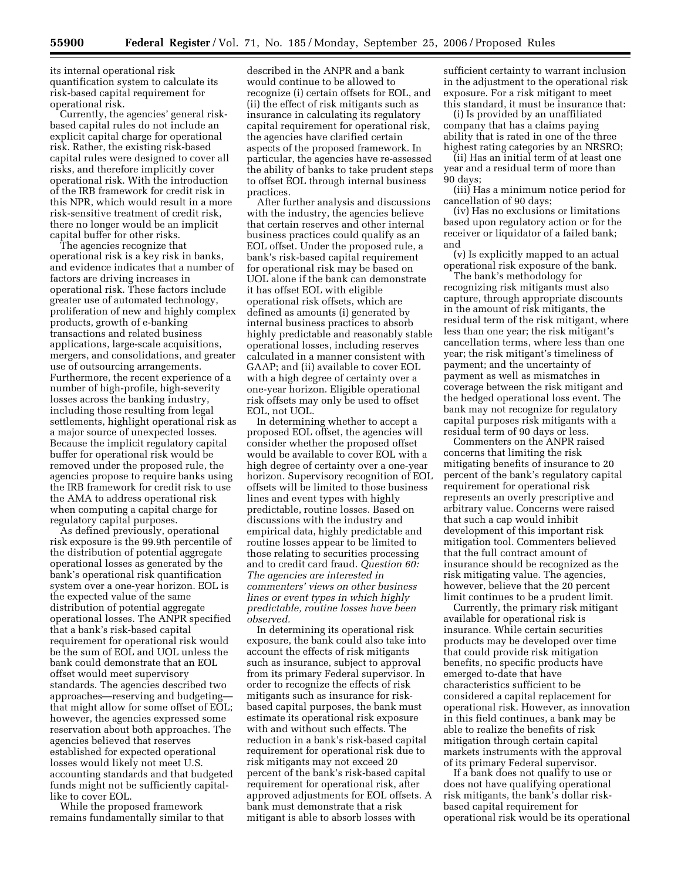its internal operational risk quantification system to calculate its risk-based capital requirement for operational risk.

Currently, the agencies' general risk-based capital rules do not include an explicit capital charge for operational risk. Rather, the existing risk-based capital rules were designed to cover all risks, and therefore implicitly cover operational risk. With the introduction of the IRB framework for credit risk in this NPR, which would result in a more risk-sensitive treatment of credit risk, there no longer would be an implicit capital buffer for other risks.

The agencies recognize that operational risk is a key risk in banks, and evidence indicates that a number of factors are driving increases in operational risk. These factors include greater use of automated technology, proliferation of new and highly complex products, growth of e-banking transactions and related business applications, large-scale acquisitions, mergers, and consolidations, and greater use of outsourcing arrangements. Furthermore, the recent experience of a number of high-profile, high-severity losses across the banking industry, including those resulting from legal settlements, highlight operational risk as a major source of unexpected losses. Because the implicit regulatory capital buffer for operational risk would be removed under the proposed rule, the agencies propose to require banks using the IRB framework for credit risk to use the AMA to address operational risk when computing a capital charge for regulatory capital purposes.

As defined previously, operational risk exposure is the 99.9th percentile of the distribution of potential aggregate operational losses as generated by the bank's operational risk quantification system over a one-year horizon. EOL is the expected value of the same distribution of potential aggregate operational losses. The ANPR specified that a bank's risk-based capital requirement for operational risk would be the sum of EOL and UOL unless the bank could demonstrate that an EOL offset would meet supervisory standards. The agencies described two approaches—reserving and budgeting—that might allow for some offset of EOL; however, the agencies expressed some reservation about both approaches. The agencies believed that reserves established for expected operational losses would likely not meet U.S. accounting standards and that budgeted funds might not be sufficiently capital-like to cover EOL.

While the proposed framework remains fundamentally similar to that described in the ANPR and a bank would continue to be allowed to recognize (i) certain offsets for EOL, and (ii) the effect of risk mitigants such as insurance in calculating its regulatory capital requirement for operational risk, the agencies have clarified certain aspects of the proposed framework. In particular, the agencies have re-assessed the ability of banks to take prudent steps to offset EOL through internal business practices.

After further analysis and discussions with the industry, the agencies believe that certain reserves and other internal business practices could qualify as an EOL offset. Under the proposed rule, a bank's risk-based capital requirement for operational risk may be based on UOL alone if the bank can demonstrate it has offset EOL with eligible operational risk offsets, which are defined as amounts (i) generated by internal business practices to absorb highly predictable and reasonably stable operational losses, including reserves calculated in a manner consistent with GAAP; and (ii) available to cover EOL with a high degree of certainty over a one-year horizon. Eligible operational risk offsets may only be used to offset EOL, not UOL.

In determining whether to accept a proposed EOL offset, the agencies will consider whether the proposed offset would be available to cover EOL with a high degree of certainty over a one-year horizon. Supervisory recognition of EOL offsets will be limited to those business lines and event types with highly predictable, routine losses. Based on discussions with the industry and empirical data, highly predictable and routine losses appear to be limited to those relating to securities processing and to credit card fraud. *Question 60: The agencies are interested in commenters' views on other business lines or event types in which highly predictable, routine losses have been observed.*

In determining its operational risk exposure, the bank could also take into account the effects of risk mitigants such as insurance, subject to approval from its primary Federal supervisor. In order to recognize the effects of risk mitigants such as insurance for risk-based capital purposes, the bank must estimate its operational risk exposure with and without such effects. The reduction in a bank's risk-based capital requirement for operational risk due to risk mitigants may not exceed 20 percent of the bank's risk-based capital requirement for operational risk, after approved adjustments for EOL offsets. A bank must demonstrate that a risk mitigant is able to absorb losses with sufficient certainty to warrant inclusion in the adjustment to the operational risk exposure. For a risk mitigant to meet this standard, it must be insurance that:

(i) Is provided by an unaffiliated company that has a claims paying ability that is rated in one of the three highest rating categories by an NRSRO;

(ii) Has an initial term of at least one year and a residual term of more than 90 days;

(iii) Has a minimum notice period for cancellation of 90 days;

(iv) Has no exclusions or limitations based upon regulatory action or for the receiver or liquidator of a failed bank; and

(v) Is explicitly mapped to an actual operational risk exposure of the bank.

The bank's methodology for recognizing risk mitigants must also capture, through appropriate discounts in the amount of risk mitigants, the residual term of the risk mitigant, where less than one year; the risk mitigant's cancellation terms, where less than one year; the risk mitigant's timeliness of payment; and the uncertainty of payment as well as mismatches in coverage between the risk mitigant and the hedged operational loss event. The bank may not recognize for regulatory capital purposes risk mitigants with a residual term of 90 days or less.

Commenters on the ANPR raised concerns that limiting the risk mitigating benefits of insurance to 20 percent of the bank's regulatory capital requirement for operational risk represents an overly prescriptive and arbitrary value. Concerns were raised that such a cap would inhibit development of this important risk mitigation tool. Commenters believed that the full contract amount of insurance should be recognized as the risk mitigating value. The agencies, however, believe that the 20 percent limit continues to be a prudent limit.

Currently, the primary risk mitigant available for operational risk is insurance. While certain securities products may be developed over time that could provide risk mitigation benefits, no specific products have emerged to-date that have characteristics sufficient to be considered a capital replacement for operational risk. However, as innovation in this field continues, a bank may be able to realize the benefits of risk mitigation through certain capital markets instruments with the approval of its primary Federal supervisor.

If a bank does not qualify to use or does not have qualifying operational risk mitigants, the bank's dollar risk-based capital requirement for operational risk would be its operational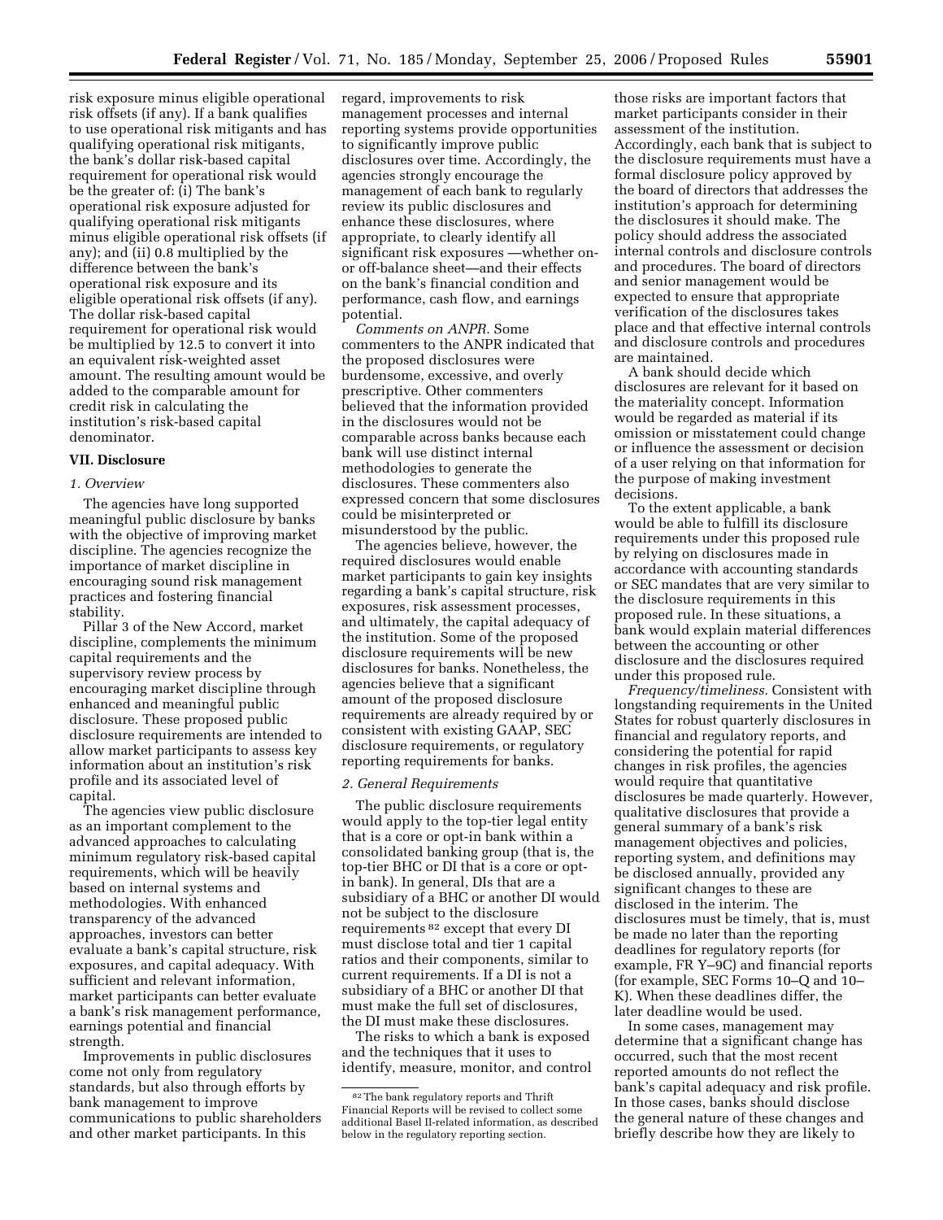risk exposure minus eligible operational risk offsets (if any). If a bank qualifies to use operational risk mitigants and has qualifying operational risk mitigants, the bank's dollar risk-based capital requirement for operational risk would be the greater of: (i) The bank's operational risk exposure adjusted for qualifying operational risk mitigants minus eligible operational risk offsets (if any); and (ii) 0.8 multiplied by the difference between the bank's operational risk exposure and its eligible operational risk offsets (if any). The dollar risk-based capital requirement for operational risk would be multiplied by 12.5 to convert it into an equivalent risk-weighted asset amount. The resulting amount would be added to the comparable amount for credit risk in calculating the institution's risk-based capital denominator.

### VII. Disclosure

#### *1. Overview*

The agencies have long supported meaningful public disclosure by banks with the objective of improving market discipline. The agencies recognize the importance of market discipline in encouraging sound risk management practices and fostering financial stability.

Pillar 3 of the New Accord, market discipline, complements the minimum capital requirements and the supervisory review process by encouraging market discipline through enhanced and meaningful public disclosure. These proposed public disclosure requirements are intended to allow market participants to assess key information about an institution's risk profile and its associated level of capital.

The agencies view public disclosure as an important complement to the advanced approaches to calculating minimum regulatory risk-based capital requirements, which will be heavily based on internal systems and methodologies. With enhanced transparency of the advanced approaches, investors can better evaluate a bank's capital structure, risk exposures, and capital adequacy. With sufficient and relevant information, market participants can better evaluate a bank's risk management performance, earnings potential and financial strength.

Improvements in public disclosures come not only from regulatory standards, but also through efforts by bank management to improve communications to public shareholders and other market participants. In this regard, improvements to risk management processes and internal reporting systems provide opportunities to significantly improve public disclosures over time. Accordingly, the agencies strongly encourage the management of each bank to regularly review its public disclosures and enhance these disclosures, where appropriate, to clearly identify all significant risk exposures —whether on- or off-balance sheet—and their effects on the bank's financial condition and performance, cash flow, and earnings potential.

*Comments on ANPR.* Some commenters to the ANPR indicated that the proposed disclosures were burdensome, excessive, and overly prescriptive. Other commenters believed that the information provided in the disclosures would not be comparable across banks because each bank will use distinct internal methodologies to generate the disclosures. These commenters also expressed concern that some disclosures could be misinterpreted or misunderstood by the public.

The agencies believe, however, the required disclosures would enable market participants to gain key insights regarding a bank's capital structure, risk exposures, risk assessment processes, and ultimately, the capital adequacy of the institution. Some of the proposed disclosure requirements will be new disclosures for banks. Nonetheless, the agencies believe that a significant amount of the proposed disclosure requirements are already required by or consistent with existing GAAP, SEC disclosure requirements, or regulatory reporting requirements for banks.

#### *2. General Requirements*

The public disclosure requirements would apply to the top-tier legal entity that is a core or opt-in bank within a consolidated banking group (that is, the top-tier BHC or DI that is a core or opt-in bank). In general, DIs that are a subsidiary of a BHC or another DI would not be subject to the disclosure requirements [82] except that every DI must disclose total and tier 1 capital ratios and their components, similar to current requirements. If a DI is not a subsidiary of a BHC or another DI that must make the full set of disclosures, the DI must make these disclosures.

The risks to which a bank is exposed and the techniques that it uses to identify, measure, monitor, and control those risks are important factors that market participants consider in their assessment of the institution. Accordingly, each bank that is subject to the disclosure requirements must have a formal disclosure policy approved by the board of directors that addresses the institution's approach for determining the disclosures it should make. The policy should address the associated internal controls and disclosure controls and procedures. The board of directors and senior management would be expected to ensure that appropriate verification of the disclosures takes place and that effective internal controls and disclosure controls and procedures are maintained.

A bank should decide which disclosures are relevant for it based on the materiality concept. Information would be regarded as material if its omission or misstatement could change or influence the assessment or decision of a user relying on that information for the purpose of making investment decisions.

To the extent applicable, a bank would be able to fulfill its disclosure requirements under this proposed rule by relying on disclosures made in accordance with accounting standards or SEC mandates that are very similar to the disclosure requirements in this proposed rule. In these situations, a bank would explain material differences between the accounting or other disclosure and the disclosures required under this proposed rule.

*Frequency/timeliness.* Consistent with longstanding requirements in the United States for robust quarterly disclosures in financial and regulatory reports, and considering the potential for rapid changes in risk profiles, the agencies would require that quantitative disclosures be made quarterly. However, qualitative disclosures that provide a general summary of a bank's risk management objectives and policies, reporting system, and definitions may be disclosed annually, provided any significant changes to these are disclosed in the interim. The disclosures must be timely, that is, must be made no later than the reporting deadlines for regulatory reports (for example, FR Y–9C) and financial reports (for example, SEC Forms 10–Q and 10–K). When these deadlines differ, the later deadline would be used.

In some cases, management may determine that a significant change has occurred, such that the most recent reported amounts do not reflect the bank's capital adequacy and risk profile. In those cases, banks should disclose the general nature of these changes and briefly describe how they are likely to

[82] The bank regulatory reports and Thrift Financial Reports will be revised to collect some additional Basel II-related information, as described below in the regulatory reporting section.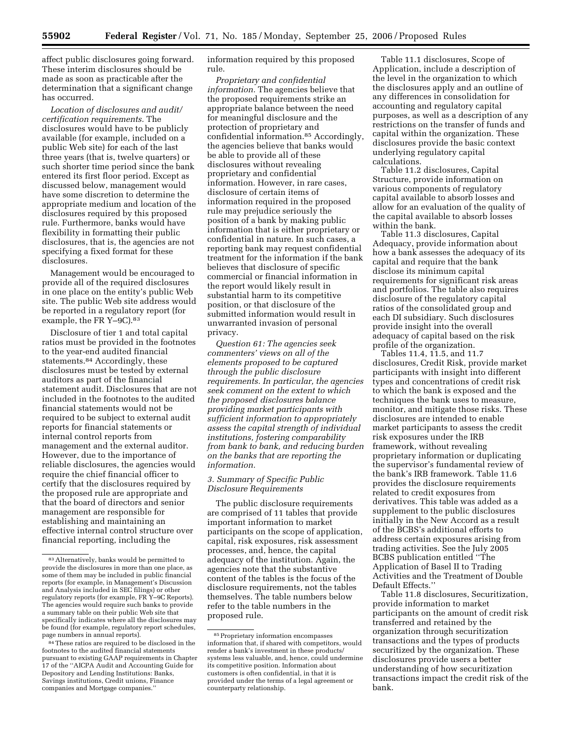affect public disclosures going forward. These interim disclosures should be made as soon as practicable after the determination that a significant change has occurred.

*Location of disclosures and audit/certification requirements.* The disclosures would have to be publicly available (for example, included on a public Web site) for each of the last three years (that is, twelve quarters) or such shorter time period since the bank entered its first floor period. Except as discussed below, management would have some discretion to determine the appropriate medium and location of the disclosures required by this proposed rule. Furthermore, banks would have flexibility in formatting their public disclosures, that is, the agencies are not specifying a fixed format for these disclosures.

Management would be encouraged to provide all of the required disclosures in one place on the entity's public Web site. The public Web site address would be reported in a regulatory report (for example, the FR Y–9C).[83]

Disclosure of tier 1 and total capital ratios must be provided in the footnotes to the year-end audited financial statements.[84] Accordingly, these disclosures must be tested by external auditors as part of the financial statement audit. Disclosures that are not included in the footnotes to the audited financial statements would not be required to be subject to external audit reports for financial statements or internal control reports from management and the external auditor. However, due to the importance of reliable disclosures, the agencies would require the chief financial officer to certify that the disclosures required by the proposed rule are appropriate and that the board of directors and senior management are responsible for establishing and maintaining an effective internal control structure over financial reporting, including the information required by this proposed rule.

*Proprietary and confidential information.* The agencies believe that the proposed requirements strike an appropriate balance between the need for meaningful disclosure and the protection of proprietary and confidential information.[85] Accordingly, the agencies believe that banks would be able to provide all of these disclosures without revealing proprietary and confidential information. However, in rare cases, disclosure of certain items of information required in the proposed rule may prejudice seriously the position of a bank by making public information that is either proprietary or confidential in nature. In such cases, a reporting bank may request confidential treatment for the information if the bank believes that disclosure of specific commercial or financial information in the report would likely result in substantial harm to its competitive position, or that disclosure of the submitted information would result in unwarranted invasion of personal privacy.

*Question 61: The agencies seek commenters' views on all of the elements proposed to be captured through the public disclosure requirements. In particular, the agencies seek comment on the extent to which the proposed disclosures balance providing market participants with sufficient information to appropriately assess the capital strength of individual institutions, fostering comparability from bank to bank, and reducing burden on the banks that are reporting the information.*

### 3. Summary of Specific Public Disclosure Requirements

The public disclosure requirements are comprised of 11 tables that provide important information to market participants on the scope of application, capital, risk exposures, risk assessment processes, and, hence, the capital adequacy of the institution. Again, the agencies note that the substantive content of the tables is the focus of the disclosure requirements, not the tables themselves. The table numbers below refer to the table numbers in the proposed rule.

Table 11.1 disclosures, Scope of Application, include a description of the level in the organization to which the disclosures apply and an outline of any differences in consolidation for accounting and regulatory capital purposes, as well as a description of any restrictions on the transfer of funds and capital within the organization. These disclosures provide the basic context underlying regulatory capital calculations.

Table 11.2 disclosures, Capital Structure, provide information on various components of regulatory capital available to absorb losses and allow for an evaluation of the quality of the capital available to absorb losses within the bank.

Table 11.3 disclosures, Capital Adequacy, provide information about how a bank assesses the adequacy of its capital and require that the bank disclose its minimum capital requirements for significant risk areas and portfolios. The table also requires disclosure of the regulatory capital ratios of the consolidated group and each DI subsidiary. Such disclosures provide insight into the overall adequacy of capital based on the risk profile of the organization.

Tables 11.4, 11.5, and 11.7 disclosures, Credit Risk, provide market participants with insight into different types and concentrations of credit risk to which the bank is exposed and the techniques the bank uses to measure, monitor, and mitigate those risks. These disclosures are intended to enable market participants to assess the credit risk exposures under the IRB framework, without revealing proprietary information or duplicating the supervisor's fundamental review of the bank's IRB framework. Table 11.6 provides the disclosure requirements related to credit exposures from derivatives. This table was added as a supplement to the public disclosures initially in the New Accord as a result of the BCBS's additional efforts to address certain exposures arising from trading activities. See the July 2005 BCBS publication entitled ''The Application of Basel II to Trading Activities and the Treatment of Double Default Effects.''

Table 11.8 disclosures, Securitization, provide information to market participants on the amount of credit risk transferred and retained by the organization through securitization transactions and the types of products securitized by the organization. These disclosures provide users a better understanding of how securitization transactions impact the credit risk of the bank.

---

[83] Alternatively, banks would be permitted to provide the disclosures in more than one place, as some of them may be included in public financial reports (for example, in Management's Discussion and Analysis included in SEC filings) or other regulatory reports (for example, FR Y–9C Reports). The agencies would require such banks to provide a summary table on their public Web site that specifically indicates where all the disclosures may be found (for example, regulatory report schedules, page numbers in annual reports).

[84] These ratios are required to be disclosed in the footnotes to the audited financial statements pursuant to existing GAAP requirements in Chapter 17 of the ''AICPA Audit and Accounting Guide for Depository and Lending Institutions: Banks, Savings institutions, Credit unions, Finance companies and Mortgage companies.''

[85] Proprietary information encompasses information that, if shared with competitors, would render a bank's investment in these products/systems less valuable, and, hence, could undermine its competitive position. Information about customers is often confidential, in that it is provided under the terms of a legal agreement or counterparty relationship.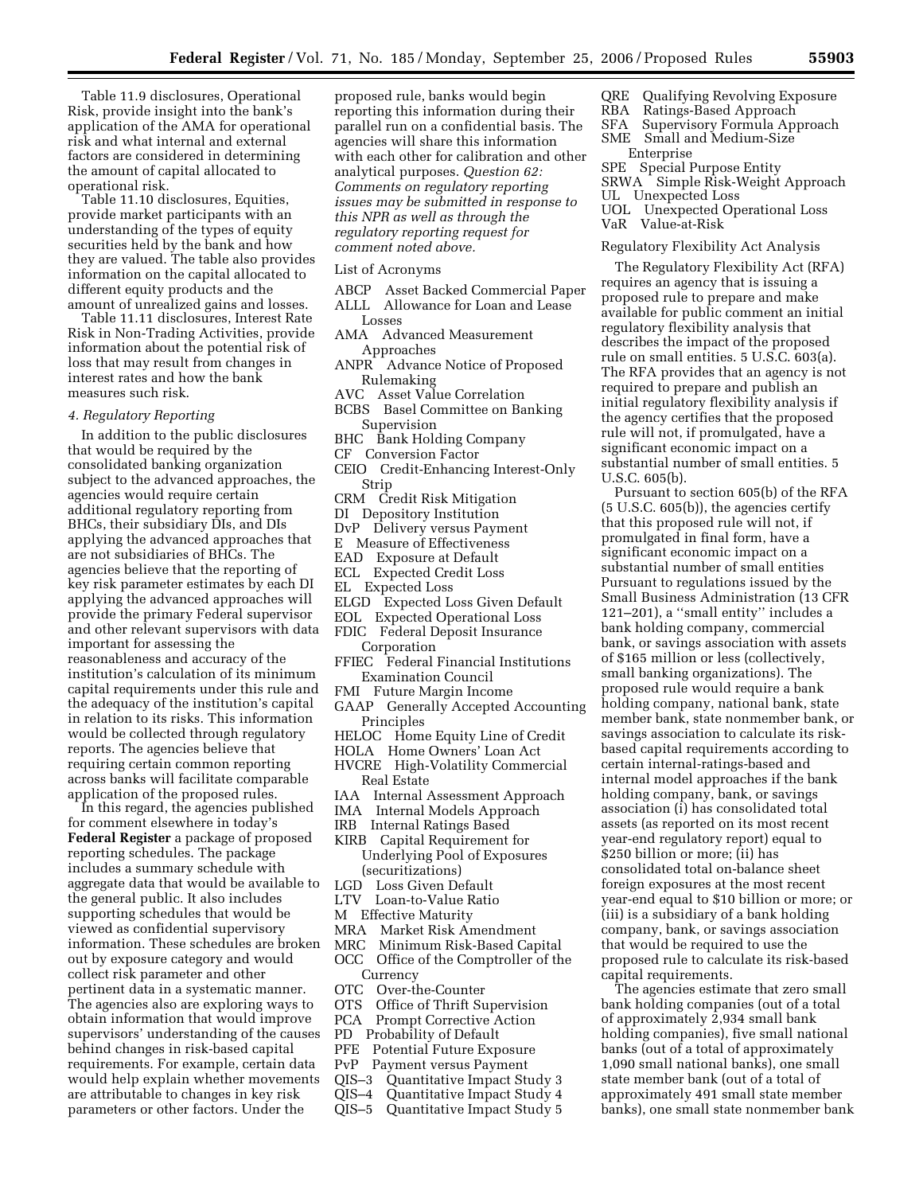Table 11.9 disclosures, Operational Risk, provide insight into the bank's application of the AMA for operational risk and what internal and external factors are considered in determining the amount of capital allocated to operational risk.

Table 11.10 disclosures, Equities, provide market participants with an understanding of the types of equity securities held by the bank and how they are valued. The table also provides information on the capital allocated to different equity products and the amount of unrealized gains and losses.

Table 11.11 disclosures, Interest Rate Risk in Non-Trading Activities, provide information about the potential risk of loss that may result from changes in interest rates and how the bank measures such risk.

*4. Regulatory Reporting*

In addition to the public disclosures that would be required by the consolidated banking organization subject to the advanced approaches, the agencies would require certain additional regulatory reporting from BHCs, their subsidiary DIs, and DIs applying the advanced approaches that are not subsidiaries of BHCs. The agencies believe that the reporting of key risk parameter estimates by each DI applying the advanced approaches will provide the primary Federal supervisor and other relevant supervisors with data important for assessing the reasonableness and accuracy of the institution's calculation of its minimum capital requirements under this rule and the adequacy of the institution's capital in relation to its risks. This information would be collected through regulatory reports. The agencies believe that requiring certain common reporting across banks will facilitate comparable application of the proposed rules.

In this regard, the agencies published for comment elsewhere in today's **Federal Register** a package of proposed reporting schedules. The package includes a summary schedule with aggregate data that would be available to the general public. It also includes supporting schedules that would be viewed as confidential supervisory information. These schedules are broken out by exposure category and would collect risk parameter and other pertinent data in a systematic manner. The agencies also are exploring ways to obtain information that would improve supervisors' understanding of the causes behind changes in risk-based capital requirements. For example, certain data would help explain whether movements are attributable to changes in key risk parameters or other factors. Under the proposed rule, banks would begin reporting this information during their parallel run on a confidential basis. The agencies will share this information with each other for calibration and other analytical purposes. *Question 62: Comments on regulatory reporting issues may be submitted in response to this NPR as well as through the regulatory reporting request for comment noted above.*

List of Acronyms

ABCP Asset Backed Commercial Paper
ALLL Allowance for Loan and Lease Losses
AMA Advanced Measurement Approaches
ANPR Advance Notice of Proposed Rulemaking
AVC Asset Value Correlation
BCBS Basel Committee on Banking Supervision
BHC Bank Holding Company
CF Conversion Factor
CEIO Credit-Enhancing Interest-Only Strip
CRM Credit Risk Mitigation
DI Depository Institution
DvP Delivery versus Payment
E Measure of Effectiveness
EAD Exposure at Default
ECL Expected Credit Loss
EL Expected Loss
ELGD Expected Loss Given Default
EOL Expected Operational Loss
FDIC Federal Deposit Insurance Corporation
FFIEC Federal Financial Institutions Examination Council
FMI Future Margin Income
GAAP Generally Accepted Accounting Principles
HELOC Home Equity Line of Credit
HOLA Home Owners' Loan Act
HVCRE High-Volatility Commercial Real Estate
IAA Internal Assessment Approach
IMA Internal Models Approach
IRB Internal Ratings Based
KIRB Capital Requirement for Underlying Pool of Exposures (securitizations)
LGD Loss Given Default
LTV Loan-to-Value Ratio
M Effective Maturity
MRA Market Risk Amendment
MRC Minimum Risk-Based Capital
OCC Office of the Comptroller of the Currency
OTC Over-the-Counter
OTS Office of Thrift Supervision
PCA Prompt Corrective Action
PD Probability of Default
PFE Potential Future Exposure
PvP Payment versus Payment
QIS–3 Quantitative Impact Study 3
QIS–4 Quantitative Impact Study 4
QIS–5 Quantitative Impact Study 5
QRE Qualifying Revolving Exposure
RBA Ratings-Based Approach
SFA Supervisory Formula Approach
SME Small and Medium-Size Enterprise
SPE Special Purpose Entity
SRWA Simple Risk-Weight Approach
UL Unexpected Loss
UOL Unexpected Operational Loss
VaR Value-at-Risk

Regulatory Flexibility Act Analysis

The Regulatory Flexibility Act (RFA) requires an agency that is issuing a proposed rule to prepare and make available for public comment an initial regulatory flexibility analysis that describes the impact of the proposed rule on small entities. 5 U.S.C. 603(a). The RFA provides that an agency is not required to prepare and publish an initial regulatory flexibility analysis if the agency certifies that the proposed rule will not, if promulgated, have a significant economic impact on a substantial number of small entities. 5 U.S.C. 605(b).

Pursuant to section 605(b) of the RFA (5 U.S.C. 605(b)), the agencies certify that this proposed rule will not, if promulgated in final form, have a significant economic impact on a substantial number of small entities Pursuant to regulations issued by the Small Business Administration (13 CFR 121–201), a ''small entity'' includes a bank holding company, commercial bank, or savings association with assets of $165 million or less (collectively, small banking organizations). The proposed rule would require a bank holding company, national bank, state member bank, state nonmember bank, or savings association to calculate its risk-based capital requirements according to certain internal-ratings-based and internal model approaches if the bank holding company, bank, or savings association (i) has consolidated total assets (as reported on its most recent year-end regulatory report) equal to $250 billion or more; (ii) has consolidated total on-balance sheet foreign exposures at the most recent year-end equal to $10 billion or more; or (iii) is a subsidiary of a bank holding company, bank, or savings association that would be required to use the proposed rule to calculate its risk-based capital requirements.

The agencies estimate that zero small bank holding companies (out of a total of approximately 2,934 small bank holding companies), five small national banks (out of a total of approximately 1,090 small national banks), one small state member bank (out of a total of approximately 491 small state member banks), one small state nonmember bank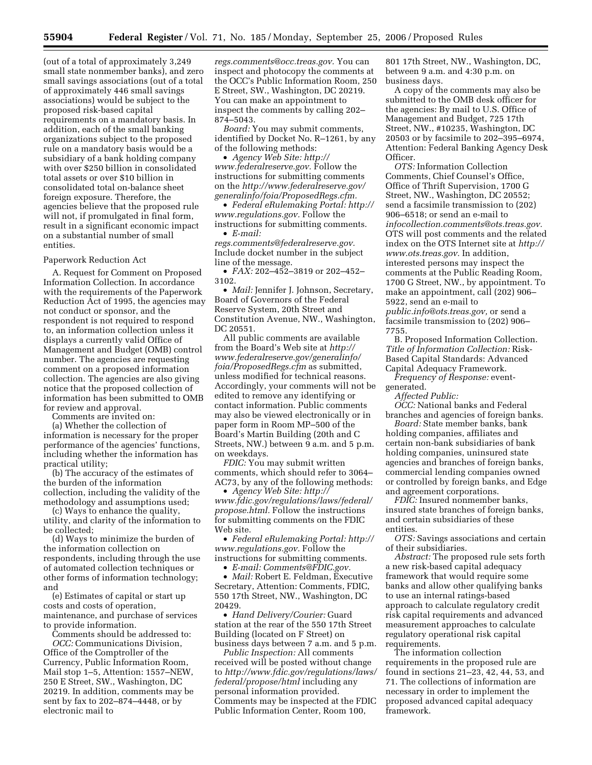(out of a total of approximately 3,249 small state nonmember banks), and zero small savings associations (out of a total of approximately 446 small savings associations) would be subject to the proposed risk-based capital requirements on a mandatory basis. In addition, each of the small banking organizations subject to the proposed rule on a mandatory basis would be a subsidiary of a bank holding company with over $250 billion in consolidated total assets or over $10 billion in consolidated total on-balance sheet foreign exposure. Therefore, the agencies believe that the proposed rule will not, if promulgated in final form, result in a significant economic impact on a substantial number of small entities.

Paperwork Reduction Act

A. Request for Comment on Proposed Information Collection. In accordance with the requirements of the Paperwork Reduction Act of 1995, the agencies may not conduct or sponsor, and the respondent is not required to respond to, an information collection unless it displays a currently valid Office of Management and Budget (OMB) control number. The agencies are requesting comment on a proposed information collection. The agencies are also giving notice that the proposed collection of information has been submitted to OMB for review and approval.

Comments are invited on:

(a) Whether the collection of information is necessary for the proper performance of the agencies' functions, including whether the information has practical utility;

(b) The accuracy of the estimates of the burden of the information collection, including the validity of the methodology and assumptions used;

(c) Ways to enhance the quality, utility, and clarity of the information to be collected;

(d) Ways to minimize the burden of the information collection on respondents, including through the use of automated collection techniques or other forms of information technology; and

(e) Estimates of capital or start up costs and costs of operation, maintenance, and purchase of services to provide information.

Comments should be addressed to:

*OCC:* Communications Division, Office of the Comptroller of the Currency, Public Information Room, Mail stop 1–5, Attention: 1557–NEW, 250 E Street, SW., Washington, DC 20219. In addition, comments may be sent by fax to 202–874–4448, or by electronic mail to *regs.comments@occ.treas.gov.* You can inspect and photocopy the comments at the OCC's Public Information Room, 250 E Street, SW., Washington, DC 20219. You can make an appointment to inspect the comments by calling 202–874–5043.

*Board:* You may submit comments, identified by Docket No. R–1261, by any of the following methods:

- *Agency Web Site: http://www.federalreserve.gov.* Follow the instructions for submitting comments on the *http://www.federalreserve.gov/generalinfo/foia/ProposedRegs.cfm.*
- *Federal eRulemaking Portal: http://www.regulations.gov.* Follow the instructions for submitting comments.
- *E-mail: regs.comments@federalreserve.gov.* Include docket number in the subject line of the message.
- *FAX:* 202–452–3819 or 202–452–3102.
- *Mail:* Jennifer J. Johnson, Secretary, Board of Governors of the Federal Reserve System, 20th Street and Constitution Avenue, NW., Washington, DC 20551.

All public comments are available from the Board's Web site at *http://www.federalreserve.gov/generalinfo/foia/ProposedRegs.cfm* as submitted, unless modified for technical reasons. Accordingly, your comments will not be edited to remove any identifying or contact information. Public comments may also be viewed electronically or in paper form in Room MP–500 of the Board's Martin Building (20th and C Streets, NW.) between 9 a.m. and 5 p.m. on weekdays.

*FDIC:* You may submit written comments, which should refer to 3064–AC73, by any of the following methods:

- *Agency Web Site: http://www.fdic.gov/regulations/laws/federal/propose.html.* Follow the instructions for submitting comments on the FDIC Web site.
- *Federal eRulemaking Portal: http://www.regulations.gov.* Follow the instructions for submitting comments.
- *E-mail: Comments@FDIC.gov.*
- *Mail:* Robert E. Feldman, Executive Secretary, Attention: Comments, FDIC, 550 17th Street, NW., Washington, DC 20429.
- *Hand Delivery/Courier:* Guard station at the rear of the 550 17th Street Building (located on F Street) on business days between 7 a.m. and 5 p.m.

*Public Inspection:* All comments received will be posted without change to *http://www.fdic.gov/regulations/laws/federal/propose/html* including any personal information provided. Comments may be inspected at the FDIC Public Information Center, Room 100, 801 17th Street, NW., Washington, DC between 9 a.m. and 4:30 p.m. on business days.

A copy of the comments may also be submitted to the OMB desk officer for the agencies: By mail to U.S. Office of Management and Budget, 725 17th Street, NW., #10235, Washington, DC 20503 or by facsimile to 202–395–6974, Attention: Federal Banking Agency Desk Officer.

*OTS:* Information Collection Comments, Chief Counsel's Office, Office of Thrift Supervision, 1700 G Street, NW., Washington, DC 20552; send a facsimile transmission to (202) 906–6518; or send an e-mail to *infocollection.comments@ots.treas.gov.* OTS will post comments and the related index on the OTS Internet site at *http://www.ots.treas.gov.* In addition, interested persons may inspect the comments at the Public Reading Room, 1700 G Street, NW., by appointment. To make an appointment, call (202) 906–5922, send an e-mail to *public.info@ots.treas.gov,* or send a facsimile transmission to (202) 906–7755.

B. Proposed Information Collection.

*Title of Information Collection:* Risk-Based Capital Standards: Advanced Capital Adequacy Framework.

*Frequency of Response:* event-generated.

*Affected Public:*

*OCC:* National banks and Federal branches and agencies of foreign banks.

*Board:* State member banks, bank holding companies, affiliates and certain non-bank subsidiaries of bank holding companies, uninsured state agencies and branches of foreign banks, commercial lending companies owned or controlled by foreign banks, and Edge and agreement corporations.

*FDIC:* Insured nonmember banks, insured state branches of foreign banks, and certain subsidiaries of these entities.

*OTS:* Savings associations and certain of their subsidiaries.

*Abstract:* The proposed rule sets forth a new risk-based capital adequacy framework that would require some banks and allow other qualifying banks to use an internal ratings-based approach to calculate regulatory credit risk capital requirements and advanced measurement approaches to calculate regulatory operational risk capital requirements.

The information collection requirements in the proposed rule are found in sections 21–23, 42, 44, 53, and 71. The collections of information are necessary in order to implement the proposed advanced capital adequacy framework.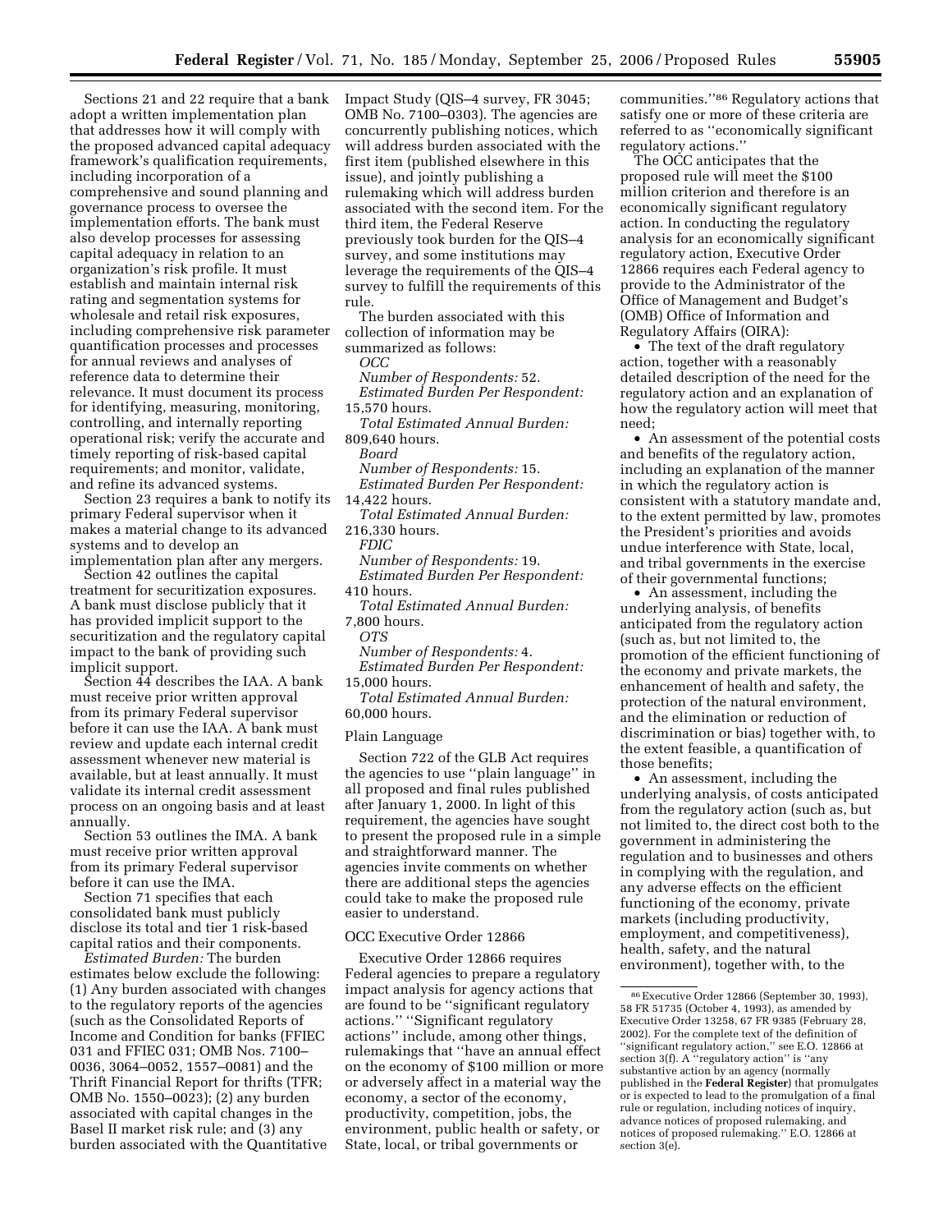Sections 21 and 22 require that a bank adopt a written implementation plan that addresses how it will comply with the proposed advanced capital adequacy framework's qualification requirements, including incorporation of a comprehensive and sound planning and governance process to oversee the implementation efforts. The bank must also develop processes for assessing capital adequacy in relation to an organization's risk profile. It must establish and maintain internal risk rating and segmentation systems for wholesale and retail risk exposures, including comprehensive risk parameter quantification processes and processes for annual reviews and analyses of reference data to determine their relevance. It must document its process for identifying, measuring, monitoring, controlling, and internally reporting operational risk; verify the accurate and timely reporting of risk-based capital requirements; and monitor, validate, and refine its advanced systems.

Section 23 requires a bank to notify its primary Federal supervisor when it makes a material change to its advanced systems and to develop an implementation plan after any mergers.

Section 42 outlines the capital treatment for securitization exposures. A bank must disclose publicly that it has provided implicit support to the securitization and the regulatory capital impact to the bank of providing such implicit support.

Section 44 describes the IAA. A bank must receive prior written approval from its primary Federal supervisor before it can use the IAA. A bank must review and update each internal credit assessment whenever new material is available, but at least annually. It must validate its internal credit assessment process on an ongoing basis and at least annually.

Section 53 outlines the IMA. A bank must receive prior written approval from its primary Federal supervisor before it can use the IMA.

Section 71 specifies that each consolidated bank must publicly disclose its total and tier 1 risk-based capital ratios and their components.

*Estimated Burden:* The burden estimates below exclude the following: (1) Any burden associated with changes to the regulatory reports of the agencies (such as the Consolidated Reports of Income and Condition for banks (FFIEC 031 and FFIEC 031; OMB Nos. 7100–0036, 3064–0052, 1557–0081) and the Thrift Financial Report for thrifts (TFR; OMB No. 1550–0023); (2) any burden associated with capital changes in the Basel II market risk rule; and (3) any burden associated with the Quantitative Impact Study (QIS–4 survey, FR 3045; OMB No. 7100–0303). The agencies are concurrently publishing notices, which will address burden associated with the first item (published elsewhere in this issue), and jointly publishing a rulemaking which will address burden associated with the second item. For the third item, the Federal Reserve previously took burden for the QIS–4 survey, and some institutions may leverage the requirements of the QIS–4 survey to fulfill the requirements of this rule.

The burden associated with this collection of information may be summarized as follows:

*OCC*

*Number of Respondents:* 52.

*Estimated Burden Per Respondent:* 15,570 hours.

*Total Estimated Annual Burden:* 809,640 hours.

*Board*

*Number of Respondents:* 15.

*Estimated Burden Per Respondent:* 14,422 hours.

*Total Estimated Annual Burden:* 216,330 hours.

*FDIC*

*Number of Respondents:* 19.

*Estimated Burden Per Respondent:* 410 hours.

*Total Estimated Annual Burden:* 7,800 hours.

*OTS*

*Number of Respondents:* 4.

*Estimated Burden Per Respondent:* 15,000 hours.

*Total Estimated Annual Burden:* 60,000 hours.

## Plain Language

Section 722 of the GLB Act requires the agencies to use ''plain language'' in all proposed and final rules published after January 1, 2000. In light of this requirement, the agencies have sought to present the proposed rule in a simple and straightforward manner. The agencies invite comments on whether there are additional steps the agencies could take to make the proposed rule easier to understand.

## OCC Executive Order 12866

Executive Order 12866 requires Federal agencies to prepare a regulatory impact analysis for agency actions that are found to be ''significant regulatory actions.'' ''Significant regulatory actions'' include, among other things, rulemakings that ''have an annual effect on the economy of $100 million or more or adversely affect in a material way the economy, a sector of the economy, productivity, competition, jobs, the environment, public health or safety, or State, local, or tribal governments or communities.''[86] Regulatory actions that satisfy one or more of these criteria are referred to as ''economically significant regulatory actions.''

The OCC anticipates that the proposed rule will meet the $100 million criterion and therefore is an economically significant regulatory action. In conducting the regulatory analysis for an economically significant regulatory action, Executive Order 12866 requires each Federal agency to provide to the Administrator of the Office of Management and Budget's (OMB) Office of Information and Regulatory Affairs (OIRA):

- The text of the draft regulatory action, together with a reasonably detailed description of the need for the regulatory action and an explanation of how the regulatory action will meet that need;
- An assessment of the potential costs and benefits of the regulatory action, including an explanation of the manner in which the regulatory action is consistent with a statutory mandate and, to the extent permitted by law, promotes the President's priorities and avoids undue interference with State, local, and tribal governments in the exercise of their governmental functions;
- An assessment, including the underlying analysis, of benefits anticipated from the regulatory action (such as, but not limited to, the promotion of the efficient functioning of the economy and private markets, the enhancement of health and safety, the protection of the natural environment, and the elimination or reduction of discrimination or bias) together with, to the extent feasible, a quantification of those benefits;
- An assessment, including the underlying analysis, of costs anticipated from the regulatory action (such as, but not limited to, the direct cost both to the government in administering the regulation and to businesses and others in complying with the regulation, and any adverse effects on the efficient functioning of the economy, private markets (including productivity, employment, and competitiveness), health, safety, and the natural environment), together with, to the

[86] Executive Order 12866 (September 30, 1993), 58 FR 51735 (October 4, 1993), as amended by Executive Order 13258, 67 FR 9385 (February 28, 2002). For the complete text of the definition of ''significant regulatory action,'' see E.O. 12866 at section 3(f). A ''regulatory action'' is ''any substantive action by an agency (normally published in the **Federal Register**) that promulgates or is expected to lead to the promulgation of a final rule or regulation, including notices of inquiry, advance notices of proposed rulemaking, and notices of proposed rulemaking.'' E.O. 12866 at section 3(e).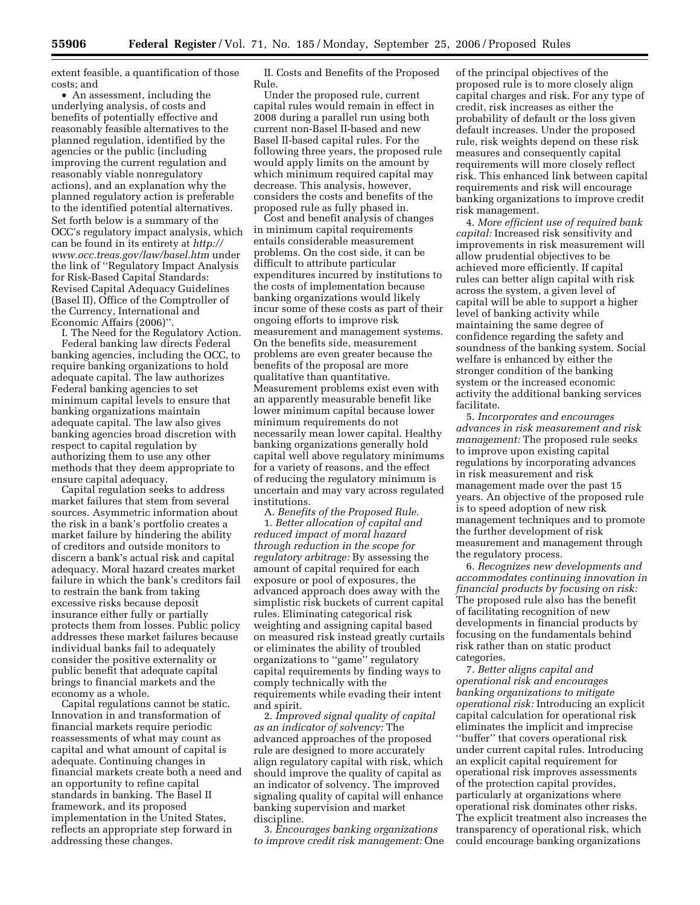extent feasible, a quantification of those costs; and

- An assessment, including the underlying analysis, of costs and benefits of potentially effective and reasonably feasible alternatives to the planned regulation, identified by the agencies or the public (including improving the current regulation and reasonably viable nonregulatory actions), and an explanation why the planned regulatory action is preferable to the identified potential alternatives.

Set forth below is a summary of the OCC's regulatory impact analysis, which can be found in its entirety at *http://www.occ.treas.gov/law/basel.htm* under the link of "Regulatory Impact Analysis for Risk-Based Capital Standards: Revised Capital Adequacy Guidelines (Basel II), Office of the Comptroller of the Currency, International and Economic Affairs (2006)".

I. The Need for the Regulatory Action.

Federal banking law directs Federal banking agencies, including the OCC, to require banking organizations to hold adequate capital. The law authorizes Federal banking agencies to set minimum capital levels to ensure that banking organizations maintain adequate capital. The law also gives banking agencies broad discretion with respect to capital regulation by authorizing them to use any other methods that they deem appropriate to ensure capital adequacy.

Capital regulation seeks to address market failures that stem from several sources. Asymmetric information about the risk in a bank's portfolio creates a market failure by hindering the ability of creditors and outside monitors to discern a bank's actual risk and capital adequacy. Moral hazard creates market failure in which the bank's creditors fail to restrain the bank from taking excessive risks because deposit insurance either fully or partially protects them from losses. Public policy addresses these market failures because individual banks fail to adequately consider the positive externality or public benefit that adequate capital brings to financial markets and the economy as a whole.

Capital regulations cannot be static. Innovation in and transformation of financial markets require periodic reassessments of what may count as capital and what amount of capital is adequate. Continuing changes in financial markets create both a need and an opportunity to refine capital standards in banking. The Basel II framework, and its proposed implementation in the United States, reflects an appropriate step forward in addressing these changes.

II. Costs and Benefits of the Proposed Rule.

Under the proposed rule, current capital rules would remain in effect in 2008 during a parallel run using both current non-Basel II-based and new Basel II-based capital rules. For the following three years, the proposed rule would apply limits on the amount by which minimum required capital may decrease. This analysis, however, considers the costs and benefits of the proposed rule as fully phased in.

Cost and benefit analysis of changes in minimum capital requirements entails considerable measurement problems. On the cost side, it can be difficult to attribute particular expenditures incurred by institutions to the costs of implementation because banking organizations would likely incur some of these costs as part of their ongoing efforts to improve risk measurement and management systems. On the benefits side, measurement problems are even greater because the benefits of the proposal are more qualitative than quantitative. Measurement problems exist even with an apparently measurable benefit like lower minimum capital because lower minimum requirements do not necessarily mean lower capital. Healthy banking organizations generally hold capital well above regulatory minimums for a variety of reasons, and the effect of reducing the regulatory minimum is uncertain and may vary across regulated institutions.

A. *Benefits of the Proposed Rule.*

1. *Better allocation of capital and reduced impact of moral hazard through reduction in the scope for regulatory arbitrage:* By assessing the amount of capital required for each exposure or pool of exposures, the advanced approach does away with the simplistic risk buckets of current capital rules. Eliminating categorical risk weighting and assigning capital based on measured risk instead greatly curtails or eliminates the ability of troubled organizations to "game" regulatory capital requirements by finding ways to comply technically with the requirements while evading their intent and spirit.

2. *Improved signal quality of capital as an indicator of solvency:* The advanced approaches of the proposed rule are designed to more accurately align regulatory capital with risk, which should improve the quality of capital as an indicator of solvency. The improved signaling quality of capital will enhance banking supervision and market discipline.

3. *Encourages banking organizations to improve credit risk management:* One of the principal objectives of the proposed rule is to more closely align capital charges and risk. For any type of credit, risk increases as either the probability of default or the loss given default increases. Under the proposed rule, risk weights depend on these risk measures and consequently capital requirements will more closely reflect risk. This enhanced link between capital requirements and risk will encourage banking organizations to improve credit risk management.

4. *More efficient use of required bank capital:* Increased risk sensitivity and improvements in risk measurement will allow prudential objectives to be achieved more efficiently. If capital rules can better align capital with risk across the system, a given level of capital will be able to support a higher level of banking activity while maintaining the same degree of confidence regarding the safety and soundness of the banking system. Social welfare is enhanced by either the stronger condition of the banking system or the increased economic activity the additional banking services facilitate.

5. *Incorporates and encourages advances in risk measurement and risk management:* The proposed rule seeks to improve upon existing capital regulations by incorporating advances in risk measurement and risk management made over the past 15 years. An objective of the proposed rule is to speed adoption of new risk management techniques and to promote the further development of risk measurement and management through the regulatory process.

6. *Recognizes new developments and accommodates continuing innovation in financial products by focusing on risk:* The proposed rule also has the benefit of facilitating recognition of new developments in financial products by focusing on the fundamentals behind risk rather than on static product categories.

7. *Better aligns capital and operational risk and encourages banking organizations to mitigate operational risk:* Introducing an explicit capital calculation for operational risk eliminates the implicit and imprecise "buffer" that covers operational risk under current capital rules. Introducing an explicit capital requirement for operational risk improves assessments of the protection capital provides, particularly at organizations where operational risk dominates other risks. The explicit treatment also increases the transparency of operational risk, which could encourage banking organizations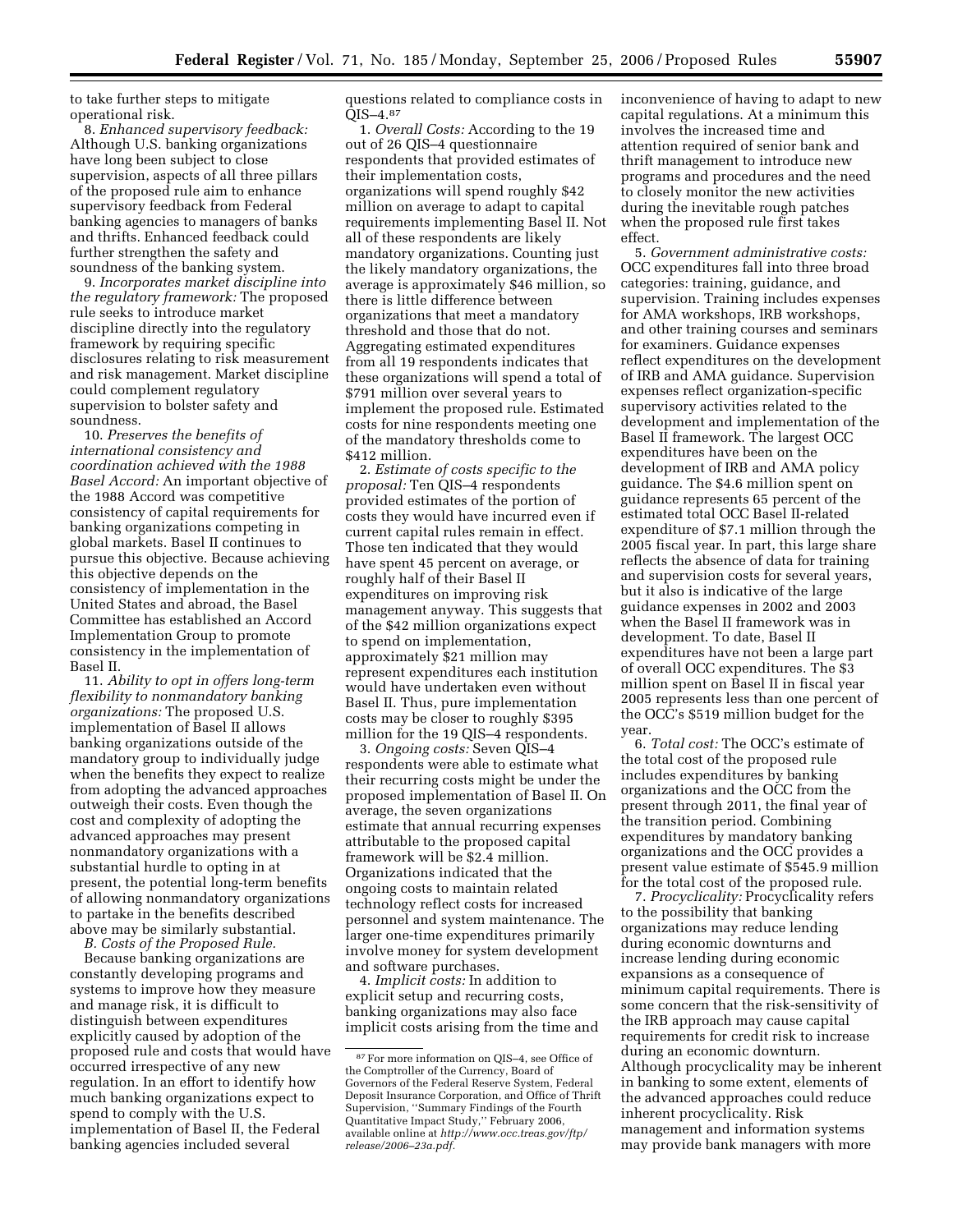to take further steps to mitigate operational risk.

8. *Enhanced supervisory feedback:* Although U.S. banking organizations have long been subject to close supervision, aspects of all three pillars of the proposed rule aim to enhance supervisory feedback from Federal banking agencies to managers of banks and thrifts. Enhanced feedback could further strengthen the safety and soundness of the banking system.

9. *Incorporates market discipline into the regulatory framework:* The proposed rule seeks to introduce market discipline directly into the regulatory framework by requiring specific disclosures relating to risk measurement and risk management. Market discipline could complement regulatory supervision to bolster safety and soundness.

10. *Preserves the benefits of international consistency and coordination achieved with the 1988 Basel Accord:* An important objective of the 1988 Accord was competitive consistency of capital requirements for banking organizations competing in global markets. Basel II continues to pursue this objective. Because achieving this objective depends on the consistency of implementation in the United States and abroad, the Basel Committee has established an Accord Implementation Group to promote consistency in the implementation of Basel II.

11. *Ability to opt in offers long-term flexibility to nonmandatory banking organizations:* The proposed U.S. implementation of Basel II allows banking organizations outside of the mandatory group to individually judge when the benefits they expect to realize from adopting the advanced approaches outweigh their costs. Even though the cost and complexity of adopting the advanced approaches may present nonmandatory organizations with a substantial hurdle to opting in at present, the potential long-term benefits of allowing nonmandatory organizations to partake in the benefits described above may be similarly substantial.

*B. Costs of the Proposed Rule.*

Because banking organizations are constantly developing programs and systems to improve how they measure and manage risk, it is difficult to distinguish between expenditures explicitly caused by adoption of the proposed rule and costs that would have occurred irrespective of any new regulation. In an effort to identify how much banking organizations expect to spend to comply with the U.S. implementation of Basel II, the Federal banking agencies included several questions related to compliance costs in QIS–4.[87]

1. *Overall Costs:* According to the 19 out of 26 QIS–4 questionnaire respondents that provided estimates of their implementation costs, organizations will spend roughly $42 million on average to adapt to capital requirements implementing Basel II. Not all of these respondents are likely mandatory organizations. Counting just the likely mandatory organizations, the average is approximately $46 million, so there is little difference between organizations that meet a mandatory threshold and those that do not. Aggregating estimated expenditures from all 19 respondents indicates that these organizations will spend a total of $791 million over several years to implement the proposed rule. Estimated costs for nine respondents meeting one of the mandatory thresholds come to $412 million.

2. *Estimate of costs specific to the proposal:* Ten QIS–4 respondents provided estimates of the portion of costs they would have incurred even if current capital rules remain in effect. Those ten indicated that they would have spent 45 percent on average, or roughly half of their Basel II expenditures on improving risk management anyway. This suggests that of the $42 million organizations expect to spend on implementation, approximately $21 million may represent expenditures each institution would have undertaken even without Basel II. Thus, pure implementation costs may be closer to roughly $395 million for the 19 QIS–4 respondents.

3. *Ongoing costs:* Seven QIS–4 respondents were able to estimate what their recurring costs might be under the proposed implementation of Basel II. On average, the seven organizations estimate that annual recurring expenses attributable to the proposed capital framework will be $2.4 million. Organizations indicated that the ongoing costs to maintain related technology reflect costs for increased personnel and system maintenance. The larger one-time expenditures primarily involve money for system development and software purchases.

4. *Implicit costs:* In addition to explicit setup and recurring costs, banking organizations may also face implicit costs arising from the time and inconvenience of having to adapt to new capital regulations. At a minimum this involves the increased time and attention required of senior bank and thrift management to introduce new programs and procedures and the need to closely monitor the new activities during the inevitable rough patches when the proposed rule first takes effect.

5. *Government administrative costs:* OCC expenditures fall into three broad categories: training, guidance, and supervision. Training includes expenses for AMA workshops, IRB workshops, and other training courses and seminars for examiners. Guidance expenses reflect expenditures on the development of IRB and AMA guidance. Supervision expenses reflect organization-specific supervisory activities related to the development and implementation of the Basel II framework. The largest OCC expenditures have been on the development of IRB and AMA policy guidance. The $4.6 million spent on guidance represents 65 percent of the estimated total OCC Basel II-related expenditure of $7.1 million through the 2005 fiscal year. In part, this large share reflects the absence of data for training and supervision costs for several years, but it also is indicative of the large guidance expenses in 2002 and 2003 when the Basel II framework was in development. To date, Basel II expenditures have not been a large part of overall OCC expenditures. The $3 million spent on Basel II in fiscal year 2005 represents less than one percent of the OCC's $519 million budget for the year.

6. *Total cost:* The OCC's estimate of the total cost of the proposed rule includes expenditures by banking organizations and the OCC from the present through 2011, the final year of the transition period. Combining expenditures by mandatory banking organizations and the OCC provides a present value estimate of $545.9 million for the total cost of the proposed rule.

7. *Procyclicality:* Procyclicality refers to the possibility that banking organizations may reduce lending during economic downturns and increase lending during economic expansions as a consequence of minimum capital requirements. There is some concern that the risk-sensitivity of the IRB approach may cause capital requirements for credit risk to increase during an economic downturn. Although procyclicality may be inherent in banking to some extent, elements of the advanced approaches could reduce inherent procyclicality. Risk management and information systems may provide bank managers with more

[87] For more information on QIS–4, see Office of the Comptroller of the Currency, Board of Governors of the Federal Reserve System, Federal Deposit Insurance Corporation, and Office of Thrift Supervision, "Summary Findings of the Fourth Quantitative Impact Study," February 2006, available online at *http://www.occ.treas.gov/ftp/release/2006–23a.pdf.*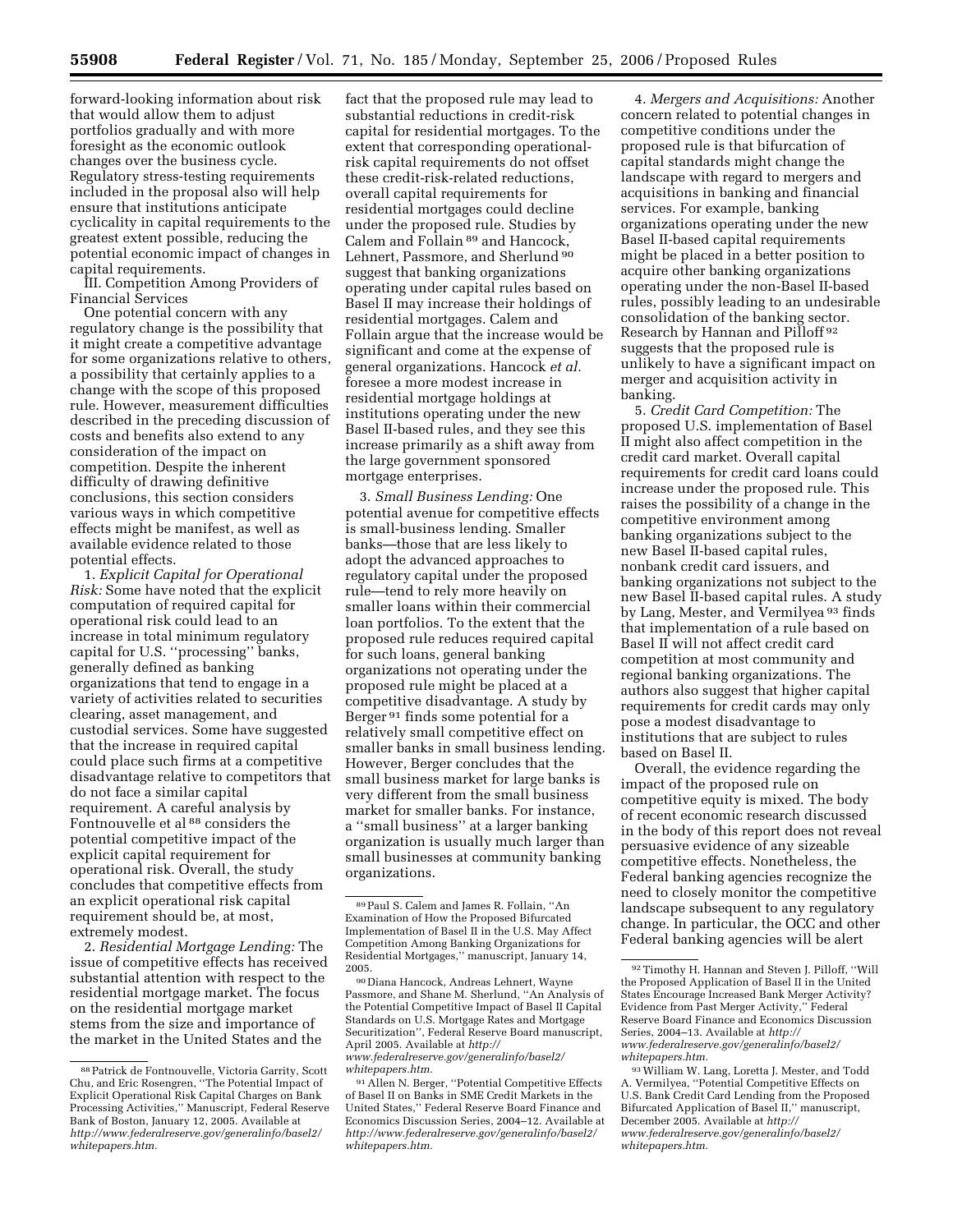forward-looking information about risk that would allow them to adjust portfolios gradually and with more foresight as the economic outlook changes over the business cycle. Regulatory stress-testing requirements included in the proposal also will help ensure that institutions anticipate cyclicality in capital requirements to the greatest extent possible, reducing the potential economic impact of changes in capital requirements.

III. Competition Among Providers of Financial Services

One potential concern with any regulatory change is the possibility that it might create a competitive advantage for some organizations relative to others, a possibility that certainly applies to a change with the scope of this proposed rule. However, measurement difficulties described in the preceding discussion of costs and benefits also extend to any consideration of the impact on competition. Despite the inherent difficulty of drawing definitive conclusions, this section considers various ways in which competitive effects might be manifest, as well as available evidence related to those potential effects.

1. *Explicit Capital for Operational Risk:* Some have noted that the explicit computation of required capital for operational risk could lead to an increase in total minimum regulatory capital for U.S. ''processing'' banks, generally defined as banking organizations that tend to engage in a variety of activities related to securities clearing, asset management, and custodial services. Some have suggested that the increase in required capital could place such firms at a competitive disadvantage relative to competitors that do not face a similar capital requirement. A careful analysis by Fontnouvelle et al [88] considers the potential competitive impact of the explicit capital requirement for operational risk. Overall, the study concludes that competitive effects from an explicit operational risk capital requirement should be, at most, extremely modest.

2. *Residential Mortgage Lending:* The issue of competitive effects has received substantial attention with respect to the residential mortgage market. The focus on the residential mortgage market stems from the size and importance of the market in the United States and the fact that the proposed rule may lead to substantial reductions in credit-risk capital for residential mortgages. To the extent that corresponding operational-risk capital requirements do not offset these credit-risk-related reductions, overall capital requirements for residential mortgages could decline under the proposed rule. Studies by Calem and Follain [89] and Hancock, Lehnert, Passmore, and Sherlund [90] suggest that banking organizations operating under capital rules based on Basel II may increase their holdings of residential mortgages. Calem and Follain argue that the increase would be significant and come at the expense of general organizations. Hancock *et al.* foresee a more modest increase in residential mortgage holdings at institutions operating under the new Basel II-based rules, and they see this increase primarily as a shift away from the large government sponsored mortgage enterprises.

3. *Small Business Lending:* One potential avenue for competitive effects is small-business lending. Smaller banks—those that are less likely to adopt the advanced approaches to regulatory capital under the proposed rule—tend to rely more heavily on smaller loans within their commercial loan portfolios. To the extent that the proposed rule reduces required capital for such loans, general banking organizations not operating under the proposed rule might be placed at a competitive disadvantage. A study by Berger [91] finds some potential for a relatively small competitive effect on smaller banks in small business lending. However, Berger concludes that the small business market for large banks is very different from the small business market for smaller banks. For instance, a ''small business'' at a larger banking organization is usually much larger than small businesses at community banking organizations.

4. *Mergers and Acquisitions:* Another concern related to potential changes in competitive conditions under the proposed rule is that bifurcation of capital standards might change the landscape with regard to mergers and acquisitions in banking and financial services. For example, banking organizations operating under the new Basel II-based capital requirements might be placed in a better position to acquire other banking organizations operating under the non-Basel II-based rules, possibly leading to an undesirable consolidation of the banking sector. Research by Hannan and Pilloff [92] suggests that the proposed rule is unlikely to have a significant impact on merger and acquisition activity in banking.

5. *Credit Card Competition:* The proposed U.S. implementation of Basel II might also affect competition in the credit card market. Overall capital requirements for credit card loans could increase under the proposed rule. This raises the possibility of a change in the competitive environment among banking organizations subject to the new Basel II-based capital rules, nonbank credit card issuers, and banking organizations not subject to the new Basel II-based capital rules. A study by Lang, Mester, and Vermilyea [93] finds that implementation of a rule based on Basel II will not affect credit card competition at most community and regional banking organizations. The authors also suggest that higher capital requirements for credit cards may only pose a modest disadvantage to institutions that are subject to rules based on Basel II.

Overall, the evidence regarding the impact of the proposed rule on competitive equity is mixed. The body of recent economic research discussed in the body of this report does not reveal persuasive evidence of any sizeable competitive effects. Nonetheless, the Federal banking agencies recognize the need to closely monitor the competitive landscape subsequent to any regulatory change. In particular, the OCC and other Federal banking agencies will be alert

---

[88] Patrick de Fontnouvelle, Victoria Garrity, Scott Chu, and Eric Rosengren, ''The Potential Impact of Explicit Operational Risk Capital Charges on Bank Processing Activities,'' Manuscript, Federal Reserve Bank of Boston, January 12, 2005. Available at *http://www.federalreserve.gov/generalinfo/basel2/whitepapers.htm.*

[89] Paul S. Calem and James R. Follain, ''An Examination of How the Proposed Bifurcated Implementation of Basel II in the U.S. May Affect Competition Among Banking Organizations for Residential Mortgages,'' manuscript, January 14, 2005.

[90] Diana Hancock, Andreas Lehnert, Wayne Passmore, and Shane M. Sherlund, ''An Analysis of the Potential Competitive Impact of Basel II Capital Standards on U.S. Mortgage Rates and Mortgage Securitization'', Federal Reserve Board manuscript, April 2005. Available at *http://www.federalreserve.gov/generalinfo/basel2/whitepapers.htm.*

[91] Allen N. Berger, ''Potential Competitive Effects of Basel II on Banks in SME Credit Markets in the United States,'' Federal Reserve Board Finance and Economics Discussion Series, 2004–12. Available at *http://www.federalreserve.gov/generalinfo/basel2/whitepapers.htm.*

[92] Timothy H. Hannan and Steven J. Pilloff, ''Will the Proposed Application of Basel II in the United States Encourage Increased Bank Merger Activity? Evidence from Past Merger Activity,'' Federal Reserve Board Finance and Economics Discussion Series, 2004–13. Available at *http://www.federalreserve.gov/generalinfo/basel2/whitepapers.htm.*

[93] William W. Lang, Loretta J. Mester, and Todd A. Vermilyea, ''Potential Competitive Effects on U.S. Bank Credit Card Lending from the Proposed Bifurcated Application of Basel II,'' manuscript, December 2005. Available at *http://www.federalreserve.gov/generalinfo/basel2/whitepapers.htm.*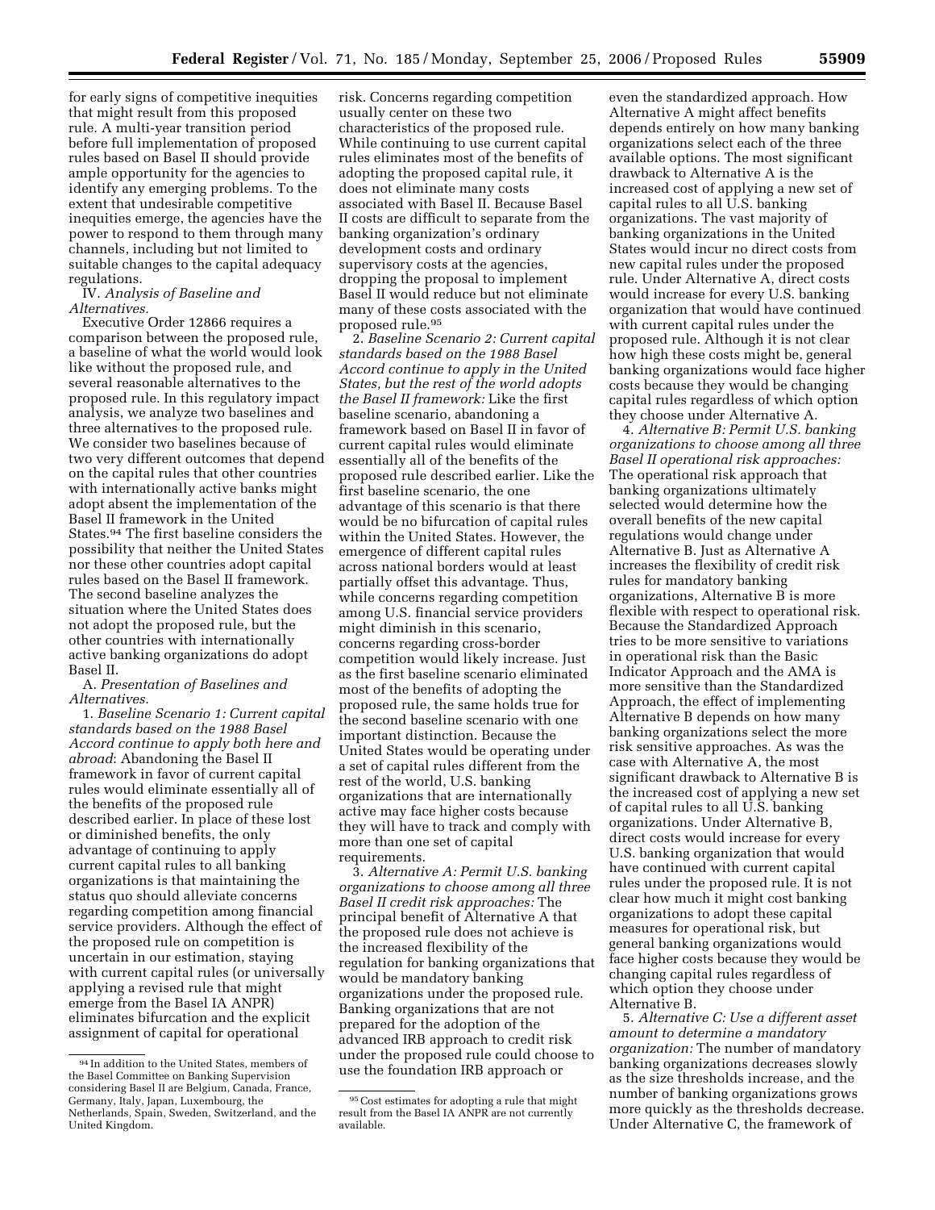for early signs of competitive inequities that might result from this proposed rule. A multi-year transition period before full implementation of proposed rules based on Basel II should provide ample opportunity for the agencies to identify any emerging problems. To the extent that undesirable competitive inequities emerge, the agencies have the power to respond to them through many channels, including but not limited to suitable changes to the capital adequacy regulations.

IV. *Analysis of Baseline and Alternatives.*

Executive Order 12866 requires a comparison between the proposed rule, a baseline of what the world would look like without the proposed rule, and several reasonable alternatives to the proposed rule. In this regulatory impact analysis, we analyze two baselines and three alternatives to the proposed rule. We consider two baselines because of two very different outcomes that depend on the capital rules that other countries with internationally active banks might adopt absent the implementation of the Basel II framework in the United States.[94] The first baseline considers the possibility that neither the United States nor these other countries adopt capital rules based on the Basel II framework. The second baseline analyzes the situation where the United States does not adopt the proposed rule, but the other countries with internationally active banking organizations do adopt Basel II.

A. *Presentation of Baselines and Alternatives.*

1. *Baseline Scenario 1: Current capital standards based on the 1988 Basel Accord continue to apply both here and abroad*: Abandoning the Basel II framework in favor of current capital rules would eliminate essentially all of the benefits of the proposed rule described earlier. In place of these lost or diminished benefits, the only advantage of continuing to apply current capital rules to all banking organizations is that maintaining the status quo should alleviate concerns regarding competition among financial service providers. Although the effect of the proposed rule on competition is uncertain in our estimation, staying with current capital rules (or universally applying a revised rule that might emerge from the Basel IA ANPR) eliminates bifurcation and the explicit assignment of capital for operational risk. Concerns regarding competition usually center on these two characteristics of the proposed rule. While continuing to use current capital rules eliminates most of the benefits of adopting the proposed capital rule, it does not eliminate many costs associated with Basel II. Because Basel II costs are difficult to separate from the banking organization's ordinary development costs and ordinary supervisory costs at the agencies, dropping the proposal to implement Basel II would reduce but not eliminate many of these costs associated with the proposed rule.[95]

2. *Baseline Scenario 2: Current capital standards based on the 1988 Basel Accord continue to apply in the United States, but the rest of the world adopts the Basel II framework:* Like the first baseline scenario, abandoning a framework based on Basel II in favor of current capital rules would eliminate essentially all of the benefits of the proposed rule described earlier. Like the first baseline scenario, the one advantage of this scenario is that there would be no bifurcation of capital rules within the United States. However, the emergence of different capital rules across national borders would at least partially offset this advantage. Thus, while concerns regarding competition among U.S. financial service providers might diminish in this scenario, concerns regarding cross-border competition would likely increase. Just as the first baseline scenario eliminated most of the benefits of adopting the proposed rule, the same holds true for the second baseline scenario with one important distinction. Because the United States would be operating under a set of capital rules different from the rest of the world, U.S. banking organizations that are internationally active may face higher costs because they will have to track and comply with more than one set of capital requirements.

3. *Alternative A: Permit U.S. banking organizations to choose among all three Basel II credit risk approaches:* The principal benefit of Alternative A that the proposed rule does not achieve is the increased flexibility of the regulation for banking organizations that would be mandatory banking organizations under the proposed rule. Banking organizations that are not prepared for the adoption of the advanced IRB approach to credit risk under the proposed rule could choose to use the foundation IRB approach or even the standardized approach. How Alternative A might affect benefits depends entirely on how many banking organizations select each of the three available options. The most significant drawback to Alternative A is the increased cost of applying a new set of capital rules to all U.S. banking organizations. The vast majority of banking organizations in the United States would incur no direct costs from new capital rules under the proposed rule. Under Alternative A, direct costs would increase for every U.S. banking organization that would have continued with current capital rules under the proposed rule. Although it is not clear how high these costs might be, general banking organizations would face higher costs because they would be changing capital rules regardless of which option they choose under Alternative A.

4. *Alternative B: Permit U.S. banking organizations to choose among all three Basel II operational risk approaches:* The operational risk approach that banking organizations ultimately selected would determine how the overall benefits of the new capital regulations would change under Alternative B. Just as Alternative A increases the flexibility of credit risk rules for mandatory banking organizations, Alternative B is more flexible with respect to operational risk. Because the Standardized Approach tries to be more sensitive to variations in operational risk than the Basic Indicator Approach and the AMA is more sensitive than the Standardized Approach, the effect of implementing Alternative B depends on how many banking organizations select the more risk sensitive approaches. As was the case with Alternative A, the most significant drawback to Alternative B is the increased cost of applying a new set of capital rules to all U.S. banking organizations. Under Alternative B, direct costs would increase for every U.S. banking organization that would have continued with current capital rules under the proposed rule. It is not clear how much it might cost banking organizations to adopt these capital measures for operational risk, but general banking organizations would face higher costs because they would be changing capital rules regardless of which option they choose under Alternative B.

5. *Alternative C: Use a different asset amount to determine a mandatory organization:* The number of mandatory banking organizations decreases slowly as the size thresholds increase, and the number of banking organizations grows more quickly as the thresholds decrease. Under Alternative C, the framework of

[94] In addition to the United States, members of the Basel Committee on Banking Supervision considering Basel II are Belgium, Canada, France, Germany, Italy, Japan, Luxembourg, the Netherlands, Spain, Sweden, Switzerland, and the United Kingdom.

[95] Cost estimates for adopting a rule that might result from the Basel IA ANPR are not currently available.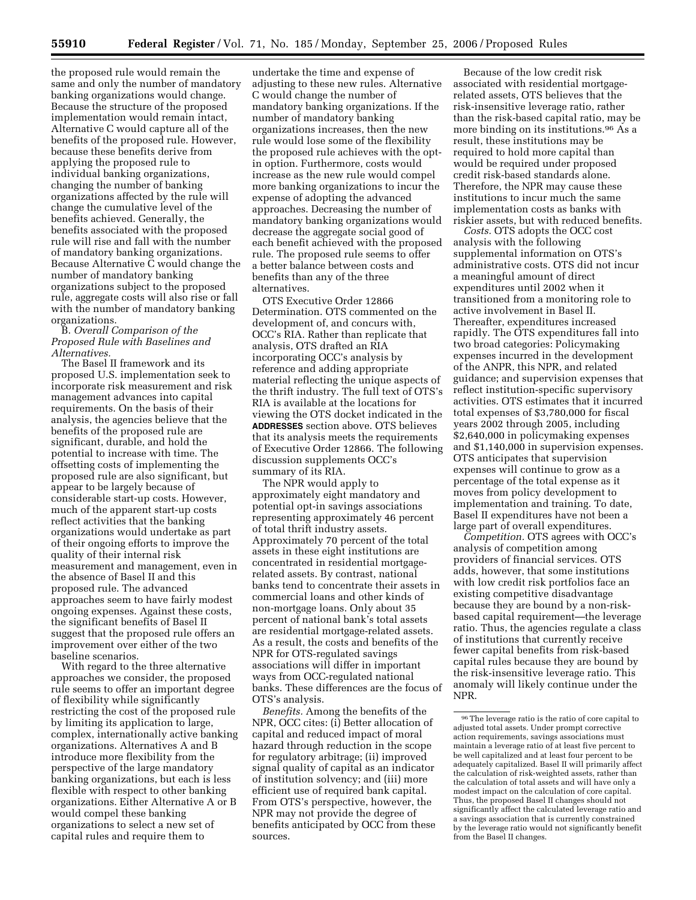the proposed rule would remain the same and only the number of mandatory banking organizations would change. Because the structure of the proposed implementation would remain intact, Alternative C would capture all of the benefits of the proposed rule. However, because these benefits derive from applying the proposed rule to individual banking organizations, changing the number of banking organizations affected by the rule will change the cumulative level of the benefits achieved. Generally, the benefits associated with the proposed rule will rise and fall with the number of mandatory banking organizations. Because Alternative C would change the number of mandatory banking organizations subject to the proposed rule, aggregate costs will also rise or fall with the number of mandatory banking organizations.

B. *Overall Comparison of the Proposed Rule with Baselines and Alternatives.*

The Basel II framework and its proposed U.S. implementation seek to incorporate risk measurement and risk management advances into capital requirements. On the basis of their analysis, the agencies believe that the benefits of the proposed rule are significant, durable, and hold the potential to increase with time. The offsetting costs of implementing the proposed rule are also significant, but appear to be largely because of considerable start-up costs. However, much of the apparent start-up costs reflect activities that the banking organizations would undertake as part of their ongoing efforts to improve the quality of their internal risk measurement and management, even in the absence of Basel II and this proposed rule. The advanced approaches seem to have fairly modest ongoing expenses. Against these costs, the significant benefits of Basel II suggest that the proposed rule offers an improvement over either of the two baseline scenarios.

With regard to the three alternative approaches we consider, the proposed rule seems to offer an important degree of flexibility while significantly restricting the cost of the proposed rule by limiting its application to large, complex, internationally active banking organizations. Alternatives A and B introduce more flexibility from the perspective of the large mandatory banking organizations, but each is less flexible with respect to other banking organizations. Either Alternative A or B would compel these banking organizations to select a new set of capital rules and require them to undertake the time and expense of adjusting to these new rules. Alternative C would change the number of mandatory banking organizations. If the number of mandatory banking organizations increases, then the new rule would lose some of the flexibility the proposed rule achieves with the opt-in option. Furthermore, costs would increase as the new rule would compel more banking organizations to incur the expense of adopting the advanced approaches. Decreasing the number of mandatory banking organizations would decrease the aggregate social good of each benefit achieved with the proposed rule. The proposed rule seems to offer a better balance between costs and benefits than any of the three alternatives.

OTS Executive Order 12866 Determination. OTS commented on the development of, and concurs with, OCC's RIA. Rather than replicate that analysis, OTS drafted an RIA incorporating OCC's analysis by reference and adding appropriate material reflecting the unique aspects of the thrift industry. The full text of OTS's RIA is available at the locations for viewing the OTS docket indicated in the **ADDRESSES** section above. OTS believes that its analysis meets the requirements of Executive Order 12866. The following discussion supplements OCC's summary of its RIA.

The NPR would apply to approximately eight mandatory and potential opt-in savings associations representing approximately 46 percent of total thrift industry assets. Approximately 70 percent of the total assets in these eight institutions are concentrated in residential mortgage-related assets. By contrast, national banks tend to concentrate their assets in commercial loans and other kinds of non-mortgage loans. Only about 35 percent of national bank's total assets are residential mortgage-related assets. As a result, the costs and benefits of the NPR for OTS-regulated savings associations will differ in important ways from OCC-regulated national banks. These differences are the focus of OTS's analysis.

*Benefits.* Among the benefits of the NPR, OCC cites: (i) Better allocation of capital and reduced impact of moral hazard through reduction in the scope for regulatory arbitrage; (ii) improved signal quality of capital as an indicator of institution solvency; and (iii) more efficient use of required bank capital. From OTS's perspective, however, the NPR may not provide the degree of benefits anticipated by OCC from these sources.

Because of the low credit risk associated with residential mortgage-related assets, OTS believes that the risk-insensitive leverage ratio, rather than the risk-based capital ratio, may be more binding on its institutions.[96] As a result, these institutions may be required to hold more capital than would be required under proposed credit risk-based standards alone. Therefore, the NPR may cause these institutions to incur much the same implementation costs as banks with riskier assets, but with reduced benefits.

*Costs.* OTS adopts the OCC cost analysis with the following supplemental information on OTS's administrative costs. OTS did not incur a meaningful amount of direct expenditures until 2002 when it transitioned from a monitoring role to active involvement in Basel II. Thereafter, expenditures increased rapidly. The OTS expenditures fall into two broad categories: Policymaking expenses incurred in the development of the ANPR, this NPR, and related guidance; and supervision expenses that reflect institution-specific supervisory activities. OTS estimates that it incurred total expenses of $3,780,000 for fiscal years 2002 through 2005, including $2,640,000 in policymaking expenses and $1,140,000 in supervision expenses. OTS anticipates that supervision expenses will continue to grow as a percentage of the total expense as it moves from policy development to implementation and training. To date, Basel II expenditures have not been a large part of overall expenditures.

*Competition.* OTS agrees with OCC's analysis of competition among providers of financial services. OTS adds, however, that some institutions with low credit risk portfolios face an existing competitive disadvantage because they are bound by a non-risk-based capital requirement—the leverage ratio. Thus, the agencies regulate a class of institutions that currently receive fewer capital benefits from risk-based capital rules because they are bound by the risk-insensitive leverage ratio. This anomaly will likely continue under the NPR.

[96] The leverage ratio is the ratio of core capital to adjusted total assets. Under prompt corrective action requirements, savings associations must maintain a leverage ratio of at least five percent to be well capitalized and at least four percent to be adequately capitalized. Basel II will primarily affect the calculation of risk-weighted assets, rather than the calculation of total assets and will have only a modest impact on the calculation of core capital. Thus, the proposed Basel II changes should not significantly affect the calculated leverage ratio and a savings association that is currently constrained by the leverage ratio would not significantly benefit from the Basel II changes.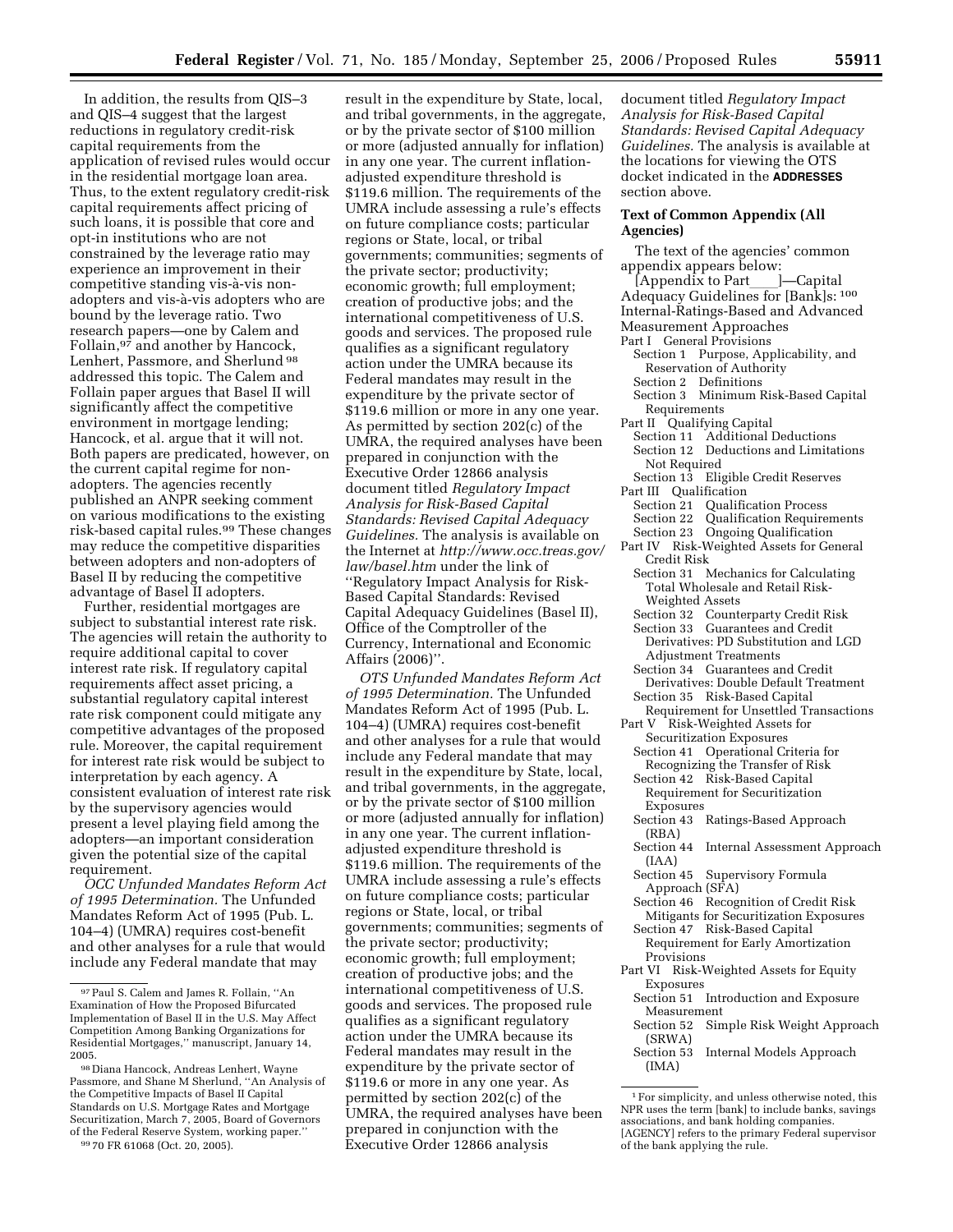In addition, the results from QIS–3 and QIS–4 suggest that the largest reductions in regulatory credit-risk capital requirements from the application of revised rules would occur in the residential mortgage loan area. Thus, to the extent regulatory credit-risk capital requirements affect pricing of such loans, it is possible that core and opt-in institutions who are not constrained by the leverage ratio may experience an improvement in their competitive standing vis-à-vis non-adopters and vis-à-vis adopters who are bound by the leverage ratio. Two research papers—one by Calem and Follain,[97] and another by Hancock, Lenhert, Passmore, and Sherlund [98] addressed this topic. The Calem and Follain paper argues that Basel II will significantly affect the competitive environment in mortgage lending; Hancock, et al. argue that it will not. Both papers are predicated, however, on the current capital regime for non-adopters. The agencies recently published an ANPR seeking comment on various modifications to the existing risk-based capital rules.[99] These changes may reduce the competitive disparities between adopters and non-adopters of Basel II by reducing the competitive advantage of Basel II adopters.

Further, residential mortgages are subject to substantial interest rate risk. The agencies will retain the authority to require additional capital to cover interest rate risk. If regulatory capital requirements affect asset pricing, a substantial regulatory capital interest rate risk component could mitigate any competitive advantages of the proposed rule. Moreover, the capital requirement for interest rate risk would be subject to interpretation by each agency. A consistent evaluation of interest rate risk by the supervisory agencies would present a level playing field among the adopters—an important consideration given the potential size of the capital requirement.

*OCC Unfunded Mandates Reform Act of 1995 Determination.* The Unfunded Mandates Reform Act of 1995 (Pub. L. 104–4) (UMRA) requires cost-benefit and other analyses for a rule that would include any Federal mandate that may result in the expenditure by State, local, and tribal governments, in the aggregate, or by the private sector of $100 million or more (adjusted annually for inflation) in any one year. The current inflation-adjusted expenditure threshold is $119.6 million. The requirements of the UMRA include assessing a rule's effects on future compliance costs; particular regions or State, local, or tribal governments; communities; segments of the private sector; productivity; economic growth; full employment; creation of productive jobs; and the international competitiveness of U.S. goods and services. The proposed rule qualifies as a significant regulatory action under the UMRA because its Federal mandates may result in the expenditure by the private sector of $119.6 million or more in any one year. As permitted by section 202(c) of the UMRA, the required analyses have been prepared in conjunction with the Executive Order 12866 analysis document titled *Regulatory Impact Analysis for Risk-Based Capital Standards: Revised Capital Adequacy Guidelines.* The analysis is available on the Internet at *http://www.occ.treas.gov/law/basel.htm* under the link of ''Regulatory Impact Analysis for Risk-Based Capital Standards: Revised Capital Adequacy Guidelines (Basel II), Office of the Comptroller of the Currency, International and Economic Affairs (2006)''.

*OTS Unfunded Mandates Reform Act of 1995 Determination.* The Unfunded Mandates Reform Act of 1995 (Pub. L. 104–4) (UMRA) requires cost-benefit and other analyses for a rule that would include any Federal mandate that may result in the expenditure by State, local, and tribal governments, in the aggregate, or by the private sector of $100 million or more (adjusted annually for inflation) in any one year. The current inflation-adjusted expenditure threshold is $119.6 million. The requirements of the UMRA include assessing a rule's effects on future compliance costs; particular regions or State, local, or tribal governments; communities; segments of the private sector; productivity; economic growth; full employment; creation of productive jobs; and the international competitiveness of U.S. goods and services. The proposed rule qualifies as a significant regulatory action under the UMRA because its Federal mandates may result in the expenditure by the private sector of $119.6 or more in any one year. As permitted by section 202(c) of the UMRA, the required analyses have been prepared in conjunction with the Executive Order 12866 analysis document titled *Regulatory Impact Analysis for Risk-Based Capital Standards: Revised Capital Adequacy Guidelines.* The analysis is available at the locations for viewing the OTS docket indicated in the **ADDRESSES** section above.

### Text of Common Appendix (All Agencies)

The text of the agencies' common appendix appears below:

[Appendix to Part\_\_\_\_]—Capital Adequacy Guidelines for [Bank]s: [100] Internal-Ratings-Based and Advanced Measurement Approaches

Part I General Provisions
- Section 1 Purpose, Applicability, and Reservation of Authority
- Section 2 Definitions
- Section 3 Minimum Risk-Based Capital Requirements

Part II Qualifying Capital
- Section 11 Additional Deductions
- Section 12 Deductions and Limitations Not Required
- Section 13 Eligible Credit Reserves

Part III Qualification
- Section 21 Qualification Process
- Section 22 Qualification Requirements
- Section 23 Ongoing Qualification

Part IV Risk-Weighted Assets for General Credit Risk
- Section 31 Mechanics for Calculating Total Wholesale and Retail Risk-Weighted Assets
- Section 32 Counterparty Credit Risk
- Section 33 Guarantees and Credit Derivatives: PD Substitution and LGD Adjustment Treatments
- Section 34 Guarantees and Credit Derivatives: Double Default Treatment
- Section 35 Risk-Based Capital Requirement for Unsettled Transactions

Part V Risk-Weighted Assets for Securitization Exposures
- Section 41 Operational Criteria for Recognizing the Transfer of Risk
- Section 42 Risk-Based Capital Requirement for Securitization Exposures
- Section 43 Ratings-Based Approach (RBA)
- Section 44 Internal Assessment Approach (IAA)
- Section 45 Supervisory Formula Approach (SFA)
- Section 46 Recognition of Credit Risk Mitigants for Securitization Exposures
- Section 47 Risk-Based Capital Requirement for Early Amortization Provisions

Part VI Risk-Weighted Assets for Equity Exposures
- Section 51 Introduction and Exposure Measurement
- Section 52 Simple Risk Weight Approach (SRWA)
- Section 53 Internal Models Approach (IMA)

---

[97] Paul S. Calem and James R. Follain, ''An Examination of How the Proposed Bifurcated Implementation of Basel II in the U.S. May Affect Competition Among Banking Organizations for Residential Mortgages,'' manuscript, January 14, 2005.

[98] Diana Hancock, Andreas Lenhert, Wayne Passmore, and Shane M Sherlund, ''An Analysis of the Competitive Impacts of Basel II Capital Standards on U.S. Mortgage Rates and Mortgage Securitization, March 7, 2005, Board of Governors of the Federal Reserve System, working paper.''

[99] 70 FR 61068 (Oct. 20, 2005).

[1] For simplicity, and unless otherwise noted, this NPR uses the term [bank] to include banks, savings associations, and bank holding companies. [AGENCY] refers to the primary Federal supervisor of the bank applying the rule.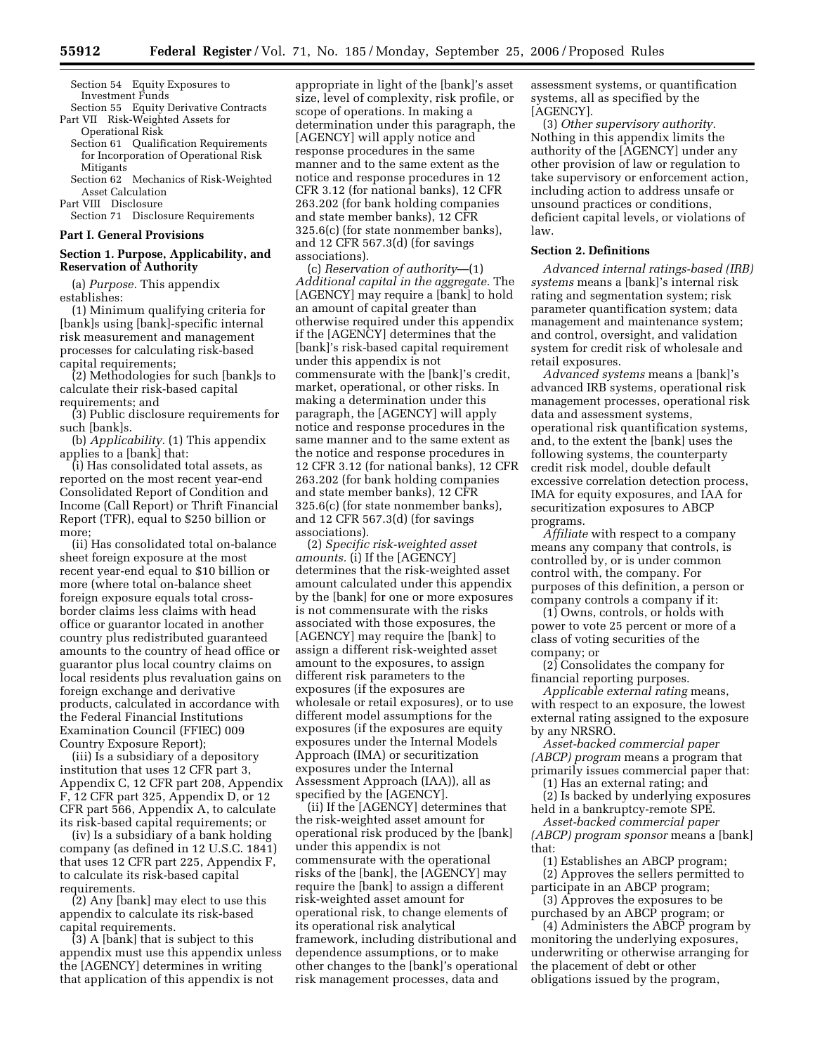Section 54 Equity Exposures to Investment Funds

Section 55 Equity Derivative Contracts

Part VII Risk-Weighted Assets for Operational Risk

Section 61 Qualification Requirements for Incorporation of Operational Risk Mitigants

Section 62 Mechanics of Risk-Weighted Asset Calculation

Part VIII Disclosure

Section 71 Disclosure Requirements

**Part I. General Provisions**

**Section 1. Purpose, Applicability, and Reservation of Authority**

(a) *Purpose.* This appendix establishes:

(1) Minimum qualifying criteria for [bank]s using [bank]-specific internal risk measurement and management processes for calculating risk-based capital requirements;

(2) Methodologies for such [bank]s to calculate their risk-based capital requirements; and

(3) Public disclosure requirements for such [bank]s.

(b) *Applicability.* (1) This appendix applies to a [bank] that:

(i) Has consolidated total assets, as reported on the most recent year-end Consolidated Report of Condition and Income (Call Report) or Thrift Financial Report (TFR), equal to $250 billion or more;

(ii) Has consolidated total on-balance sheet foreign exposure at the most recent year-end equal to $10 billion or more (where total on-balance sheet foreign exposure equals total cross-border claims less claims with head office or guarantor located in another country plus redistributed guaranteed amounts to the country of head office or guarantor plus local country claims on local residents plus revaluation gains on foreign exchange and derivative products, calculated in accordance with the Federal Financial Institutions Examination Council (FFIEC) 009 Country Exposure Report);

(iii) Is a subsidiary of a depository institution that uses 12 CFR part 3, Appendix C, 12 CFR part 208, Appendix F, 12 CFR part 325, Appendix D, or 12 CFR part 566, Appendix A, to calculate its risk-based capital requirements; or

(iv) Is a subsidiary of a bank holding company (as defined in 12 U.S.C. 1841) that uses 12 CFR part 225, Appendix F, to calculate its risk-based capital requirements.

(2) Any [bank] may elect to use this appendix to calculate its risk-based capital requirements.

(3) A [bank] that is subject to this appendix must use this appendix unless the [AGENCY] determines in writing that application of this appendix is not appropriate in light of the [bank]'s asset size, level of complexity, risk profile, or scope of operations. In making a determination under this paragraph, the [AGENCY] will apply notice and response procedures in the same manner and to the same extent as the notice and response procedures in 12 CFR 3.12 (for national banks), 12 CFR 263.202 (for bank holding companies and state member banks), 12 CFR 325.6(c) (for state nonmember banks), and 12 CFR 567.3(d) (for savings associations).

(c) *Reservation of authority*—(1) *Additional capital in the aggregate.* The [AGENCY] may require a [bank] to hold an amount of capital greater than otherwise required under this appendix if the [AGENCY] determines that the [bank]'s risk-based capital requirement under this appendix is not commensurate with the [bank]'s credit, market, operational, or other risks. In making a determination under this paragraph, the [AGENCY] will apply notice and response procedures in the same manner and to the same extent as the notice and response procedures in 12 CFR 3.12 (for national banks), 12 CFR 263.202 (for bank holding companies and state member banks), 12 CFR 325.6(c) (for state nonmember banks), and 12 CFR 567.3(d) (for savings associations).

(2) *Specific risk-weighted asset amounts.* (i) If the [AGENCY] determines that the risk-weighted asset amount calculated under this appendix by the [bank] for one or more exposures is not commensurate with the risks associated with those exposures, the [AGENCY] may require the [bank] to assign a different risk-weighted asset amount to the exposures, to assign different risk parameters to the exposures (if the exposures are wholesale or retail exposures), or to use different model assumptions for the exposures (if the exposures are equity exposures under the Internal Models Approach (IMA) or securitization exposures under the Internal Assessment Approach (IAA)), all as specified by the [AGENCY].

(ii) If the [AGENCY] determines that the risk-weighted asset amount for operational risk produced by the [bank] under this appendix is not commensurate with the operational risks of the [bank], the [AGENCY] may require the [bank] to assign a different risk-weighted asset amount for operational risk, to change elements of its operational risk analytical framework, including distributional and dependence assumptions, or to make other changes to the [bank]'s operational risk management processes, data and assessment systems, or quantification systems, all as specified by the [AGENCY].

(3) *Other supervisory authority.* Nothing in this appendix limits the authority of the [AGENCY] under any other provision of law or regulation to take supervisory or enforcement action, including action to address unsafe or unsound practices or conditions, deficient capital levels, or violations of law.

**Section 2. Definitions**

*Advanced internal ratings-based (IRB) systems* means a [bank]'s internal risk rating and segmentation system; risk parameter quantification system; data management and maintenance system; and control, oversight, and validation system for credit risk of wholesale and retail exposures.

*Advanced systems* means a [bank]'s advanced IRB systems, operational risk management processes, operational risk data and assessment systems, operational risk quantification systems, and, to the extent the [bank] uses the following systems, the counterparty credit risk model, double default excessive correlation detection process, IMA for equity exposures, and IAA for securitization exposures to ABCP programs.

*Affiliate* with respect to a company means any company that controls, is controlled by, or is under common control with, the company. For purposes of this definition, a person or company controls a company if it:

(1) Owns, controls, or holds with power to vote 25 percent or more of a class of voting securities of the company; or

(2) Consolidates the company for financial reporting purposes.

*Applicable external rating* means, with respect to an exposure, the lowest external rating assigned to the exposure by any NRSRO.

*Asset-backed commercial paper (ABCP) program* means a program that primarily issues commercial paper that:

(1) Has an external rating; and

(2) Is backed by underlying exposures held in a bankruptcy-remote SPE.

*Asset-backed commercial paper (ABCP) program sponsor* means a [bank] that:

(1) Establishes an ABCP program;

(2) Approves the sellers permitted to participate in an ABCP program;

(3) Approves the exposures to be purchased by an ABCP program; or

(4) Administers the ABCP program by monitoring the underlying exposures, underwriting or otherwise arranging for the placement of debt or other obligations issued by the program,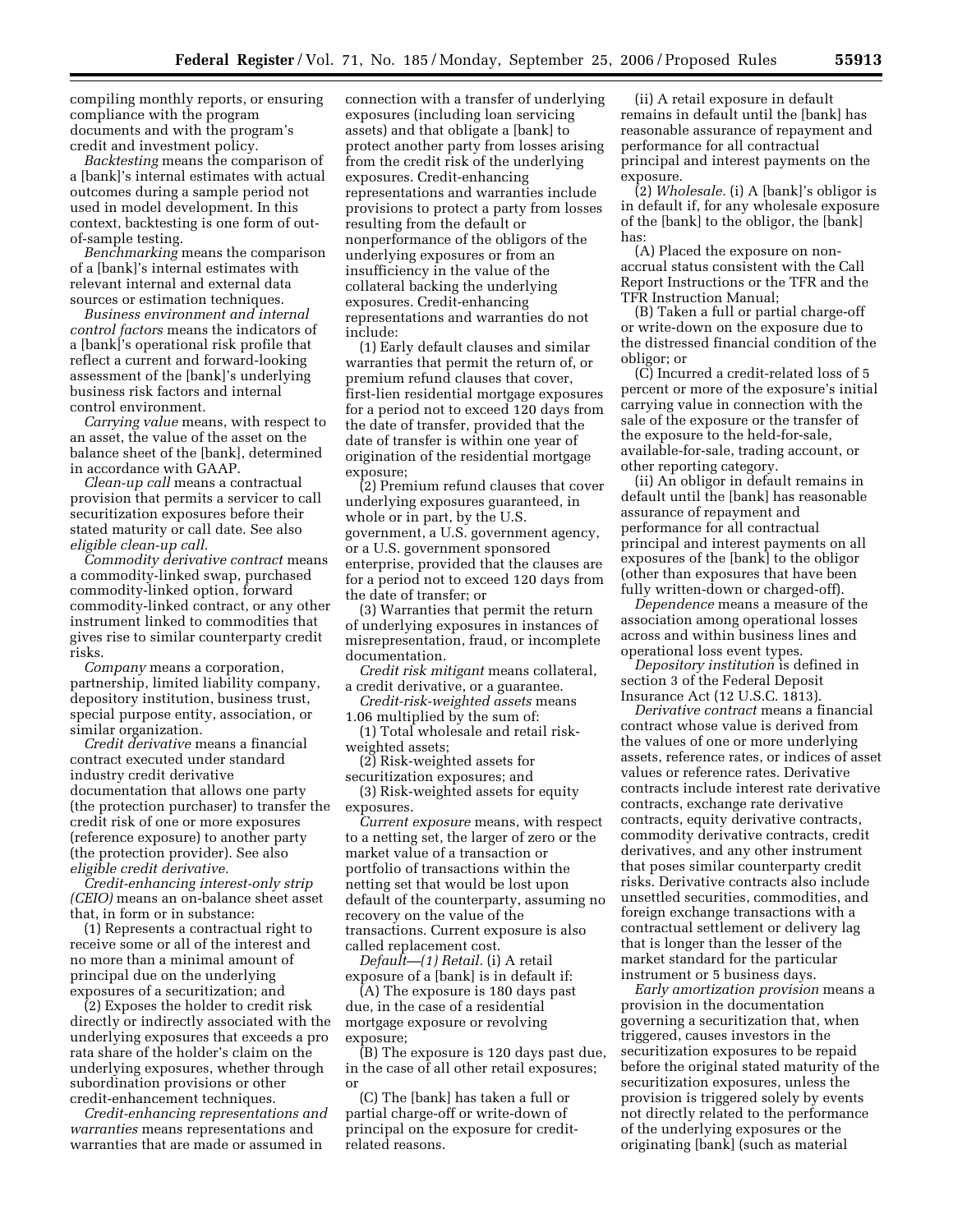compiling monthly reports, or ensuring compliance with the program documents and with the program's credit and investment policy.

*Backtesting* means the comparison of a [bank]'s internal estimates with actual outcomes during a sample period not used in model development. In this context, backtesting is one form of out-of-sample testing.

*Benchmarking* means the comparison of a [bank]'s internal estimates with relevant internal and external data sources or estimation techniques.

*Business environment and internal control factors* means the indicators of a [bank]'s operational risk profile that reflect a current and forward-looking assessment of the [bank]'s underlying business risk factors and internal control environment.

*Carrying value* means, with respect to an asset, the value of the asset on the balance sheet of the [bank], determined in accordance with GAAP.

*Clean-up call* means a contractual provision that permits a servicer to call securitization exposures before their stated maturity or call date. See also *eligible clean-up call.*

*Commodity derivative contract* means a commodity-linked swap, purchased commodity-linked option, forward commodity-linked contract, or any other instrument linked to commodities that gives rise to similar counterparty credit risks.

*Company* means a corporation, partnership, limited liability company, depository institution, business trust, special purpose entity, association, or similar organization.

*Credit derivative* means a financial contract executed under standard industry credit derivative documentation that allows one party (the protection purchaser) to transfer the credit risk of one or more exposures (reference exposure) to another party (the protection provider). See also *eligible credit derivative.*

*Credit-enhancing interest-only strip (CEIO)* means an on-balance sheet asset that, in form or in substance:

(1) Represents a contractual right to receive some or all of the interest and no more than a minimal amount of principal due on the underlying exposures of a securitization; and

(2) Exposes the holder to credit risk directly or indirectly associated with the underlying exposures that exceeds a pro rata share of the holder's claim on the underlying exposures, whether through subordination provisions or other credit-enhancement techniques.

*Credit-enhancing representations and warranties* means representations and warranties that are made or assumed in connection with a transfer of underlying exposures (including loan servicing assets) and that obligate a [bank] to protect another party from losses arising from the credit risk of the underlying exposures. Credit-enhancing representations and warranties include provisions to protect a party from losses resulting from the default or nonperformance of the obligors of the underlying exposures or from an insufficiency in the value of the collateral backing the underlying exposures. Credit-enhancing representations and warranties do not include:

(1) Early default clauses and similar warranties that permit the return of, or premium refund clauses that cover, first-lien residential mortgage exposures for a period not to exceed 120 days from the date of transfer, provided that the date of transfer is within one year of origination of the residential mortgage exposure;

(2) Premium refund clauses that cover underlying exposures guaranteed, in whole or in part, by the U.S. government, a U.S. government agency, or a U.S. government sponsored enterprise, provided that the clauses are for a period not to exceed 120 days from the date of transfer; or

(3) Warranties that permit the return of underlying exposures in instances of misrepresentation, fraud, or incomplete documentation.

*Credit risk mitigant* means collateral, a credit derivative, or a guarantee.

*Credit-risk-weighted assets* means 1.06 multiplied by the sum of:

(1) Total wholesale and retail risk-weighted assets;

(2) Risk-weighted assets for securitization exposures; and

(3) Risk-weighted assets for equity exposures.

*Current exposure* means, with respect to a netting set, the larger of zero or the market value of a transaction or portfolio of transactions within the netting set that would be lost upon default of the counterparty, assuming no recovery on the value of the transactions. Current exposure is also called replacement cost.

*Default—(1) Retail.* (i) A retail exposure of a [bank] is in default if:

(A) The exposure is 180 days past due, in the case of a residential mortgage exposure or revolving exposure;

(B) The exposure is 120 days past due, in the case of all other retail exposures; or

(C) The [bank] has taken a full or partial charge-off or write-down of principal on the exposure for credit-related reasons.

(ii) A retail exposure in default remains in default until the [bank] has reasonable assurance of repayment and performance for all contractual principal and interest payments on the exposure.

(2) *Wholesale.* (i) A [bank]'s obligor is in default if, for any wholesale exposure of the [bank] to the obligor, the [bank] has:

(A) Placed the exposure on non-accrual status consistent with the Call Report Instructions or the TFR and the TFR Instruction Manual;

(B) Taken a full or partial charge-off or write-down on the exposure due to the distressed financial condition of the obligor; or

(C) Incurred a credit-related loss of 5 percent or more of the exposure's initial carrying value in connection with the sale of the exposure or the transfer of the exposure to the held-for-sale, available-for-sale, trading account, or other reporting category.

(ii) An obligor in default remains in default until the [bank] has reasonable assurance of repayment and performance for all contractual principal and interest payments on all exposures of the [bank] to the obligor (other than exposures that have been fully written-down or charged-off).

*Dependence* means a measure of the association among operational losses across and within business lines and operational loss event types.

*Depository institution* is defined in section 3 of the Federal Deposit Insurance Act (12 U.S.C. 1813).

*Derivative contract* means a financial contract whose value is derived from the values of one or more underlying assets, reference rates, or indices of asset values or reference rates. Derivative contracts include interest rate derivative contracts, exchange rate derivative contracts, equity derivative contracts, commodity derivative contracts, credit derivatives, and any other instrument that poses similar counterparty credit risks. Derivative contracts also include unsettled securities, commodities, and foreign exchange transactions with a contractual settlement or delivery lag that is longer than the lesser of the market standard for the particular instrument or 5 business days.

*Early amortization provision* means a provision in the documentation governing a securitization that, when triggered, causes investors in the securitization exposures to be repaid before the original stated maturity of the securitization exposures, unless the provision is triggered solely by events not directly related to the performance of the underlying exposures or the originating [bank] (such as material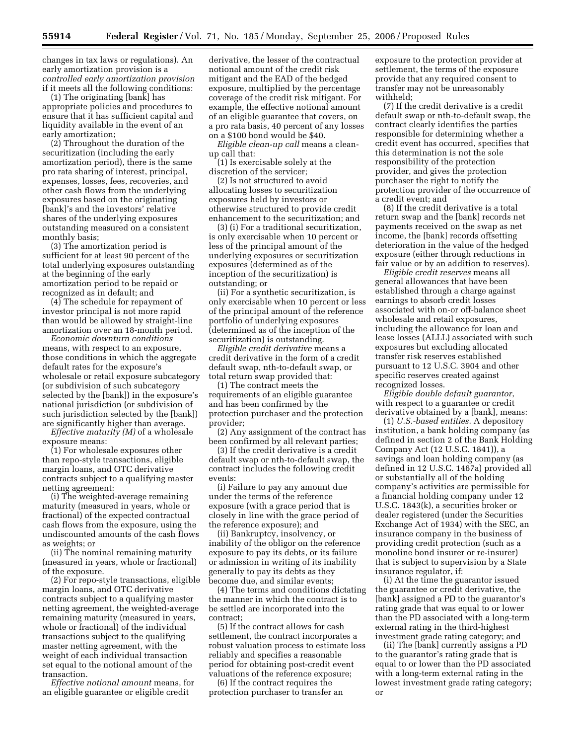changes in tax laws or regulations). An early amortization provision is a *controlled early amortization provision* if it meets all the following conditions:

(1) The originating [bank] has appropriate policies and procedures to ensure that it has sufficient capital and liquidity available in the event of an early amortization;

(2) Throughout the duration of the securitization (including the early amortization period), there is the same pro rata sharing of interest, principal, expenses, losses, fees, recoveries, and other cash flows from the underlying exposures based on the originating [bank]'s and the investors' relative shares of the underlying exposures outstanding measured on a consistent monthly basis;

(3) The amortization period is sufficient for at least 90 percent of the total underlying exposures outstanding at the beginning of the early amortization period to be repaid or recognized as in default; and

(4) The schedule for repayment of investor principal is not more rapid than would be allowed by straight-line amortization over an 18-month period.

*Economic downturn conditions* means, with respect to an exposure, those conditions in which the aggregate default rates for the exposure's wholesale or retail exposure subcategory (or subdivision of such subcategory selected by the [bank]) in the exposure's national jurisdiction (or subdivision of such jurisdiction selected by the [bank]) are significantly higher than average.

*Effective maturity (M)* of a wholesale exposure means:

(1) For wholesale exposures other than repo-style transactions, eligible margin loans, and OTC derivative contracts subject to a qualifying master netting agreement:

(i) The weighted-average remaining maturity (measured in years, whole or fractional) of the expected contractual cash flows from the exposure, using the undiscounted amounts of the cash flows as weights; or

(ii) The nominal remaining maturity (measured in years, whole or fractional) of the exposure.

(2) For repo-style transactions, eligible margin loans, and OTC derivative contracts subject to a qualifying master netting agreement, the weighted-average remaining maturity (measured in years, whole or fractional) of the individual transactions subject to the qualifying master netting agreement, with the weight of each individual transaction set equal to the notional amount of the transaction.

*Effective notional amount* means, for an eligible guarantee or eligible credit derivative, the lesser of the contractual notional amount of the credit risk mitigant and the EAD of the hedged exposure, multiplied by the percentage coverage of the credit risk mitigant. For example, the effective notional amount of an eligible guarantee that covers, on a pro rata basis, 40 percent of any losses on a $100 bond would be $40.

*Eligible clean-up call* means a clean-up call that:

(1) Is exercisable solely at the discretion of the servicer;

(2) Is not structured to avoid allocating losses to securitization exposures held by investors or otherwise structured to provide credit enhancement to the securitization; and

(3) (i) For a traditional securitization, is only exercisable when 10 percent or less of the principal amount of the underlying exposures or securitization exposures (determined as of the inception of the securitization) is outstanding; or

(ii) For a synthetic securitization, is only exercisable when 10 percent or less of the principal amount of the reference portfolio of underlying exposures (determined as of the inception of the securitization) is outstanding.

*Eligible credit derivative* means a credit derivative in the form of a credit default swap, nth-to-default swap, or total return swap provided that:

(1) The contract meets the requirements of an eligible guarantee and has been confirmed by the protection purchaser and the protection provider;

(2) Any assignment of the contract has been confirmed by all relevant parties;

(3) If the credit derivative is a credit default swap or nth-to-default swap, the contract includes the following credit events:

(i) Failure to pay any amount due under the terms of the reference exposure (with a grace period that is closely in line with the grace period of the reference exposure); and

(ii) Bankruptcy, insolvency, or inability of the obligor on the reference exposure to pay its debts, or its failure or admission in writing of its inability generally to pay its debts as they become due, and similar events;

(4) The terms and conditions dictating the manner in which the contract is to be settled are incorporated into the contract;

(5) If the contract allows for cash settlement, the contract incorporates a robust valuation process to estimate loss reliably and specifies a reasonable period for obtaining post-credit event valuations of the reference exposure;

(6) If the contract requires the protection purchaser to transfer an exposure to the protection provider at settlement, the terms of the exposure provide that any required consent to transfer may not be unreasonably withheld;

(7) If the credit derivative is a credit default swap or nth-to-default swap, the contract clearly identifies the parties responsible for determining whether a credit event has occurred, specifies that this determination is not the sole responsibility of the protection provider, and gives the protection purchaser the right to notify the protection provider of the occurrence of a credit event; and

(8) If the credit derivative is a total return swap and the [bank] records net payments received on the swap as net income, the [bank] records offsetting deterioration in the value of the hedged exposure (either through reductions in fair value or by an addition to reserves).

*Eligible credit reserves* means all general allowances that have been established through a charge against earnings to absorb credit losses associated with on-or off-balance sheet wholesale and retail exposures, including the allowance for loan and lease losses (ALLL) associated with such exposures but excluding allocated transfer risk reserves established pursuant to 12 U.S.C. 3904 and other specific reserves created against recognized losses.

*Eligible double default guarantor*, with respect to a guarantee or credit derivative obtained by a [bank], means:

(1) *U.S.-based entities.* A depository institution, a bank holding company (as defined in section 2 of the Bank Holding Company Act (12 U.S.C. 1841)), a savings and loan holding company (as defined in 12 U.S.C. 1467a) provided all or substantially all of the holding company's activities are permissible for a financial holding company under 12 U.S.C. 1843(k), a securities broker or dealer registered (under the Securities Exchange Act of 1934) with the SEC, an insurance company in the business of providing credit protection (such as a monoline bond insurer or re-insurer) that is subject to supervision by a State insurance regulator, if:

(i) At the time the guarantor issued the guarantee or credit derivative, the [bank] assigned a PD to the guarantor's rating grade that was equal to or lower than the PD associated with a long-term external rating in the third-highest investment grade rating category; and

(ii) The [bank] currently assigns a PD to the guarantor's rating grade that is equal to or lower than the PD associated with a long-term external rating in the lowest investment grade rating category; or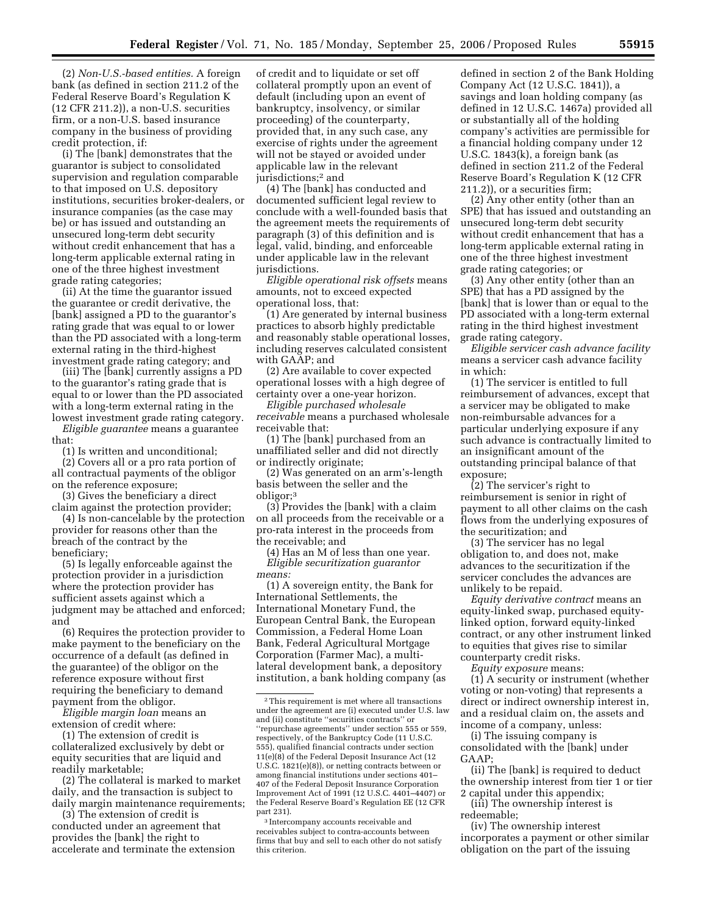(2) *Non-U.S.-based entities.* A foreign bank (as defined in section 211.2 of the Federal Reserve Board's Regulation K (12 CFR 211.2)), a non-U.S. securities firm, or a non-U.S. based insurance company in the business of providing credit protection, if:

(i) The [bank] demonstrates that the guarantor is subject to consolidated supervision and regulation comparable to that imposed on U.S. depository institutions, securities broker-dealers, or insurance companies (as the case may be) or has issued and outstanding an unsecured long-term debt security without credit enhancement that has a long-term applicable external rating in one of the three highest investment grade rating categories;

(ii) At the time the guarantor issued the guarantee or credit derivative, the [bank] assigned a PD to the guarantor's rating grade that was equal to or lower than the PD associated with a long-term external rating in the third-highest investment grade rating category; and

(iii) The [bank] currently assigns a PD to the guarantor's rating grade that is equal to or lower than the PD associated with a long-term external rating in the lowest investment grade rating category.

*Eligible guarantee* means a guarantee that:

(1) Is written and unconditional;

(2) Covers all or a pro rata portion of all contractual payments of the obligor on the reference exposure;

(3) Gives the beneficiary a direct claim against the protection provider;

(4) Is non-cancelable by the protection provider for reasons other than the breach of the contract by the beneficiary;

(5) Is legally enforceable against the protection provider in a jurisdiction where the protection provider has sufficient assets against which a judgment may be attached and enforced; and

(6) Requires the protection provider to make payment to the beneficiary on the occurrence of a default (as defined in the guarantee) of the obligor on the reference exposure without first requiring the beneficiary to demand payment from the obligor.

*Eligible margin loan* means an extension of credit where:

(1) The extension of credit is collateralized exclusively by debt or equity securities that are liquid and readily marketable;

(2) The collateral is marked to market daily, and the transaction is subject to daily margin maintenance requirements;

(3) The extension of credit is conducted under an agreement that provides the [bank] the right to accelerate and terminate the extension of credit and to liquidate or set off collateral promptly upon an event of default (including upon an event of bankruptcy, insolvency, or similar proceeding) of the counterparty, provided that, in any such case, any exercise of rights under the agreement will not be stayed or avoided under applicable law in the relevant jurisdictions;[2] and

(4) The [bank] has conducted and documented sufficient legal review to conclude with a well-founded basis that the agreement meets the requirements of paragraph (3) of this definition and is legal, valid, binding, and enforceable under applicable law in the relevant jurisdictions.

*Eligible operational risk offsets* means amounts, not to exceed expected operational loss, that:

(1) Are generated by internal business practices to absorb highly predictable and reasonably stable operational losses, including reserves calculated consistent with GAAP; and

(2) Are available to cover expected operational losses with a high degree of certainty over a one-year horizon.

*Eligible purchased wholesale receivable* means a purchased wholesale receivable that:

(1) The [bank] purchased from an unaffiliated seller and did not directly or indirectly originate;

(2) Was generated on an arm's-length basis between the seller and the obligor;[3]

(3) Provides the [bank] with a claim on all proceeds from the receivable or a pro-rata interest in the proceeds from the receivable; and

(4) Has an M of less than one year.

*Eligible securitization guarantor means:*

(1) A sovereign entity, the Bank for International Settlements, the International Monetary Fund, the European Central Bank, the European Commission, a Federal Home Loan Bank, Federal Agricultural Mortgage Corporation (Farmer Mac), a multilateral development bank, a depository institution, a bank holding company (as defined in section 2 of the Bank Holding Company Act (12 U.S.C. 1841)), a savings and loan holding company (as defined in 12 U.S.C. 1467a) provided all or substantially all of the holding company's activities are permissible for a financial holding company under 12 U.S.C. 1843(k), a foreign bank (as defined in section 211.2 of the Federal Reserve Board's Regulation K (12 CFR 211.2)), or a securities firm;

(2) Any other entity (other than an SPE) that has issued and outstanding an unsecured long-term debt security without credit enhancement that has a long-term applicable external rating in one of the three highest investment grade rating categories; or

(3) Any other entity (other than an SPE) that has a PD assigned by the [bank] that is lower than or equal to the PD associated with a long-term external rating in the third highest investment grade rating category.

*Eligible servicer cash advance facility* means a servicer cash advance facility in which:

(1) The servicer is entitled to full reimbursement of advances, except that a servicer may be obligated to make non-reimbursable advances for a particular underlying exposure if any such advance is contractually limited to an insignificant amount of the outstanding principal balance of that exposure;

(2) The servicer's right to reimbursement is senior in right of payment to all other claims on the cash flows from the underlying exposures of the securitization; and

(3) The servicer has no legal obligation to, and does not, make advances to the securitization if the servicer concludes the advances are unlikely to be repaid.

*Equity derivative contract* means an equity-linked swap, purchased equity-linked option, forward equity-linked contract, or any other instrument linked to equities that gives rise to similar counterparty credit risks.

*Equity exposure* means:

(1) A security or instrument (whether voting or non-voting) that represents a direct or indirect ownership interest in, and a residual claim on, the assets and income of a company, unless:

(i) The issuing company is consolidated with the [bank] under GAAP;

(ii) The [bank] is required to deduct the ownership interest from tier 1 or tier 2 capital under this appendix;

(iii) The ownership interest is redeemable;

(iv) The ownership interest incorporates a payment or other similar obligation on the part of the issuing

---

[2] This requirement is met where all transactions under the agreement are (i) executed under U.S. law and (ii) constitute "securities contracts" or "repurchase agreements" under section 555 or 559, respectively, of the Bankruptcy Code (11 U.S.C. 555), qualified financial contracts under section 11(e)(8) of the Federal Deposit Insurance Act (12 U.S.C. 1821(e)(8)), or netting contracts between or among financial institutions under sections 401–407 of the Federal Deposit Insurance Corporation Improvement Act of 1991 (12 U.S.C. 4401–4407) or the Federal Reserve Board's Regulation EE (12 CFR part 231).

[3] Intercompany accounts receivable and receivables subject to contra-accounts between firms that buy and sell to each other do not satisfy this criterion.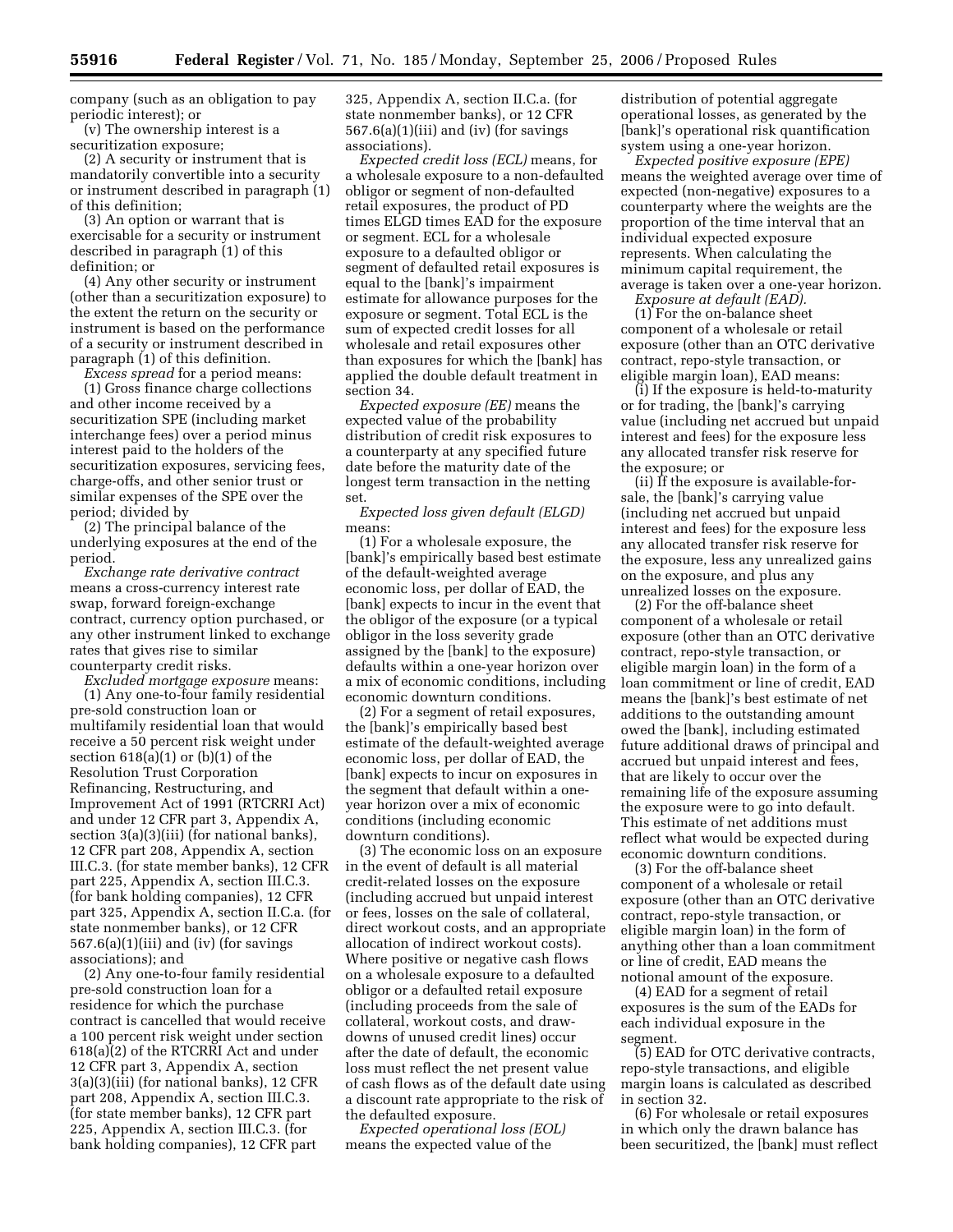company (such as an obligation to pay periodic interest); or

(v) The ownership interest is a securitization exposure;

(2) A security or instrument that is mandatorily convertible into a security or instrument described in paragraph (1) of this definition;

(3) An option or warrant that is exercisable for a security or instrument described in paragraph (1) of this definition; or

(4) Any other security or instrument (other than a securitization exposure) to the extent the return on the security or instrument is based on the performance of a security or instrument described in paragraph (1) of this definition.

*Excess spread* for a period means:

(1) Gross finance charge collections and other income received by a securitization SPE (including market interchange fees) over a period minus interest paid to the holders of the securitization exposures, servicing fees, charge-offs, and other senior trust or similar expenses of the SPE over the period; divided by

(2) The principal balance of the underlying exposures at the end of the period.

*Exchange rate derivative contract* means a cross-currency interest rate swap, forward foreign-exchange contract, currency option purchased, or any other instrument linked to exchange rates that gives rise to similar counterparty credit risks.

*Excluded mortgage exposure* means:

(1) Any one-to-four family residential pre-sold construction loan or multifamily residential loan that would receive a 50 percent risk weight under section 618(a)(1) or (b)(1) of the Resolution Trust Corporation Refinancing, Restructuring, and Improvement Act of 1991 (RTCRRI Act) and under 12 CFR part 3, Appendix A, section 3(a)(3)(iii) (for national banks), 12 CFR part 208, Appendix A, section III.C.3. (for state member banks), 12 CFR part 225, Appendix A, section III.C.3. (for bank holding companies), 12 CFR part 325, Appendix A, section II.C.a. (for state nonmember banks), or 12 CFR 567.6(a)(1)(iii) and (iv) (for savings associations); and

(2) Any one-to-four family residential pre-sold construction loan for a residence for which the purchase contract is cancelled that would receive a 100 percent risk weight under section 618(a)(2) of the RTCRRI Act and under 12 CFR part 3, Appendix A, section 3(a)(3)(iii) (for national banks), 12 CFR part 208, Appendix A, section III.C.3. (for state member banks), 12 CFR part 225, Appendix A, section III.C.3. (for bank holding companies), 12 CFR part 325, Appendix A, section II.C.a. (for state nonmember banks), or 12 CFR 567.6(a)(1)(iii) and (iv) (for savings associations).

*Expected credit loss (ECL)* means, for a wholesale exposure to a non-defaulted obligor or segment of non-defaulted retail exposures, the product of PD times ELGD times EAD for the exposure or segment. ECL for a wholesale exposure to a defaulted obligor or segment of defaulted retail exposures is equal to the [bank]'s impairment estimate for allowance purposes for the exposure or segment. Total ECL is the sum of expected credit losses for all wholesale and retail exposures other than exposures for which the [bank] has applied the double default treatment in section 34.

*Expected exposure (EE)* means the expected value of the probability distribution of credit risk exposures to a counterparty at any specified future date before the maturity date of the longest term transaction in the netting set.

*Expected loss given default (ELGD)* means:

(1) For a wholesale exposure, the [bank]'s empirically based best estimate of the default-weighted average economic loss, per dollar of EAD, the [bank] expects to incur in the event that the obligor of the exposure (or a typical obligor in the loss severity grade assigned by the [bank] to the exposure) defaults within a one-year horizon over a mix of economic conditions, including economic downturn conditions.

(2) For a segment of retail exposures, the [bank]'s empirically based best estimate of the default-weighted average economic loss, per dollar of EAD, the [bank] expects to incur on exposures in the segment that default within a one-year horizon over a mix of economic conditions (including economic downturn conditions).

(3) The economic loss on an exposure in the event of default is all material credit-related losses on the exposure (including accrued but unpaid interest or fees, losses on the sale of collateral, direct workout costs, and an appropriate allocation of indirect workout costs). Where positive or negative cash flows on a wholesale exposure to a defaulted obligor or a defaulted retail exposure (including proceeds from the sale of collateral, workout costs, and draw-downs of unused credit lines) occur after the date of default, the economic loss must reflect the net present value of cash flows as of the default date using a discount rate appropriate to the risk of the defaulted exposure.

*Expected operational loss (EOL)* means the expected value of the distribution of potential aggregate operational losses, as generated by the [bank]'s operational risk quantification system using a one-year horizon.

*Expected positive exposure (EPE)* means the weighted average over time of expected (non-negative) exposures to a counterparty where the weights are the proportion of the time interval that an individual expected exposure represents. When calculating the minimum capital requirement, the average is taken over a one-year horizon.

*Exposure at default (EAD).*

(1) For the on-balance sheet component of a wholesale or retail exposure (other than an OTC derivative contract, repo-style transaction, or eligible margin loan), EAD means:

(i) If the exposure is held-to-maturity or for trading, the [bank]'s carrying value (including net accrued but unpaid interest and fees) for the exposure less any allocated transfer risk reserve for the exposure; or

(ii) If the exposure is available-for-sale, the [bank]'s carrying value (including net accrued but unpaid interest and fees) for the exposure less any allocated transfer risk reserve for the exposure, less any unrealized gains on the exposure, and plus any unrealized losses on the exposure.

(2) For the off-balance sheet component of a wholesale or retail exposure (other than an OTC derivative contract, repo-style transaction, or eligible margin loan) in the form of a loan commitment or line of credit, EAD means the [bank]'s best estimate of net additions to the outstanding amount owed the [bank], including estimated future additional draws of principal and accrued but unpaid interest and fees, that are likely to occur over the remaining life of the exposure assuming the exposure were to go into default. This estimate of net additions must reflect what would be expected during economic downturn conditions.

(3) For the off-balance sheet component of a wholesale or retail exposure (other than an OTC derivative contract, repo-style transaction, or eligible margin loan) in the form of anything other than a loan commitment or line of credit, EAD means the notional amount of the exposure.

(4) EAD for a segment of retail exposures is the sum of the EADs for each individual exposure in the segment.

(5) EAD for OTC derivative contracts, repo-style transactions, and eligible margin loans is calculated as described in section 32.

(6) For wholesale or retail exposures in which only the drawn balance has been securitized, the [bank] must reflect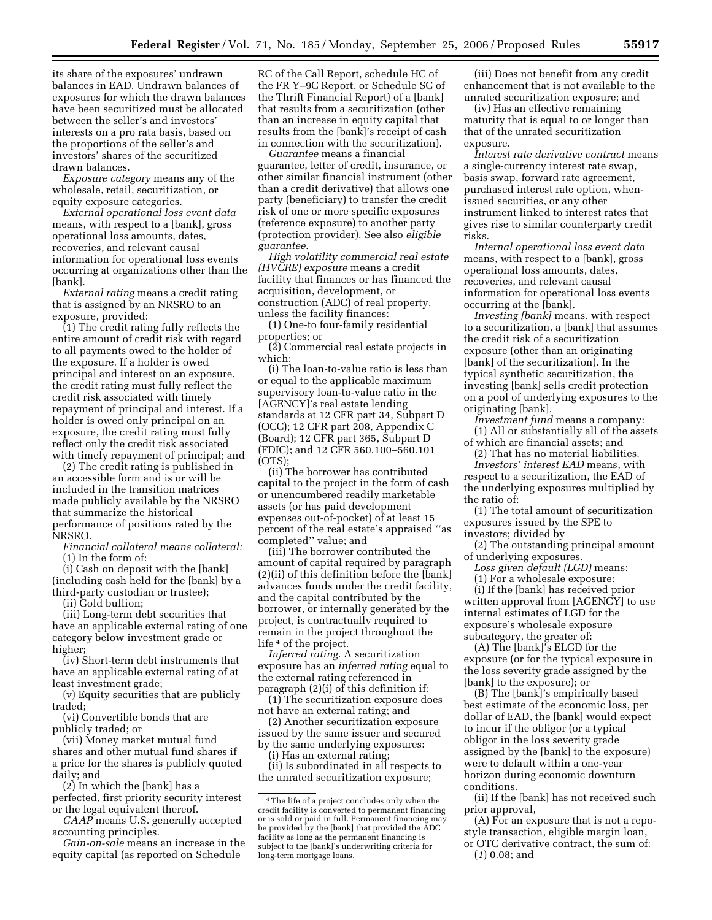its share of the exposures' undrawn balances in EAD. Undrawn balances of exposures for which the drawn balances have been securitized must be allocated between the seller's and investors' interests on a pro rata basis, based on the proportions of the seller's and investors' shares of the securitized drawn balances.

*Exposure category* means any of the wholesale, retail, securitization, or equity exposure categories.

*External operational loss event data* means, with respect to a [bank], gross operational loss amounts, dates, recoveries, and relevant causal information for operational loss events occurring at organizations other than the [bank].

*External rating* means a credit rating that is assigned by an NRSRO to an exposure, provided:

(1) The credit rating fully reflects the entire amount of credit risk with regard to all payments owed to the holder of the exposure. If a holder is owed principal and interest on an exposure, the credit rating must fully reflect the credit risk associated with timely repayment of principal and interest. If a holder is owed only principal on an exposure, the credit rating must fully reflect only the credit risk associated with timely repayment of principal; and

(2) The credit rating is published in an accessible form and is or will be included in the transition matrices made publicly available by the NRSRO that summarize the historical performance of positions rated by the NRSRO.

*Financial collateral means collateral:*

(1) In the form of:

(i) Cash on deposit with the [bank] (including cash held for the [bank] by a third-party custodian or trustee);

(ii) Gold bullion;

(iii) Long-term debt securities that have an applicable external rating of one category below investment grade or higher;

(iv) Short-term debt instruments that have an applicable external rating of at least investment grade;

(v) Equity securities that are publicly traded;

(vi) Convertible bonds that are publicly traded; or

(vii) Money market mutual fund shares and other mutual fund shares if a price for the shares is publicly quoted daily; and

(2) In which the [bank] has a perfected, first priority security interest or the legal equivalent thereof.

*GAAP* means U.S. generally accepted accounting principles.

*Gain-on-sale* means an increase in the equity capital (as reported on Schedule RC of the Call Report, schedule HC of the FR Y–9C Report, or Schedule SC of the Thrift Financial Report) of a [bank] that results from a securitization (other than an increase in equity capital that results from the [bank]'s receipt of cash in connection with the securitization).

*Guarantee* means a financial guarantee, letter of credit, insurance, or other similar financial instrument (other than a credit derivative) that allows one party (beneficiary) to transfer the credit risk of one or more specific exposures (reference exposure) to another party (protection provider). See also *eligible guarantee.*

*High volatility commercial real estate (HVCRE) exposure* means a credit facility that finances or has financed the acquisition, development, or construction (ADC) of real property, unless the facility finances:

(1) One-to four-family residential properties; or

(2) Commercial real estate projects in which:

(i) The loan-to-value ratio is less than or equal to the applicable maximum supervisory loan-to-value ratio in the [AGENCY]'s real estate lending standards at 12 CFR part 34, Subpart D (OCC); 12 CFR part 208, Appendix C (Board); 12 CFR part 365, Subpart D (FDIC); and 12 CFR 560.100–560.101 (OTS);

(ii) The borrower has contributed capital to the project in the form of cash or unencumbered readily marketable assets (or has paid development expenses out-of-pocket) of at least 15 percent of the real estate's appraised "as completed" value; and

(iii) The borrower contributed the amount of capital required by paragraph (2)(ii) of this definition before the [bank] advances funds under the credit facility, and the capital contributed by the borrower, or internally generated by the project, is contractually required to remain in the project throughout the life[4] of the project.

*Inferred rating.* A securitization exposure has an *inferred rating* equal to the external rating referenced in paragraph (2)(i) of this definition if:

(1) The securitization exposure does not have an external rating; and

(2) Another securitization exposure issued by the same issuer and secured by the same underlying exposures:

(i) Has an external rating;

(ii) Is subordinated in all respects to the unrated securitization exposure;

(iii) Does not benefit from any credit enhancement that is not available to the unrated securitization exposure; and

(iv) Has an effective remaining maturity that is equal to or longer than that of the unrated securitization exposure.

*Interest rate derivative contract* means a single-currency interest rate swap, basis swap, forward rate agreement, purchased interest rate option, when-issued securities, or any other instrument linked to interest rates that gives rise to similar counterparty credit risks.

*Internal operational loss event data* means, with respect to a [bank], gross operational loss amounts, dates, recoveries, and relevant causal information for operational loss events occurring at the [bank].

*Investing [bank]* means, with respect to a securitization, a [bank] that assumes the credit risk of a securitization exposure (other than an originating [bank] of the securitization). In the typical synthetic securitization, the investing [bank] sells credit protection on a pool of underlying exposures to the originating [bank].

*Investment fund* means a company:

(1) All or substantially all of the assets of which are financial assets; and

(2) That has no material liabilities.

*Investors' interest EAD* means, with respect to a securitization, the EAD of the underlying exposures multiplied by the ratio of:

(1) The total amount of securitization exposures issued by the SPE to investors; divided by

(2) The outstanding principal amount of underlying exposures.

*Loss given default (LGD)* means:

(1) For a wholesale exposure:

(i) If the [bank] has received prior written approval from [AGENCY] to use internal estimates of LGD for the exposure's wholesale exposure subcategory, the greater of:

(A) The [bank]'s ELGD for the exposure (or for the typical exposure in the loss severity grade assigned by the [bank] to the exposure); or

(B) The [bank]'s empirically based best estimate of the economic loss, per dollar of EAD, the [bank] would expect to incur if the obligor (or a typical obligor in the loss severity grade assigned by the [bank] to the exposure) were to default within a one-year horizon during economic downturn conditions.

(ii) If the [bank] has not received such prior approval,

(A) For an exposure that is not a repo-style transaction, eligible margin loan, or OTC derivative contract, the sum of:

(*1*) 0.08; and

[4] The life of a project concludes only when the credit facility is converted to permanent financing or is sold or paid in full. Permanent financing may be provided by the [bank] that provided the ADC facility as long as the permanent financing is subject to the [bank]'s underwriting criteria for long-term mortgage loans.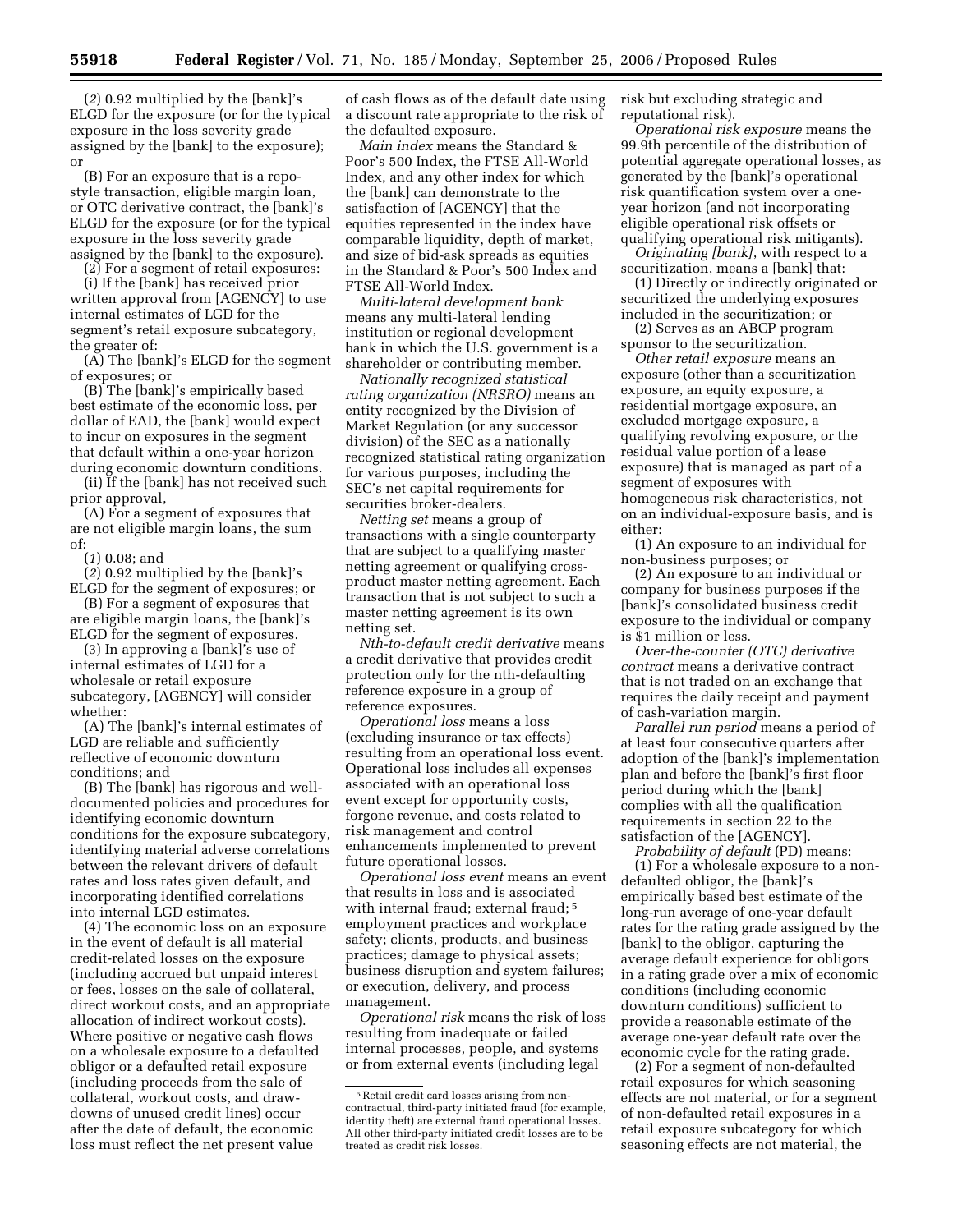(*2*) 0.92 multiplied by the [bank]'s ELGD for the exposure (or for the typical exposure in the loss severity grade assigned by the [bank] to the exposure); or

(B) For an exposure that is a repo-style transaction, eligible margin loan, or OTC derivative contract, the [bank]'s ELGD for the exposure (or for the typical exposure in the loss severity grade assigned by the [bank] to the exposure).

(2) For a segment of retail exposures:

(i) If the [bank] has received prior written approval from [AGENCY] to use internal estimates of LGD for the segment's retail exposure subcategory, the greater of:

(A) The [bank]'s ELGD for the segment of exposures; or

(B) The [bank]'s empirically based best estimate of the economic loss, per dollar of EAD, the [bank] would expect to incur on exposures in the segment that default within a one-year horizon during economic downturn conditions.

(ii) If the [bank] has not received such prior approval,

(A) For a segment of exposures that are not eligible margin loans, the sum of:

(*1*) 0.08; and

(*2*) 0.92 multiplied by the [bank]'s ELGD for the segment of exposures; or

(B) For a segment of exposures that are eligible margin loans, the [bank]'s ELGD for the segment of exposures.

(3) In approving a [bank]'s use of internal estimates of LGD for a wholesale or retail exposure subcategory, [AGENCY] will consider whether:

(A) The [bank]'s internal estimates of LGD are reliable and sufficiently reflective of economic downturn conditions; and

(B) The [bank] has rigorous and well-documented policies and procedures for identifying economic downturn conditions for the exposure subcategory, identifying material adverse correlations between the relevant drivers of default rates and loss rates given default, and incorporating identified correlations into internal LGD estimates.

(4) The economic loss on an exposure in the event of default is all material credit-related losses on the exposure (including accrued but unpaid interest or fees, losses on the sale of collateral, direct workout costs, and an appropriate allocation of indirect workout costs). Where positive or negative cash flows on a wholesale exposure to a defaulted obligor or a defaulted retail exposure (including proceeds from the sale of collateral, workout costs, and draw-downs of unused credit lines) occur after the date of default, the economic loss must reflect the net present value of cash flows as of the default date using a discount rate appropriate to the risk of the defaulted exposure.

*Main index* means the Standard & Poor's 500 Index, the FTSE All-World Index, and any other index for which the [bank] can demonstrate to the satisfaction of [AGENCY] that the equities represented in the index have comparable liquidity, depth of market, and size of bid-ask spreads as equities in the Standard & Poor's 500 Index and FTSE All-World Index.

*Multi-lateral development bank* means any multi-lateral lending institution or regional development bank in which the U.S. government is a shareholder or contributing member.

*Nationally recognized statistical rating organization (NRSRO)* means an entity recognized by the Division of Market Regulation (or any successor division) of the SEC as a nationally recognized statistical rating organization for various purposes, including the SEC's net capital requirements for securities broker-dealers.

*Netting set* means a group of transactions with a single counterparty that are subject to a qualifying master netting agreement or qualifying cross-product master netting agreement. Each transaction that is not subject to such a master netting agreement is its own netting set.

*Nth-to-default credit derivative* means a credit derivative that provides credit protection only for the nth-defaulting reference exposure in a group of reference exposures.

*Operational loss* means a loss (excluding insurance or tax effects) resulting from an operational loss event. Operational loss includes all expenses associated with an operational loss event except for opportunity costs, forgone revenue, and costs related to risk management and control enhancements implemented to prevent future operational losses.

*Operational loss event* means an event that results in loss and is associated with internal fraud; external fraud;[5] employment practices and workplace safety; clients, products, and business practices; damage to physical assets; business disruption and system failures; or execution, delivery, and process management.

*Operational risk* means the risk of loss resulting from inadequate or failed internal processes, people, and systems or from external events (including legal risk but excluding strategic and reputational risk).

*Operational risk exposure* means the 99.9th percentile of the distribution of potential aggregate operational losses, as generated by the [bank]'s operational risk quantification system over a one-year horizon (and not incorporating eligible operational risk offsets or qualifying operational risk mitigants).

*Originating [bank]*, with respect to a securitization, means a [bank] that:

(1) Directly or indirectly originated or securitized the underlying exposures included in the securitization; or

(2) Serves as an ABCP program sponsor to the securitization.

*Other retail exposure* means an exposure (other than a securitization exposure, an equity exposure, a residential mortgage exposure, an excluded mortgage exposure, a qualifying revolving exposure, or the residual value portion of a lease exposure) that is managed as part of a segment of exposures with homogeneous risk characteristics, not on an individual-exposure basis, and is either:

(1) An exposure to an individual for non-business purposes; or

(2) An exposure to an individual or company for business purposes if the [bank]'s consolidated business credit exposure to the individual or company is $1 million or less.

*Over-the-counter (OTC) derivative contract* means a derivative contract that is not traded on an exchange that requires the daily receipt and payment of cash-variation margin.

*Parallel run period* means a period of at least four consecutive quarters after adoption of the [bank]'s implementation plan and before the [bank]'s first floor period during which the [bank] complies with all the qualification requirements in section 22 to the satisfaction of the [AGENCY].

*Probability of default* (PD) means:

(1) For a wholesale exposure to a non-defaulted obligor, the [bank]'s empirically based best estimate of the long-run average of one-year default rates for the rating grade assigned by the [bank] to the obligor, capturing the average default experience for obligors in a rating grade over a mix of economic conditions (including economic downturn conditions) sufficient to provide a reasonable estimate of the average one-year default rate over the economic cycle for the rating grade.

(2) For a segment of non-defaulted retail exposures for which seasoning effects are not material, or for a segment of non-defaulted retail exposures in a retail exposure subcategory for which seasoning effects are not material, the

[5] Retail credit card losses arising from non-contractual, third-party initiated fraud (for example, identity theft) are external fraud operational losses. All other third-party initiated credit losses are to be treated as credit risk losses.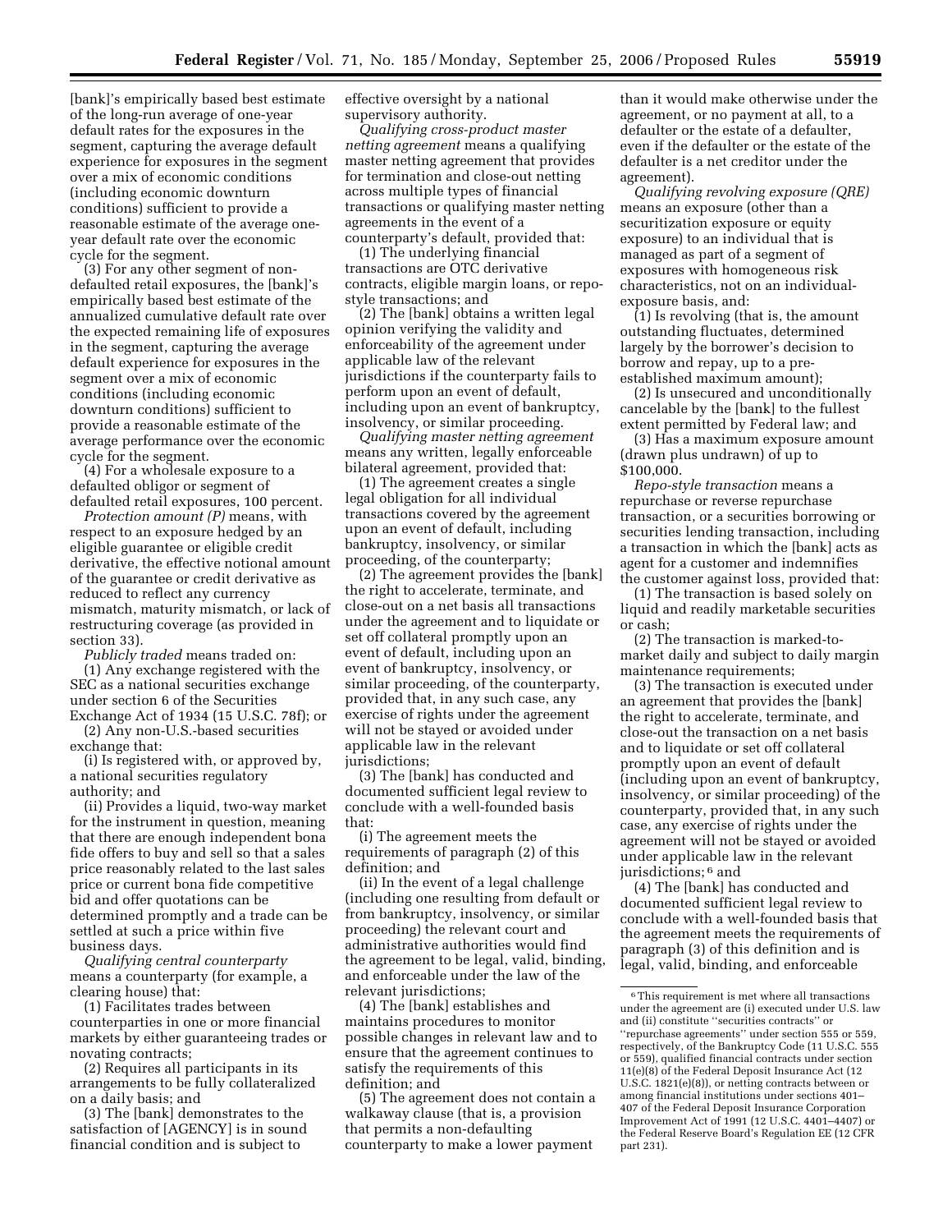[bank]'s empirically based best estimate of the long-run average of one-year default rates for the exposures in the segment, capturing the average default experience for exposures in the segment over a mix of economic conditions (including economic downturn conditions) sufficient to provide a reasonable estimate of the average one-year default rate over the economic cycle for the segment.

(3) For any other segment of non-defaulted retail exposures, the [bank]'s empirically based best estimate of the annualized cumulative default rate over the expected remaining life of exposures in the segment, capturing the average default experience for exposures in the segment over a mix of economic conditions (including economic downturn conditions) sufficient to provide a reasonable estimate of the average performance over the economic cycle for the segment.

(4) For a wholesale exposure to a defaulted obligor or segment of defaulted retail exposures, 100 percent.

*Protection amount (P)* means, with respect to an exposure hedged by an eligible guarantee or eligible credit derivative, the effective notional amount of the guarantee or credit derivative as reduced to reflect any currency mismatch, maturity mismatch, or lack of restructuring coverage (as provided in section 33).

*Publicly traded* means traded on:

(1) Any exchange registered with the SEC as a national securities exchange under section 6 of the Securities Exchange Act of 1934 (15 U.S.C. 78f); or

(2) Any non-U.S.-based securities exchange that:

(i) Is registered with, or approved by, a national securities regulatory authority; and

(ii) Provides a liquid, two-way market for the instrument in question, meaning that there are enough independent bona fide offers to buy and sell so that a sales price reasonably related to the last sales price or current bona fide competitive bid and offer quotations can be determined promptly and a trade can be settled at such a price within five business days.

*Qualifying central counterparty* means a counterparty (for example, a clearing house) that:

(1) Facilitates trades between counterparties in one or more financial markets by either guaranteeing trades or novating contracts;

(2) Requires all participants in its arrangements to be fully collateralized on a daily basis; and

(3) The [bank] demonstrates to the satisfaction of [AGENCY] is in sound financial condition and is subject to effective oversight by a national supervisory authority.

*Qualifying cross-product master netting agreement* means a qualifying master netting agreement that provides for termination and close-out netting across multiple types of financial transactions or qualifying master netting agreements in the event of a counterparty's default, provided that:

(1) The underlying financial transactions are OTC derivative contracts, eligible margin loans, or repo-style transactions; and

(2) The [bank] obtains a written legal opinion verifying the validity and enforceability of the agreement under applicable law of the relevant jurisdictions if the counterparty fails to perform upon an event of default, including upon an event of bankruptcy, insolvency, or similar proceeding.

*Qualifying master netting agreement* means any written, legally enforceable bilateral agreement, provided that:

(1) The agreement creates a single legal obligation for all individual transactions covered by the agreement upon an event of default, including bankruptcy, insolvency, or similar proceeding, of the counterparty;

(2) The agreement provides the [bank] the right to accelerate, terminate, and close-out on a net basis all transactions under the agreement and to liquidate or set off collateral promptly upon an event of default, including upon an event of bankruptcy, insolvency, or similar proceeding, of the counterparty, provided that, in any such case, any exercise of rights under the agreement will not be stayed or avoided under applicable law in the relevant jurisdictions;

(3) The [bank] has conducted and documented sufficient legal review to conclude with a well-founded basis that:

(i) The agreement meets the requirements of paragraph (2) of this definition; and

(ii) In the event of a legal challenge (including one resulting from default or from bankruptcy, insolvency, or similar proceeding) the relevant court and administrative authorities would find the agreement to be legal, valid, binding, and enforceable under the law of the relevant jurisdictions;

(4) The [bank] establishes and maintains procedures to monitor possible changes in relevant law and to ensure that the agreement continues to satisfy the requirements of this definition; and

(5) The agreement does not contain a walkaway clause (that is, a provision that permits a non-defaulting counterparty to make a lower payment than it would make otherwise under the agreement, or no payment at all, to a defaulter or the estate of a defaulter, even if the defaulter or the estate of the defaulter is a net creditor under the agreement).

*Qualifying revolving exposure (QRE)* means an exposure (other than a securitization exposure or equity exposure) to an individual that is managed as part of a segment of exposures with homogeneous risk characteristics, not on an individual-exposure basis, and:

(1) Is revolving (that is, the amount outstanding fluctuates, determined largely by the borrower's decision to borrow and repay, up to a pre-established maximum amount);

(2) Is unsecured and unconditionally cancelable by the [bank] to the fullest extent permitted by Federal law; and

(3) Has a maximum exposure amount (drawn plus undrawn) of up to $100,000.

*Repo-style transaction* means a repurchase or reverse repurchase transaction, or a securities borrowing or securities lending transaction, including a transaction in which the [bank] acts as agent for a customer and indemnifies the customer against loss, provided that:

(1) The transaction is based solely on liquid and readily marketable securities or cash;

(2) The transaction is marked-to-market daily and subject to daily margin maintenance requirements;

(3) The transaction is executed under an agreement that provides the [bank] the right to accelerate, terminate, and close-out the transaction on a net basis and to liquidate or set off collateral promptly upon an event of default (including upon an event of bankruptcy, insolvency, or similar proceeding) of the counterparty, provided that, in any such case, any exercise of rights under the agreement will not be stayed or avoided under applicable law in the relevant jurisdictions;[6] and

(4) The [bank] has conducted and documented sufficient legal review to conclude with a well-founded basis that the agreement meets the requirements of paragraph (3) of this definition and is legal, valid, binding, and enforceable

---

[6] This requirement is met where all transactions under the agreement are (i) executed under U.S. law and (ii) constitute "securities contracts" or "repurchase agreements" under section 555 or 559, respectively, of the Bankruptcy Code (11 U.S.C. 555 or 559), qualified financial contracts under section 11(e)(8) of the Federal Deposit Insurance Act (12 U.S.C. 1821(e)(8)), or netting contracts between or among financial institutions under sections 401–407 of the Federal Deposit Insurance Corporation Improvement Act of 1991 (12 U.S.C. 4401–4407) or the Federal Reserve Board's Regulation EE (12 CFR part 231).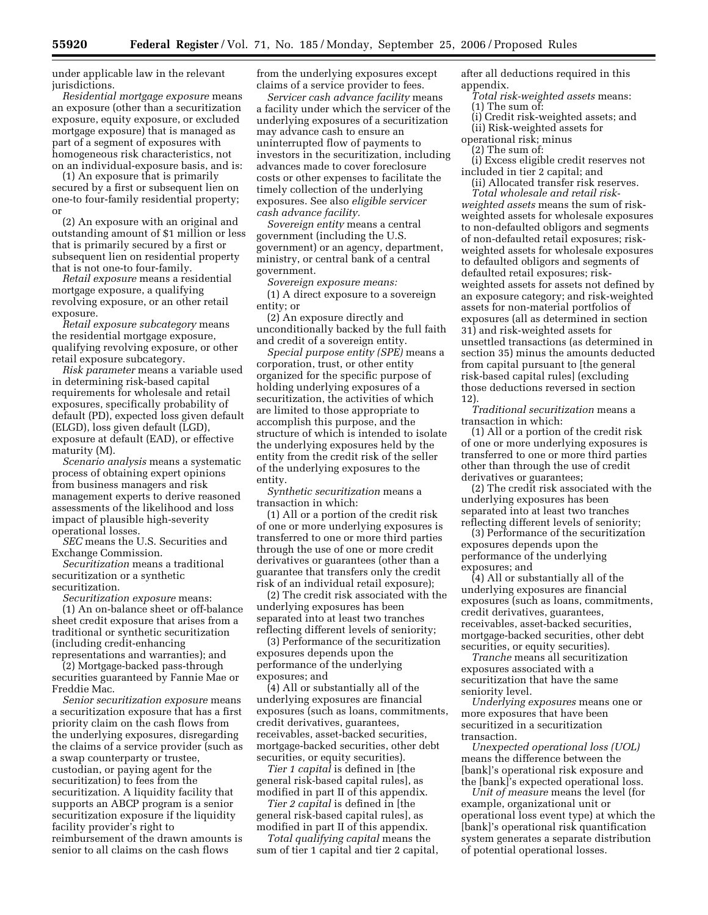under applicable law in the relevant jurisdictions.

*Residential mortgage exposure* means an exposure (other than a securitization exposure, equity exposure, or excluded mortgage exposure) that is managed as part of a segment of exposures with homogeneous risk characteristics, not on an individual-exposure basis, and is:

(1) An exposure that is primarily secured by a first or subsequent lien on one-to four-family residential property; or

(2) An exposure with an original and outstanding amount of $1 million or less that is primarily secured by a first or subsequent lien on residential property that is not one-to four-family.

*Retail exposure* means a residential mortgage exposure, a qualifying revolving exposure, or an other retail exposure.

*Retail exposure subcategory* means the residential mortgage exposure, qualifying revolving exposure, or other retail exposure subcategory.

*Risk parameter* means a variable used in determining risk-based capital requirements for wholesale and retail exposures, specifically probability of default (PD), expected loss given default (ELGD), loss given default (LGD), exposure at default (EAD), or effective maturity (M).

*Scenario analysis* means a systematic process of obtaining expert opinions from business managers and risk management experts to derive reasoned assessments of the likelihood and loss impact of plausible high-severity operational losses.

*SEC* means the U.S. Securities and Exchange Commission.

*Securitization* means a traditional securitization or a synthetic securitization.

*Securitization exposure* means:

(1) An on-balance sheet or off-balance sheet credit exposure that arises from a traditional or synthetic securitization (including credit-enhancing representations and warranties); and

(2) Mortgage-backed pass-through securities guaranteed by Fannie Mae or Freddie Mac.

*Senior securitization exposure* means a securitization exposure that has a first priority claim on the cash flows from the underlying exposures, disregarding the claims of a service provider (such as a swap counterparty or trustee, custodian, or paying agent for the securitization) to fees from the securitization. A liquidity facility that supports an ABCP program is a senior securitization exposure if the liquidity facility provider's right to reimbursement of the drawn amounts is senior to all claims on the cash flows from the underlying exposures except claims of a service provider to fees.

*Servicer cash advance facility* means a facility under which the servicer of the underlying exposures of a securitization may advance cash to ensure an uninterrupted flow of payments to investors in the securitization, including advances made to cover foreclosure costs or other expenses to facilitate the timely collection of the underlying exposures. See also *eligible servicer cash advance facility*.

*Sovereign entity* means a central government (including the U.S. government) or an agency, department, ministry, or central bank of a central government.

*Sovereign exposure means:*

(1) A direct exposure to a sovereign entity; or

(2) An exposure directly and unconditionally backed by the full faith and credit of a sovereign entity.

*Special purpose entity (SPE)* means a corporation, trust, or other entity organized for the specific purpose of holding underlying exposures of a securitization, the activities of which are limited to those appropriate to accomplish this purpose, and the structure of which is intended to isolate the underlying exposures held by the entity from the credit risk of the seller of the underlying exposures to the entity.

*Synthetic securitization* means a transaction in which:

(1) All or a portion of the credit risk of one or more underlying exposures is transferred to one or more third parties through the use of one or more credit derivatives or guarantees (other than a guarantee that transfers only the credit risk of an individual retail exposure);

(2) The credit risk associated with the underlying exposures has been separated into at least two tranches reflecting different levels of seniority;

(3) Performance of the securitization exposures depends upon the performance of the underlying exposures; and

(4) All or substantially all of the underlying exposures are financial exposures (such as loans, commitments, credit derivatives, guarantees, receivables, asset-backed securities, mortgage-backed securities, other debt securities, or equity securities).

*Tier 1 capital* is defined in [the general risk-based capital rules], as modified in part II of this appendix.

*Tier 2 capital* is defined in [the general risk-based capital rules], as modified in part II of this appendix.

*Total qualifying capital* means the sum of tier 1 capital and tier 2 capital, after all deductions required in this appendix.

*Total risk-weighted assets* means:

(1) The sum of:

(i) Credit risk-weighted assets; and

(ii) Risk-weighted assets for operational risk; minus

(2) The sum of:

(i) Excess eligible credit reserves not included in tier 2 capital; and

(ii) Allocated transfer risk reserves.

*Total wholesale and retail risk-weighted assets* means the sum of risk-weighted assets for wholesale exposures to non-defaulted obligors and segments of non-defaulted retail exposures; risk-weighted assets for wholesale exposures to defaulted obligors and segments of defaulted retail exposures; risk-weighted assets for assets not defined by an exposure category; and risk-weighted assets for non-material portfolios of exposures (all as determined in section 31) and risk-weighted assets for unsettled transactions (as determined in section 35) minus the amounts deducted from capital pursuant to [the general risk-based capital rules] (excluding those deductions reversed in section 12).

*Traditional securitization* means a transaction in which:

(1) All or a portion of the credit risk of one or more underlying exposures is transferred to one or more third parties other than through the use of credit derivatives or guarantees;

(2) The credit risk associated with the underlying exposures has been separated into at least two tranches reflecting different levels of seniority;

(3) Performance of the securitization exposures depends upon the performance of the underlying exposures; and

(4) All or substantially all of the underlying exposures are financial exposures (such as loans, commitments, credit derivatives, guarantees, receivables, asset-backed securities, mortgage-backed securities, other debt securities, or equity securities).

*Tranche* means all securitization exposures associated with a securitization that have the same seniority level.

*Underlying exposures* means one or more exposures that have been securitized in a securitization transaction.

*Unexpected operational loss (UOL)* means the difference between the [bank]'s operational risk exposure and the [bank]'s expected operational loss.

*Unit of measure* means the level (for example, organizational unit or operational loss event type) at which the [bank]'s operational risk quantification system generates a separate distribution of potential operational losses.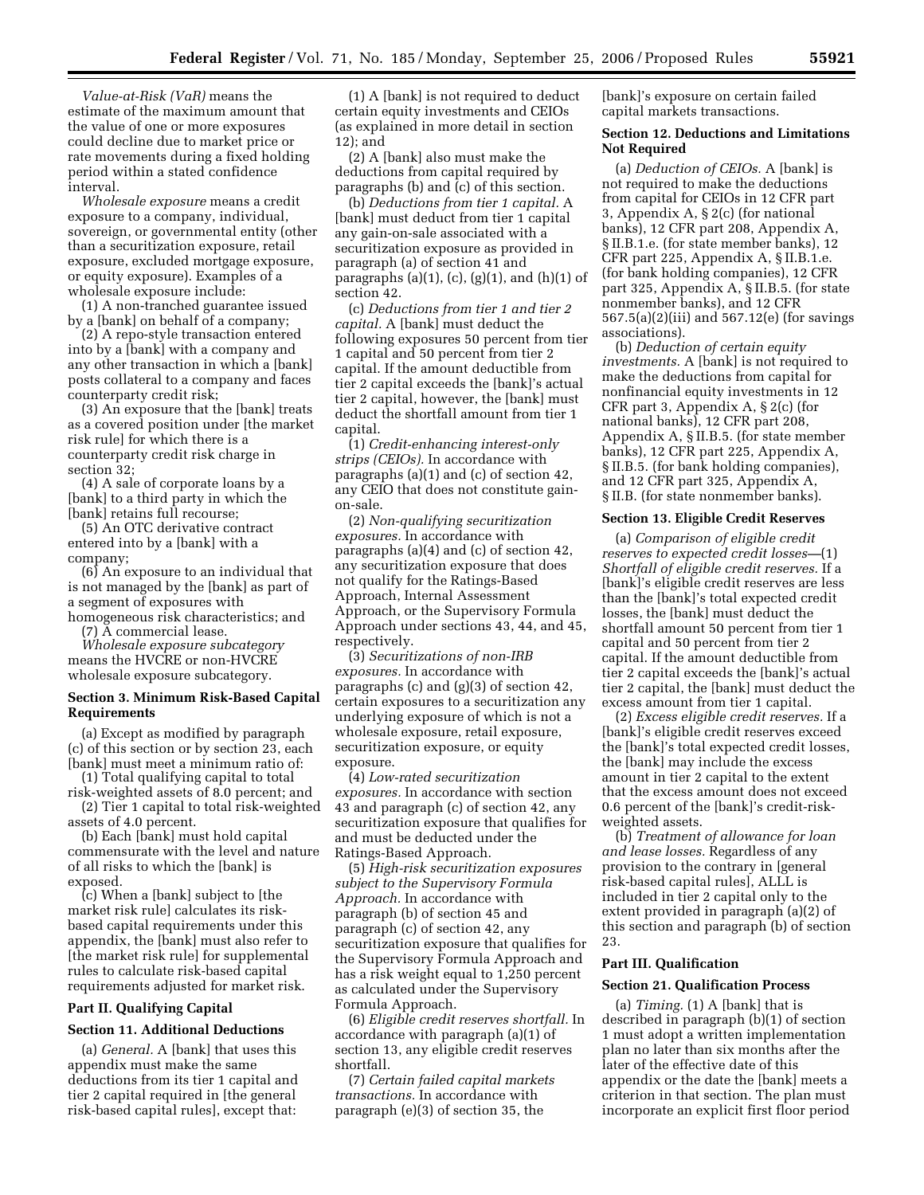*Value-at-Risk (VaR)* means the estimate of the maximum amount that the value of one or more exposures could decline due to market price or rate movements during a fixed holding period within a stated confidence interval.

*Wholesale exposure* means a credit exposure to a company, individual, sovereign, or governmental entity (other than a securitization exposure, retail exposure, excluded mortgage exposure, or equity exposure). Examples of a wholesale exposure include:

(1) A non-tranched guarantee issued by a [bank] on behalf of a company;

(2) A repo-style transaction entered into by a [bank] with a company and any other transaction in which a [bank] posts collateral to a company and faces counterparty credit risk;

(3) An exposure that the [bank] treats as a covered position under [the market risk rule] for which there is a counterparty credit risk charge in section 32;

(4) A sale of corporate loans by a [bank] to a third party in which the [bank] retains full recourse;

(5) An OTC derivative contract entered into by a [bank] with a company;

(6) An exposure to an individual that is not managed by the [bank] as part of a segment of exposures with homogeneous risk characteristics; and

(7) A commercial lease.

*Wholesale exposure subcategory* means the HVCRE or non-HVCRE wholesale exposure subcategory.

## Section 3. Minimum Risk-Based Capital Requirements

(a) Except as modified by paragraph (c) of this section or by section 23, each [bank] must meet a minimum ratio of:

(1) Total qualifying capital to total risk-weighted assets of 8.0 percent; and

(2) Tier 1 capital to total risk-weighted assets of 4.0 percent.

(b) Each [bank] must hold capital commensurate with the level and nature of all risks to which the [bank] is exposed.

(c) When a [bank] subject to [the market risk rule] calculates its risk-based capital requirements under this appendix, the [bank] must also refer to [the market risk rule] for supplemental rules to calculate risk-based capital requirements adjusted for market risk.

# Part II. Qualifying Capital

## Section 11. Additional Deductions

(a) *General.* A [bank] that uses this appendix must make the same deductions from its tier 1 capital and tier 2 capital required in [the general risk-based capital rules], except that:

(1) A [bank] is not required to deduct certain equity investments and CEIOs (as explained in more detail in section 12); and

(2) A [bank] also must make the deductions from capital required by paragraphs (b) and (c) of this section.

(b) *Deductions from tier 1 capital.* A [bank] must deduct from tier 1 capital any gain-on-sale associated with a securitization exposure as provided in paragraph (a) of section 41 and paragraphs (a)(1), (c), (g)(1), and (h)(1) of section 42.

(c) *Deductions from tier 1 and tier 2 capital.* A [bank] must deduct the following exposures 50 percent from tier 1 capital and 50 percent from tier 2 capital. If the amount deductible from tier 2 capital exceeds the [bank]'s actual tier 2 capital, however, the [bank] must deduct the shortfall amount from tier 1 capital.

(1) *Credit-enhancing interest-only strips (CEIOs).* In accordance with paragraphs (a)(1) and (c) of section 42, any CEIO that does not constitute gain-on-sale.

(2) *Non-qualifying securitization exposures.* In accordance with paragraphs (a)(4) and (c) of section 42, any securitization exposure that does not qualify for the Ratings-Based Approach, Internal Assessment Approach, or the Supervisory Formula Approach under sections 43, 44, and 45, respectively.

(3) *Securitizations of non-IRB exposures.* In accordance with paragraphs (c) and (g)(3) of section 42, certain exposures to a securitization any underlying exposure of which is not a wholesale exposure, retail exposure, securitization exposure, or equity exposure.

(4) *Low-rated securitization exposures.* In accordance with section 43 and paragraph (c) of section 42, any securitization exposure that qualifies for and must be deducted under the Ratings-Based Approach.

(5) *High-risk securitization exposures subject to the Supervisory Formula Approach.* In accordance with paragraph (b) of section 45 and paragraph (c) of section 42, any securitization exposure that qualifies for the Supervisory Formula Approach and has a risk weight equal to 1,250 percent as calculated under the Supervisory Formula Approach.

(6) *Eligible credit reserves shortfall.* In accordance with paragraph (a)(1) of section 13, any eligible credit reserves shortfall.

(7) *Certain failed capital markets transactions.* In accordance with paragraph (e)(3) of section 35, the [bank]'s exposure on certain failed capital markets transactions.

## Section 12. Deductions and Limitations Not Required

(a) *Deduction of CEIOs.* A [bank] is not required to make the deductions from capital for CEIOs in 12 CFR part 3, Appendix A, § 2(c) (for national banks), 12 CFR part 208, Appendix A, § II.B.1.e. (for state member banks), 12 CFR part 225, Appendix A, § II.B.1.e. (for bank holding companies), 12 CFR part 325, Appendix A, § II.B.5. (for state nonmember banks), and 12 CFR 567.5(a)(2)(iii) and 567.12(e) (for savings associations).

(b) *Deduction of certain equity investments.* A [bank] is not required to make the deductions from capital for nonfinancial equity investments in 12 CFR part 3, Appendix A, § 2(c) (for national banks), 12 CFR part 208, Appendix A, § II.B.5. (for state member banks), 12 CFR part 225, Appendix A, § II.B.5. (for bank holding companies), and 12 CFR part 325, Appendix A, § II.B. (for state nonmember banks).

## Section 13. Eligible Credit Reserves

(a) *Comparison of eligible credit reserves to expected credit losses*—(1) *Shortfall of eligible credit reserves.* If a [bank]'s eligible credit reserves are less than the [bank]'s total expected credit losses, the [bank] must deduct the shortfall amount 50 percent from tier 1 capital and 50 percent from tier 2 capital. If the amount deductible from tier 2 capital exceeds the [bank]'s actual tier 2 capital, the [bank] must deduct the excess amount from tier 1 capital.

(2) *Excess eligible credit reserves.* If a [bank]'s eligible credit reserves exceed the [bank]'s total expected credit losses, the [bank] may include the excess amount in tier 2 capital to the extent that the excess amount does not exceed 0.6 percent of the [bank]'s credit-risk-weighted assets.

(b) *Treatment of allowance for loan and lease losses.* Regardless of any provision to the contrary in [general risk-based capital rules], ALLL is included in tier 2 capital only to the extent provided in paragraph (a)(2) of this section and paragraph (b) of section 23.

# Part III. Qualification

## Section 21. Qualification Process

(a) *Timing.* (1) A [bank] that is described in paragraph (b)(1) of section 1 must adopt a written implementation plan no later than six months after the later of the effective date of this appendix or the date the [bank] meets a criterion in that section. The plan must incorporate an explicit first floor period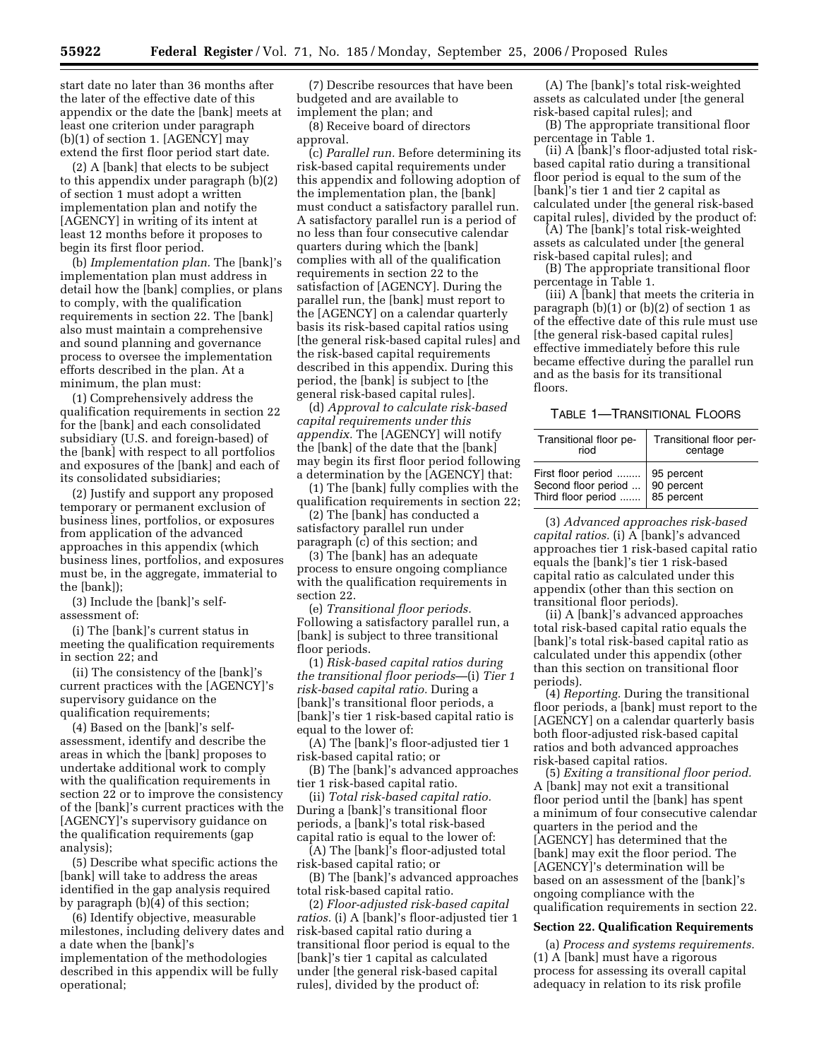start date no later than 36 months after the later of the effective date of this appendix or the date the [bank] meets at least one criterion under paragraph (b)(1) of section 1. [AGENCY] may extend the first floor period start date.

(2) A [bank] that elects to be subject to this appendix under paragraph (b)(2) of section 1 must adopt a written implementation plan and notify the [AGENCY] in writing of its intent at least 12 months before it proposes to begin its first floor period.

(b) *Implementation plan.* The [bank]'s implementation plan must address in detail how the [bank] complies, or plans to comply, with the qualification requirements in section 22. The [bank] also must maintain a comprehensive and sound planning and governance process to oversee the implementation efforts described in the plan. At a minimum, the plan must:

(1) Comprehensively address the qualification requirements in section 22 for the [bank] and each consolidated subsidiary (U.S. and foreign-based) of the [bank] with respect to all portfolios and exposures of the [bank] and each of its consolidated subsidiaries;

(2) Justify and support any proposed temporary or permanent exclusion of business lines, portfolios, or exposures from application of the advanced approaches in this appendix (which business lines, portfolios, and exposures must be, in the aggregate, immaterial to the [bank]);

(3) Include the [bank]'s self-assessment of:

(i) The [bank]'s current status in meeting the qualification requirements in section 22; and

(ii) The consistency of the [bank]'s current practices with the [AGENCY]'s supervisory guidance on the qualification requirements;

(4) Based on the [bank]'s self-assessment, identify and describe the areas in which the [bank] proposes to undertake additional work to comply with the qualification requirements in section 22 or to improve the consistency of the [bank]'s current practices with the [AGENCY]'s supervisory guidance on the qualification requirements (gap analysis);

(5) Describe what specific actions the [bank] will take to address the areas identified in the gap analysis required by paragraph (b)(4) of this section;

(6) Identify objective, measurable milestones, including delivery dates and a date when the [bank]'s implementation of the methodologies described in this appendix will be fully operational;

(7) Describe resources that have been budgeted and are available to implement the plan; and

(8) Receive board of directors approval.

(c) *Parallel run.* Before determining its risk-based capital requirements under this appendix and following adoption of the implementation plan, the [bank] must conduct a satisfactory parallel run. A satisfactory parallel run is a period of no less than four consecutive calendar quarters during which the [bank] complies with all of the qualification requirements in section 22 to the satisfaction of [AGENCY]. During the parallel run, the [bank] must report to the [AGENCY] on a calendar quarterly basis its risk-based capital ratios using [the general risk-based capital rules] and the risk-based capital requirements described in this appendix. During this period, the [bank] is subject to [the general risk-based capital rules].

(d) *Approval to calculate risk-based capital requirements under this appendix.* The [AGENCY] will notify the [bank] of the date that the [bank] may begin its first floor period following a determination by the [AGENCY] that:

(1) The [bank] fully complies with the qualification requirements in section 22;

(2) The [bank] has conducted a satisfactory parallel run under paragraph (c) of this section; and

(3) The [bank] has an adequate process to ensure ongoing compliance with the qualification requirements in section 22.

(e) *Transitional floor periods.* Following a satisfactory parallel run, a [bank] is subject to three transitional floor periods.

(1) *Risk-based capital ratios during the transitional floor periods*—(i) *Tier 1 risk-based capital ratio.* During a [bank]'s transitional floor periods, a [bank]'s tier 1 risk-based capital ratio is equal to the lower of:

(A) The [bank]'s floor-adjusted tier 1 risk-based capital ratio; or

(B) The [bank]'s advanced approaches tier 1 risk-based capital ratio.

(ii) *Total risk-based capital ratio.* During a [bank]'s transitional floor periods, a [bank]'s total risk-based capital ratio is equal to the lower of:

(A) The [bank]'s floor-adjusted total risk-based capital ratio; or

(B) The [bank]'s advanced approaches total risk-based capital ratio.

(2) *Floor-adjusted risk-based capital ratios.* (i) A [bank]'s floor-adjusted tier 1 risk-based capital ratio during a transitional floor period is equal to the [bank]'s tier 1 capital as calculated under [the general risk-based capital rules], divided by the product of:

(A) The [bank]'s total risk-weighted assets as calculated under [the general risk-based capital rules]; and

(B) The appropriate transitional floor percentage in Table 1.

(ii) A [bank]'s floor-adjusted total risk-based capital ratio during a transitional floor period is equal to the sum of the [bank]'s tier 1 and tier 2 capital as calculated under [the general risk-based capital rules], divided by the product of:

(A) The [bank]'s total risk-weighted assets as calculated under [the general risk-based capital rules]; and

(B) The appropriate transitional floor percentage in Table 1.

(iii) A [bank] that meets the criteria in paragraph (b)(1) or (b)(2) of section 1 as of the effective date of this rule must use [the general risk-based capital rules] effective immediately before this rule became effective during the parallel run and as the basis for its transitional floors.

TABLE 1—TRANSITIONAL FLOORS

| Transitional floor period | Transitional floor percentage |
|---|---|
| First floor period | 95 percent |
| Second floor period | 90 percent |
| Third floor period | 85 percent |

(3) *Advanced approaches risk-based capital ratios.* (i) A [bank]'s advanced approaches tier 1 risk-based capital ratio equals the [bank]'s tier 1 risk-based capital ratio as calculated under this appendix (other than this section on transitional floor periods).

(ii) A [bank]'s advanced approaches total risk-based capital ratio equals the [bank]'s total risk-based capital ratio as calculated under this appendix (other than this section on transitional floor periods).

(4) *Reporting.* During the transitional floor periods, a [bank] must report to the [AGENCY] on a calendar quarterly basis both floor-adjusted risk-based capital ratios and both advanced approaches risk-based capital ratios.

(5) *Exiting a transitional floor period.* A [bank] may not exit a transitional floor period until the [bank] has spent a minimum of four consecutive calendar quarters in the period and the [AGENCY] has determined that the [bank] may exit the floor period. The [AGENCY]'s determination will be based on an assessment of the [bank]'s ongoing compliance with the qualification requirements in section 22.

**Section 22. Qualification Requirements**

(a) *Process and systems requirements.* (1) A [bank] must have a rigorous process for assessing its overall capital adequacy in relation to its risk profile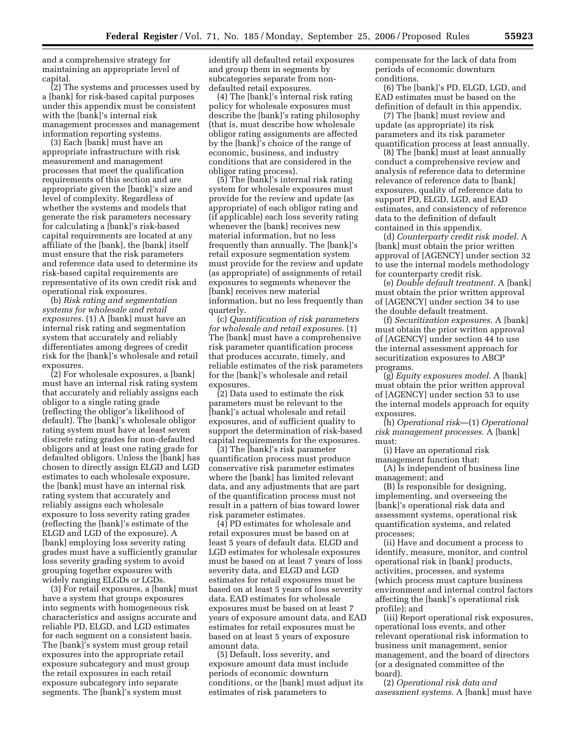and a comprehensive strategy for maintaining an appropriate level of capital.

(2) The systems and processes used by a [bank] for risk-based capital purposes under this appendix must be consistent with the [bank]'s internal risk management processes and management information reporting systems.

(3) Each [bank] must have an appropriate infrastructure with risk measurement and management processes that meet the qualification requirements of this section and are appropriate given the [bank]'s size and level of complexity. Regardless of whether the systems and models that generate the risk parameters necessary for calculating a [bank]'s risk-based capital requirements are located at any affiliate of the [bank], the [bank] itself must ensure that the risk parameters and reference data used to determine its risk-based capital requirements are representative of its own credit risk and operational risk exposures.

(b) *Risk rating and segmentation systems for wholesale and retail exposures.* (1) A [bank] must have an internal risk rating and segmentation system that accurately and reliably differentiates among degrees of credit risk for the [bank]'s wholesale and retail exposures.

(2) For wholesale exposures, a [bank] must have an internal risk rating system that accurately and reliably assigns each obligor to a single rating grade (reflecting the obligor's likelihood of default). The [bank]'s wholesale obligor rating system must have at least seven discrete rating grades for non-defaulted obligors and at least one rating grade for defaulted obligors. Unless the [bank] has chosen to directly assign ELGD and LGD estimates to each wholesale exposure, the [bank] must have an internal risk rating system that accurately and reliably assigns each wholesale exposure to loss severity rating grades (reflecting the [bank]'s estimate of the ELGD and LGD of the exposure). A [bank] employing loss severity rating grades must have a sufficiently granular loss severity grading system to avoid grouping together exposures with widely ranging ELGDs or LGDs.

(3) For retail exposures, a [bank] must have a system that groups exposures into segments with homogeneous risk characteristics and assigns accurate and reliable PD, ELGD, and LGD estimates for each segment on a consistent basis. The [bank]'s system must group retail exposures into the appropriate retail exposure subcategory and must group the retail exposures in each retail exposure subcategory into separate segments. The [bank]'s system must identify all defaulted retail exposures and group them in segments by subcategories separate from non-defaulted retail exposures.

(4) The [bank]'s internal risk rating policy for wholesale exposures must describe the [bank]'s rating philosophy (that is, must describe how wholesale obligor rating assignments are affected by the [bank]'s choice of the range of economic, business, and industry conditions that are considered in the obligor rating process).

(5) The [bank]'s internal risk rating system for wholesale exposures must provide for the review and update (as appropriate) of each obligor rating and (if applicable) each loss severity rating whenever the [bank] receives new material information, but no less frequently than annually. The [bank]'s retail exposure segmentation system must provide for the review and update (as appropriate) of assignments of retail exposures to segments whenever the [bank] receives new material information, but no less frequently than quarterly.

(c) *Quantification of risk parameters for wholesale and retail exposures.* (1) The [bank] must have a comprehensive risk parameter quantification process that produces accurate, timely, and reliable estimates of the risk parameters for the [bank]'s wholesale and retail exposures.

(2) Data used to estimate the risk parameters must be relevant to the [bank]'s actual wholesale and retail exposures, and of sufficient quality to support the determination of risk-based capital requirements for the exposures.

(3) The [bank]'s risk parameter quantification process must produce conservative risk parameter estimates where the [bank] has limited relevant data, and any adjustments that are part of the quantification process must not result in a pattern of bias toward lower risk parameter estimates.

(4) PD estimates for wholesale and retail exposures must be based on at least 5 years of default data. ELGD and LGD estimates for wholesale exposures must be based on at least 7 years of loss severity data, and ELGD and LGD estimates for retail exposures must be based on at least 5 years of loss severity data. EAD estimates for wholesale exposures must be based on at least 7 years of exposure amount data, and EAD estimates for retail exposures must be based on at least 5 years of exposure amount data.

(5) Default, loss severity, and exposure amount data must include periods of economic downturn conditions, or the [bank] must adjust its estimates of risk parameters to compensate for the lack of data from periods of economic downturn conditions.

(6) The [bank]'s PD, ELGD, LGD, and EAD estimates must be based on the definition of default in this appendix.

(7) The [bank] must review and update (as appropriate) its risk parameters and its risk parameter quantification process at least annually.

(8) The [bank] must at least annually conduct a comprehensive review and analysis of reference data to determine relevance of reference data to [bank] exposures, quality of reference data to support PD, ELGD, LGD, and EAD estimates, and consistency of reference data to the definition of default contained in this appendix.

(d) *Counterparty credit risk model.* A [bank] must obtain the prior written approval of [AGENCY] under section 32 to use the internal models methodology for counterparty credit risk.

(e) *Double default treatment.* A [bank] must obtain the prior written approval of [AGENCY] under section 34 to use the double default treatment.

(f) *Securitization exposures.* A [bank] must obtain the prior written approval of [AGENCY] under section 44 to use the internal assessment approach for securitization exposures to ABCP programs.

(g) *Equity exposures model.* A [bank] must obtain the prior written approval of [AGENCY] under section 53 to use the internal models approach for equity exposures.

(h) *Operational risk*—(1) *Operational risk management processes.* A [bank] must:

(i) Have an operational risk management function that:

(A) Is independent of business line management; and

(B) Is responsible for designing, implementing, and overseeing the [bank]'s operational risk data and assessment systems, operational risk quantification systems, and related processes;

(ii) Have and document a process to identify, measure, monitor, and control operational risk in [bank] products, activities, processes, and systems (which process must capture business environment and internal control factors affecting the [bank]'s operational risk profile); and

(iii) Report operational risk exposures, operational loss events, and other relevant operational risk information to business unit management, senior management, and the board of directors (or a designated committee of the board).

(2) *Operational risk data and assessment systems.* A [bank] must have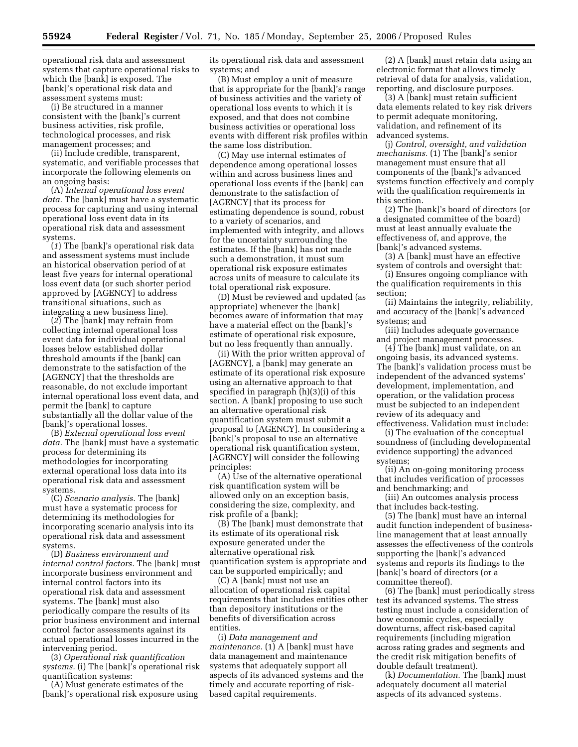operational risk data and assessment systems that capture operational risks to which the [bank] is exposed. The [bank]'s operational risk data and assessment systems must:

(i) Be structured in a manner consistent with the [bank]'s current business activities, risk profile, technological processes, and risk management processes; and

(ii) Include credible, transparent, systematic, and verifiable processes that incorporate the following elements on an ongoing basis:

(A) *Internal operational loss event data.* The [bank] must have a systematic process for capturing and using internal operational loss event data in its operational risk data and assessment systems.

(*1*) The [bank]'s operational risk data and assessment systems must include an historical observation period of at least five years for internal operational loss event data (or such shorter period approved by [AGENCY] to address transitional situations, such as integrating a new business line).

(*2*) The [bank] may refrain from collecting internal operational loss event data for individual operational losses below established dollar threshold amounts if the [bank] can demonstrate to the satisfaction of the [AGENCY] that the thresholds are reasonable, do not exclude important internal operational loss event data, and permit the [bank] to capture substantially all the dollar value of the [bank]'s operational losses.

(B) *External operational loss event data.* The [bank] must have a systematic process for determining its methodologies for incorporating external operational loss data into its operational risk data and assessment systems.

(C) *Scenario analysis.* The [bank] must have a systematic process for determining its methodologies for incorporating scenario analysis into its operational risk data and assessment systems.

(D) *Business environment and internal control factors.* The [bank] must incorporate business environment and internal control factors into its operational risk data and assessment systems. The [bank] must also periodically compare the results of its prior business environment and internal control factor assessments against its actual operational losses incurred in the intervening period.

(3) *Operational risk quantification systems.* (i) The [bank]'s operational risk quantification systems:

(A) Must generate estimates of the [bank]'s operational risk exposure using its operational risk data and assessment systems; and

(B) Must employ a unit of measure that is appropriate for the [bank]'s range of business activities and the variety of operational loss events to which it is exposed, and that does not combine business activities or operational loss events with different risk profiles within the same loss distribution.

(C) May use internal estimates of dependence among operational losses within and across business lines and operational loss events if the [bank] can demonstrate to the satisfaction of [AGENCY] that its process for estimating dependence is sound, robust to a variety of scenarios, and implemented with integrity, and allows for the uncertainty surrounding the estimates. If the [bank] has not made such a demonstration, it must sum operational risk exposure estimates across units of measure to calculate its total operational risk exposure.

(D) Must be reviewed and updated (as appropriate) whenever the [bank] becomes aware of information that may have a material effect on the [bank]'s estimate of operational risk exposure, but no less frequently than annually.

(ii) With the prior written approval of [AGENCY], a [bank] may generate an estimate of its operational risk exposure using an alternative approach to that specified in paragraph (h)(3)(i) of this section. A [bank] proposing to use such an alternative operational risk quantification system must submit a proposal to [AGENCY]. In considering a [bank]'s proposal to use an alternative operational risk quantification system, [AGENCY] will consider the following principles:

(A) Use of the alternative operational risk quantification system will be allowed only on an exception basis, considering the size, complexity, and risk profile of a [bank];

(B) The [bank] must demonstrate that its estimate of its operational risk exposure generated under the alternative operational risk quantification system is appropriate and can be supported empirically; and

(C) A [bank] must not use an allocation of operational risk capital requirements that includes entities other than depository institutions or the benefits of diversification across entities.

(i) *Data management and maintenance.* (1) A [bank] must have data management and maintenance systems that adequately support all aspects of its advanced systems and the timely and accurate reporting of risk-based capital requirements.

(2) A [bank] must retain data using an electronic format that allows timely retrieval of data for analysis, validation, reporting, and disclosure purposes.

(3) A [bank] must retain sufficient data elements related to key risk drivers to permit adequate monitoring, validation, and refinement of its advanced systems.

(j) *Control, oversight, and validation mechanisms.* (1) The [bank]'s senior management must ensure that all components of the [bank]'s advanced systems function effectively and comply with the qualification requirements in this section.

(2) The [bank]'s board of directors (or a designated committee of the board) must at least annually evaluate the effectiveness of, and approve, the [bank]'s advanced systems.

(3) A [bank] must have an effective system of controls and oversight that:

(i) Ensures ongoing compliance with the qualification requirements in this section;

(ii) Maintains the integrity, reliability, and accuracy of the [bank]'s advanced systems; and

(iii) Includes adequate governance and project management processes.

(4) The [bank] must validate, on an ongoing basis, its advanced systems. The [bank]'s validation process must be independent of the advanced systems' development, implementation, and operation, or the validation process must be subjected to an independent review of its adequacy and effectiveness. Validation must include:

(i) The evaluation of the conceptual soundness of (including developmental evidence supporting) the advanced systems;

(ii) An on-going monitoring process that includes verification of processes and benchmarking; and

(iii) An outcomes analysis process that includes back-testing.

(5) The [bank] must have an internal audit function independent of business-line management that at least annually assesses the effectiveness of the controls supporting the [bank]'s advanced systems and reports its findings to the [bank]'s board of directors (or a committee thereof).

(6) The [bank] must periodically stress test its advanced systems. The stress testing must include a consideration of how economic cycles, especially downturns, affect risk-based capital requirements (including migration across rating grades and segments and the credit risk mitigation benefits of double default treatment).

(k) *Documentation.* The [bank] must adequately document all material aspects of its advanced systems.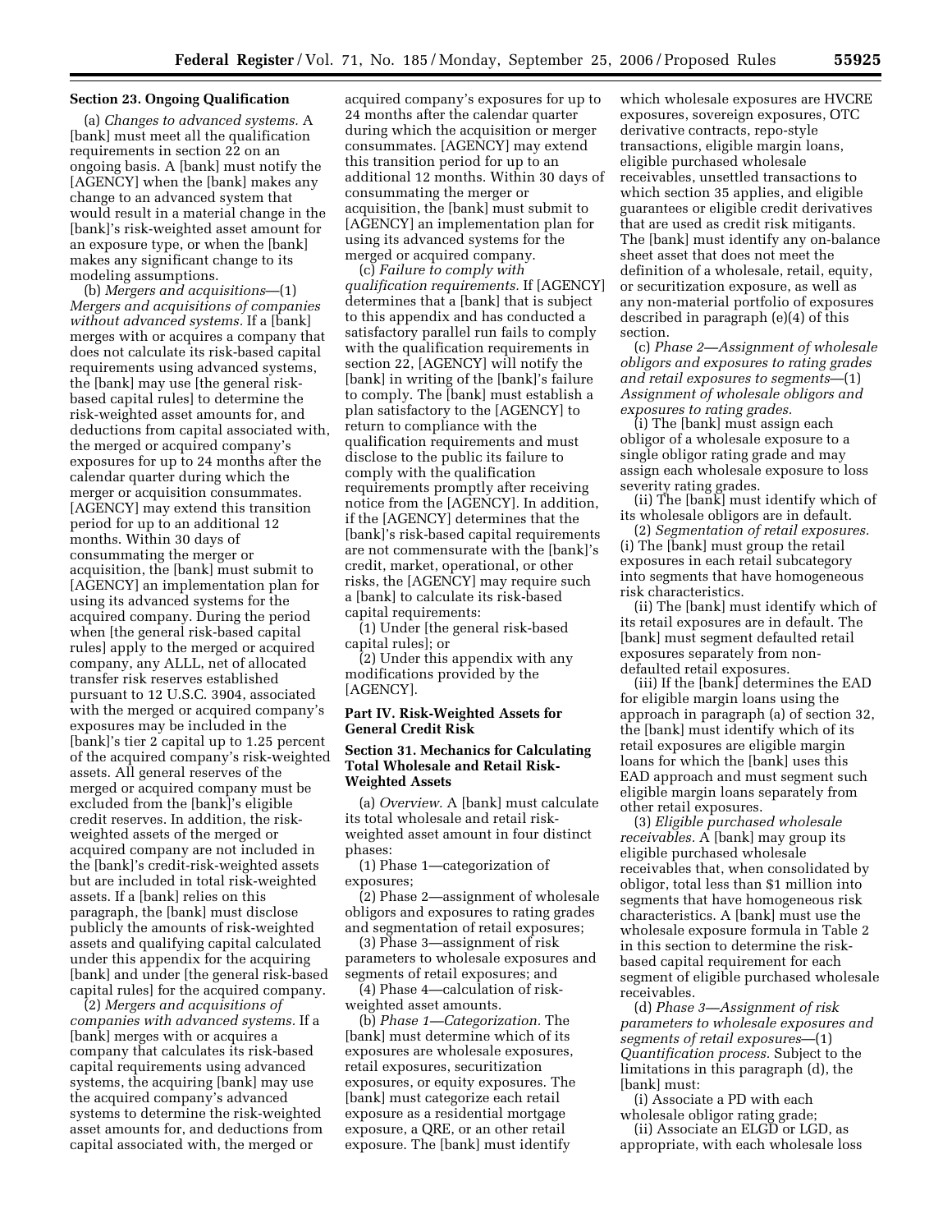### Section 23. Ongoing Qualification

(a) *Changes to advanced systems.* A [bank] must meet all the qualification requirements in section 22 on an ongoing basis. A [bank] must notify the [AGENCY] when the [bank] makes any change to an advanced system that would result in a material change in the [bank]'s risk-weighted asset amount for an exposure type, or when the [bank] makes any significant change to its modeling assumptions.

(b) *Mergers and acquisitions*—(1) *Mergers and acquisitions of companies without advanced systems.* If a [bank] merges with or acquires a company that does not calculate its risk-based capital requirements using advanced systems, the [bank] may use [the general risk-based capital rules] to determine the risk-weighted asset amounts for, and deductions from capital associated with, the merged or acquired company's exposures for up to 24 months after the calendar quarter during which the merger or acquisition consummates. [AGENCY] may extend this transition period for up to an additional 12 months. Within 30 days of consummating the merger or acquisition, the [bank] must submit to [AGENCY] an implementation plan for using its advanced systems for the acquired company. During the period when [the general risk-based capital rules] apply to the merged or acquired company, any ALLL, net of allocated transfer risk reserves established pursuant to 12 U.S.C. 3904, associated with the merged or acquired company's exposures may be included in the [bank]'s tier 2 capital up to 1.25 percent of the acquired company's risk-weighted assets. All general reserves of the merged or acquired company must be excluded from the [bank]'s eligible credit reserves. In addition, the risk-weighted assets of the merged or acquired company are not included in the [bank]'s credit-risk-weighted assets but are included in total risk-weighted assets. If a [bank] relies on this paragraph, the [bank] must disclose publicly the amounts of risk-weighted assets and qualifying capital calculated under this appendix for the acquiring [bank] and under [the general risk-based capital rules] for the acquired company.

(2) *Mergers and acquisitions of companies with advanced systems.* If a [bank] merges with or acquires a company that calculates its risk-based capital requirements using advanced systems, the acquiring [bank] may use the acquired company's advanced systems to determine the risk-weighted asset amounts for, and deductions from capital associated with, the merged or acquired company's exposures for up to 24 months after the calendar quarter during which the acquisition or merger consummates. [AGENCY] may extend this transition period for up to an additional 12 months. Within 30 days of consummating the merger or acquisition, the [bank] must submit to [AGENCY] an implementation plan for using its advanced systems for the merged or acquired company.

(c) *Failure to comply with qualification requirements.* If [AGENCY] determines that a [bank] that is subject to this appendix and has conducted a satisfactory parallel run fails to comply with the qualification requirements in section 22, [AGENCY] will notify the [bank] in writing of the [bank]'s failure to comply. The [bank] must establish a plan satisfactory to the [AGENCY] to return to compliance with the qualification requirements and must disclose to the public its failure to comply with the qualification requirements promptly after receiving notice from the [AGENCY]. In addition, if the [AGENCY] determines that the [bank]'s risk-based capital requirements are not commensurate with the [bank]'s credit, market, operational, or other risks, the [AGENCY] may require such a [bank] to calculate its risk-based capital requirements:

(1) Under [the general risk-based capital rules]; or

(2) Under this appendix with any modifications provided by the [AGENCY].

## Part IV. Risk-Weighted Assets for General Credit Risk

### Section 31. Mechanics for Calculating Total Wholesale and Retail Risk-Weighted Assets

(a) *Overview.* A [bank] must calculate its total wholesale and retail risk-weighted asset amount in four distinct phases:

(1) Phase 1—categorization of exposures;

(2) Phase 2—assignment of wholesale obligors and exposures to rating grades and segmentation of retail exposures;

(3) Phase 3—assignment of risk parameters to wholesale exposures and segments of retail exposures; and

(4) Phase 4—calculation of risk-weighted asset amounts.

(b) *Phase 1—Categorization.* The [bank] must determine which of its exposures are wholesale exposures, retail exposures, securitization exposures, or equity exposures. The [bank] must categorize each retail exposure as a residential mortgage exposure, a QRE, or an other retail exposure. The [bank] must identify which wholesale exposures are HVCRE exposures, sovereign exposures, OTC derivative contracts, repo-style transactions, eligible margin loans, eligible purchased wholesale receivables, unsettled transactions to which section 35 applies, and eligible guarantees or eligible credit derivatives that are used as credit risk mitigants. The [bank] must identify any on-balance sheet asset that does not meet the definition of a wholesale, retail, equity, or securitization exposure, as well as any non-material portfolio of exposures described in paragraph (e)(4) of this section.

(c) *Phase 2—Assignment of wholesale obligors and exposures to rating grades and retail exposures to segments*—(1) *Assignment of wholesale obligors and exposures to rating grades.*

(i) The [bank] must assign each obligor of a wholesale exposure to a single obligor rating grade and may assign each wholesale exposure to loss severity rating grades.

(ii) The [bank] must identify which of its wholesale obligors are in default.

(2) *Segmentation of retail exposures.* (i) The [bank] must group the retail exposures in each retail subcategory into segments that have homogeneous risk characteristics.

(ii) The [bank] must identify which of its retail exposures are in default. The [bank] must segment defaulted retail exposures separately from non-defaulted retail exposures.

(iii) If the [bank] determines the EAD for eligible margin loans using the approach in paragraph (a) of section 32, the [bank] must identify which of its retail exposures are eligible margin loans for which the [bank] uses this EAD approach and must segment such eligible margin loans separately from other retail exposures.

(3) *Eligible purchased wholesale receivables.* A [bank] may group its eligible purchased wholesale receivables that, when consolidated by obligor, total less than $1 million into segments that have homogeneous risk characteristics. A [bank] must use the wholesale exposure formula in Table 2 in this section to determine the risk-based capital requirement for each segment of eligible purchased wholesale receivables.

(d) *Phase 3—Assignment of risk parameters to wholesale exposures and segments of retail exposures*—(1) *Quantification process.* Subject to the limitations in this paragraph (d), the [bank] must:

(i) Associate a PD with each wholesale obligor rating grade;

(ii) Associate an ELGD or LGD, as appropriate, with each wholesale loss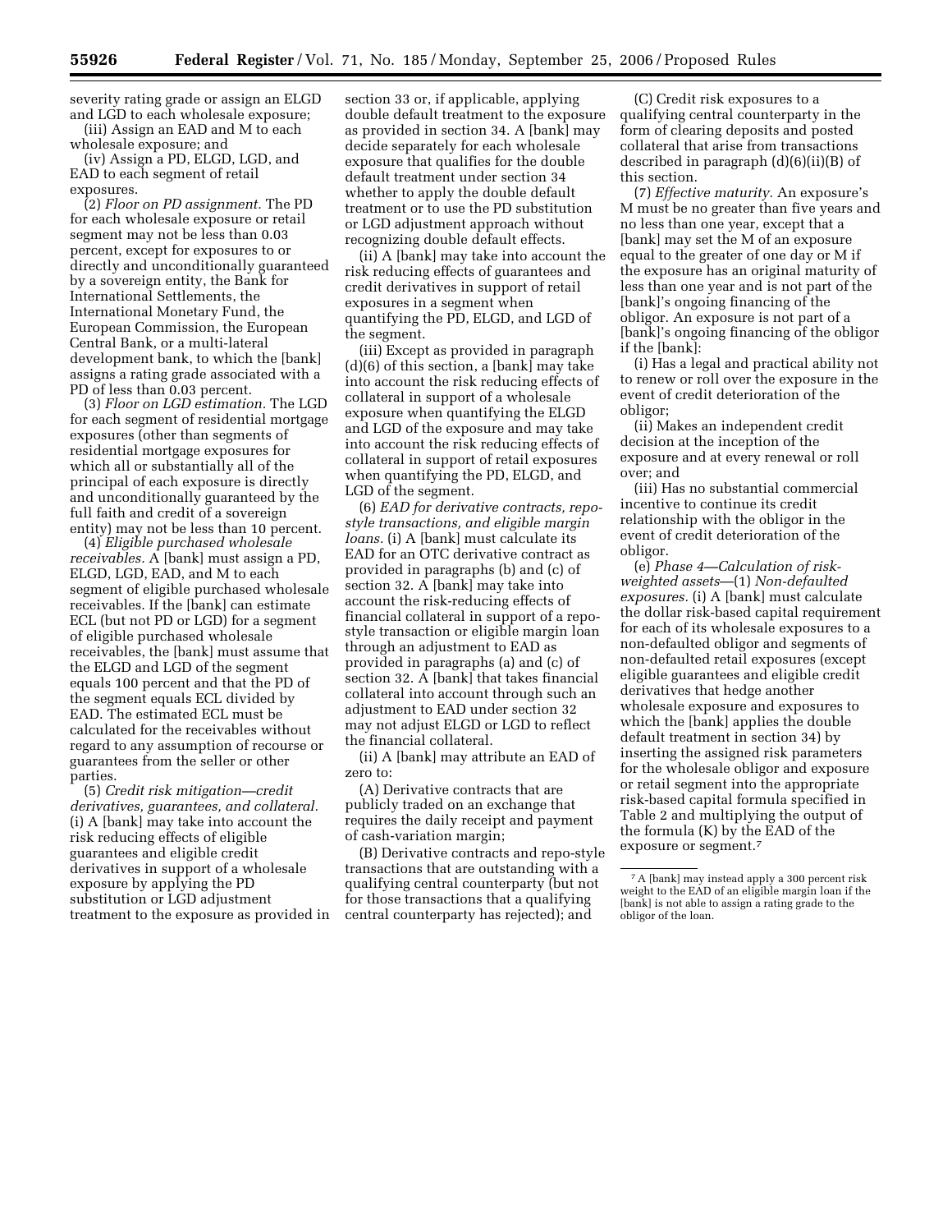severity rating grade or assign an ELGD and LGD to each wholesale exposure;

(iii) Assign an EAD and M to each wholesale exposure; and

(iv) Assign a PD, ELGD, LGD, and EAD to each segment of retail exposures.

(2) *Floor on PD assignment.* The PD for each wholesale exposure or retail segment may not be less than 0.03 percent, except for exposures to or directly and unconditionally guaranteed by a sovereign entity, the Bank for International Settlements, the International Monetary Fund, the European Commission, the European Central Bank, or a multi-lateral development bank, to which the [bank] assigns a rating grade associated with a PD of less than 0.03 percent.

(3) *Floor on LGD estimation.* The LGD for each segment of residential mortgage exposures (other than segments of residential mortgage exposures for which all or substantially all of the principal of each exposure is directly and unconditionally guaranteed by the full faith and credit of a sovereign entity) may not be less than 10 percent.

(4) *Eligible purchased wholesale receivables.* A [bank] must assign a PD, ELGD, LGD, EAD, and M to each segment of eligible purchased wholesale receivables. If the [bank] can estimate ECL (but not PD or LGD) for a segment of eligible purchased wholesale receivables, the [bank] must assume that the ELGD and LGD of the segment equals 100 percent and that the PD of the segment equals ECL divided by EAD. The estimated ECL must be calculated for the receivables without regard to any assumption of recourse or guarantees from the seller or other parties.

(5) *Credit risk mitigation—credit derivatives, guarantees, and collateral.* (i) A [bank] may take into account the risk reducing effects of eligible guarantees and eligible credit derivatives in support of a wholesale exposure by applying the PD substitution or LGD adjustment treatment to the exposure as provided in section 33 or, if applicable, applying double default treatment to the exposure as provided in section 34. A [bank] may decide separately for each wholesale exposure that qualifies for the double default treatment under section 34 whether to apply the double default treatment or to use the PD substitution or LGD adjustment approach without recognizing double default effects.

(ii) A [bank] may take into account the risk reducing effects of guarantees and credit derivatives in support of retail exposures in a segment when quantifying the PD, ELGD, and LGD of the segment.

(iii) Except as provided in paragraph (d)(6) of this section, a [bank] may take into account the risk reducing effects of collateral in support of a wholesale exposure when quantifying the ELGD and LGD of the exposure and may take into account the risk reducing effects of collateral in support of retail exposures when quantifying the PD, ELGD, and LGD of the segment.

(6) *EAD for derivative contracts, repo-style transactions, and eligible margin loans.* (i) A [bank] must calculate its EAD for an OTC derivative contract as provided in paragraphs (b) and (c) of section 32. A [bank] may take into account the risk-reducing effects of financial collateral in support of a repo-style transaction or eligible margin loan through an adjustment to EAD as provided in paragraphs (a) and (c) of section 32. A [bank] that takes financial collateral into account through such an adjustment to EAD under section 32 may not adjust ELGD or LGD to reflect the financial collateral.

(ii) A [bank] may attribute an EAD of zero to:

(A) Derivative contracts that are publicly traded on an exchange that requires the daily receipt and payment of cash-variation margin;

(B) Derivative contracts and repo-style transactions that are outstanding with a qualifying central counterparty (but not for those transactions that a qualifying central counterparty has rejected); and

(C) Credit risk exposures to a qualifying central counterparty in the form of clearing deposits and posted collateral that arise from transactions described in paragraph (d)(6)(ii)(B) of this section.

(7) *Effective maturity.* An exposure's M must be no greater than five years and no less than one year, except that a [bank] may set the M of an exposure equal to the greater of one day or M if the exposure has an original maturity of less than one year and is not part of the [bank]'s ongoing financing of the obligor. An exposure is not part of a [bank]'s ongoing financing of the obligor if the [bank]:

(i) Has a legal and practical ability not to renew or roll over the exposure in the event of credit deterioration of the obligor;

(ii) Makes an independent credit decision at the inception of the exposure and at every renewal or roll over; and

(iii) Has no substantial commercial incentive to continue its credit relationship with the obligor in the event of credit deterioration of the obligor.

(e) *Phase 4—Calculation of risk-weighted assets*—(1) *Non-defaulted exposures.* (i) A [bank] must calculate the dollar risk-based capital requirement for each of its wholesale exposures to a non-defaulted obligor and segments of non-defaulted retail exposures (except eligible guarantees and eligible credit derivatives that hedge another wholesale exposure and exposures to which the [bank] applies the double default treatment in section 34) by inserting the assigned risk parameters for the wholesale obligor and exposure or retail segment into the appropriate risk-based capital formula specified in Table 2 and multiplying the output of the formula (K) by the EAD of the exposure or segment.[7]

[7] A [bank] may instead apply a 300 percent risk weight to the EAD of an eligible margin loan if the [bank] is not able to assign a rating grade to the obligor of the loan.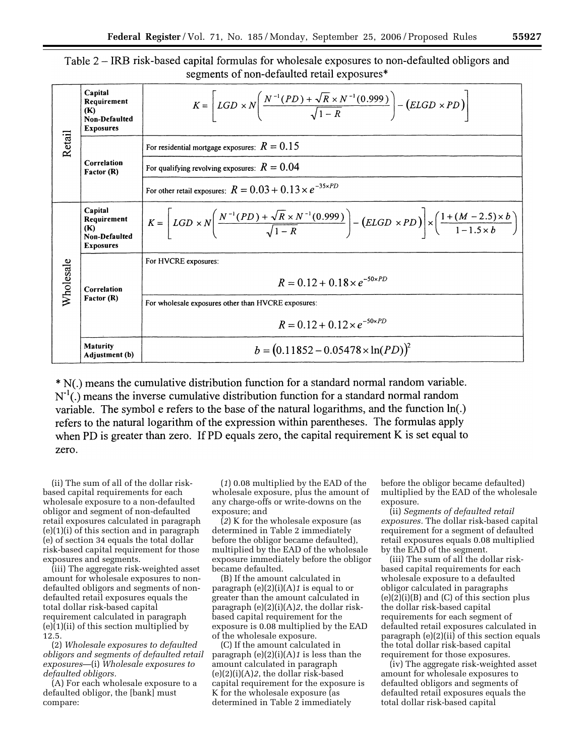Table 2 – IRB risk-based capital formulas for wholesale exposures to non-defaulted obligors and segments of non-defaulted retail exposures*

| | | |
|---|---|---|
| Retail | Capital Requirement (K) Non-Defaulted Exposures | $K = \left[ LGD \times N\left( \frac{N^{-1}(PD) + \sqrt{R} \times N^{-1}(0.999)}{\sqrt{1-R}} \right) - (ELGD \times PD) \right]$ |
| | Correlation Factor (R) | For residential mortgage exposures: $R = 0.15$ |
| | | For qualifying revolving exposures: $R = 0.04$ |
| | | For other retail exposures: $R = 0.03 + 0.13 \times e^{-35 \times PD}$ |
| Wholesale | Capital Requirement (K) Non-Defaulted Exposures | $K = \left[ LGD \times N\left( \frac{N^{-1}(PD) + \sqrt{R} \times N^{-1}(0.999)}{\sqrt{1-R}} \right) - (ELGD \times PD) \right] \times \left( \frac{1 + (M - 2.5) \times b}{1 - 1.5 \times b} \right)$ |
| | Correlation Factor (R) | For HVCRE exposures: $R = 0.12 + 0.18 \times e^{-50 \times PD}$ |
| | | For wholesale exposures other than HVCRE exposures: $R = 0.12 + 0.12 \times e^{-50 \times PD}$ |
| | Maturity Adjustment (b) | $b = (0.11852 - 0.05478 \times \ln(PD))^2$ |

* N(.) means the cumulative distribution function for a standard normal random variable. $N^{-1}(.)$ means the inverse cumulative distribution function for a standard normal random variable. The symbol e refers to the base of the natural logarithms, and the function ln(.) refers to the natural logarithm of the expression within parentheses. The formulas apply when PD is greater than zero. If PD equals zero, the capital requirement K is set equal to zero.

(ii) The sum of all of the dollar risk-based capital requirements for each wholesale exposure to a non-defaulted obligor and segment of non-defaulted retail exposures calculated in paragraph (e)(1)(i) of this section and in paragraph (e) of section 34 equals the total dollar risk-based capital requirement for those exposures and segments.

(iii) The aggregate risk-weighted asset amount for wholesale exposures to non-defaulted obligors and segments of non-defaulted retail exposures equals the total dollar risk-based capital requirement calculated in paragraph (e)(1)(ii) of this section multiplied by 12.5.

(2) *Wholesale exposures to defaulted obligors and segments of defaulted retail exposures*—(i) *Wholesale exposures to defaulted obligors.*

(A) For each wholesale exposure to a defaulted obligor, the [bank] must compare:

(*1*) 0.08 multiplied by the EAD of the wholesale exposure, plus the amount of any charge-offs or write-downs on the exposure; and

(*2*) K for the wholesale exposure (as determined in Table 2 immediately before the obligor became defaulted), multiplied by the EAD of the wholesale exposure immediately before the obligor became defaulted.

(B) If the amount calculated in paragraph (e)(2)(i)(A)*1* is equal to or greater than the amount calculated in paragraph (e)(2)(i)(A)*2*, the dollar risk-based capital requirement for the exposure is 0.08 multiplied by the EAD of the wholesale exposure.

(C) If the amount calculated in paragraph (e)(2)(i)(A)*1* is less than the amount calculated in paragraph (e)(2)(i)(A)*2*, the dollar risk-based capital requirement for the exposure is K for the wholesale exposure (as determined in Table 2 immediately before the obligor became defaulted) multiplied by the EAD of the wholesale exposure.

(ii) *Segments of defaulted retail exposures.* The dollar risk-based capital requirement for a segment of defaulted retail exposures equals 0.08 multiplied by the EAD of the segment.

(iii) The sum of all the dollar risk-based capital requirements for each wholesale exposure to a defaulted obligor calculated in paragraphs (e)(2)(i)(B) and (C) of this section plus the dollar risk-based capital requirements for each segment of defaulted retail exposures calculated in paragraph (e)(2)(ii) of this section equals the total dollar risk-based capital requirement for those exposures.

(iv) The aggregate risk-weighted asset amount for wholesale exposures to defaulted obligors and segments of defaulted retail exposures equals the total dollar risk-based capital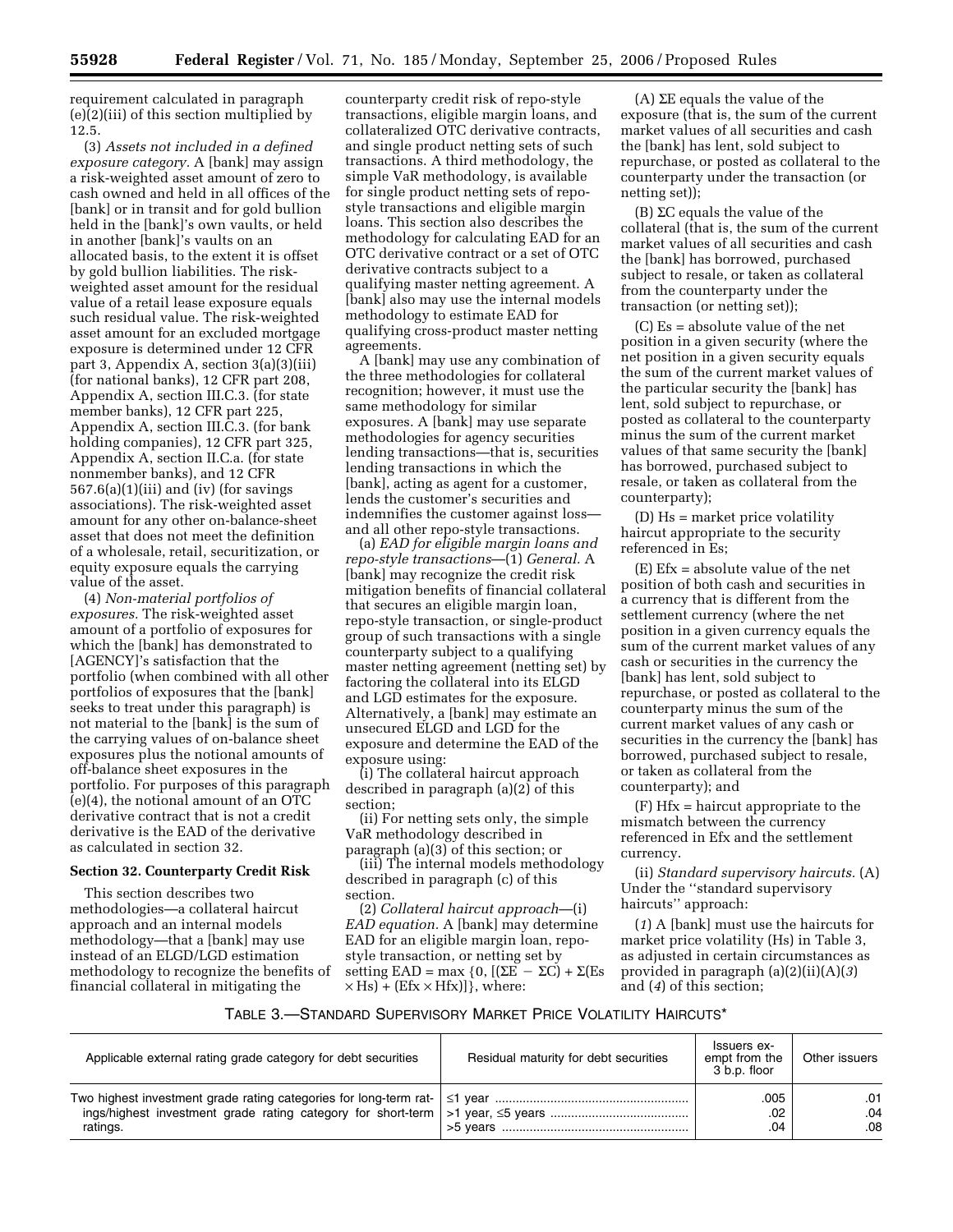requirement calculated in paragraph (e)(2)(iii) of this section multiplied by 12.5.

(3) *Assets not included in a defined exposure category.* A [bank] may assign a risk-weighted asset amount of zero to cash owned and held in all offices of the [bank] or in transit and for gold bullion held in the [bank]'s own vaults, or held in another [bank]'s vaults on an allocated basis, to the extent it is offset by gold bullion liabilities. The risk-weighted asset amount for the residual value of a retail lease exposure equals such residual value. The risk-weighted asset amount for an excluded mortgage exposure is determined under 12 CFR part 3, Appendix A, section 3(a)(3)(iii) (for national banks), 12 CFR part 208, Appendix A, section III.C.3. (for state member banks), 12 CFR part 225, Appendix A, section III.C.3. (for bank holding companies), 12 CFR part 325, Appendix A, section II.C.a. (for state nonmember banks), and 12 CFR 567.6(a)(1)(iii) and (iv) (for savings associations). The risk-weighted asset amount for any other on-balance-sheet asset that does not meet the definition of a wholesale, retail, securitization, or equity exposure equals the carrying value of the asset.

(4) *Non-material portfolios of exposures.* The risk-weighted asset amount of a portfolio of exposures for which the [bank] has demonstrated to [AGENCY]'s satisfaction that the portfolio (when combined with all other portfolios of exposures that the [bank] seeks to treat under this paragraph) is not material to the [bank] is the sum of the carrying values of on-balance sheet exposures plus the notional amounts of off-balance sheet exposures in the portfolio. For purposes of this paragraph (e)(4), the notional amount of an OTC derivative contract that is not a credit derivative is the EAD of the derivative as calculated in section 32.

**Section 32. Counterparty Credit Risk**

This section describes two methodologies—a collateral haircut approach and an internal models methodology—that a [bank] may use instead of an ELGD/LGD estimation methodology to recognize the benefits of financial collateral in mitigating the counterparty credit risk of repo-style transactions, eligible margin loans, and collateralized OTC derivative contracts, and single product netting sets of such transactions. A third methodology, the simple VaR methodology, is available for single product netting sets of repo-style transactions and eligible margin loans. This section also describes the methodology for calculating EAD for an OTC derivative contract or a set of OTC derivative contracts subject to a qualifying master netting agreement. A [bank] also may use the internal models methodology to estimate EAD for qualifying cross-product master netting agreements.

A [bank] may use any combination of the three methodologies for collateral recognition; however, it must use the same methodology for similar exposures. A [bank] may use separate methodologies for agency securities lending transactions—that is, securities lending transactions in which the [bank], acting as agent for a customer, lends the customer's securities and indemnifies the customer against loss—and all other repo-style transactions.

(a) *EAD for eligible margin loans and repo-style transactions*—(1) *General.* A [bank] may recognize the credit risk mitigation benefits of financial collateral that secures an eligible margin loan, repo-style transaction, or single-product group of such transactions with a single counterparty subject to a qualifying master netting agreement (netting set) by factoring the collateral into its ELGD and LGD estimates for the exposure. Alternatively, a [bank] may estimate an unsecured ELGD and LGD for the exposure and determine the EAD of the exposure using:

(i) The collateral haircut approach described in paragraph (a)(2) of this section;

(ii) For netting sets only, the simple VaR methodology described in paragraph (a)(3) of this section; or

(iii) The internal models methodology described in paragraph (c) of this section.

(2) *Collateral haircut approach*—(i) *EAD equation.* A [bank] may determine EAD for an eligible margin loan, repo-style transaction, or netting set by setting $\text{EAD} = \max\{0, [(\Sigma E - \Sigma C) + \Sigma(Es \times Hs) + (Efx \times Hfx)]\}$, where:

(A) $\Sigma E$ equals the value of the exposure (that is, the sum of the current market values of all securities and cash the [bank] has lent, sold subject to repurchase, or posted as collateral to the counterparty under the transaction (or netting set));

(B) $\Sigma C$ equals the value of the collateral (that is, the sum of the current market values of all securities and cash the [bank] has borrowed, purchased subject to resale, or taken as collateral from the counterparty under the transaction (or netting set));

(C) Es = absolute value of the net position in a given security (where the net position in a given security equals the sum of the current market values of the particular security the [bank] has lent, sold subject to repurchase, or posted as collateral to the counterparty minus the sum of the current market values of that same security the [bank] has borrowed, purchased subject to resale, or taken as collateral from the counterparty);

(D) Hs = market price volatility haircut appropriate to the security referenced in Es;

(E) Efx = absolute value of the net position of both cash and securities in a currency that is different from the settlement currency (where the net position in a given currency equals the sum of the current market values of any cash or securities in the currency the [bank] has lent, sold subject to repurchase, or posted as collateral to the counterparty minus the sum of the current market values of any cash or securities in the currency the [bank] has borrowed, purchased subject to resale, or taken as collateral from the counterparty); and

(F) Hfx = haircut appropriate to the mismatch between the currency referenced in Efx and the settlement currency.

(ii) *Standard supervisory haircuts.* (A) Under the "standard supervisory haircuts" approach:

(*1*) A [bank] must use the haircuts for market price volatility (Hs) in Table 3, as adjusted in certain circumstances as provided in paragraph (a)(2)(ii)(A)(*3*) and (*4*) of this section;

TABLE 3.—STANDARD SUPERVISORY MARKET PRICE VOLATILITY HAIRCUTS*

| Applicable external rating grade category for debt securities | Residual maturity for debt securities | Issuers exempt from the 3 b.p. floor | Other issuers |
|---|---|---|---|
| Two highest investment grade rating categories for long-term ratings/highest investment grade rating category for short-term ratings. | ≤1 year | .005 | .01 |
| | >1 year, ≤5 years | .02 | .04 |
| | >5 years | .04 | .08 |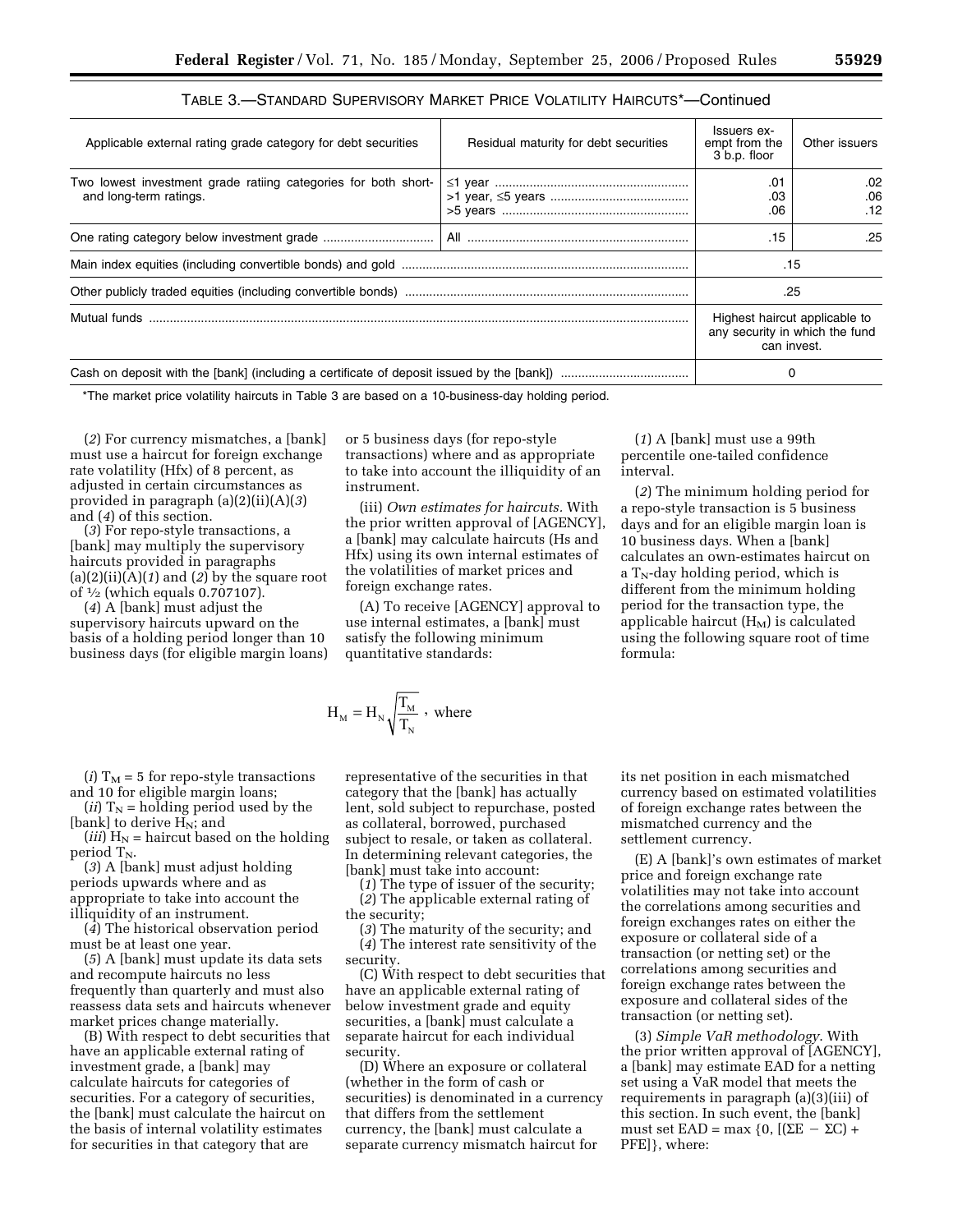TABLE 3.—STANDARD SUPERVISORY MARKET PRICE VOLATILITY HAIRCUTS*—Continued

| Applicable external rating grade category for debt securities | Residual maturity for debt securities | Issuers exempt from the 3 b.p. floor | Other issuers |
|---|---|---|---|
| Two lowest investment grade ratiing categories for both short- and long-term ratings. | ≤1 year | .01 | .02 |
| | >1 year, ≤5 years | .03 | .06 |
| | >5 years | .06 | .12 |
| One rating category below investment grade | All | .15 | .25 |
| Main index equities (including convertible bonds) and gold | | .15 | |
| Other publicly traded equities (including convertible bonds) | | .25 | |
| Mutual funds | | Highest haircut applicable to any security in which the fund can invest. | |
| Cash on deposit with the [bank] (including a certificate of deposit issued by the [bank]) | | 0 | |

*The market price volatility haircuts in Table 3 are based on a 10-business-day holding period.

(*2*) For currency mismatches, a [bank] must use a haircut for foreign exchange rate volatility (Hfx) of 8 percent, as adjusted in certain circumstances as provided in paragraph (a)(2)(ii)(A)(*3*) and (*4*) of this section.

(*3*) For repo-style transactions, a [bank] may multiply the supervisory haircuts provided in paragraphs (a)(2)(ii)(A)(*1*) and (*2*) by the square root of ½ (which equals 0.707107).

(*4*) A [bank] must adjust the supervisory haircuts upward on the basis of a holding period longer than 10 business days (for eligible margin loans) or 5 business days (for repo-style transactions) where and as appropriate to take into account the illiquidity of an instrument.

(iii) *Own estimates for haircuts.* With the prior written approval of [AGENCY], a [bank] may calculate haircuts (Hs and Hfx) using its own internal estimates of the volatilities of market prices and foreign exchange rates.

(A) To receive [AGENCY] approval to use internal estimates, a [bank] must satisfy the following minimum quantitative standards:

(*1*) A [bank] must use a 99th percentile one-tailed confidence interval.

(*2*) The minimum holding period for a repo-style transaction is 5 business days and for an eligible margin loan is 10 business days. When a [bank] calculates an own-estimates haircut on a $T_N$-day holding period, which is different from the minimum holding period for the transaction type, the applicable haircut ($H_M$) is calculated using the following square root of time formula:

$$H_M = H_N \sqrt{\frac{T_M}{T_N}}, \text{ where}$$

(*i*) $T_M$ = 5 for repo-style transactions and 10 for eligible margin loans;

(*ii*) $T_N$ = holding period used by the [bank] to derive $H_N$; and

(*iii*) $H_N$ = haircut based on the holding period $T_N$.

(*3*) A [bank] must adjust holding periods upwards where and as appropriate to take into account the illiquidity of an instrument.

(*4*) The historical observation period must be at least one year.

(*5*) A [bank] must update its data sets and recompute haircuts no less frequently than quarterly and must also reassess data sets and haircuts whenever market prices change materially.

(B) With respect to debt securities that have an applicable external rating of investment grade, a [bank] may calculate haircuts for categories of securities. For a category of securities, the [bank] must calculate the haircut on the basis of internal volatility estimates for securities in that category that are representative of the securities in that category that the [bank] has actually lent, sold subject to repurchase, posted as collateral, borrowed, purchased subject to resale, or taken as collateral. In determining relevant categories, the [bank] must take into account:

(*1*) The type of issuer of the security;

(*2*) The applicable external rating of the security;

(*3*) The maturity of the security; and

(*4*) The interest rate sensitivity of the security.

(C) With respect to debt securities that have an applicable external rating of below investment grade and equity securities, a [bank] must calculate a separate haircut for each individual security.

(D) Where an exposure or collateral (whether in the form of cash or securities) is denominated in a currency that differs from the settlement currency, the [bank] must calculate a separate currency mismatch haircut for its net position in each mismatched currency based on estimated volatilities of foreign exchange rates between the mismatched currency and the settlement currency.

(E) A [bank]'s own estimates of market price and foreign exchange rate volatilities may not take into account the correlations among securities and foreign exchanges rates on either the exposure or collateral side of a transaction (or netting set) or the correlations among securities and foreign exchange rates between the exposure and collateral sides of the transaction (or netting set).

(3) *Simple VaR methodology.* With the prior written approval of [AGENCY], a [bank] may estimate EAD for a netting set using a VaR model that meets the requirements in paragraph (a)(3)(iii) of this section. In such event, the [bank] must set EAD = max {0, [(ΣE − ΣC) + PFE]}, where: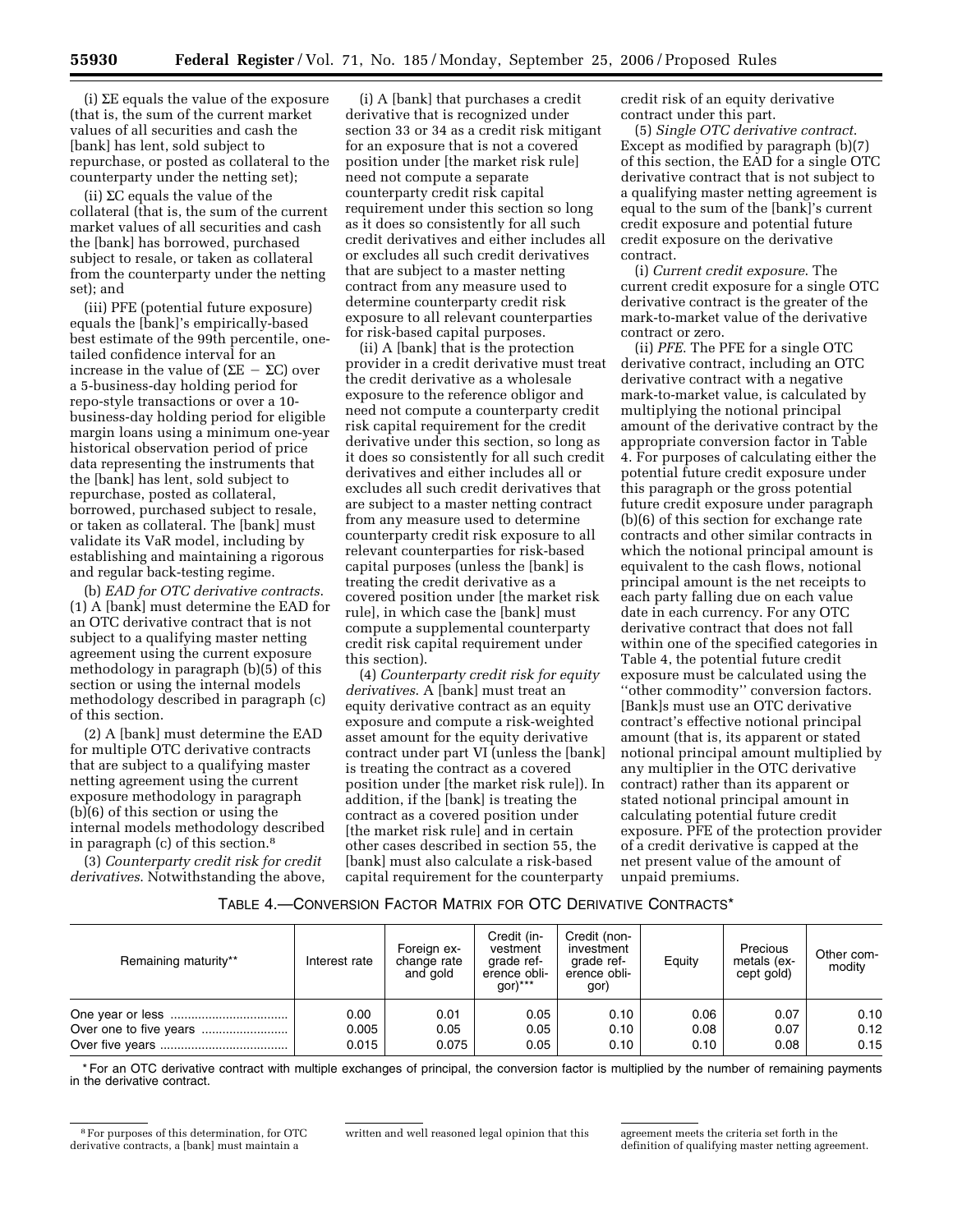(i) ΣE equals the value of the exposure (that is, the sum of the current market values of all securities and cash the [bank] has lent, sold subject to repurchase, or posted as collateral to the counterparty under the netting set);

(ii) ΣC equals the value of the collateral (that is, the sum of the current market values of all securities and cash the [bank] has borrowed, purchased subject to resale, or taken as collateral from the counterparty under the netting set); and

(iii) PFE (potential future exposure) equals the [bank]'s empirically-based best estimate of the 99th percentile, one-tailed confidence interval for an increase in the value of $(\Sigma E - \Sigma C)$ over a 5-business-day holding period for repo-style transactions or over a 10-business-day holding period for eligible margin loans using a minimum one-year historical observation period of price data representing the instruments that the [bank] has lent, sold subject to repurchase, posted as collateral, borrowed, purchased subject to resale, or taken as collateral. The [bank] must validate its VaR model, including by establishing and maintaining a rigorous and regular back-testing regime.

(b) *EAD for OTC derivative contracts*. (1) A [bank] must determine the EAD for an OTC derivative contract that is not subject to a qualifying master netting agreement using the current exposure methodology in paragraph (b)(5) of this section or using the internal models methodology described in paragraph (c) of this section.

(2) A [bank] must determine the EAD for multiple OTC derivative contracts that are subject to a qualifying master netting agreement using the current exposure methodology in paragraph (b)(6) of this section or using the internal models methodology described in paragraph (c) of this section.[8]

(3) *Counterparty credit risk for credit derivatives*. Notwithstanding the above,

(i) A [bank] that purchases a credit derivative that is recognized under section 33 or 34 as a credit risk mitigant for an exposure that is not a covered position under [the market risk rule] need not compute a separate counterparty credit risk capital requirement under this section so long as it does so consistently for all such credit derivatives and either includes all or excludes all such credit derivatives that are subject to a master netting contract from any measure used to determine counterparty credit risk exposure to all relevant counterparties for risk-based capital purposes.

(ii) A [bank] that is the protection provider in a credit derivative must treat the credit derivative as a wholesale exposure to the reference obligor and need not compute a counterparty credit risk capital requirement for the credit derivative under this section, so long as it does so consistently for all such credit derivatives and either includes all or excludes all such credit derivatives that are subject to a master netting contract from any measure used to determine counterparty credit risk exposure to all relevant counterparties for risk-based capital purposes (unless the [bank] is treating the credit derivative as a covered position under [the market risk rule], in which case the [bank] must compute a supplemental counterparty credit risk capital requirement under this section).

(4) *Counterparty credit risk for equity derivatives*. A [bank] must treat an equity derivative contract as an equity exposure and compute a risk-weighted asset amount for the equity derivative contract under part VI (unless the [bank] is treating the contract as a covered position under [the market risk rule]). In addition, if the [bank] is treating the contract as a covered position under [the market risk rule] and in certain other cases described in section 55, the [bank] must also calculate a risk-based capital requirement for the counterparty credit risk of an equity derivative contract under this part.

(5) *Single OTC derivative contract*. Except as modified by paragraph (b)(7) of this section, the EAD for a single OTC derivative contract that is not subject to a qualifying master netting agreement is equal to the sum of the [bank]'s current credit exposure and potential future credit exposure on the derivative contract.

(i) *Current credit exposure*. The current credit exposure for a single OTC derivative contract is the greater of the mark-to-market value of the derivative contract or zero.

(ii) *PFE*. The PFE for a single OTC derivative contract, including an OTC derivative contract with a negative mark-to-market value, is calculated by multiplying the notional principal amount of the derivative contract by the appropriate conversion factor in Table 4. For purposes of calculating either the potential future credit exposure under this paragraph or the gross potential future credit exposure under paragraph (b)(6) of this section for exchange rate contracts and other similar contracts in which the notional principal amount is equivalent to the cash flows, notional principal amount is the net receipts to each party falling due on each value date in each currency. For any OTC derivative contract that does not fall within one of the specified categories in Table 4, the potential future credit exposure must be calculated using the "other commodity" conversion factors. [Bank]s must use an OTC derivative contract's effective notional principal amount (that is, its apparent or stated notional principal amount multiplied by any multiplier in the OTC derivative contract) rather than its apparent or stated notional principal amount in calculating potential future credit exposure. PFE of the protection provider of a credit derivative is capped at the net present value of the amount of unpaid premiums.

TABLE 4.—CONVERSION FACTOR MATRIX FOR OTC DERIVATIVE CONTRACTS*

| Remaining maturity** | Interest rate | Foreign exchange rate and gold | Credit (investment grade reference obligor)*** | Credit (non-investment grade reference obligor) | Equity | Precious metals (except gold) | Other commodity |
|---|---|---|---|---|---|---|---|
| One year or less | 0.00 | 0.01 | 0.05 | 0.10 | 0.06 | 0.07 | 0.10 |
| Over one to five years | 0.005 | 0.05 | 0.05 | 0.10 | 0.08 | 0.07 | 0.12 |
| Over five years | 0.015 | 0.075 | 0.05 | 0.10 | 0.10 | 0.08 | 0.15 |

* For an OTC derivative contract with multiple exchanges of principal, the conversion factor is multiplied by the number of remaining payments in the derivative contract.

[8] For purposes of this determination, for OTC derivative contracts, a [bank] must maintain a written and well reasoned legal opinion that this agreement meets the criteria set forth in the definition of qualifying master netting agreement.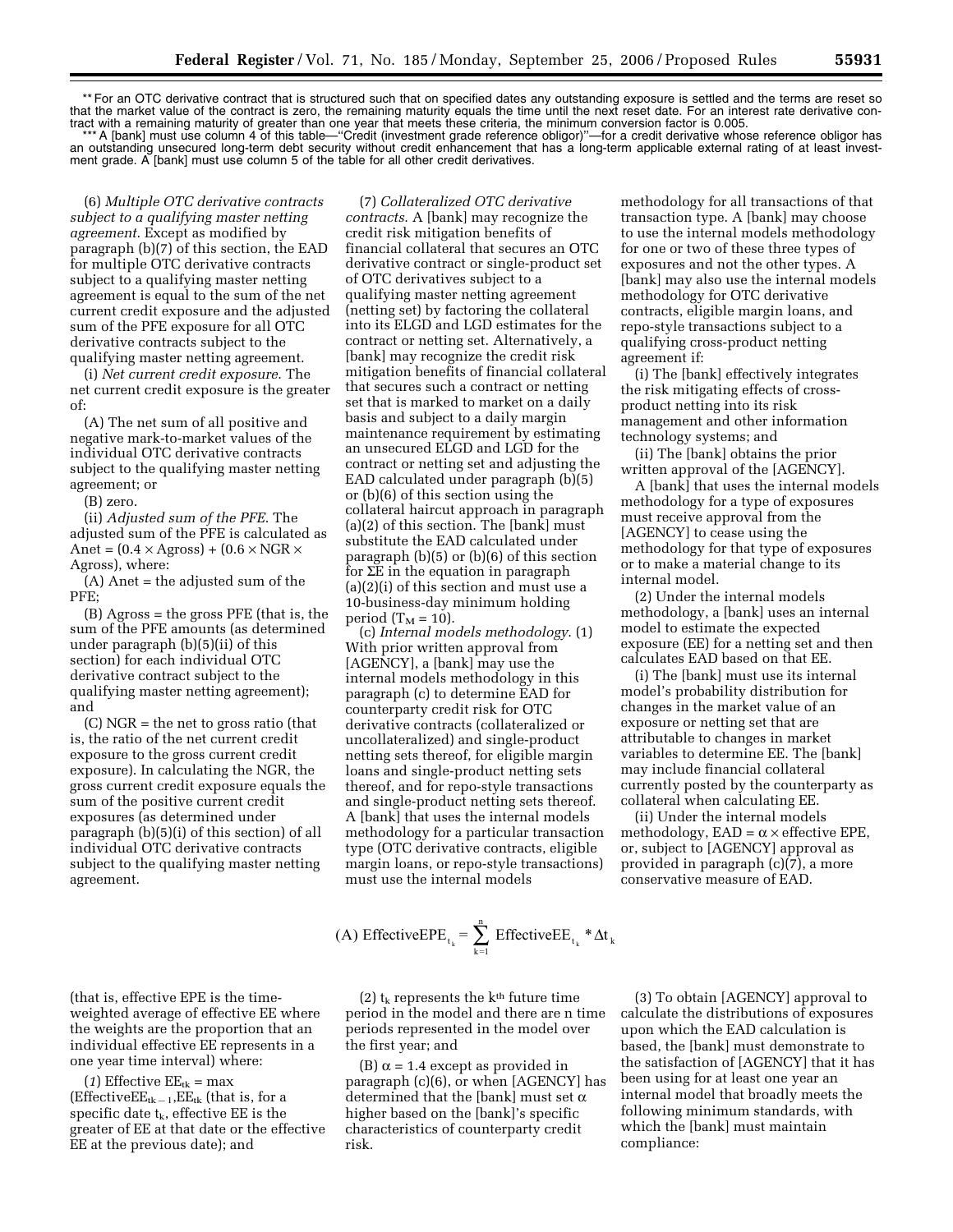** For an OTC derivative contract that is structured such that on specified dates any outstanding exposure is settled and the terms are reset so that the market value of the contract is zero, the remaining maturity equals the time until the next reset date. For an interest rate derivative contract with a remaining maturity of greater than one year that meets these criteria, the minimum conversion factor is 0.005.

*** A [bank] must use column 4 of this table—''Credit (investment grade reference obligor)''—for a credit derivative whose reference obligor has an outstanding unsecured long-term debt security without credit enhancement that has a long-term applicable external rating of at least investment grade. A [bank] must use column 5 of the table for all other credit derivatives.

(6) *Multiple OTC derivative contracts subject to a qualifying master netting agreement.* Except as modified by paragraph (b)(7) of this section, the EAD for multiple OTC derivative contracts subject to a qualifying master netting agreement is equal to the sum of the net current credit exposure and the adjusted sum of the PFE exposure for all OTC derivative contracts subject to the qualifying master netting agreement.

(i) *Net current credit exposure.* The net current credit exposure is the greater of:

(A) The net sum of all positive and negative mark-to-market values of the individual OTC derivative contracts subject to the qualifying master netting agreement; or

(B) zero.

(ii) *Adjusted sum of the PFE.* The adjusted sum of the PFE is calculated as Anet = (0.4 × Agross) + (0.6 × NGR × Agross), where:

(A) Anet = the adjusted sum of the PFE;

(B) Agross = the gross PFE (that is, the sum of the PFE amounts (as determined under paragraph (b)(5)(ii) of this section) for each individual OTC derivative contract subject to the qualifying master netting agreement); and

(C) NGR = the net to gross ratio (that is, the ratio of the net current credit exposure to the gross current credit exposure). In calculating the NGR, the gross current credit exposure equals the sum of the positive current credit exposures (as determined under paragraph (b)(5)(i) of this section) of all individual OTC derivative contracts subject to the qualifying master netting agreement.

(7) *Collateralized OTC derivative contracts.* A [bank] may recognize the credit risk mitigation benefits of financial collateral that secures an OTC derivative contract or single-product set of OTC derivatives subject to a qualifying master netting agreement (netting set) by factoring the collateral into its ELGD and LGD estimates for the contract or netting set. Alternatively, a [bank] may recognize the credit risk mitigation benefits of financial collateral that secures such a contract or netting set that is marked to market on a daily basis and subject to a daily margin maintenance requirement by estimating an unsecured ELGD and LGD for the contract or netting set and adjusting the EAD calculated under paragraph (b)(5) or (b)(6) of this section using the collateral haircut approach in paragraph (a)(2) of this section. The [bank] must substitute the EAD calculated under paragraph (b)(5) or (b)(6) of this section for ΣE in the equation in paragraph (a)(2)(i) of this section and must use a 10-business-day minimum holding period ($T_M$ = 10).

(c) *Internal models methodology.* (1) With prior written approval from [AGENCY], a [bank] may use the internal models methodology in this paragraph (c) to determine EAD for counterparty credit risk for OTC derivative contracts (collateralized or uncollateralized) and single-product netting sets thereof, for eligible margin loans and single-product netting sets thereof, and for repo-style transactions and single-product netting sets thereof. A [bank] that uses the internal models methodology for a particular transaction type (OTC derivative contracts, eligible margin loans, or repo-style transactions) must use the internal models methodology for all transactions of that transaction type. A [bank] may choose to use the internal models methodology for one or two of these three types of exposures and not the other types. A [bank] may also use the internal models methodology for OTC derivative contracts, eligible margin loans, and repo-style transactions subject to a qualifying cross-product netting agreement if:

(i) The [bank] effectively integrates the risk mitigating effects of cross-product netting into its risk management and other information technology systems; and

(ii) The [bank] obtains the prior written approval of the [AGENCY].

A [bank] that uses the internal models methodology for a type of exposures must receive approval from the [AGENCY] to cease using the methodology for that type of exposures or to make a material change to its internal model.

(2) Under the internal models methodology, a [bank] uses an internal model to estimate the expected exposure (EE) for a netting set and then calculates EAD based on that EE.

(i) The [bank] must use its internal model's probability distribution for changes in the market value of an exposure or netting set that are attributable to changes in market variables to determine EE. The [bank] may include financial collateral currently posted by the counterparty as collateral when calculating EE.

(ii) Under the internal models methodology, EAD = α × effective EPE, or, subject to [AGENCY] approval as provided in paragraph (c)(7), a more conservative measure of EAD.

$$\text{(A) EffectiveEPE}_{t_k} = \sum_{k=1}^{n} \text{EffectiveEE}_{t_k} * \Delta t_k$$

(that is, effective EPE is the time-weighted average of effective EE where the weights are the proportion that an individual effective EE represents in a one year time interval) where:

(*1*) Effective $EE_{tk}$ = max ($EffectiveEE_{tk-1}$,$EE_{tk}$ (that is, for a specific date $t_k$, effective EE is the greater of EE at that date or the effective EE at the previous date); and

(*2*) $t_k$ represents the $k^{th}$ future time period in the model and there are n time periods represented in the model over the first year; and

(B) α = 1.4 except as provided in paragraph (c)(6), or when [AGENCY] has determined that the [bank] must set α higher based on the [bank]'s specific characteristics of counterparty credit risk.

(3) To obtain [AGENCY] approval to calculate the distributions of exposures upon which the EAD calculation is based, the [bank] must demonstrate to the satisfaction of [AGENCY] that it has been using for at least one year an internal model that broadly meets the following minimum standards, with which the [bank] must maintain compliance: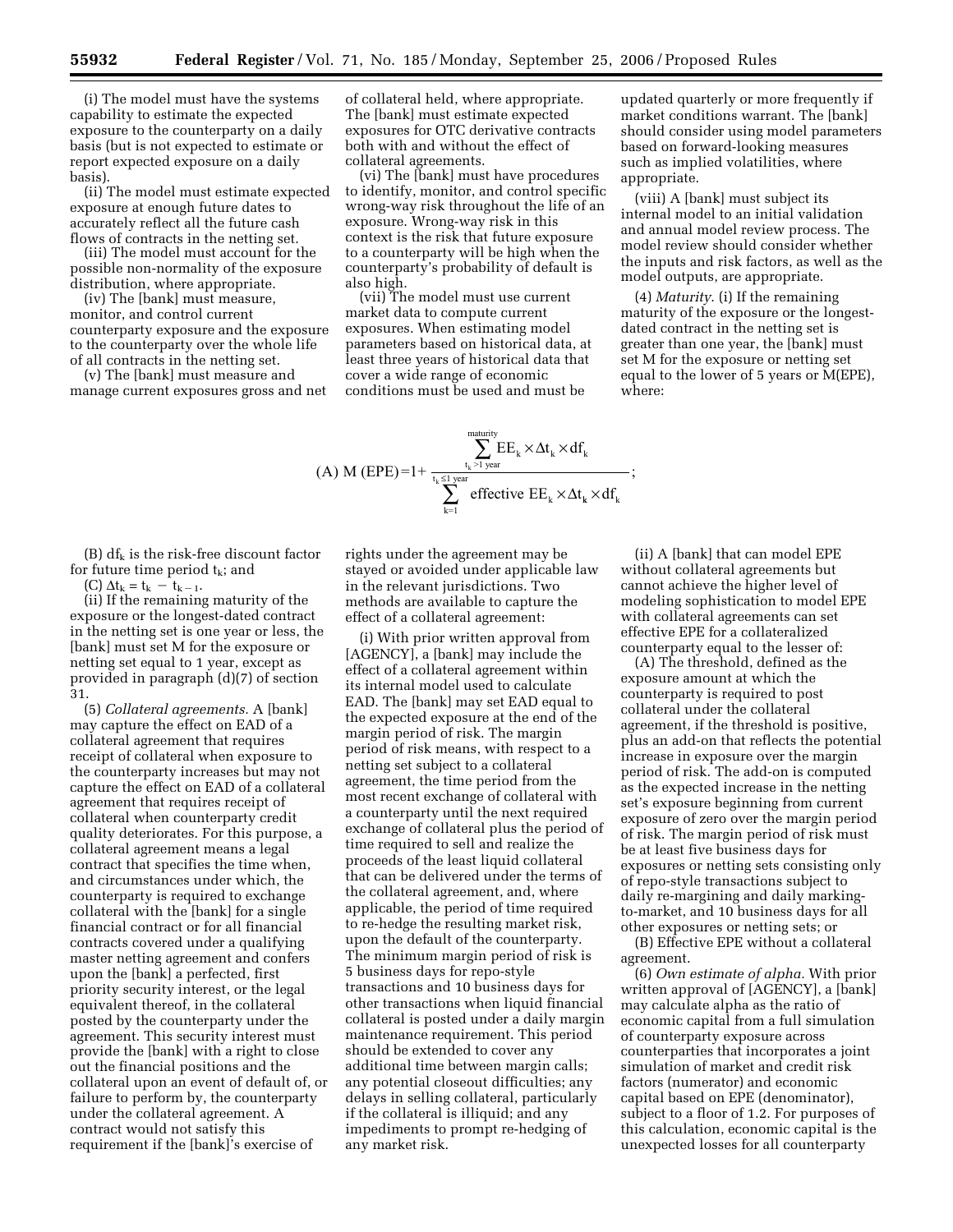(i) The model must have the systems capability to estimate the expected exposure to the counterparty on a daily basis (but is not expected to estimate or report expected exposure on a daily basis).

(ii) The model must estimate expected exposure at enough future dates to accurately reflect all the future cash flows of contracts in the netting set.

(iii) The model must account for the possible non-normality of the exposure distribution, where appropriate.

(iv) The [bank] must measure, monitor, and control current counterparty exposure and the exposure to the counterparty over the whole life of all contracts in the netting set.

(v) The [bank] must measure and manage current exposures gross and net of collateral held, where appropriate. The [bank] must estimate expected exposures for OTC derivative contracts both with and without the effect of collateral agreements.

(vi) The [bank] must have procedures to identify, monitor, and control specific wrong-way risk throughout the life of an exposure. Wrong-way risk in this context is the risk that future exposure to a counterparty will be high when the counterparty's probability of default is also high.

(vii) The model must use current market data to compute current exposures. When estimating model parameters based on historical data, at least three years of historical data that cover a wide range of economic conditions must be used and must be updated quarterly or more frequently if market conditions warrant. The [bank] should consider using model parameters based on forward-looking measures such as implied volatilities, where appropriate.

(viii) A [bank] must subject its internal model to an initial validation and annual model review process. The model review should consider whether the inputs and risk factors, as well as the model outputs, are appropriate.

(4) *Maturity*. (i) If the remaining maturity of the exposure or the longest-dated contract in the netting set is greater than one year, the [bank] must set M for the exposure or netting set equal to the lower of 5 years or M(EPE), where:

$$\text{(A) M (EPE)} = 1 + \frac{\sum_{t_k > 1\text{ year}}^{\text{maturity}} EE_k \times \Delta t_k \times df_k}{\sum_{k=1}^{t_k \leq 1\text{ year}} \text{effective } EE_k \times \Delta t_k \times df_k};$$

(B) $df_k$ is the risk-free discount factor for future time period $t_k$; and

(C) $\Delta t_k = t_k - t_{k-1}$.

(ii) If the remaining maturity of the exposure or the longest-dated contract in the netting set is one year or less, the [bank] must set M for the exposure or netting set equal to 1 year, except as provided in paragraph (d)(7) of section 31.

(5) *Collateral agreements*. A [bank] may capture the effect on EAD of a collateral agreement that requires receipt of collateral when exposure to the counterparty increases but may not capture the effect on EAD of a collateral agreement that requires receipt of collateral when counterparty credit quality deteriorates. For this purpose, a collateral agreement means a legal contract that specifies the time when, and circumstances under which, the counterparty is required to exchange collateral with the [bank] for a single financial contract or for all financial contracts covered under a qualifying master netting agreement and confers upon the [bank] a perfected, first priority security interest, or the legal equivalent thereof, in the collateral posted by the counterparty under the agreement. This security interest must provide the [bank] with a right to close out the financial positions and the collateral upon an event of default of, or failure to perform by, the counterparty under the collateral agreement. A contract would not satisfy this requirement if the [bank]'s exercise of rights under the agreement may be stayed or avoided under applicable law in the relevant jurisdictions. Two methods are available to capture the effect of a collateral agreement:

(i) With prior written approval from [AGENCY], a [bank] may include the effect of a collateral agreement within its internal model used to calculate EAD. The [bank] may set EAD equal to the expected exposure at the end of the margin period of risk. The margin period of risk means, with respect to a netting set subject to a collateral agreement, the time period from the most recent exchange of collateral with a counterparty until the next required exchange of collateral plus the period of time required to sell and realize the proceeds of the least liquid collateral that can be delivered under the terms of the collateral agreement, and, where applicable, the period of time required to re-hedge the resulting market risk, upon the default of the counterparty. The minimum margin period of risk is 5 business days for repo-style transactions and 10 business days for other transactions when liquid financial collateral is posted under a daily margin maintenance requirement. This period should be extended to cover any additional time between margin calls; any potential closeout difficulties; any delays in selling collateral, particularly if the collateral is illiquid; and any impediments to prompt re-hedging of any market risk.

(ii) A [bank] that can model EPE without collateral agreements but cannot achieve the higher level of modeling sophistication to model EPE with collateral agreements can set effective EPE for a collateralized counterparty equal to the lesser of:

(A) The threshold, defined as the exposure amount at which the counterparty is required to post collateral under the collateral agreement, if the threshold is positive, plus an add-on that reflects the potential increase in exposure over the margin period of risk. The add-on is computed as the expected increase in the netting set's exposure beginning from current exposure of zero over the margin period of risk. The margin period of risk must be at least five business days for exposures or netting sets consisting only of repo-style transactions subject to daily re-margining and daily marking-to-market, and 10 business days for all other exposures or netting sets; or

(B) Effective EPE without a collateral agreement.

(6) *Own estimate of alpha*. With prior written approval of [AGENCY], a [bank] may calculate alpha as the ratio of economic capital from a full simulation of counterparty exposure across counterparties that incorporates a joint simulation of market and credit risk factors (numerator) and economic capital based on EPE (denominator), subject to a floor of 1.2. For purposes of this calculation, economic capital is the unexpected losses for all counterparty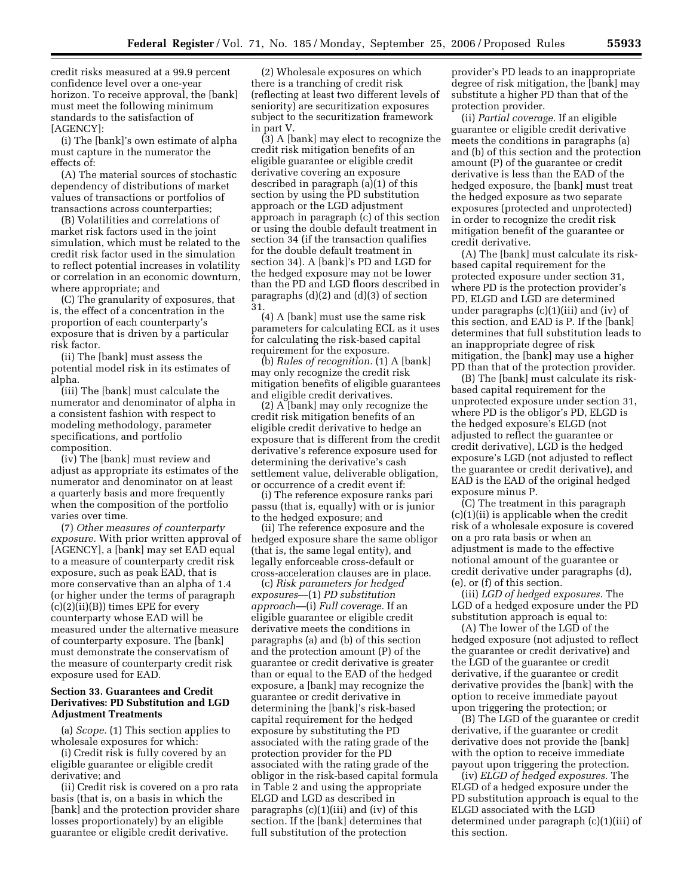credit risks measured at a 99.9 percent confidence level over a one-year horizon. To receive approval, the [bank] must meet the following minimum standards to the satisfaction of [AGENCY]:

(i) The [bank]'s own estimate of alpha must capture in the numerator the effects of:

(A) The material sources of stochastic dependency of distributions of market values of transactions or portfolios of transactions across counterparties;

(B) Volatilities and correlations of market risk factors used in the joint simulation, which must be related to the credit risk factor used in the simulation to reflect potential increases in volatility or correlation in an economic downturn, where appropriate; and

(C) The granularity of exposures, that is, the effect of a concentration in the proportion of each counterparty's exposure that is driven by a particular risk factor.

(ii) The [bank] must assess the potential model risk in its estimates of alpha.

(iii) The [bank] must calculate the numerator and denominator of alpha in a consistent fashion with respect to modeling methodology, parameter specifications, and portfolio composition.

(iv) The [bank] must review and adjust as appropriate its estimates of the numerator and denominator on at least a quarterly basis and more frequently when the composition of the portfolio varies over time.

(7) *Other measures of counterparty exposure.* With prior written approval of [AGENCY], a [bank] may set EAD equal to a measure of counterparty credit risk exposure, such as peak EAD, that is more conservative than an alpha of 1.4 (or higher under the terms of paragraph (c)(2)(ii)(B)) times EPE for every counterparty whose EAD will be measured under the alternative measure of counterparty exposure. The [bank] must demonstrate the conservatism of the measure of counterparty credit risk exposure used for EAD.

**Section 33. Guarantees and Credit Derivatives: PD Substitution and LGD Adjustment Treatments**

(a) *Scope.* (1) This section applies to wholesale exposures for which:

(i) Credit risk is fully covered by an eligible guarantee or eligible credit derivative; and

(ii) Credit risk is covered on a pro rata basis (that is, on a basis in which the [bank] and the protection provider share losses proportionately) by an eligible guarantee or eligible credit derivative.

(2) Wholesale exposures on which there is a tranching of credit risk (reflecting at least two different levels of seniority) are securitization exposures subject to the securitization framework in part V.

(3) A [bank] may elect to recognize the credit risk mitigation benefits of an eligible guarantee or eligible credit derivative covering an exposure described in paragraph (a)(1) of this section by using the PD substitution approach or the LGD adjustment approach in paragraph (c) of this section or using the double default treatment in section 34 (if the transaction qualifies for the double default treatment in section 34). A [bank]'s PD and LGD for the hedged exposure may not be lower than the PD and LGD floors described in paragraphs (d)(2) and (d)(3) of section 31.

(4) A [bank] must use the same risk parameters for calculating ECL as it uses for calculating the risk-based capital requirement for the exposure.

(b) *Rules of recognition.* (1) A [bank] may only recognize the credit risk mitigation benefits of eligible guarantees and eligible credit derivatives.

(2) A [bank] may only recognize the credit risk mitigation benefits of an eligible credit derivative to hedge an exposure that is different from the credit derivative's reference exposure used for determining the derivative's cash settlement value, deliverable obligation, or occurrence of a credit event if:

(i) The reference exposure ranks pari passu (that is, equally) with or is junior to the hedged exposure; and

(ii) The reference exposure and the hedged exposure share the same obligor (that is, the same legal entity), and legally enforceable cross-default or cross-acceleration clauses are in place.

(c) *Risk parameters for hedged exposures*—(1) *PD substitution approach*—(i) *Full coverage.* If an eligible guarantee or eligible credit derivative meets the conditions in paragraphs (a) and (b) of this section and the protection amount (P) of the guarantee or credit derivative is greater than or equal to the EAD of the hedged exposure, a [bank] may recognize the guarantee or credit derivative in determining the [bank]'s risk-based capital requirement for the hedged exposure by substituting the PD associated with the rating grade of the protection provider for the PD associated with the rating grade of the obligor in the risk-based capital formula in Table 2 and using the appropriate ELGD and LGD as described in paragraphs (c)(1)(iii) and (iv) of this section. If the [bank] determines that full substitution of the protection provider's PD leads to an inappropriate degree of risk mitigation, the [bank] may substitute a higher PD than that of the protection provider.

(ii) *Partial coverage.* If an eligible guarantee or eligible credit derivative meets the conditions in paragraphs (a) and (b) of this section and the protection amount (P) of the guarantee or credit derivative is less than the EAD of the hedged exposure, the [bank] must treat the hedged exposure as two separate exposures (protected and unprotected) in order to recognize the credit risk mitigation benefit of the guarantee or credit derivative.

(A) The [bank] must calculate its risk-based capital requirement for the protected exposure under section 31, where PD is the protection provider's PD, ELGD and LGD are determined under paragraphs (c)(1)(iii) and (iv) of this section, and EAD is P. If the [bank] determines that full substitution leads to an inappropriate degree of risk mitigation, the [bank] may use a higher PD than that of the protection provider.

(B) The [bank] must calculate its risk-based capital requirement for the unprotected exposure under section 31, where PD is the obligor's PD, ELGD is the hedged exposure's ELGD (not adjusted to reflect the guarantee or credit derivative), LGD is the hedged exposure's LGD (not adjusted to reflect the guarantee or credit derivative), and EAD is the EAD of the original hedged exposure minus P.

(C) The treatment in this paragraph (c)(1)(ii) is applicable when the credit risk of a wholesale exposure is covered on a pro rata basis or when an adjustment is made to the effective notional amount of the guarantee or credit derivative under paragraphs (d), (e), or (f) of this section.

(iii) *LGD of hedged exposures.* The LGD of a hedged exposure under the PD substitution approach is equal to:

(A) The lower of the LGD of the hedged exposure (not adjusted to reflect the guarantee or credit derivative) and the LGD of the guarantee or credit derivative, if the guarantee or credit derivative provides the [bank] with the option to receive immediate payout upon triggering the protection; or

(B) The LGD of the guarantee or credit derivative, if the guarantee or credit derivative does not provide the [bank] with the option to receive immediate payout upon triggering the protection.

(iv) *ELGD of hedged exposures.* The ELGD of a hedged exposure under the PD substitution approach is equal to the ELGD associated with the LGD determined under paragraph (c)(1)(iii) of this section.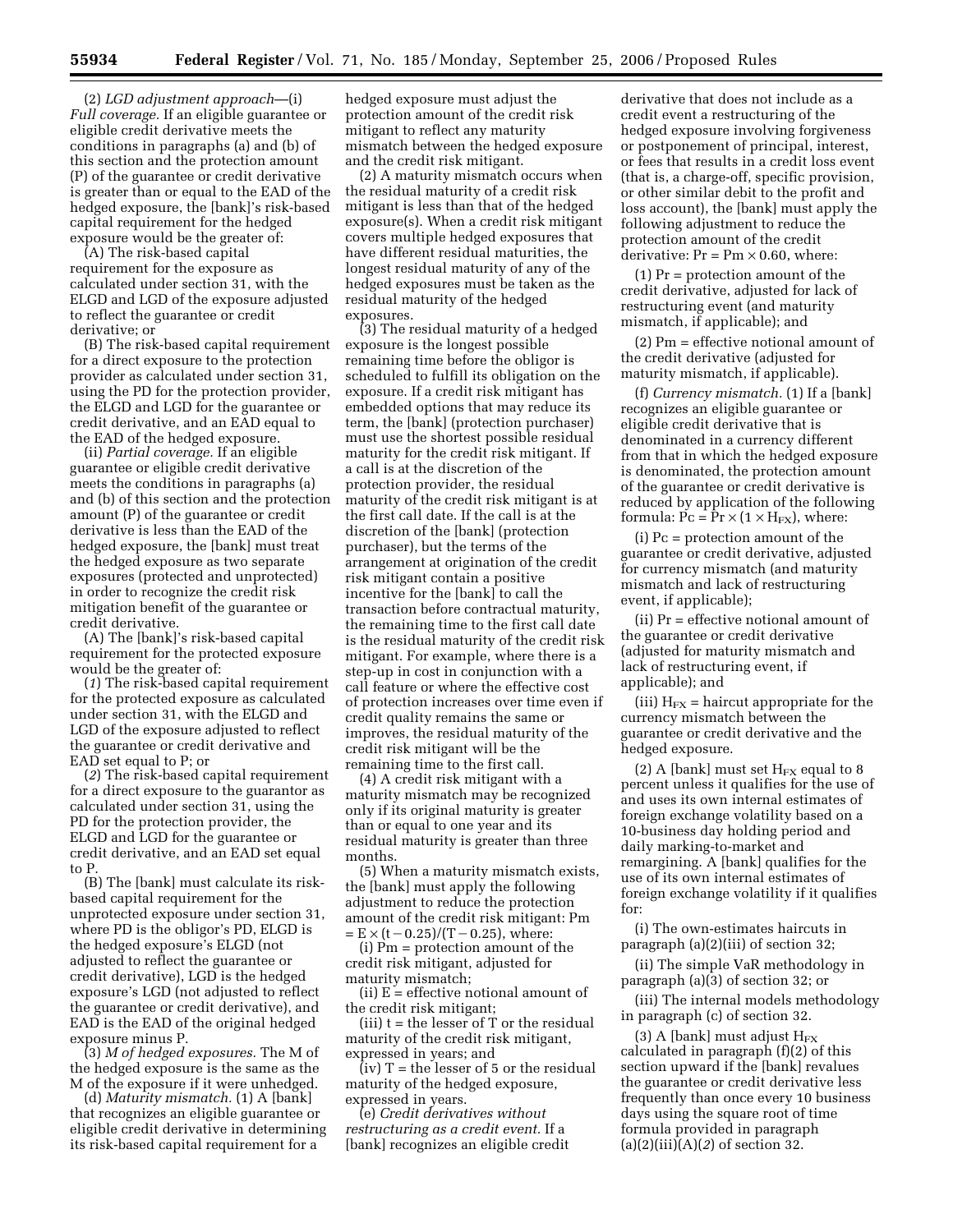(2) *LGD adjustment approach*—(i) *Full coverage.* If an eligible guarantee or eligible credit derivative meets the conditions in paragraphs (a) and (b) of this section and the protection amount (P) of the guarantee or credit derivative is greater than or equal to the EAD of the hedged exposure, the [bank]'s risk-based capital requirement for the hedged exposure would be the greater of:

(A) The risk-based capital requirement for the exposure as calculated under section 31, with the ELGD and LGD of the exposure adjusted to reflect the guarantee or credit derivative; or

(B) The risk-based capital requirement for a direct exposure to the protection provider as calculated under section 31, using the PD for the protection provider, the ELGD and LGD for the guarantee or credit derivative, and an EAD equal to the EAD of the hedged exposure.

(ii) *Partial coverage.* If an eligible guarantee or eligible credit derivative meets the conditions in paragraphs (a) and (b) of this section and the protection amount (P) of the guarantee or credit derivative is less than the EAD of the hedged exposure, the [bank] must treat the hedged exposure as two separate exposures (protected and unprotected) in order to recognize the credit risk mitigation benefit of the guarantee or credit derivative.

(A) The [bank]'s risk-based capital requirement for the protected exposure would be the greater of:

(*1*) The risk-based capital requirement for the protected exposure as calculated under section 31, with the ELGD and LGD of the exposure adjusted to reflect the guarantee or credit derivative and EAD set equal to P; or

(*2*) The risk-based capital requirement for a direct exposure to the guarantor as calculated under section 31, using the PD for the protection provider, the ELGD and LGD for the guarantee or credit derivative, and an EAD set equal to P.

(B) The [bank] must calculate its risk-based capital requirement for the unprotected exposure under section 31, where PD is the obligor's PD, ELGD is the hedged exposure's ELGD (not adjusted to reflect the guarantee or credit derivative), LGD is the hedged exposure's LGD (not adjusted to reflect the guarantee or credit derivative), and EAD is the EAD of the original hedged exposure minus P.

(3) *M of hedged exposures.* The M of the hedged exposure is the same as the M of the exposure if it were unhedged.

(d) *Maturity mismatch.* (1) A [bank] that recognizes an eligible guarantee or eligible credit derivative in determining its risk-based capital requirement for a hedged exposure must adjust the protection amount of the credit risk mitigant to reflect any maturity mismatch between the hedged exposure and the credit risk mitigant.

(2) A maturity mismatch occurs when the residual maturity of a credit risk mitigant is less than that of the hedged exposure(s). When a credit risk mitigant covers multiple hedged exposures that have different residual maturities, the longest residual maturity of any of the hedged exposures must be taken as the residual maturity of the hedged exposures.

(3) The residual maturity of a hedged exposure is the longest possible remaining time before the obligor is scheduled to fulfill its obligation on the exposure. If a credit risk mitigant has embedded options that may reduce its term, the [bank] (protection purchaser) must use the shortest possible residual maturity for the credit risk mitigant. If a call is at the discretion of the protection provider, the residual maturity of the credit risk mitigant is at the first call date. If the call is at the discretion of the [bank] (protection purchaser), but the terms of the arrangement at origination of the credit risk mitigant contain a positive incentive for the [bank] to call the transaction before contractual maturity, the remaining time to the first call date is the residual maturity of the credit risk mitigant. For example, where there is a step-up in cost in conjunction with a call feature or where the effective cost of protection increases over time even if credit quality remains the same or improves, the residual maturity of the credit risk mitigant will be the remaining time to the first call.

(4) A credit risk mitigant with a maturity mismatch may be recognized only if its original maturity is greater than or equal to one year and its residual maturity is greater than three months.

(5) When a maturity mismatch exists, the [bank] must apply the following adjustment to reduce the protection amount of the credit risk mitigant: $Pm = E \times (t - 0.25)/(T - 0.25)$, where:

(i) Pm = protection amount of the credit risk mitigant, adjusted for maturity mismatch;

(ii) E = effective notional amount of the credit risk mitigant;

(iii) t = the lesser of T or the residual maturity of the credit risk mitigant, expressed in years; and

(iv) T = the lesser of 5 or the residual maturity of the hedged exposure, expressed in years.

(e) *Credit derivatives without restructuring as a credit event.* If a [bank] recognizes an eligible credit derivative that does not include as a credit event a restructuring of the hedged exposure involving forgiveness or postponement of principal, interest, or fees that results in a credit loss event (that is, a charge-off, specific provision, or other similar debit to the profit and loss account), the [bank] must apply the following adjustment to reduce the protection amount of the credit derivative: $Pr = Pm \times 0.60$, where:

(1) Pr = protection amount of the credit derivative, adjusted for lack of restructuring event (and maturity mismatch, if applicable); and

(2) Pm = effective notional amount of the credit derivative (adjusted for maturity mismatch, if applicable).

(f) *Currency mismatch.* (1) If a [bank] recognizes an eligible guarantee or eligible credit derivative that is denominated in a currency different from that in which the hedged exposure is denominated, the protection amount of the guarantee or credit derivative is reduced by application of the following formula: $Pc = Pr \times (1 \times H_{FX})$, where:

(i) Pc = protection amount of the guarantee or credit derivative, adjusted for currency mismatch (and maturity mismatch and lack of restructuring event, if applicable);

(ii) Pr = effective notional amount of the guarantee or credit derivative (adjusted for maturity mismatch and lack of restructuring event, if applicable); and

(iii) $H_{FX}$ = haircut appropriate for the currency mismatch between the guarantee or credit derivative and the hedged exposure.

(2) A [bank] must set $H_{FX}$ equal to 8 percent unless it qualifies for the use of and uses its own internal estimates of foreign exchange volatility based on a 10-business day holding period and daily marking-to-market and remargining. A [bank] qualifies for the use of its own internal estimates of foreign exchange volatility if it qualifies for:

(i) The own-estimates haircuts in paragraph (a)(2)(iii) of section 32;

(ii) The simple VaR methodology in paragraph (a)(3) of section 32; or

(iii) The internal models methodology in paragraph (c) of section 32.

(3) A [bank] must adjust $H_{FX}$ calculated in paragraph (f)(2) of this section upward if the [bank] revalues the guarantee or credit derivative less frequently than once every 10 business days using the square root of time formula provided in paragraph (a)(2)(iii)(A)(*2*) of section 32.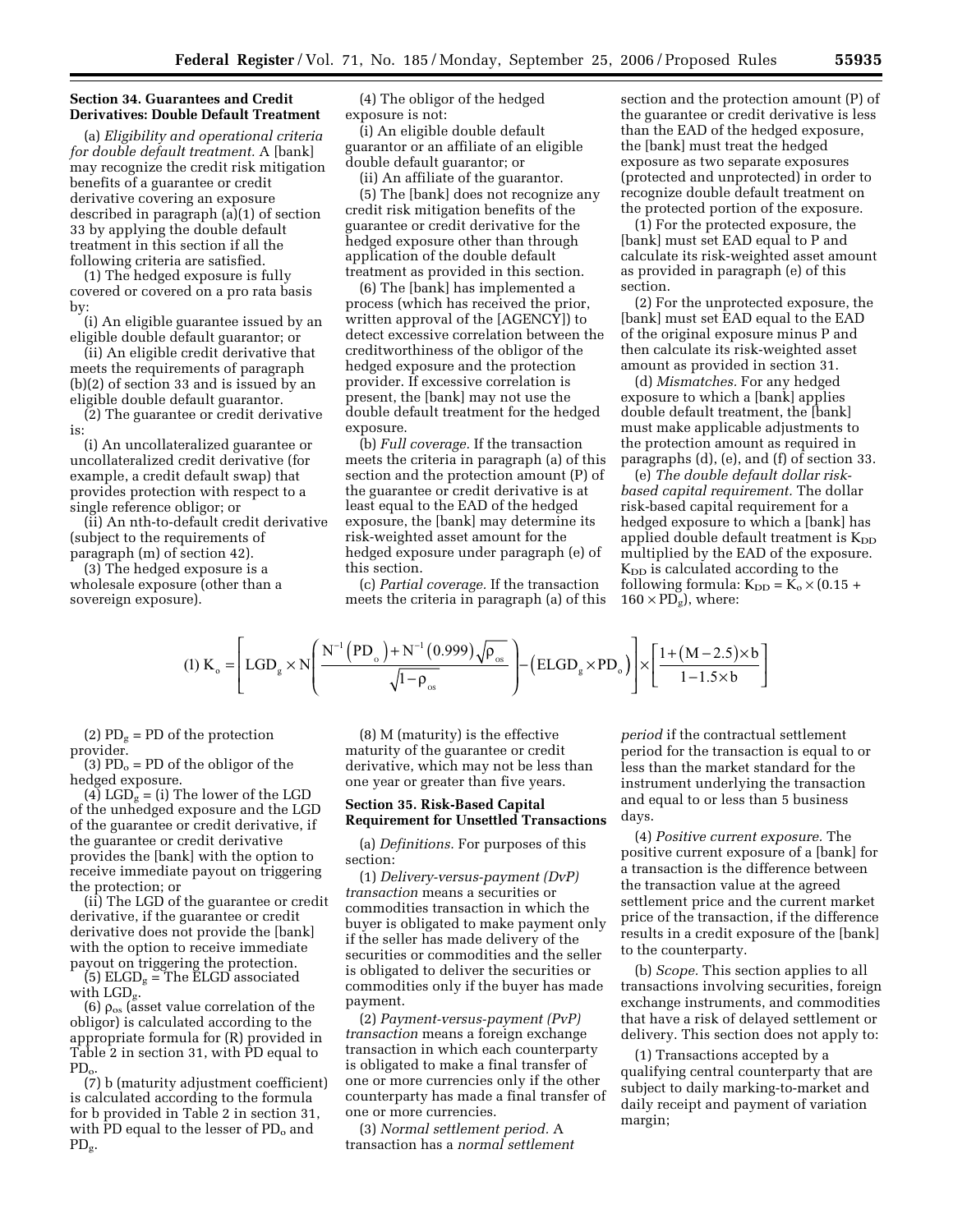**Section 34. Guarantees and Credit Derivatives: Double Default Treatment**

(a) *Eligibility and operational criteria for double default treatment.* A [bank] may recognize the credit risk mitigation benefits of a guarantee or credit derivative covering an exposure described in paragraph (a)(1) of section 33 by applying the double default treatment in this section if all the following criteria are satisfied.

(1) The hedged exposure is fully covered or covered on a pro rata basis by:

(i) An eligible guarantee issued by an eligible double default guarantor; or

(ii) An eligible credit derivative that meets the requirements of paragraph (b)(2) of section 33 and is issued by an eligible double default guarantor.

(2) The guarantee or credit derivative is:

(i) An uncollateralized guarantee or uncollateralized credit derivative (for example, a credit default swap) that provides protection with respect to a single reference obligor; or

(ii) An nth-to-default credit derivative (subject to the requirements of paragraph (m) of section 42).

(3) The hedged exposure is a wholesale exposure (other than a sovereign exposure).

(4) The obligor of the hedged exposure is not:

(i) An eligible double default guarantor or an affiliate of an eligible double default guarantor; or

(ii) An affiliate of the guarantor.

(5) The [bank] does not recognize any credit risk mitigation benefits of the guarantee or credit derivative for the hedged exposure other than through application of the double default treatment as provided in this section.

(6) The [bank] has implemented a process (which has received the prior, written approval of the [AGENCY]) to detect excessive correlation between the creditworthiness of the obligor of the hedged exposure and the protection provider. If excessive correlation is present, the [bank] may not use the double default treatment for the hedged exposure.

(b) *Full coverage.* If the transaction meets the criteria in paragraph (a) of this section and the protection amount (P) of the guarantee or credit derivative is at least equal to the EAD of the hedged exposure, the [bank] may determine its risk-weighted asset amount for the hedged exposure under paragraph (e) of this section.

(c) *Partial coverage.* If the transaction meets the criteria in paragraph (a) of this section and the protection amount (P) of the guarantee or credit derivative is less than the EAD of the hedged exposure, the [bank] must treat the hedged exposure as two separate exposures (protected and unprotected) in order to recognize double default treatment on the protected portion of the exposure.

(1) For the protected exposure, the [bank] must set EAD equal to P and calculate its risk-weighted asset amount as provided in paragraph (e) of this section.

(2) For the unprotected exposure, the [bank] must set EAD equal to the EAD of the original exposure minus P and then calculate its risk-weighted asset amount as provided in section 31.

(d) *Mismatches.* For any hedged exposure to which a [bank] applies double default treatment, the [bank] must make applicable adjustments to the protection amount as required in paragraphs (d), (e), and (f) of section 33.

(e) *The double default dollar risk-based capital requirement.* The dollar risk-based capital requirement for a hedged exposure to which a [bank] has applied double default treatment is $K_{DD}$ multiplied by the EAD of the exposure. $K_{DD}$ is calculated according to the following formula: $K_{DD} = K_o \times (0.15 + 160 \times PD_g)$, where:

$$(1)\ K_o = \left[ LGD_g \times N\left( \frac{N^{-1}(PD_o) + N^{-1}(0.999)\sqrt{\rho_{os}}}{\sqrt{1-\rho_{os}}} \right) - \left( ELGD_g \times PD_o \right) \right] \times \left[ \frac{1+(M-2.5)\times b}{1-1.5\times b} \right]$$

(2) $PD_g$ = PD of the protection provider.

(3) $PD_o$ = PD of the obligor of the hedged exposure.

(4) $LGD_g$ = (i) The lower of the LGD of the unhedged exposure and the LGD of the guarantee or credit derivative, if the guarantee or credit derivative provides the [bank] with the option to receive immediate payout on triggering the protection; or

(ii) The LGD of the guarantee or credit derivative, if the guarantee or credit derivative does not provide the [bank] with the option to receive immediate payout on triggering the protection.

(5) $ELGD_g$ = The ELGD associated with $LGD_g$.

(6) $\rho_{os}$ (asset value correlation of the obligor) is calculated according to the appropriate formula for (R) provided in Table 2 in section 31, with PD equal to $PD_o$.

(7) b (maturity adjustment coefficient) is calculated according to the formula for b provided in Table 2 in section 31, with PD equal to the lesser of $PD_o$ and $PD_g$.

(8) M (maturity) is the effective maturity of the guarantee or credit derivative, which may not be less than one year or greater than five years.

**Section 35. Risk-Based Capital Requirement for Unsettled Transactions**

(a) *Definitions.* For purposes of this section:

(1) *Delivery-versus-payment (DvP) transaction* means a securities or commodities transaction in which the buyer is obligated to make payment only if the seller has made delivery of the securities or commodities and the seller is obligated to deliver the securities or commodities only if the buyer has made payment.

(2) *Payment-versus-payment (PvP) transaction* means a foreign exchange transaction in which each counterparty is obligated to make a final transfer of one or more currencies only if the other counterparty has made a final transfer of one or more currencies.

(3) *Normal settlement period.* A transaction has a *normal settlement period* if the contractual settlement period for the transaction is equal to or less than the market standard for the instrument underlying the transaction and equal to or less than 5 business days.

(4) *Positive current exposure.* The positive current exposure of a [bank] for a transaction is the difference between the transaction value at the agreed settlement price and the current market price of the transaction, if the difference results in a credit exposure of the [bank] to the counterparty.

(b) *Scope.* This section applies to all transactions involving securities, foreign exchange instruments, and commodities that have a risk of delayed settlement or delivery. This section does not apply to:

(1) Transactions accepted by a qualifying central counterparty that are subject to daily marking-to-market and daily receipt and payment of variation margin;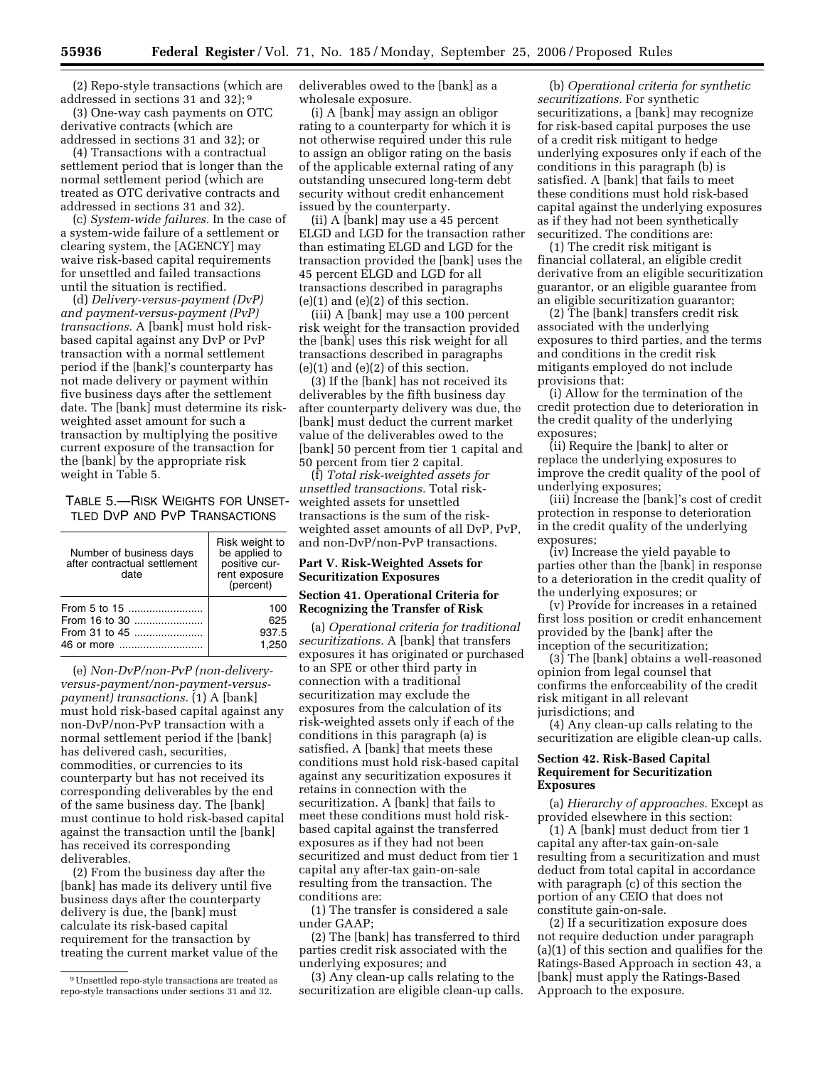(2) Repo-style transactions (which are addressed in sections 31 and 32); [9]

(3) One-way cash payments on OTC derivative contracts (which are addressed in sections 31 and 32); or

(4) Transactions with a contractual settlement period that is longer than the normal settlement period (which are treated as OTC derivative contracts and addressed in sections 31 and 32).

(c) *System-wide failures.* In the case of a system-wide failure of a settlement or clearing system, the [AGENCY] may waive risk-based capital requirements for unsettled and failed transactions until the situation is rectified.

(d) *Delivery-versus-payment (DvP) and payment-versus-payment (PvP) transactions.* A [bank] must hold risk-based capital against any DvP or PvP transaction with a normal settlement period if the [bank]'s counterparty has not made delivery or payment within five business days after the settlement date. The [bank] must determine its risk-weighted asset amount for such a transaction by multiplying the positive current exposure of the transaction for the [bank] by the appropriate risk weight in Table 5.

TABLE 5.—RISK WEIGHTS FOR UNSETTLED DVP AND PVP TRANSACTIONS

| Number of business days after contractual settlement date | Risk weight to be applied to positive current exposure (percent) |
|---|---|
| From 5 to 15 | 100 |
| From 16 to 30 | 625 |
| From 31 to 45 | 937.5 |
| 46 or more | 1,250 |

(e) *Non-DvP/non-PvP (non-delivery-versus-payment/non-payment-versus-payment) transactions.* (1) A [bank] must hold risk-based capital against any non-DvP/non-PvP transaction with a normal settlement period if the [bank] has delivered cash, securities, commodities, or currencies to its counterparty but has not received its corresponding deliverables by the end of the same business day. The [bank] must continue to hold risk-based capital against the transaction until the [bank] has received its corresponding deliverables.

(2) From the business day after the [bank] has made its delivery until five business days after the counterparty delivery is due, the [bank] must calculate its risk-based capital requirement for the transaction by treating the current market value of the deliverables owed to the [bank] as a wholesale exposure.

(i) A [bank] may assign an obligor rating to a counterparty for which it is not otherwise required under this rule to assign an obligor rating on the basis of the applicable external rating of any outstanding unsecured long-term debt security without credit enhancement issued by the counterparty.

(ii) A [bank] may use a 45 percent ELGD and LGD for the transaction rather than estimating ELGD and LGD for the transaction provided the [bank] uses the 45 percent ELGD and LGD for all transactions described in paragraphs (e)(1) and (e)(2) of this section.

(iii) A [bank] may use a 100 percent risk weight for the transaction provided the [bank] uses this risk weight for all transactions described in paragraphs (e)(1) and (e)(2) of this section.

(3) If the [bank] has not received its deliverables by the fifth business day after counterparty delivery was due, the [bank] must deduct the current market value of the deliverables owed to the [bank] 50 percent from tier 1 capital and 50 percent from tier 2 capital.

(f) *Total risk-weighted assets for unsettled transactions.* Total risk-weighted assets for unsettled transactions is the sum of the risk-weighted asset amounts of all DvP, PvP, and non-DvP/non-PvP transactions.

**Part V. Risk-Weighted Assets for Securitization Exposures**

**Section 41. Operational Criteria for Recognizing the Transfer of Risk**

(a) *Operational criteria for traditional securitizations.* A [bank] that transfers exposures it has originated or purchased to an SPE or other third party in connection with a traditional securitization may exclude the exposures from the calculation of its risk-weighted assets only if each of the conditions in this paragraph (a) is satisfied. A [bank] that meets these conditions must hold risk-based capital against any securitization exposures it retains in connection with the securitization. A [bank] that fails to meet these conditions must hold risk-based capital against the transferred exposures as if they had not been securitized and must deduct from tier 1 capital any after-tax gain-on-sale resulting from the transaction. The conditions are:

(1) The transfer is considered a sale under GAAP;

(2) The [bank] has transferred to third parties credit risk associated with the underlying exposures; and

(3) Any clean-up calls relating to the securitization are eligible clean-up calls.

(b) *Operational criteria for synthetic securitizations.* For synthetic securitizations, a [bank] may recognize for risk-based capital purposes the use of a credit risk mitigant to hedge underlying exposures only if each of the conditions in this paragraph (b) is satisfied. A [bank] that fails to meet these conditions must hold risk-based capital against the underlying exposures as if they had not been synthetically securitized. The conditions are:

(1) The credit risk mitigant is financial collateral, an eligible credit derivative from an eligible securitization guarantor, or an eligible guarantee from an eligible securitization guarantor;

(2) The [bank] transfers credit risk associated with the underlying exposures to third parties, and the terms and conditions in the credit risk mitigants employed do not include provisions that:

(i) Allow for the termination of the credit protection due to deterioration in the credit quality of the underlying exposures;

(ii) Require the [bank] to alter or replace the underlying exposures to improve the credit quality of the pool of underlying exposures;

(iii) Increase the [bank]'s cost of credit protection in response to deterioration in the credit quality of the underlying exposures;

(iv) Increase the yield payable to parties other than the [bank] in response to a deterioration in the credit quality of the underlying exposures; or

(v) Provide for increases in a retained first loss position or credit enhancement provided by the [bank] after the inception of the securitization;

(3) The [bank] obtains a well-reasoned opinion from legal counsel that confirms the enforceability of the credit risk mitigant in all relevant jurisdictions; and

(4) Any clean-up calls relating to the securitization are eligible clean-up calls.

**Section 42. Risk-Based Capital Requirement for Securitization Exposures**

(a) *Hierarchy of approaches.* Except as provided elsewhere in this section:

(1) A [bank] must deduct from tier 1 capital any after-tax gain-on-sale resulting from a securitization and must deduct from total capital in accordance with paragraph (c) of this section the portion of any CEIO that does not constitute gain-on-sale.

(2) If a securitization exposure does not require deduction under paragraph (a)(1) of this section and qualifies for the Ratings-Based Approach in section 43, a [bank] must apply the Ratings-Based Approach to the exposure.

[9] Unsettled repo-style transactions are treated as repo-style transactions under sections 31 and 32.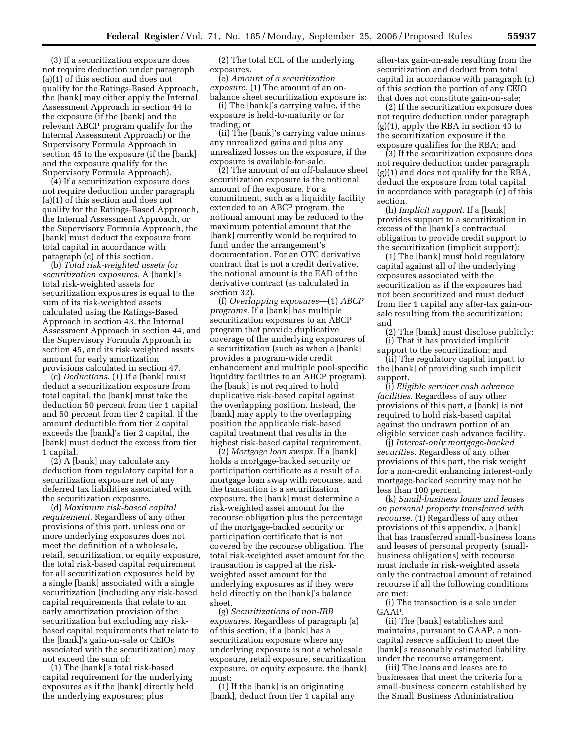(3) If a securitization exposure does not require deduction under paragraph (a)(1) of this section and does not qualify for the Ratings-Based Approach, the [bank] may either apply the Internal Assessment Approach in section 44 to the exposure (if the [bank] and the relevant ABCP program qualify for the Internal Assessment Approach) or the Supervisory Formula Approach in section 45 to the exposure (if the [bank] and the exposure qualify for the Supervisory Formula Approach).

(4) If a securitization exposure does not require deduction under paragraph (a)(1) of this section and does not qualify for the Ratings-Based Approach, the Internal Assessment Approach, or the Supervisory Formula Approach, the [bank] must deduct the exposure from total capital in accordance with paragraph (c) of this section.

(b) *Total risk-weighted assets for securitization exposures.* A [bank]'s total risk-weighted assets for securitization exposures is equal to the sum of its risk-weighted assets calculated using the Ratings-Based Approach in section 43, the Internal Assessment Approach in section 44, and the Supervisory Formula Approach in section 45, and its risk-weighted assets amount for early amortization provisions calculated in section 47.

(c) *Deductions.* (1) If a [bank] must deduct a securitization exposure from total capital, the [bank] must take the deduction 50 percent from tier 1 capital and 50 percent from tier 2 capital. If the amount deductible from tier 2 capital exceeds the [bank]'s tier 2 capital, the [bank] must deduct the excess from tier 1 capital.

(2) A [bank] may calculate any deduction from regulatory capital for a securitization exposure net of any deferred tax liabilities associated with the securitization exposure.

(d) *Maximum risk-based capital requirement.* Regardless of any other provisions of this part, unless one or more underlying exposures does not meet the definition of a wholesale, retail, securitization, or equity exposure, the total risk-based capital requirement for all securitization exposures held by a single [bank] associated with a single securitization (including any risk-based capital requirements that relate to an early amortization provision of the securitization but excluding any risk-based capital requirements that relate to the [bank]'s gain-on-sale or CEIOs associated with the securitization) may not exceed the sum of:

(1) The [bank]'s total risk-based capital requirement for the underlying exposures as if the [bank] directly held the underlying exposures; plus

(2) The total ECL of the underlying exposures.

(e) *Amount of a securitization exposure.* (1) The amount of an on-balance sheet securitization exposure is:

(i) The [bank]'s carrying value, if the exposure is held-to-maturity or for trading; or

(ii) The [bank]'s carrying value minus any unrealized gains and plus any unrealized losses on the exposure, if the exposure is available-for-sale.

(2) The amount of an off-balance sheet securitization exposure is the notional amount of the exposure. For a commitment, such as a liquidity facility extended to an ABCP program, the notional amount may be reduced to the maximum potential amount that the [bank] currently would be required to fund under the arrangement's documentation. For an OTC derivative contract that is not a credit derivative, the notional amount is the EAD of the derivative contract (as calculated in section 32).

(f) *Overlapping exposures*—(1) *ABCP programs.* If a [bank] has multiple securitization exposures to an ABCP program that provide duplicative coverage of the underlying exposures of a securitization (such as when a [bank] provides a program-wide credit enhancement and multiple pool-specific liquidity facilities to an ABCP program), the [bank] is not required to hold duplicative risk-based capital against the overlapping position. Instead, the [bank] may apply to the overlapping position the applicable risk-based capital treatment that results in the highest risk-based capital requirement.

(2) *Mortgage loan swaps.* If a [bank] holds a mortgage-backed security or participation certificate as a result of a mortgage loan swap with recourse, and the transaction is a securitization exposure, the [bank] must determine a risk-weighted asset amount for the recourse obligation plus the percentage of the mortgage-backed security or participation certificate that is not covered by the recourse obligation. The total risk-weighted asset amount for the transaction is capped at the risk-weighted asset amount for the underlying exposures as if they were held directly on the [bank]'s balance sheet.

(g) *Securitizations of non-IRB exposures.* Regardless of paragraph (a) of this section, if a [bank] has a securitization exposure where any underlying exposure is not a wholesale exposure, retail exposure, securitization exposure, or equity exposure, the [bank] must:

(1) If the [bank] is an originating [bank], deduct from tier 1 capital any after-tax gain-on-sale resulting from the securitization and deduct from total capital in accordance with paragraph (c) of this section the portion of any CEIO that does not constitute gain-on-sale;

(2) If the securitization exposure does not require deduction under paragraph (g)(1), apply the RBA in section 43 to the securitization exposure if the exposure qualifies for the RBA; and

(3) If the securitization exposure does not require deduction under paragraph (g)(1) and does not qualify for the RBA, deduct the exposure from total capital in accordance with paragraph (c) of this section.

(h) *Implicit support.* If a [bank] provides support to a securitization in excess of the [bank]'s contractual obligation to provide credit support to the securitization (implicit support):

(1) The [bank] must hold regulatory capital against all of the underlying exposures associated with the securitization as if the exposures had not been securitized and must deduct from tier 1 capital any after-tax gain-on-sale resulting from the securitization; and

(2) The [bank] must disclose publicly:

(i) That it has provided implicit support to the securitization; and

(ii) The regulatory capital impact to the [bank] of providing such implicit support.

(i) *Eligible servicer cash advance facilities.* Regardless of any other provisions of this part, a [bank] is not required to hold risk-based capital against the undrawn portion of an eligible servicer cash advance facility.

(j) *Interest-only mortgage-backed securities.* Regardless of any other provisions of this part, the risk weight for a non-credit enhancing interest-only mortgage-backed security may not be less than 100 percent.

(k) *Small-business loans and leases on personal property transferred with recourse.* (1) Regardless of any other provisions of this appendix, a [bank] that has transferred small-business loans and leases of personal property (small-business obligations) with recourse must include in risk-weighted assets only the contractual amount of retained recourse if all the following conditions are met:

(i) The transaction is a sale under GAAP.

(ii) The [bank] establishes and maintains, pursuant to GAAP, a non-capital reserve sufficient to meet the [bank]'s reasonably estimated liability under the recourse arrangement.

(iii) The loans and leases are to businesses that meet the criteria for a small-business concern established by the Small Business Administration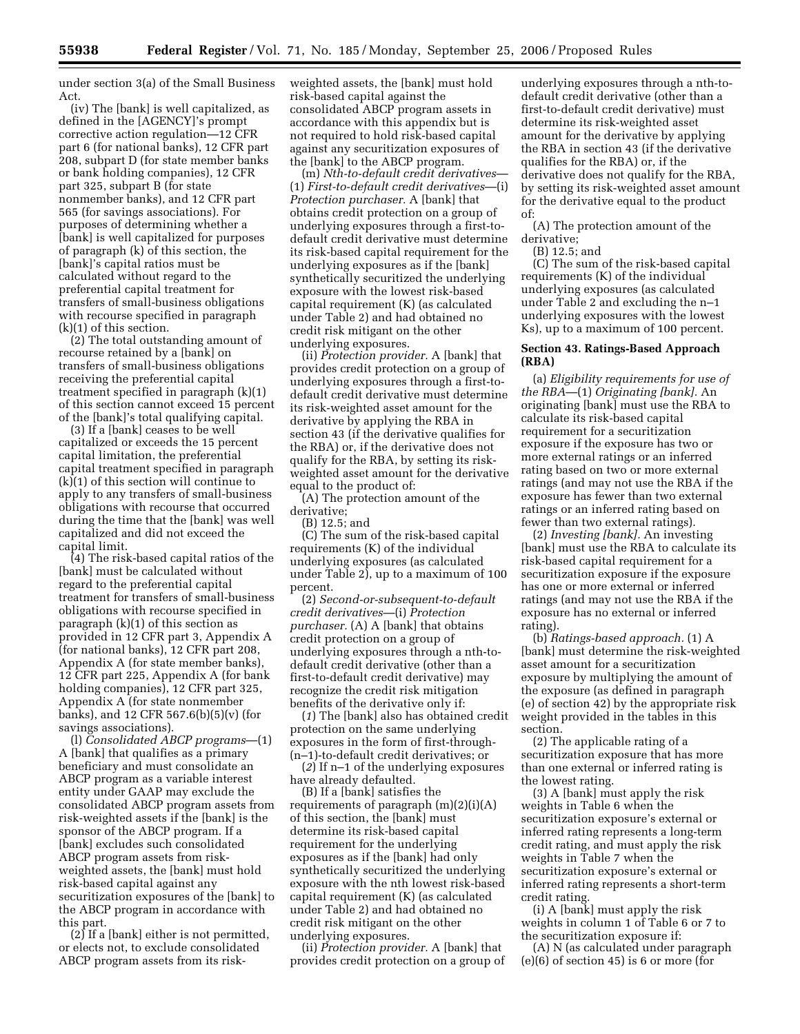under section 3(a) of the Small Business Act.

(iv) The [bank] is well capitalized, as defined in the [AGENCY]'s prompt corrective action regulation—12 CFR part 6 (for national banks), 12 CFR part 208, subpart D (for state member banks or bank holding companies), 12 CFR part 325, subpart B (for state nonmember banks), and 12 CFR part 565 (for savings associations). For purposes of determining whether a [bank] is well capitalized for purposes of paragraph (k) of this section, the [bank]'s capital ratios must be calculated without regard to the preferential capital treatment for transfers of small-business obligations with recourse specified in paragraph (k)(1) of this section.

(2) The total outstanding amount of recourse retained by a [bank] on transfers of small-business obligations receiving the preferential capital treatment specified in paragraph (k)(1) of this section cannot exceed 15 percent of the [bank]'s total qualifying capital.

(3) If a [bank] ceases to be well capitalized or exceeds the 15 percent capital limitation, the preferential capital treatment specified in paragraph (k)(1) of this section will continue to apply to any transfers of small-business obligations with recourse that occurred during the time that the [bank] was well capitalized and did not exceed the capital limit.

(4) The risk-based capital ratios of the [bank] must be calculated without regard to the preferential capital treatment for transfers of small-business obligations with recourse specified in paragraph (k)(1) of this section as provided in 12 CFR part 3, Appendix A (for national banks), 12 CFR part 208, Appendix A (for state member banks), 12 CFR part 225, Appendix A (for bank holding companies), 12 CFR part 325, Appendix A (for state nonmember banks), and 12 CFR 567.6(b)(5)(v) (for savings associations).

(l) *Consolidated ABCP programs*—(1) A [bank] that qualifies as a primary beneficiary and must consolidate an ABCP program as a variable interest entity under GAAP may exclude the consolidated ABCP program assets from risk-weighted assets if the [bank] is the sponsor of the ABCP program. If a [bank] excludes such consolidated ABCP program assets from risk-weighted assets, the [bank] must hold risk-based capital against any securitization exposures of the [bank] to the ABCP program in accordance with this part.

(2) If a [bank] either is not permitted, or elects not, to exclude consolidated ABCP program assets from its risk-weighted assets, the [bank] must hold risk-based capital against the consolidated ABCP program assets in accordance with this appendix but is not required to hold risk-based capital against any securitization exposures of the [bank] to the ABCP program.

(m) *Nth-to-default credit derivatives*—(1) *First-to-default credit derivatives*—(i) *Protection purchaser.* A [bank] that obtains credit protection on a group of underlying exposures through a first-to-default credit derivative must determine its risk-based capital requirement for the underlying exposures as if the [bank] synthetically securitized the underlying exposure with the lowest risk-based capital requirement (K) (as calculated under Table 2) and had obtained no credit risk mitigant on the other underlying exposures.

(ii) *Protection provider.* A [bank] that provides credit protection on a group of underlying exposures through a first-to-default credit derivative must determine its risk-weighted asset amount for the derivative by applying the RBA in section 43 (if the derivative qualifies for the RBA) or, if the derivative does not qualify for the RBA, by setting its risk-weighted asset amount for the derivative equal to the product of:

(A) The protection amount of the derivative;

(B) 12.5; and

(C) The sum of the risk-based capital requirements (K) of the individual underlying exposures (as calculated under Table 2), up to a maximum of 100 percent.

(2) *Second-or-subsequent-to-default credit derivatives*—(i) *Protection purchaser.* (A) A [bank] that obtains credit protection on a group of underlying exposures through a nth-to-default credit derivative (other than a first-to-default credit derivative) may recognize the credit risk mitigation benefits of the derivative only if:

(*1*) The [bank] also has obtained credit protection on the same underlying exposures in the form of first-through-(n–1)-to-default credit derivatives; or

(*2*) If n–1 of the underlying exposures have already defaulted.

(B) If a [bank] satisfies the requirements of paragraph (m)(2)(i)(A) of this section, the [bank] must determine its risk-based capital requirement for the underlying exposures as if the [bank] had only synthetically securitized the underlying exposure with the nth lowest risk-based capital requirement (K) (as calculated under Table 2) and had obtained no credit risk mitigant on the other underlying exposures.

(ii) *Protection provider.* A [bank] that provides credit protection on a group of underlying exposures through a nth-to-default credit derivative (other than a first-to-default credit derivative) must determine its risk-weighted asset amount for the derivative by applying the RBA in section 43 (if the derivative qualifies for the RBA) or, if the derivative does not qualify for the RBA, by setting its risk-weighted asset amount for the derivative equal to the product of:

(A) The protection amount of the derivative;

(B) 12.5; and

(C) The sum of the risk-based capital requirements (K) of the individual underlying exposures (as calculated under Table 2 and excluding the n–1 underlying exposures with the lowest Ks), up to a maximum of 100 percent.

**Section 43. Ratings-Based Approach (RBA)**

(a) *Eligibility requirements for use of the RBA*—(1) *Originating [bank].* An originating [bank] must use the RBA to calculate its risk-based capital requirement for a securitization exposure if the exposure has two or more external ratings or an inferred rating based on two or more external ratings (and may not use the RBA if the exposure has fewer than two external ratings or an inferred rating based on fewer than two external ratings).

(2) *Investing [bank].* An investing [bank] must use the RBA to calculate its risk-based capital requirement for a securitization exposure if the exposure has one or more external or inferred ratings (and may not use the RBA if the exposure has no external or inferred rating).

(b) *Ratings-based approach.* (1) A [bank] must determine the risk-weighted asset amount for a securitization exposure by multiplying the amount of the exposure (as defined in paragraph (e) of section 42) by the appropriate risk weight provided in the tables in this section.

(2) The applicable rating of a securitization exposure that has more than one external or inferred rating is the lowest rating.

(3) A [bank] must apply the risk weights in Table 6 when the securitization exposure's external or inferred rating represents a long-term credit rating, and must apply the risk weights in Table 7 when the securitization exposure's external or inferred rating represents a short-term credit rating.

(i) A [bank] must apply the risk weights in column 1 of Table 6 or 7 to the securitization exposure if:

(A) N (as calculated under paragraph (e)(6) of section 45) is 6 or more (for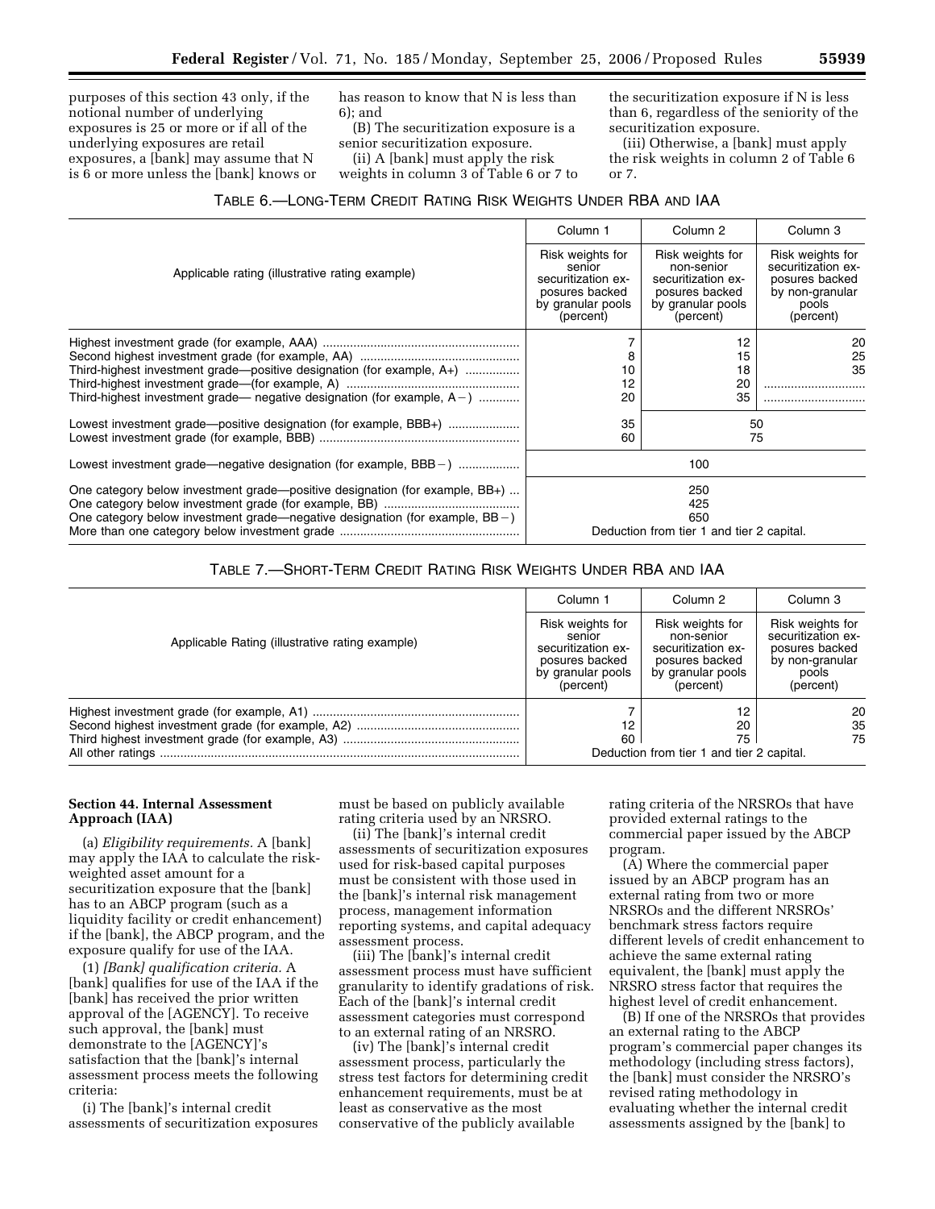purposes of this section 43 only, if the notional number of underlying exposures is 25 or more or if all of the underlying exposures are retail exposures, a [bank] may assume that N is 6 or more unless the [bank] knows or has reason to know that N is less than 6); and

(B) The securitization exposure is a senior securitization exposure.

(ii) A [bank] must apply the risk weights in column 3 of Table 6 or 7 to the securitization exposure if N is less than 6, regardless of the seniority of the securitization exposure.

(iii) Otherwise, a [bank] must apply the risk weights in column 2 of Table 6 or 7.

TABLE 6.—LONG-TERM CREDIT RATING RISK WEIGHTS UNDER RBA AND IAA

| Applicable rating (illustrative rating example) | Column 1<br>Risk weights for senior securitization exposures backed by granular pools (percent) | Column 2<br>Risk weights for non-senior securitization exposures backed by granular pools (percent) | Column 3<br>Risk weights for securitization exposures backed by non-granular pools (percent) |
|---|---|---|---|
| Highest investment grade (for example, AAA) | 7 | 12 | 20 |
| Second highest investment grade (for example, AA) | 8 | 15 | 25 |
| Third-highest investment grade—positive designation (for example, A+) | 10 | 18 | 35 |
| Third-highest investment grade—(for example, A) | 12 | 20 | |
| Third-highest investment grade— negative designation (for example, A−) | 20 | 35 | |
| Lowest investment grade—positive designation (for example, BBB+) | 35 | 50 | |
| Lowest investment grade (for example, BBB) | 60 | 75 | |
| Lowest investment grade—negative designation (for example, BBB−) | 100 | | |
| One category below investment grade—positive designation (for example, BB+) | 250 | | |
| One category below investment grade (for example, BB) | 425 | | |
| One category below investment grade—negative designation (for example, BB−) | 650 | | |
| More than one category below investment grade | Deduction from tier 1 and tier 2 capital. | | |

TABLE 7.—SHORT-TERM CREDIT RATING RISK WEIGHTS UNDER RBA AND IAA

| Applicable Rating (illustrative rating example) | Column 1<br>Risk weights for senior securitization exposures backed by granular pools (percent) | Column 2<br>Risk weights for non-senior securitization exposures backed by granular pools (percent) | Column 3<br>Risk weights for securitization exposures backed by non-granular pools (percent) |
|---|---|---|---|
| Highest investment grade (for example, A1) | 7 | 12 | 20 |
| Second highest investment grade (for example, A2) | 12 | 20 | 35 |
| Third highest investment grade (for example, A3) | 60 | 75 | 75 |
| All other ratings | Deduction from tier 1 and tier 2 capital. | | |

**Section 44. Internal Assessment Approach (IAA)**

(a) *Eligibility requirements.* A [bank] may apply the IAA to calculate the risk-weighted asset amount for a securitization exposure that the [bank] has to an ABCP program (such as a liquidity facility or credit enhancement) if the [bank], the ABCP program, and the exposure qualify for use of the IAA.

(1) *[Bank] qualification criteria.* A [bank] qualifies for use of the IAA if the [bank] has received the prior written approval of the [AGENCY]. To receive such approval, the [bank] must demonstrate to the [AGENCY]'s satisfaction that the [bank]'s internal assessment process meets the following criteria:

(i) The [bank]'s internal credit assessments of securitization exposures must be based on publicly available rating criteria used by an NRSRO.

(ii) The [bank]'s internal credit assessments of securitization exposures used for risk-based capital purposes must be consistent with those used in the [bank]'s internal risk management process, management information reporting systems, and capital adequacy assessment process.

(iii) The [bank]'s internal credit assessment process must have sufficient granularity to identify gradations of risk. Each of the [bank]'s internal credit assessment categories must correspond to an external rating of an NRSRO.

(iv) The [bank]'s internal credit assessment process, particularly the stress test factors for determining credit enhancement requirements, must be at least as conservative as the most conservative of the publicly available rating criteria of the NRSROs that have provided external ratings to the commercial paper issued by the ABCP program.

(A) Where the commercial paper issued by an ABCP program has an external rating from two or more NRSROs and the different NRSROs' benchmark stress factors require different levels of credit enhancement to achieve the same external rating equivalent, the [bank] must apply the NRSRO stress factor that requires the highest level of credit enhancement.

(B) If one of the NRSROs that provides an external rating to the ABCP program's commercial paper changes its methodology (including stress factors), the [bank] must consider the NRSRO's revised rating methodology in evaluating whether the internal credit assessments assigned by the [bank] to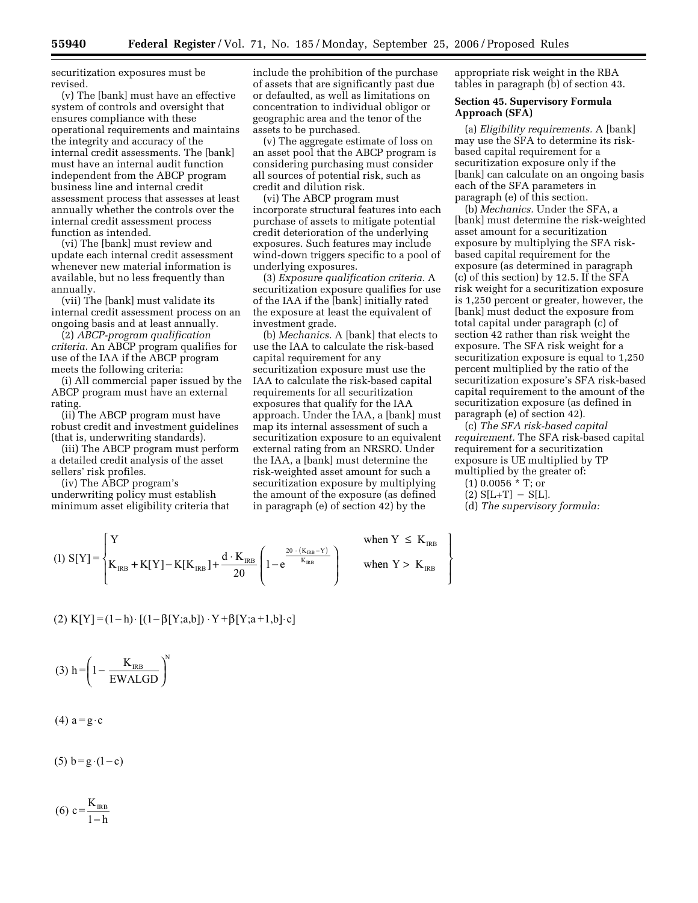securitization exposures must be revised.

(v) The [bank] must have an effective system of controls and oversight that ensures compliance with these operational requirements and maintains the integrity and accuracy of the internal credit assessments. The [bank] must have an internal audit function independent from the ABCP program business line and internal credit assessment process that assesses at least annually whether the controls over the internal credit assessment process function as intended.

(vi) The [bank] must review and update each internal credit assessment whenever new material information is available, but no less frequently than annually.

(vii) The [bank] must validate its internal credit assessment process on an ongoing basis and at least annually.

(2) *ABCP-program qualification criteria.* An ABCP program qualifies for use of the IAA if the ABCP program meets the following criteria:

(i) All commercial paper issued by the ABCP program must have an external rating.

(ii) The ABCP program must have robust credit and investment guidelines (that is, underwriting standards).

(iii) The ABCP program must perform a detailed credit analysis of the asset sellers' risk profiles.

(iv) The ABCP program's underwriting policy must establish minimum asset eligibility criteria that include the prohibition of the purchase of assets that are significantly past due or defaulted, as well as limitations on concentration to individual obligor or geographic area and the tenor of the assets to be purchased.

(v) The aggregate estimate of loss on an asset pool that the ABCP program is considering purchasing must consider all sources of potential risk, such as credit and dilution risk.

(vi) The ABCP program must incorporate structural features into each purchase of assets to mitigate potential credit deterioration of the underlying exposures. Such features may include wind-down triggers specific to a pool of underlying exposures.

(3) *Exposure qualification criteria.* A securitization exposure qualifies for use of the IAA if the [bank] initially rated the exposure at least the equivalent of investment grade.

(b) *Mechanics.* A [bank] that elects to use the IAA to calculate the risk-based capital requirement for any securitization exposure must use the IAA to calculate the risk-based capital requirements for all securitization exposures that qualify for the IAA approach. Under the IAA, a [bank] must map its internal assessment of such a securitization exposure to an equivalent external rating from an NRSRO. Under the IAA, a [bank] must determine the risk-weighted asset amount for such a securitization exposure by multiplying the amount of the exposure (as defined in paragraph (e) of section 42) by the appropriate risk weight in the RBA tables in paragraph (b) of section 43.

**Section 45. Supervisory Formula Approach (SFA)**

(a) *Eligibility requirements.* A [bank] may use the SFA to determine its risk-based capital requirement for a securitization exposure only if the [bank] can calculate on an ongoing basis each of the SFA parameters in paragraph (e) of this section.

(b) *Mechanics.* Under the SFA, a [bank] must determine the risk-weighted asset amount for a securitization exposure by multiplying the SFA risk-based capital requirement for the exposure (as determined in paragraph (c) of this section) by 12.5. If the SFA risk weight for a securitization exposure is 1,250 percent or greater, however, the [bank] must deduct the exposure from total capital under paragraph (c) of section 42 rather than risk weight the exposure. The SFA risk weight for a securitization exposure is equal to 1,250 percent multiplied by the ratio of the securitization exposure's SFA risk-based capital requirement to the amount of the securitization exposure (as defined in paragraph (e) of section 42).

(c) *The SFA risk-based capital requirement.* The SFA risk-based capital requirement for a securitization exposure is UE multiplied by TP multiplied by the greater of:

(1) 0.0056 * T; or

(2) S[L+T] − S[L].

(d) *The supervisory formula:*

$$(1)\ S[Y] = \begin{cases} Y & \text{when } Y \leq K_{IRB} \\ K_{IRB} + K[Y] - K[K_{IRB}] + \dfrac{d \cdot K_{IRB}}{20}\left(1 - e^{\frac{20 \cdot (K_{IRB} - Y)}{K_{IRB}}}\right) & \text{when } Y > K_{IRB} \end{cases}$$

$$(2)\ K[Y] = (1-h)\cdot[(1-\beta[Y;a,b])\cdot Y + \beta[Y;a+1,b]\cdot c]$$

$$(3)\ h = \left(1 - \frac{K_{IRB}}{EWALGD}\right)^{N}$$

$$(4)\ a = g \cdot c$$

$$(5)\ b = g \cdot (1-c)$$

$$(6)\ c = \frac{K_{IRB}}{1-h}$$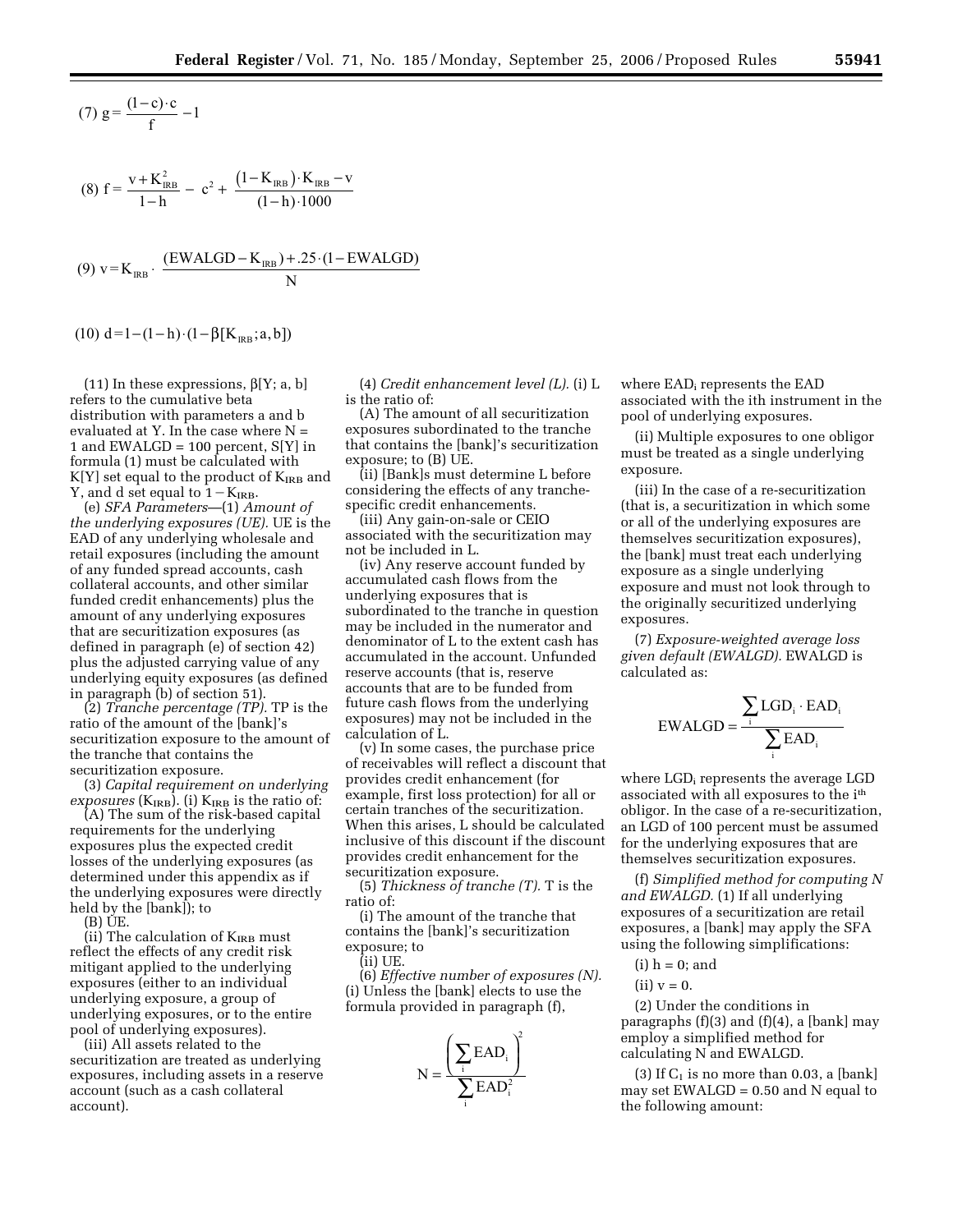$$(7)\ g = \frac{(1-c)\cdot c}{f} - 1$$

$$(8)\ f = \frac{v + K_{IRB}^2}{1-h} - c^2 + \frac{(1-K_{IRB})\cdot K_{IRB} - v}{(1-h)\cdot 1000}$$

$$(9)\ v = K_{IRB} \cdot \frac{(EWALGD - K_{IRB}) + .25\cdot(1-EWALGD)}{N}$$

$$(10)\ d = 1-(1-h)\cdot(1-\beta[K_{IRB};a,b])$$

(11) In these expressions, $\beta[Y; a, b]$ refers to the cumulative beta distribution with parameters a and b evaluated at Y. In the case where N = 1 and EWALGD = 100 percent, S[Y] in formula (1) must be calculated with K[Y] set equal to the product of $K_{IRB}$ and Y, and d set equal to $1 - K_{IRB}$.

(e) *SFA Parameters*—(1) *Amount of the underlying exposures (UE).* UE is the EAD of any underlying wholesale and retail exposures (including the amount of any funded spread accounts, cash collateral accounts, and other similar funded credit enhancements) plus the amount of any underlying exposures that are securitization exposures (as defined in paragraph (e) of section 42) plus the adjusted carrying value of any underlying equity exposures (as defined in paragraph (b) of section 51).

(2) *Tranche percentage (TP).* TP is the ratio of the amount of the [bank]'s securitization exposure to the amount of the tranche that contains the securitization exposure.

(3) *Capital requirement on underlying exposures* ($K_{IRB}$). (i) $K_{IRB}$ is the ratio of:

(A) The sum of the risk-based capital requirements for the underlying exposures plus the expected credit losses of the underlying exposures (as determined under this appendix as if the underlying exposures were directly held by the [bank]); to

(B) UE.

(ii) The calculation of $K_{IRB}$ must reflect the effects of any credit risk mitigant applied to the underlying exposures (either to an individual underlying exposure, a group of underlying exposures, or to the entire pool of underlying exposures).

(iii) All assets related to the securitization are treated as underlying exposures, including assets in a reserve account (such as a cash collateral account).

(4) *Credit enhancement level (L).* (i) L is the ratio of:

(A) The amount of all securitization exposures subordinated to the tranche that contains the [bank]'s securitization exposure; to (B) UE.

(ii) [Bank]s must determine L before considering the effects of any tranche-specific credit enhancements.

(iii) Any gain-on-sale or CEIO associated with the securitization may not be included in L.

(iv) Any reserve account funded by accumulated cash flows from the underlying exposures that is subordinated to the tranche in question may be included in the numerator and denominator of L to the extent cash has accumulated in the account. Unfunded reserve accounts (that is, reserve accounts that are to be funded from future cash flows from the underlying exposures) may not be included in the calculation of L.

(v) In some cases, the purchase price of receivables will reflect a discount that provides credit enhancement (for example, first loss protection) for all or certain tranches of the securitization. When this arises, L should be calculated inclusive of this discount if the discount provides credit enhancement for the securitization exposure.

(5) *Thickness of tranche (T).* T is the ratio of:

(i) The amount of the tranche that contains the [bank]'s securitization exposure; to

(ii) UE.

(6) *Effective number of exposures (N).* (i) Unless the [bank] elects to use the formula provided in paragraph (f),

$$N = \frac{\left(\sum_i EAD_i\right)^2}{\sum_i EAD_i^2}$$

where $EAD_i$ represents the EAD associated with the ith instrument in the pool of underlying exposures.

(ii) Multiple exposures to one obligor must be treated as a single underlying exposure.

(iii) In the case of a re-securitization (that is, a securitization in which some or all of the underlying exposures are themselves securitization exposures), the [bank] must treat each underlying exposure as a single underlying exposure and must not look through to the originally securitized underlying exposures.

(7) *Exposure-weighted average loss given default (EWALGD).* EWALGD is calculated as:

$$EWALGD = \frac{\sum_i LGD_i \cdot EAD_i}{\sum_i EAD_i}$$

where $LGD_i$ represents the average LGD associated with all exposures to the i[th] obligor. In the case of a re-securitization, an LGD of 100 percent must be assumed for the underlying exposures that are themselves securitization exposures.

(f) *Simplified method for computing N and EWALGD.* (1) If all underlying exposures of a securitization are retail exposures, a [bank] may apply the SFA using the following simplifications:

(i) h = 0; and

(ii) v = 0.

(2) Under the conditions in paragraphs (f)(3) and (f)(4), a [bank] may employ a simplified method for calculating N and EWALGD.

(3) If $C_1$ is no more than 0.03, a [bank] may set EWALGD = 0.50 and N equal to the following amount: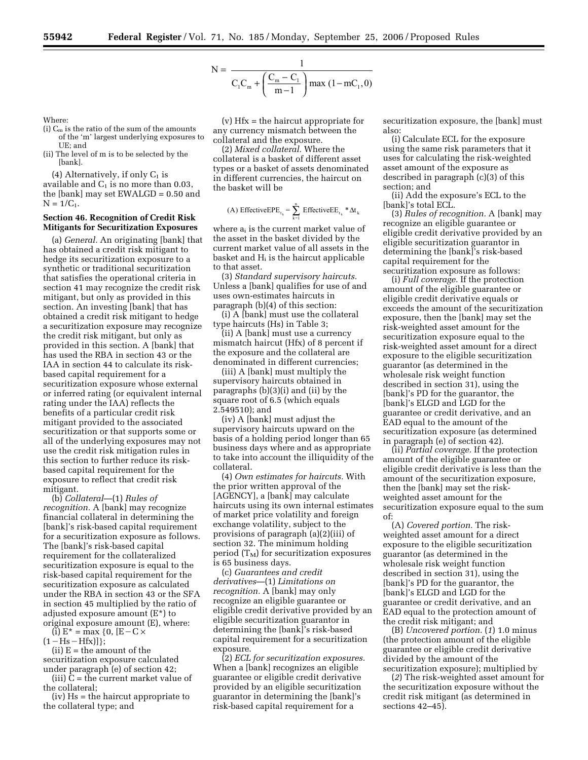$$N = \frac{1}{C_1 C_m + \left(\frac{C_m - C_1}{m - 1}\right) \max(1 - mC_1, 0)}$$

Where:

(i) $C_m$ is the ratio of the sum of the amounts of the 'm' largest underlying exposures to UE; and

(ii) The level of m is to be selected by the [bank].

(4) Alternatively, if only $C_1$ is available and $C_1$ is no more than 0.03, the [bank] may set EWALGD = 0.50 and $N = 1/C_1$.

### Section 46. Recognition of Credit Risk Mitigants for Securitization Exposures

(a) *General.* An originating [bank] that has obtained a credit risk mitigant to hedge its securitization exposure to a synthetic or traditional securitization that satisfies the operational criteria in section 41 may recognize the credit risk mitigant, but only as provided in this section. An investing [bank] that has obtained a credit risk mitigant to hedge a securitization exposure may recognize the credit risk mitigant, but only as provided in this section. A [bank] that has used the RBA in section 43 or the IAA in section 44 to calculate its risk-based capital requirement for a securitization exposure whose external or inferred rating (or equivalent internal rating under the IAA) reflects the benefits of a particular credit risk mitigant provided to the associated securitization or that supports some or all of the underlying exposures may not use the credit risk mitigation rules in this section to further reduce its risk-based capital requirement for the exposure to reflect that credit risk mitigant.

(b) *Collateral*—(1) *Rules of recognition.* A [bank] may recognize financial collateral in determining the [bank]'s risk-based capital requirement for a securitization exposure as follows. The [bank]'s risk-based capital requirement for the collateralized securitization exposure is equal to the risk-based capital requirement for the securitization exposure as calculated under the RBA in section 43 or the SFA in section 45 multiplied by the ratio of adjusted exposure amount ($E^*$) to original exposure amount (E), where:

(i) $E^* = \max\{0, [E - C \times (1 - Hs - Hfx)]\}$;

(ii) E = the amount of the securitization exposure calculated under paragraph (e) of section 42;

(iii) C = the current market value of the collateral;

(iv) Hs = the haircut appropriate to the collateral type; and

(v) Hfx = the haircut appropriate for any currency mismatch between the collateral and the exposure.

(2) *Mixed collateral.* Where the collateral is a basket of different asset types or a basket of assets denominated in different currencies, the haircut on the basket will be

$$\text{(A) EffectiveEPE}_{t_k} = \sum_{k=1}^{n} \text{EffectiveEE}_{t_k} * \Delta t_k$$

where $a_i$ is the current market value of the asset in the basket divided by the current market value of all assets in the basket and $H_i$ is the haircut applicable to that asset.

(3) *Standard supervisory haircuts.* Unless a [bank] qualifies for use of and uses own-estimates haircuts in paragraph (b)(4) of this section:

(i) A [bank] must use the collateral type haircuts (Hs) in Table 3;

(ii) A [bank] must use a currency mismatch haircut (Hfx) of 8 percent if the exposure and the collateral are denominated in different currencies;

(iii) A [bank] must multiply the supervisory haircuts obtained in paragraphs (b)(3)(i) and (ii) by the square root of 6.5 (which equals 2.549510); and

(iv) A [bank] must adjust the supervisory haircuts upward on the basis of a holding period longer than 65 business days where and as appropriate to take into account the illiquidity of the collateral.

(4) *Own estimates for haircuts.* With the prior written approval of the [AGENCY], a [bank] may calculate haircuts using its own internal estimates of market price volatility and foreign exchange volatility, subject to the provisions of paragraph (a)(2)(iii) of section 32. The minimum holding period ($T_M$) for securitization exposures is 65 business days.

(c) *Guarantees and credit derivatives*—(1) *Limitations on recognition.* A [bank] may only recognize an eligible guarantee or eligible credit derivative provided by an eligible securitization guarantor in determining the [bank]'s risk-based capital requirement for a securitization exposure.

(2) *ECL for securitization exposures.* When a [bank] recognizes an eligible guarantee or eligible credit derivative provided by an eligible securitization guarantor in determining the [bank]'s risk-based capital requirement for a securitization exposure, the [bank] must also:

(i) Calculate ECL for the exposure using the same risk parameters that it uses for calculating the risk-weighted asset amount of the exposure as described in paragraph (c)(3) of this section; and

(ii) Add the exposure's ECL to the [bank]'s total ECL.

(3) *Rules of recognition.* A [bank] may recognize an eligible guarantee or eligible credit derivative provided by an eligible securitization guarantor in determining the [bank]'s risk-based capital requirement for the securitization exposure as follows:

(i) *Full coverage.* If the protection amount of the eligible guarantee or eligible credit derivative equals or exceeds the amount of the securitization exposure, then the [bank] may set the risk-weighted asset amount for the securitization exposure equal to the risk-weighted asset amount for a direct exposure to the eligible securitization guarantor (as determined in the wholesale risk weight function described in section 31), using the [bank]'s PD for the guarantor, the [bank]'s ELGD and LGD for the guarantee or credit derivative, and an EAD equal to the amount of the securitization exposure (as determined in paragraph (e) of section 42).

(ii) *Partial coverage.* If the protection amount of the eligible guarantee or eligible credit derivative is less than the amount of the securitization exposure, then the [bank] may set the risk-weighted asset amount for the securitization exposure equal to the sum of:

(A) *Covered portion.* The risk-weighted asset amount for a direct exposure to the eligible securitization guarantor (as determined in the wholesale risk weight function described in section 31), using the [bank]'s PD for the guarantor, the [bank]'s ELGD and LGD for the guarantee or credit derivative, and an EAD equal to the protection amount of the credit risk mitigant; and

(B) *Uncovered portion.* (*1*) 1.0 minus (the protection amount of the eligible guarantee or eligible credit derivative divided by the amount of the securitization exposure); multiplied by

(*2*) The risk-weighted asset amount for the securitization exposure without the credit risk mitigant (as determined in sections 42–45).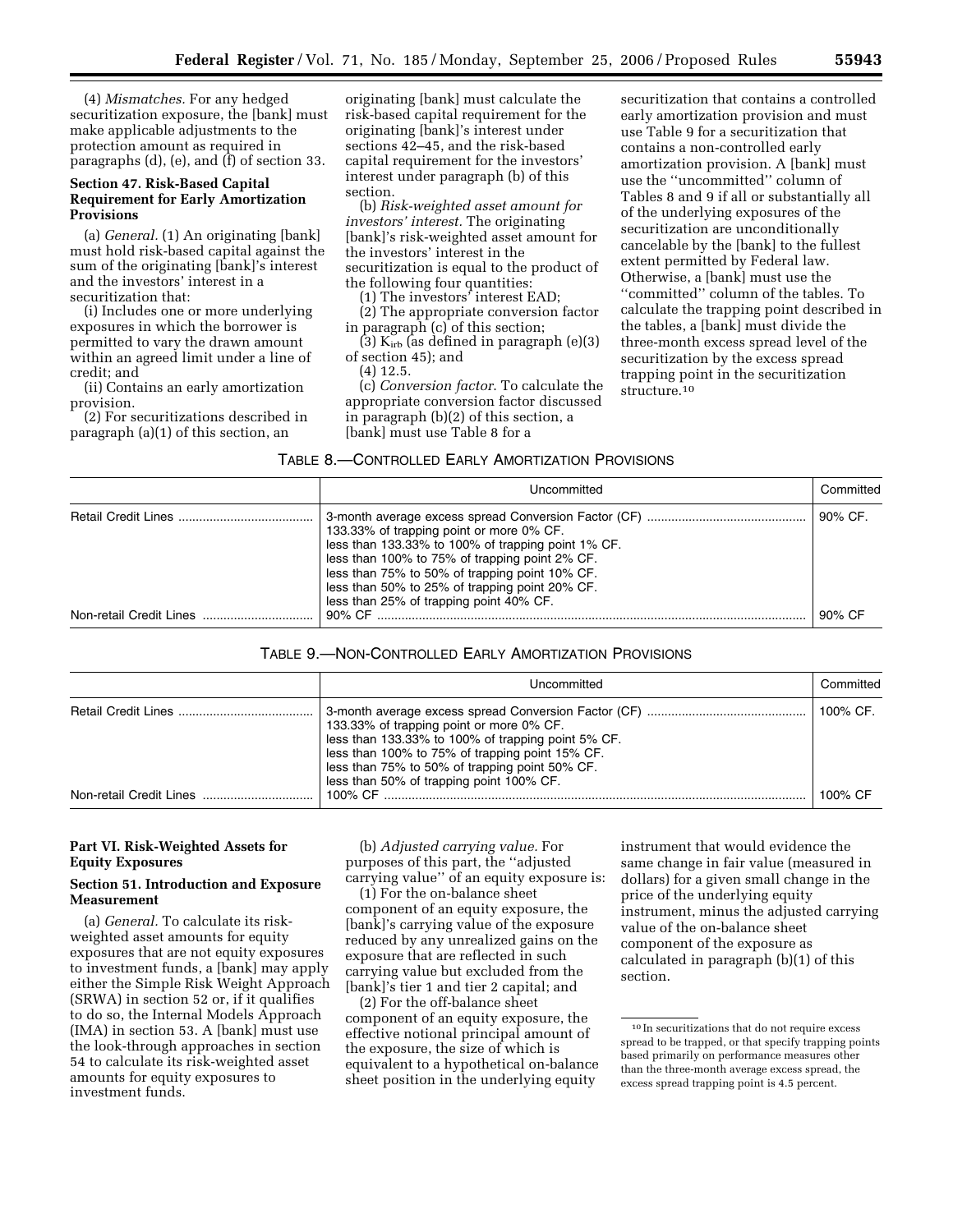(4) *Mismatches.* For any hedged securitization exposure, the [bank] must make applicable adjustments to the protection amount as required in paragraphs (d), (e), and (f) of section 33.

**Section 47. Risk-Based Capital Requirement for Early Amortization Provisions**

(a) *General.* (1) An originating [bank] must hold risk-based capital against the sum of the originating [bank]'s interest and the investors' interest in a securitization that:

(i) Includes one or more underlying exposures in which the borrower is permitted to vary the drawn amount within an agreed limit under a line of credit; and

(ii) Contains an early amortization provision.

(2) For securitizations described in paragraph (a)(1) of this section, an originating [bank] must calculate the risk-based capital requirement for the originating [bank]'s interest under sections 42–45, and the risk-based capital requirement for the investors' interest under paragraph (b) of this section.

(b) *Risk-weighted asset amount for investors' interest.* The originating [bank]'s risk-weighted asset amount for the investors' interest in the securitization is equal to the product of the following four quantities:

(1) The investors' interest EAD;

(2) The appropriate conversion factor in paragraph (c) of this section;

(3) $K_{irb}$ (as defined in paragraph (e)(3) of section 45); and

(4) 12.5.

(c) *Conversion factor.* To calculate the appropriate conversion factor discussed in paragraph (b)(2) of this section, a [bank] must use Table 8 for a securitization that contains a controlled early amortization provision and must use Table 9 for a securitization that contains a non-controlled early amortization provision. A [bank] must use the ''uncommitted'' column of Tables 8 and 9 if all or substantially all of the underlying exposures of the securitization are unconditionally cancelable by the [bank] to the fullest extent permitted by Federal law. Otherwise, a [bank] must use the ''committed'' column of the tables. To calculate the trapping point described in the tables, a [bank] must divide the three-month excess spread level of the securitization by the excess spread trapping point in the securitization structure.[10]

TABLE 8.—CONTROLLED EARLY AMORTIZATION PROVISIONS

| | Uncommitted | Committed |
|---|---|---|
| Retail Credit Lines | 3-month average excess spread Conversion Factor (CF)<br>133.33% of trapping point or more 0% CF.<br>less than 133.33% to 100% of trapping point 1% CF.<br>less than 100% to 75% of trapping point 2% CF.<br>less than 75% to 50% of trapping point 10% CF.<br>less than 50% to 25% of trapping point 20% CF.<br>less than 25% of trapping point 40% CF. | 90% CF. |
| Non-retail Credit Lines | 90% CF | 90% CF |

TABLE 9.—NON-CONTROLLED EARLY AMORTIZATION PROVISIONS

| | Uncommitted | Committed |
|---|---|---|
| Retail Credit Lines | 3-month average excess spread Conversion Factor (CF)<br>133.33% of trapping point or more 0% CF.<br>less than 133.33% to 100% of trapping point 5% CF.<br>less than 100% to 75% of trapping point 15% CF.<br>less than 75% to 50% of trapping point 50% CF.<br>less than 50% of trapping point 100% CF. | 100% CF. |
| Non-retail Credit Lines | 100% CF | 100% CF |

**Part VI. Risk-Weighted Assets for Equity Exposures**

**Section 51. Introduction and Exposure Measurement**

(a) *General.* To calculate its risk-weighted asset amounts for equity exposures that are not equity exposures to investment funds, a [bank] may apply either the Simple Risk Weight Approach (SRWA) in section 52 or, if it qualifies to do so, the Internal Models Approach (IMA) in section 53. A [bank] must use the look-through approaches in section 54 to calculate its risk-weighted asset amounts for equity exposures to investment funds.

(b) *Adjusted carrying value.* For purposes of this part, the ''adjusted carrying value'' of an equity exposure is:

(1) For the on-balance sheet component of an equity exposure, the [bank]'s carrying value of the exposure reduced by any unrealized gains on the exposure that are reflected in such carrying value but excluded from the [bank]'s tier 1 and tier 2 capital; and

(2) For the off-balance sheet component of an equity exposure, the effective notional principal amount of the exposure, the size of which is equivalent to a hypothetical on-balance sheet position in the underlying equity instrument that would evidence the same change in fair value (measured in dollars) for a given small change in the price of the underlying equity instrument, minus the adjusted carrying value of the on-balance sheet component of the exposure as calculated in paragraph (b)(1) of this section.

[10] In securitizations that do not require excess spread to be trapped, or that specify trapping points based primarily on performance measures other than the three-month average excess spread, the excess spread trapping point is 4.5 percent.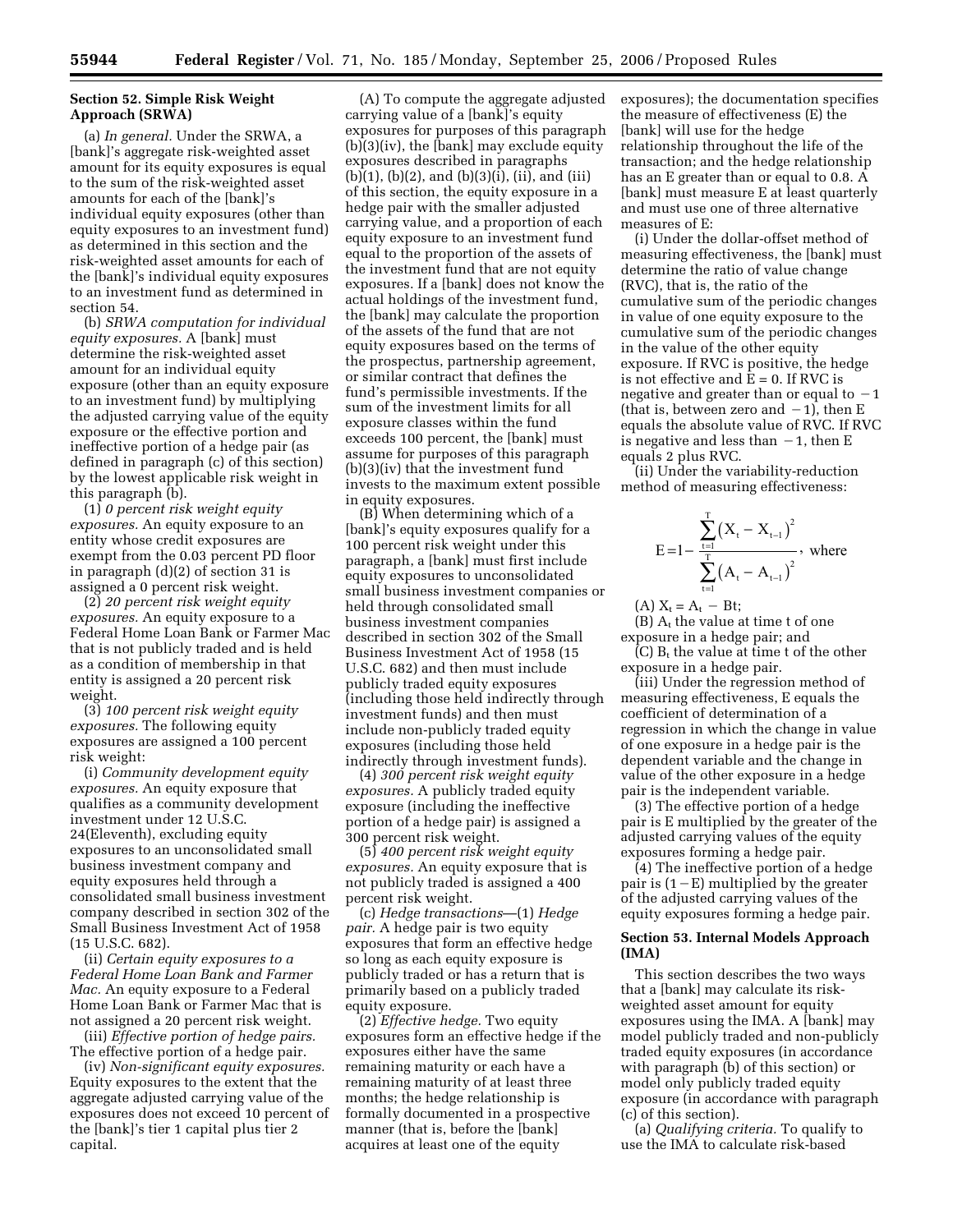**Section 52. Simple Risk Weight Approach (SRWA)**

(a) *In general.* Under the SRWA, a [bank]'s aggregate risk-weighted asset amount for its equity exposures is equal to the sum of the risk-weighted asset amounts for each of the [bank]'s individual equity exposures (other than equity exposures to an investment fund) as determined in this section and the risk-weighted asset amounts for each of the [bank]'s individual equity exposures to an investment fund as determined in section 54.

(b) *SRWA computation for individual equity exposures.* A [bank] must determine the risk-weighted asset amount for an individual equity exposure (other than an equity exposure to an investment fund) by multiplying the adjusted carrying value of the equity exposure or the effective portion and ineffective portion of a hedge pair (as defined in paragraph (c) of this section) by the lowest applicable risk weight in this paragraph (b).

(1) *0 percent risk weight equity exposures.* An equity exposure to an entity whose credit exposures are exempt from the 0.03 percent PD floor in paragraph (d)(2) of section 31 is assigned a 0 percent risk weight.

(2) *20 percent risk weight equity exposures.* An equity exposure to a Federal Home Loan Bank or Farmer Mac that is not publicly traded and is held as a condition of membership in that entity is assigned a 20 percent risk weight.

(3) *100 percent risk weight equity exposures.* The following equity exposures are assigned a 100 percent risk weight:

(i) *Community development equity exposures.* An equity exposure that qualifies as a community development investment under 12 U.S.C. 24(Eleventh), excluding equity exposures to an unconsolidated small business investment company and equity exposures held through a consolidated small business investment company described in section 302 of the Small Business Investment Act of 1958 (15 U.S.C. 682).

(ii) *Certain equity exposures to a Federal Home Loan Bank and Farmer Mac.* An equity exposure to a Federal Home Loan Bank or Farmer Mac that is not assigned a 20 percent risk weight.

(iii) *Effective portion of hedge pairs.* The effective portion of a hedge pair.

(iv) *Non-significant equity exposures.* Equity exposures to the extent that the aggregate adjusted carrying value of the exposures does not exceed 10 percent of the [bank]'s tier 1 capital plus tier 2 capital.

(A) To compute the aggregate adjusted carrying value of a [bank]'s equity exposures for purposes of this paragraph (b)(3)(iv), the [bank] may exclude equity exposures described in paragraphs (b)(1), (b)(2), and (b)(3)(i), (ii), and (iii) of this section, the equity exposure in a hedge pair with the smaller adjusted carrying value, and a proportion of each equity exposure to an investment fund equal to the proportion of the assets of the investment fund that are not equity exposures. If a [bank] does not know the actual holdings of the investment fund, the [bank] may calculate the proportion of the assets of the fund that are not equity exposures based on the terms of the prospectus, partnership agreement, or similar contract that defines the fund's permissible investments. If the sum of the investment limits for all exposure classes within the fund exceeds 100 percent, the [bank] must assume for purposes of this paragraph (b)(3)(iv) that the investment fund invests to the maximum extent possible in equity exposures.

(B) When determining which of a [bank]'s equity exposures qualify for a 100 percent risk weight under this paragraph, a [bank] must first include equity exposures to unconsolidated small business investment companies or held through consolidated small business investment companies described in section 302 of the Small Business Investment Act of 1958 (15 U.S.C. 682) and then must include publicly traded equity exposures (including those held indirectly through investment funds) and then must include non-publicly traded equity exposures (including those held indirectly through investment funds).

(4) *300 percent risk weight equity exposures.* A publicly traded equity exposure (including the ineffective portion of a hedge pair) is assigned a 300 percent risk weight.

(5) *400 percent risk weight equity exposures.* An equity exposure that is not publicly traded is assigned a 400 percent risk weight.

(c) *Hedge transactions*—(1) *Hedge pair.* A hedge pair is two equity exposures that form an effective hedge so long as each equity exposure is publicly traded or has a return that is primarily based on a publicly traded equity exposure.

(2) *Effective hedge.* Two equity exposures form an effective hedge if the exposures either have the same remaining maturity or each have a remaining maturity of at least three months; the hedge relationship is formally documented in a prospective manner (that is, before the [bank] acquires at least one of the equity exposures); the documentation specifies the measure of effectiveness (E) the [bank] will use for the hedge relationship throughout the life of the transaction; and the hedge relationship has an E greater than or equal to 0.8. A [bank] must measure E at least quarterly and must use one of three alternative measures of E:

(i) Under the dollar-offset method of measuring effectiveness, the [bank] must determine the ratio of value change (RVC), that is, the ratio of the cumulative sum of the periodic changes in value of one equity exposure to the cumulative sum of the periodic changes in the value of the other equity exposure. If RVC is positive, the hedge is not effective and E = 0. If RVC is negative and greater than or equal to $-1$ (that is, between zero and $-1$), then E equals the absolute value of RVC. If RVC is negative and less than $-1$, then E equals 2 plus RVC.

(ii) Under the variability-reduction method of measuring effectiveness:

$$E = 1 - \frac{\sum_{t=1}^{T}\left(X_t - X_{t-1}\right)^2}{\sum_{t=1}^{T}\left(A_t - A_{t-1}\right)^2}, \text{ where}$$

(A) $X_t = A_t - B_t$;

(B) $A_t$ the value at time t of one exposure in a hedge pair; and

(C) $B_t$ the value at time t of the other exposure in a hedge pair.

(iii) Under the regression method of measuring effectiveness, E equals the coefficient of determination of a regression in which the change in value of one exposure in a hedge pair is the dependent variable and the change in value of the other exposure in a hedge pair is the independent variable.

(3) The effective portion of a hedge pair is E multiplied by the greater of the adjusted carrying values of the equity exposures forming a hedge pair.

(4) The ineffective portion of a hedge pair is $(1-E)$ multiplied by the greater of the adjusted carrying values of the equity exposures forming a hedge pair.

**Section 53. Internal Models Approach (IMA)**

This section describes the two ways that a [bank] may calculate its risk-weighted asset amount for equity exposures using the IMA. A [bank] may model publicly traded and non-publicly traded equity exposures (in accordance with paragraph (b) of this section) or model only publicly traded equity exposure (in accordance with paragraph (c) of this section).

(a) *Qualifying criteria.* To qualify to use the IMA to calculate risk-based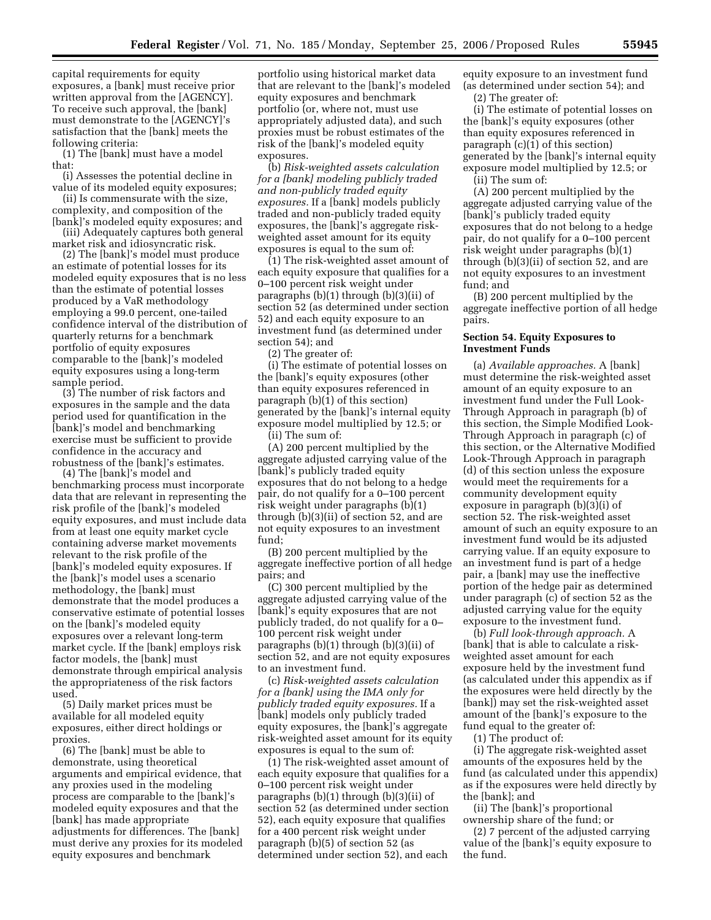capital requirements for equity exposures, a [bank] must receive prior written approval from the [AGENCY]. To receive such approval, the [bank] must demonstrate to the [AGENCY]'s satisfaction that the [bank] meets the following criteria:

(1) The [bank] must have a model that:

(i) Assesses the potential decline in value of its modeled equity exposures;

(ii) Is commensurate with the size, complexity, and composition of the [bank]'s modeled equity exposures; and

(iii) Adequately captures both general market risk and idiosyncratic risk.

(2) The [bank]'s model must produce an estimate of potential losses for its modeled equity exposures that is no less than the estimate of potential losses produced by a VaR methodology employing a 99.0 percent, one-tailed confidence interval of the distribution of quarterly returns for a benchmark portfolio of equity exposures comparable to the [bank]'s modeled equity exposures using a long-term sample period.

(3) The number of risk factors and exposures in the sample and the data period used for quantification in the [bank]'s model and benchmarking exercise must be sufficient to provide confidence in the accuracy and robustness of the [bank]'s estimates.

(4) The [bank]'s model and benchmarking process must incorporate data that are relevant in representing the risk profile of the [bank]'s modeled equity exposures, and must include data from at least one equity market cycle containing adverse market movements relevant to the risk profile of the [bank]'s modeled equity exposures. If the [bank]'s model uses a scenario methodology, the [bank] must demonstrate that the model produces a conservative estimate of potential losses on the [bank]'s modeled equity exposures over a relevant long-term market cycle. If the [bank] employs risk factor models, the [bank] must demonstrate through empirical analysis the appropriateness of the risk factors used.

(5) Daily market prices must be available for all modeled equity exposures, either direct holdings or proxies.

(6) The [bank] must be able to demonstrate, using theoretical arguments and empirical evidence, that any proxies used in the modeling process are comparable to the [bank]'s modeled equity exposures and that the [bank] has made appropriate adjustments for differences. The [bank] must derive any proxies for its modeled equity exposures and benchmark portfolio using historical market data that are relevant to the [bank]'s modeled equity exposures and benchmark portfolio (or, where not, must use appropriately adjusted data), and such proxies must be robust estimates of the risk of the [bank]'s modeled equity exposures.

(b) *Risk-weighted assets calculation for a [bank] modeling publicly traded and non-publicly traded equity exposures.* If a [bank] models publicly traded and non-publicly traded equity exposures, the [bank]'s aggregate risk-weighted asset amount for its equity exposures is equal to the sum of:

(1) The risk-weighted asset amount of each equity exposure that qualifies for a 0–100 percent risk weight under paragraphs (b)(1) through (b)(3)(ii) of section 52 (as determined under section 52) and each equity exposure to an investment fund (as determined under section 54); and

(2) The greater of:

(i) The estimate of potential losses on the [bank]'s equity exposures (other than equity exposures referenced in paragraph (b)(1) of this section) generated by the [bank]'s internal equity exposure model multiplied by 12.5; or

(ii) The sum of:

(A) 200 percent multiplied by the aggregate adjusted carrying value of the [bank]'s publicly traded equity exposures that do not belong to a hedge pair, do not qualify for a 0–100 percent risk weight under paragraphs (b)(1) through (b)(3)(ii) of section 52, and are not equity exposures to an investment fund;

(B) 200 percent multiplied by the aggregate ineffective portion of all hedge pairs; and

(C) 300 percent multiplied by the aggregate adjusted carrying value of the [bank]'s equity exposures that are not publicly traded, do not qualify for a 0–100 percent risk weight under paragraphs (b)(1) through (b)(3)(ii) of section 52, and are not equity exposures to an investment fund.

(c) *Risk-weighted assets calculation for a [bank] using the IMA only for publicly traded equity exposures.* If a [bank] models only publicly traded equity exposures, the [bank]'s aggregate risk-weighted asset amount for its equity exposures is equal to the sum of:

(1) The risk-weighted asset amount of each equity exposure that qualifies for a 0–100 percent risk weight under paragraphs (b)(1) through (b)(3)(ii) of section 52 (as determined under section 52), each equity exposure that qualifies for a 400 percent risk weight under paragraph (b)(5) of section 52 (as determined under section 52), and each equity exposure to an investment fund (as determined under section 54); and

(2) The greater of:

(i) The estimate of potential losses on the [bank]'s equity exposures (other than equity exposures referenced in paragraph (c)(1) of this section) generated by the [bank]'s internal equity exposure model multiplied by 12.5; or

(ii) The sum of:

(A) 200 percent multiplied by the aggregate adjusted carrying value of the [bank]'s publicly traded equity exposures that do not belong to a hedge pair, do not qualify for a 0–100 percent risk weight under paragraphs (b)(1) through (b)(3)(ii) of section 52, and are not equity exposures to an investment fund; and

(B) 200 percent multiplied by the aggregate ineffective portion of all hedge pairs.

### Section 54. Equity Exposures to Investment Funds

(a) *Available approaches.* A [bank] must determine the risk-weighted asset amount of an equity exposure to an investment fund under the Full Look-Through Approach in paragraph (b) of this section, the Simple Modified Look-Through Approach in paragraph (c) of this section, or the Alternative Modified Look-Through Approach in paragraph (d) of this section unless the exposure would meet the requirements for a community development equity exposure in paragraph (b)(3)(i) of section 52. The risk-weighted asset amount of such an equity exposure to an investment fund would be its adjusted carrying value. If an equity exposure to an investment fund is part of a hedge pair, a [bank] may use the ineffective portion of the hedge pair as determined under paragraph (c) of section 52 as the adjusted carrying value for the equity exposure to the investment fund.

(b) *Full look-through approach.* A [bank] that is able to calculate a risk-weighted asset amount for each exposure held by the investment fund (as calculated under this appendix as if the exposures were held directly by the [bank]) may set the risk-weighted asset amount of the [bank]'s exposure to the fund equal to the greater of:

(1) The product of:

(i) The aggregate risk-weighted asset amounts of the exposures held by the fund (as calculated under this appendix) as if the exposures were held directly by the [bank]; and

(ii) The [bank]'s proportional ownership share of the fund; or

(2) 7 percent of the adjusted carrying value of the [bank]'s equity exposure to the fund.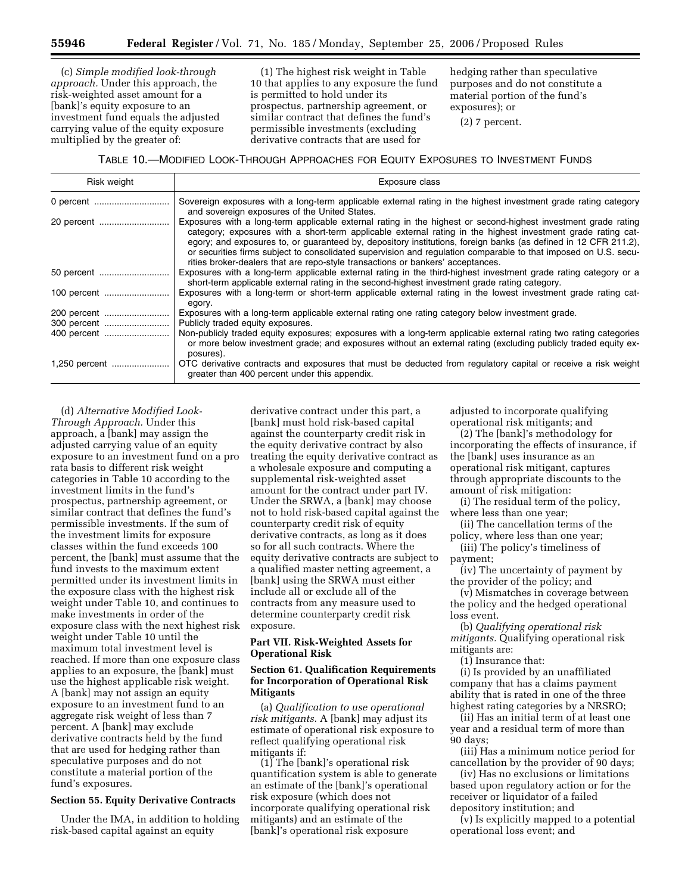(c) *Simple modified look-through approach.* Under this approach, the risk-weighted asset amount for a [bank]'s equity exposure to an investment fund equals the adjusted carrying value of the equity exposure multiplied by the greater of:

(1) The highest risk weight in Table 10 that applies to any exposure the fund is permitted to hold under its prospectus, partnership agreement, or similar contract that defines the fund's permissible investments (excluding derivative contracts that are used for hedging rather than speculative purposes and do not constitute a material portion of the fund's exposures); or

(2) 7 percent.

TABLE 10.—MODIFIED LOOK-THROUGH APPROACHES FOR EQUITY EXPOSURES TO INVESTMENT FUNDS

| Risk weight | Exposure class |
|---|---|
| 0 percent | Sovereign exposures with a long-term applicable external rating in the highest investment grade rating category and sovereign exposures of the United States. |
| 20 percent | Exposures with a long-term applicable external rating in the highest or second-highest investment grade rating category; exposures with a short-term applicable external rating in the highest investment grade rating category; and exposures to, or guaranteed by, depository institutions, foreign banks (as defined in 12 CFR 211.2), or securities firms subject to consolidated supervision and regulation comparable to that imposed on U.S. securities broker-dealers that are repo-style transactions or bankers' acceptances. |
| 50 percent | Exposures with a long-term applicable external rating in the third-highest investment grade rating category or a short-term applicable external rating in the second-highest investment grade rating category. |
| 100 percent | Exposures with a long-term or short-term applicable external rating in the lowest investment grade rating category. |
| 200 percent | Exposures with a long-term applicable external rating one rating category below investment grade. |
| 300 percent | Publicly traded equity exposures. |
| 400 percent | Non-publicly traded equity exposures; exposures with a long-term applicable external rating two rating categories or more below investment grade; and exposures without an external rating (excluding publicly traded equity exposures). |
| 1,250 percent | OTC derivative contracts and exposures that must be deducted from regulatory capital or receive a risk weight greater than 400 percent under this appendix. |

(d) *Alternative Modified Look-Through Approach.* Under this approach, a [bank] may assign the adjusted carrying value of an equity exposure to an investment fund on a pro rata basis to different risk weight categories in Table 10 according to the investment limits in the fund's prospectus, partnership agreement, or similar contract that defines the fund's permissible investments. If the sum of the investment limits for exposure classes within the fund exceeds 100 percent, the [bank] must assume that the fund invests to the maximum extent permitted under its investment limits in the exposure class with the highest risk weight under Table 10, and continues to make investments in order of the exposure class with the next highest risk weight under Table 10 until the maximum total investment level is reached. If more than one exposure class applies to an exposure, the [bank] must use the highest applicable risk weight. A [bank] may not assign an equity exposure to an investment fund to an aggregate risk weight of less than 7 percent. A [bank] may exclude derivative contracts held by the fund that are used for hedging rather than speculative purposes and do not constitute a material portion of the fund's exposures.

**Section 55. Equity Derivative Contracts**

Under the IMA, in addition to holding risk-based capital against an equity derivative contract under this part, a [bank] must hold risk-based capital against the counterparty credit risk in the equity derivative contract by also treating the equity derivative contract as a wholesale exposure and computing a supplemental risk-weighted asset amount for the contract under part IV. Under the SRWA, a [bank] may choose not to hold risk-based capital against the counterparty credit risk of equity derivative contracts, as long as it does so for all such contracts. Where the equity derivative contracts are subject to a qualified master netting agreement, a [bank] using the SRWA must either include all or exclude all of the contracts from any measure used to determine counterparty credit risk exposure.

**Part VII. Risk-Weighted Assets for Operational Risk**

**Section 61. Qualification Requirements for Incorporation of Operational Risk Mitigants**

(a) *Qualification to use operational risk mitigants.* A [bank] may adjust its estimate of operational risk exposure to reflect qualifying operational risk mitigants if:

(1) The [bank]'s operational risk quantification system is able to generate an estimate of the [bank]'s operational risk exposure (which does not incorporate qualifying operational risk mitigants) and an estimate of the [bank]'s operational risk exposure adjusted to incorporate qualifying operational risk mitigants; and

(2) The [bank]'s methodology for incorporating the effects of insurance, if the [bank] uses insurance as an operational risk mitigant, captures through appropriate discounts to the amount of risk mitigation:

(i) The residual term of the policy, where less than one year;

(ii) The cancellation terms of the policy, where less than one year;

(iii) The policy's timeliness of payment;

(iv) The uncertainty of payment by the provider of the policy; and

(v) Mismatches in coverage between the policy and the hedged operational loss event.

(b) *Qualifying operational risk mitigants.* Qualifying operational risk mitigants are:

(1) Insurance that:

(i) Is provided by an unaffiliated company that has a claims payment ability that is rated in one of the three highest rating categories by a NRSRO;

(ii) Has an initial term of at least one year and a residual term of more than 90 days;

(iii) Has a minimum notice period for cancellation by the provider of 90 days;

(iv) Has no exclusions or limitations based upon regulatory action or for the receiver or liquidator of a failed depository institution; and

(v) Is explicitly mapped to a potential operational loss event; and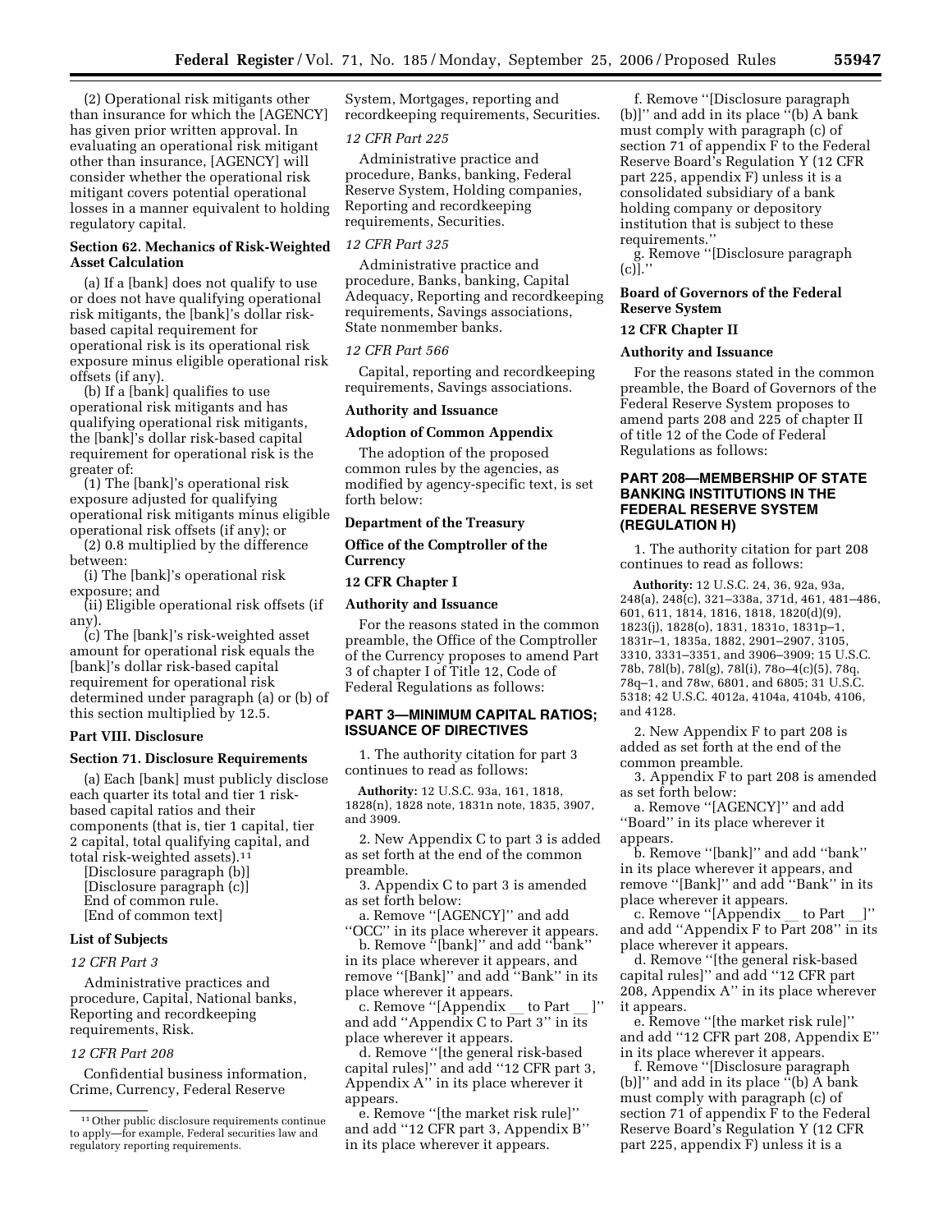(2) Operational risk mitigants other than insurance for which the [AGENCY] has given prior written approval. In evaluating an operational risk mitigant other than insurance, [AGENCY] will consider whether the operational risk mitigant covers potential operational losses in a manner equivalent to holding regulatory capital.

**Section 62. Mechanics of Risk-Weighted Asset Calculation**

(a) If a [bank] does not qualify to use or does not have qualifying operational risk mitigants, the [bank]'s dollar risk-based capital requirement for operational risk is its operational risk exposure minus eligible operational risk offsets (if any).

(b) If a [bank] qualifies to use operational risk mitigants and has qualifying operational risk mitigants, the [bank]'s dollar risk-based capital requirement for operational risk is the greater of:

(1) The [bank]'s operational risk exposure adjusted for qualifying operational risk mitigants minus eligible operational risk offsets (if any); or

(2) 0.8 multiplied by the difference between:

(i) The [bank]'s operational risk exposure; and

(ii) Eligible operational risk offsets (if any).

(c) The [bank]'s risk-weighted asset amount for operational risk equals the [bank]'s dollar risk-based capital requirement for operational risk determined under paragraph (a) or (b) of this section multiplied by 12.5.

**Part VIII. Disclosure**

**Section 71. Disclosure Requirements**

(a) Each [bank] must publicly disclose each quarter its total and tier 1 risk-based capital ratios and their components (that is, tier 1 capital, tier 2 capital, total qualifying capital, and total risk-weighted assets).[11]

[Disclosure paragraph (b)]
[Disclosure paragraph (c)]
End of common rule.
[End of common text]

**List of Subjects**

*12 CFR Part 3*

Administrative practices and procedure, Capital, National banks, Reporting and recordkeeping requirements, Risk.

*12 CFR Part 208*

Confidential business information, Crime, Currency, Federal Reserve System, Mortgages, reporting and recordkeeping requirements, Securities.

*12 CFR Part 225*

Administrative practice and procedure, Banks, banking, Federal Reserve System, Holding companies, Reporting and recordkeeping requirements, Securities.

*12 CFR Part 325*

Administrative practice and procedure, Banks, banking, Capital Adequacy, Reporting and recordkeeping requirements, Savings associations, State nonmember banks.

*12 CFR Part 566*

Capital, reporting and recordkeeping requirements, Savings associations.

**Authority and Issuance**

**Adoption of Common Appendix**

The adoption of the proposed common rules by the agencies, as modified by agency-specific text, is set forth below:

**Department of the Treasury**

**Office of the Comptroller of the Currency**

**12 CFR Chapter I**

**Authority and Issuance**

For the reasons stated in the common preamble, the Office of the Comptroller of the Currency proposes to amend Part 3 of chapter I of Title 12, Code of Federal Regulations as follows:

## PART 3—MINIMUM CAPITAL RATIOS; ISSUANCE OF DIRECTIVES

1. The authority citation for part 3 continues to read as follows:

**Authority:** 12 U.S.C. 93a, 161, 1818, 1828(n), 1828 note, 1831n note, 1835, 3907, and 3909.

2. New Appendix C to part 3 is added as set forth at the end of the common preamble.

3. Appendix C to part 3 is amended as set forth below:

a. Remove "[AGENCY]" and add "OCC" in its place wherever it appears.

b. Remove "[bank]" and add "bank" in its place wherever it appears, and remove "[Bank]" and add "Bank" in its place wherever it appears.

c. Remove "[Appendix __ to Part __]" and add "Appendix C to Part 3" in its place wherever it appears.

d. Remove "[the general risk-based capital rules]" and add "12 CFR part 3, Appendix A" in its place wherever it appears.

e. Remove "[the market risk rule]" and add "12 CFR part 3, Appendix B" in its place wherever it appears.

f. Remove "[Disclosure paragraph (b)]" and add in its place "(b) A bank must comply with paragraph (c) of section 71 of appendix F to the Federal Reserve Board's Regulation Y (12 CFR part 225, appendix F) unless it is a consolidated subsidiary of a bank holding company or depository institution that is subject to these requirements."

g. Remove "[Disclosure paragraph (c)]."

**Board of Governors of the Federal Reserve System**

**12 CFR Chapter II**

**Authority and Issuance**

For the reasons stated in the common preamble, the Board of Governors of the Federal Reserve System proposes to amend parts 208 and 225 of chapter II of title 12 of the Code of Federal Regulations as follows:

## PART 208—MEMBERSHIP OF STATE BANKING INSTITUTIONS IN THE FEDERAL RESERVE SYSTEM (REGULATION H)

1. The authority citation for part 208 continues to read as follows:

**Authority:** 12 U.S.C. 24, 36, 92a, 93a, 248(a), 248(c), 321–338a, 371d, 461, 481–486, 601, 611, 1814, 1816, 1818, 1820(d)(9), 1823(j), 1828(o), 1831, 1831o, 1831p–1, 1831r–1, 1835a, 1882, 2901–2907, 3105, 3310, 3331–3351, and 3906–3909; 15 U.S.C. 78b, 78l(b), 78l(g), 78l(i), 78o–4(c)(5), 78q, 78q–1, and 78w, 6801, and 6805; 31 U.S.C. 5318; 42 U.S.C. 4012a, 4104a, 4104b, 4106, and 4128.

2. New Appendix F to part 208 is added as set forth at the end of the common preamble.

3. Appendix F to part 208 is amended as set forth below:

a. Remove "[AGENCY]" and add "Board" in its place wherever it appears.

b. Remove "[bank]" and add "bank" in its place wherever it appears, and remove "[Bank]" and add "Bank" in its place wherever it appears.

c. Remove "[Appendix __ to Part __]" and add "Appendix F to Part 208" in its place wherever it appears.

d. Remove "[the general risk-based capital rules]" and add "12 CFR part 208, Appendix A" in its place wherever it appears.

e. Remove "[the market risk rule]" and add "12 CFR part 208, Appendix E" in its place wherever it appears.

f. Remove "[Disclosure paragraph (b)]" and add in its place "(b) A bank must comply with paragraph (c) of section 71 of appendix F to the Federal Reserve Board's Regulation Y (12 CFR part 225, appendix F) unless it is a

---

[11] Other public disclosure requirements continue to apply—for example, Federal securities law and regulatory reporting requirements.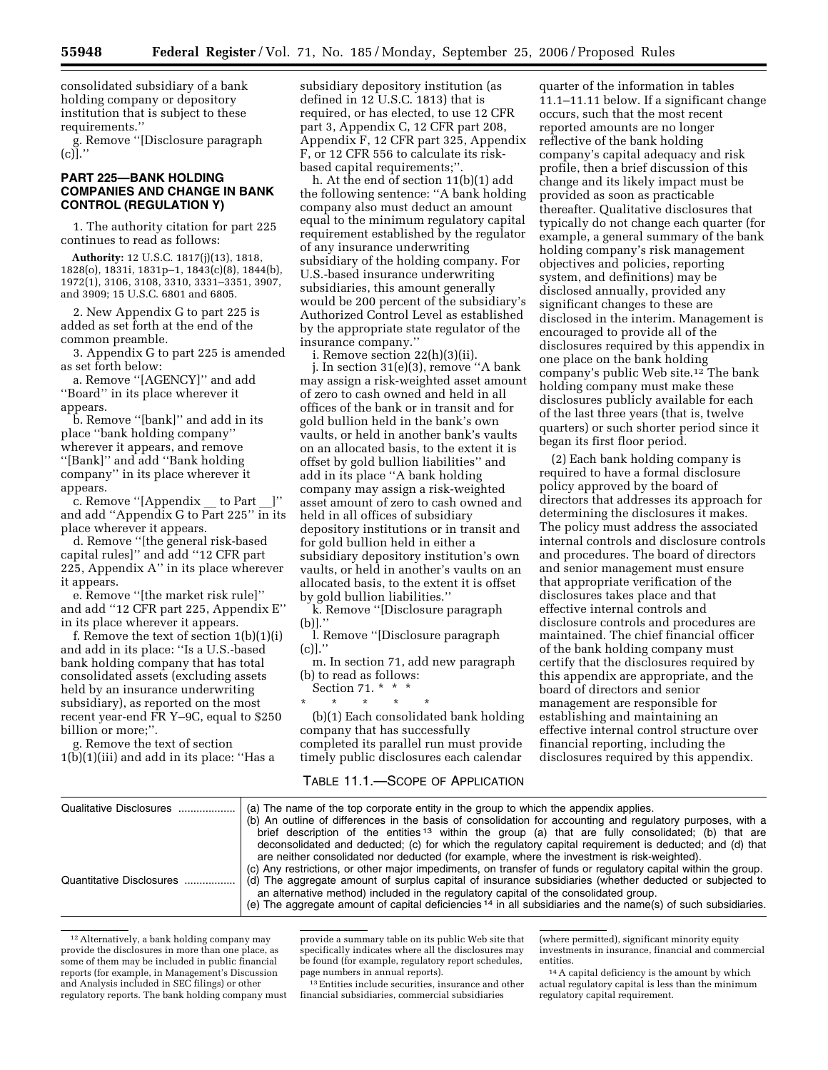consolidated subsidiary of a bank holding company or depository institution that is subject to these requirements.''

g. Remove ''[Disclosure paragraph (c)].''

## PART 225—BANK HOLDING COMPANIES AND CHANGE IN BANK CONTROL (REGULATION Y)

1. The authority citation for part 225 continues to read as follows:

**Authority:** 12 U.S.C. 1817(j)(13), 1818, 1828(o), 1831i, 1831p–1, 1843(c)(8), 1844(b), 1972(1), 3106, 3108, 3310, 3331–3351, 3907, and 3909; 15 U.S.C. 6801 and 6805.

2. New Appendix G to part 225 is added as set forth at the end of the common preamble.

3. Appendix G to part 225 is amended as set forth below:

a. Remove ''[AGENCY]'' and add ''Board'' in its place wherever it appears.

b. Remove ''[bank]'' and add in its place ''bank holding company'' wherever it appears, and remove ''[Bank]'' and add ''Bank holding company'' in its place wherever it appears.

c. Remove ''[Appendix __ to Part __]'' and add ''Appendix G to Part 225'' in its place wherever it appears.

d. Remove ''[the general risk-based capital rules]'' and add ''12 CFR part 225, Appendix A'' in its place wherever it appears.

e. Remove ''[the market risk rule]'' and add ''12 CFR part 225, Appendix E'' in its place wherever it appears.

f. Remove the text of section 1(b)(1)(i) and add in its place: ''Is a U.S.-based bank holding company that has total consolidated assets (excluding assets held by an insurance underwriting subsidiary), as reported on the most recent year-end FR Y–9C, equal to $250 billion or more;''.

g. Remove the text of section 1(b)(1)(iii) and add in its place: ''Has a subsidiary depository institution (as defined in 12 U.S.C. 1813) that is required, or has elected, to use 12 CFR part 3, Appendix C, 12 CFR part 208, Appendix F, 12 CFR part 325, Appendix F, or 12 CFR 556 to calculate its risk-based capital requirements;''.

h. At the end of section 11(b)(1) add the following sentence: ''A bank holding company also must deduct an amount equal to the minimum regulatory capital requirement established by the regulator of any insurance underwriting subsidiary of the holding company. For U.S.-based insurance underwriting subsidiaries, this amount generally would be 200 percent of the subsidiary's Authorized Control Level as established by the appropriate state regulator of the insurance company.''

i. Remove section 22(h)(3)(ii).

j. In section 31(e)(3), remove ''A bank may assign a risk-weighted asset amount of zero to cash owned and held in all offices of the bank or in transit and for gold bullion held in the bank's own vaults, or held in another bank's vaults on an allocated basis, to the extent it is offset by gold bullion liabilities'' and add in its place ''A bank holding company may assign a risk-weighted asset amount of zero to cash owned and held in all offices of subsidiary depository institutions or in transit and for gold bullion held in either a subsidiary depository institution's own vaults, or held in another's vaults on an allocated basis, to the extent it is offset by gold bullion liabilities.''

k. Remove ''[Disclosure paragraph (b)].''

l. Remove ''[Disclosure paragraph (c)].''

m. In section 71, add new paragraph (b) to read as follows:

Section 71. * * *

\* \* \* \* \*

(b)(1) Each consolidated bank holding company that has successfully completed its parallel run must provide timely public disclosures each calendar quarter of the information in tables 11.1–11.11 below. If a significant change occurs, such that the most recent reported amounts are no longer reflective of the bank holding company's capital adequacy and risk profile, then a brief discussion of this change and its likely impact must be provided as soon as practicable thereafter. Qualitative disclosures that typically do not change each quarter (for example, a general summary of the bank holding company's risk management objectives and policies, reporting system, and definitions) may be disclosed annually, provided any significant changes to these are disclosed in the interim. Management is encouraged to provide all of the disclosures required by this appendix in one place on the bank holding company's public Web site.[12] The bank holding company must make these disclosures publicly available for each of the last three years (that is, twelve quarters) or such shorter period since it began its first floor period.

(2) Each bank holding company is required to have a formal disclosure policy approved by the board of directors that addresses its approach for determining the disclosures it makes. The policy must address the associated internal controls and disclosure controls and procedures. The board of directors and senior management must ensure that appropriate verification of the disclosures takes place and that effective internal controls and disclosure controls and procedures are maintained. The chief financial officer of the bank holding company must certify that the disclosures required by this appendix are appropriate, and the board of directors and senior management are responsible for establishing and maintaining an effective internal control structure over financial reporting, including the disclosures required by this appendix.

TABLE 11.1.—SCOPE OF APPLICATION

| | |
|---|---|
| Qualitative Disclosures | (a) The name of the top corporate entity in the group to which the appendix applies.<br>(b) An outline of differences in the basis of consolidation for accounting and regulatory purposes, with a brief description of the entities[13] within the group (a) that are fully consolidated; (b) that are deconsolidated and deducted; (c) for which the regulatory capital requirement is deducted; and (d) that are neither consolidated nor deducted (for example, where the investment is risk-weighted).<br>(c) Any restrictions, or other major impediments, on transfer of funds or regulatory capital within the group. |
| Quantitative Disclosures | (d) The aggregate amount of surplus capital of insurance subsidiaries (whether deducted or subjected to an alternative method) included in the regulatory capital of the consolidated group.<br>(e) The aggregate amount of capital deficiencies[14] in all subsidiaries and the name(s) of such subsidiaries. |

[12] Alternatively, a bank holding company may provide the disclosures in more than one place, as some of them may be included in public financial reports (for example, in Management's Discussion and Analysis included in SEC filings) or other regulatory reports. The bank holding company must provide a summary table on its public Web site that specifically indicates where all the disclosures may be found (for example, regulatory report schedules, page numbers in annual reports).

[13] Entities include securities, insurance and other financial subsidiaries, commercial subsidiaries (where permitted), significant minority equity investments in insurance, financial and commercial entities.

[14] A capital deficiency is the amount by which actual regulatory capital is less than the minimum regulatory capital requirement.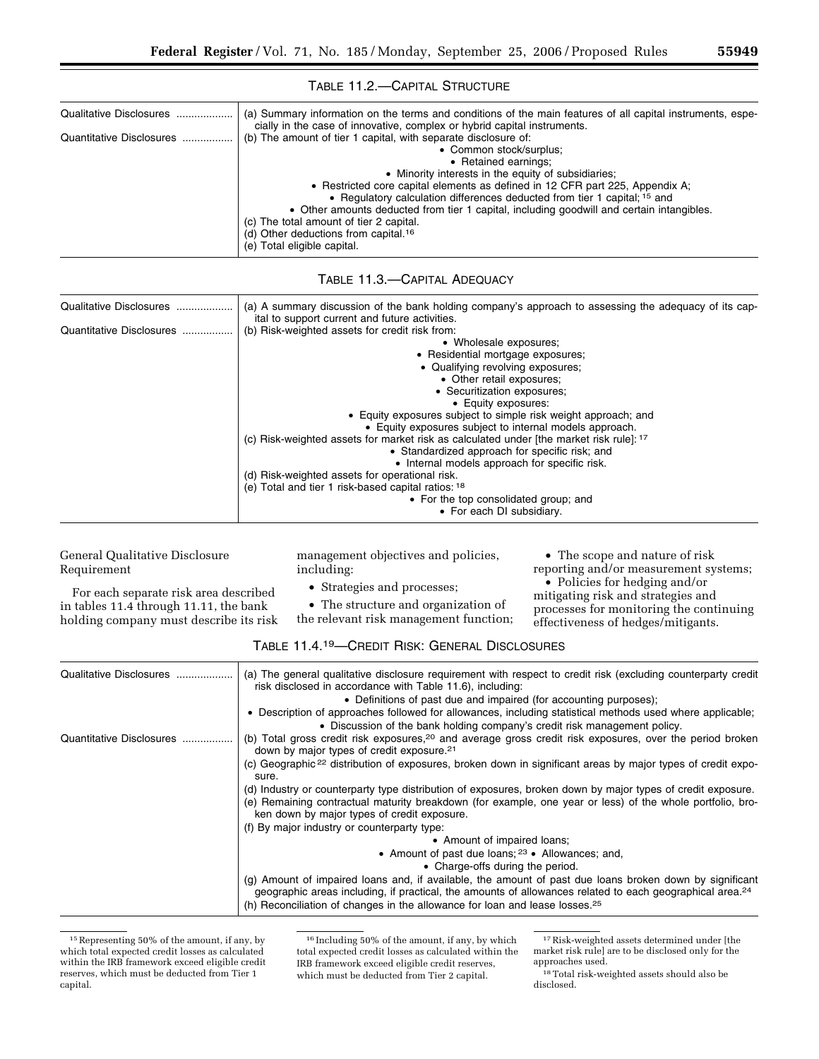TABLE 11.2.—CAPITAL STRUCTURE

| | |
|---|---|
| Qualitative Disclosures | (a) Summary information on the terms and conditions of the main features of all capital instruments, especially in the case of innovative, complex or hybrid capital instruments. |
| Quantitative Disclosures | (b) The amount of tier 1 capital, with separate disclosure of:<br>• Common stock/surplus;<br>• Retained earnings;<br>• Minority interests in the equity of subsidiaries;<br>• Restricted core capital elements as defined in 12 CFR part 225, Appendix A;<br>• Regulatory calculation differences deducted from tier 1 capital; [15] and<br>• Other amounts deducted from tier 1 capital, including goodwill and certain intangibles.<br>(c) The total amount of tier 2 capital.<br>(d) Other deductions from capital.[16]<br>(e) Total eligible capital. |

TABLE 11.3.—CAPITAL ADEQUACY

| | |
|---|---|
| Qualitative Disclosures | (a) A summary discussion of the bank holding company's approach to assessing the adequacy of its capital to support current and future activities. |
| Quantitative Disclosures | (b) Risk-weighted assets for credit risk from:<br>• Wholesale exposures;<br>• Residential mortgage exposures;<br>• Qualifying revolving exposures;<br>• Other retail exposures;<br>• Securitization exposures;<br>• Equity exposures:<br>• Equity exposures subject to simple risk weight approach; and<br>• Equity exposures subject to internal models approach.<br>(c) Risk-weighted assets for market risk as calculated under [the market risk rule]: [17]<br>• Standardized approach for specific risk; and<br>• Internal models approach for specific risk.<br>(d) Risk-weighted assets for operational risk.<br>(e) Total and tier 1 risk-based capital ratios: [18]<br>• For the top consolidated group; and<br>• For each DI subsidiary. |

General Qualitative Disclosure Requirement

For each separate risk area described in tables 11.4 through 11.11, the bank holding company must describe its risk management objectives and policies, including:

- Strategies and processes;
- The structure and organization of the relevant risk management function;
- The scope and nature of risk reporting and/or measurement systems;
- Policies for hedging and/or mitigating risk and strategies and processes for monitoring the continuing effectiveness of hedges/mitigants.

TABLE 11.4.[19]—CREDIT RISK: GENERAL DISCLOSURES

| | |
|---|---|
| Qualitative Disclosures | (a) The general qualitative disclosure requirement with respect to credit risk (excluding counterparty credit risk disclosed in accordance with Table 11.6), including:<br>• Definitions of past due and impaired (for accounting purposes);<br>• Description of approaches followed for allowances, including statistical methods used where applicable;<br>• Discussion of the bank holding company's credit risk management policy. |
| Quantitative Disclosures | (b) Total gross credit risk exposures,[20] and average gross credit risk exposures, over the period broken down by major types of credit exposure.[21]<br>(c) Geographic [22] distribution of exposures, broken down in significant areas by major types of credit exposure.<br>(d) Industry or counterparty type distribution of exposures, broken down by major types of credit exposure.<br>(e) Remaining contractual maturity breakdown (for example, one year or less) of the whole portfolio, broken down by major types of credit exposure.<br>(f) By major industry or counterparty type:<br>• Amount of impaired loans;<br>• Amount of past due loans; [23] • Allowances; and,<br>• Charge-offs during the period.<br>(g) Amount of impaired loans and, if available, the amount of past due loans broken down by significant geographic areas including, if practical, the amounts of allowances related to each geographical area.[24]<br>(h) Reconciliation of changes in the allowance for loan and lease losses.[25] |

[15] Representing 50% of the amount, if any, by which total expected credit losses as calculated within the IRB framework exceed eligible credit reserves, which must be deducted from Tier 1 capital.

[16] Including 50% of the amount, if any, by which total expected credit losses as calculated within the IRB framework exceed eligible credit reserves, which must be deducted from Tier 2 capital.

[17] Risk-weighted assets determined under [the market risk rule] are to be disclosed only for the approaches used.

[18] Total risk-weighted assets should also be disclosed.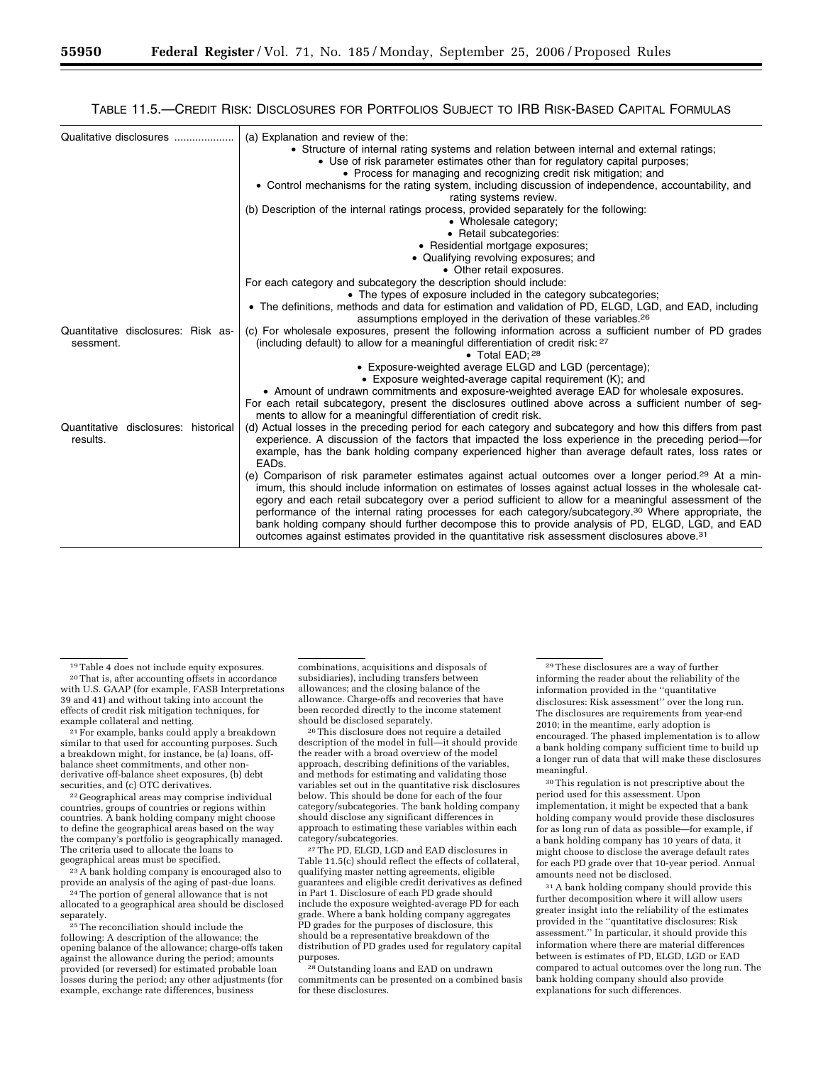TABLE 11.5.—CREDIT RISK: DISCLOSURES FOR PORTFOLIOS SUBJECT TO IRB RISK-BASED CAPITAL FORMULAS

| | |
|---|---|
| Qualitative disclosures | (a) Explanation and review of the:<br>• Structure of internal rating systems and relation between internal and external ratings;<br>• Use of risk parameter estimates other than for regulatory capital purposes;<br>• Process for managing and recognizing credit risk mitigation; and<br>• Control mechanisms for the rating system, including discussion of independence, accountability, and rating systems review.<br>(b) Description of the internal ratings process, provided separately for the following:<br>• Wholesale category;<br>• Retail subcategories:<br>• Residential mortgage exposures;<br>• Qualifying revolving exposures; and<br>• Other retail exposures.<br>For each category and subcategory the description should include:<br>• The types of exposure included in the category subcategories;<br>• The definitions, methods and data for estimation and validation of PD, ELGD, LGD, and EAD, including assumptions employed in the derivation of these variables.[26] |
| Quantitative disclosures: Risk assessment. | (c) For wholesale exposures, present the following information across a sufficient number of PD grades (including default) to allow for a meaningful differentiation of credit risk:[27]<br>• Total EAD;[28]<br>• Exposure-weighted average ELGD and LGD (percentage);<br>• Exposure weighted-average capital requirement (K); and<br>• Amount of undrawn commitments and exposure-weighted average EAD for wholesale exposures.<br>For each retail subcategory, present the disclosures outlined above across a sufficient number of segments to allow for a meaningful differentiation of credit risk. |
| Quantitative disclosures: historical results. | (d) Actual losses in the preceding period for each category and subcategory and how this differs from past experience. A discussion of the factors that impacted the loss experience in the preceding period—for example, has the bank holding company experienced higher than average default rates, loss rates or EADs.<br>(e) Comparison of risk parameter estimates against actual outcomes over a longer period.[29] At a minimum, this should include information on estimates of losses against actual losses in the wholesale category and each retail subcategory over a period sufficient to allow for a meaningful assessment of the performance of the internal rating processes for each category/subcategory.[30] Where appropriate, the bank holding company should further decompose this to provide analysis of PD, ELGD, LGD, and EAD outcomes against estimates provided in the quantitative risk assessment disclosures above.[31] |

[19] Table 4 does not include equity exposures.

[20] That is, after accounting offsets in accordance with U.S. GAAP (for example, FASB Interpretations 39 and 41) and without taking into account the effects of credit risk mitigation techniques, for example collateral and netting.

[21] For example, banks could apply a breakdown similar to that used for accounting purposes. Such a breakdown might, for instance, be (a) loans, off-balance sheet commitments, and other non-derivative off-balance sheet exposures, (b) debt securities, and (c) OTC derivatives.

[22] Geographical areas may comprise individual countries, groups of countries or regions within countries. A bank holding company might choose to define the geographical areas based on the way the company's portfolio is geographically managed. The criteria used to allocate the loans to geographical areas must be specified.

[23] A bank holding company is encouraged also to provide an analysis of the aging of past-due loans.

[24] The portion of general allowance that is not allocated to a geographical area should be disclosed separately.

[25] The reconciliation should include the following: A description of the allowance; the opening balance of the allowance; charge-offs taken against the allowance during the period; amounts provided (or reversed) for estimated probable loan losses during the period; any other adjustments (for example, exchange rate differences, business combinations, acquisitions and disposals of subsidiaries), including transfers between allowances; and the closing balance of the allowance. Charge-offs and recoveries that have been recorded directly to the income statement should be disclosed separately.

[26] This disclosure does not require a detailed description of the model in full—it should provide the reader with a broad overview of the model approach, describing definitions of the variables, and methods for estimating and validating those variables set out in the quantitative risk disclosures below. This should be done for each of the four category/subcategories. The bank holding company should disclose any significant differences in approach to estimating these variables within each category/subcategories.

[27] The PD, ELGD, LGD and EAD disclosures in Table 11.5(c) should reflect the effects of collateral, qualifying master netting agreements, eligible guarantees and eligible credit derivatives as defined in Part 1. Disclosure of each PD grade should include the exposure weighted-average PD for each grade. Where a bank holding company aggregates PD grades for the purposes of disclosure, this should be a representative breakdown of the distribution of PD grades used for regulatory capital purposes.

[28] Outstanding loans and EAD on undrawn commitments can be presented on a combined basis for these disclosures.

[29] These disclosures are a way of further informing the reader about the reliability of the information provided in the "quantitative disclosures: Risk assessment" over the long run. The disclosures are requirements from year-end 2010; in the meantime, early adoption is encouraged. The phased implementation is to allow a bank holding company sufficient time to build up a longer run of data that will make these disclosures meaningful.

[30] This regulation is not prescriptive about the period used for this assessment. Upon implementation, it might be expected that a bank holding company would provide these disclosures for as long run of data as possible—for example, if a bank holding company has 10 years of data, it might choose to disclose the average default rates for each PD grade over that 10-year period. Annual amounts need not be disclosed.

[31] A bank holding company should provide this further decomposition where it will allow users greater insight into the reliability of the estimates provided in the "quantitative disclosures: Risk assessment." In particular, it should provide this information where there are material differences between is estimates of PD, ELGD, LGD or EAD compared to actual outcomes over the long run. The bank holding company should also provide explanations for such differences.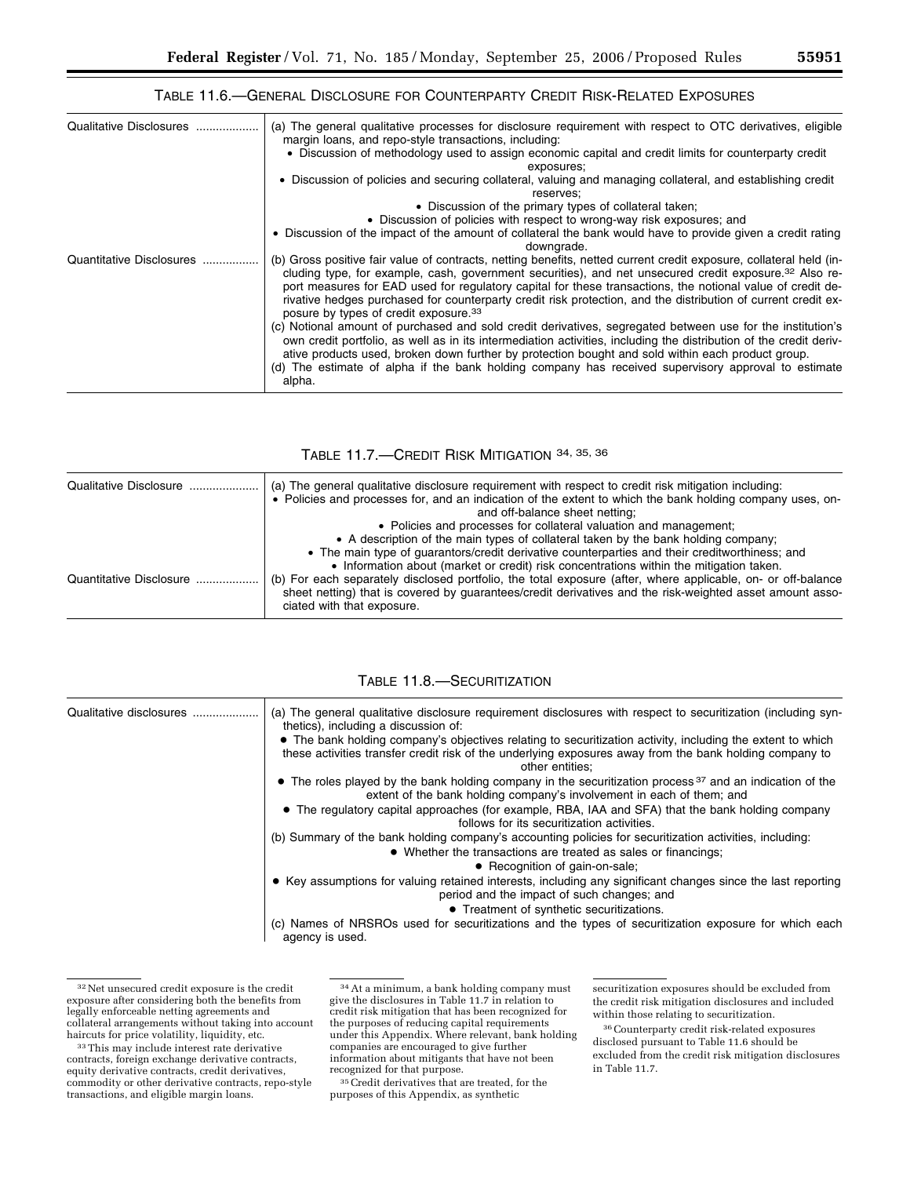TABLE 11.6.—GENERAL DISCLOSURE FOR COUNTERPARTY CREDIT RISK-RELATED EXPOSURES

| | |
|---|---|
| Qualitative Disclosures | (a) The general qualitative processes for disclosure requirement with respect to OTC derivatives, eligible margin loans, and repo-style transactions, including:<br>• Discussion of methodology used to assign economic capital and credit limits for counterparty credit exposures;<br>• Discussion of policies and securing collateral, valuing and managing collateral, and establishing credit reserves;<br>• Discussion of the primary types of collateral taken;<br>• Discussion of policies with respect to wrong-way risk exposures; and<br>• Discussion of the impact of the amount of collateral the bank would have to provide given a credit rating downgrade. |
| Quantitative Disclosures | (b) Gross positive fair value of contracts, netting benefits, netted current credit exposure, collateral held (including type, for example, cash, government securities), and net unsecured credit exposure.[32] Also report measures for EAD used for regulatory capital for these transactions, the notional value of credit derivative hedges purchased for counterparty credit risk protection, and the distribution of current credit exposure by types of credit exposure.[33]<br>(c) Notional amount of purchased and sold credit derivatives, segregated between use for the institution's own credit portfolio, as well as in its intermediation activities, including the distribution of the credit derivative products used, broken down further by protection bought and sold within each product group.<br>(d) The estimate of alpha if the bank holding company has received supervisory approval to estimate alpha. |

TABLE 11.7.—CREDIT RISK MITIGATION [34, 35, 36]

| | |
|---|---|
| Qualitative Disclosure | (a) The general qualitative disclosure requirement with respect to credit risk mitigation including:<br>• Policies and processes for, and an indication of the extent to which the bank holding company uses, on- and off-balance sheet netting;<br>• Policies and processes for collateral valuation and management;<br>• A description of the main types of collateral taken by the bank holding company;<br>• The main type of guarantors/credit derivative counterparties and their creditworthiness; and<br>• Information about (market or credit) risk concentrations within the mitigation taken. |
| Quantitative Disclosure | (b) For each separately disclosed portfolio, the total exposure (after, where applicable, on- or off-balance sheet netting) that is covered by guarantees/credit derivatives and the risk-weighted asset amount associated with that exposure. |

TABLE 11.8.—SECURITIZATION

| | |
|---|---|
| Qualitative disclosures | (a) The general qualitative disclosure requirement disclosures with respect to securitization (including synthetics), including a discussion of:<br>• The bank holding company's objectives relating to securitization activity, including the extent to which these activities transfer credit risk of the underlying exposures away from the bank holding company to other entities;<br>• The roles played by the bank holding company in the securitization process [37] and an indication of the extent of the bank holding company's involvement in each of them; and<br>• The regulatory capital approaches (for example, RBA, IAA and SFA) that the bank holding company follows for its securitization activities.<br>(b) Summary of the bank holding company's accounting policies for securitization activities, including:<br>• Whether the transactions are treated as sales or financings;<br>• Recognition of gain-on-sale;<br>• Key assumptions for valuing retained interests, including any significant changes since the last reporting period and the impact of such changes; and<br>• Treatment of synthetic securitizations.<br>(c) Names of NRSROs used for securitizations and the types of securitization exposure for which each agency is used. |

[32] Net unsecured credit exposure is the credit exposure after considering both the benefits from legally enforceable netting agreements and collateral arrangements without taking into account haircuts for price volatility, liquidity, etc.

[33] This may include interest rate derivative contracts, foreign exchange derivative contracts, equity derivative contracts, credit derivatives, commodity or other derivative contracts, repo-style transactions, and eligible margin loans.

[34] At a minimum, a bank holding company must give the disclosures in Table 11.7 in relation to credit risk mitigation that has been recognized for the purposes of reducing capital requirements under this Appendix. Where relevant, bank holding companies are encouraged to give further information about mitigants that have not been recognized for that purpose.

[35] Credit derivatives that are treated, for the purposes of this Appendix, as synthetic securitization exposures should be excluded from the credit risk mitigation disclosures and included within those relating to securitization.

[36] Counterparty credit risk-related exposures disclosed pursuant to Table 11.6 should be excluded from the credit risk mitigation disclosures in Table 11.7.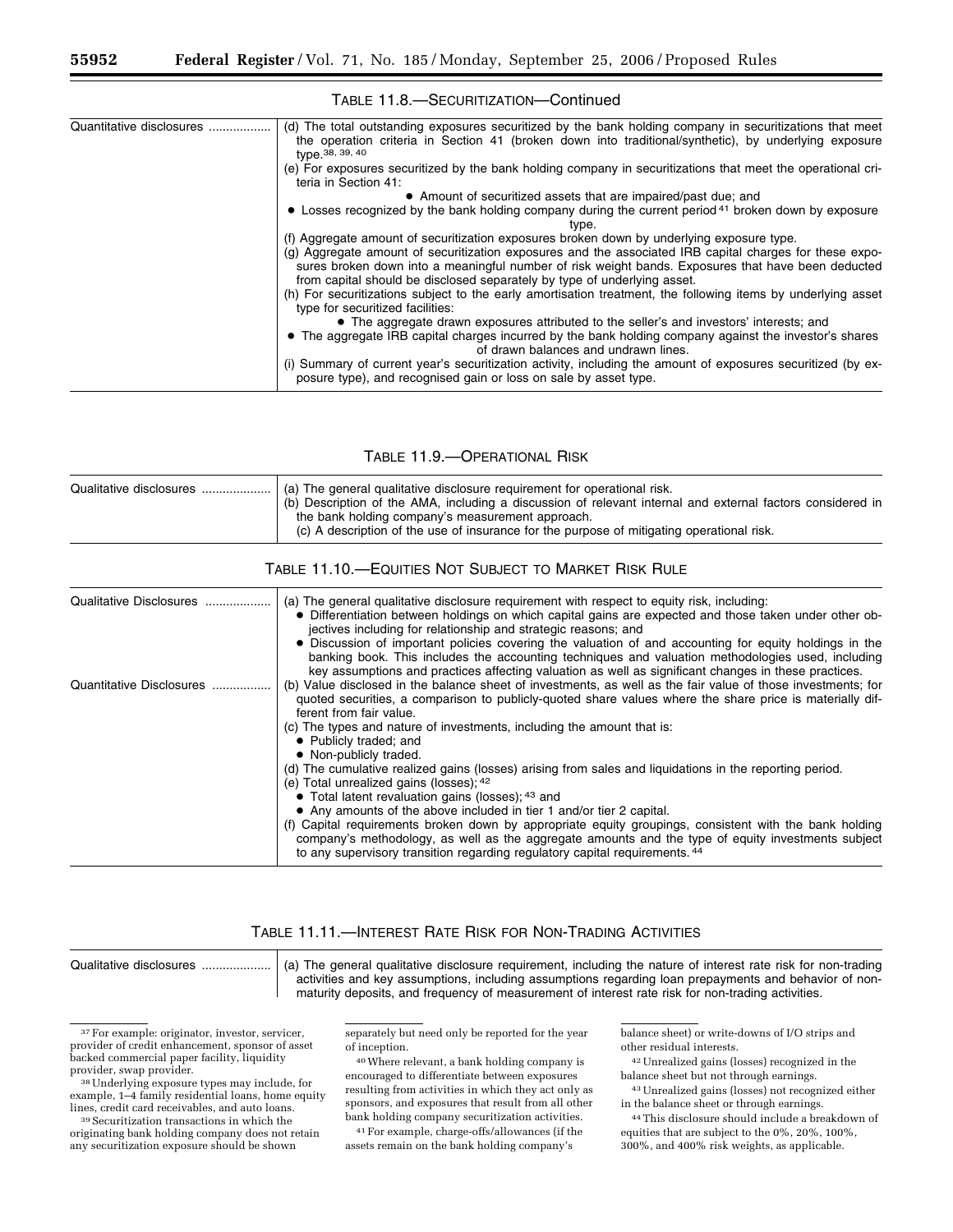TABLE 11.8.—SECURITIZATION—Continued

| | |
|---|---|
| Quantitative disclosures | (d) The total outstanding exposures securitized by the bank holding company in securitizations that meet the operation criteria in Section 41 (broken down into traditional/synthetic), by underlying exposure type.[38, 39, 40]<br>(e) For exposures securitized by the bank holding company in securitizations that meet the operational criteria in Section 41:<br>• Amount of securitized assets that are impaired/past due; and<br>• Losses recognized by the bank holding company during the current period[41] broken down by exposure type.<br>(f) Aggregate amount of securitization exposures broken down by underlying exposure type.<br>(g) Aggregate amount of securitization exposures and the associated IRB capital charges for these exposures broken down into a meaningful number of risk weight bands. Exposures that have been deducted from capital should be disclosed separately by type of underlying asset.<br>(h) For securitizations subject to the early amortisation treatment, the following items by underlying asset type for securitized facilities:<br>• The aggregate drawn exposures attributed to the seller's and investors' interests; and<br>• The aggregate IRB capital charges incurred by the bank holding company against the investor's shares of drawn balances and undrawn lines.<br>(i) Summary of current year's securitization activity, including the amount of exposures securitized (by exposure type), and recognised gain or loss on sale by asset type. |

TABLE 11.9.—OPERATIONAL RISK

| | |
|---|---|
| Qualitative disclosures | (a) The general qualitative disclosure requirement for operational risk.<br>(b) Description of the AMA, including a discussion of relevant internal and external factors considered in the bank holding company's measurement approach.<br>(c) A description of the use of insurance for the purpose of mitigating operational risk. |

TABLE 11.10.—EQUITIES NOT SUBJECT TO MARKET RISK RULE

| | |
|---|---|
| Qualitative Disclosures | (a) The general qualitative disclosure requirement with respect to equity risk, including:<br>• Differentiation between holdings on which capital gains are expected and those taken under other objectives including for relationship and strategic reasons; and<br>• Discussion of important policies covering the valuation of and accounting for equity holdings in the banking book. This includes the accounting techniques and valuation methodologies used, including key assumptions and practices affecting valuation as well as significant changes in these practices. |
| Quantitative Disclosures | (b) Value disclosed in the balance sheet of investments, as well as the fair value of those investments; for quoted securities, a comparison to publicly-quoted share values where the share price is materially different from fair value.<br>(c) The types and nature of investments, including the amount that is:<br>• Publicly traded; and<br>• Non-publicly traded.<br>(d) The cumulative realized gains (losses) arising from sales and liquidations in the reporting period.<br>(e) Total unrealized gains (losses);[42]<br>• Total latent revaluation gains (losses);[43] and<br>• Any amounts of the above included in tier 1 and/or tier 2 capital.<br>(f) Capital requirements broken down by appropriate equity groupings, consistent with the bank holding company's methodology, as well as the aggregate amounts and the type of equity investments subject to any supervisory transition regarding regulatory capital requirements.[44] |

TABLE 11.11.—INTEREST RATE RISK FOR NON-TRADING ACTIVITIES

| | |
|---|---|
| Qualitative disclosures | (a) The general qualitative disclosure requirement, including the nature of interest rate risk for non-trading activities and key assumptions, including assumptions regarding loan prepayments and behavior of non-maturity deposits, and frequency of measurement of interest rate risk for non-trading activities. |

[37] For example: originator, investor, servicer, provider of credit enhancement, sponsor of asset backed commercial paper facility, liquidity provider, swap provider.

[38] Underlying exposure types may include, for example, 1–4 family residential loans, home equity lines, credit card receivables, and auto loans.

[39] Securitization transactions in which the originating bank holding company does not retain any securitization exposure should be shown separately but need only be reported for the year of inception.

[40] Where relevant, a bank holding company is encouraged to differentiate between exposures resulting from activities in which they act only as sponsors, and exposures that result from all other bank holding company securitization activities.

[41] For example, charge-offs/allowances (if the assets remain on the bank holding company's balance sheet) or write-downs of I/O strips and other residual interests.

[42] Unrealized gains (losses) recognized in the balance sheet but not through earnings.

[43] Unrealized gains (losses) not recognized either in the balance sheet or through earnings.

[44] This disclosure should include a breakdown of equities that are subject to the 0%, 20%, 100%, 300%, and 400% risk weights, as applicable.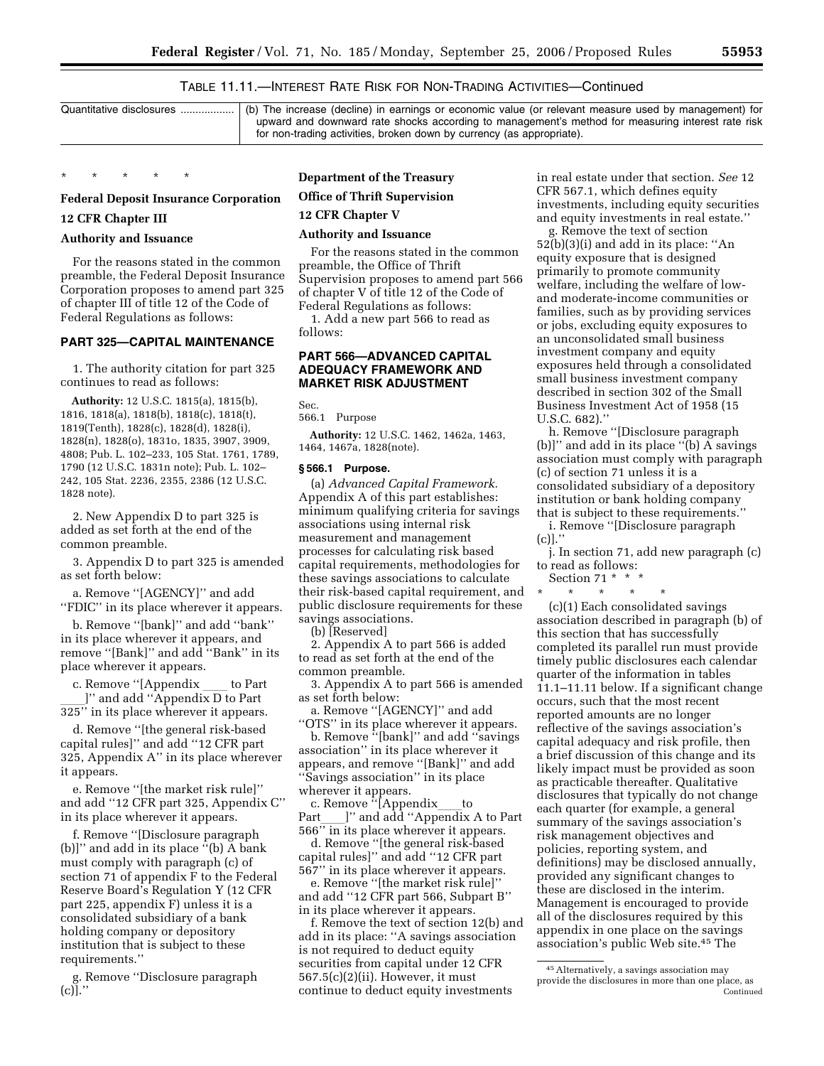TABLE 11.11.—INTEREST RATE RISK FOR NON-TRADING ACTIVITIES—Continued

| | |
|---|---|
| Quantitative disclosures ................. | (b) The increase (decline) in earnings or economic value (or relevant measure used by management) for upward and downward rate shocks according to management's method for measuring interest rate risk for non-trading activities, broken down by currency (as appropriate). |

\* \* \* \* \*

**Federal Deposit Insurance Corporation**

**12 CFR Chapter III**

**Authority and Issuance**

For the reasons stated in the common preamble, the Federal Deposit Insurance Corporation proposes to amend part 325 of chapter III of title 12 of the Code of Federal Regulations as follows:

## PART 325—CAPITAL MAINTENANCE

1. The authority citation for part 325 continues to read as follows:

**Authority:** 12 U.S.C. 1815(a), 1815(b), 1816, 1818(a), 1818(b), 1818(c), 1818(t), 1819(Tenth), 1828(c), 1828(d), 1828(i), 1828(n), 1828(o), 1831o, 1835, 3907, 3909, 4808; Pub. L. 102–233, 105 Stat. 1761, 1789, 1790 (12 U.S.C. 1831n note); Pub. L. 102–242, 105 Stat. 2236, 2355, 2386 (12 U.S.C. 1828 note).

2. New Appendix D to part 325 is added as set forth at the end of the common preamble.

3. Appendix D to part 325 is amended as set forth below:

a. Remove ''[AGENCY]'' and add ''FDIC'' in its place wherever it appears.

b. Remove ''[bank]'' and add ''bank'' in its place wherever it appears, and remove ''[Bank]'' and add ''Bank'' in its place wherever it appears.

c. Remove ''[Appendix ____ to Part ____]'' and add ''Appendix D to Part 325'' in its place wherever it appears.

d. Remove ''[the general risk-based capital rules]'' and add ''12 CFR part 325, Appendix A'' in its place wherever it appears.

e. Remove ''[the market risk rule]'' and add ''12 CFR part 325, Appendix C'' in its place wherever it appears.

f. Remove ''[Disclosure paragraph (b)]'' and add in its place ''(b) A bank must comply with paragraph (c) of section 71 of appendix F to the Federal Reserve Board's Regulation Y (12 CFR part 225, appendix F) unless it is a consolidated subsidiary of a bank holding company or depository institution that is subject to these requirements.''

g. Remove ''Disclosure paragraph (c)].''

**Department of the Treasury**

**Office of Thrift Supervision**

**12 CFR Chapter V**

**Authority and Issuance**

For the reasons stated in the common preamble, the Office of Thrift Supervision proposes to amend part 566 of chapter V of title 12 of the Code of Federal Regulations as follows:

1. Add a new part 566 to read as follows:

## PART 566—ADVANCED CAPITAL ADEQUACY FRAMEWORK AND MARKET RISK ADJUSTMENT

Sec.
566.1 Purpose

**Authority:** 12 U.S.C. 1462, 1462a, 1463, 1464, 1467a, 1828(note).

### § 566.1 Purpose.

(a) *Advanced Capital Framework.* Appendix A of this part establishes: minimum qualifying criteria for savings associations using internal risk measurement and management processes for calculating risk based capital requirements, methodologies for these savings associations to calculate their risk-based capital requirement, and public disclosure requirements for these savings associations.

(b) [Reserved]

2. Appendix A to part 566 is added to read as set forth at the end of the common preamble.

3. Appendix A to part 566 is amended as set forth below:

a. Remove ''[AGENCY]'' and add ''OTS'' in its place wherever it appears.

b. Remove ''[bank]'' and add ''savings association'' in its place wherever it appears, and remove ''[Bank]'' and add ''Savings association'' in its place wherever it appears.

c. Remove ''[Appendix____to Part____]'' and add ''Appendix A to Part 566'' in its place wherever it appears.

d. Remove ''[the general risk-based capital rules]'' and add ''12 CFR part 567'' in its place wherever it appears.

e. Remove ''[the market risk rule]'' and add ''12 CFR part 566, Subpart B'' in its place wherever it appears.

f. Remove the text of section 12(b) and add in its place: ''A savings association is not required to deduct equity securities from capital under 12 CFR 567.5(c)(2)(ii). However, it must continue to deduct equity investments in real estate under that section. *See* 12 CFR 567.1, which defines equity investments, including equity securities and equity investments in real estate.''

g. Remove the text of section 52(b)(3)(i) and add in its place: ''An equity exposure that is designed primarily to promote community welfare, including the welfare of low- and moderate-income communities or families, such as by providing services or jobs, excluding equity exposures to an unconsolidated small business investment company and equity exposures held through a consolidated small business investment company described in section 302 of the Small Business Investment Act of 1958 (15 U.S.C. 682).''

h. Remove ''[Disclosure paragraph (b)]'' and add in its place ''(b) A savings association must comply with paragraph (c) of section 71 unless it is a consolidated subsidiary of a depository institution or bank holding company that is subject to these requirements.''

i. Remove ''[Disclosure paragraph (c)].''

j. In section 71, add new paragraph (c) to read as follows:

Section 71 \* \* \*

\* \* \* \* \*

(c)(1) Each consolidated savings association described in paragraph (b) of this section that has successfully completed its parallel run must provide timely public disclosures each calendar quarter of the information in tables 11.1–11.11 below. If a significant change occurs, such that the most recent reported amounts are no longer reflective of the savings association's capital adequacy and risk profile, then a brief discussion of this change and its likely impact must be provided as soon as practicable thereafter. Qualitative disclosures that typically do not change each quarter (for example, a general summary of the savings association's risk management objectives and policies, reporting system, and definitions) may be disclosed annually, provided any significant changes to these are disclosed in the interim. Management is encouraged to provide all of the disclosures required by this appendix in one place on the savings association's public Web site.[45] The

[45] Alternatively, a savings association may provide the disclosures in more than one place, as Continued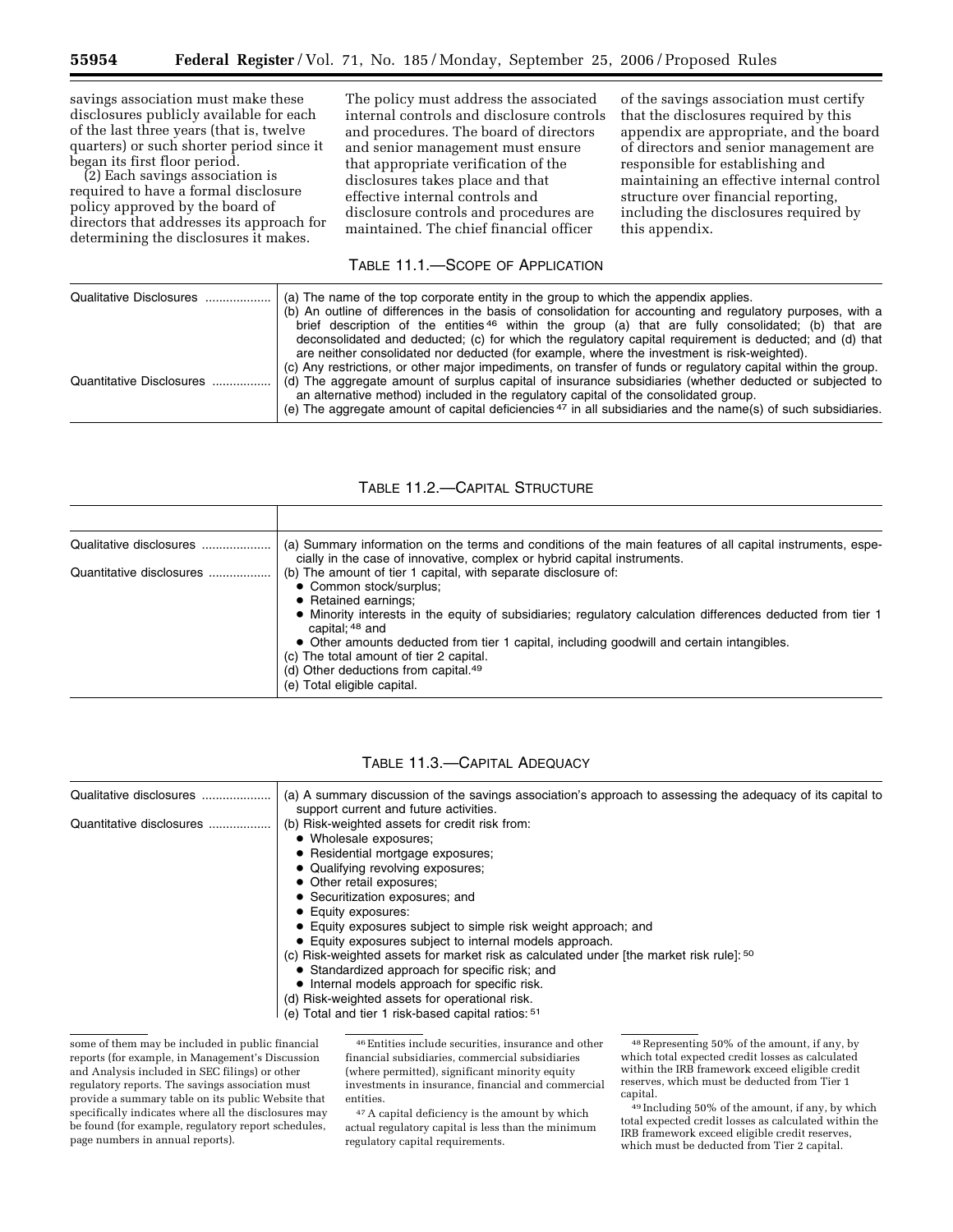savings association must make these disclosures publicly available for each of the last three years (that is, twelve quarters) or such shorter period since it began its first floor period.

(2) Each savings association is required to have a formal disclosure policy approved by the board of directors that addresses its approach for determining the disclosures it makes. The policy must address the associated internal controls and disclosure controls and procedures. The board of directors and senior management must ensure that appropriate verification of the disclosures takes place and that effective internal controls and disclosure controls and procedures are maintained. The chief financial officer of the savings association must certify that the disclosures required by this appendix are appropriate, and the board of directors and senior management are responsible for establishing and maintaining an effective internal control structure over financial reporting, including the disclosures required by this appendix.

TABLE 11.1.—SCOPE OF APPLICATION

| | |
|---|---|
| Qualitative Disclosures | (a) The name of the top corporate entity in the group to which the appendix applies.<br>(b) An outline of differences in the basis of consolidation for accounting and regulatory purposes, with a brief description of the entities [46] within the group (a) that are fully consolidated; (b) that are deconsolidated and deducted; (c) for which the regulatory capital requirement is deducted; and (d) that are neither consolidated nor deducted (for example, where the investment is risk-weighted).<br>(c) Any restrictions, or other major impediments, on transfer of funds or regulatory capital within the group. |
| Quantitative Disclosures | (d) The aggregate amount of surplus capital of insurance subsidiaries (whether deducted or subjected to an alternative method) included in the regulatory capital of the consolidated group.<br>(e) The aggregate amount of capital deficiencies [47] in all subsidiaries and the name(s) of such subsidiaries. |

TABLE 11.2.—CAPITAL STRUCTURE

| | |
|---|---|
| Qualitative disclosures | (a) Summary information on the terms and conditions of the main features of all capital instruments, especially in the case of innovative, complex or hybrid capital instruments. |
| Quantitative disclosures | (b) The amount of tier 1 capital, with separate disclosure of:<br>• Common stock/surplus;<br>• Retained earnings;<br>• Minority interests in the equity of subsidiaries; regulatory calculation differences deducted from tier 1 capital; [48] and<br>• Other amounts deducted from tier 1 capital, including goodwill and certain intangibles.<br>(c) The total amount of tier 2 capital.<br>(d) Other deductions from capital.[49]<br>(e) Total eligible capital. |

TABLE 11.3.—CAPITAL ADEQUACY

| | |
|---|---|
| Qualitative disclosures | (a) A summary discussion of the savings association's approach to assessing the adequacy of its capital to support current and future activities. |
| Quantitative disclosures | (b) Risk-weighted assets for credit risk from:<br>• Wholesale exposures;<br>• Residential mortgage exposures;<br>• Qualifying revolving exposures;<br>• Other retail exposures;<br>• Securitization exposures; and<br>• Equity exposures:<br>• Equity exposures subject to simple risk weight approach; and<br>• Equity exposures subject to internal models approach.<br>(c) Risk-weighted assets for market risk as calculated under [the market risk rule]: [50]<br>• Standardized approach for specific risk; and<br>• Internal models approach for specific risk.<br>(d) Risk-weighted assets for operational risk.<br>(e) Total and tier 1 risk-based capital ratios: [51] |

some of them may be included in public financial reports (for example, in Management's Discussion and Analysis included in SEC filings) or other regulatory reports. The savings association must provide a summary table on its public Website that specifically indicates where all the disclosures may be found (for example, regulatory report schedules, page numbers in annual reports).

[46] Entities include securities, insurance and other financial subsidiaries, commercial subsidiaries (where permitted), significant minority equity investments in insurance, financial and commercial entities.

[47] A capital deficiency is the amount by which actual regulatory capital is less than the minimum regulatory capital requirements.

[48] Representing 50% of the amount, if any, by which total expected credit losses as calculated within the IRB framework exceed eligible credit reserves, which must be deducted from Tier 1 capital.

[49] Including 50% of the amount, if any, by which total expected credit losses as calculated within the IRB framework exceed eligible credit reserves, which must be deducted from Tier 2 capital.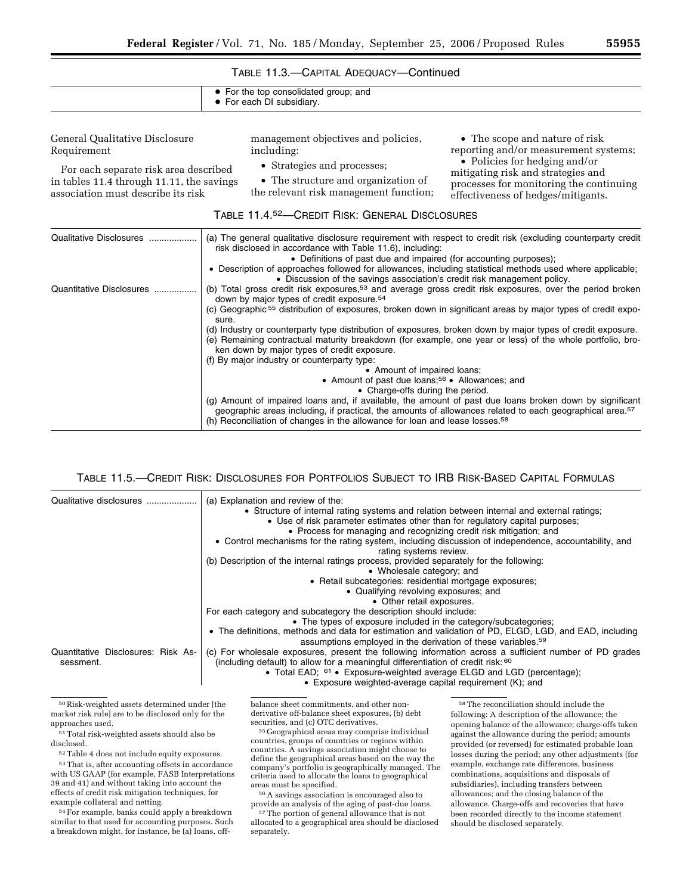TABLE 11.3.—CAPITAL ADEQUACY—Continued

| | |
|---|---|
| | • For the top consolidated group; and<br>• For each DI subsidiary. |

General Qualitative Disclosure Requirement

For each separate risk area described in tables 11.4 through 11.11, the savings association must describe its risk management objectives and policies, including:

- Strategies and processes;
- The structure and organization of the relevant risk management function;
- The scope and nature of risk reporting and/or measurement systems;
- Policies for hedging and/or mitigating risk and strategies and processes for monitoring the continuing effectiveness of hedges/mitigants.

TABLE 11.4.[52]—CREDIT RISK: GENERAL DISCLOSURES

| | |
|---|---|
| Qualitative Disclosures | (a) The general qualitative disclosure requirement with respect to credit risk (excluding counterparty credit risk disclosed in accordance with Table 11.6), including:<br>• Definitions of past due and impaired (for accounting purposes);<br>• Description of approaches followed for allowances, including statistical methods used where applicable;<br>• Discussion of the savings association's credit risk management policy. |
| Quantitative Disclosures | (b) Total gross credit risk exposures,[53] and average gross credit risk exposures, over the period broken down by major types of credit exposure.[54]<br>(c) Geographic[55] distribution of exposures, broken down in significant areas by major types of credit exposure.<br>(d) Industry or counterparty type distribution of exposures, broken down by major types of credit exposure.<br>(e) Remaining contractual maturity breakdown (for example, one year or less) of the whole portfolio, broken down by major types of credit exposure.<br>(f) By major industry or counterparty type:<br>• Amount of impaired loans;<br>• Amount of past due loans;[56] • Allowances; and<br>• Charge-offs during the period.<br>(g) Amount of impaired loans and, if available, the amount of past due loans broken down by significant geographic areas including, if practical, the amounts of allowances related to each geographical area.[57]<br>(h) Reconciliation of changes in the allowance for loan and lease losses.[58] |

TABLE 11.5.—CREDIT RISK: DISCLOSURES FOR PORTFOLIOS SUBJECT TO IRB RISK-BASED CAPITAL FORMULAS

| | |
|---|---|
| Qualitative disclosures | (a) Explanation and review of the:<br>• Structure of internal rating systems and relation between internal and external ratings;<br>• Use of risk parameter estimates other than for regulatory capital purposes;<br>• Process for managing and recognizing credit risk mitigation; and<br>• Control mechanisms for the rating system, including discussion of independence, accountability, and rating systems review.<br>(b) Description of the internal ratings process, provided separately for the following:<br>• Wholesale category; and<br>• Retail subcategories: residential mortgage exposures;<br>• Qualifying revolving exposures; and<br>• Other retail exposures.<br>For each category and subcategory the description should include:<br>• The types of exposure included in the category/subcategories;<br>• The definitions, methods and data for estimation and validation of PD, ELGD, LGD, and EAD, including assumptions employed in the derivation of these variables.[59] |
| Quantitative Disclosures: Risk Assessment. | (c) For wholesale exposures, present the following information across a sufficient number of PD grades (including default) to allow for a meaningful differentiation of credit risk:[60]<br>• Total EAD;[61] • Exposure-weighted average ELGD and LGD (percentage);<br>• Exposure weighted-average capital requirement (K); and |

[50] Risk-weighted assets determined under [the market risk rule] are to be disclosed only for the approaches used.

[51] Total risk-weighted assets should also be disclosed.

[52] Table 4 does not include equity exposures.

[53] That is, after accounting offsets in accordance with US GAAP (for example, FASB Interpretations 39 and 41) and without taking into account the effects of credit risk mitigation techniques, for example collateral and netting.

[54] For example, banks could apply a breakdown similar to that used for accounting purposes. Such a breakdown might, for instance, be (a) loans, off-balance sheet commitments, and other non-derivative off-balance sheet exposures, (b) debt securities, and (c) OTC derivatives.

[55] Geographical areas may comprise individual countries, groups of countries or regions within countries. A savings association might choose to define the geographical areas based on the way the company's portfolio is geographically managed. The criteria used to allocate the loans to geographical areas must be specified.

[56] A savings association is encouraged also to provide an analysis of the aging of past-due loans.

[57] The portion of general allowance that is not allocated to a geographical area should be disclosed separately.

[58] The reconciliation should include the following: A description of the allowance; the opening balance of the allowance; charge-offs taken against the allowance during the period; amounts provided (or reversed) for estimated probable loan losses during the period; any other adjustments (for example, exchange rate differences, business combinations, acquisitions and disposals of subsidiaries), including transfers between allowances; and the closing balance of the allowance. Charge-offs and recoveries that have been recorded directly to the income statement should be disclosed separately.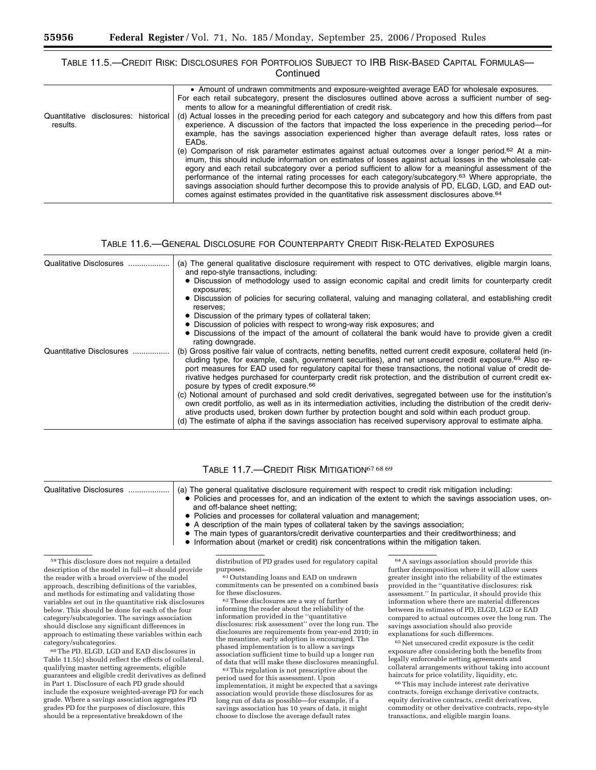TABLE 11.5.—CREDIT RISK: DISCLOSURES FOR PORTFOLIOS SUBJECT TO IRB RISK-BASED CAPITAL FORMULAS—Continued

| | |
|---|---|
| | • Amount of undrawn commitments and exposure-weighted average EAD for wholesale exposures. For each retail subcategory, present the disclosures outlined above across a sufficient number of segments to allow for a meaningful differentiation of credit risk. |
| Quantitative disclosures: historical results. | (d) Actual losses in the preceding period for each category and subcategory and how this differs from past experience. A discussion of the factors that impacted the loss experience in the preceding period—for example, has the savings association experienced higher than average default rates, loss rates or EADs. (e) Comparison of risk parameter estimates against actual outcomes over a longer period.[62] At a minimum, this should include information on estimates of losses against actual losses in the wholesale category and each retail subcategory over a period sufficient to allow for a meaningful assessment of the performance of the internal rating processes for each category/subcategory.[63] Where appropriate, the savings association should further decompose this to provide analysis of PD, ELGD, LGD, and EAD outcomes against estimates provided in the quantitative risk assessment disclosures above.[64] |

TABLE 11.6.—GENERAL DISCLOSURE FOR COUNTERPARTY CREDIT RISK-RELATED EXPOSURES

| | |
|---|---|
| Qualitative Disclosures | (a) The general qualitative disclosure requirement with respect to OTC derivatives, eligible margin loans, and repo-style transactions, including: • Discussion of methodology used to assign economic capital and credit limits for counterparty credit exposures; • Discussion of policies for securing collateral, valuing and managing collateral, and establishing credit reserves; • Discussion of the primary types of collateral taken; • Discussion of policies with respect to wrong-way risk exposures; and • Discussions of the impact of the amount of collateral the bank would have to provide given a credit rating downgrade. |
| Quantitative Disclosures | (b) Gross positive fair value of contracts, netting benefits, netted current credit exposure, collateral held (including type, for example, cash, government securities), and net unsecured credit exposure.[65] Also report measures for EAD used for regulatory capital for these transactions, the notional value of credit derivative hedges purchased for counterparty credit risk protection, and the distribution of current credit exposure by types of credit exposure.[66] (c) Notional amount of purchased and sold credit derivatives, segregated between use for the institution's own credit portfolio, as well as in its intermediation activities, including the distribution of the credit derivative products used, broken down further by protection bought and sold within each product group. (d) The estimate of alpha if the savings association has received supervisory approval to estimate alpha. |

TABLE 11.7.—CREDIT RISK MITIGATION[67] [68] [69]

| | |
|---|---|
| Qualitative Disclosures | (a) The general qualitative disclosure requirement with respect to credit risk mitigation including: • Policies and processes for, and an indication of the extent to which the savings association uses, on- and off-balance sheet netting; • Policies and processes for collateral valuation and management; • A description of the main types of collateral taken by the savings association; • The main types of guarantors/credit derivative counterparties and their creditworthiness; and • Information about (market or credit) risk concentrations within the mitigation taken. |

[59] This disclosure does not require a detailed description of the model in full—it should provide the reader with a broad overview of the model approach, describing definitions of the variables, and methods for estimating and validating those variables set out in the quantitative risk disclosures below. This should be done for each of the four category/subcategories. The savings association should disclose any significant differences in approach to estimating these variables within each category/subcategories.

[60] The PD, ELGD, LGD and EAD disclosures in Table 11.5(c) should reflect the effects of collateral, qualifying master netting agreements, eligible guarantees and eligible credit derivatives as defined in Part 1. Disclosure of each PD grade should include the exposure weighted-average PD for each grade. Where a savings association aggregates PD grades PD for the purposes of disclosure, this should be a representative breakdown of the distribution of PD grades used for regulatory capital purposes.

[61] Outstanding loans and EAD on undrawn commitments can be presented on a combined basis for these disclosures.

[62] These disclosures are a way of further informing the reader about the reliability of the information provided in the "quantitative disclosures: risk assessment" over the long run. The disclosures are requirements from year-end 2010; in the meantime, early adoption is encouraged. The phased implementation is to allow a savings association sufficient time to build up a longer run of data that will make these disclosures meaningful.

[63] This regulation is not prescriptive about the period used for this assessment. Upon implementation, it might be expected that a savings association would provide these disclosures for as long run of data as possible—for example, if a savings association has 10 years of data, it might choose to disclose the average default rates

[64] A savings association should provide this further decomposition where it will allow users greater insight into the reliability of the estimates provided in the "quantitative disclosures: risk assessment." In particular, it should provide this information where there are material differences between its estimates of PD, ELGD, LGD or EAD compared to actual outcomes over the long run. The savings association should also provide explanations for such differences.

[65] Net unsecured credit exposure is the cedit exposure after considering both the benefits from legally enforceable netting agreements and collateral arrangements without taking into account haircuts for price volatility, liquidity, etc.

[66] This may include interest rate derivative contracts, foreign exchange derivative contracts, equity derivative contracts, credit derivatives, commodity or other derivative contracts, repo-style transactions, and eligible margin loans.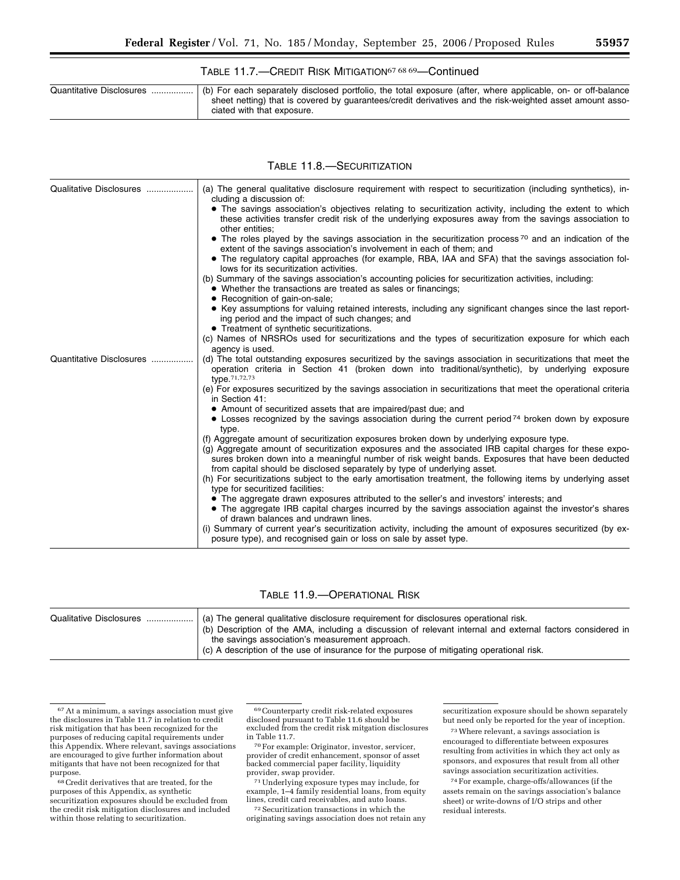TABLE 11.7.—CREDIT RISK MITIGATION[67] [68] [69]—Continued

| | |
|---|---|
| Quantitative Disclosures | (b) For each separately disclosed portfolio, the total exposure (after, where applicable, on- or off-balance sheet netting) that is covered by guarantees/credit derivatives and the risk-weighted asset amount associated with that exposure. |

TABLE 11.8.—SECURITIZATION

| | |
|---|---|
| Qualitative Disclosures | (a) The general qualitative disclosure requirement with respect to securitization (including synthetics), including a discussion of: <br>• The savings association's objectives relating to securitization activity, including the extent to which these activities transfer credit risk of the underlying exposures away from the savings association to other entities; <br>• The roles played by the savings association in the securitization process[70] and an indication of the extent of the savings association's involvement in each of them; and <br>• The regulatory capital approaches (for example, RBA, IAA and SFA) that the savings association follows for its securitization activities. <br>(b) Summary of the savings association's accounting policies for securitization activities, including: <br>• Whether the transactions are treated as sales or financings; <br>• Recognition of gain-on-sale; <br>• Key assumptions for valuing retained interests, including any significant changes since the last reporting period and the impact of such changes; and <br>• Treatment of synthetic securitizations. <br>(c) Names of NRSROs used for securitizations and the types of securitization exposure for which each agency is used. |
| Quantitative Disclosures | (d) The total outstanding exposures securitized by the savings association in securitizations that meet the operation criteria in Section 41 (broken down into traditional/synthetic), by underlying exposure type.[71,72,73] <br>(e) For exposures securitized by the savings association in securitizations that meet the operational criteria in Section 41: <br>• Amount of securitized assets that are impaired/past due; and <br>• Losses recognized by the savings association during the current period[74] broken down by exposure type. <br>(f) Aggregate amount of securitization exposures broken down by underlying exposure type. <br>(g) Aggregate amount of securitization exposures and the associated IRB capital charges for these exposures broken down into a meaningful number of risk weight bands. Exposures that have been deducted from capital should be disclosed separately by type of underlying asset. <br>(h) For securitizations subject to the early amortisation treatment, the following items by underlying asset type for securitized facilities: <br>• The aggregate drawn exposures attributed to the seller's and investors' interests; and <br>• The aggregate IRB capital charges incurred by the savings association against the investor's shares of drawn balances and undrawn lines. <br>(i) Summary of current year's securitization activity, including the amount of exposures securitized (by exposure type), and recognised gain or loss on sale by asset type. |

TABLE 11.9.—OPERATIONAL RISK

| | |
|---|---|
| Qualitative Disclosures | (a) The general qualitative disclosure requirement for disclosures operational risk. <br>(b) Description of the AMA, including a discussion of relevant internal and external factors considered in the savings association's measurement approach. <br>(c) A description of the use of insurance for the purpose of mitigating operational risk. |

[67] At a minimum, a savings association must give the disclosures in Table 11.7 in relation to credit risk mitigation that has been recognized for the purposes of reducing capital requirements under this Appendix. Where relevant, savings associations are encouraged to give further information about mitigants that have not been recognized for that purpose.

[68] Credit derivatives that are treated, for the purposes of this Appendix, as synthetic securitization exposures should be excluded from the credit risk mitigation disclosures and included within those relating to securitization.

[69] Counterparty credit risk-related exposures disclosed pursuant to Table 11.6 should be excluded from the credit risk mitgation disclosures in Table 11.7.

[70] For example: Originator, investor, servicer, provider of credit enhancement, sponsor of asset backed commercial paper facility, liquidity provider, swap provider.

[71] Underlying exposure types may include, for example, 1–4 family residential loans, from equity lines, credit card receivables, and auto loans.

[72] Securitization transactions in which the originating savings association does not retain any securitization exposure should be shown separately but need only be reported for the year of inception.

[73] Where relevant, a savings association is encouraged to differentiate between exposures resulting from activities in which they act only as sponsors, and exposures that result from all other savings association securitization activities.

[74] For example, charge-offs/allowances (if the assets remain on the savings association's balance sheet) or write-downs of I/O strips and other residual interests.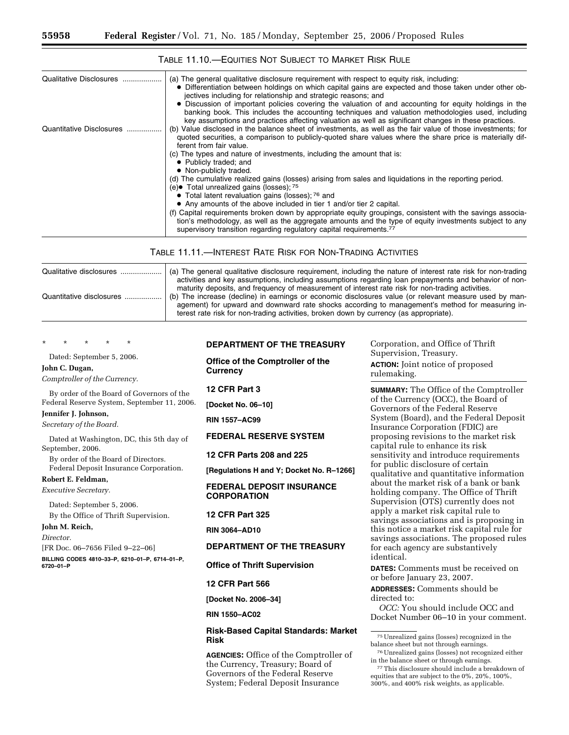### Table 11.10.—Equities Not Subject to Market Risk Rule

| | |
|---|---|
| Qualitative Disclosures | (a) The general qualitative disclosure requirement with respect to equity risk, including: • Differentiation between holdings on which capital gains are expected and those taken under other objectives including for relationship and strategic reasons; and • Discussion of important policies covering the valuation of and accounting for equity holdings in the banking book. This includes the accounting techniques and valuation methodologies used, including key assumptions and practices affecting valuation as well as significant changes in these practices. |
| Quantitative Disclosures | (b) Value disclosed in the balance sheet of investments, as well as the fair value of those investments; for quoted securities, a comparison to publicly-quoted share values where the share price is materially different from fair value. (c) The types and nature of investments, including the amount that is: • Publicly traded; and • Non-publicly traded. (d) The cumulative realized gains (losses) arising from sales and liquidations in the reporting period. (e)• Total unrealized gains (losses); [75] • Total latent revaluation gains (losses); [76] and • Any amounts of the above included in tier 1 and/or tier 2 capital. (f) Capital requirements broken down by appropriate equity groupings, consistent with the savings association's methodology, as well as the aggregate amounts and the type of equity investments subject to any supervisory transition regarding regulatory capital requirements.[77] |

### Table 11.11.—Interest Rate Risk for Non-Trading Activities

| | |
|---|---|
| Qualitative disclosures | (a) The general qualitative disclosure requirement, including the nature of interest rate risk for non-trading activities and key assumptions, including assumptions regarding loan prepayments and behavior of non-maturity deposits, and frequency of measurement of interest rate risk for non-trading activities. |
| Quantitative disclosures | (b) The increase (decline) in earnings or economic disclosures value (or relevant measure used by management) for upward and downward rate shocks according to management's method for measuring interest rate risk for non-trading activities, broken down by currency (as appropriate). |

\* \* \* \* \*

Dated: September 5, 2006.

**John C. Dugan,**

*Comptroller of the Currency.*

By order of the Board of Governors of the Federal Reserve System, September 11, 2006.

**Jennifer J. Johnson,**

*Secretary of the Board.*

Dated at Washington, DC, this 5th day of September, 2006.

By order of the Board of Directors.

Federal Deposit Insurance Corporation.

**Robert E. Feldman,**

*Executive Secretary.*

Dated: September 5, 2006.

By the Office of Thrift Supervision.

**John M. Reich,**

*Director.*

[FR Doc. 06–7656 Filed 9–22–06]

**BILLING CODES 4810–33–P, 6210–01–P, 6714–01–P, 6720–01–P**

## DEPARTMENT OF THE TREASURY

### Office of the Comptroller of the Currency

**12 CFR Part 3**

**[Docket No. 06–10]**

**RIN 1557–AC99**

## FEDERAL RESERVE SYSTEM

**12 CFR Parts 208 and 225**

**[Regulations H and Y; Docket No. R–1266]**

## FEDERAL DEPOSIT INSURANCE CORPORATION

**12 CFR Part 325**

**RIN 3064–AD10**

## DEPARTMENT OF THE TREASURY

### Office of Thrift Supervision

**12 CFR Part 566**

**[Docket No. 2006–34]**

**RIN 1550–AC02**

### Risk-Based Capital Standards: Market Risk

**AGENCIES:** Office of the Comptroller of the Currency, Treasury; Board of Governors of the Federal Reserve System; Federal Deposit Insurance Corporation, and Office of Thrift Supervision, Treasury.

**ACTION:** Joint notice of proposed rulemaking.

**SUMMARY:** The Office of the Comptroller of the Currency (OCC), the Board of Governors of the Federal Reserve System (Board), and the Federal Deposit Insurance Corporation (FDIC) are proposing revisions to the market risk capital rule to enhance its risk sensitivity and introduce requirements for public disclosure of certain qualitative and quantitative information about the market risk of a bank or bank holding company. The Office of Thrift Supervision (OTS) currently does not apply a market risk capital rule to savings associations and is proposing in this notice a market risk capital rule for savings associations. The proposed rules for each agency are substantively identical.

**DATES:** Comments must be received on or before January 23, 2007.

**ADDRESSES:** Comments should be directed to:

*OCC:* You should include OCC and Docket Number 06–10 in your comment.

---

[75] Unrealized gains (losses) recognized in the balance sheet but not through earnings.

[76] Unrealized gains (losses) not recognized either in the balance sheet or through earnings.

[77] This disclosure should include a breakdown of equities that are subject to the 0%, 20%, 100%, 300%, and 400% risk weights, as applicable.